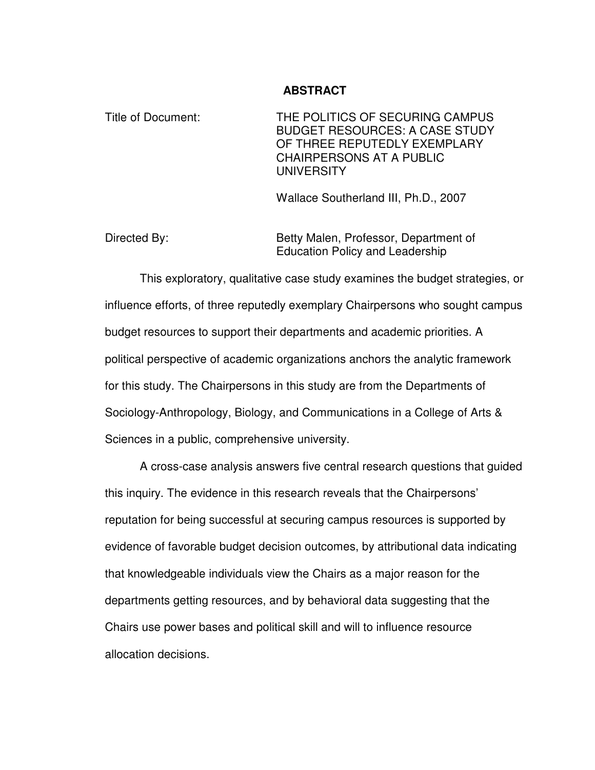# ABSTRACT

Title of Document: THE POLITICS OF SECURING CAMPUS BUDGET RESOURCES: A CASE STUDY OF THREE REPUTEDLY EXEMPLARY CHAIRPERSONS AT A PUBLIC UNIVERSITY

Wallace Southerland III, Ph.D., 2007

Directed By: Betty Malen, Professor, Department of Education Policy and Leadership

This exploratory, qualitative case study examines the budget strategies, or influence efforts, of three reputedly exemplary Chairpersons who sought campus budget resources to support their departments and academic priorities. A political perspective of academic organizations anchors the analytic framework for this study. The Chairpersons in this study are from the Departments of Sociology-Anthropology, Biology, and Communications in a College of Arts & Sciences in a public, comprehensive university.

A cross-case analysis answers five central research questions that guided this inquiry. The evidence in this research reveals that the Chairpersons' reputation for being successful at securing campus resources is supported by evidence of favorable budget decision outcomes, by attributional data indicating that knowledgeable individuals view the Chairs as a major reason for the departments getting resources, and by behavioral data suggesting that the Chairs use power bases and political skill and will to influence resource allocation decisions.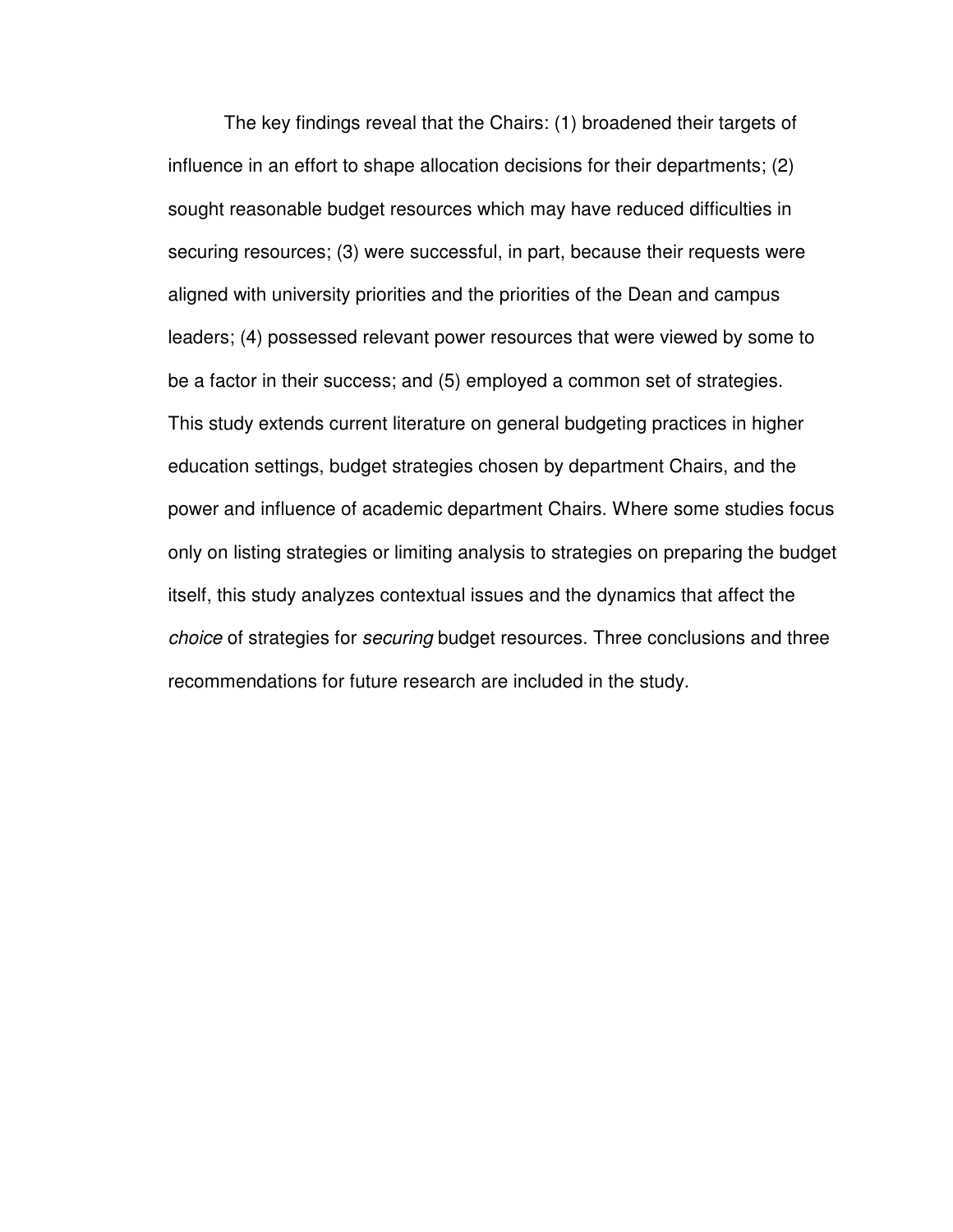The key findings reveal that the Chairs: (1) broadened their targets of influence in an effort to shape allocation decisions for their departments; (2) sought reasonable budget resources which may have reduced difficulties in securing resources; (3) were successful, in part, because their requests were aligned with university priorities and the priorities of the Dean and campus leaders; (4) possessed relevant power resources that were viewed by some to be a factor in their success; and (5) employed a common set of strategies. This study extends current literature on general budgeting practices in higher education settings, budget strategies chosen by department Chairs, and the power and influence of academic department Chairs. Where some studies focus only on listing strategies or limiting analysis to strategies on preparing the budget itself, this study analyzes contextual issues and the dynamics that affect the *choice* of strategies for *securing* budget resources. Three conclusions and three recommendations for future research are included in the study.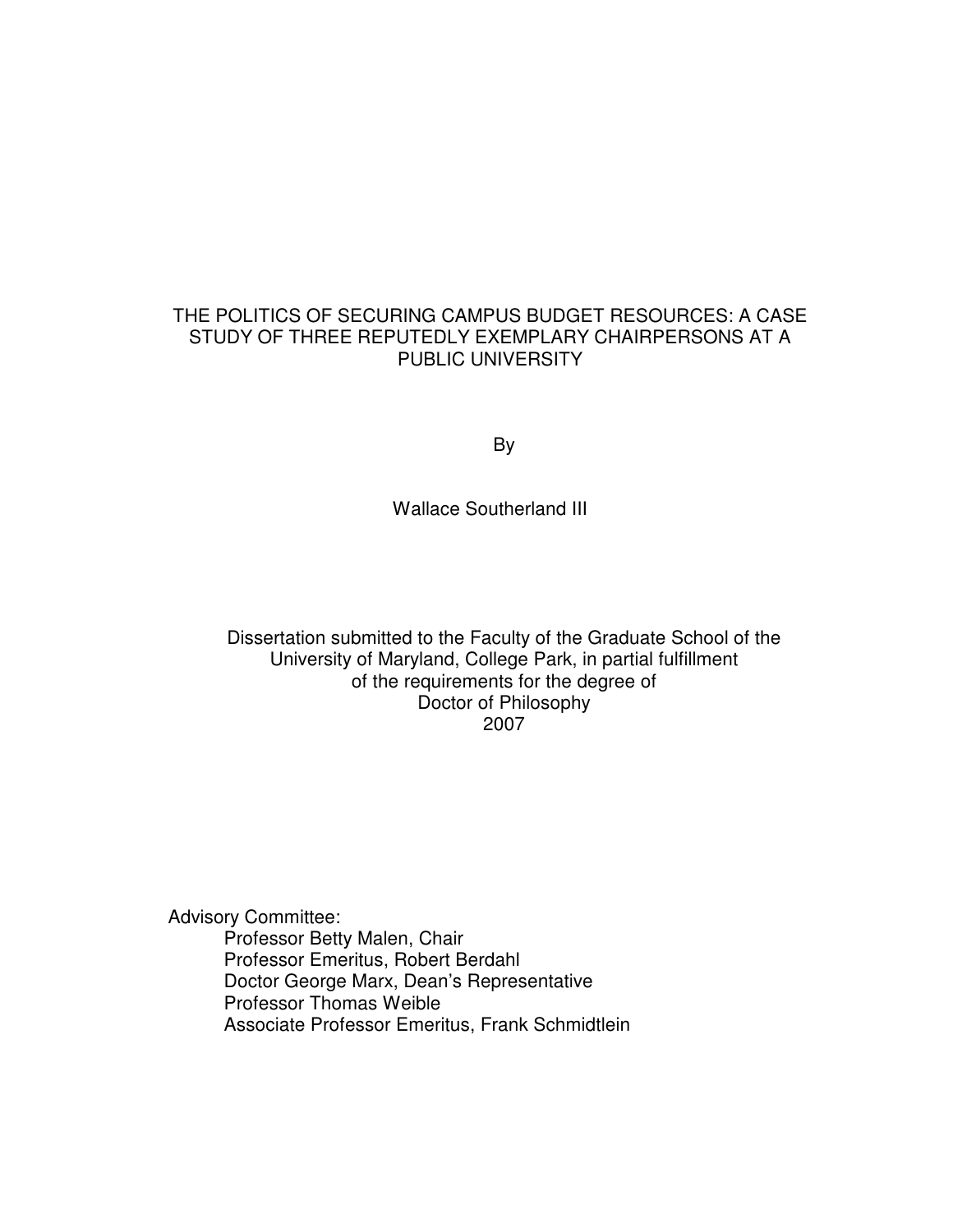# THE POLITICS OF SECURING CAMPUS BUDGET RESOURCES: A CASE STUDY OF THREE REPUTEDLY EXEMPLARY CHAIRPERSONS AT A PUBLIC UNIVERSITY

By

Wallace Southerland III

Dissertation submitted to the Faculty of the Graduate School of the University of Maryland, College Park, in partial fulfillment of the requirements for the degree of Doctor of Philosophy
2007

Advisory Committee:
- Professor Betty Malen, Chair
- Professor Emeritus, Robert Berdahl
- Doctor George Marx, Dean's Representative
- Professor Thomas Weible
- Associate Professor Emeritus, Frank Schmidtlein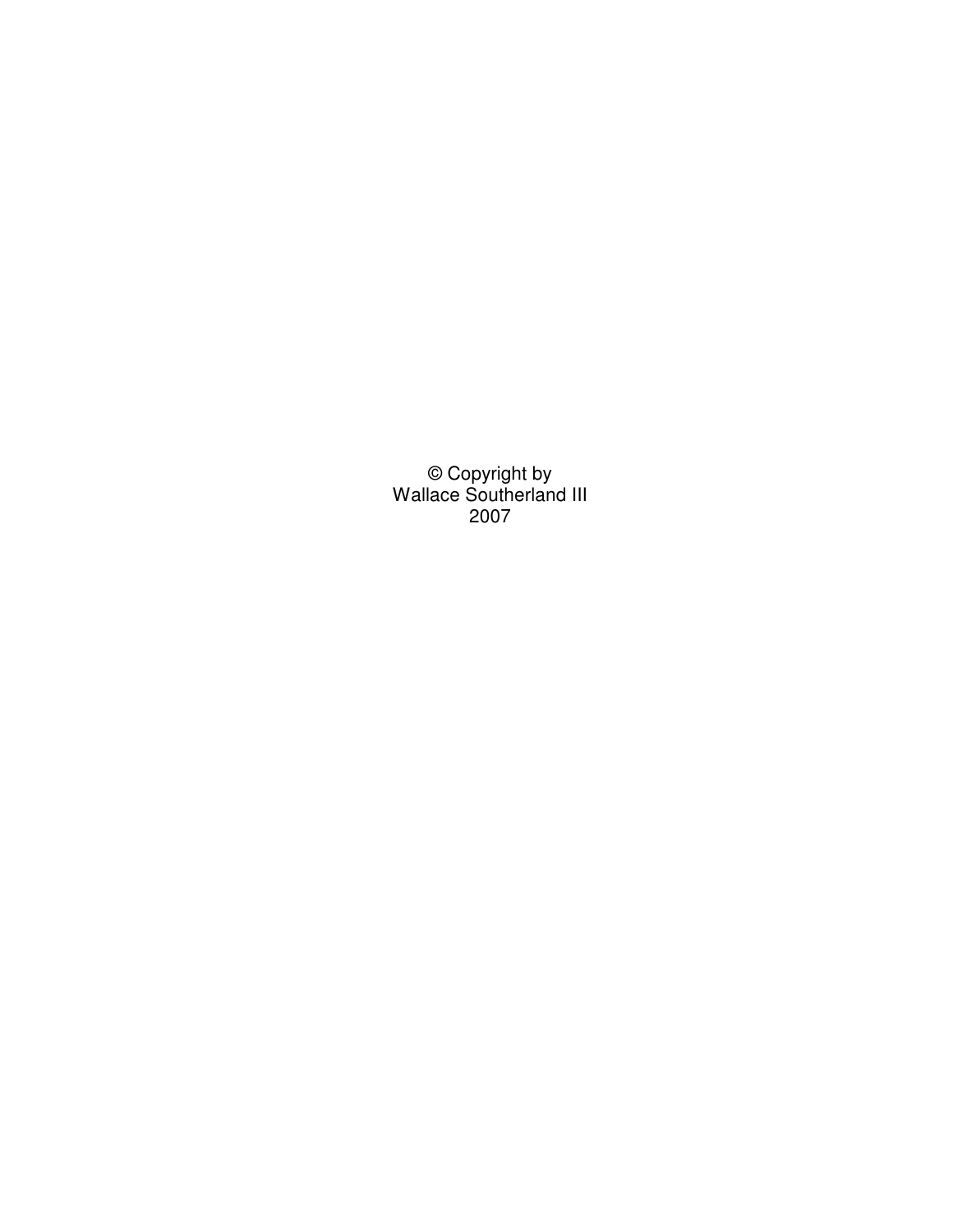© Copyright by
Wallace Southerland III
2007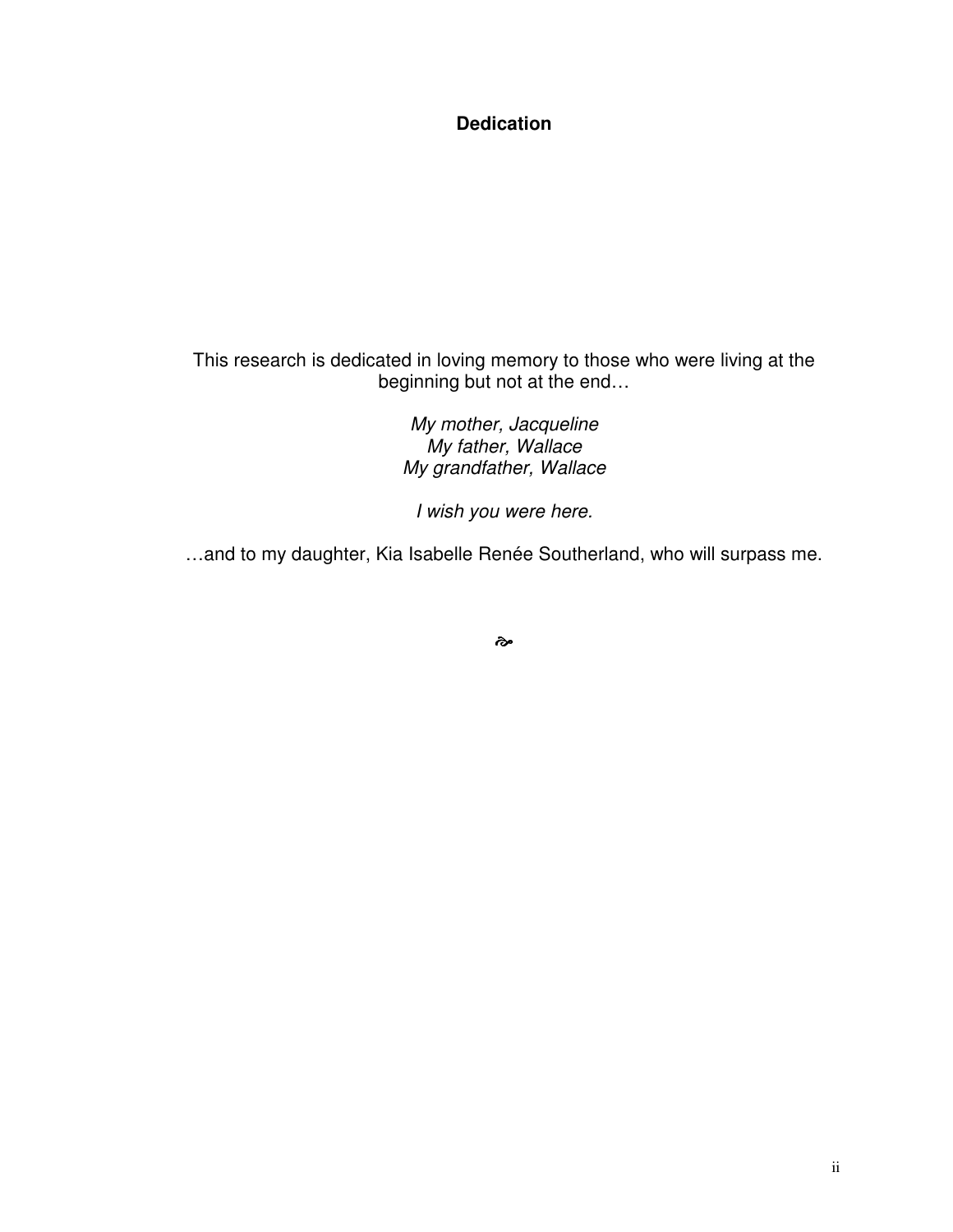# Dedication

This research is dedicated in loving memory to those who were living at the beginning but not at the end…

*My mother, Jacqueline*
*My father, Wallace*
*My grandfather, Wallace*

*I wish you were here.*

…and to my daughter, Kia Isabelle Renée Southerland, who will surpass me.

☙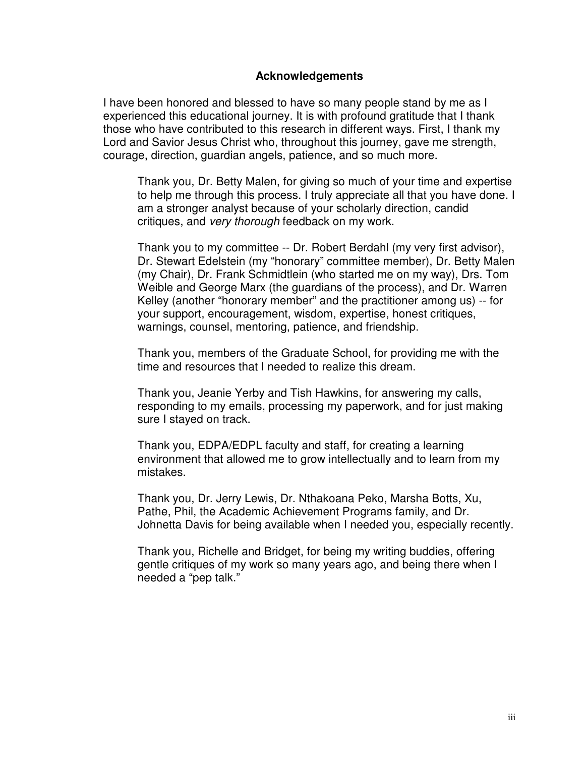## Acknowledgements

I have been honored and blessed to have so many people stand by me as I experienced this educational journey. It is with profound gratitude that I thank those who have contributed to this research in different ways. First, I thank my Lord and Savior Jesus Christ who, throughout this journey, gave me strength, courage, direction, guardian angels, patience, and so much more.

Thank you, Dr. Betty Malen, for giving so much of your time and expertise to help me through this process. I truly appreciate all that you have done. I am a stronger analyst because of your scholarly direction, candid critiques, and *very thorough* feedback on my work.

Thank you to my committee -- Dr. Robert Berdahl (my very first advisor), Dr. Stewart Edelstein (my "honorary" committee member), Dr. Betty Malen (my Chair), Dr. Frank Schmidtlein (who started me on my way), Drs. Tom Weible and George Marx (the guardians of the process), and Dr. Warren Kelley (another "honorary member" and the practitioner among us) -- for your support, encouragement, wisdom, expertise, honest critiques, warnings, counsel, mentoring, patience, and friendship.

Thank you, members of the Graduate School, for providing me with the time and resources that I needed to realize this dream.

Thank you, Jeanie Yerby and Tish Hawkins, for answering my calls, responding to my emails, processing my paperwork, and for just making sure I stayed on track.

Thank you, EDPA/EDPL faculty and staff, for creating a learning environment that allowed me to grow intellectually and to learn from my mistakes.

Thank you, Dr. Jerry Lewis, Dr. Nthakoana Peko, Marsha Botts, Xu, Pathe, Phil, the Academic Achievement Programs family, and Dr. Johnetta Davis for being available when I needed you, especially recently.

Thank you, Richelle and Bridget, for being my writing buddies, offering gentle critiques of my work so many years ago, and being there when I needed a "pep talk."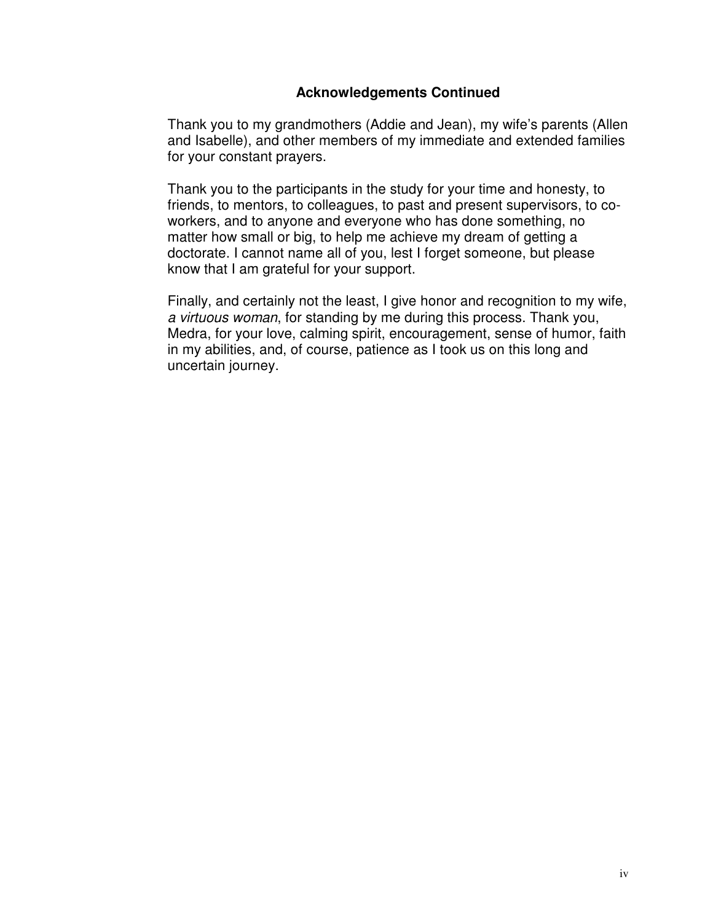## Acknowledgements Continued

Thank you to my grandmothers (Addie and Jean), my wife's parents (Allen and Isabelle), and other members of my immediate and extended families for your constant prayers.

Thank you to the participants in the study for your time and honesty, to friends, to mentors, to colleagues, to past and present supervisors, to co-workers, and to anyone and everyone who has done something, no matter how small or big, to help me achieve my dream of getting a doctorate. I cannot name all of you, lest I forget someone, but please know that I am grateful for your support.

Finally, and certainly not the least, I give honor and recognition to my wife, *a virtuous woman*, for standing by me during this process. Thank you, Medra, for your love, calming spirit, encouragement, sense of humor, faith in my abilities, and, of course, patience as I took us on this long and uncertain journey.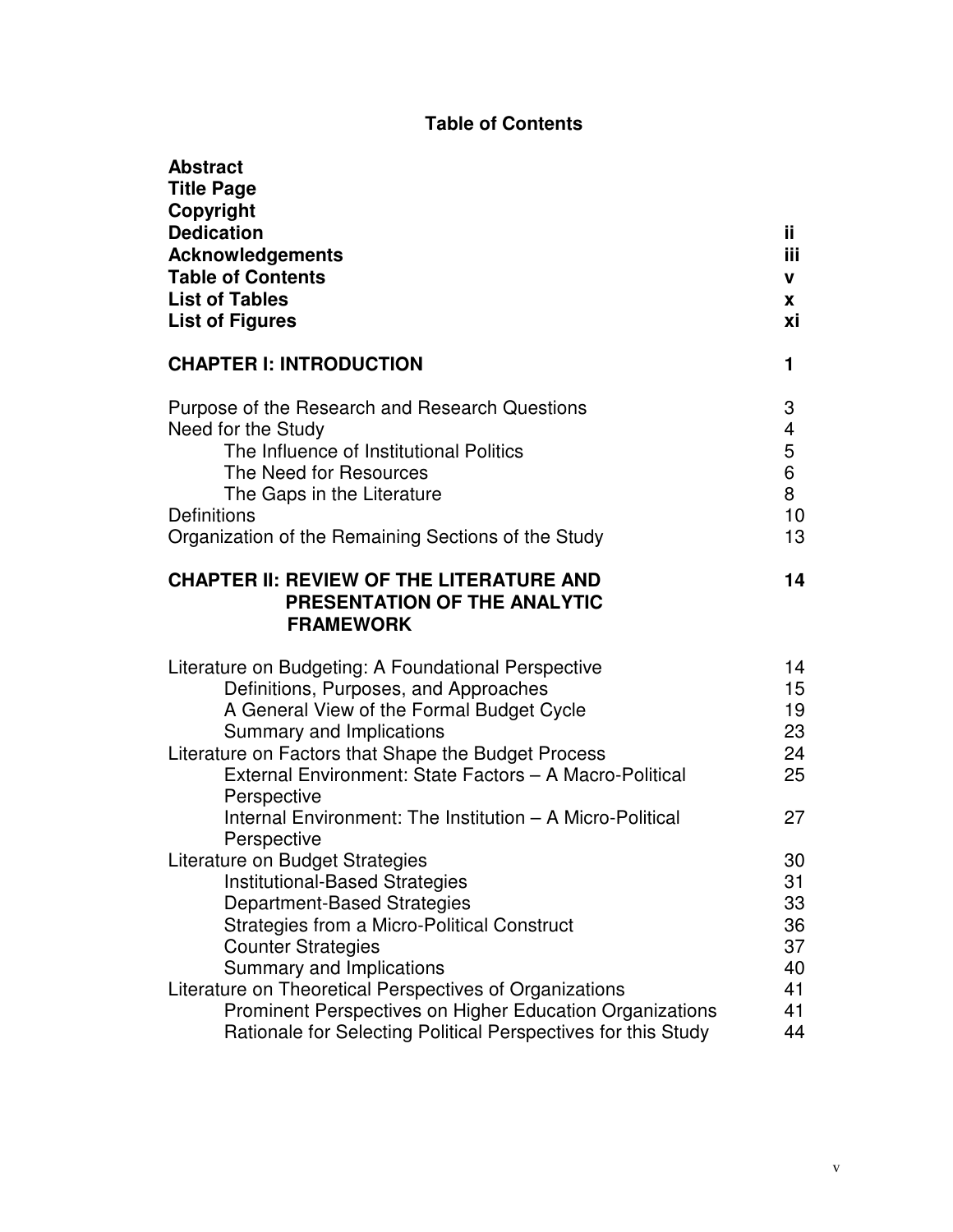# Table of Contents

| | |
|---|---|
| **Abstract** | |
| **Title Page** | |
| **Copyright** | |
| **Dedication** | **ii** |
| **Acknowledgements** | **iii** |
| **Table of Contents** | **v** |
| **List of Tables** | **x** |
| **List of Figures** | **xi** |
| **CHAPTER I: INTRODUCTION** | **1** |
| Purpose of the Research and Research Questions | 3 |
| Need for the Study | 4 |
| &nbsp;&nbsp;&nbsp;&nbsp;The Influence of Institutional Politics | 5 |
| &nbsp;&nbsp;&nbsp;&nbsp;The Need for Resources | 6 |
| &nbsp;&nbsp;&nbsp;&nbsp;The Gaps in the Literature | 8 |
| Definitions | 10 |
| Organization of the Remaining Sections of the Study | 13 |
| **CHAPTER II: REVIEW OF THE LITERATURE AND PRESENTATION OF THE ANALYTIC FRAMEWORK** | **14** |
| Literature on Budgeting: A Foundational Perspective | 14 |
| &nbsp;&nbsp;&nbsp;&nbsp;Definitions, Purposes, and Approaches | 15 |
| &nbsp;&nbsp;&nbsp;&nbsp;A General View of the Formal Budget Cycle | 19 |
| &nbsp;&nbsp;&nbsp;&nbsp;Summary and Implications | 23 |
| Literature on Factors that Shape the Budget Process | 24 |
| &nbsp;&nbsp;&nbsp;&nbsp;External Environment: State Factors – A Macro-Political Perspective | 25 |
| &nbsp;&nbsp;&nbsp;&nbsp;Internal Environment: The Institution – A Micro-Political Perspective | 27 |
| Literature on Budget Strategies | 30 |
| &nbsp;&nbsp;&nbsp;&nbsp;Institutional-Based Strategies | 31 |
| &nbsp;&nbsp;&nbsp;&nbsp;Department-Based Strategies | 33 |
| &nbsp;&nbsp;&nbsp;&nbsp;Strategies from a Micro-Political Construct | 36 |
| &nbsp;&nbsp;&nbsp;&nbsp;Counter Strategies | 37 |
| &nbsp;&nbsp;&nbsp;&nbsp;Summary and Implications | 40 |
| Literature on Theoretical Perspectives of Organizations | 41 |
| &nbsp;&nbsp;&nbsp;&nbsp;Prominent Perspectives on Higher Education Organizations | 41 |
| &nbsp;&nbsp;&nbsp;&nbsp;Rationale for Selecting Political Perspectives for this Study | 44 |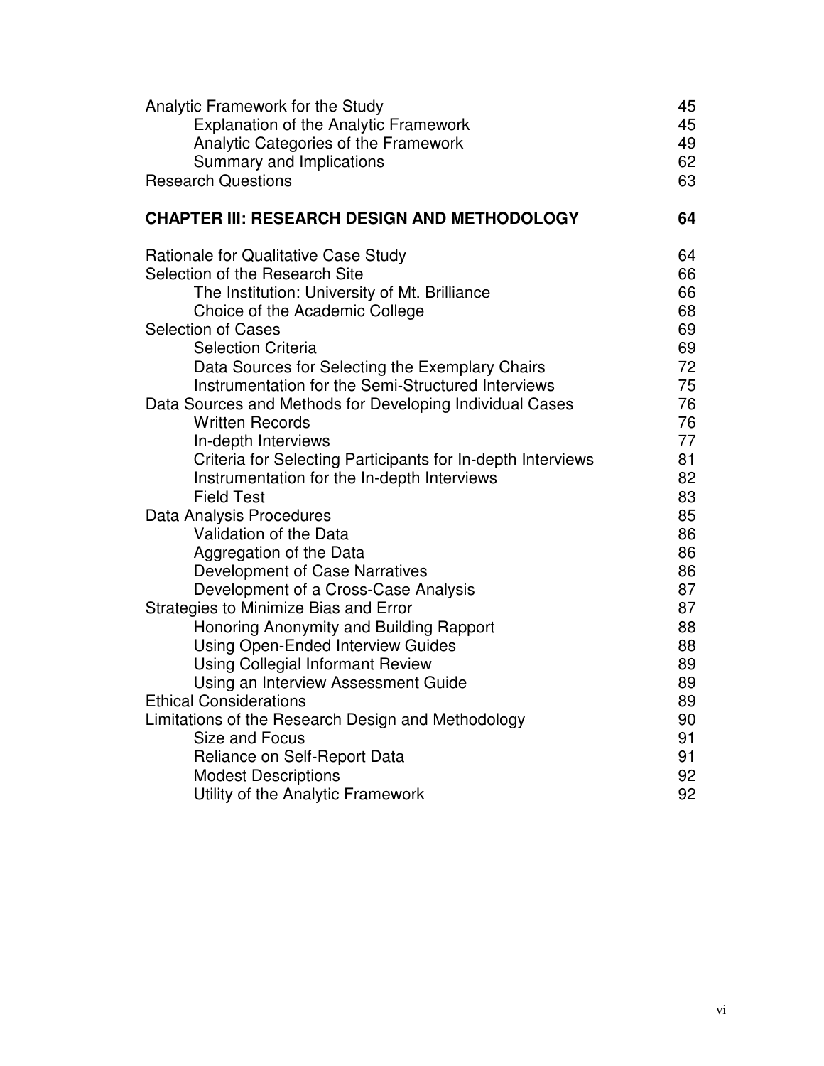Analytic Framework for the Study 45
- Explanation of the Analytic Framework 45
- Analytic Categories of the Framework 49
- Summary and Implications 62

Research Questions 63

**CHAPTER III: RESEARCH DESIGN AND METHODOLOGY 64**

Rationale for Qualitative Case Study 64

Selection of the Research Site 66
- The Institution: University of Mt. Brilliance 66
- Choice of the Academic College 68

Selection of Cases 69
- Selection Criteria 69
- Data Sources for Selecting the Exemplary Chairs 72
- Instrumentation for the Semi-Structured Interviews 75

Data Sources and Methods for Developing Individual Cases 76
- Written Records 76
- In-depth Interviews 77
- Criteria for Selecting Participants for In-depth Interviews 81
- Instrumentation for the In-depth Interviews 82
- Field Test 83

Data Analysis Procedures 85
- Validation of the Data 86
- Aggregation of the Data 86
- Development of Case Narratives 86
- Development of a Cross-Case Analysis 87

Strategies to Minimize Bias and Error 87
- Honoring Anonymity and Building Rapport 88
- Using Open-Ended Interview Guides 88
- Using Collegial Informant Review 89
- Using an Interview Assessment Guide 89

Ethical Considerations 89

Limitations of the Research Design and Methodology 90
- Size and Focus 91
- Reliance on Self-Report Data 91
- Modest Descriptions 92
- Utility of the Analytic Framework 92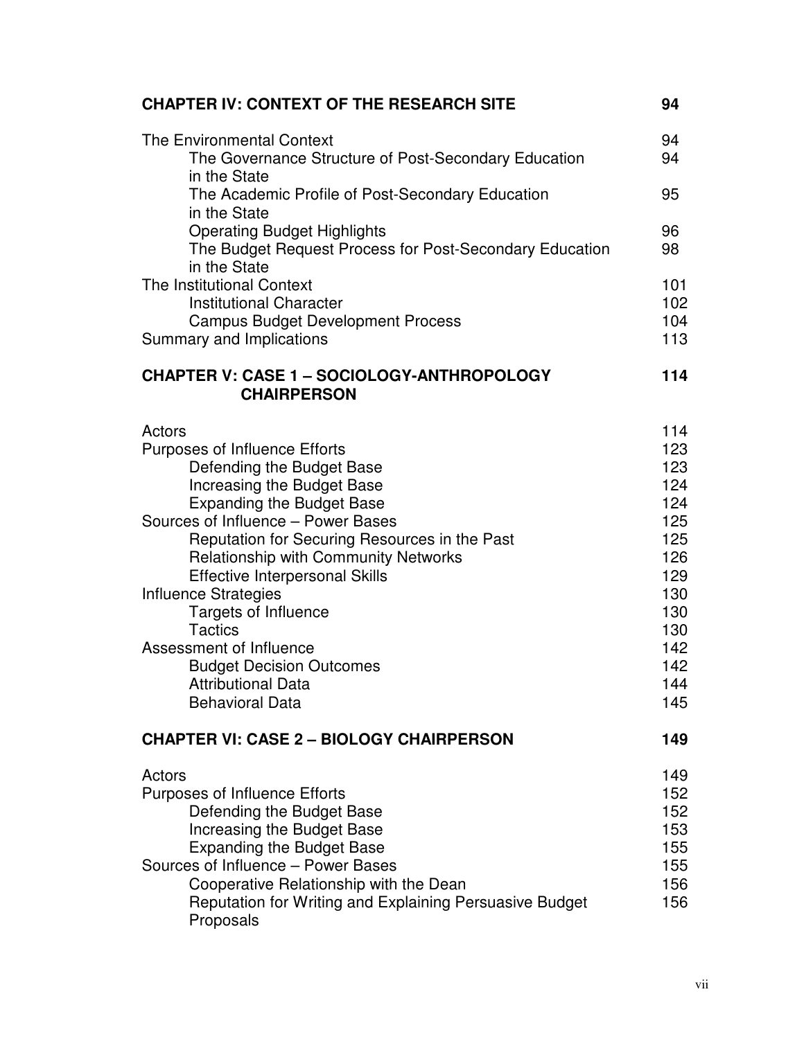| | |
|---|---|
| **CHAPTER IV: CONTEXT OF THE RESEARCH SITE** | **94** |
| The Environmental Context | 94 |
| The Governance Structure of Post-Secondary Education in the State | 94 |
| The Academic Profile of Post-Secondary Education in the State | 95 |
| Operating Budget Highlights | 96 |
| The Budget Request Process for Post-Secondary Education in the State | 98 |
| The Institutional Context | 101 |
| Institutional Character | 102 |
| Campus Budget Development Process | 104 |
| Summary and Implications | 113 |
| **CHAPTER V: CASE 1 – SOCIOLOGY-ANTHROPOLOGY CHAIRPERSON** | **114** |
| Actors | 114 |
| Purposes of Influence Efforts | 123 |
| Defending the Budget Base | 123 |
| Increasing the Budget Base | 124 |
| Expanding the Budget Base | 124 |
| Sources of Influence – Power Bases | 125 |
| Reputation for Securing Resources in the Past | 125 |
| Relationship with Community Networks | 126 |
| Effective Interpersonal Skills | 129 |
| Influence Strategies | 130 |
| Targets of Influence | 130 |
| Tactics | 130 |
| Assessment of Influence | 142 |
| Budget Decision Outcomes | 142 |
| Attributional Data | 144 |
| Behavioral Data | 145 |
| **CHAPTER VI: CASE 2 – BIOLOGY CHAIRPERSON** | **149** |
| Actors | 149 |
| Purposes of Influence Efforts | 152 |
| Defending the Budget Base | 152 |
| Increasing the Budget Base | 153 |
| Expanding the Budget Base | 155 |
| Sources of Influence – Power Bases | 155 |
| Cooperative Relationship with the Dean | 156 |
| Reputation for Writing and Explaining Persuasive Budget Proposals | 156 |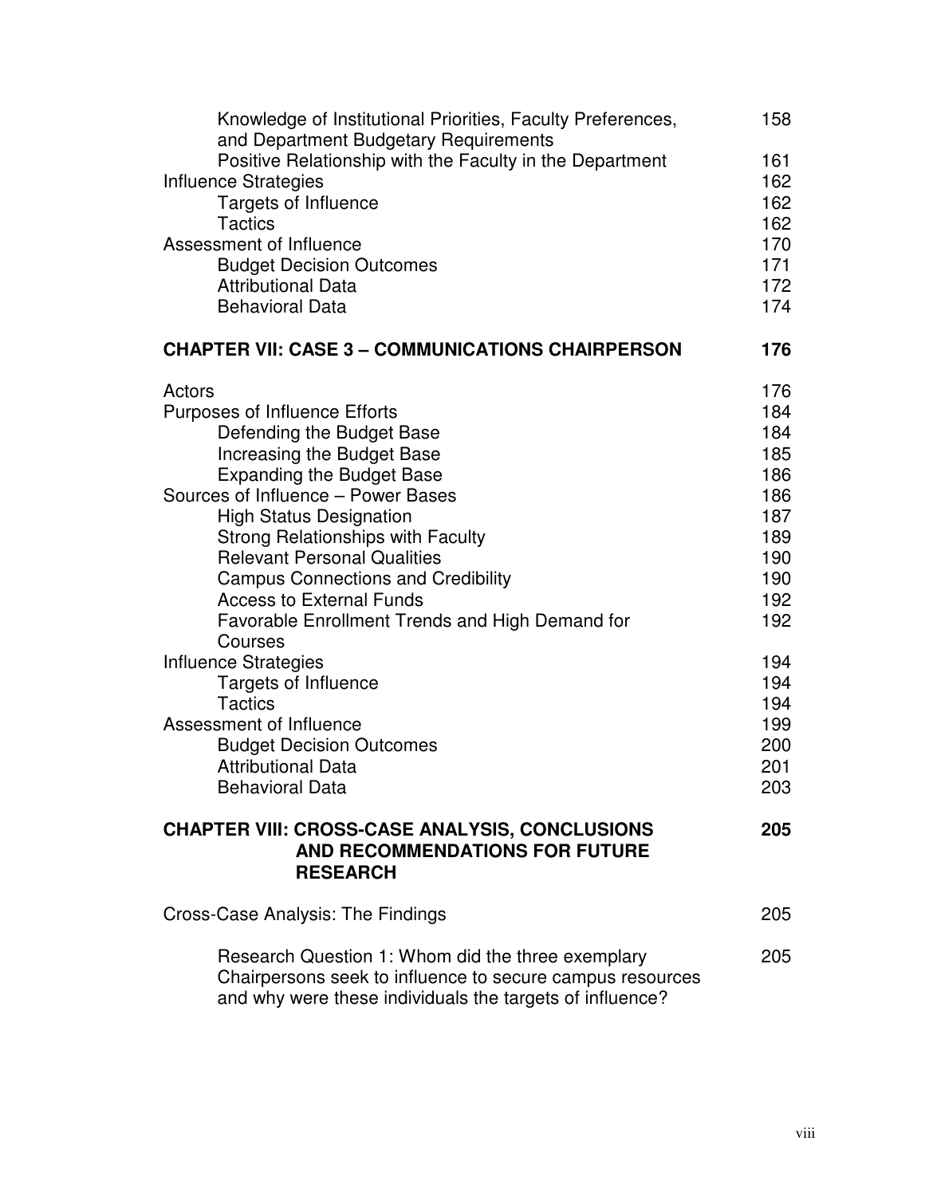| | |
|---|---|
| Knowledge of Institutional Priorities, Faculty Preferences, and Department Budgetary Requirements | 158 |
| Positive Relationship with the Faculty in the Department | 161 |
| Influence Strategies | 162 |
| Targets of Influence | 162 |
| Tactics | 162 |
| Assessment of Influence | 170 |
| Budget Decision Outcomes | 171 |
| Attributional Data | 172 |
| Behavioral Data | 174 |
| **CHAPTER VII: CASE 3 – COMMUNICATIONS CHAIRPERSON** | **176** |
| Actors | 176 |
| Purposes of Influence Efforts | 184 |
| Defending the Budget Base | 184 |
| Increasing the Budget Base | 185 |
| Expanding the Budget Base | 186 |
| Sources of Influence – Power Bases | 186 |
| High Status Designation | 187 |
| Strong Relationships with Faculty | 189 |
| Relevant Personal Qualities | 190 |
| Campus Connections and Credibility | 190 |
| Access to External Funds | 192 |
| Favorable Enrollment Trends and High Demand for Courses | 192 |
| Influence Strategies | 194 |
| Targets of Influence | 194 |
| Tactics | 194 |
| Assessment of Influence | 199 |
| Budget Decision Outcomes | 200 |
| Attributional Data | 201 |
| Behavioral Data | 203 |
| **CHAPTER VIII: CROSS-CASE ANALYSIS, CONCLUSIONS AND RECOMMENDATIONS FOR FUTURE RESEARCH** | **205** |
| Cross-Case Analysis: The Findings | 205 |
| Research Question 1: Whom did the three exemplary Chairpersons seek to influence to secure campus resources and why were these individuals the targets of influence? | 205 |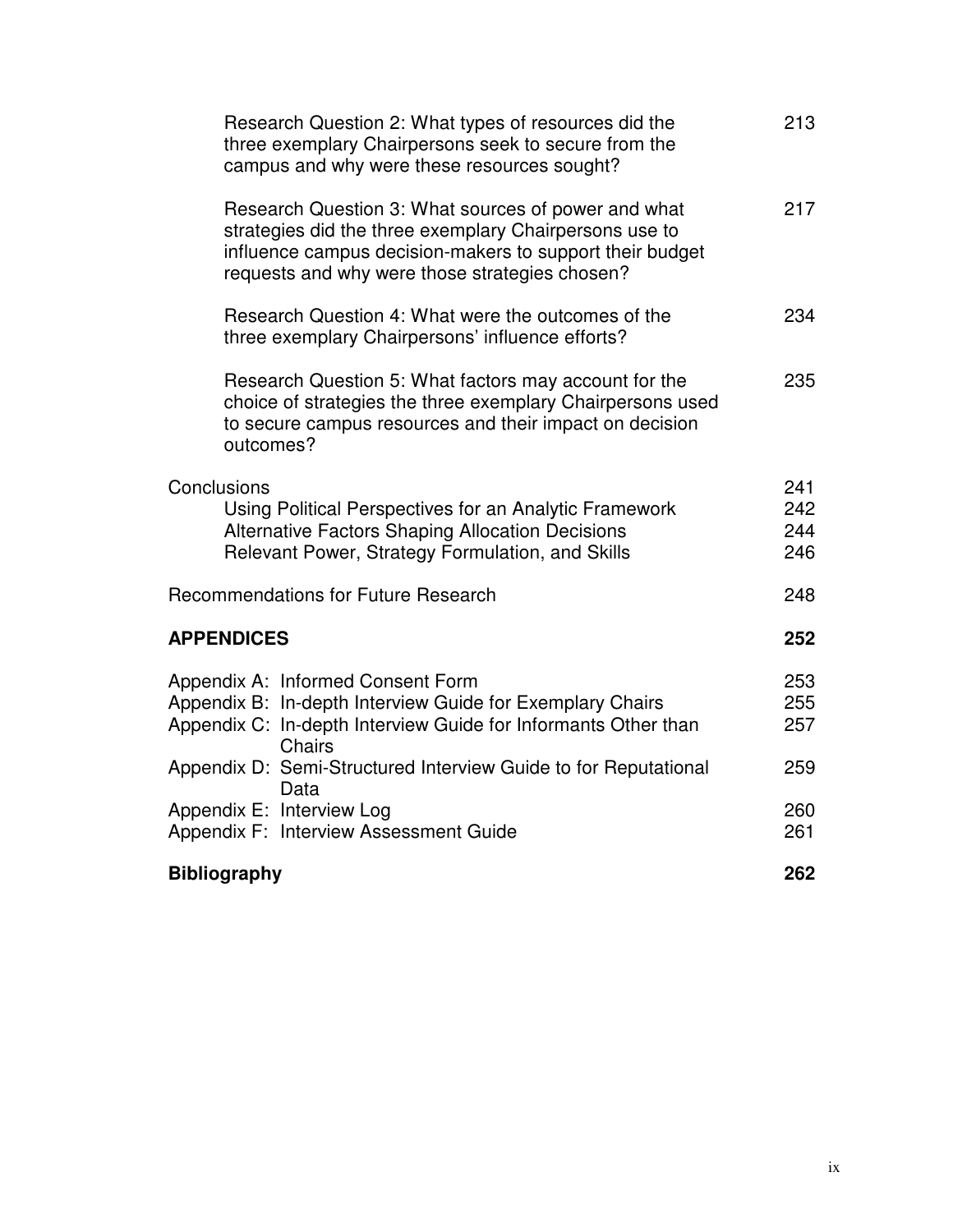| | |
|---|---|
| Research Question 2: What types of resources did the three exemplary Chairpersons seek to secure from the campus and why were these resources sought? | 213 |
| Research Question 3: What sources of power and what strategies did the three exemplary Chairpersons use to influence campus decision-makers to support their budget requests and why were those strategies chosen? | 217 |
| Research Question 4: What were the outcomes of the three exemplary Chairpersons' influence efforts? | 234 |
| Research Question 5: What factors may account for the choice of strategies the three exemplary Chairpersons used to secure campus resources and their impact on decision outcomes? | 235 |
| Conclusions | 241 |
| Using Political Perspectives for an Analytic Framework | 242 |
| Alternative Factors Shaping Allocation Decisions | 244 |
| Relevant Power, Strategy Formulation, and Skills | 246 |
| Recommendations for Future Research | 248 |
| **APPENDICES** | **252** |
| Appendix A: Informed Consent Form | 253 |
| Appendix B: In-depth Interview Guide for Exemplary Chairs | 255 |
| Appendix C: In-depth Interview Guide for Informants Other than Chairs | 257 |
| Appendix D: Semi-Structured Interview Guide to for Reputational Data | 259 |
| Appendix E: Interview Log | 260 |
| Appendix F: Interview Assessment Guide | 261 |
| **Bibliography** | **262** |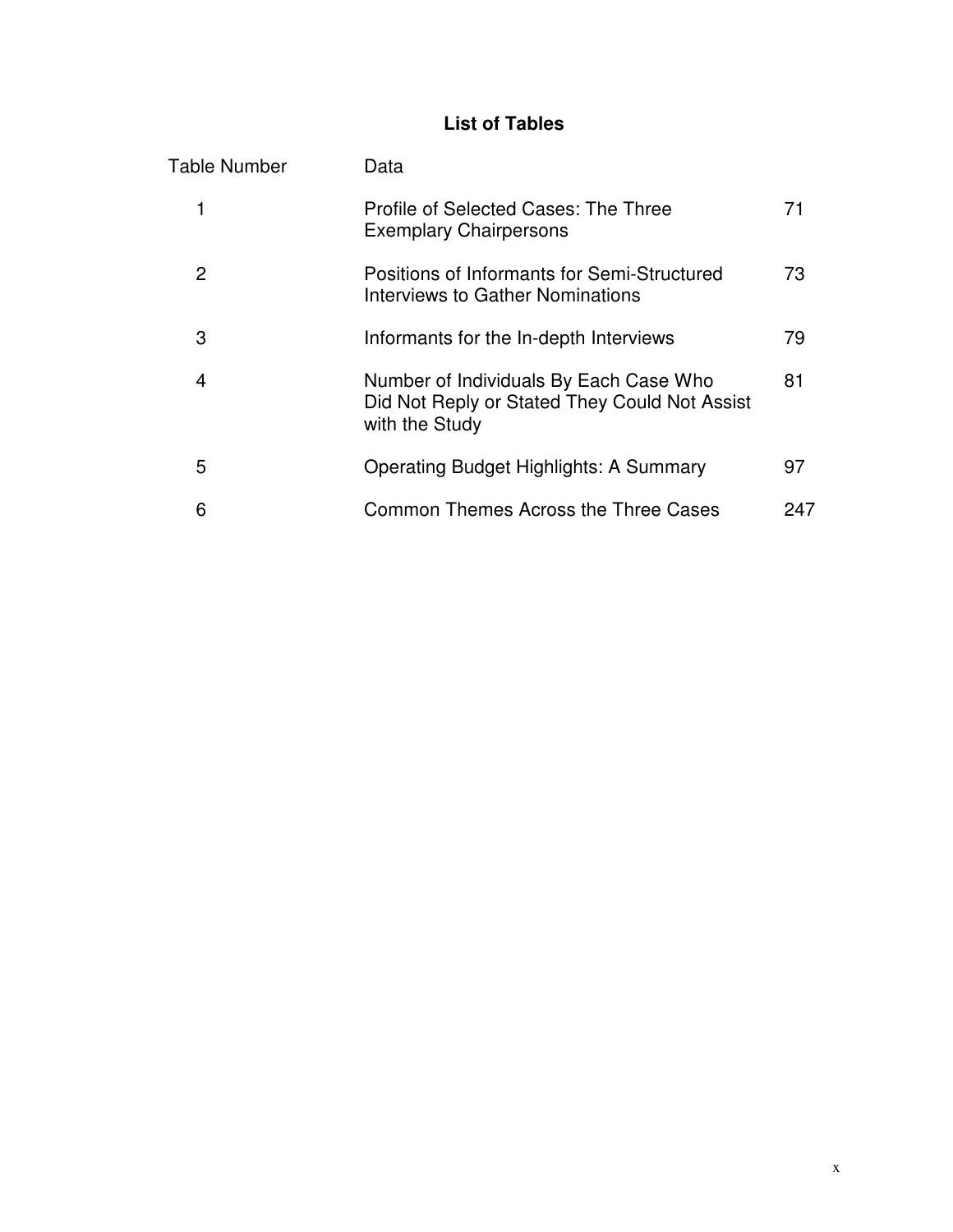# List of Tables

| Table Number | Data | |
|---|---|---|
| 1 | Profile of Selected Cases: The Three Exemplary Chairpersons | 71 |
| 2 | Positions of Informants for Semi-Structured Interviews to Gather Nominations | 73 |
| 3 | Informants for the In-depth Interviews | 79 |
| 4 | Number of Individuals By Each Case Who Did Not Reply or Stated They Could Not Assist with the Study | 81 |
| 5 | Operating Budget Highlights: A Summary | 97 |
| 6 | Common Themes Across the Three Cases | 247 |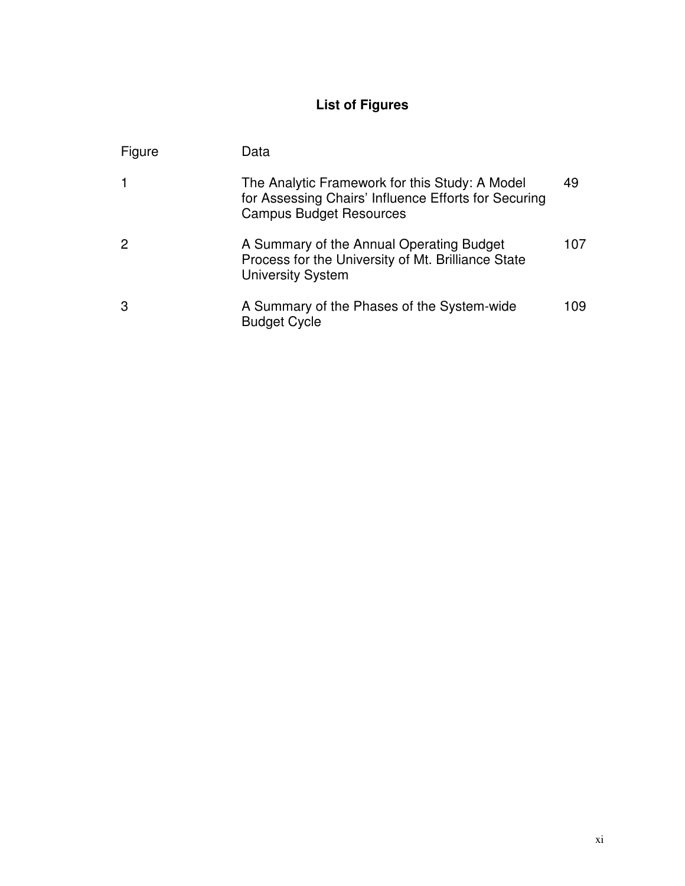# List of Figures

| Figure | Data | |
|---|---|---|
| 1 | The Analytic Framework for this Study: A Model for Assessing Chairs' Influence Efforts for Securing Campus Budget Resources | 49 |
| 2 | A Summary of the Annual Operating Budget Process for the University of Mt. Brilliance State University System | 107 |
| 3 | A Summary of the Phases of the System-wide Budget Cycle | 109 |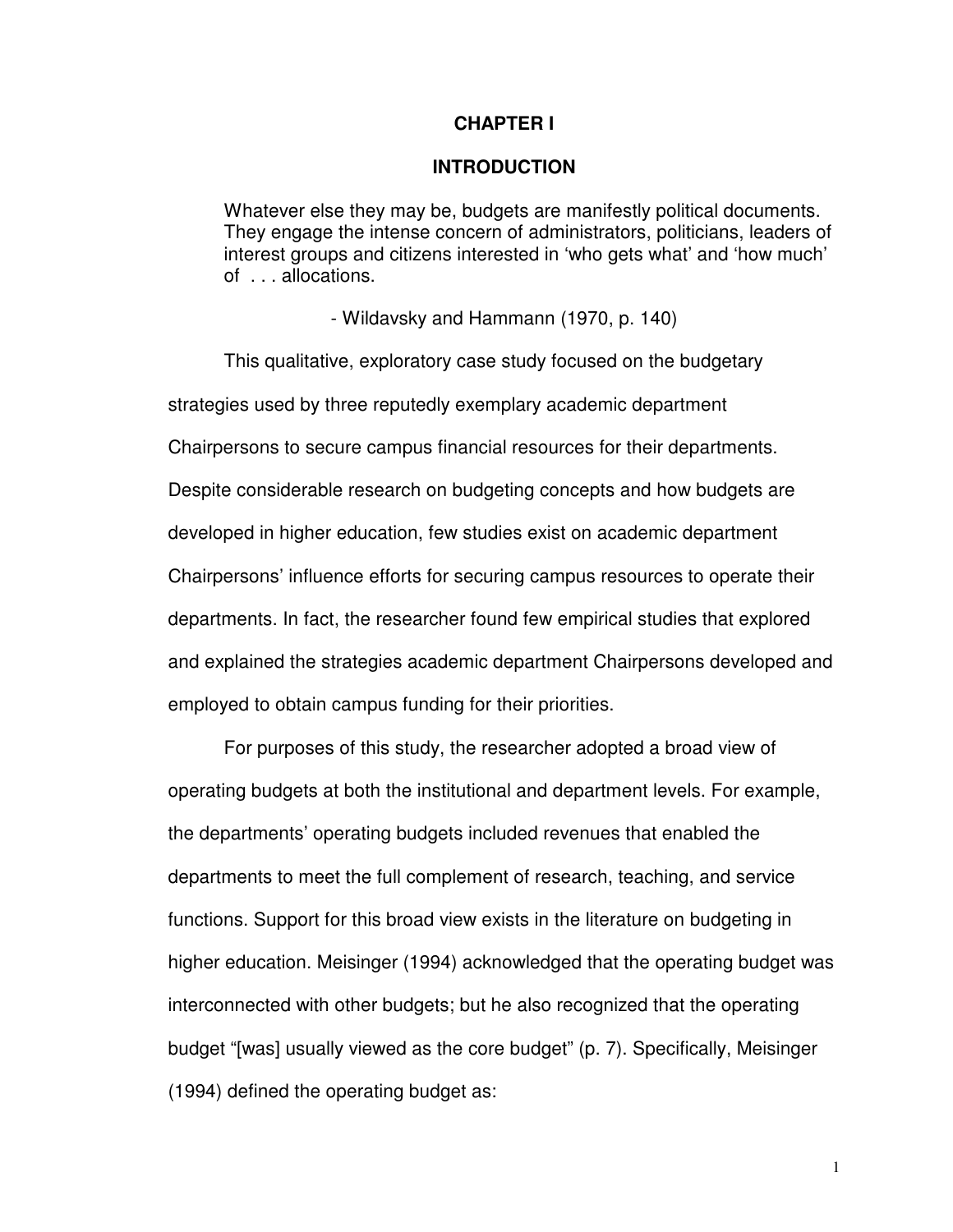# CHAPTER I

## INTRODUCTION

> Whatever else they may be, budgets are manifestly political documents. They engage the intense concern of administrators, politicians, leaders of interest groups and citizens interested in 'who gets what' and 'how much' of . . . allocations.
>
> - Wildavsky and Hammann (1970, p. 140)

This qualitative, exploratory case study focused on the budgetary strategies used by three reputedly exemplary academic department Chairpersons to secure campus financial resources for their departments. Despite considerable research on budgeting concepts and how budgets are developed in higher education, few studies exist on academic department Chairpersons' influence efforts for securing campus resources to operate their departments. In fact, the researcher found few empirical studies that explored and explained the strategies academic department Chairpersons developed and employed to obtain campus funding for their priorities.

For purposes of this study, the researcher adopted a broad view of operating budgets at both the institutional and department levels. For example, the departments' operating budgets included revenues that enabled the departments to meet the full complement of research, teaching, and service functions. Support for this broad view exists in the literature on budgeting in higher education. Meisinger (1994) acknowledged that the operating budget was interconnected with other budgets; but he also recognized that the operating budget "[was] usually viewed as the core budget" (p. 7). Specifically, Meisinger (1994) defined the operating budget as: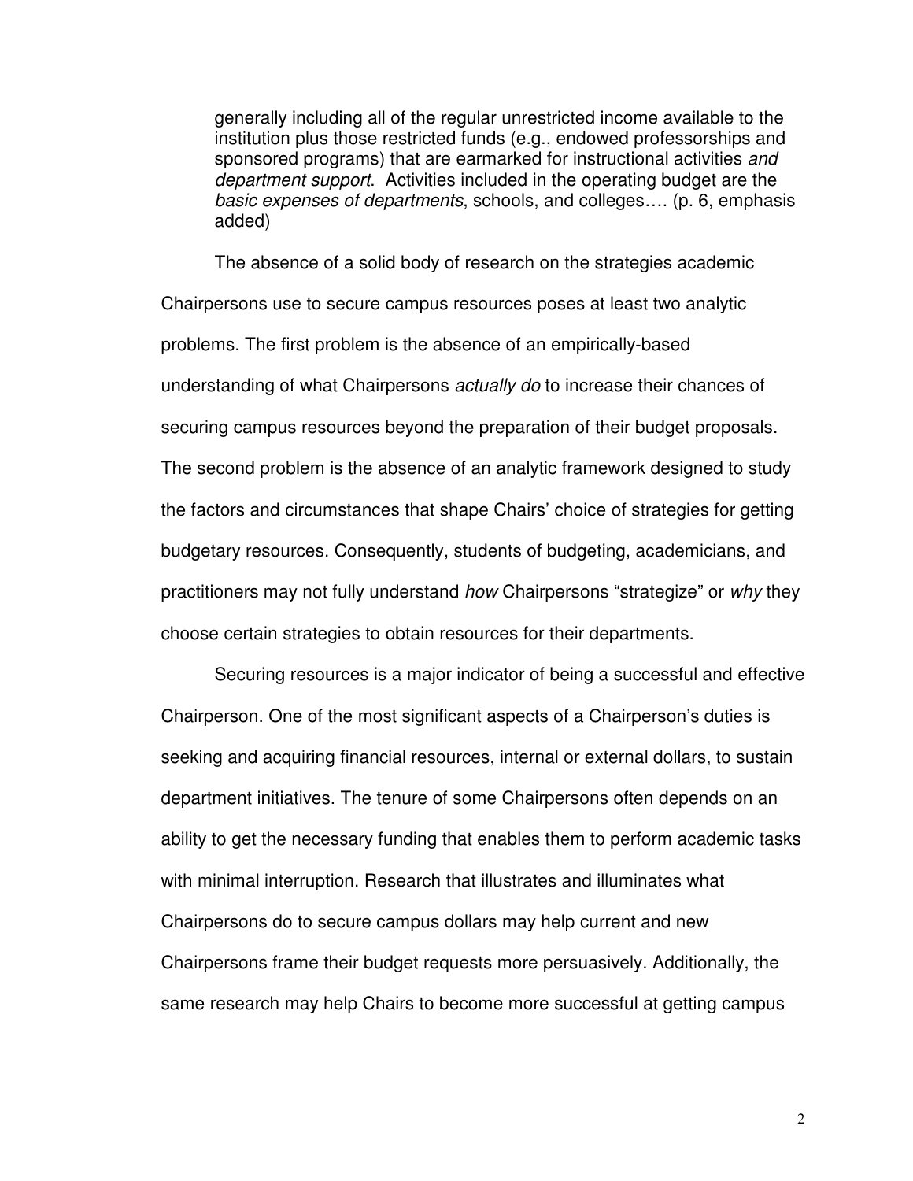> generally including all of the regular unrestricted income available to the institution plus those restricted funds (e.g., endowed professorships and sponsored programs) that are earmarked for instructional activities *and department support*. Activities included in the operating budget are the *basic expenses of departments*, schools, and colleges…. (p. 6, emphasis added)

The absence of a solid body of research on the strategies academic Chairpersons use to secure campus resources poses at least two analytic problems. The first problem is the absence of an empirically-based understanding of what Chairpersons *actually do* to increase their chances of securing campus resources beyond the preparation of their budget proposals. The second problem is the absence of an analytic framework designed to study the factors and circumstances that shape Chairs' choice of strategies for getting budgetary resources. Consequently, students of budgeting, academicians, and practitioners may not fully understand *how* Chairpersons "strategize" or *why* they choose certain strategies to obtain resources for their departments.

Securing resources is a major indicator of being a successful and effective Chairperson. One of the most significant aspects of a Chairperson's duties is seeking and acquiring financial resources, internal or external dollars, to sustain department initiatives. The tenure of some Chairpersons often depends on an ability to get the necessary funding that enables them to perform academic tasks with minimal interruption. Research that illustrates and illuminates what Chairpersons do to secure campus dollars may help current and new Chairpersons frame their budget requests more persuasively. Additionally, the same research may help Chairs to become more successful at getting campus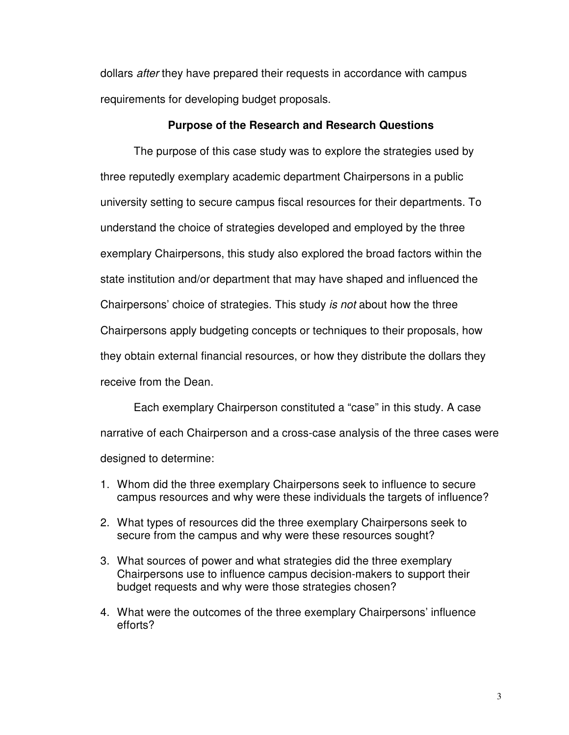dollars *after* they have prepared their requests in accordance with campus requirements for developing budget proposals.

## Purpose of the Research and Research Questions

The purpose of this case study was to explore the strategies used by three reputedly exemplary academic department Chairpersons in a public university setting to secure campus fiscal resources for their departments. To understand the choice of strategies developed and employed by the three exemplary Chairpersons, this study also explored the broad factors within the state institution and/or department that may have shaped and influenced the Chairpersons' choice of strategies. This study *is not* about how the three Chairpersons apply budgeting concepts or techniques to their proposals, how they obtain external financial resources, or how they distribute the dollars they receive from the Dean.

Each exemplary Chairperson constituted a "case" in this study. A case narrative of each Chairperson and a cross-case analysis of the three cases were designed to determine:

1. Whom did the three exemplary Chairpersons seek to influence to secure campus resources and why were these individuals the targets of influence?
2. What types of resources did the three exemplary Chairpersons seek to secure from the campus and why were these resources sought?
3. What sources of power and what strategies did the three exemplary Chairpersons use to influence campus decision-makers to support their budget requests and why were those strategies chosen?
4. What were the outcomes of the three exemplary Chairpersons' influence efforts?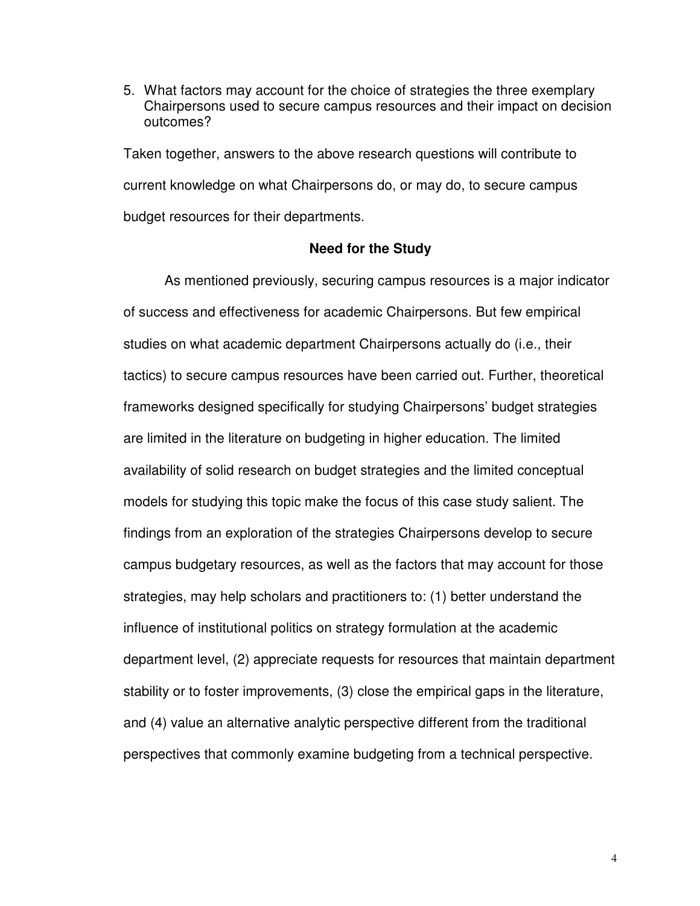5. What factors may account for the choice of strategies the three exemplary Chairpersons used to secure campus resources and their impact on decision outcomes?

Taken together, answers to the above research questions will contribute to current knowledge on what Chairpersons do, or may do, to secure campus budget resources for their departments.

## Need for the Study

As mentioned previously, securing campus resources is a major indicator of success and effectiveness for academic Chairpersons. But few empirical studies on what academic department Chairpersons actually do (i.e., their tactics) to secure campus resources have been carried out. Further, theoretical frameworks designed specifically for studying Chairpersons' budget strategies are limited in the literature on budgeting in higher education. The limited availability of solid research on budget strategies and the limited conceptual models for studying this topic make the focus of this case study salient. The findings from an exploration of the strategies Chairpersons develop to secure campus budgetary resources, as well as the factors that may account for those strategies, may help scholars and practitioners to: (1) better understand the influence of institutional politics on strategy formulation at the academic department level, (2) appreciate requests for resources that maintain department stability or to foster improvements, (3) close the empirical gaps in the literature, and (4) value an alternative analytic perspective different from the traditional perspectives that commonly examine budgeting from a technical perspective.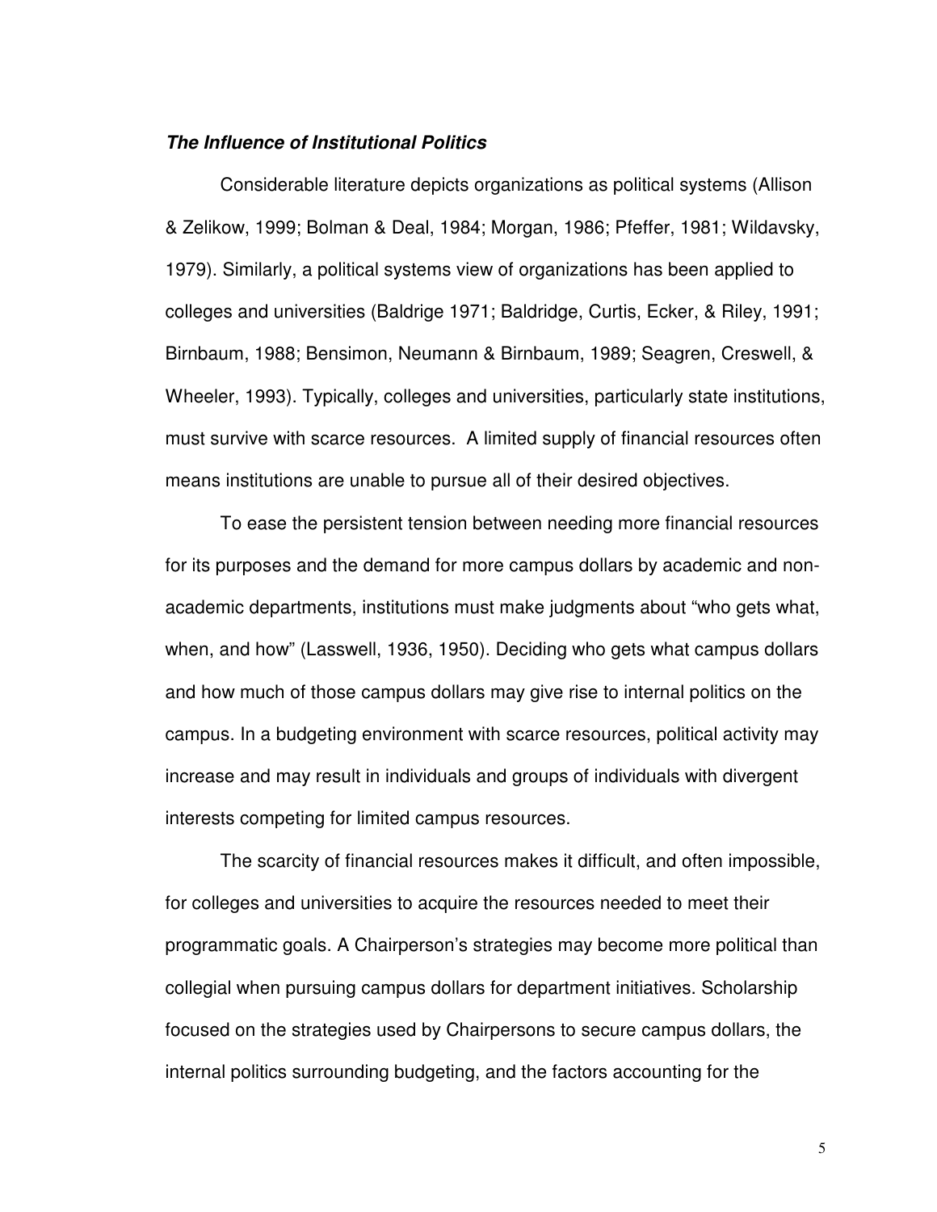***The Influence of Institutional Politics***

Considerable literature depicts organizations as political systems (Allison & Zelikow, 1999; Bolman & Deal, 1984; Morgan, 1986; Pfeffer, 1981; Wildavsky, 1979). Similarly, a political systems view of organizations has been applied to colleges and universities (Baldrige 1971; Baldridge, Curtis, Ecker, & Riley, 1991; Birnbaum, 1988; Bensimon, Neumann & Birnbaum, 1989; Seagren, Creswell, & Wheeler, 1993). Typically, colleges and universities, particularly state institutions, must survive with scarce resources. A limited supply of financial resources often means institutions are unable to pursue all of their desired objectives.

To ease the persistent tension between needing more financial resources for its purposes and the demand for more campus dollars by academic and non-academic departments, institutions must make judgments about "who gets what, when, and how" (Lasswell, 1936, 1950). Deciding who gets what campus dollars and how much of those campus dollars may give rise to internal politics on the campus. In a budgeting environment with scarce resources, political activity may increase and may result in individuals and groups of individuals with divergent interests competing for limited campus resources.

The scarcity of financial resources makes it difficult, and often impossible, for colleges and universities to acquire the resources needed to meet their programmatic goals. A Chairperson's strategies may become more political than collegial when pursuing campus dollars for department initiatives. Scholarship focused on the strategies used by Chairpersons to secure campus dollars, the internal politics surrounding budgeting, and the factors accounting for the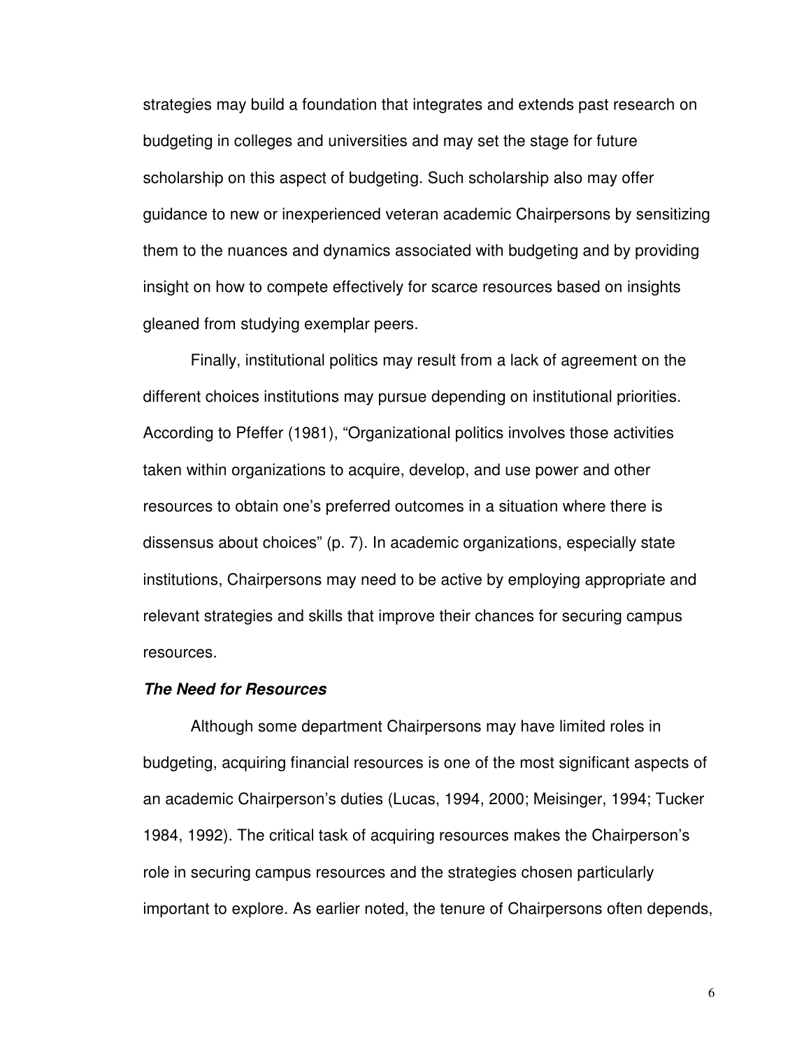strategies may build a foundation that integrates and extends past research on budgeting in colleges and universities and may set the stage for future scholarship on this aspect of budgeting. Such scholarship also may offer guidance to new or inexperienced veteran academic Chairpersons by sensitizing them to the nuances and dynamics associated with budgeting and by providing insight on how to compete effectively for scarce resources based on insights gleaned from studying exemplar peers.

Finally, institutional politics may result from a lack of agreement on the different choices institutions may pursue depending on institutional priorities. According to Pfeffer (1981), "Organizational politics involves those activities taken within organizations to acquire, develop, and use power and other resources to obtain one's preferred outcomes in a situation where there is dissensus about choices" (p. 7). In academic organizations, especially state institutions, Chairpersons may need to be active by employing appropriate and relevant strategies and skills that improve their chances for securing campus resources.

***The Need for Resources***

Although some department Chairpersons may have limited roles in budgeting, acquiring financial resources is one of the most significant aspects of an academic Chairperson's duties (Lucas, 1994, 2000; Meisinger, 1994; Tucker 1984, 1992). The critical task of acquiring resources makes the Chairperson's role in securing campus resources and the strategies chosen particularly important to explore. As earlier noted, the tenure of Chairpersons often depends,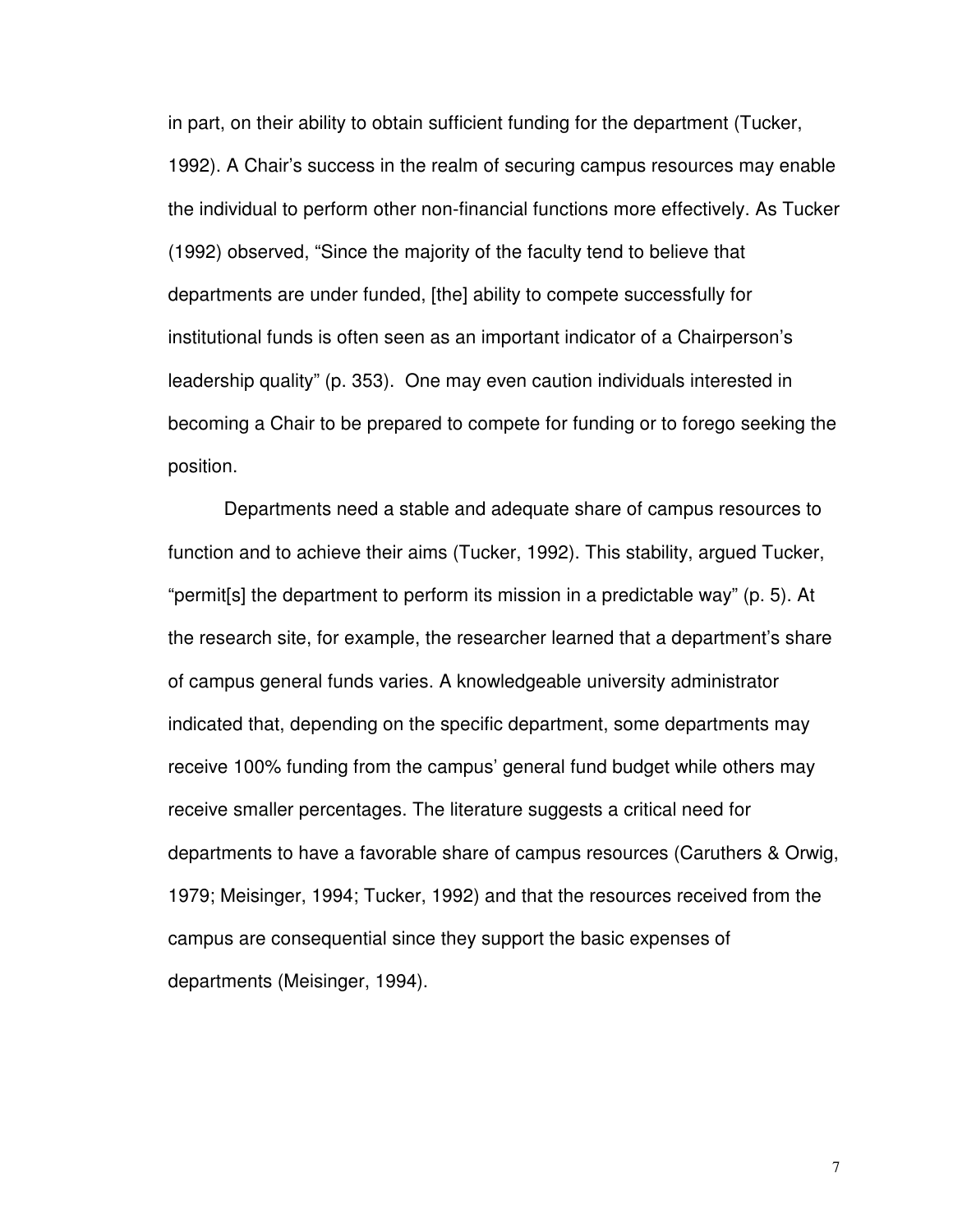in part, on their ability to obtain sufficient funding for the department (Tucker, 1992). A Chair's success in the realm of securing campus resources may enable the individual to perform other non-financial functions more effectively. As Tucker (1992) observed, "Since the majority of the faculty tend to believe that departments are under funded, [the] ability to compete successfully for institutional funds is often seen as an important indicator of a Chairperson's leadership quality" (p. 353). One may even caution individuals interested in becoming a Chair to be prepared to compete for funding or to forego seeking the position.

Departments need a stable and adequate share of campus resources to function and to achieve their aims (Tucker, 1992). This stability, argued Tucker, "permit[s] the department to perform its mission in a predictable way" (p. 5). At the research site, for example, the researcher learned that a department's share of campus general funds varies. A knowledgeable university administrator indicated that, depending on the specific department, some departments may receive 100% funding from the campus' general fund budget while others may receive smaller percentages. The literature suggests a critical need for departments to have a favorable share of campus resources (Caruthers & Orwig, 1979; Meisinger, 1994; Tucker, 1992) and that the resources received from the campus are consequential since they support the basic expenses of departments (Meisinger, 1994).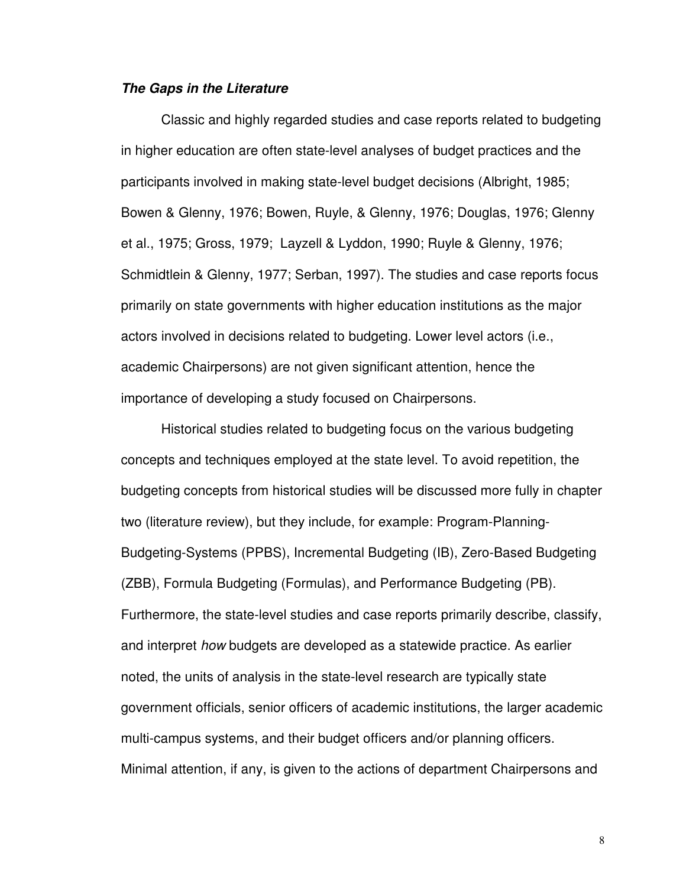***The Gaps in the Literature***

Classic and highly regarded studies and case reports related to budgeting in higher education are often state-level analyses of budget practices and the participants involved in making state-level budget decisions (Albright, 1985; Bowen & Glenny, 1976; Bowen, Ruyle, & Glenny, 1976; Douglas, 1976; Glenny et al., 1975; Gross, 1979; Layzell & Lyddon, 1990; Ruyle & Glenny, 1976; Schmidtlein & Glenny, 1977; Serban, 1997). The studies and case reports focus primarily on state governments with higher education institutions as the major actors involved in decisions related to budgeting. Lower level actors (i.e., academic Chairpersons) are not given significant attention, hence the importance of developing a study focused on Chairpersons.

Historical studies related to budgeting focus on the various budgeting concepts and techniques employed at the state level. To avoid repetition, the budgeting concepts from historical studies will be discussed more fully in chapter two (literature review), but they include, for example: Program-Planning-Budgeting-Systems (PPBS), Incremental Budgeting (IB), Zero-Based Budgeting (ZBB), Formula Budgeting (Formulas), and Performance Budgeting (PB). Furthermore, the state-level studies and case reports primarily describe, classify, and interpret *how* budgets are developed as a statewide practice. As earlier noted, the units of analysis in the state-level research are typically state government officials, senior officers of academic institutions, the larger academic multi-campus systems, and their budget officers and/or planning officers. Minimal attention, if any, is given to the actions of department Chairpersons and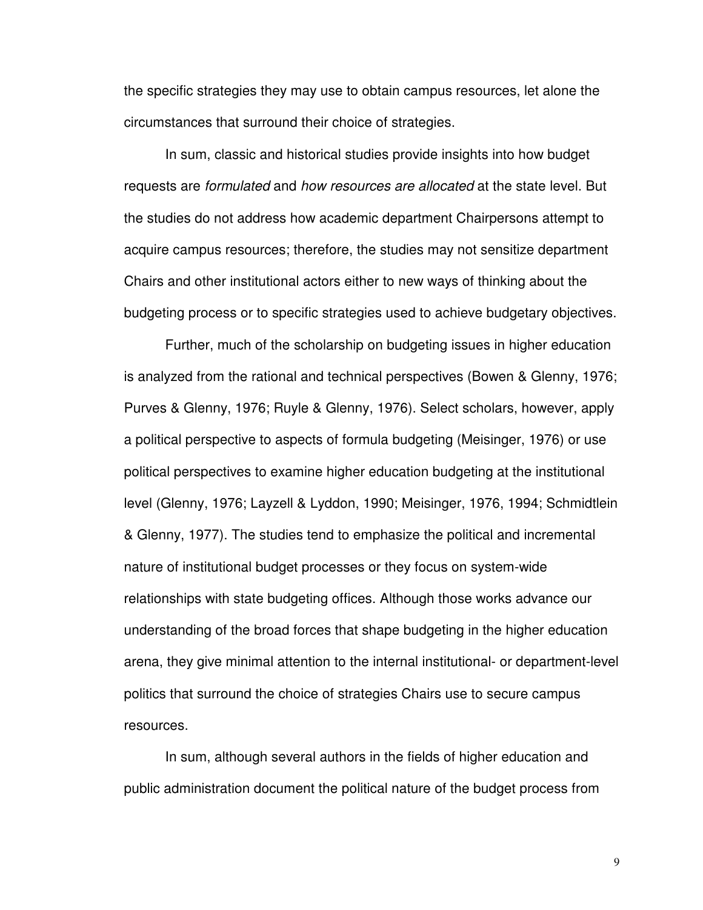the specific strategies they may use to obtain campus resources, let alone the circumstances that surround their choice of strategies.

In sum, classic and historical studies provide insights into how budget requests are *formulated* and *how resources are allocated* at the state level. But the studies do not address how academic department Chairpersons attempt to acquire campus resources; therefore, the studies may not sensitize department Chairs and other institutional actors either to new ways of thinking about the budgeting process or to specific strategies used to achieve budgetary objectives.

Further, much of the scholarship on budgeting issues in higher education is analyzed from the rational and technical perspectives (Bowen & Glenny, 1976; Purves & Glenny, 1976; Ruyle & Glenny, 1976). Select scholars, however, apply a political perspective to aspects of formula budgeting (Meisinger, 1976) or use political perspectives to examine higher education budgeting at the institutional level (Glenny, 1976; Layzell & Lyddon, 1990; Meisinger, 1976, 1994; Schmidtlein & Glenny, 1977). The studies tend to emphasize the political and incremental nature of institutional budget processes or they focus on system-wide relationships with state budgeting offices. Although those works advance our understanding of the broad forces that shape budgeting in the higher education arena, they give minimal attention to the internal institutional- or department-level politics that surround the choice of strategies Chairs use to secure campus resources.

In sum, although several authors in the fields of higher education and public administration document the political nature of the budget process from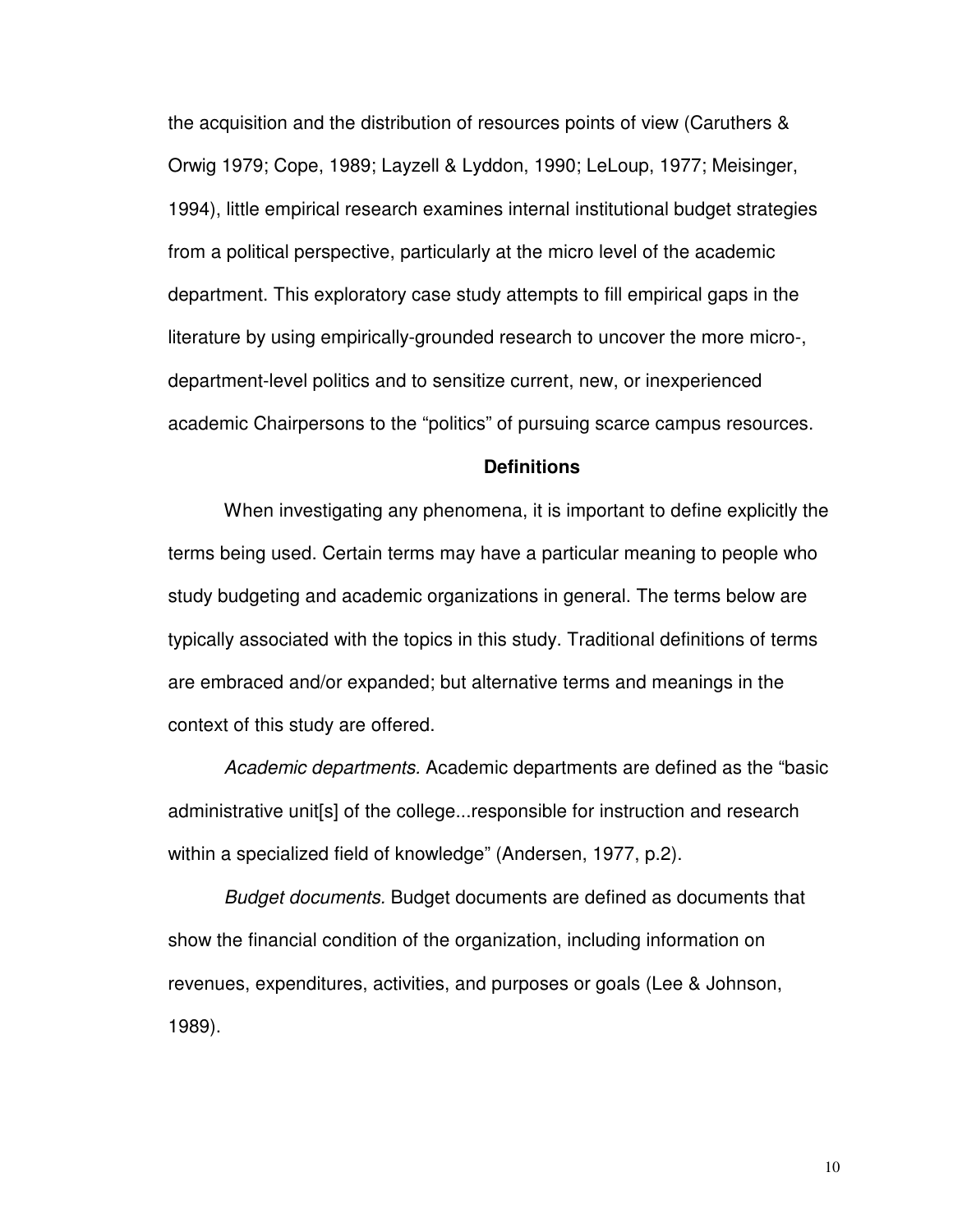the acquisition and the distribution of resources points of view (Caruthers & Orwig 1979; Cope, 1989; Layzell & Lyddon, 1990; LeLoup, 1977; Meisinger, 1994), little empirical research examines internal institutional budget strategies from a political perspective, particularly at the micro level of the academic department. This exploratory case study attempts to fill empirical gaps in the literature by using empirically-grounded research to uncover the more micro-, department-level politics and to sensitize current, new, or inexperienced academic Chairpersons to the "politics" of pursuing scarce campus resources.

## Definitions

When investigating any phenomena, it is important to define explicitly the terms being used. Certain terms may have a particular meaning to people who study budgeting and academic organizations in general. The terms below are typically associated with the topics in this study. Traditional definitions of terms are embraced and/or expanded; but alternative terms and meanings in the context of this study are offered.

*Academic departments.* Academic departments are defined as the "basic administrative unit[s] of the college...responsible for instruction and research within a specialized field of knowledge" (Andersen, 1977, p.2).

*Budget documents.* Budget documents are defined as documents that show the financial condition of the organization, including information on revenues, expenditures, activities, and purposes or goals (Lee & Johnson, 1989).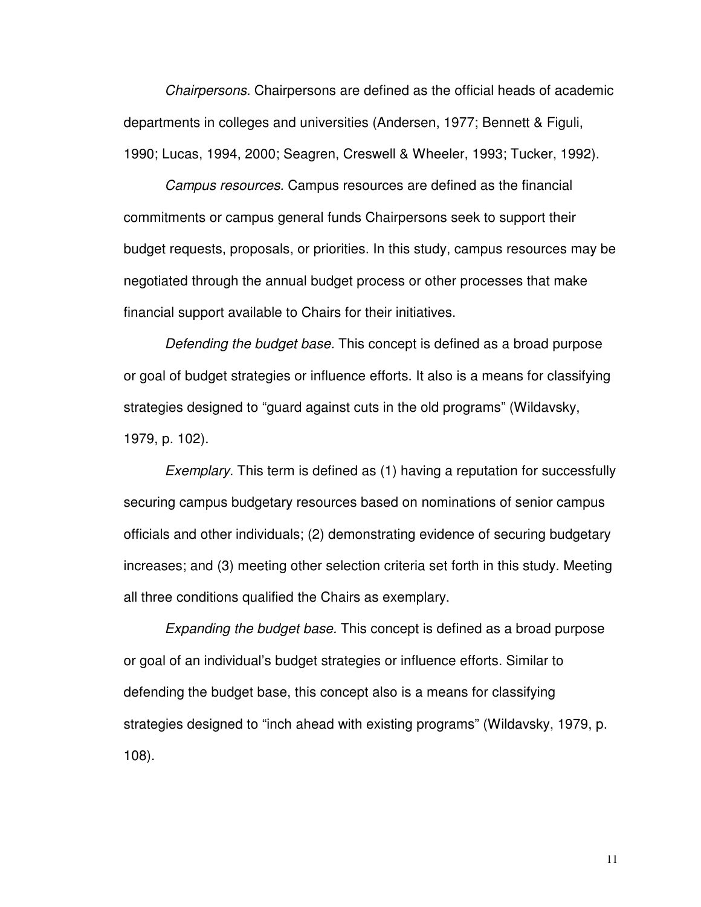*Chairpersons.* Chairpersons are defined as the official heads of academic departments in colleges and universities (Andersen, 1977; Bennett & Figuli, 1990; Lucas, 1994, 2000; Seagren, Creswell & Wheeler, 1993; Tucker, 1992).

*Campus resources.* Campus resources are defined as the financial commitments or campus general funds Chairpersons seek to support their budget requests, proposals, or priorities. In this study, campus resources may be negotiated through the annual budget process or other processes that make financial support available to Chairs for their initiatives.

*Defending the budget base.* This concept is defined as a broad purpose or goal of budget strategies or influence efforts. It also is a means for classifying strategies designed to "guard against cuts in the old programs" (Wildavsky, 1979, p. 102).

*Exemplary.* This term is defined as (1) having a reputation for successfully securing campus budgetary resources based on nominations of senior campus officials and other individuals; (2) demonstrating evidence of securing budgetary increases; and (3) meeting other selection criteria set forth in this study. Meeting all three conditions qualified the Chairs as exemplary.

*Expanding the budget base.* This concept is defined as a broad purpose or goal of an individual's budget strategies or influence efforts. Similar to defending the budget base, this concept also is a means for classifying strategies designed to "inch ahead with existing programs" (Wildavsky, 1979, p. 108).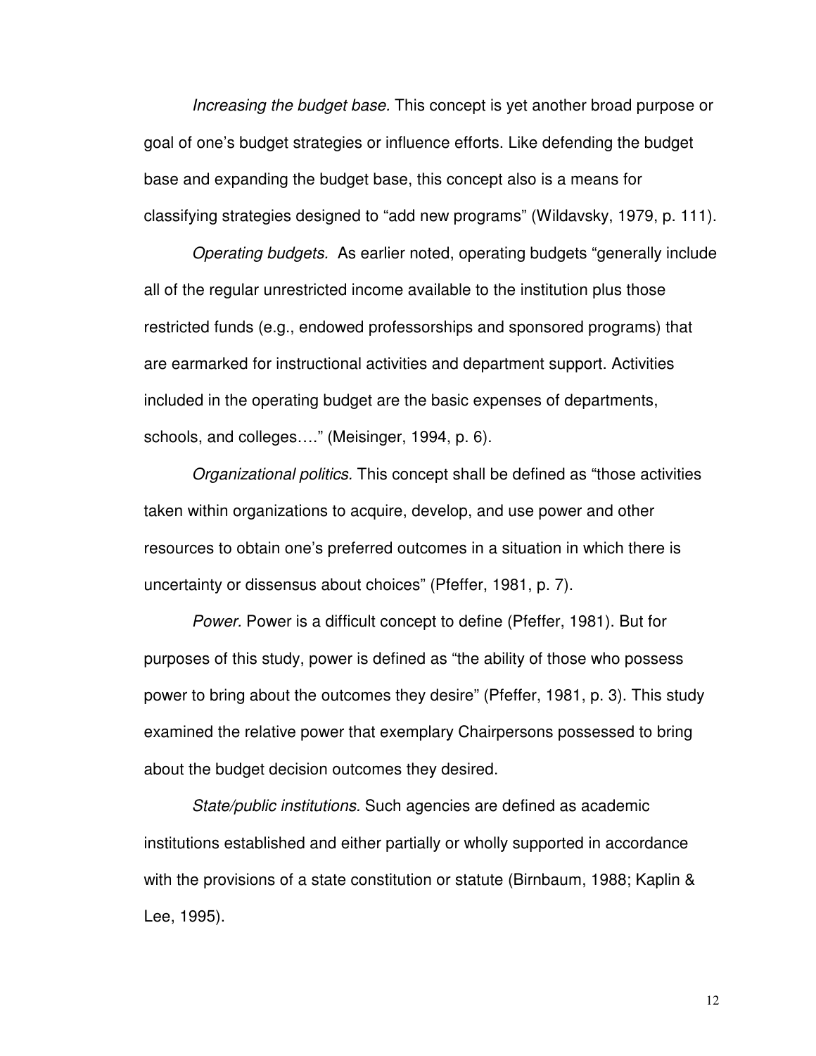*Increasing the budget base.* This concept is yet another broad purpose or goal of one's budget strategies or influence efforts. Like defending the budget base and expanding the budget base, this concept also is a means for classifying strategies designed to "add new programs" (Wildavsky, 1979, p. 111).

*Operating budgets.* As earlier noted, operating budgets "generally include all of the regular unrestricted income available to the institution plus those restricted funds (e.g., endowed professorships and sponsored programs) that are earmarked for instructional activities and department support. Activities included in the operating budget are the basic expenses of departments, schools, and colleges…." (Meisinger, 1994, p. 6).

*Organizational politics.* This concept shall be defined as "those activities taken within organizations to acquire, develop, and use power and other resources to obtain one's preferred outcomes in a situation in which there is uncertainty or dissensus about choices" (Pfeffer, 1981, p. 7).

*Power.* Power is a difficult concept to define (Pfeffer, 1981). But for purposes of this study, power is defined as "the ability of those who possess power to bring about the outcomes they desire" (Pfeffer, 1981, p. 3). This study examined the relative power that exemplary Chairpersons possessed to bring about the budget decision outcomes they desired.

*State/public institutions.* Such agencies are defined as academic institutions established and either partially or wholly supported in accordance with the provisions of a state constitution or statute (Birnbaum, 1988; Kaplin & Lee, 1995).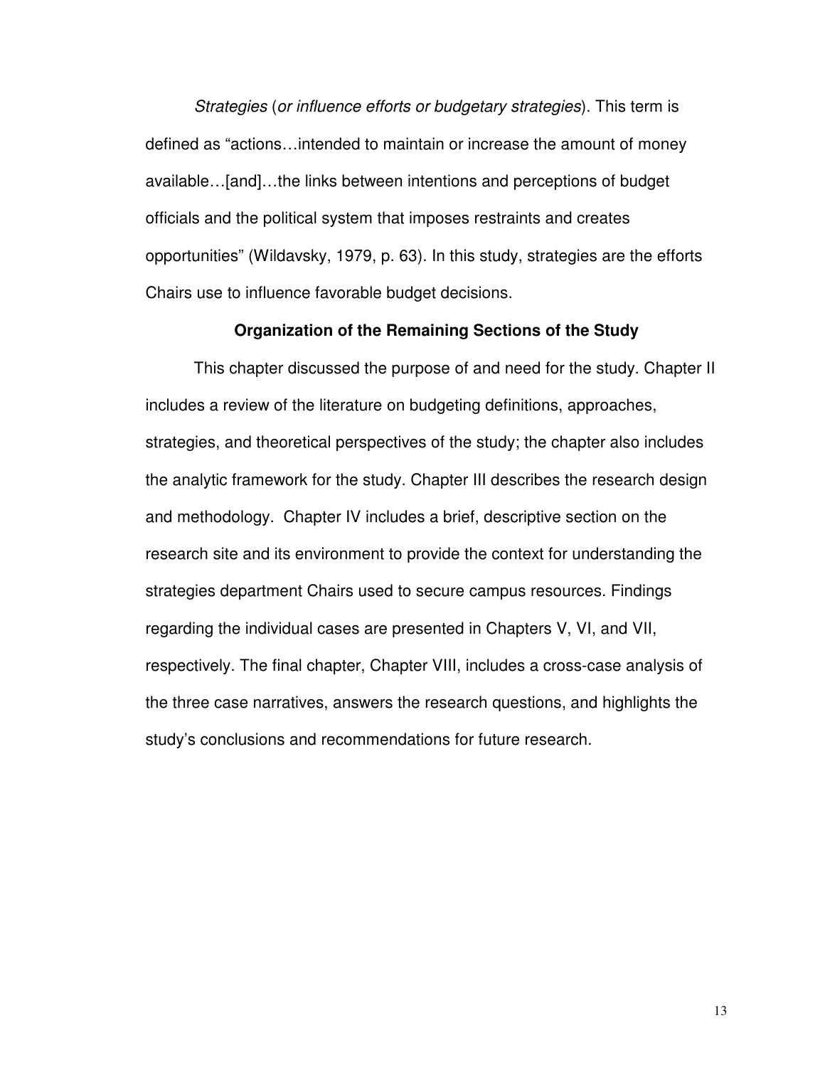*Strategies* (*or influence efforts or budgetary strategies*). This term is defined as “actions…intended to maintain or increase the amount of money available…[and]…the links between intentions and perceptions of budget officials and the political system that imposes restraints and creates opportunities” (Wildavsky, 1979, p. 63). In this study, strategies are the efforts Chairs use to influence favorable budget decisions.

### Organization of the Remaining Sections of the Study

This chapter discussed the purpose of and need for the study. Chapter II includes a review of the literature on budgeting definitions, approaches, strategies, and theoretical perspectives of the study; the chapter also includes the analytic framework for the study. Chapter III describes the research design and methodology. Chapter IV includes a brief, descriptive section on the research site and its environment to provide the context for understanding the strategies department Chairs used to secure campus resources. Findings regarding the individual cases are presented in Chapters V, VI, and VII, respectively. The final chapter, Chapter VIII, includes a cross-case analysis of the three case narratives, answers the research questions, and highlights the study’s conclusions and recommendations for future research.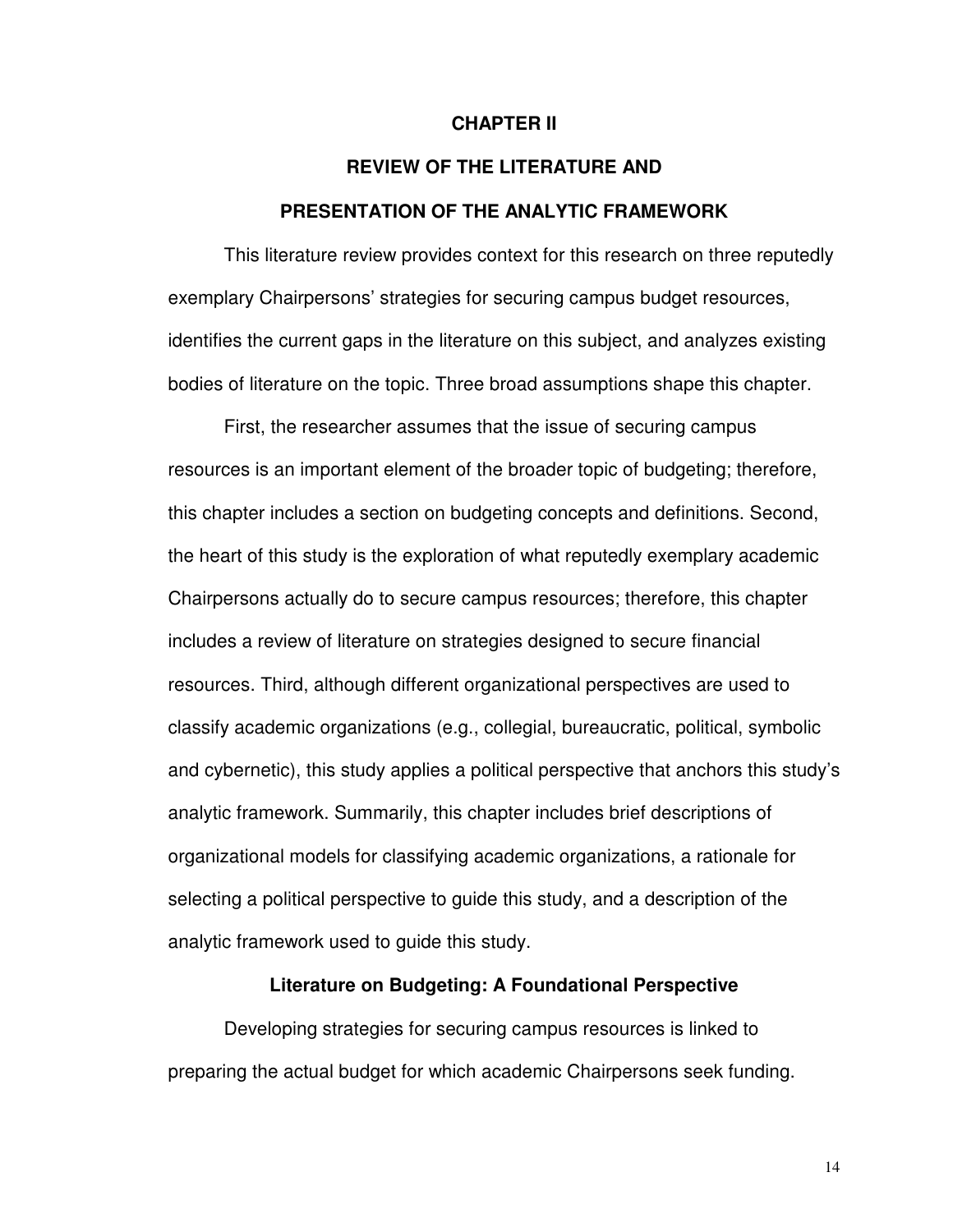# CHAPTER II

## REVIEW OF THE LITERATURE AND PRESENTATION OF THE ANALYTIC FRAMEWORK

This literature review provides context for this research on three reputedly exemplary Chairpersons' strategies for securing campus budget resources, identifies the current gaps in the literature on this subject, and analyzes existing bodies of literature on the topic. Three broad assumptions shape this chapter.

First, the researcher assumes that the issue of securing campus resources is an important element of the broader topic of budgeting; therefore, this chapter includes a section on budgeting concepts and definitions. Second, the heart of this study is the exploration of what reputedly exemplary academic Chairpersons actually do to secure campus resources; therefore, this chapter includes a review of literature on strategies designed to secure financial resources. Third, although different organizational perspectives are used to classify academic organizations (e.g., collegial, bureaucratic, political, symbolic and cybernetic), this study applies a political perspective that anchors this study's analytic framework. Summarily, this chapter includes brief descriptions of organizational models for classifying academic organizations, a rationale for selecting a political perspective to guide this study, and a description of the analytic framework used to guide this study.

### Literature on Budgeting: A Foundational Perspective

Developing strategies for securing campus resources is linked to preparing the actual budget for which academic Chairpersons seek funding.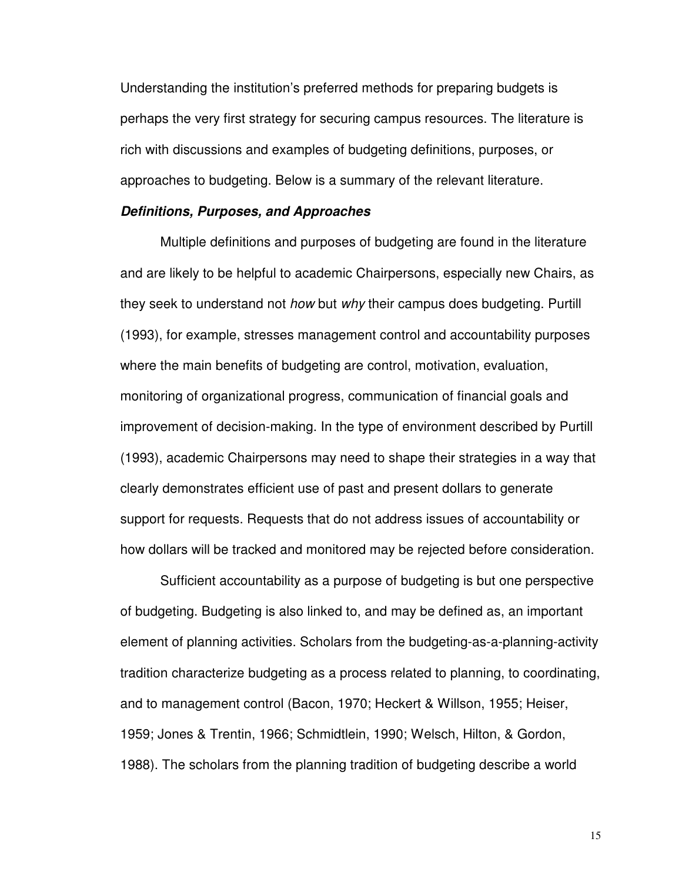Understanding the institution's preferred methods for preparing budgets is perhaps the very first strategy for securing campus resources. The literature is rich with discussions and examples of budgeting definitions, purposes, or approaches to budgeting. Below is a summary of the relevant literature.

### ***Definitions, Purposes, and Approaches***

Multiple definitions and purposes of budgeting are found in the literature and are likely to be helpful to academic Chairpersons, especially new Chairs, as they seek to understand not *how* but *why* their campus does budgeting. Purtill (1993), for example, stresses management control and accountability purposes where the main benefits of budgeting are control, motivation, evaluation, monitoring of organizational progress, communication of financial goals and improvement of decision-making. In the type of environment described by Purtill (1993), academic Chairpersons may need to shape their strategies in a way that clearly demonstrates efficient use of past and present dollars to generate support for requests. Requests that do not address issues of accountability or how dollars will be tracked and monitored may be rejected before consideration.

Sufficient accountability as a purpose of budgeting is but one perspective of budgeting. Budgeting is also linked to, and may be defined as, an important element of planning activities. Scholars from the budgeting-as-a-planning-activity tradition characterize budgeting as a process related to planning, to coordinating, and to management control (Bacon, 1970; Heckert & Willson, 1955; Heiser, 1959; Jones & Trentin, 1966; Schmidtlein, 1990; Welsch, Hilton, & Gordon, 1988). The scholars from the planning tradition of budgeting describe a world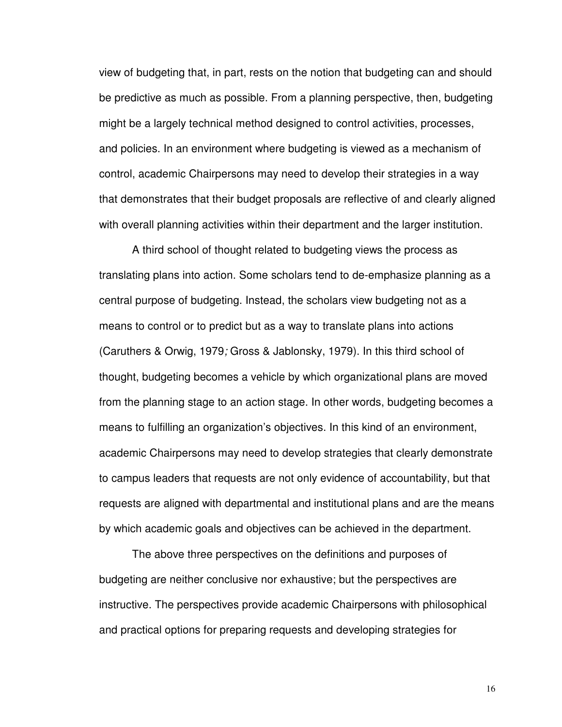view of budgeting that, in part, rests on the notion that budgeting can and should be predictive as much as possible. From a planning perspective, then, budgeting might be a largely technical method designed to control activities, processes, and policies. In an environment where budgeting is viewed as a mechanism of control, academic Chairpersons may need to develop their strategies in a way that demonstrates that their budget proposals are reflective of and clearly aligned with overall planning activities within their department and the larger institution.

A third school of thought related to budgeting views the process as translating plans into action. Some scholars tend to de-emphasize planning as a central purpose of budgeting. Instead, the scholars view budgeting not as a means to control or to predict but as a way to translate plans into actions (Caruthers & Orwig, 1979; Gross & Jablonsky, 1979). In this third school of thought, budgeting becomes a vehicle by which organizational plans are moved from the planning stage to an action stage. In other words, budgeting becomes a means to fulfilling an organization's objectives. In this kind of an environment, academic Chairpersons may need to develop strategies that clearly demonstrate to campus leaders that requests are not only evidence of accountability, but that requests are aligned with departmental and institutional plans and are the means by which academic goals and objectives can be achieved in the department.

The above three perspectives on the definitions and purposes of budgeting are neither conclusive nor exhaustive; but the perspectives are instructive. The perspectives provide academic Chairpersons with philosophical and practical options for preparing requests and developing strategies for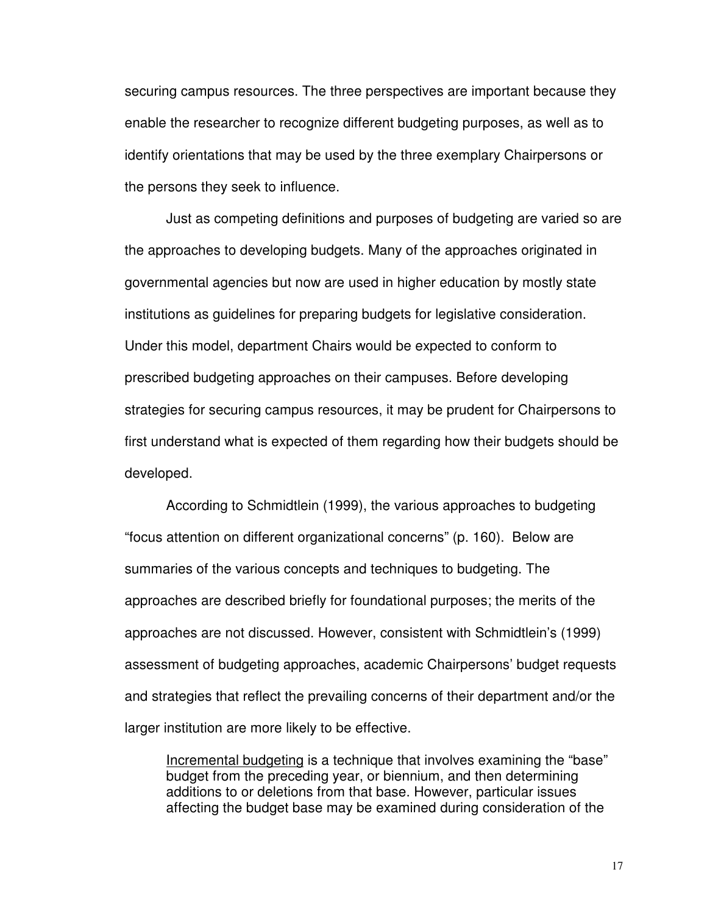securing campus resources. The three perspectives are important because they enable the researcher to recognize different budgeting purposes, as well as to identify orientations that may be used by the three exemplary Chairpersons or the persons they seek to influence.

Just as competing definitions and purposes of budgeting are varied so are the approaches to developing budgets. Many of the approaches originated in governmental agencies but now are used in higher education by mostly state institutions as guidelines for preparing budgets for legislative consideration. Under this model, department Chairs would be expected to conform to prescribed budgeting approaches on their campuses. Before developing strategies for securing campus resources, it may be prudent for Chairpersons to first understand what is expected of them regarding how their budgets should be developed.

According to Schmidtlein (1999), the various approaches to budgeting "focus attention on different organizational concerns" (p. 160). Below are summaries of the various concepts and techniques to budgeting. The approaches are described briefly for foundational purposes; the merits of the approaches are not discussed. However, consistent with Schmidtlein's (1999) assessment of budgeting approaches, academic Chairpersons' budget requests and strategies that reflect the prevailing concerns of their department and/or the larger institution are more likely to be effective.

> <u>Incremental budgeting</u> is a technique that involves examining the "base" budget from the preceding year, or biennium, and then determining additions to or deletions from that base. However, particular issues affecting the budget base may be examined during consideration of the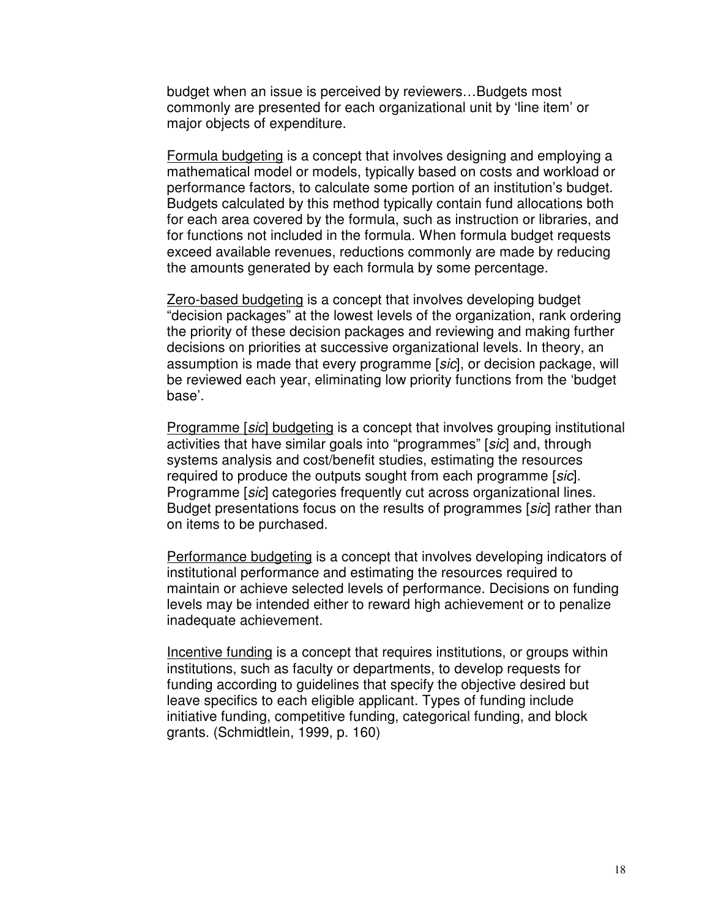budget when an issue is perceived by reviewers…Budgets most commonly are presented for each organizational unit by 'line item' or major objects of expenditure.

<u>Formula budgeting</u> is a concept that involves designing and employing a mathematical model or models, typically based on costs and workload or performance factors, to calculate some portion of an institution's budget. Budgets calculated by this method typically contain fund allocations both for each area covered by the formula, such as instruction or libraries, and for functions not included in the formula. When formula budget requests exceed available revenues, reductions commonly are made by reducing the amounts generated by each formula by some percentage.

<u>Zero-based budgeting</u> is a concept that involves developing budget "decision packages" at the lowest levels of the organization, rank ordering the priority of these decision packages and reviewing and making further decisions on priorities at successive organizational levels. In theory, an assumption is made that every programme [*sic*], or decision package, will be reviewed each year, eliminating low priority functions from the 'budget base'.

<u>Programme [*sic*] budgeting</u> is a concept that involves grouping institutional activities that have similar goals into "programmes" [*sic*] and, through systems analysis and cost/benefit studies, estimating the resources required to produce the outputs sought from each programme [*sic*]. Programme [*sic*] categories frequently cut across organizational lines. Budget presentations focus on the results of programmes [*sic*] rather than on items to be purchased.

<u>Performance budgeting</u> is a concept that involves developing indicators of institutional performance and estimating the resources required to maintain or achieve selected levels of performance. Decisions on funding levels may be intended either to reward high achievement or to penalize inadequate achievement.

<u>Incentive funding</u> is a concept that requires institutions, or groups within institutions, such as faculty or departments, to develop requests for funding according to guidelines that specify the objective desired but leave specifics to each eligible applicant. Types of funding include initiative funding, competitive funding, categorical funding, and block grants. (Schmidtlein, 1999, p. 160)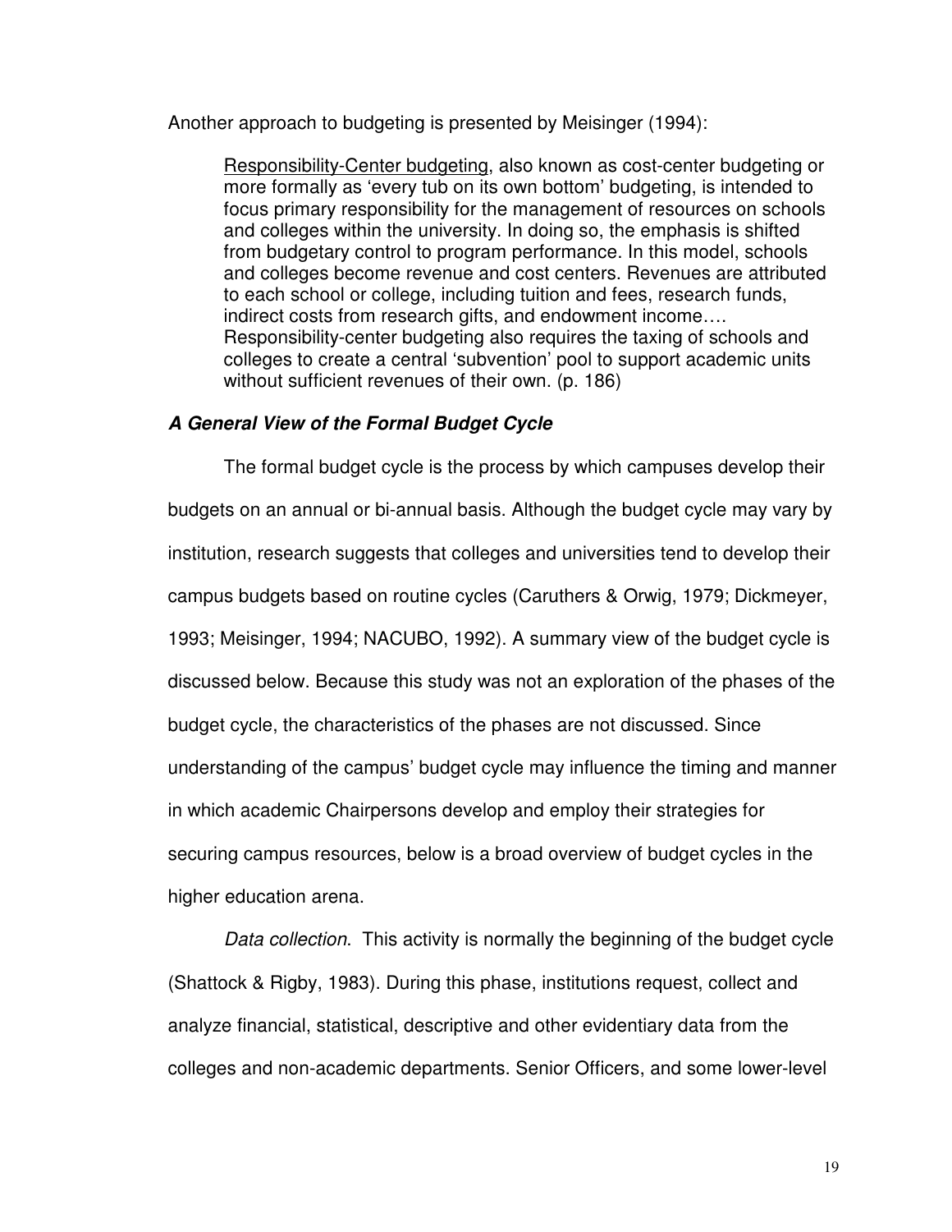Another approach to budgeting is presented by Meisinger (1994):

> <u>Responsibility-Center budgeting</u>, also known as cost-center budgeting or more formally as 'every tub on its own bottom' budgeting, is intended to focus primary responsibility for the management of resources on schools and colleges within the university. In doing so, the emphasis is shifted from budgetary control to program performance. In this model, schools and colleges become revenue and cost centers. Revenues are attributed to each school or college, including tuition and fees, research funds, indirect costs from research gifts, and endowment income…. Responsibility-center budgeting also requires the taxing of schools and colleges to create a central 'subvention' pool to support academic units without sufficient revenues of their own. (p. 186)

### ***A General View of the Formal Budget Cycle***

The formal budget cycle is the process by which campuses develop their budgets on an annual or bi-annual basis. Although the budget cycle may vary by institution, research suggests that colleges and universities tend to develop their campus budgets based on routine cycles (Caruthers & Orwig, 1979; Dickmeyer, 1993; Meisinger, 1994; NACUBO, 1992). A summary view of the budget cycle is discussed below. Because this study was not an exploration of the phases of the budget cycle, the characteristics of the phases are not discussed. Since understanding of the campus' budget cycle may influence the timing and manner in which academic Chairpersons develop and employ their strategies for securing campus resources, below is a broad overview of budget cycles in the higher education arena.

*Data collection*. This activity is normally the beginning of the budget cycle (Shattock & Rigby, 1983). During this phase, institutions request, collect and analyze financial, statistical, descriptive and other evidentiary data from the colleges and non-academic departments. Senior Officers, and some lower-level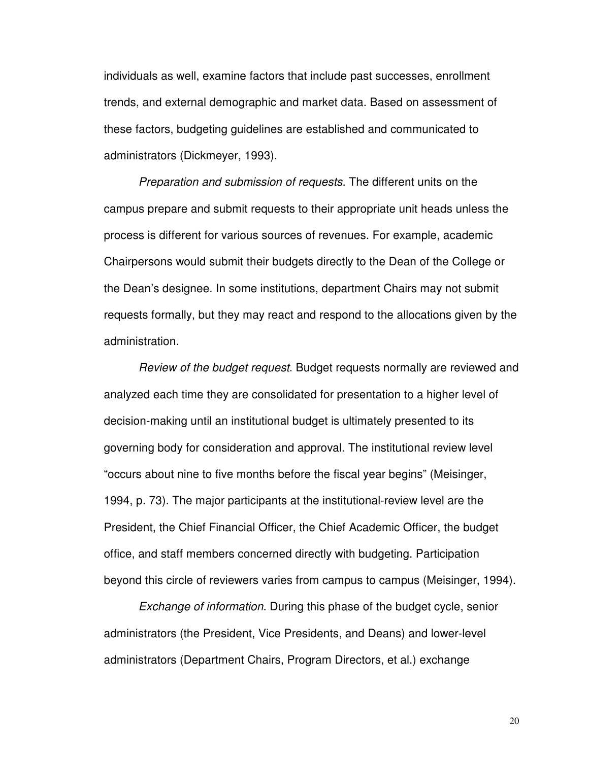individuals as well, examine factors that include past successes, enrollment trends, and external demographic and market data. Based on assessment of these factors, budgeting guidelines are established and communicated to administrators (Dickmeyer, 1993).

*Preparation and submission of requests*. The different units on the campus prepare and submit requests to their appropriate unit heads unless the process is different for various sources of revenues. For example, academic Chairpersons would submit their budgets directly to the Dean of the College or the Dean's designee. In some institutions, department Chairs may not submit requests formally, but they may react and respond to the allocations given by the administration.

*Review of the budget request*. Budget requests normally are reviewed and analyzed each time they are consolidated for presentation to a higher level of decision-making until an institutional budget is ultimately presented to its governing body for consideration and approval. The institutional review level "occurs about nine to five months before the fiscal year begins" (Meisinger, 1994, p. 73). The major participants at the institutional-review level are the President, the Chief Financial Officer, the Chief Academic Officer, the budget office, and staff members concerned directly with budgeting. Participation beyond this circle of reviewers varies from campus to campus (Meisinger, 1994).

*Exchange of information*. During this phase of the budget cycle, senior administrators (the President, Vice Presidents, and Deans) and lower-level administrators (Department Chairs, Program Directors, et al.) exchange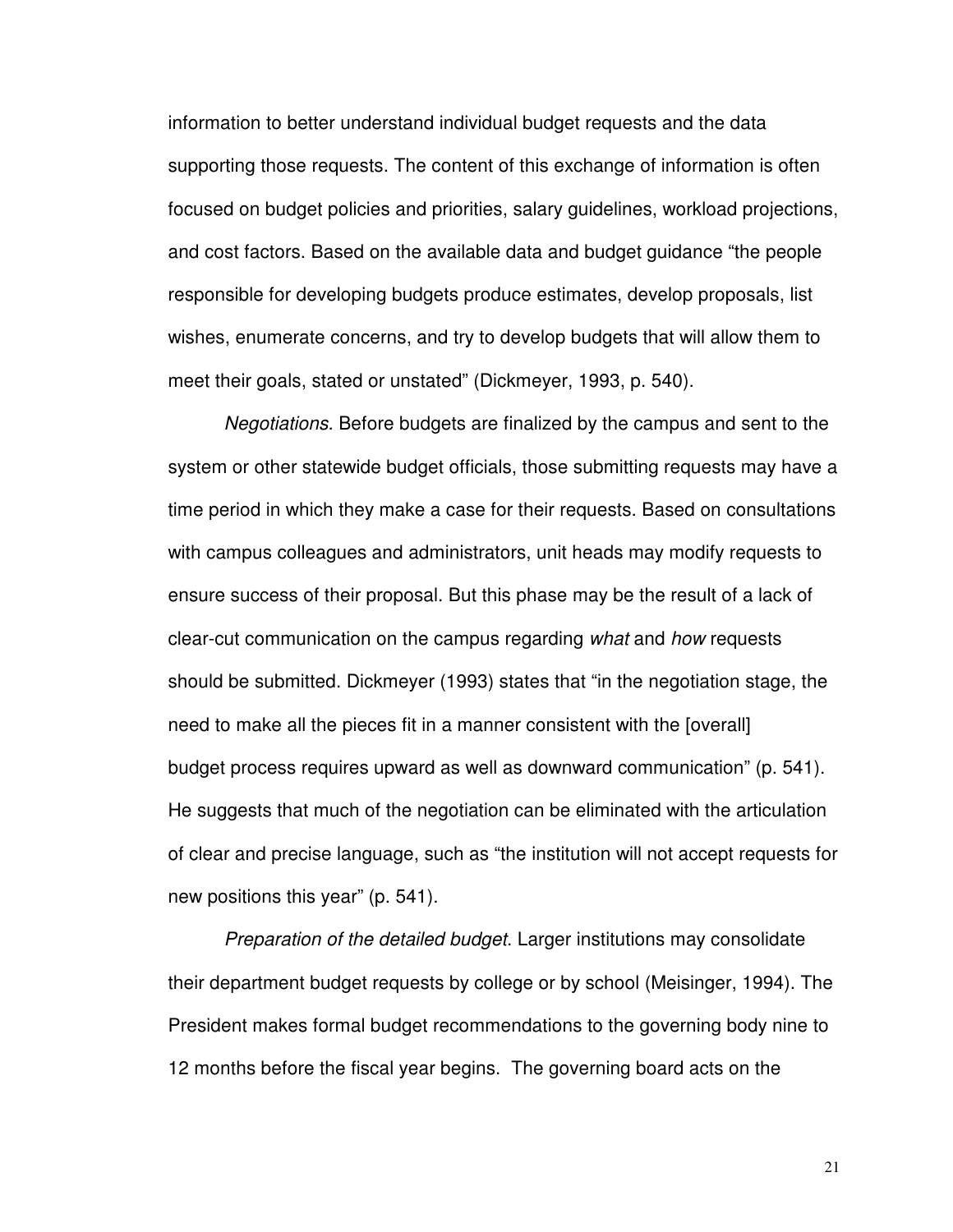information to better understand individual budget requests and the data supporting those requests. The content of this exchange of information is often focused on budget policies and priorities, salary guidelines, workload projections, and cost factors. Based on the available data and budget guidance "the people responsible for developing budgets produce estimates, develop proposals, list wishes, enumerate concerns, and try to develop budgets that will allow them to meet their goals, stated or unstated" (Dickmeyer, 1993, p. 540).

*Negotiations*. Before budgets are finalized by the campus and sent to the system or other statewide budget officials, those submitting requests may have a time period in which they make a case for their requests. Based on consultations with campus colleagues and administrators, unit heads may modify requests to ensure success of their proposal. But this phase may be the result of a lack of clear-cut communication on the campus regarding *what* and *how* requests should be submitted. Dickmeyer (1993) states that "in the negotiation stage, the need to make all the pieces fit in a manner consistent with the [overall] budget process requires upward as well as downward communication" (p. 541). He suggests that much of the negotiation can be eliminated with the articulation of clear and precise language, such as "the institution will not accept requests for new positions this year" (p. 541).

*Preparation of the detailed budget*. Larger institutions may consolidate their department budget requests by college or by school (Meisinger, 1994). The President makes formal budget recommendations to the governing body nine to 12 months before the fiscal year begins. The governing board acts on the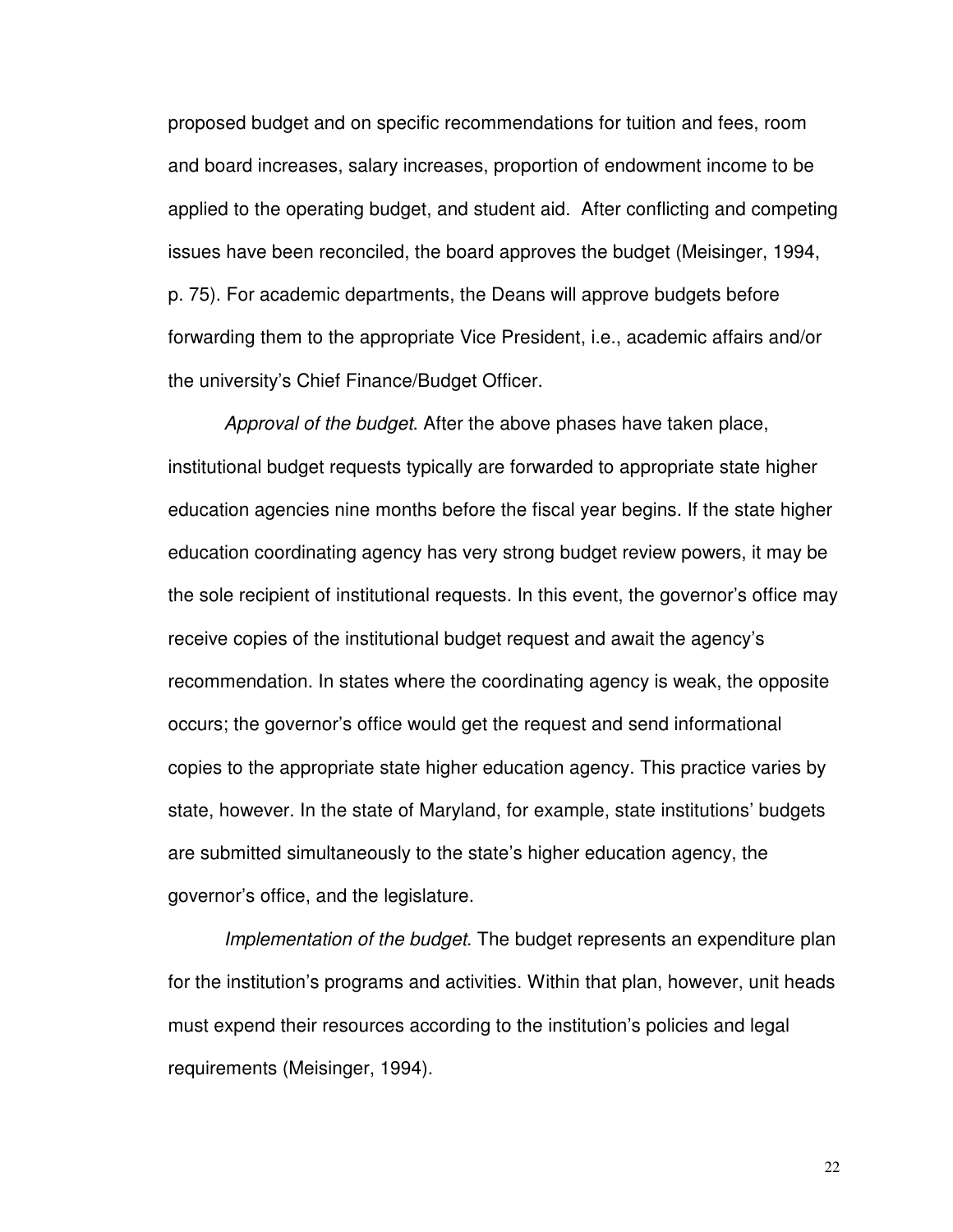proposed budget and on specific recommendations for tuition and fees, room and board increases, salary increases, proportion of endowment income to be applied to the operating budget, and student aid. After conflicting and competing issues have been reconciled, the board approves the budget (Meisinger, 1994, p. 75). For academic departments, the Deans will approve budgets before forwarding them to the appropriate Vice President, i.e., academic affairs and/or the university's Chief Finance/Budget Officer.

*Approval of the budget*. After the above phases have taken place, institutional budget requests typically are forwarded to appropriate state higher education agencies nine months before the fiscal year begins. If the state higher education coordinating agency has very strong budget review powers, it may be the sole recipient of institutional requests. In this event, the governor's office may receive copies of the institutional budget request and await the agency's recommendation. In states where the coordinating agency is weak, the opposite occurs; the governor's office would get the request and send informational copies to the appropriate state higher education agency. This practice varies by state, however. In the state of Maryland, for example, state institutions' budgets are submitted simultaneously to the state's higher education agency, the governor's office, and the legislature.

*Implementation of the budget*. The budget represents an expenditure plan for the institution's programs and activities. Within that plan, however, unit heads must expend their resources according to the institution's policies and legal requirements (Meisinger, 1994).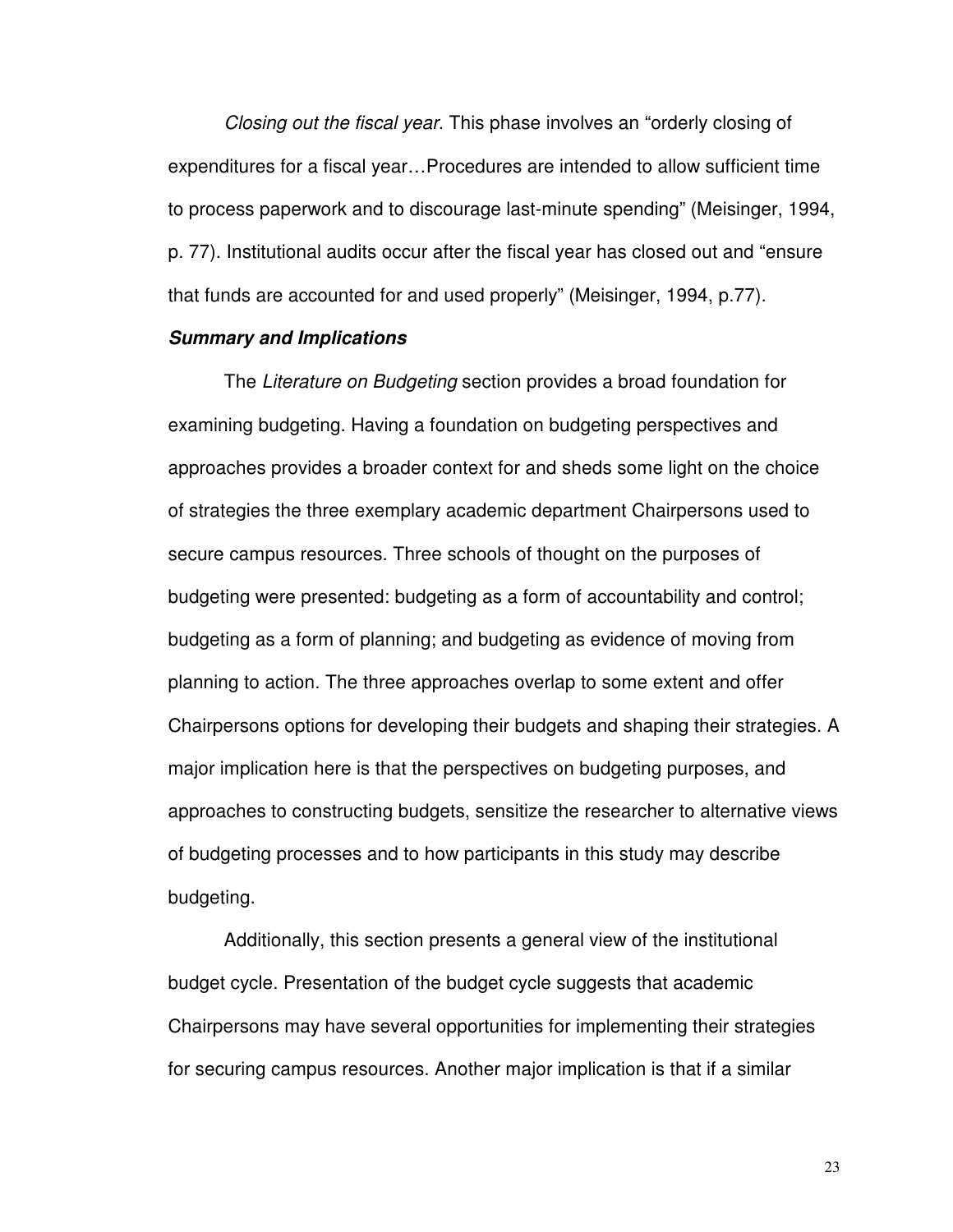*Closing out the fiscal year*. This phase involves an "orderly closing of expenditures for a fiscal year…Procedures are intended to allow sufficient time to process paperwork and to discourage last-minute spending" (Meisinger, 1994, p. 77). Institutional audits occur after the fiscal year has closed out and "ensure that funds are accounted for and used properly" (Meisinger, 1994, p.77).

***Summary and Implications***

The *Literature on Budgeting* section provides a broad foundation for examining budgeting. Having a foundation on budgeting perspectives and approaches provides a broader context for and sheds some light on the choice of strategies the three exemplary academic department Chairpersons used to secure campus resources. Three schools of thought on the purposes of budgeting were presented: budgeting as a form of accountability and control; budgeting as a form of planning; and budgeting as evidence of moving from planning to action. The three approaches overlap to some extent and offer Chairpersons options for developing their budgets and shaping their strategies. A major implication here is that the perspectives on budgeting purposes, and approaches to constructing budgets, sensitize the researcher to alternative views of budgeting processes and to how participants in this study may describe budgeting.

Additionally, this section presents a general view of the institutional budget cycle. Presentation of the budget cycle suggests that academic Chairpersons may have several opportunities for implementing their strategies for securing campus resources. Another major implication is that if a similar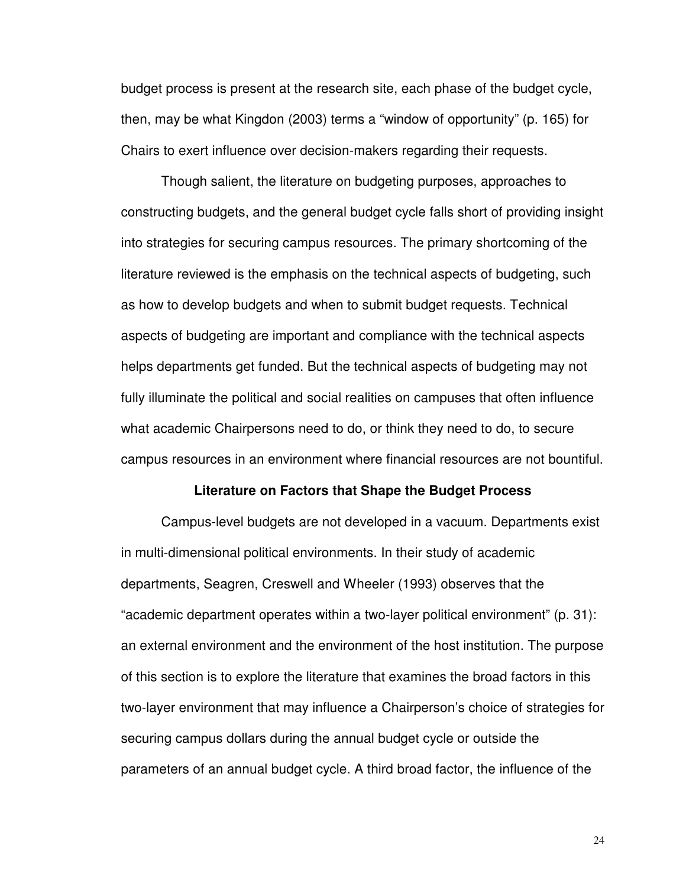budget process is present at the research site, each phase of the budget cycle, then, may be what Kingdon (2003) terms a "window of opportunity" (p. 165) for Chairs to exert influence over decision-makers regarding their requests.

Though salient, the literature on budgeting purposes, approaches to constructing budgets, and the general budget cycle falls short of providing insight into strategies for securing campus resources. The primary shortcoming of the literature reviewed is the emphasis on the technical aspects of budgeting, such as how to develop budgets and when to submit budget requests. Technical aspects of budgeting are important and compliance with the technical aspects helps departments get funded. But the technical aspects of budgeting may not fully illuminate the political and social realities on campuses that often influence what academic Chairpersons need to do, or think they need to do, to secure campus resources in an environment where financial resources are not bountiful.

## Literature on Factors that Shape the Budget Process

Campus-level budgets are not developed in a vacuum. Departments exist in multi-dimensional political environments. In their study of academic departments, Seagren, Creswell and Wheeler (1993) observes that the "academic department operates within a two-layer political environment" (p. 31): an external environment and the environment of the host institution. The purpose of this section is to explore the literature that examines the broad factors in this two-layer environment that may influence a Chairperson's choice of strategies for securing campus dollars during the annual budget cycle or outside the parameters of an annual budget cycle. A third broad factor, the influence of the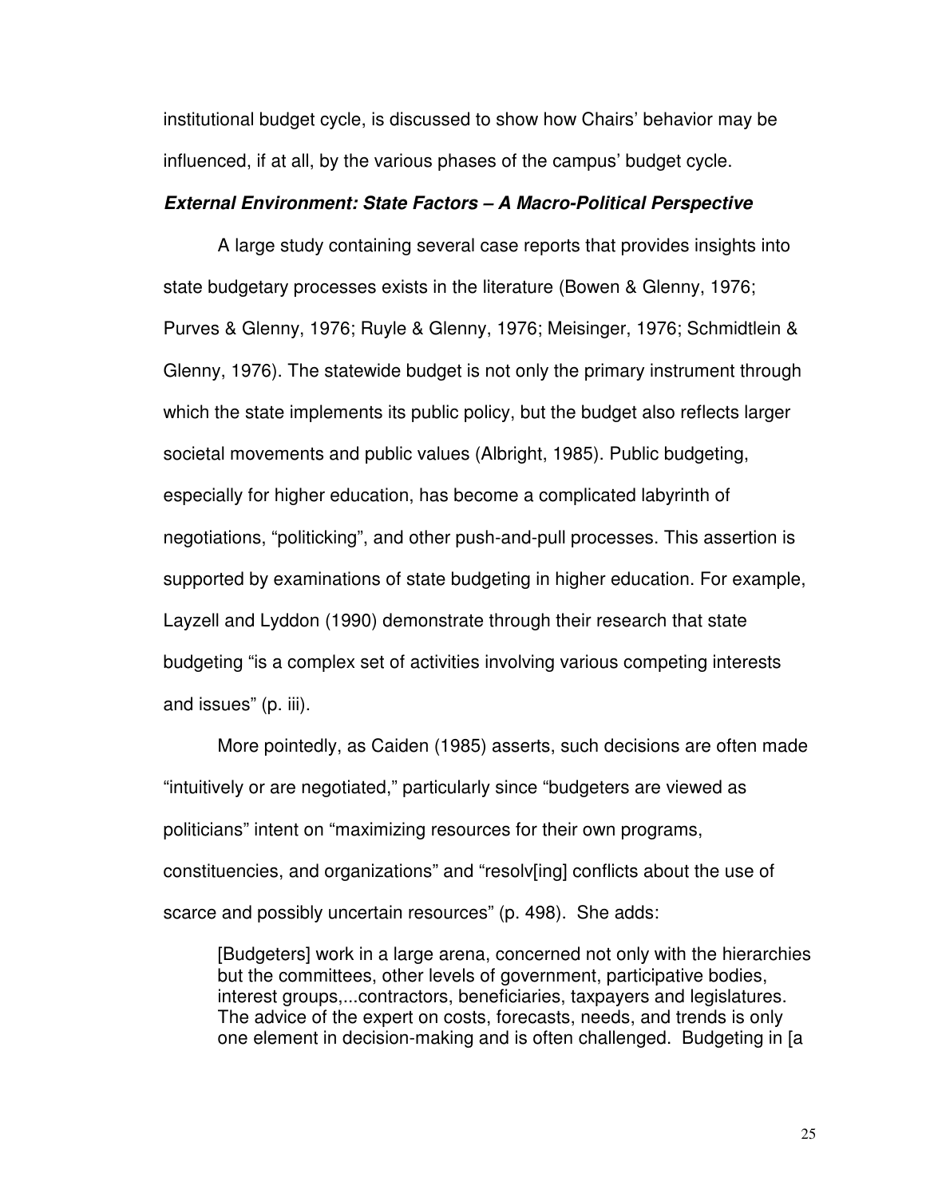institutional budget cycle, is discussed to show how Chairs' behavior may be influenced, if at all, by the various phases of the campus' budget cycle.

### ***External Environment: State Factors – A Macro-Political Perspective***

A large study containing several case reports that provides insights into state budgetary processes exists in the literature (Bowen & Glenny, 1976; Purves & Glenny, 1976; Ruyle & Glenny, 1976; Meisinger, 1976; Schmidtlein & Glenny, 1976). The statewide budget is not only the primary instrument through which the state implements its public policy, but the budget also reflects larger societal movements and public values (Albright, 1985). Public budgeting, especially for higher education, has become a complicated labyrinth of negotiations, "politicking", and other push-and-pull processes. This assertion is supported by examinations of state budgeting in higher education. For example, Layzell and Lyddon (1990) demonstrate through their research that state budgeting "is a complex set of activities involving various competing interests and issues" (p. iii).

More pointedly, as Caiden (1985) asserts, such decisions are often made "intuitively or are negotiated," particularly since "budgeters are viewed as politicians" intent on "maximizing resources for their own programs, constituencies, and organizations" and "resolv[ing] conflicts about the use of scarce and possibly uncertain resources" (p. 498). She adds:

> [Budgeters] work in a large arena, concerned not only with the hierarchies but the committees, other levels of government, participative bodies, interest groups,...contractors, beneficiaries, taxpayers and legislatures. The advice of the expert on costs, forecasts, needs, and trends is only one element in decision-making and is often challenged. Budgeting in [a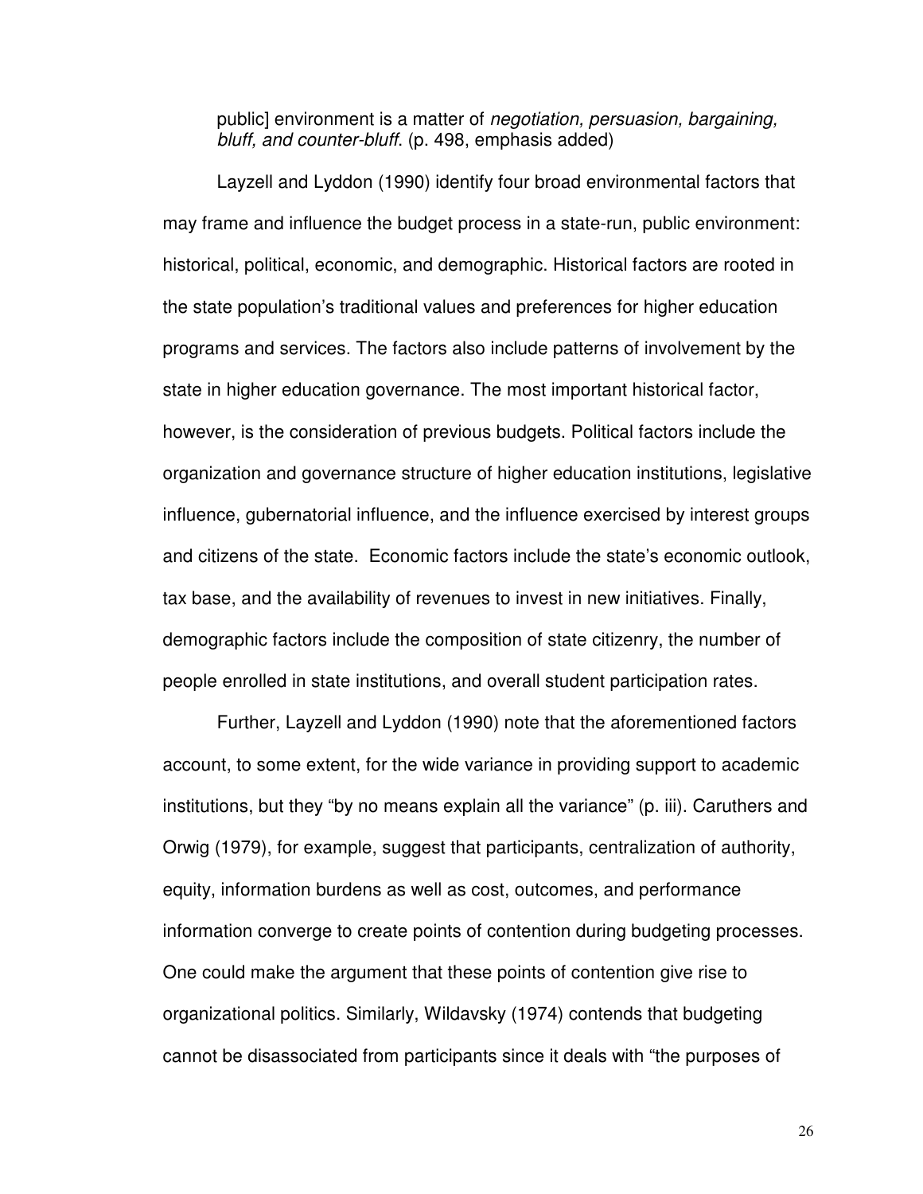public] environment is a matter of *negotiation, persuasion, bargaining, bluff, and counter-bluff*. (p. 498, emphasis added)

Layzell and Lyddon (1990) identify four broad environmental factors that may frame and influence the budget process in a state-run, public environment: historical, political, economic, and demographic. Historical factors are rooted in the state population's traditional values and preferences for higher education programs and services. The factors also include patterns of involvement by the state in higher education governance. The most important historical factor, however, is the consideration of previous budgets. Political factors include the organization and governance structure of higher education institutions, legislative influence, gubernatorial influence, and the influence exercised by interest groups and citizens of the state. Economic factors include the state's economic outlook, tax base, and the availability of revenues to invest in new initiatives. Finally, demographic factors include the composition of state citizenry, the number of people enrolled in state institutions, and overall student participation rates.

Further, Layzell and Lyddon (1990) note that the aforementioned factors account, to some extent, for the wide variance in providing support to academic institutions, but they "by no means explain all the variance" (p. iii). Caruthers and Orwig (1979), for example, suggest that participants, centralization of authority, equity, information burdens as well as cost, outcomes, and performance information converge to create points of contention during budgeting processes. One could make the argument that these points of contention give rise to organizational politics. Similarly, Wildavsky (1974) contends that budgeting cannot be disassociated from participants since it deals with "the purposes of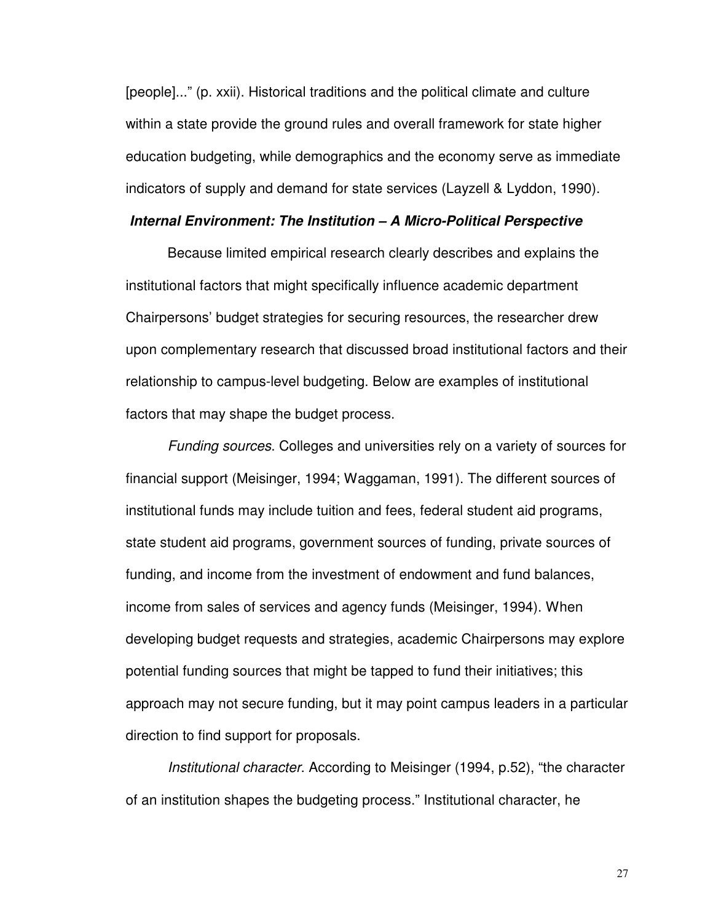[people]..." (p. xxii). Historical traditions and the political climate and culture within a state provide the ground rules and overall framework for state higher education budgeting, while demographics and the economy serve as immediate indicators of supply and demand for state services (Layzell & Lyddon, 1990).

### ***Internal Environment: The Institution – A Micro-Political Perspective***

Because limited empirical research clearly describes and explains the institutional factors that might specifically influence academic department Chairpersons' budget strategies for securing resources, the researcher drew upon complementary research that discussed broad institutional factors and their relationship to campus-level budgeting. Below are examples of institutional factors that may shape the budget process.

*Funding sources*. Colleges and universities rely on a variety of sources for financial support (Meisinger, 1994; Waggaman, 1991). The different sources of institutional funds may include tuition and fees, federal student aid programs, state student aid programs, government sources of funding, private sources of funding, and income from the investment of endowment and fund balances, income from sales of services and agency funds (Meisinger, 1994). When developing budget requests and strategies, academic Chairpersons may explore potential funding sources that might be tapped to fund their initiatives; this approach may not secure funding, but it may point campus leaders in a particular direction to find support for proposals.

*Institutional character*. According to Meisinger (1994, p.52), "the character of an institution shapes the budgeting process." Institutional character, he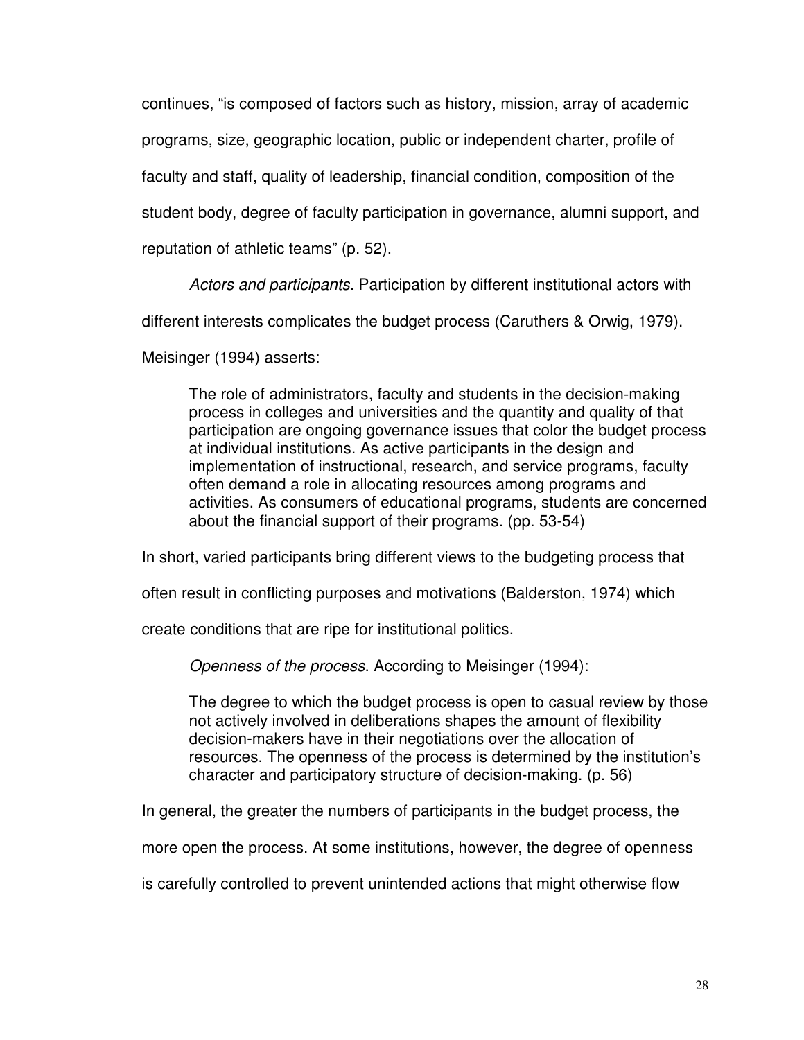continues, "is composed of factors such as history, mission, array of academic programs, size, geographic location, public or independent charter, profile of faculty and staff, quality of leadership, financial condition, composition of the student body, degree of faculty participation in governance, alumni support, and reputation of athletic teams" (p. 52).

*Actors and participants*. Participation by different institutional actors with different interests complicates the budget process (Caruthers & Orwig, 1979). Meisinger (1994) asserts:

> The role of administrators, faculty and students in the decision-making process in colleges and universities and the quantity and quality of that participation are ongoing governance issues that color the budget process at individual institutions. As active participants in the design and implementation of instructional, research, and service programs, faculty often demand a role in allocating resources among programs and activities. As consumers of educational programs, students are concerned about the financial support of their programs. (pp. 53-54)

In short, varied participants bring different views to the budgeting process that often result in conflicting purposes and motivations (Balderston, 1974) which create conditions that are ripe for institutional politics.

*Openness of the process*. According to Meisinger (1994):

> The degree to which the budget process is open to casual review by those not actively involved in deliberations shapes the amount of flexibility decision-makers have in their negotiations over the allocation of resources. The openness of the process is determined by the institution's character and participatory structure of decision-making. (p. 56)

In general, the greater the numbers of participants in the budget process, the more open the process. At some institutions, however, the degree of openness is carefully controlled to prevent unintended actions that might otherwise flow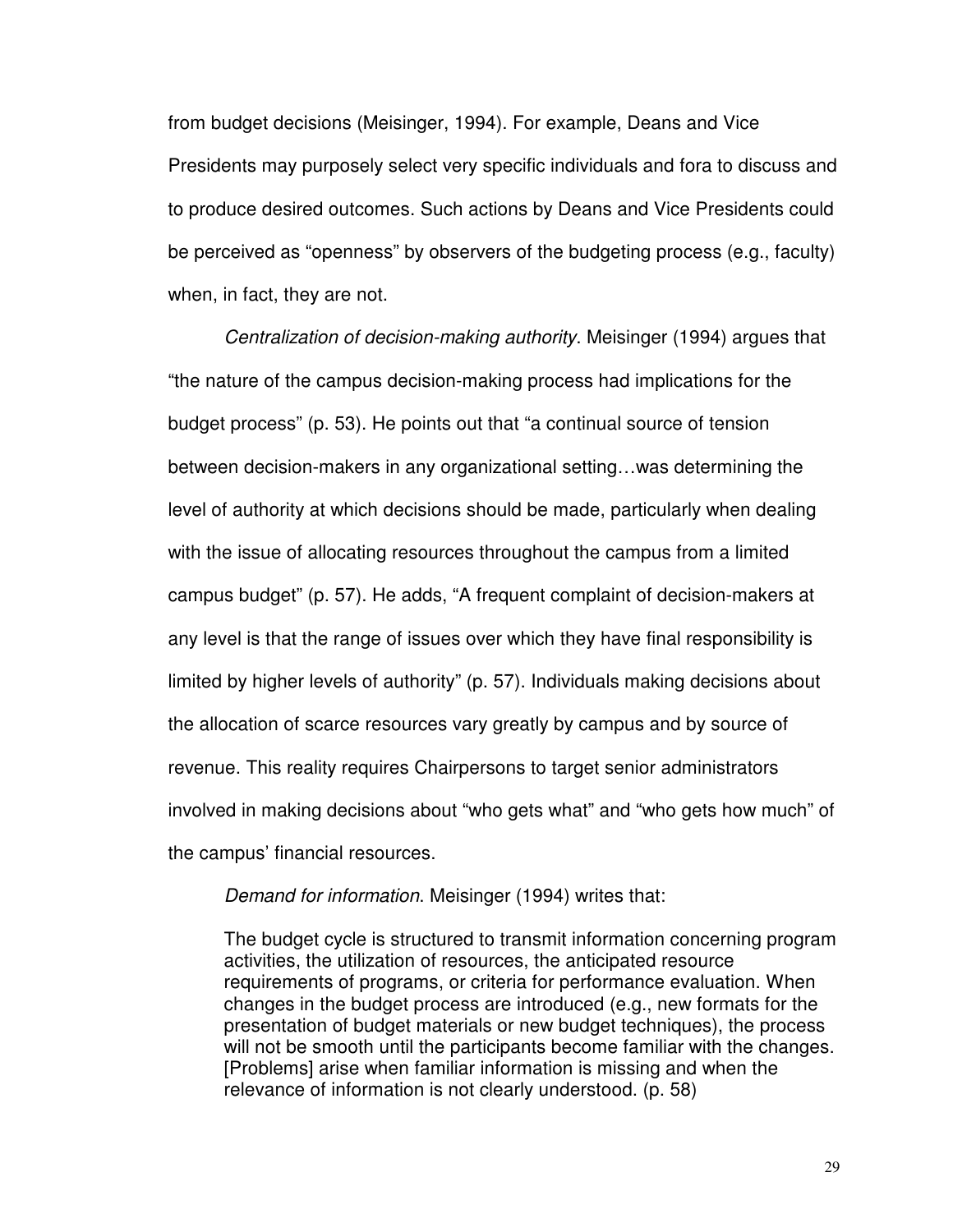from budget decisions (Meisinger, 1994). For example, Deans and Vice Presidents may purposely select very specific individuals and fora to discuss and to produce desired outcomes. Such actions by Deans and Vice Presidents could be perceived as "openness" by observers of the budgeting process (e.g., faculty) when, in fact, they are not.

*Centralization of decision-making authority*. Meisinger (1994) argues that "the nature of the campus decision-making process had implications for the budget process" (p. 53). He points out that "a continual source of tension between decision-makers in any organizational setting…was determining the level of authority at which decisions should be made, particularly when dealing with the issue of allocating resources throughout the campus from a limited campus budget" (p. 57). He adds, "A frequent complaint of decision-makers at any level is that the range of issues over which they have final responsibility is limited by higher levels of authority" (p. 57). Individuals making decisions about the allocation of scarce resources vary greatly by campus and by source of revenue. This reality requires Chairpersons to target senior administrators involved in making decisions about "who gets what" and "who gets how much" of the campus' financial resources.

*Demand for information*. Meisinger (1994) writes that:

> The budget cycle is structured to transmit information concerning program activities, the utilization of resources, the anticipated resource requirements of programs, or criteria for performance evaluation. When changes in the budget process are introduced (e.g., new formats for the presentation of budget materials or new budget techniques), the process will not be smooth until the participants become familiar with the changes. [Problems] arise when familiar information is missing and when the relevance of information is not clearly understood. (p. 58)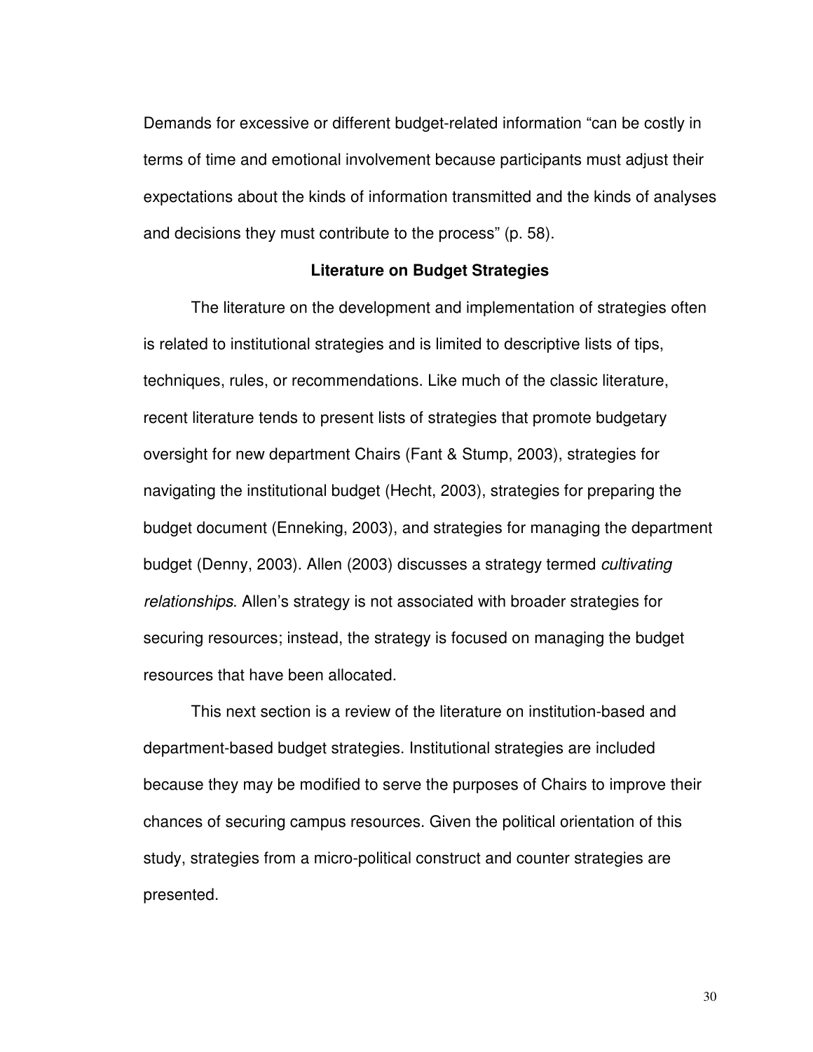Demands for excessive or different budget-related information "can be costly in terms of time and emotional involvement because participants must adjust their expectations about the kinds of information transmitted and the kinds of analyses and decisions they must contribute to the process" (p. 58).

## Literature on Budget Strategies

The literature on the development and implementation of strategies often is related to institutional strategies and is limited to descriptive lists of tips, techniques, rules, or recommendations. Like much of the classic literature, recent literature tends to present lists of strategies that promote budgetary oversight for new department Chairs (Fant & Stump, 2003), strategies for navigating the institutional budget (Hecht, 2003), strategies for preparing the budget document (Enneking, 2003), and strategies for managing the department budget (Denny, 2003). Allen (2003) discusses a strategy termed *cultivating relationships*. Allen's strategy is not associated with broader strategies for securing resources; instead, the strategy is focused on managing the budget resources that have been allocated.

This next section is a review of the literature on institution-based and department-based budget strategies. Institutional strategies are included because they may be modified to serve the purposes of Chairs to improve their chances of securing campus resources. Given the political orientation of this study, strategies from a micro-political construct and counter strategies are presented.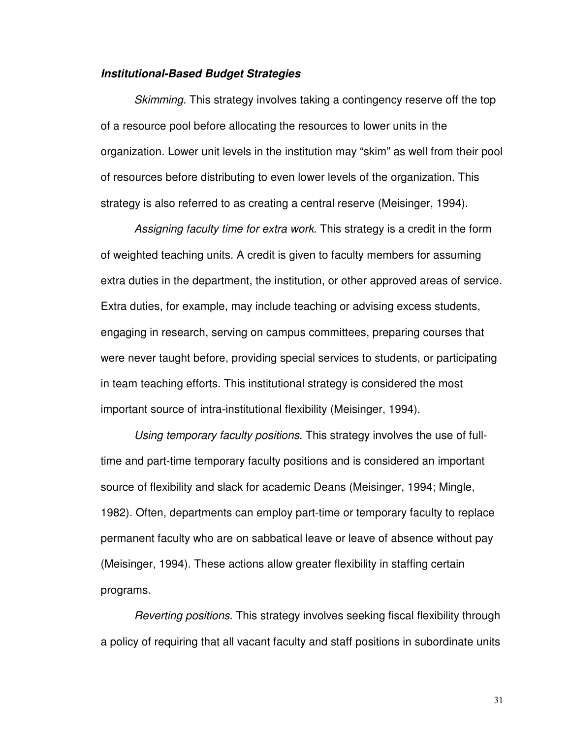***Institutional-Based Budget Strategies***

*Skimming*. This strategy involves taking a contingency reserve off the top of a resource pool before allocating the resources to lower units in the organization. Lower unit levels in the institution may "skim" as well from their pool of resources before distributing to even lower levels of the organization. This strategy is also referred to as creating a central reserve (Meisinger, 1994).

*Assigning faculty time for extra work*. This strategy is a credit in the form of weighted teaching units. A credit is given to faculty members for assuming extra duties in the department, the institution, or other approved areas of service. Extra duties, for example, may include teaching or advising excess students, engaging in research, serving on campus committees, preparing courses that were never taught before, providing special services to students, or participating in team teaching efforts. This institutional strategy is considered the most important source of intra-institutional flexibility (Meisinger, 1994).

*Using temporary faculty positions*. This strategy involves the use of full-time and part-time temporary faculty positions and is considered an important source of flexibility and slack for academic Deans (Meisinger, 1994; Mingle, 1982). Often, departments can employ part-time or temporary faculty to replace permanent faculty who are on sabbatical leave or leave of absence without pay (Meisinger, 1994). These actions allow greater flexibility in staffing certain programs.

*Reverting positions*. This strategy involves seeking fiscal flexibility through a policy of requiring that all vacant faculty and staff positions in subordinate units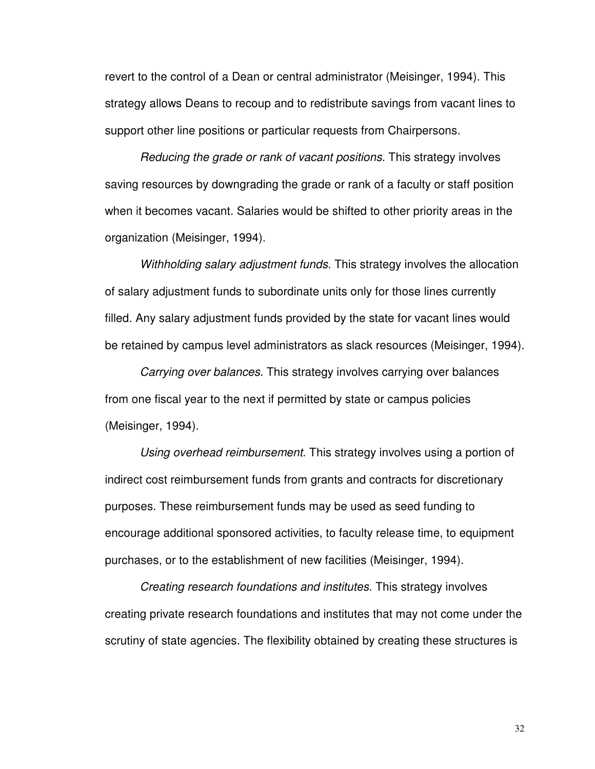revert to the control of a Dean or central administrator (Meisinger, 1994). This strategy allows Deans to recoup and to redistribute savings from vacant lines to support other line positions or particular requests from Chairpersons.

*Reducing the grade or rank of vacant positions*. This strategy involves saving resources by downgrading the grade or rank of a faculty or staff position when it becomes vacant. Salaries would be shifted to other priority areas in the organization (Meisinger, 1994).

*Withholding salary adjustment funds.* This strategy involves the allocation of salary adjustment funds to subordinate units only for those lines currently filled. Any salary adjustment funds provided by the state for vacant lines would be retained by campus level administrators as slack resources (Meisinger, 1994).

*Carrying over balances*. This strategy involves carrying over balances from one fiscal year to the next if permitted by state or campus policies (Meisinger, 1994).

*Using overhead reimbursement*. This strategy involves using a portion of indirect cost reimbursement funds from grants and contracts for discretionary purposes. These reimbursement funds may be used as seed funding to encourage additional sponsored activities, to faculty release time, to equipment purchases, or to the establishment of new facilities (Meisinger, 1994).

*Creating research foundations and institutes*. This strategy involves creating private research foundations and institutes that may not come under the scrutiny of state agencies. The flexibility obtained by creating these structures is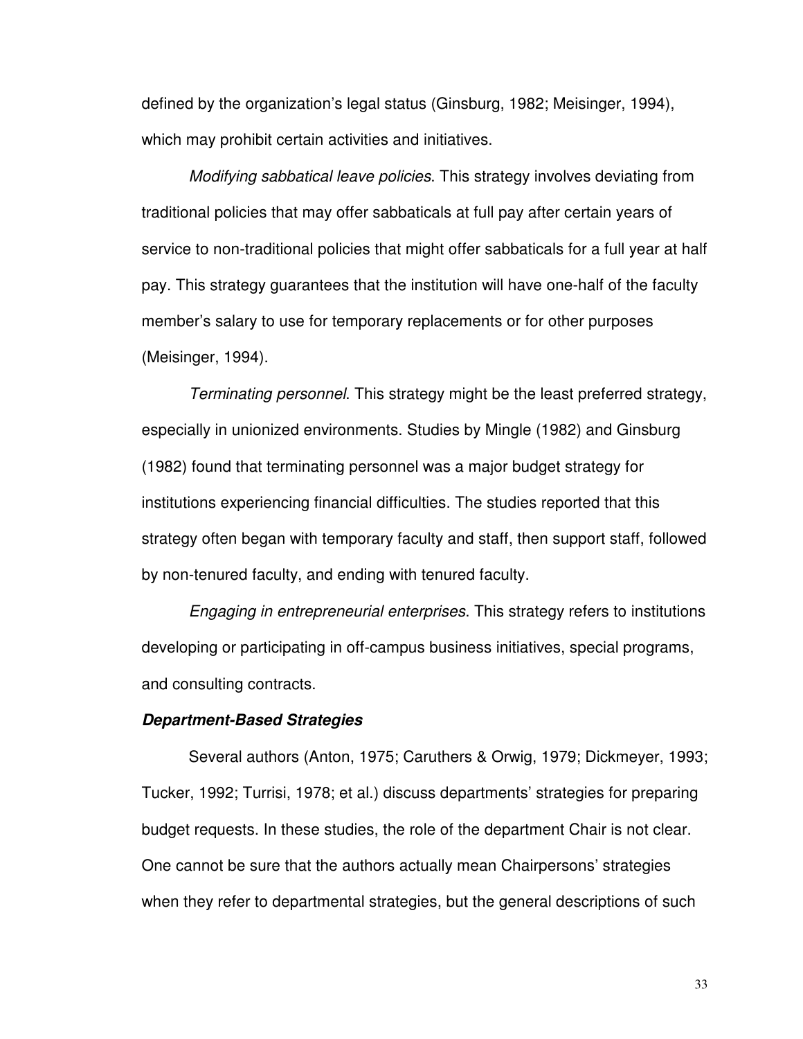defined by the organization's legal status (Ginsburg, 1982; Meisinger, 1994), which may prohibit certain activities and initiatives.

*Modifying sabbatical leave policies*. This strategy involves deviating from traditional policies that may offer sabbaticals at full pay after certain years of service to non-traditional policies that might offer sabbaticals for a full year at half pay. This strategy guarantees that the institution will have one-half of the faculty member's salary to use for temporary replacements or for other purposes (Meisinger, 1994).

*Terminating personnel*. This strategy might be the least preferred strategy, especially in unionized environments. Studies by Mingle (1982) and Ginsburg (1982) found that terminating personnel was a major budget strategy for institutions experiencing financial difficulties. The studies reported that this strategy often began with temporary faculty and staff, then support staff, followed by non-tenured faculty, and ending with tenured faculty.

*Engaging in entrepreneurial enterprises*. This strategy refers to institutions developing or participating in off-campus business initiatives, special programs, and consulting contracts.

### ***Department-Based Strategies***

Several authors (Anton, 1975; Caruthers & Orwig, 1979; Dickmeyer, 1993; Tucker, 1992; Turrisi, 1978; et al.) discuss departments' strategies for preparing budget requests. In these studies, the role of the department Chair is not clear. One cannot be sure that the authors actually mean Chairpersons' strategies when they refer to departmental strategies, but the general descriptions of such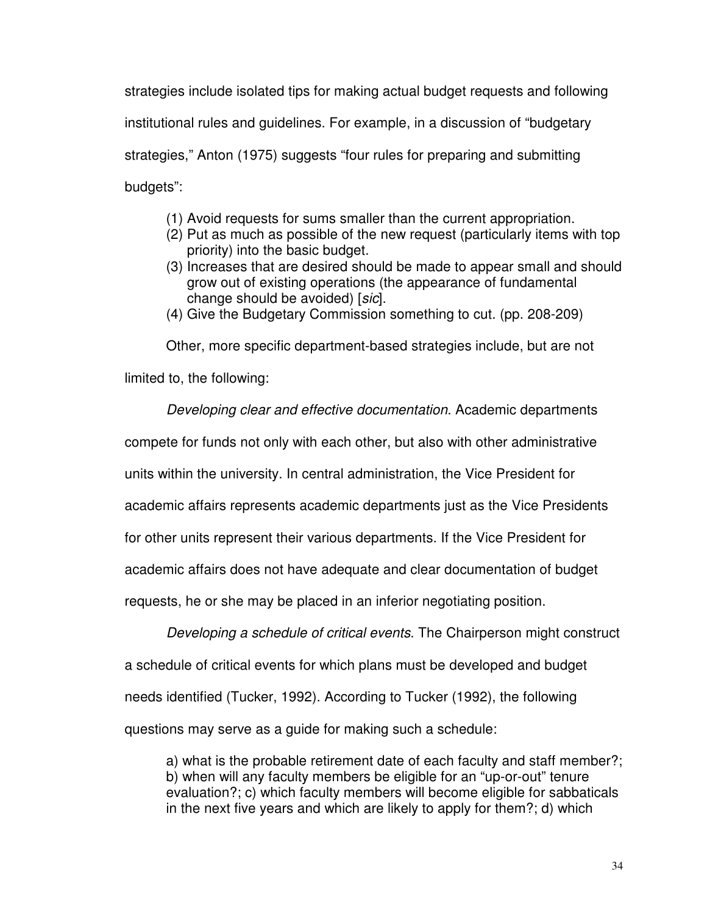strategies include isolated tips for making actual budget requests and following institutional rules and guidelines. For example, in a discussion of "budgetary strategies," Anton (1975) suggests "four rules for preparing and submitting budgets":

> (1) Avoid requests for sums smaller than the current appropriation.
> (2) Put as much as possible of the new request (particularly items with top priority) into the basic budget.
> (3) Increases that are desired should be made to appear small and should grow out of existing operations (the appearance of fundamental change should be avoided) [*sic*].
> (4) Give the Budgetary Commission something to cut. (pp. 208-209)

Other, more specific department-based strategies include, but are not limited to, the following:

*Developing clear and effective documentation*. Academic departments compete for funds not only with each other, but also with other administrative units within the university. In central administration, the Vice President for academic affairs represents academic departments just as the Vice Presidents for other units represent their various departments. If the Vice President for academic affairs does not have adequate and clear documentation of budget requests, he or she may be placed in an inferior negotiating position.

*Developing a schedule of critical events*. The Chairperson might construct a schedule of critical events for which plans must be developed and budget needs identified (Tucker, 1992). According to Tucker (1992), the following questions may serve as a guide for making such a schedule:

> a) what is the probable retirement date of each faculty and staff member?; b) when will any faculty members be eligible for an "up-or-out" tenure evaluation?; c) which faculty members will become eligible for sabbaticals in the next five years and which are likely to apply for them?; d) which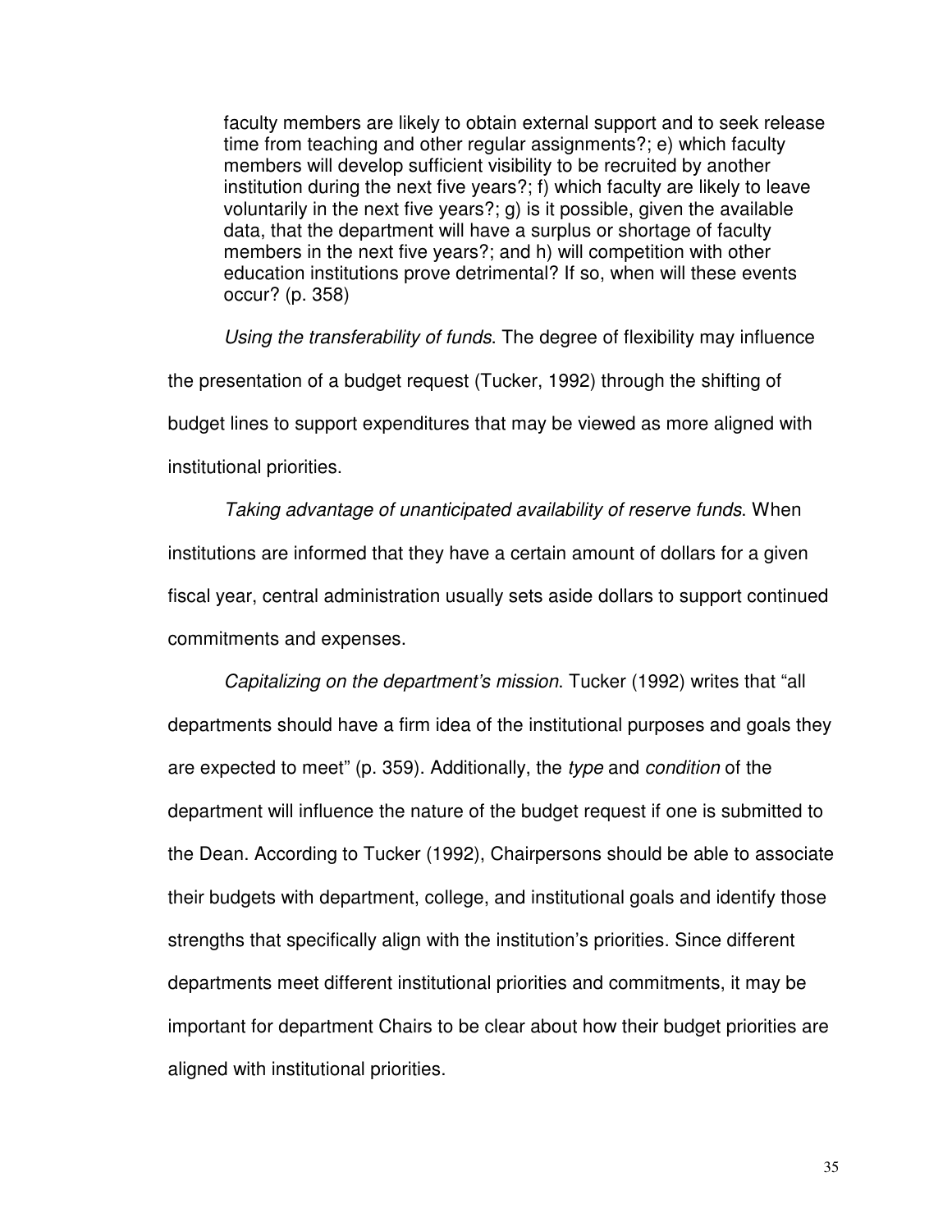> faculty members are likely to obtain external support and to seek release time from teaching and other regular assignments?; e) which faculty members will develop sufficient visibility to be recruited by another institution during the next five years?; f) which faculty are likely to leave voluntarily in the next five years?; g) is it possible, given the available data, that the department will have a surplus or shortage of faculty members in the next five years?; and h) will competition with other education institutions prove detrimental? If so, when will these events occur? (p. 358)

*Using the transferability of funds*. The degree of flexibility may influence the presentation of a budget request (Tucker, 1992) through the shifting of budget lines to support expenditures that may be viewed as more aligned with institutional priorities.

*Taking advantage of unanticipated availability of reserve funds*. When institutions are informed that they have a certain amount of dollars for a given fiscal year, central administration usually sets aside dollars to support continued commitments and expenses.

*Capitalizing on the department's mission*. Tucker (1992) writes that "all departments should have a firm idea of the institutional purposes and goals they are expected to meet" (p. 359). Additionally, the *type* and *condition* of the department will influence the nature of the budget request if one is submitted to the Dean. According to Tucker (1992), Chairpersons should be able to associate their budgets with department, college, and institutional goals and identify those strengths that specifically align with the institution's priorities. Since different departments meet different institutional priorities and commitments, it may be important for department Chairs to be clear about how their budget priorities are aligned with institutional priorities.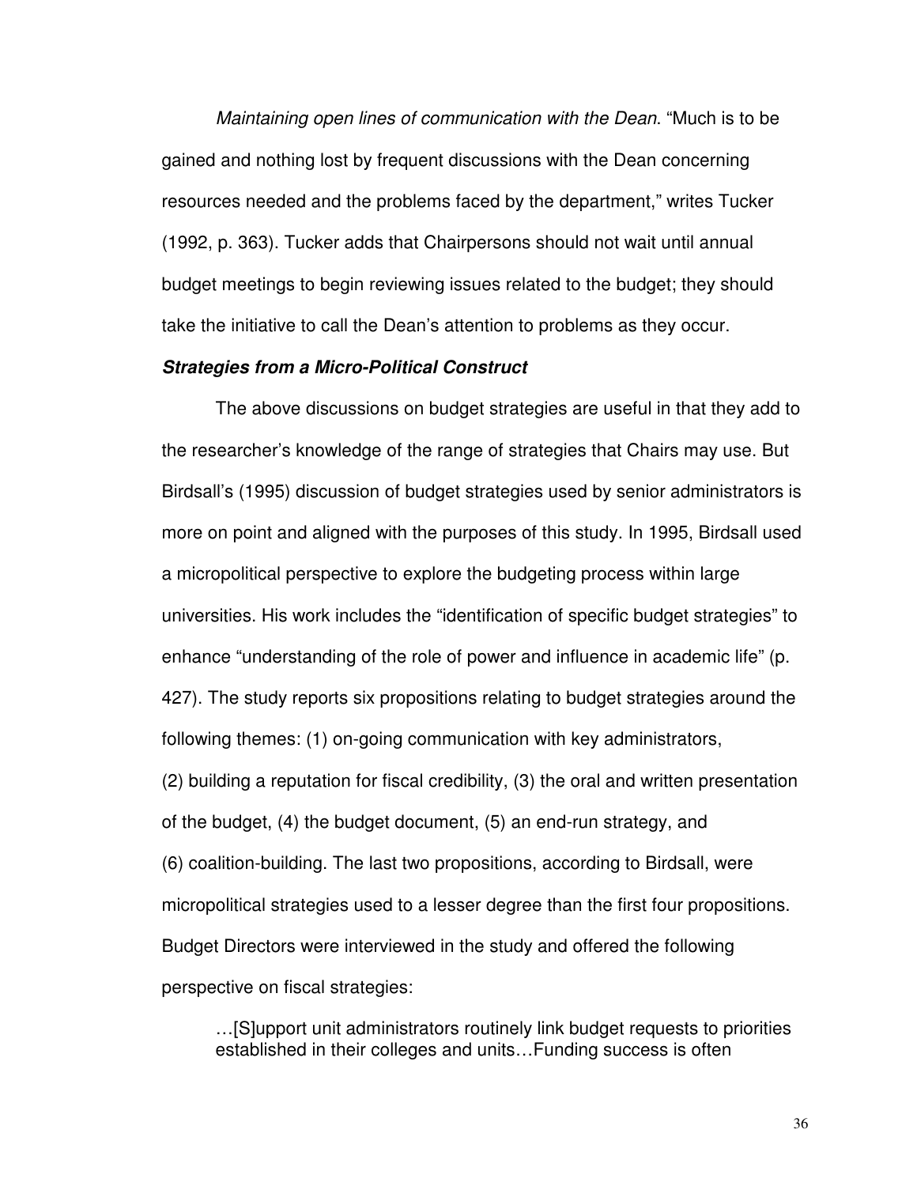*Maintaining open lines of communication with the Dean*. "Much is to be gained and nothing lost by frequent discussions with the Dean concerning resources needed and the problems faced by the department," writes Tucker (1992, p. 363). Tucker adds that Chairpersons should not wait until annual budget meetings to begin reviewing issues related to the budget; they should take the initiative to call the Dean's attention to problems as they occur.

***Strategies from a Micro-Political Construct***

The above discussions on budget strategies are useful in that they add to the researcher's knowledge of the range of strategies that Chairs may use. But Birdsall's (1995) discussion of budget strategies used by senior administrators is more on point and aligned with the purposes of this study. In 1995, Birdsall used a micropolitical perspective to explore the budgeting process within large universities. His work includes the "identification of specific budget strategies" to enhance "understanding of the role of power and influence in academic life" (p. 427). The study reports six propositions relating to budget strategies around the following themes: (1) on-going communication with key administrators, (2) building a reputation for fiscal credibility, (3) the oral and written presentation of the budget, (4) the budget document, (5) an end-run strategy, and (6) coalition-building. The last two propositions, according to Birdsall, were micropolitical strategies used to a lesser degree than the first four propositions. Budget Directors were interviewed in the study and offered the following perspective on fiscal strategies:

> …[S]upport unit administrators routinely link budget requests to priorities established in their colleges and units…Funding success is often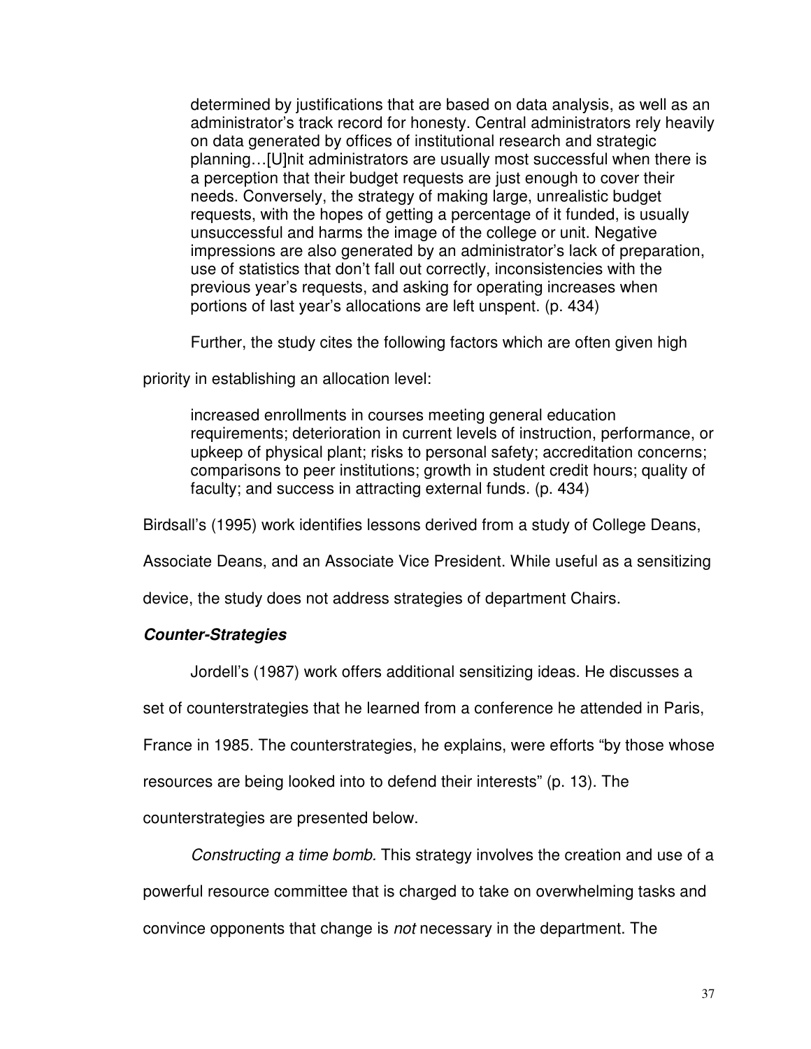> determined by justifications that are based on data analysis, as well as an administrator's track record for honesty. Central administrators rely heavily on data generated by offices of institutional research and strategic planning…[U]nit administrators are usually most successful when there is a perception that their budget requests are just enough to cover their needs. Conversely, the strategy of making large, unrealistic budget requests, with the hopes of getting a percentage of it funded, is usually unsuccessful and harms the image of the college or unit. Negative impressions are also generated by an administrator's lack of preparation, use of statistics that don't fall out correctly, inconsistencies with the previous year's requests, and asking for operating increases when portions of last year's allocations are left unspent. (p. 434)

Further, the study cites the following factors which are often given high priority in establishing an allocation level:

> increased enrollments in courses meeting general education requirements; deterioration in current levels of instruction, performance, or upkeep of physical plant; risks to personal safety; accreditation concerns; comparisons to peer institutions; growth in student credit hours; quality of faculty; and success in attracting external funds. (p. 434)

Birdsall's (1995) work identifies lessons derived from a study of College Deans, Associate Deans, and an Associate Vice President. While useful as a sensitizing device, the study does not address strategies of department Chairs.

### ***Counter-Strategies***

Jordell's (1987) work offers additional sensitizing ideas. He discusses a set of counterstrategies that he learned from a conference he attended in Paris, France in 1985. The counterstrategies, he explains, were efforts "by those whose resources are being looked into to defend their interests" (p. 13). The counterstrategies are presented below.

*Constructing a time bomb.* This strategy involves the creation and use of a powerful resource committee that is charged to take on overwhelming tasks and convince opponents that change is *not* necessary in the department. The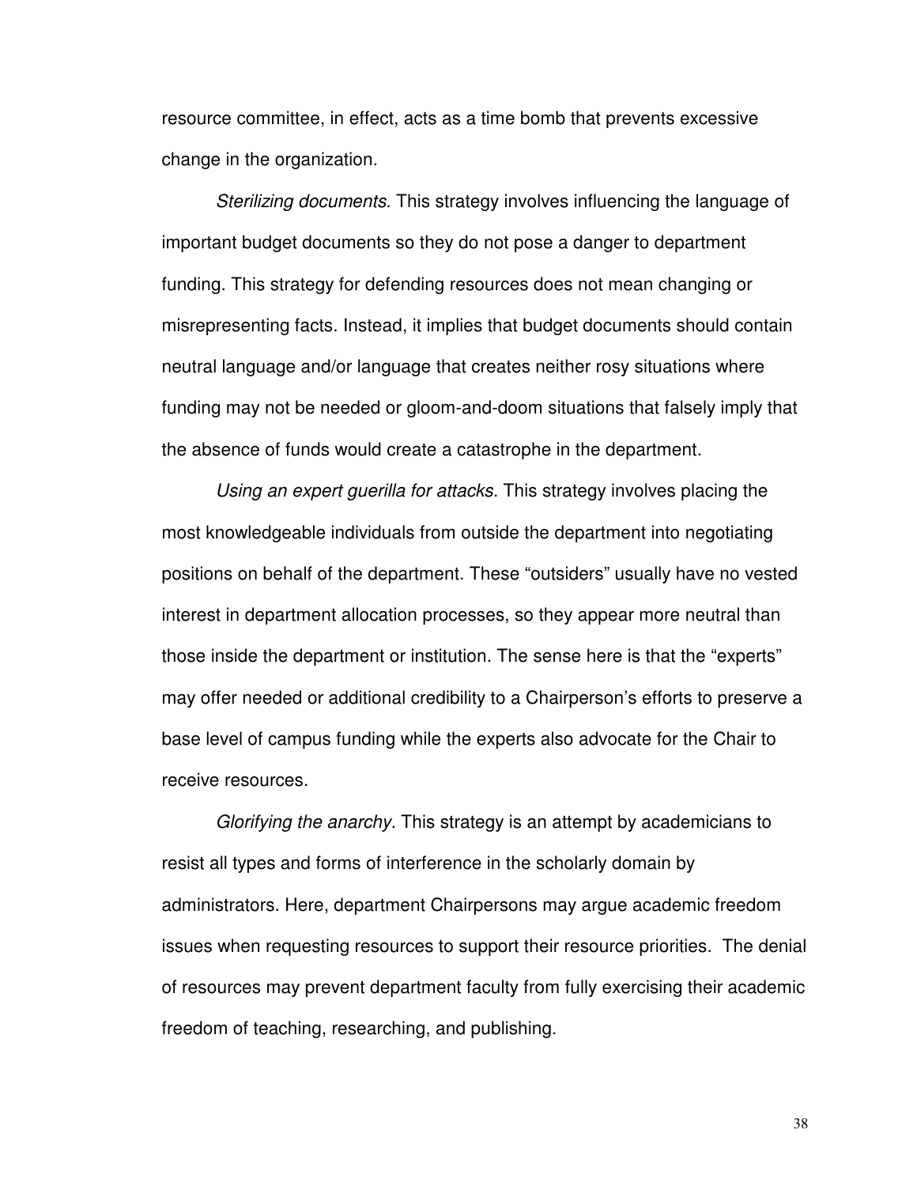resource committee, in effect, acts as a time bomb that prevents excessive change in the organization.

*Sterilizing documents.* This strategy involves influencing the language of important budget documents so they do not pose a danger to department funding. This strategy for defending resources does not mean changing or misrepresenting facts. Instead, it implies that budget documents should contain neutral language and/or language that creates neither rosy situations where funding may not be needed or gloom-and-doom situations that falsely imply that the absence of funds would create a catastrophe in the department.

*Using an expert guerilla for attacks.* This strategy involves placing the most knowledgeable individuals from outside the department into negotiating positions on behalf of the department. These “outsiders” usually have no vested interest in department allocation processes, so they appear more neutral than those inside the department or institution. The sense here is that the “experts” may offer needed or additional credibility to a Chairperson’s efforts to preserve a base level of campus funding while the experts also advocate for the Chair to receive resources.

*Glorifying the anarchy.* This strategy is an attempt by academicians to resist all types and forms of interference in the scholarly domain by administrators. Here, department Chairpersons may argue academic freedom issues when requesting resources to support their resource priorities. The denial of resources may prevent department faculty from fully exercising their academic freedom of teaching, researching, and publishing.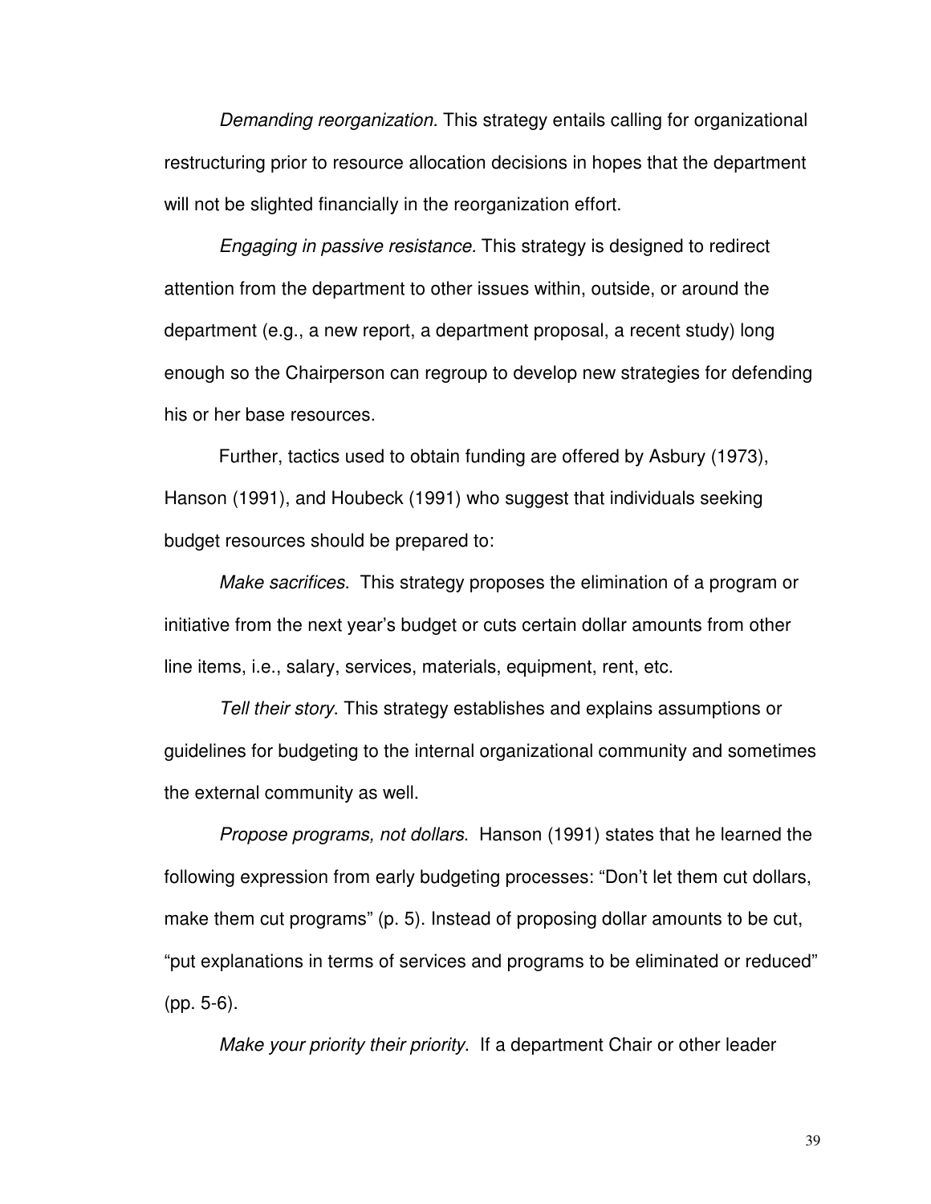*Demanding reorganization.* This strategy entails calling for organizational restructuring prior to resource allocation decisions in hopes that the department will not be slighted financially in the reorganization effort.

*Engaging in passive resistance.* This strategy is designed to redirect attention from the department to other issues within, outside, or around the department (e.g., a new report, a department proposal, a recent study) long enough so the Chairperson can regroup to develop new strategies for defending his or her base resources.

Further, tactics used to obtain funding are offered by Asbury (1973), Hanson (1991), and Houbeck (1991) who suggest that individuals seeking budget resources should be prepared to:

*Make sacrifices*. This strategy proposes the elimination of a program or initiative from the next year's budget or cuts certain dollar amounts from other line items, i.e., salary, services, materials, equipment, rent, etc.

*Tell their story*. This strategy establishes and explains assumptions or guidelines for budgeting to the internal organizational community and sometimes the external community as well.

*Propose programs, not dollars*. Hanson (1991) states that he learned the following expression from early budgeting processes: "Don't let them cut dollars, make them cut programs" (p. 5). Instead of proposing dollar amounts to be cut, "put explanations in terms of services and programs to be eliminated or reduced" (pp. 5-6).

*Make your priority their priority*. If a department Chair or other leader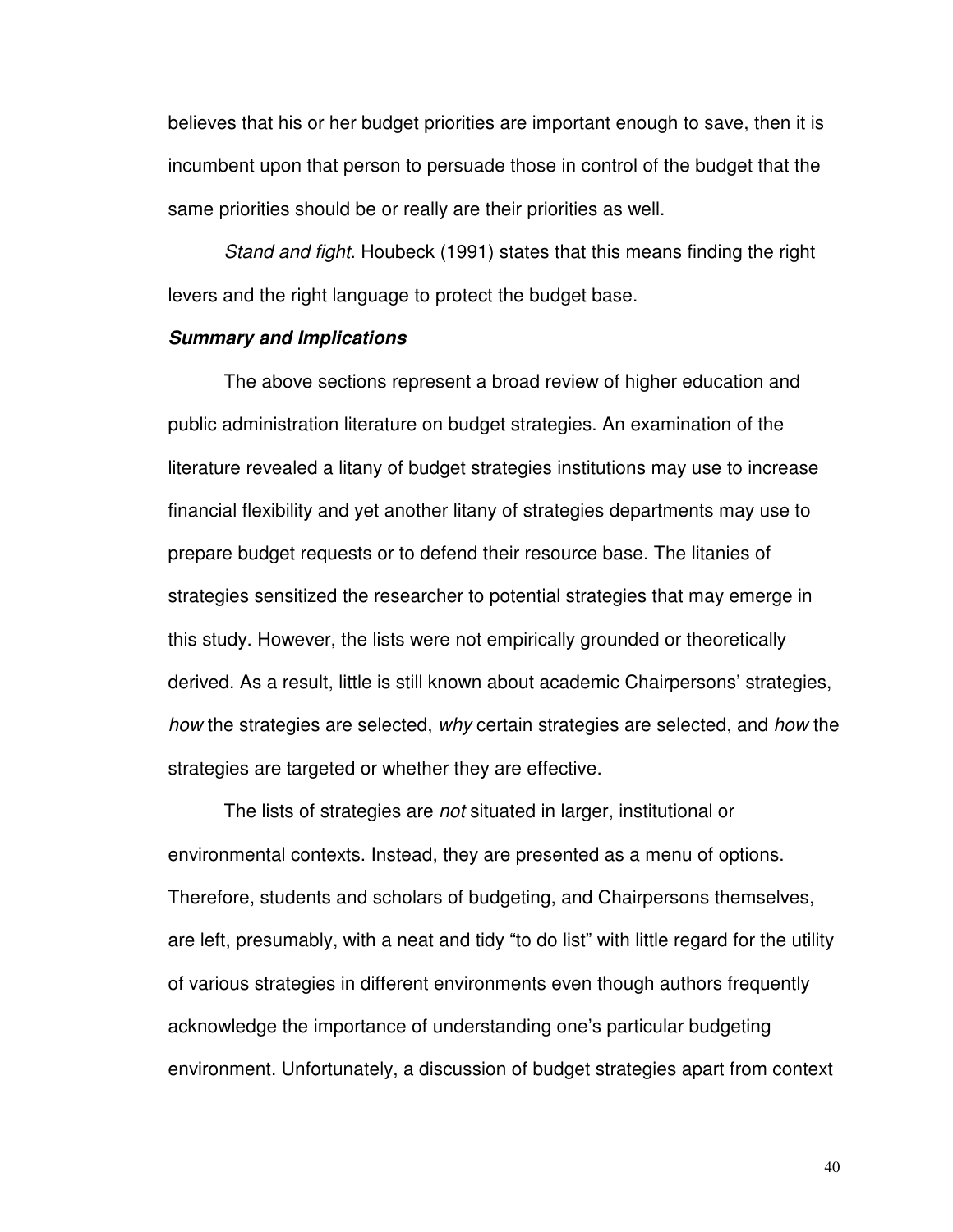believes that his or her budget priorities are important enough to save, then it is incumbent upon that person to persuade those in control of the budget that the same priorities should be or really are their priorities as well.

*Stand and fight*. Houbeck (1991) states that this means finding the right levers and the right language to protect the budget base.

***Summary and Implications***

The above sections represent a broad review of higher education and public administration literature on budget strategies. An examination of the literature revealed a litany of budget strategies institutions may use to increase financial flexibility and yet another litany of strategies departments may use to prepare budget requests or to defend their resource base. The litanies of strategies sensitized the researcher to potential strategies that may emerge in this study. However, the lists were not empirically grounded or theoretically derived. As a result, little is still known about academic Chairpersons' strategies, *how* the strategies are selected, *why* certain strategies are selected, and *how* the strategies are targeted or whether they are effective.

The lists of strategies are *not* situated in larger, institutional or environmental contexts. Instead, they are presented as a menu of options. Therefore, students and scholars of budgeting, and Chairpersons themselves, are left, presumably, with a neat and tidy "to do list" with little regard for the utility of various strategies in different environments even though authors frequently acknowledge the importance of understanding one's particular budgeting environment. Unfortunately, a discussion of budget strategies apart from context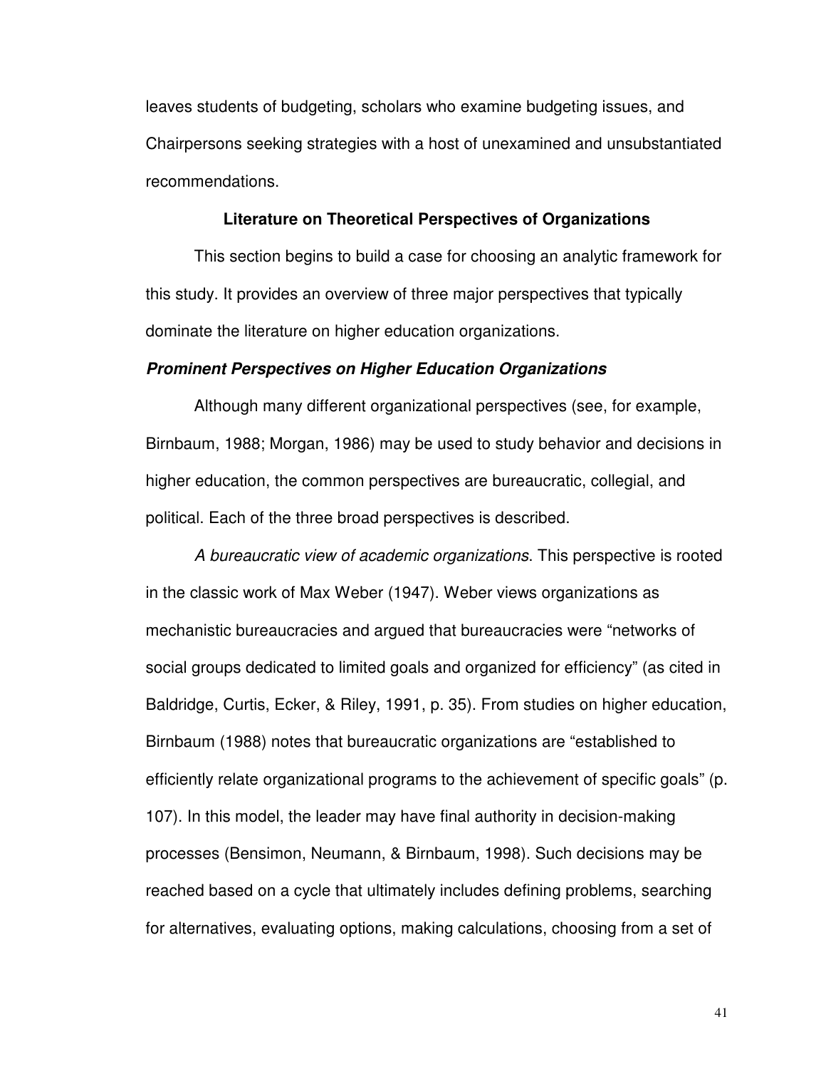leaves students of budgeting, scholars who examine budgeting issues, and Chairpersons seeking strategies with a host of unexamined and unsubstantiated recommendations.

## Literature on Theoretical Perspectives of Organizations

This section begins to build a case for choosing an analytic framework for this study. It provides an overview of three major perspectives that typically dominate the literature on higher education organizations.

### *Prominent Perspectives on Higher Education Organizations*

Although many different organizational perspectives (see, for example, Birnbaum, 1988; Morgan, 1986) may be used to study behavior and decisions in higher education, the common perspectives are bureaucratic, collegial, and political. Each of the three broad perspectives is described.

*A bureaucratic view of academic organizations*. This perspective is rooted in the classic work of Max Weber (1947). Weber views organizations as mechanistic bureaucracies and argued that bureaucracies were "networks of social groups dedicated to limited goals and organized for efficiency" (as cited in Baldridge, Curtis, Ecker, & Riley, 1991, p. 35). From studies on higher education, Birnbaum (1988) notes that bureaucratic organizations are "established to efficiently relate organizational programs to the achievement of specific goals" (p. 107). In this model, the leader may have final authority in decision-making processes (Bensimon, Neumann, & Birnbaum, 1998). Such decisions may be reached based on a cycle that ultimately includes defining problems, searching for alternatives, evaluating options, making calculations, choosing from a set of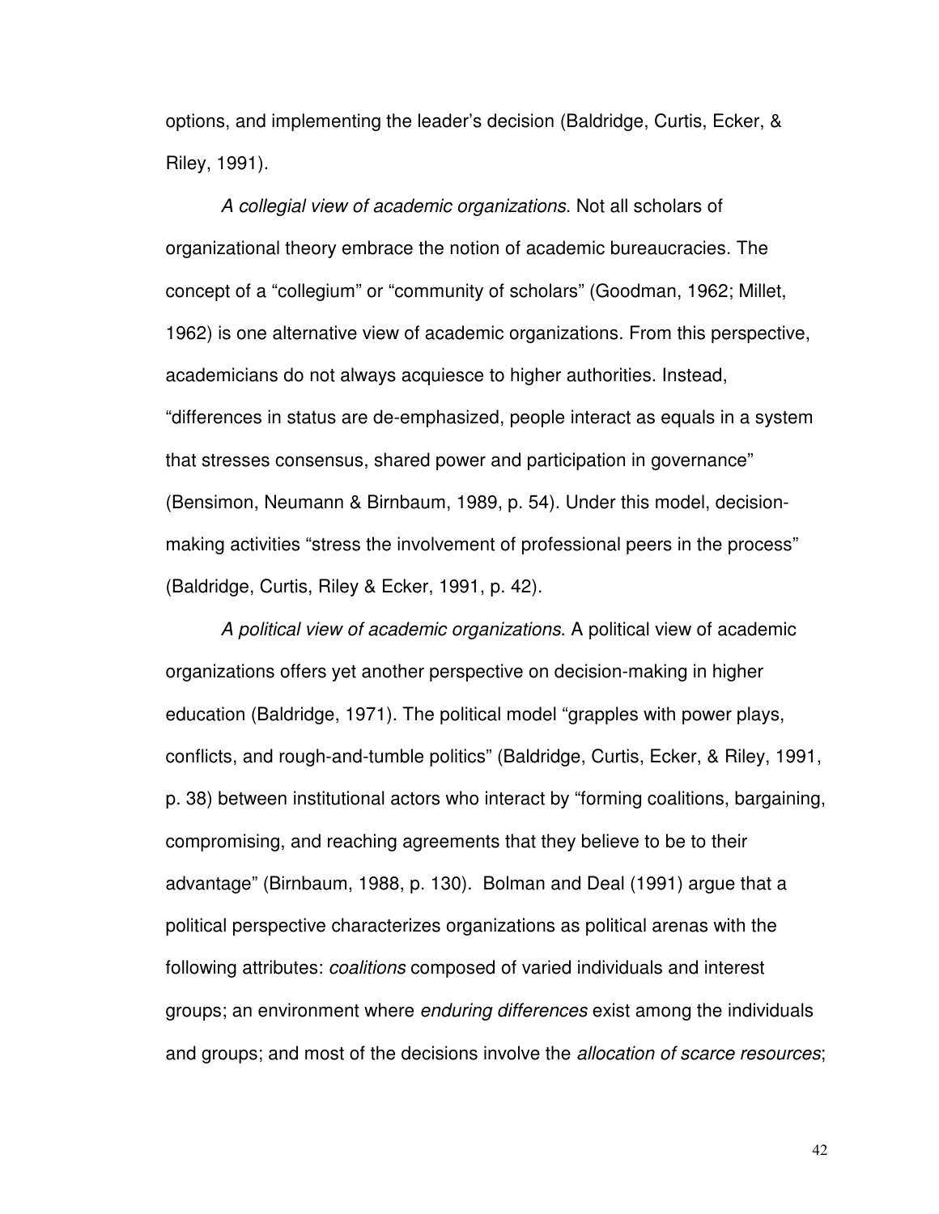options, and implementing the leader's decision (Baldridge, Curtis, Ecker, & Riley, 1991).

*A collegial view of academic organizations*. Not all scholars of organizational theory embrace the notion of academic bureaucracies. The concept of a "collegium" or "community of scholars" (Goodman, 1962; Millet, 1962) is one alternative view of academic organizations. From this perspective, academicians do not always acquiesce to higher authorities. Instead, "differences in status are de-emphasized, people interact as equals in a system that stresses consensus, shared power and participation in governance" (Bensimon, Neumann & Birnbaum, 1989, p. 54). Under this model, decision-making activities "stress the involvement of professional peers in the process" (Baldridge, Curtis, Riley & Ecker, 1991, p. 42).

*A political view of academic organizations*. A political view of academic organizations offers yet another perspective on decision-making in higher education (Baldridge, 1971). The political model "grapples with power plays, conflicts, and rough-and-tumble politics" (Baldridge, Curtis, Ecker, & Riley, 1991, p. 38) between institutional actors who interact by "forming coalitions, bargaining, compromising, and reaching agreements that they believe to be to their advantage" (Birnbaum, 1988, p. 130). Bolman and Deal (1991) argue that a political perspective characterizes organizations as political arenas with the following attributes: *coalitions* composed of varied individuals and interest groups; an environment where *enduring differences* exist among the individuals and groups; and most of the decisions involve the *allocation of scarce resources*;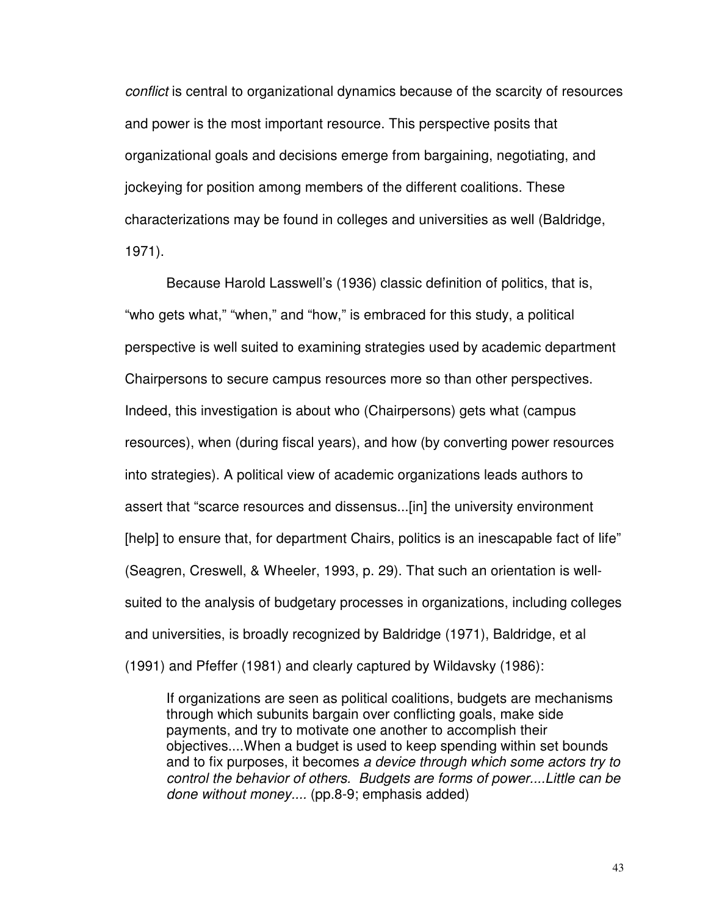*conflict* is central to organizational dynamics because of the scarcity of resources and power is the most important resource. This perspective posits that organizational goals and decisions emerge from bargaining, negotiating, and jockeying for position among members of the different coalitions. These characterizations may be found in colleges and universities as well (Baldridge, 1971).

Because Harold Lasswell's (1936) classic definition of politics, that is, "who gets what," "when," and "how," is embraced for this study, a political perspective is well suited to examining strategies used by academic department Chairpersons to secure campus resources more so than other perspectives. Indeed, this investigation is about who (Chairpersons) gets what (campus resources), when (during fiscal years), and how (by converting power resources into strategies). A political view of academic organizations leads authors to assert that "scarce resources and dissensus...[in] the university environment [help] to ensure that, for department Chairs, politics is an inescapable fact of life" (Seagren, Creswell, & Wheeler, 1993, p. 29). That such an orientation is well-suited to the analysis of budgetary processes in organizations, including colleges and universities, is broadly recognized by Baldridge (1971), Baldridge, et al (1991) and Pfeffer (1981) and clearly captured by Wildavsky (1986):

> If organizations are seen as political coalitions, budgets are mechanisms through which subunits bargain over conflicting goals, make side payments, and try to motivate one another to accomplish their objectives....When a budget is used to keep spending within set bounds and to fix purposes, it becomes *a device through which some actors try to control the behavior of others. Budgets are forms of power....Little can be done without money....* (pp.8-9; emphasis added)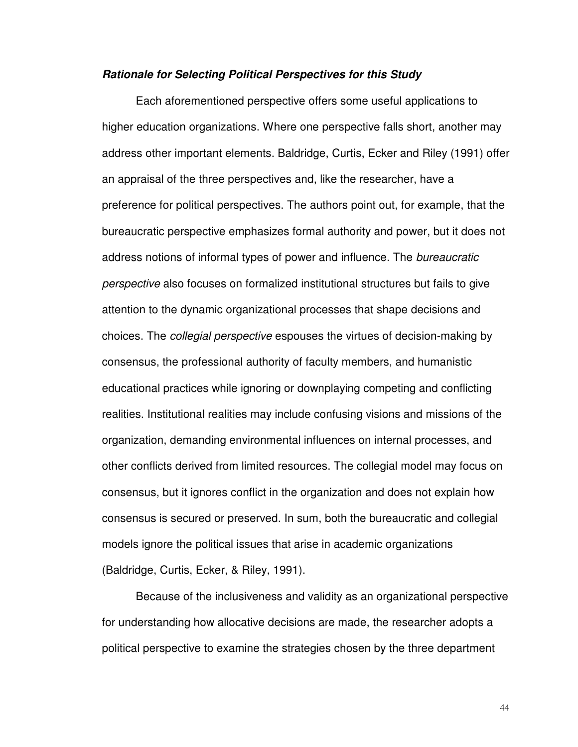***Rationale for Selecting Political Perspectives for this Study***

Each aforementioned perspective offers some useful applications to higher education organizations. Where one perspective falls short, another may address other important elements. Baldridge, Curtis, Ecker and Riley (1991) offer an appraisal of the three perspectives and, like the researcher, have a preference for political perspectives. The authors point out, for example, that the bureaucratic perspective emphasizes formal authority and power, but it does not address notions of informal types of power and influence. The *bureaucratic perspective* also focuses on formalized institutional structures but fails to give attention to the dynamic organizational processes that shape decisions and choices. The *collegial perspective* espouses the virtues of decision-making by consensus, the professional authority of faculty members, and humanistic educational practices while ignoring or downplaying competing and conflicting realities. Institutional realities may include confusing visions and missions of the organization, demanding environmental influences on internal processes, and other conflicts derived from limited resources. The collegial model may focus on consensus, but it ignores conflict in the organization and does not explain how consensus is secured or preserved. In sum, both the bureaucratic and collegial models ignore the political issues that arise in academic organizations (Baldridge, Curtis, Ecker, & Riley, 1991).

Because of the inclusiveness and validity as an organizational perspective for understanding how allocative decisions are made, the researcher adopts a political perspective to examine the strategies chosen by the three department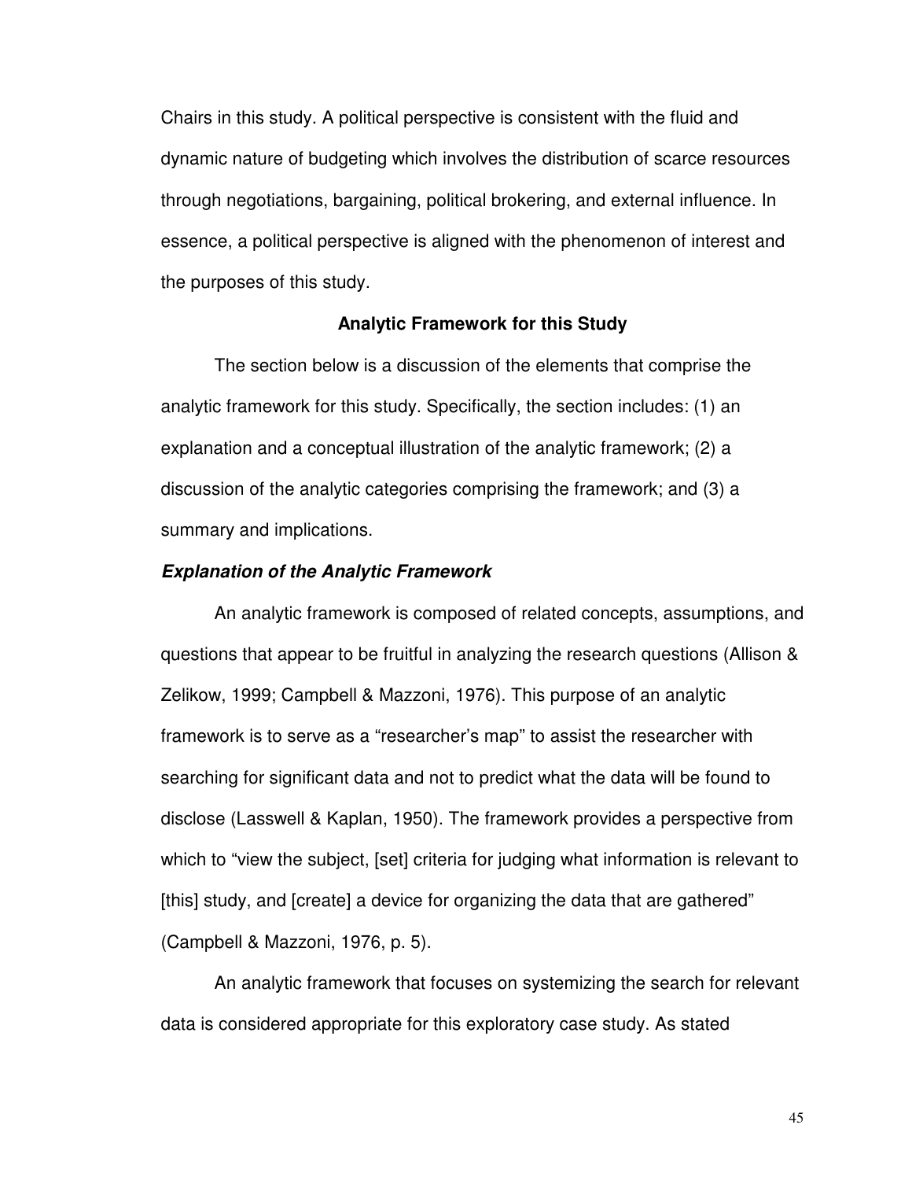Chairs in this study. A political perspective is consistent with the fluid and dynamic nature of budgeting which involves the distribution of scarce resources through negotiations, bargaining, political brokering, and external influence. In essence, a political perspective is aligned with the phenomenon of interest and the purposes of this study.

## Analytic Framework for this Study

The section below is a discussion of the elements that comprise the analytic framework for this study. Specifically, the section includes: (1) an explanation and a conceptual illustration of the analytic framework; (2) a discussion of the analytic categories comprising the framework; and (3) a summary and implications.

### ***Explanation of the Analytic Framework***

An analytic framework is composed of related concepts, assumptions, and questions that appear to be fruitful in analyzing the research questions (Allison & Zelikow, 1999; Campbell & Mazzoni, 1976). This purpose of an analytic framework is to serve as a "researcher's map" to assist the researcher with searching for significant data and not to predict what the data will be found to disclose (Lasswell & Kaplan, 1950). The framework provides a perspective from which to "view the subject, [set] criteria for judging what information is relevant to [this] study, and [create] a device for organizing the data that are gathered" (Campbell & Mazzoni, 1976, p. 5).

An analytic framework that focuses on systemizing the search for relevant data is considered appropriate for this exploratory case study. As stated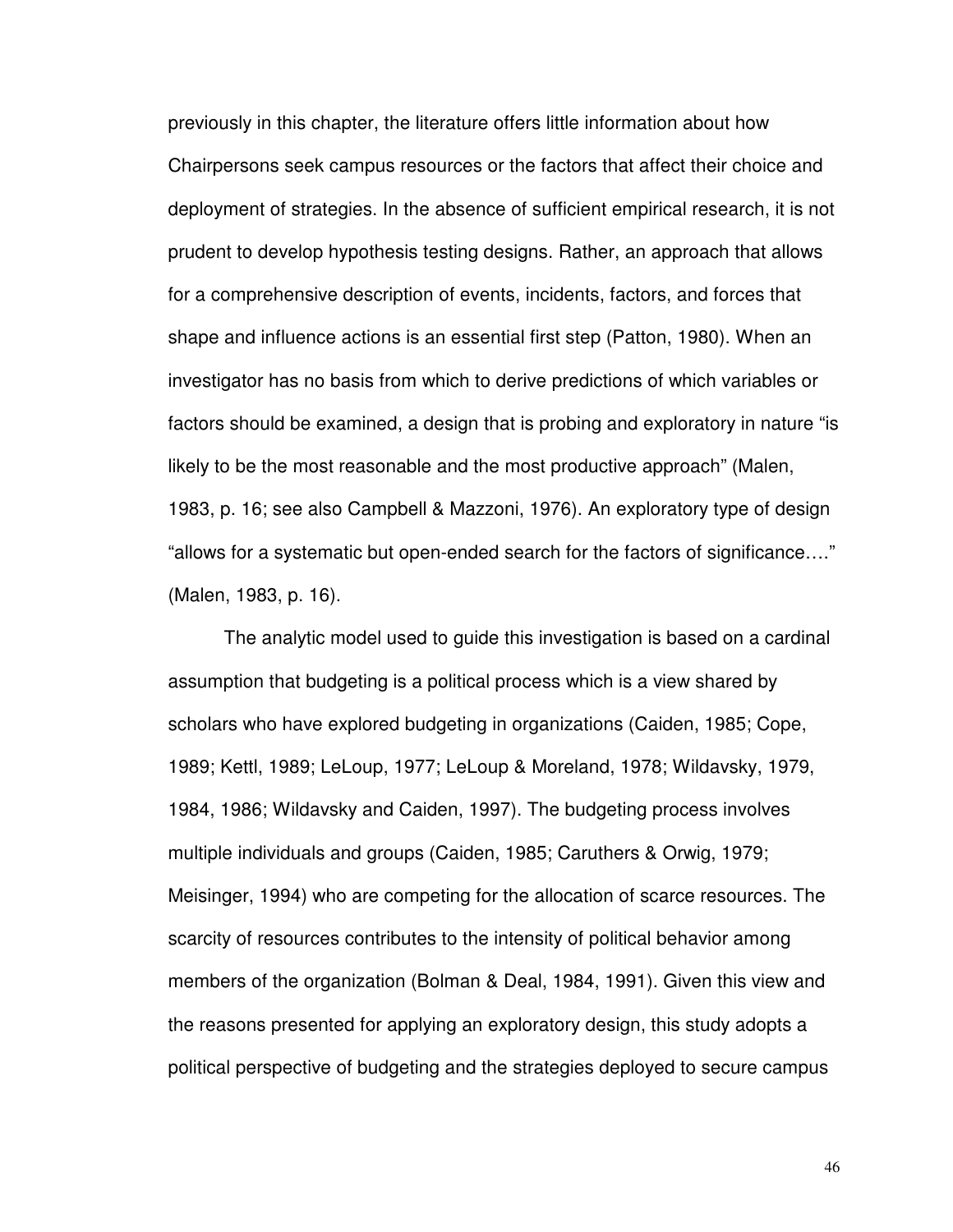previously in this chapter, the literature offers little information about how Chairpersons seek campus resources or the factors that affect their choice and deployment of strategies. In the absence of sufficient empirical research, it is not prudent to develop hypothesis testing designs. Rather, an approach that allows for a comprehensive description of events, incidents, factors, and forces that shape and influence actions is an essential first step (Patton, 1980). When an investigator has no basis from which to derive predictions of which variables or factors should be examined, a design that is probing and exploratory in nature "is likely to be the most reasonable and the most productive approach" (Malen, 1983, p. 16; see also Campbell & Mazzoni, 1976). An exploratory type of design "allows for a systematic but open-ended search for the factors of significance…." (Malen, 1983, p. 16).

The analytic model used to guide this investigation is based on a cardinal assumption that budgeting is a political process which is a view shared by scholars who have explored budgeting in organizations (Caiden, 1985; Cope, 1989; Kettl, 1989; LeLoup, 1977; LeLoup & Moreland, 1978; Wildavsky, 1979, 1984, 1986; Wildavsky and Caiden, 1997). The budgeting process involves multiple individuals and groups (Caiden, 1985; Caruthers & Orwig, 1979; Meisinger, 1994) who are competing for the allocation of scarce resources. The scarcity of resources contributes to the intensity of political behavior among members of the organization (Bolman & Deal, 1984, 1991). Given this view and the reasons presented for applying an exploratory design, this study adopts a political perspective of budgeting and the strategies deployed to secure campus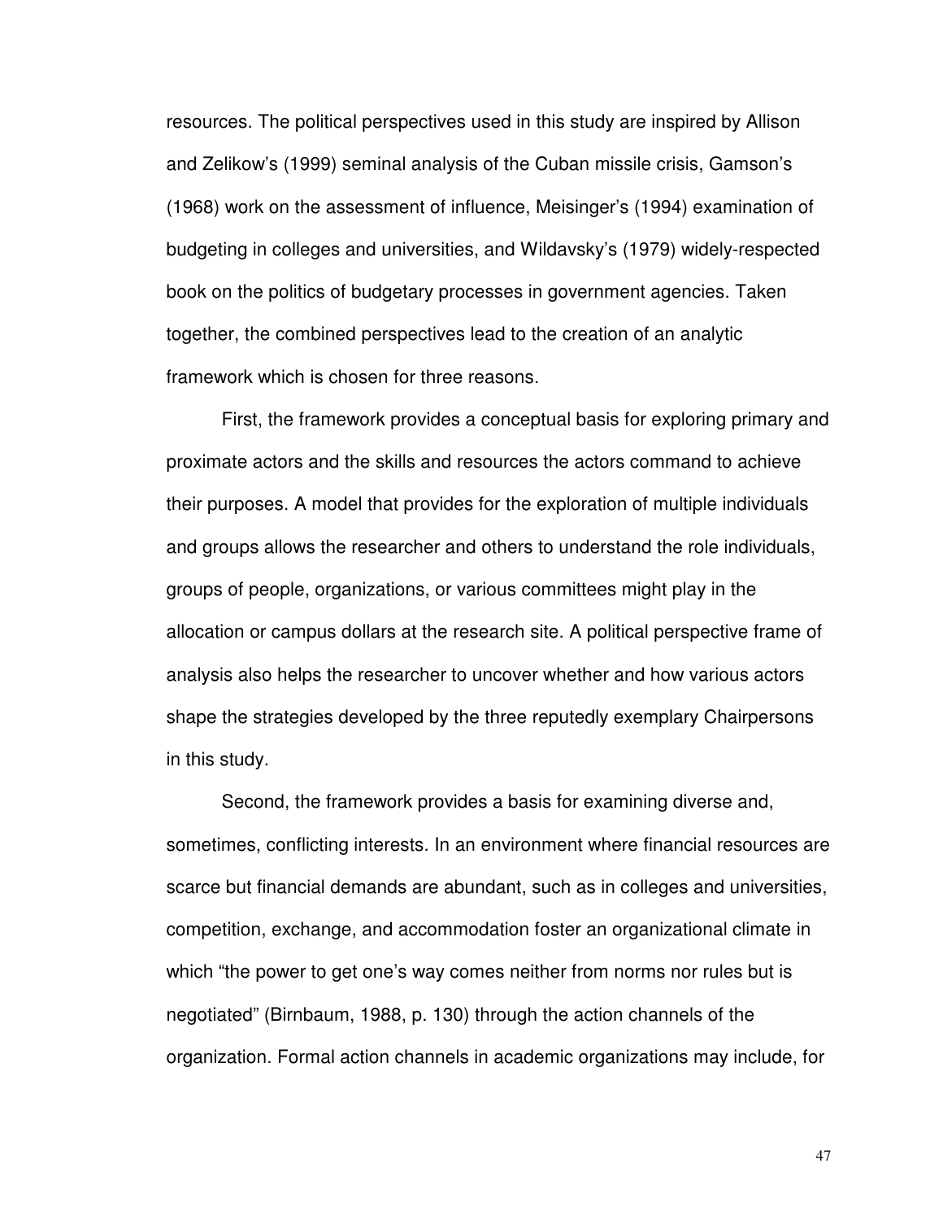resources. The political perspectives used in this study are inspired by Allison and Zelikow's (1999) seminal analysis of the Cuban missile crisis, Gamson's (1968) work on the assessment of influence, Meisinger's (1994) examination of budgeting in colleges and universities, and Wildavsky's (1979) widely-respected book on the politics of budgetary processes in government agencies. Taken together, the combined perspectives lead to the creation of an analytic framework which is chosen for three reasons.

First, the framework provides a conceptual basis for exploring primary and proximate actors and the skills and resources the actors command to achieve their purposes. A model that provides for the exploration of multiple individuals and groups allows the researcher and others to understand the role individuals, groups of people, organizations, or various committees might play in the allocation or campus dollars at the research site. A political perspective frame of analysis also helps the researcher to uncover whether and how various actors shape the strategies developed by the three reputedly exemplary Chairpersons in this study.

Second, the framework provides a basis for examining diverse and, sometimes, conflicting interests. In an environment where financial resources are scarce but financial demands are abundant, such as in colleges and universities, competition, exchange, and accommodation foster an organizational climate in which "the power to get one's way comes neither from norms nor rules but is negotiated" (Birnbaum, 1988, p. 130) through the action channels of the organization. Formal action channels in academic organizations may include, for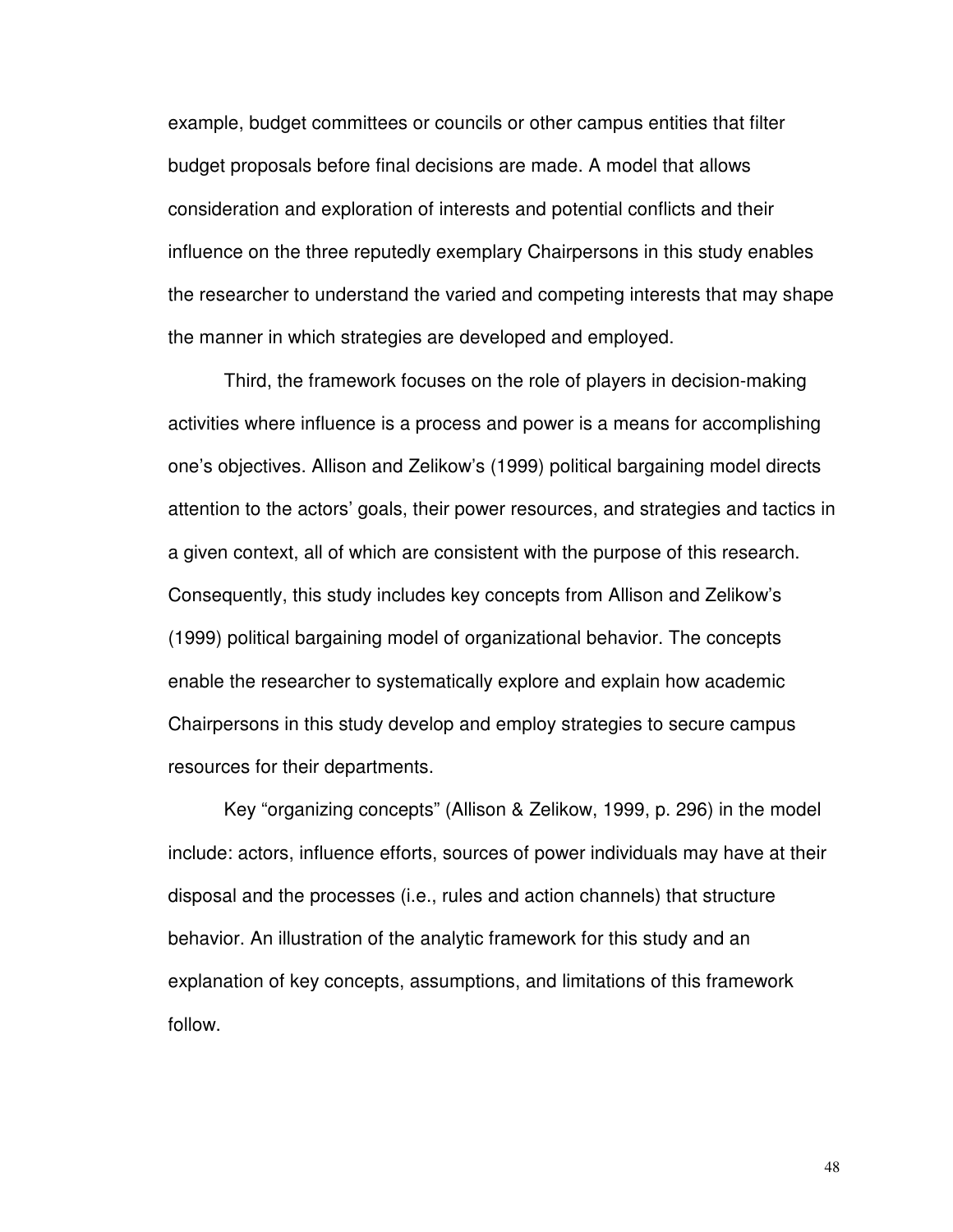example, budget committees or councils or other campus entities that filter budget proposals before final decisions are made. A model that allows consideration and exploration of interests and potential conflicts and their influence on the three reputedly exemplary Chairpersons in this study enables the researcher to understand the varied and competing interests that may shape the manner in which strategies are developed and employed.

Third, the framework focuses on the role of players in decision-making activities where influence is a process and power is a means for accomplishing one's objectives. Allison and Zelikow's (1999) political bargaining model directs attention to the actors' goals, their power resources, and strategies and tactics in a given context, all of which are consistent with the purpose of this research. Consequently, this study includes key concepts from Allison and Zelikow's (1999) political bargaining model of organizational behavior. The concepts enable the researcher to systematically explore and explain how academic Chairpersons in this study develop and employ strategies to secure campus resources for their departments.

Key "organizing concepts" (Allison & Zelikow, 1999, p. 296) in the model include: actors, influence efforts, sources of power individuals may have at their disposal and the processes (i.e., rules and action channels) that structure behavior. An illustration of the analytic framework for this study and an explanation of key concepts, assumptions, and limitations of this framework follow.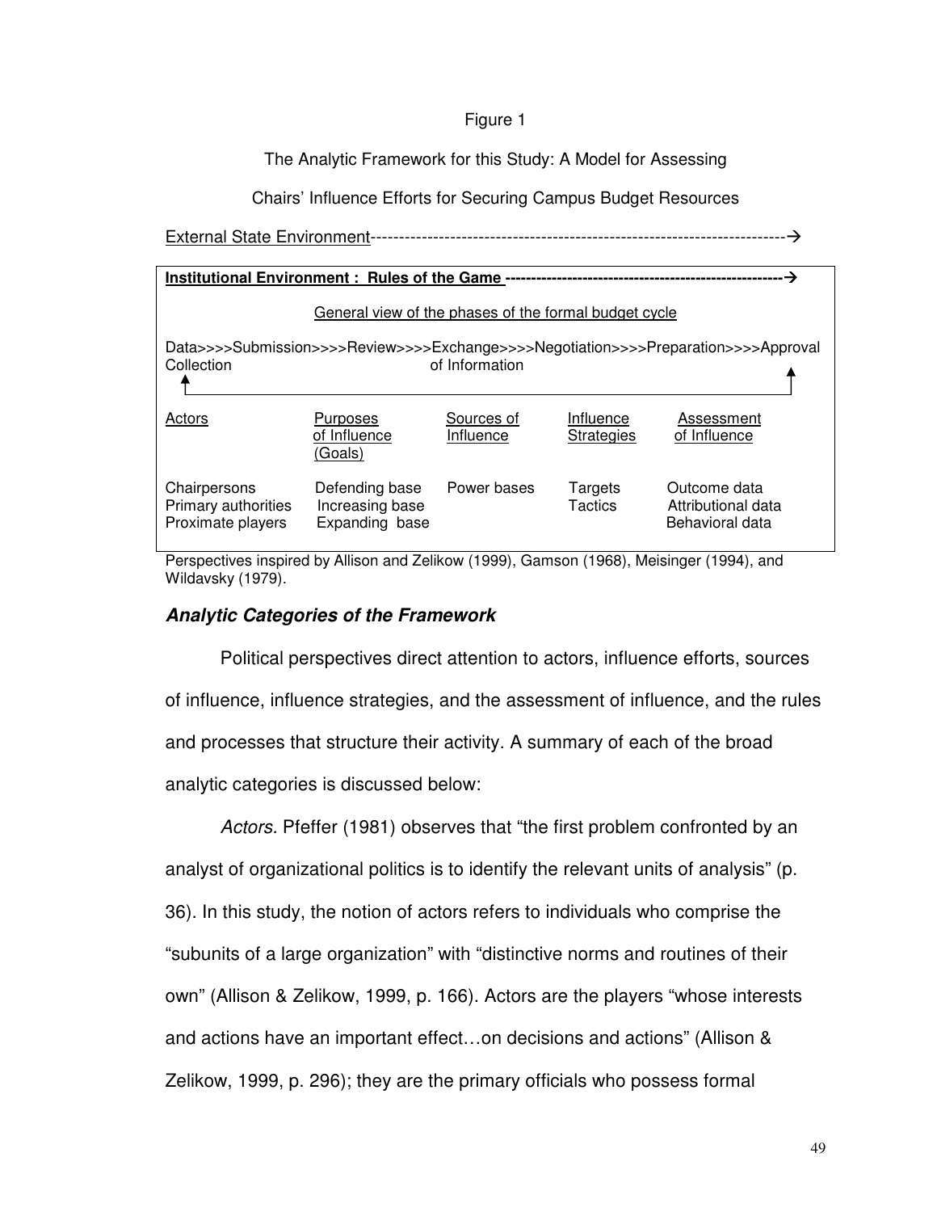Figure 1

The Analytic Framework for this Study: A Model for Assessing

Chairs' Influence Efforts for Securing Campus Budget Resources

External State Environment------------------------------------------------------------------------→

**Institutional Environment : Rules of the Game** ----------------------------------------------------→

General view of the phases of the formal budget cycle

Data Collection>>>>Submission>>>>Review>>>>Exchange of Information>>>>Negotiation>>>>Preparation>>>>Approval

| Actors | Purposes of Influence (Goals) | Sources of Influence | Influence Strategies | Assessment of Influence |
|---|---|---|---|---|
| Chairpersons<br>Primary authorities<br>Proximate players | Defending base<br>Increasing base<br>Expanding base | Power bases | Targets<br>Tactics | Outcome data<br>Attributional data<br>Behavioral data |

Perspectives inspired by Allison and Zelikow (1999), Gamson (1968), Meisinger (1994), and Wildavsky (1979).

### ***Analytic Categories of the Framework***

Political perspectives direct attention to actors, influence efforts, sources of influence, influence strategies, and the assessment of influence, and the rules and processes that structure their activity. A summary of each of the broad analytic categories is discussed below:

*Actors.* Pfeffer (1981) observes that "the first problem confronted by an analyst of organizational politics is to identify the relevant units of analysis" (p. 36). In this study, the notion of actors refers to individuals who comprise the "subunits of a large organization" with "distinctive norms and routines of their own" (Allison & Zelikow, 1999, p. 166). Actors are the players "whose interests and actions have an important effect…on decisions and actions" (Allison & Zelikow, 1999, p. 296); they are the primary officials who possess formal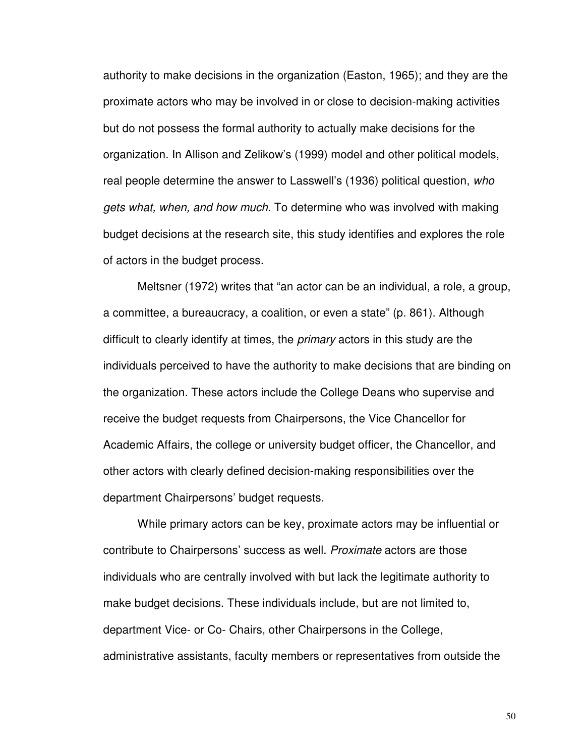authority to make decisions in the organization (Easton, 1965); and they are the proximate actors who may be involved in or close to decision-making activities but do not possess the formal authority to actually make decisions for the organization. In Allison and Zelikow's (1999) model and other political models, real people determine the answer to Lasswell's (1936) political question, *who gets what, when, and how much*. To determine who was involved with making budget decisions at the research site, this study identifies and explores the role of actors in the budget process.

Meltsner (1972) writes that "an actor can be an individual, a role, a group, a committee, a bureaucracy, a coalition, or even a state" (p. 861). Although difficult to clearly identify at times, the *primary* actors in this study are the individuals perceived to have the authority to make decisions that are binding on the organization. These actors include the College Deans who supervise and receive the budget requests from Chairpersons, the Vice Chancellor for Academic Affairs, the college or university budget officer, the Chancellor, and other actors with clearly defined decision-making responsibilities over the department Chairpersons' budget requests.

While primary actors can be key, proximate actors may be influential or contribute to Chairpersons' success as well. *Proximate* actors are those individuals who are centrally involved with but lack the legitimate authority to make budget decisions. These individuals include, but are not limited to, department Vice- or Co- Chairs, other Chairpersons in the College, administrative assistants, faculty members or representatives from outside the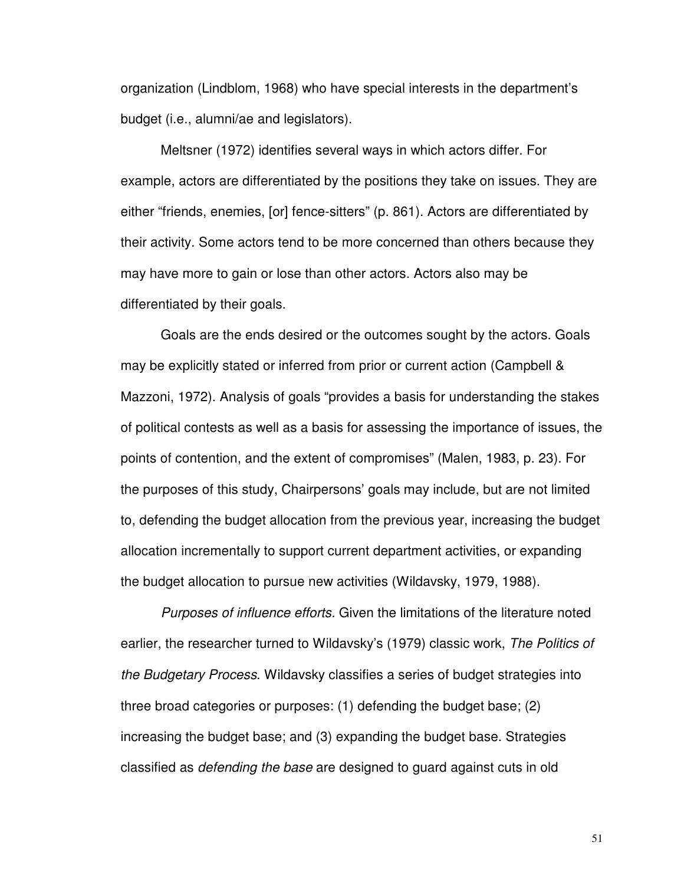organization (Lindblom, 1968) who have special interests in the department's budget (i.e., alumni/ae and legislators).

Meltsner (1972) identifies several ways in which actors differ. For example, actors are differentiated by the positions they take on issues. They are either "friends, enemies, [or] fence-sitters" (p. 861). Actors are differentiated by their activity. Some actors tend to be more concerned than others because they may have more to gain or lose than other actors. Actors also may be differentiated by their goals.

Goals are the ends desired or the outcomes sought by the actors. Goals may be explicitly stated or inferred from prior or current action (Campbell & Mazzoni, 1972). Analysis of goals "provides a basis for understanding the stakes of political contests as well as a basis for assessing the importance of issues, the points of contention, and the extent of compromises" (Malen, 1983, p. 23). For the purposes of this study, Chairpersons' goals may include, but are not limited to, defending the budget allocation from the previous year, increasing the budget allocation incrementally to support current department activities, or expanding the budget allocation to pursue new activities (Wildavsky, 1979, 1988).

*Purposes of influence efforts.* Given the limitations of the literature noted earlier, the researcher turned to Wildavsky's (1979) classic work, *The Politics of the Budgetary Process*. Wildavsky classifies a series of budget strategies into three broad categories or purposes: (1) defending the budget base; (2) increasing the budget base; and (3) expanding the budget base. Strategies classified as *defending the base* are designed to guard against cuts in old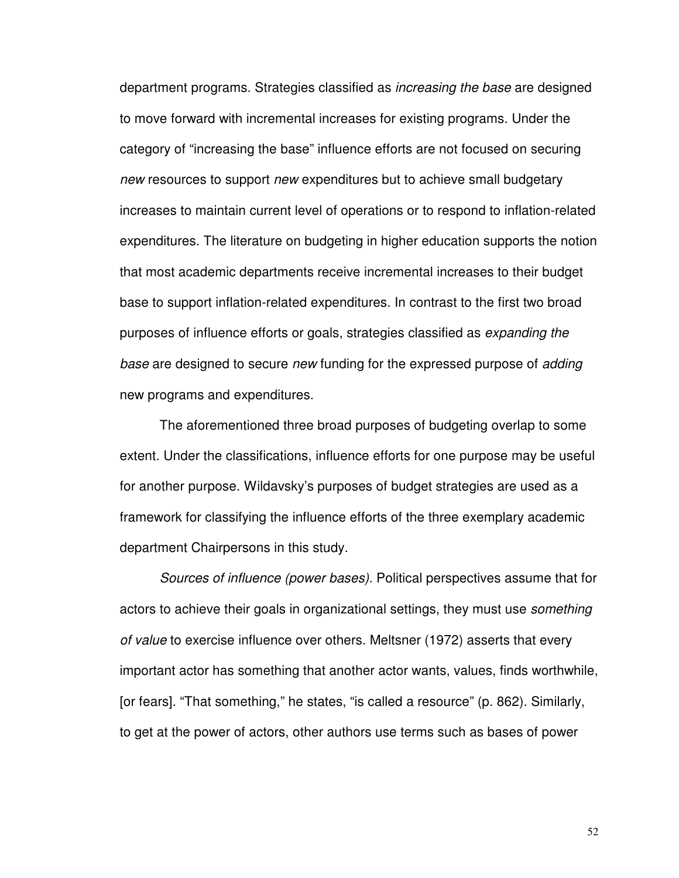department programs. Strategies classified as *increasing the base* are designed to move forward with incremental increases for existing programs. Under the category of "increasing the base" influence efforts are not focused on securing *new* resources to support *new* expenditures but to achieve small budgetary increases to maintain current level of operations or to respond to inflation-related expenditures. The literature on budgeting in higher education supports the notion that most academic departments receive incremental increases to their budget base to support inflation-related expenditures. In contrast to the first two broad purposes of influence efforts or goals, strategies classified as *expanding the base* are designed to secure *new* funding for the expressed purpose of *adding* new programs and expenditures.

The aforementioned three broad purposes of budgeting overlap to some extent. Under the classifications, influence efforts for one purpose may be useful for another purpose. Wildavsky's purposes of budget strategies are used as a framework for classifying the influence efforts of the three exemplary academic department Chairpersons in this study.

*Sources of influence (power bases).* Political perspectives assume that for actors to achieve their goals in organizational settings, they must use *something of value* to exercise influence over others. Meltsner (1972) asserts that every important actor has something that another actor wants, values, finds worthwhile, [or fears]. "That something," he states, "is called a resource" (p. 862). Similarly, to get at the power of actors, other authors use terms such as bases of power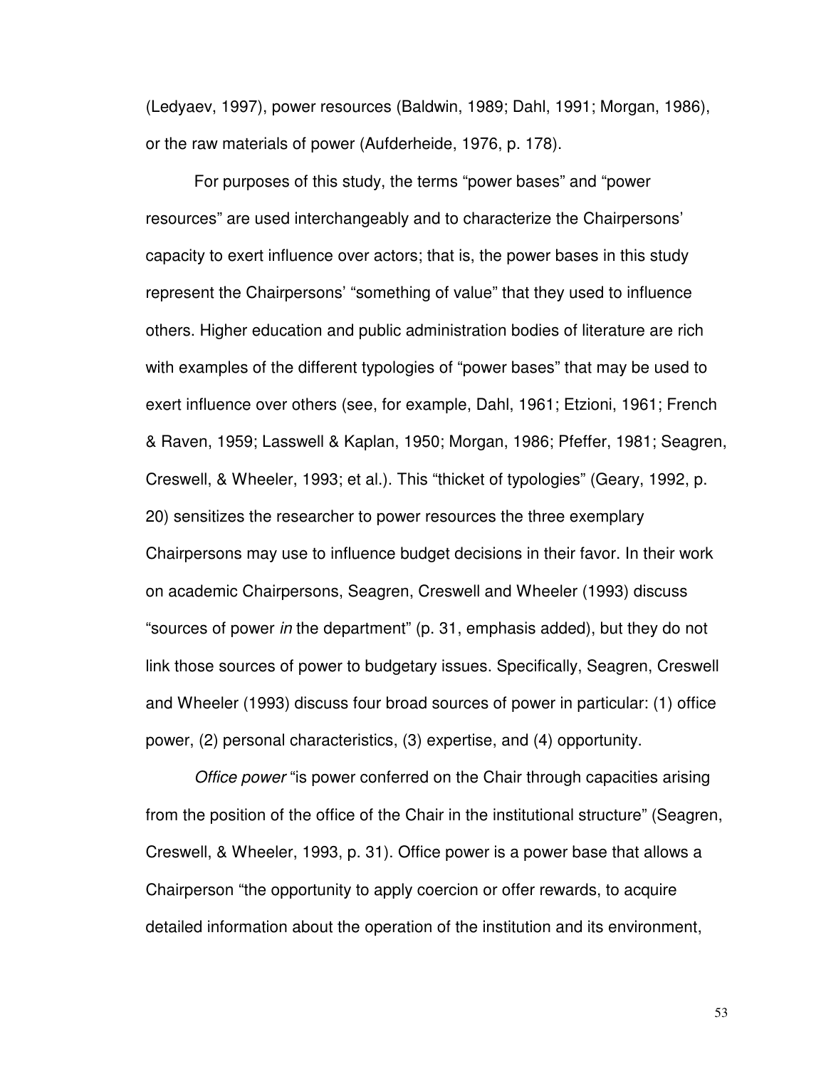(Ledyaev, 1997), power resources (Baldwin, 1989; Dahl, 1991; Morgan, 1986), or the raw materials of power (Aufderheide, 1976, p. 178).

For purposes of this study, the terms "power bases" and "power resources" are used interchangeably and to characterize the Chairpersons' capacity to exert influence over actors; that is, the power bases in this study represent the Chairpersons' "something of value" that they used to influence others. Higher education and public administration bodies of literature are rich with examples of the different typologies of "power bases" that may be used to exert influence over others (see, for example, Dahl, 1961; Etzioni, 1961; French & Raven, 1959; Lasswell & Kaplan, 1950; Morgan, 1986; Pfeffer, 1981; Seagren, Creswell, & Wheeler, 1993; et al.). This "thicket of typologies" (Geary, 1992, p. 20) sensitizes the researcher to power resources the three exemplary Chairpersons may use to influence budget decisions in their favor. In their work on academic Chairpersons, Seagren, Creswell and Wheeler (1993) discuss "sources of power *in* the department" (p. 31, emphasis added), but they do not link those sources of power to budgetary issues. Specifically, Seagren, Creswell and Wheeler (1993) discuss four broad sources of power in particular: (1) office power, (2) personal characteristics, (3) expertise, and (4) opportunity.

*Office power* "is power conferred on the Chair through capacities arising from the position of the office of the Chair in the institutional structure" (Seagren, Creswell, & Wheeler, 1993, p. 31). Office power is a power base that allows a Chairperson "the opportunity to apply coercion or offer rewards, to acquire detailed information about the operation of the institution and its environment,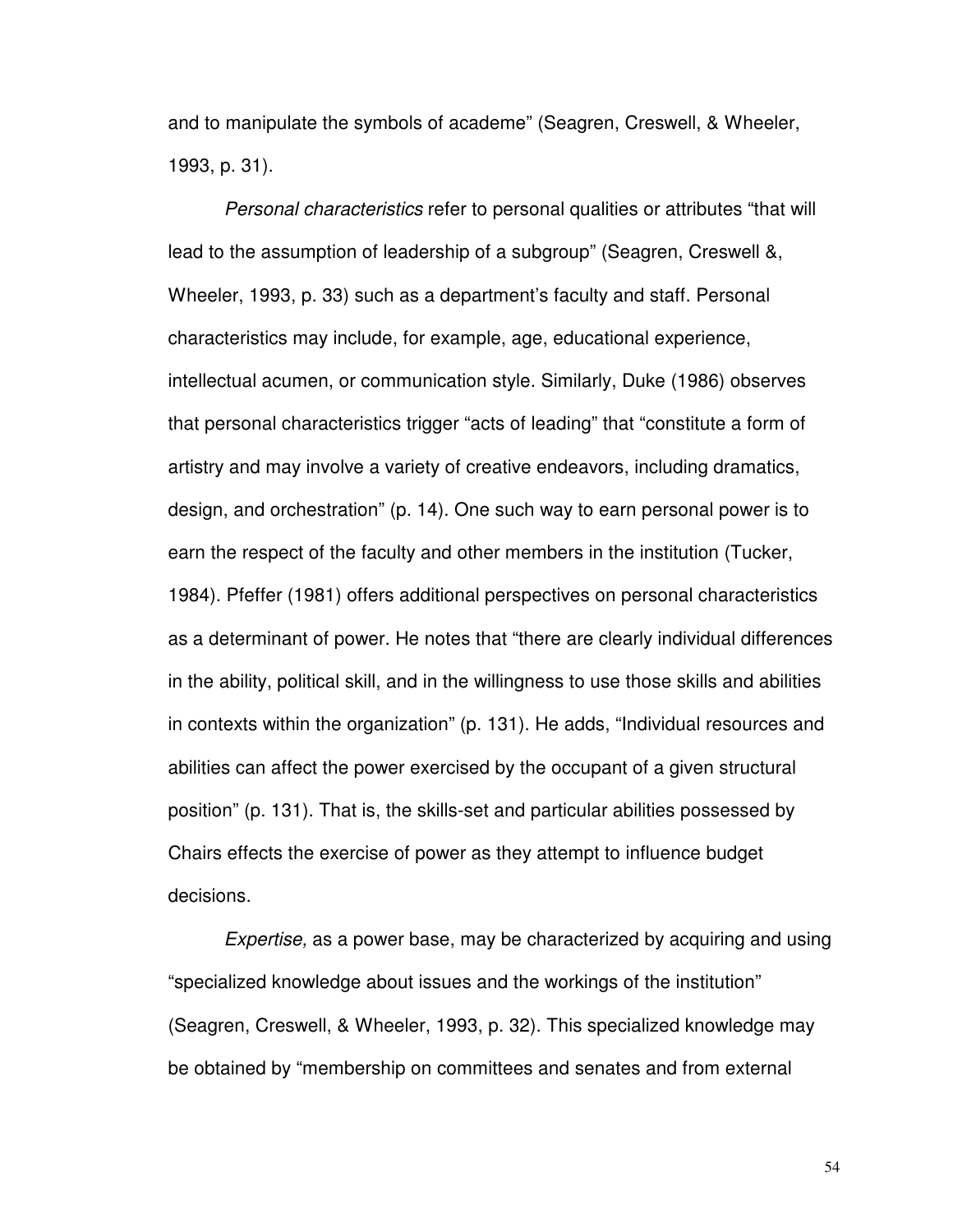and to manipulate the symbols of academe" (Seagren, Creswell, & Wheeler, 1993, p. 31).

*Personal characteristics* refer to personal qualities or attributes "that will lead to the assumption of leadership of a subgroup" (Seagren, Creswell &, Wheeler, 1993, p. 33) such as a department's faculty and staff. Personal characteristics may include, for example, age, educational experience, intellectual acumen, or communication style. Similarly, Duke (1986) observes that personal characteristics trigger "acts of leading" that "constitute a form of artistry and may involve a variety of creative endeavors, including dramatics, design, and orchestration" (p. 14). One such way to earn personal power is to earn the respect of the faculty and other members in the institution (Tucker, 1984). Pfeffer (1981) offers additional perspectives on personal characteristics as a determinant of power. He notes that "there are clearly individual differences in the ability, political skill, and in the willingness to use those skills and abilities in contexts within the organization" (p. 131). He adds, "Individual resources and abilities can affect the power exercised by the occupant of a given structural position" (p. 131). That is, the skills-set and particular abilities possessed by Chairs effects the exercise of power as they attempt to influence budget decisions.

*Expertise,* as a power base, may be characterized by acquiring and using "specialized knowledge about issues and the workings of the institution" (Seagren, Creswell, & Wheeler, 1993, p. 32). This specialized knowledge may be obtained by "membership on committees and senates and from external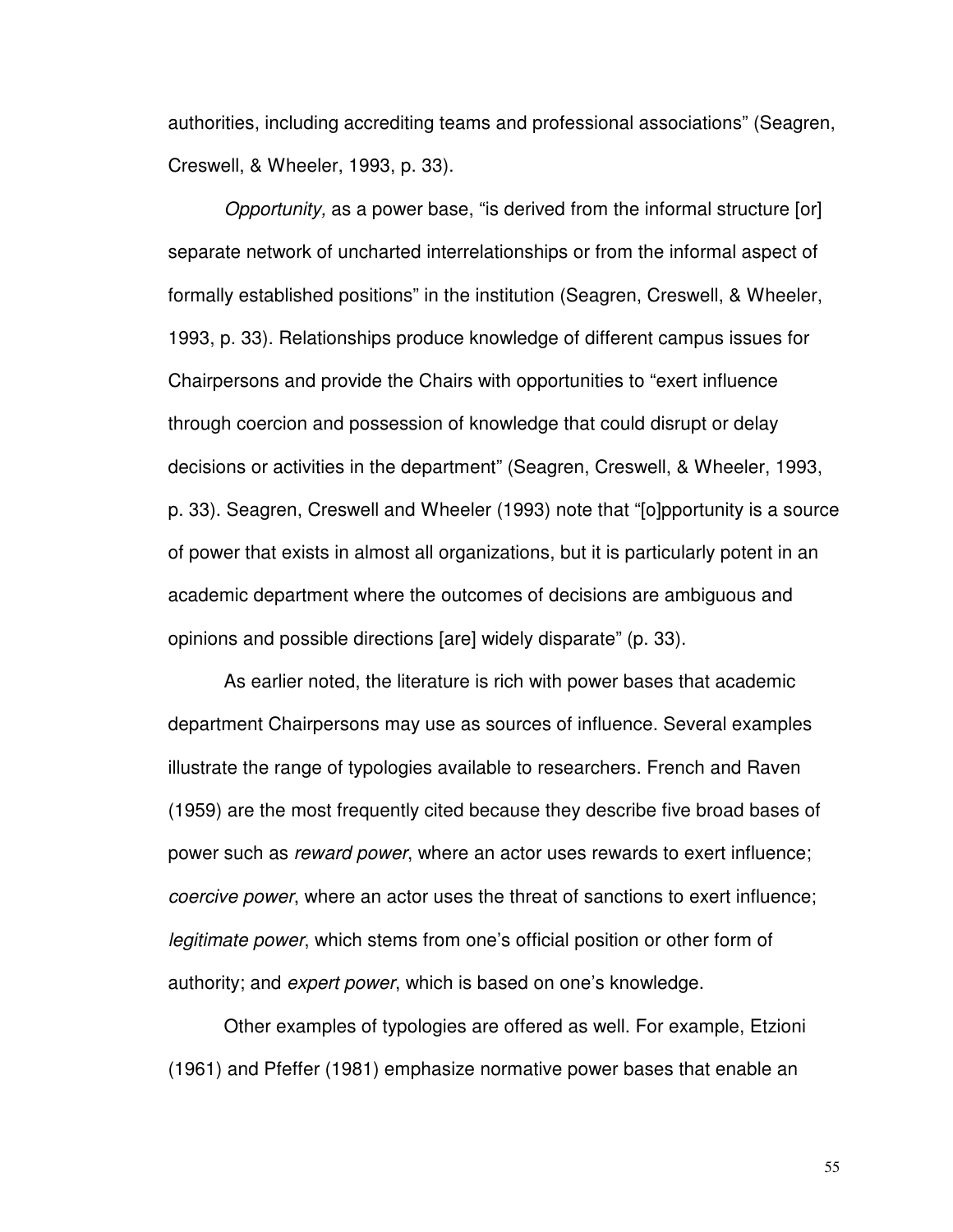authorities, including accrediting teams and professional associations" (Seagren, Creswell, & Wheeler, 1993, p. 33).

*Opportunity,* as a power base, "is derived from the informal structure [or] separate network of uncharted interrelationships or from the informal aspect of formally established positions" in the institution (Seagren, Creswell, & Wheeler, 1993, p. 33). Relationships produce knowledge of different campus issues for Chairpersons and provide the Chairs with opportunities to "exert influence through coercion and possession of knowledge that could disrupt or delay decisions or activities in the department" (Seagren, Creswell, & Wheeler, 1993, p. 33). Seagren, Creswell and Wheeler (1993) note that "[o]pportunity is a source of power that exists in almost all organizations, but it is particularly potent in an academic department where the outcomes of decisions are ambiguous and opinions and possible directions [are] widely disparate" (p. 33).

As earlier noted, the literature is rich with power bases that academic department Chairpersons may use as sources of influence. Several examples illustrate the range of typologies available to researchers. French and Raven (1959) are the most frequently cited because they describe five broad bases of power such as *reward power*, where an actor uses rewards to exert influence; *coercive power*, where an actor uses the threat of sanctions to exert influence; *legitimate power*, which stems from one's official position or other form of authority; and *expert power*, which is based on one's knowledge.

Other examples of typologies are offered as well. For example, Etzioni (1961) and Pfeffer (1981) emphasize normative power bases that enable an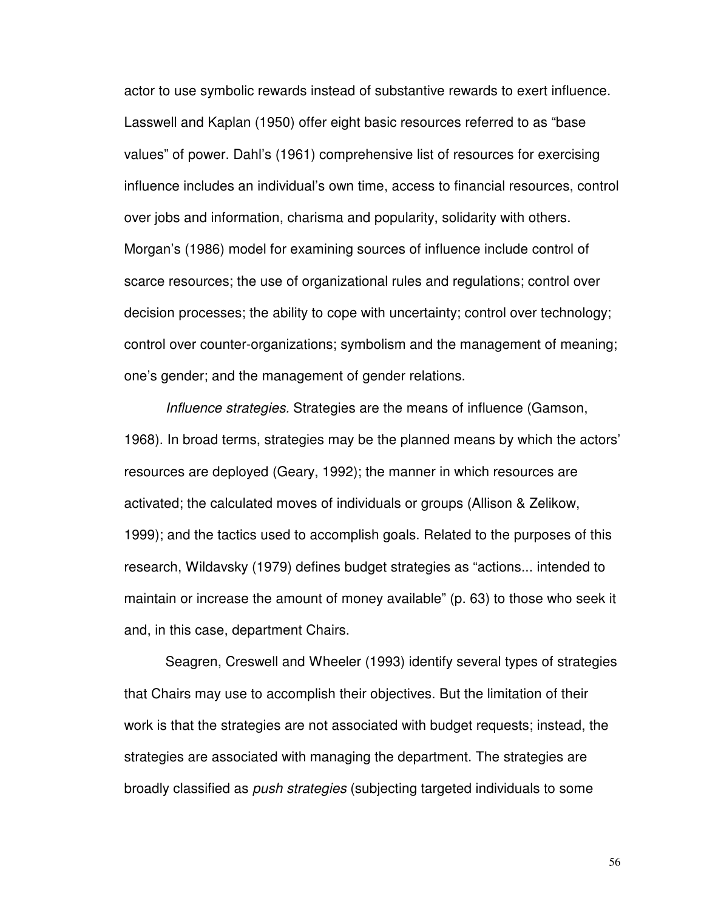actor to use symbolic rewards instead of substantive rewards to exert influence. Lasswell and Kaplan (1950) offer eight basic resources referred to as "base values" of power. Dahl's (1961) comprehensive list of resources for exercising influence includes an individual's own time, access to financial resources, control over jobs and information, charisma and popularity, solidarity with others. Morgan's (1986) model for examining sources of influence include control of scarce resources; the use of organizational rules and regulations; control over decision processes; the ability to cope with uncertainty; control over technology; control over counter-organizations; symbolism and the management of meaning; one's gender; and the management of gender relations.

*Influence strategies.* Strategies are the means of influence (Gamson, 1968). In broad terms, strategies may be the planned means by which the actors' resources are deployed (Geary, 1992); the manner in which resources are activated; the calculated moves of individuals or groups (Allison & Zelikow, 1999); and the tactics used to accomplish goals. Related to the purposes of this research, Wildavsky (1979) defines budget strategies as "actions... intended to maintain or increase the amount of money available" (p. 63) to those who seek it and, in this case, department Chairs.

Seagren, Creswell and Wheeler (1993) identify several types of strategies that Chairs may use to accomplish their objectives. But the limitation of their work is that the strategies are not associated with budget requests; instead, the strategies are associated with managing the department. The strategies are broadly classified as *push strategies* (subjecting targeted individuals to some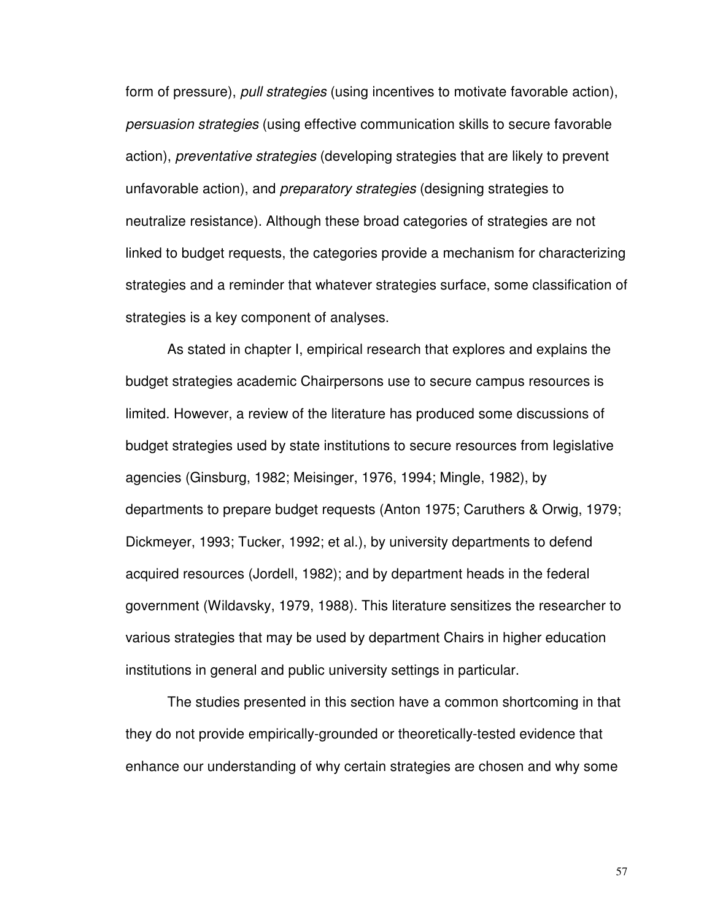form of pressure), *pull strategies* (using incentives to motivate favorable action), *persuasion strategies* (using effective communication skills to secure favorable action), *preventative strategies* (developing strategies that are likely to prevent unfavorable action), and *preparatory strategies* (designing strategies to neutralize resistance). Although these broad categories of strategies are not linked to budget requests, the categories provide a mechanism for characterizing strategies and a reminder that whatever strategies surface, some classification of strategies is a key component of analyses.

As stated in chapter I, empirical research that explores and explains the budget strategies academic Chairpersons use to secure campus resources is limited. However, a review of the literature has produced some discussions of budget strategies used by state institutions to secure resources from legislative agencies (Ginsburg, 1982; Meisinger, 1976, 1994; Mingle, 1982), by departments to prepare budget requests (Anton 1975; Caruthers & Orwig, 1979; Dickmeyer, 1993; Tucker, 1992; et al.), by university departments to defend acquired resources (Jordell, 1982); and by department heads in the federal government (Wildavsky, 1979, 1988). This literature sensitizes the researcher to various strategies that may be used by department Chairs in higher education institutions in general and public university settings in particular.

The studies presented in this section have a common shortcoming in that they do not provide empirically-grounded or theoretically-tested evidence that enhance our understanding of why certain strategies are chosen and why some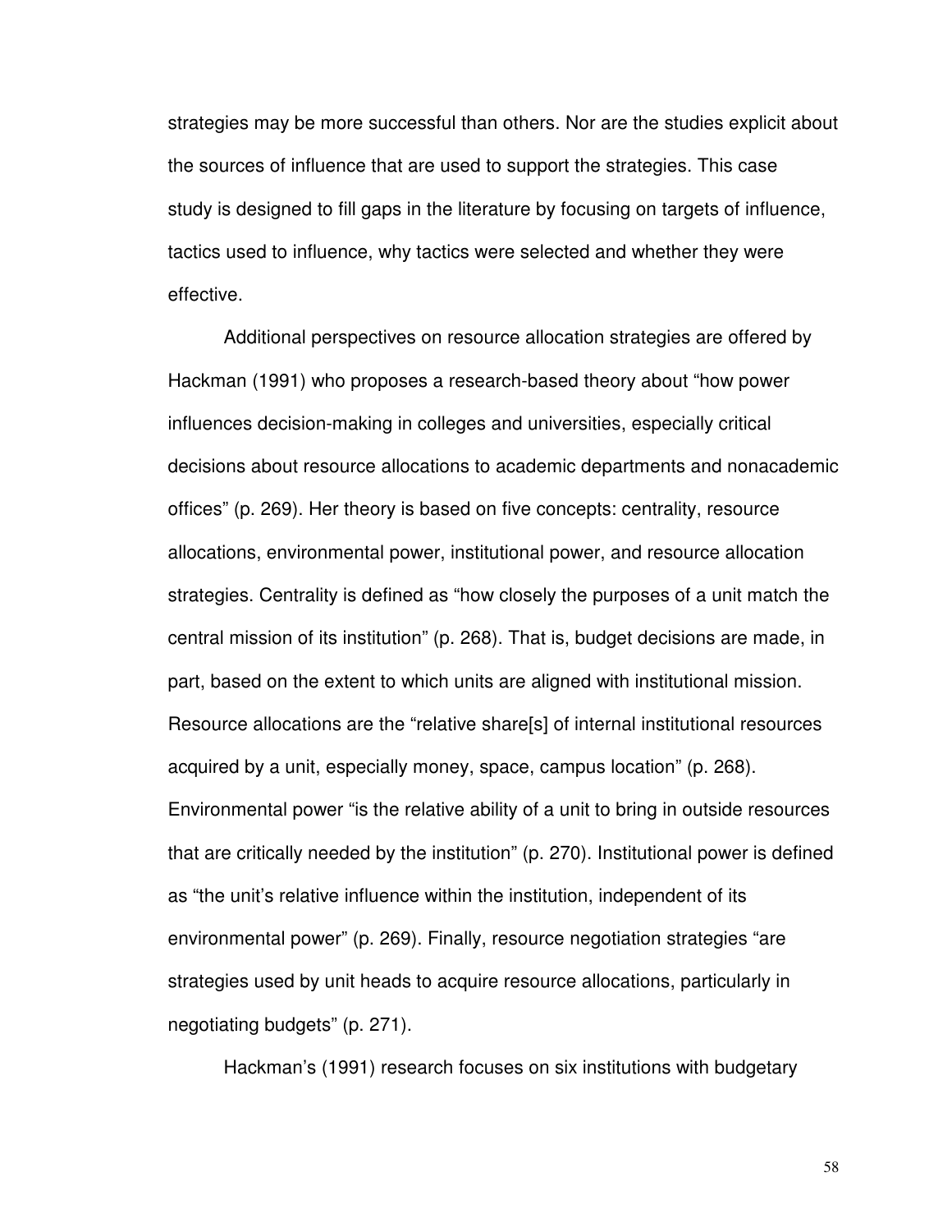strategies may be more successful than others. Nor are the studies explicit about the sources of influence that are used to support the strategies. This case study is designed to fill gaps in the literature by focusing on targets of influence, tactics used to influence, why tactics were selected and whether they were effective.

Additional perspectives on resource allocation strategies are offered by Hackman (1991) who proposes a research-based theory about "how power influences decision-making in colleges and universities, especially critical decisions about resource allocations to academic departments and nonacademic offices" (p. 269). Her theory is based on five concepts: centrality, resource allocations, environmental power, institutional power, and resource allocation strategies. Centrality is defined as "how closely the purposes of a unit match the central mission of its institution" (p. 268). That is, budget decisions are made, in part, based on the extent to which units are aligned with institutional mission. Resource allocations are the "relative share[s] of internal institutional resources acquired by a unit, especially money, space, campus location" (p. 268). Environmental power "is the relative ability of a unit to bring in outside resources that are critically needed by the institution" (p. 270). Institutional power is defined as "the unit's relative influence within the institution, independent of its environmental power" (p. 269). Finally, resource negotiation strategies "are strategies used by unit heads to acquire resource allocations, particularly in negotiating budgets" (p. 271).

Hackman's (1991) research focuses on six institutions with budgetary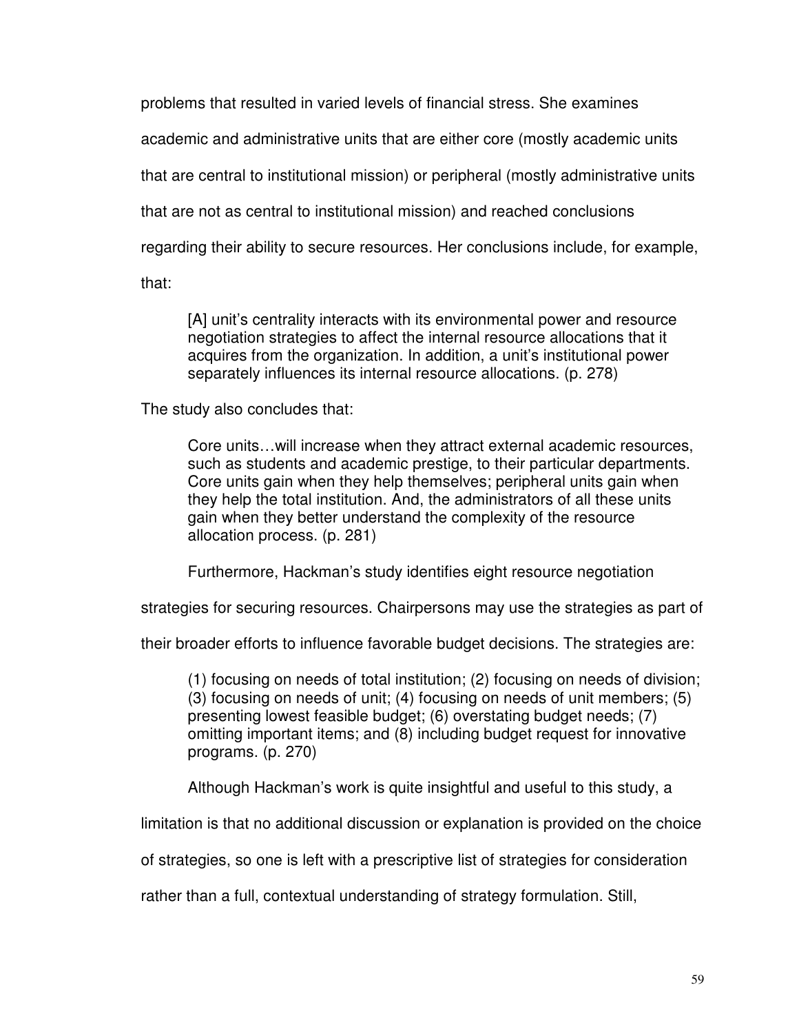problems that resulted in varied levels of financial stress. She examines academic and administrative units that are either core (mostly academic units that are central to institutional mission) or peripheral (mostly administrative units that are not as central to institutional mission) and reached conclusions regarding their ability to secure resources. Her conclusions include, for example, that:

> [A] unit's centrality interacts with its environmental power and resource negotiation strategies to affect the internal resource allocations that it acquires from the organization. In addition, a unit's institutional power separately influences its internal resource allocations. (p. 278)

The study also concludes that:

> Core units…will increase when they attract external academic resources, such as students and academic prestige, to their particular departments. Core units gain when they help themselves; peripheral units gain when they help the total institution. And, the administrators of all these units gain when they better understand the complexity of the resource allocation process. (p. 281)

Furthermore, Hackman's study identifies eight resource negotiation strategies for securing resources. Chairpersons may use the strategies as part of their broader efforts to influence favorable budget decisions. The strategies are:

> (1) focusing on needs of total institution; (2) focusing on needs of division; (3) focusing on needs of unit; (4) focusing on needs of unit members; (5) presenting lowest feasible budget; (6) overstating budget needs; (7) omitting important items; and (8) including budget request for innovative programs. (p. 270)

Although Hackman's work is quite insightful and useful to this study, a limitation is that no additional discussion or explanation is provided on the choice of strategies, so one is left with a prescriptive list of strategies for consideration rather than a full, contextual understanding of strategy formulation. Still,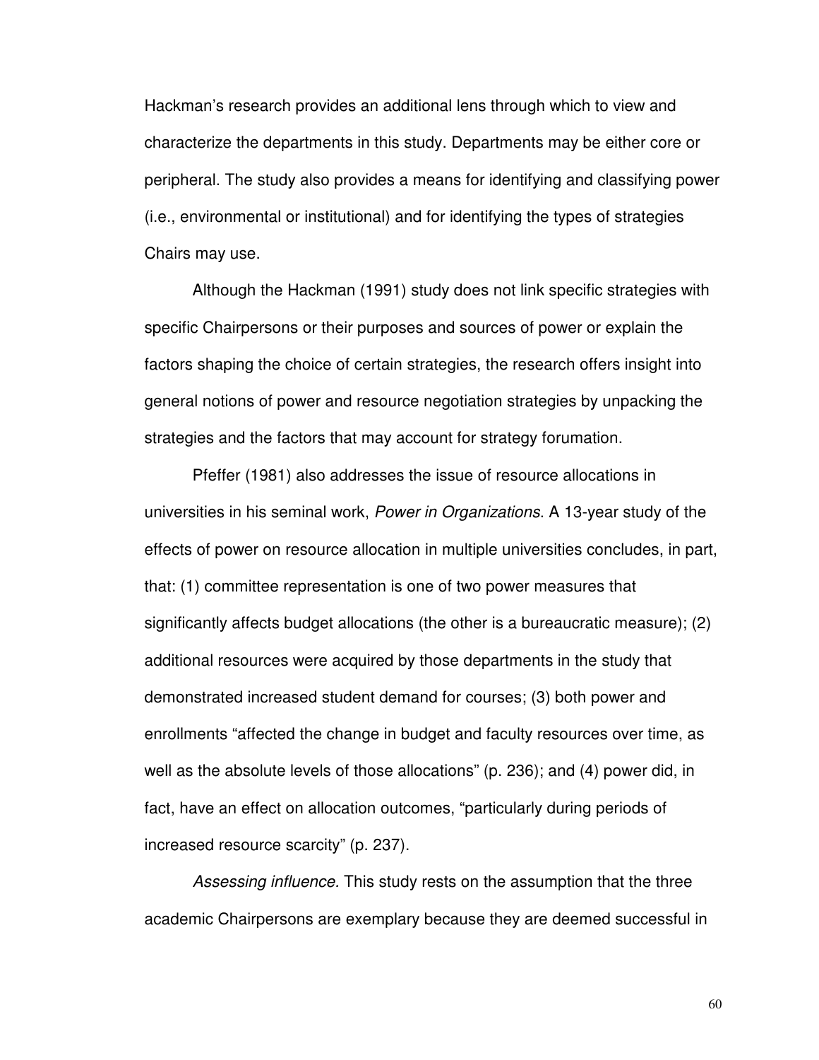Hackman's research provides an additional lens through which to view and characterize the departments in this study. Departments may be either core or peripheral. The study also provides a means for identifying and classifying power (i.e., environmental or institutional) and for identifying the types of strategies Chairs may use.

Although the Hackman (1991) study does not link specific strategies with specific Chairpersons or their purposes and sources of power or explain the factors shaping the choice of certain strategies, the research offers insight into general notions of power and resource negotiation strategies by unpacking the strategies and the factors that may account for strategy forumation.

Pfeffer (1981) also addresses the issue of resource allocations in universities in his seminal work, *Power in Organizations*. A 13-year study of the effects of power on resource allocation in multiple universities concludes, in part, that: (1) committee representation is one of two power measures that significantly affects budget allocations (the other is a bureaucratic measure); (2) additional resources were acquired by those departments in the study that demonstrated increased student demand for courses; (3) both power and enrollments "affected the change in budget and faculty resources over time, as well as the absolute levels of those allocations" (p. 236); and (4) power did, in fact, have an effect on allocation outcomes, "particularly during periods of increased resource scarcity" (p. 237).

*Assessing influence.* This study rests on the assumption that the three academic Chairpersons are exemplary because they are deemed successful in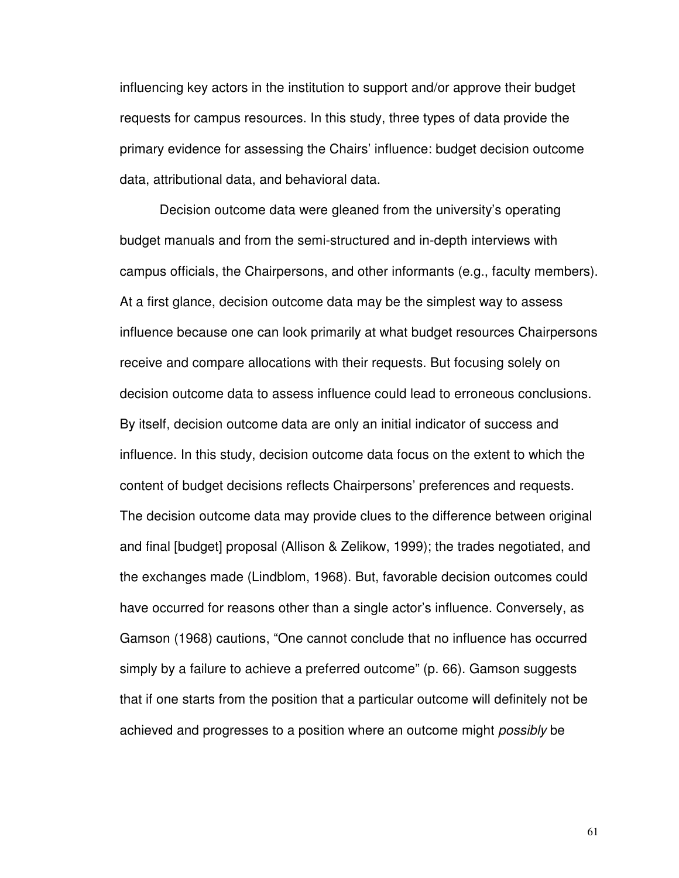influencing key actors in the institution to support and/or approve their budget requests for campus resources. In this study, three types of data provide the primary evidence for assessing the Chairs' influence: budget decision outcome data, attributional data, and behavioral data.

Decision outcome data were gleaned from the university's operating budget manuals and from the semi-structured and in-depth interviews with campus officials, the Chairpersons, and other informants (e.g., faculty members). At a first glance, decision outcome data may be the simplest way to assess influence because one can look primarily at what budget resources Chairpersons receive and compare allocations with their requests. But focusing solely on decision outcome data to assess influence could lead to erroneous conclusions. By itself, decision outcome data are only an initial indicator of success and influence. In this study, decision outcome data focus on the extent to which the content of budget decisions reflects Chairpersons' preferences and requests. The decision outcome data may provide clues to the difference between original and final [budget] proposal (Allison & Zelikow, 1999); the trades negotiated, and the exchanges made (Lindblom, 1968). But, favorable decision outcomes could have occurred for reasons other than a single actor's influence. Conversely, as Gamson (1968) cautions, "One cannot conclude that no influence has occurred simply by a failure to achieve a preferred outcome" (p. 66). Gamson suggests that if one starts from the position that a particular outcome will definitely not be achieved and progresses to a position where an outcome might *possibly* be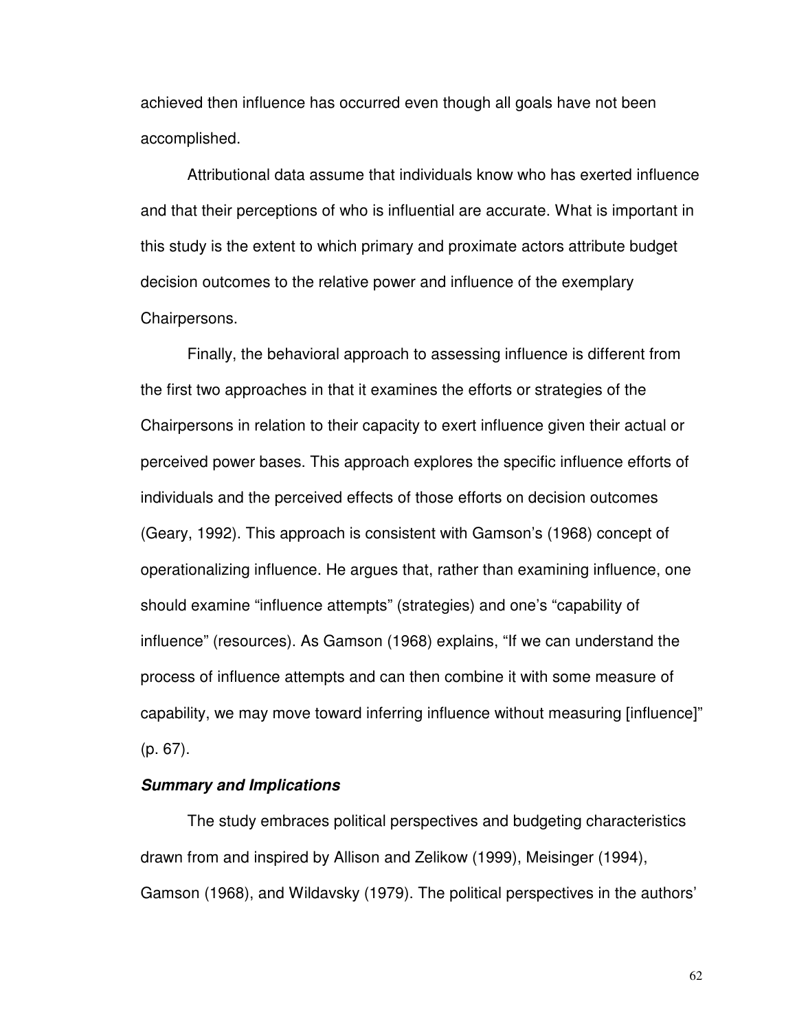achieved then influence has occurred even though all goals have not been accomplished.

Attributional data assume that individuals know who has exerted influence and that their perceptions of who is influential are accurate. What is important in this study is the extent to which primary and proximate actors attribute budget decision outcomes to the relative power and influence of the exemplary Chairpersons.

Finally, the behavioral approach to assessing influence is different from the first two approaches in that it examines the efforts or strategies of the Chairpersons in relation to their capacity to exert influence given their actual or perceived power bases. This approach explores the specific influence efforts of individuals and the perceived effects of those efforts on decision outcomes (Geary, 1992). This approach is consistent with Gamson's (1968) concept of operationalizing influence. He argues that, rather than examining influence, one should examine "influence attempts" (strategies) and one's "capability of influence" (resources). As Gamson (1968) explains, "If we can understand the process of influence attempts and can then combine it with some measure of capability, we may move toward inferring influence without measuring [influence]" (p. 67).

### ***Summary and Implications***

The study embraces political perspectives and budgeting characteristics drawn from and inspired by Allison and Zelikow (1999), Meisinger (1994), Gamson (1968), and Wildavsky (1979). The political perspectives in the authors'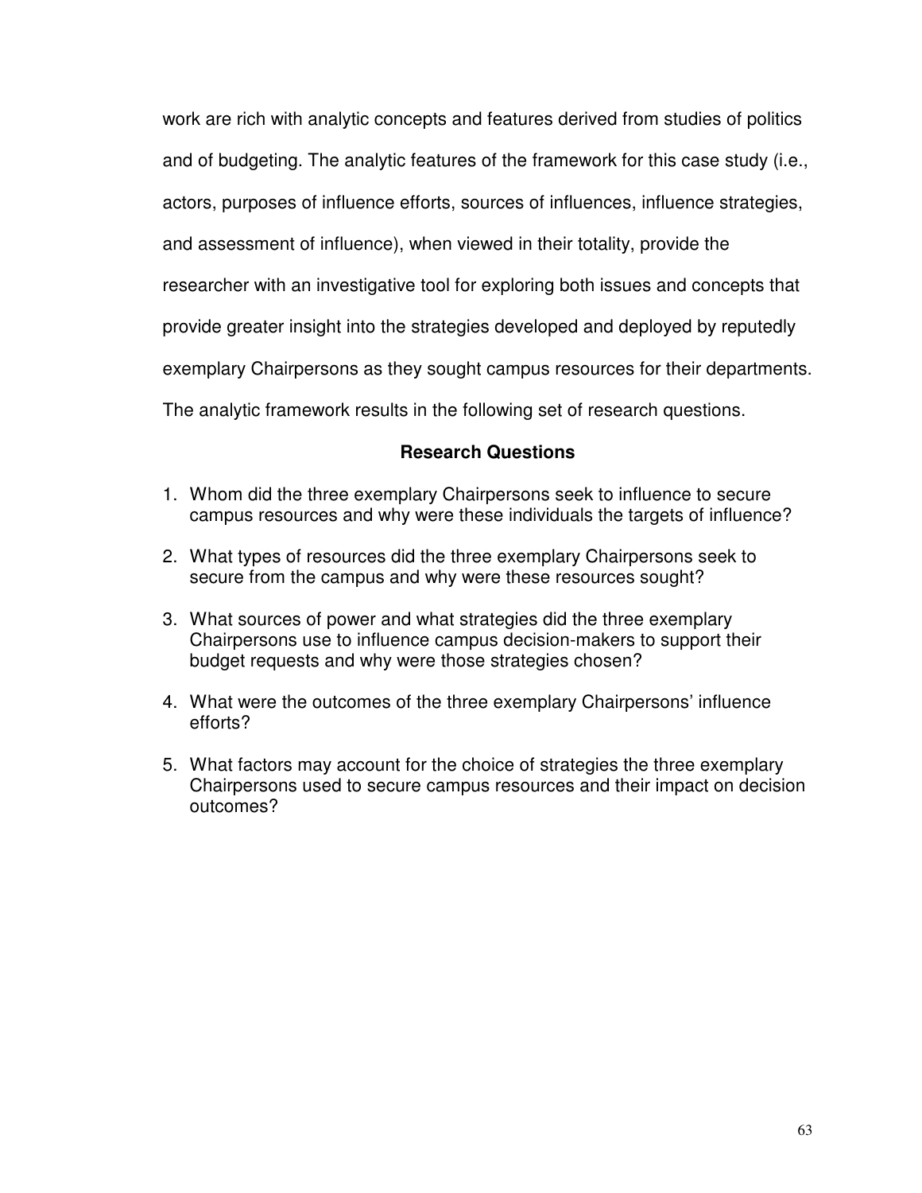work are rich with analytic concepts and features derived from studies of politics and of budgeting. The analytic features of the framework for this case study (i.e., actors, purposes of influence efforts, sources of influences, influence strategies, and assessment of influence), when viewed in their totality, provide the researcher with an investigative tool for exploring both issues and concepts that provide greater insight into the strategies developed and deployed by reputedly exemplary Chairpersons as they sought campus resources for their departments. The analytic framework results in the following set of research questions.

## Research Questions

1. Whom did the three exemplary Chairpersons seek to influence to secure campus resources and why were these individuals the targets of influence?
2. What types of resources did the three exemplary Chairpersons seek to secure from the campus and why were these resources sought?
3. What sources of power and what strategies did the three exemplary Chairpersons use to influence campus decision-makers to support their budget requests and why were those strategies chosen?
4. What were the outcomes of the three exemplary Chairpersons' influence efforts?
5. What factors may account for the choice of strategies the three exemplary Chairpersons used to secure campus resources and their impact on decision outcomes?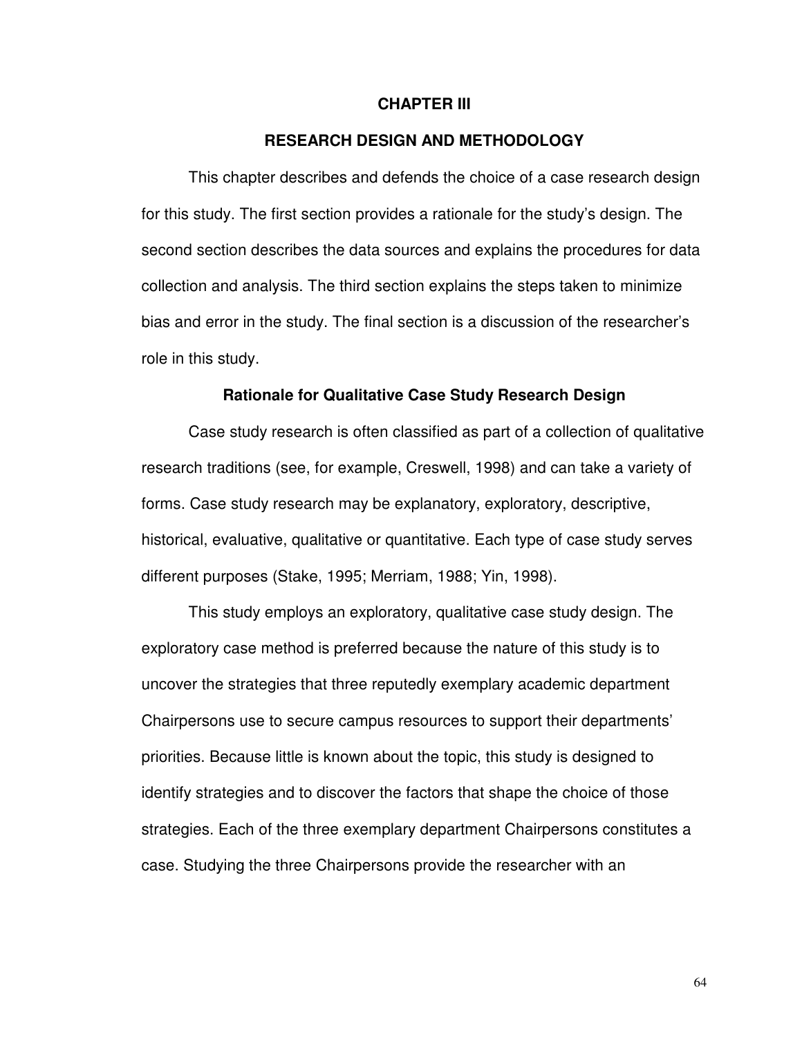# CHAPTER III

# RESEARCH DESIGN AND METHODOLOGY

This chapter describes and defends the choice of a case research design for this study. The first section provides a rationale for the study's design. The second section describes the data sources and explains the procedures for data collection and analysis. The third section explains the steps taken to minimize bias and error in the study. The final section is a discussion of the researcher's role in this study.

## Rationale for Qualitative Case Study Research Design

Case study research is often classified as part of a collection of qualitative research traditions (see, for example, Creswell, 1998) and can take a variety of forms. Case study research may be explanatory, exploratory, descriptive, historical, evaluative, qualitative or quantitative. Each type of case study serves different purposes (Stake, 1995; Merriam, 1988; Yin, 1998).

This study employs an exploratory, qualitative case study design. The exploratory case method is preferred because the nature of this study is to uncover the strategies that three reputedly exemplary academic department Chairpersons use to secure campus resources to support their departments' priorities. Because little is known about the topic, this study is designed to identify strategies and to discover the factors that shape the choice of those strategies. Each of the three exemplary department Chairpersons constitutes a case. Studying the three Chairpersons provide the researcher with an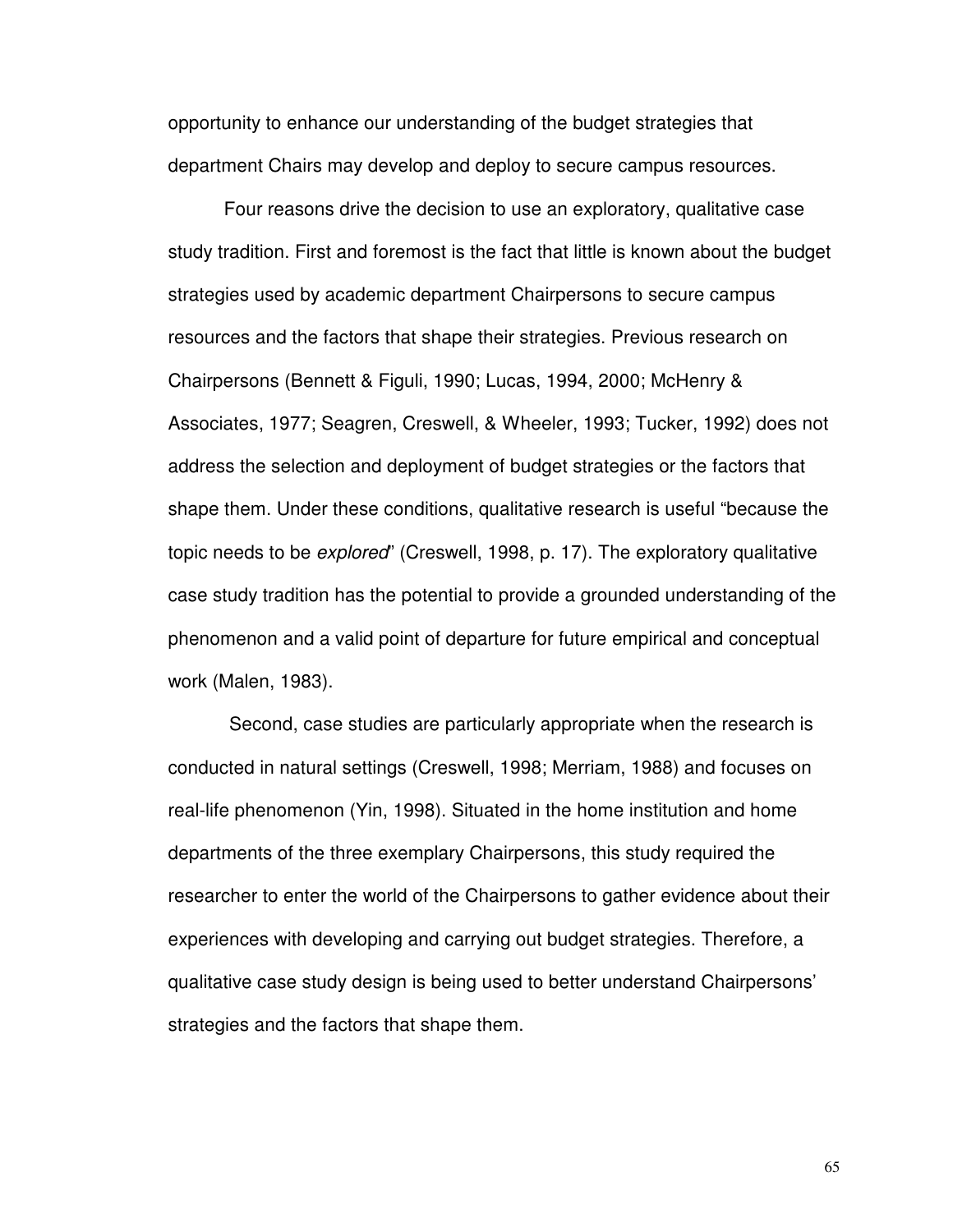opportunity to enhance our understanding of the budget strategies that department Chairs may develop and deploy to secure campus resources.

Four reasons drive the decision to use an exploratory, qualitative case study tradition. First and foremost is the fact that little is known about the budget strategies used by academic department Chairpersons to secure campus resources and the factors that shape their strategies. Previous research on Chairpersons (Bennett & Figuli, 1990; Lucas, 1994, 2000; McHenry & Associates, 1977; Seagren, Creswell, & Wheeler, 1993; Tucker, 1992) does not address the selection and deployment of budget strategies or the factors that shape them. Under these conditions, qualitative research is useful "because the topic needs to be *explored*" (Creswell, 1998, p. 17). The exploratory qualitative case study tradition has the potential to provide a grounded understanding of the phenomenon and a valid point of departure for future empirical and conceptual work (Malen, 1983).

Second, case studies are particularly appropriate when the research is conducted in natural settings (Creswell, 1998; Merriam, 1988) and focuses on real-life phenomenon (Yin, 1998). Situated in the home institution and home departments of the three exemplary Chairpersons, this study required the researcher to enter the world of the Chairpersons to gather evidence about their experiences with developing and carrying out budget strategies. Therefore, a qualitative case study design is being used to better understand Chairpersons' strategies and the factors that shape them.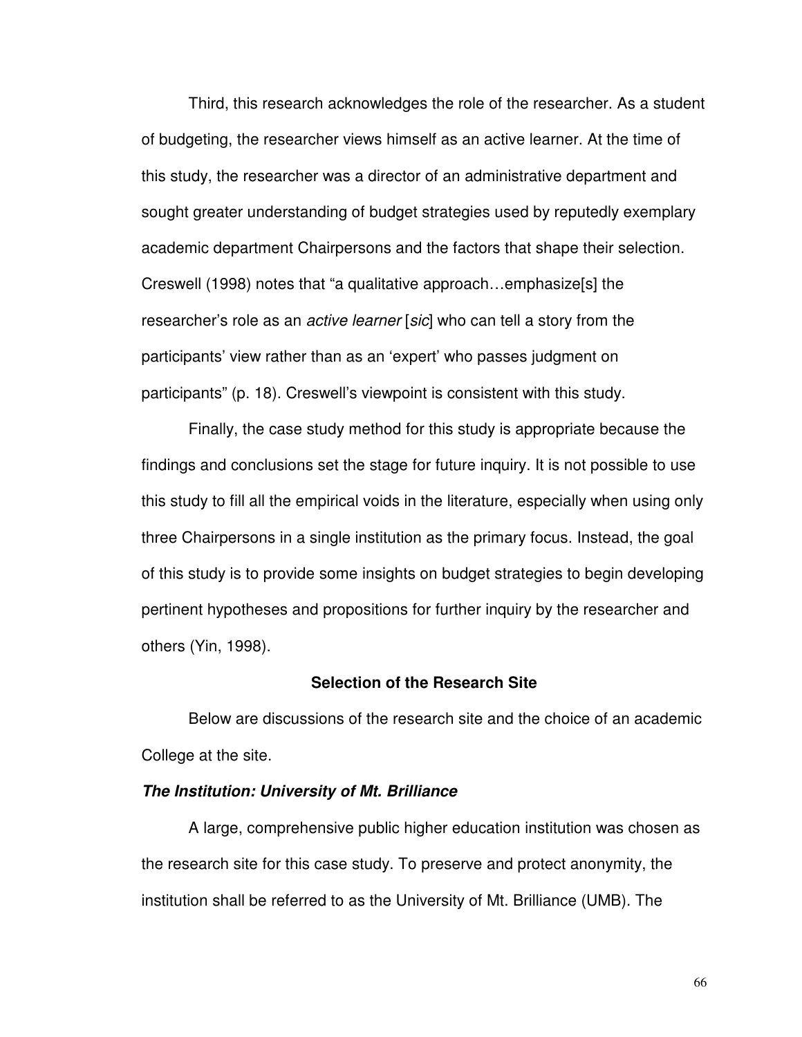Third, this research acknowledges the role of the researcher. As a student of budgeting, the researcher views himself as an active learner. At the time of this study, the researcher was a director of an administrative department and sought greater understanding of budget strategies used by reputedly exemplary academic department Chairpersons and the factors that shape their selection. Creswell (1998) notes that "a qualitative approach…emphasize[s] the researcher's role as an *active learner* [*sic*] who can tell a story from the participants' view rather than as an 'expert' who passes judgment on participants" (p. 18). Creswell's viewpoint is consistent with this study.

Finally, the case study method for this study is appropriate because the findings and conclusions set the stage for future inquiry. It is not possible to use this study to fill all the empirical voids in the literature, especially when using only three Chairpersons in a single institution as the primary focus. Instead, the goal of this study is to provide some insights on budget strategies to begin developing pertinent hypotheses and propositions for further inquiry by the researcher and others (Yin, 1998).

## Selection of the Research Site

Below are discussions of the research site and the choice of an academic College at the site.

### *The Institution: University of Mt. Brilliance*

A large, comprehensive public higher education institution was chosen as the research site for this case study. To preserve and protect anonymity, the institution shall be referred to as the University of Mt. Brilliance (UMB). The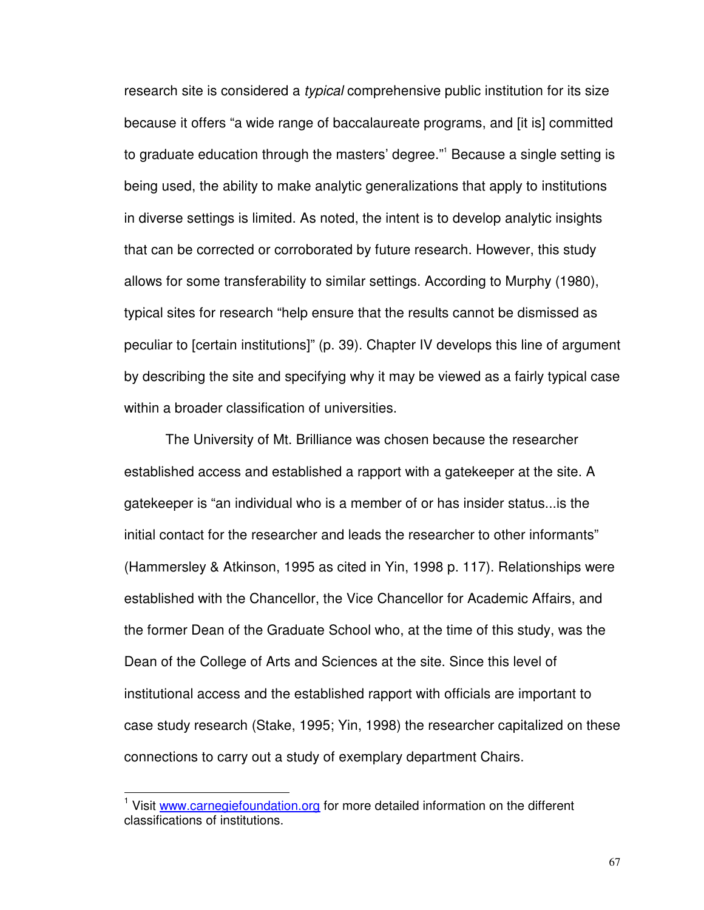research site is considered a *typical* comprehensive public institution for its size because it offers "a wide range of baccalaureate programs, and [it is] committed to graduate education through the masters' degree."[1] Because a single setting is being used, the ability to make analytic generalizations that apply to institutions in diverse settings is limited. As noted, the intent is to develop analytic insights that can be corrected or corroborated by future research. However, this study allows for some transferability to similar settings. According to Murphy (1980), typical sites for research "help ensure that the results cannot be dismissed as peculiar to [certain institutions]" (p. 39). Chapter IV develops this line of argument by describing the site and specifying why it may be viewed as a fairly typical case within a broader classification of universities.

The University of Mt. Brilliance was chosen because the researcher established access and established a rapport with a gatekeeper at the site. A gatekeeper is "an individual who is a member of or has insider status...is the initial contact for the researcher and leads the researcher to other informants" (Hammersley & Atkinson, 1995 as cited in Yin, 1998 p. 117). Relationships were established with the Chancellor, the Vice Chancellor for Academic Affairs, and the former Dean of the Graduate School who, at the time of this study, was the Dean of the College of Arts and Sciences at the site. Since this level of institutional access and the established rapport with officials are important to case study research (Stake, 1995; Yin, 1998) the researcher capitalized on these connections to carry out a study of exemplary department Chairs.

---

[1] Visit www.carnegiefoundation.org for more detailed information on the different classifications of institutions.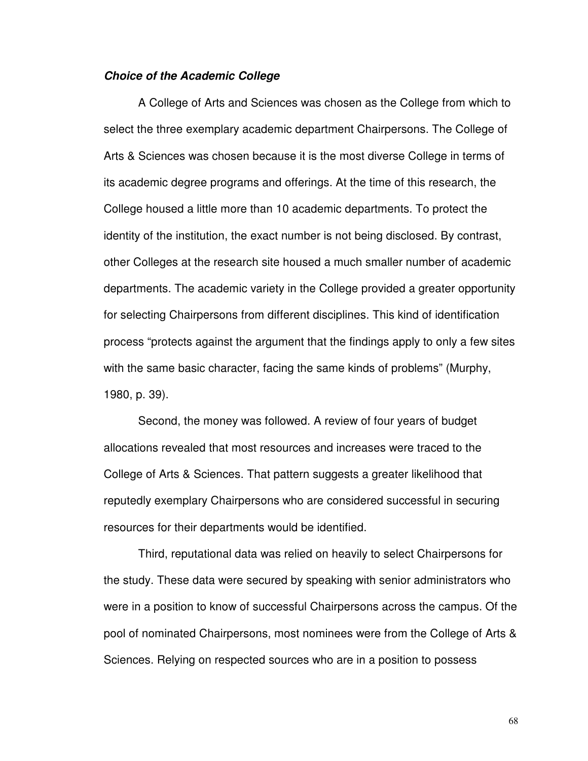### ***Choice of the Academic College***

A College of Arts and Sciences was chosen as the College from which to select the three exemplary academic department Chairpersons. The College of Arts & Sciences was chosen because it is the most diverse College in terms of its academic degree programs and offerings. At the time of this research, the College housed a little more than 10 academic departments. To protect the identity of the institution, the exact number is not being disclosed. By contrast, other Colleges at the research site housed a much smaller number of academic departments. The academic variety in the College provided a greater opportunity for selecting Chairpersons from different disciplines. This kind of identification process "protects against the argument that the findings apply to only a few sites with the same basic character, facing the same kinds of problems" (Murphy, 1980, p. 39).

Second, the money was followed. A review of four years of budget allocations revealed that most resources and increases were traced to the College of Arts & Sciences. That pattern suggests a greater likelihood that reputedly exemplary Chairpersons who are considered successful in securing resources for their departments would be identified.

Third, reputational data was relied on heavily to select Chairpersons for the study. These data were secured by speaking with senior administrators who were in a position to know of successful Chairpersons across the campus. Of the pool of nominated Chairpersons, most nominees were from the College of Arts & Sciences. Relying on respected sources who are in a position to possess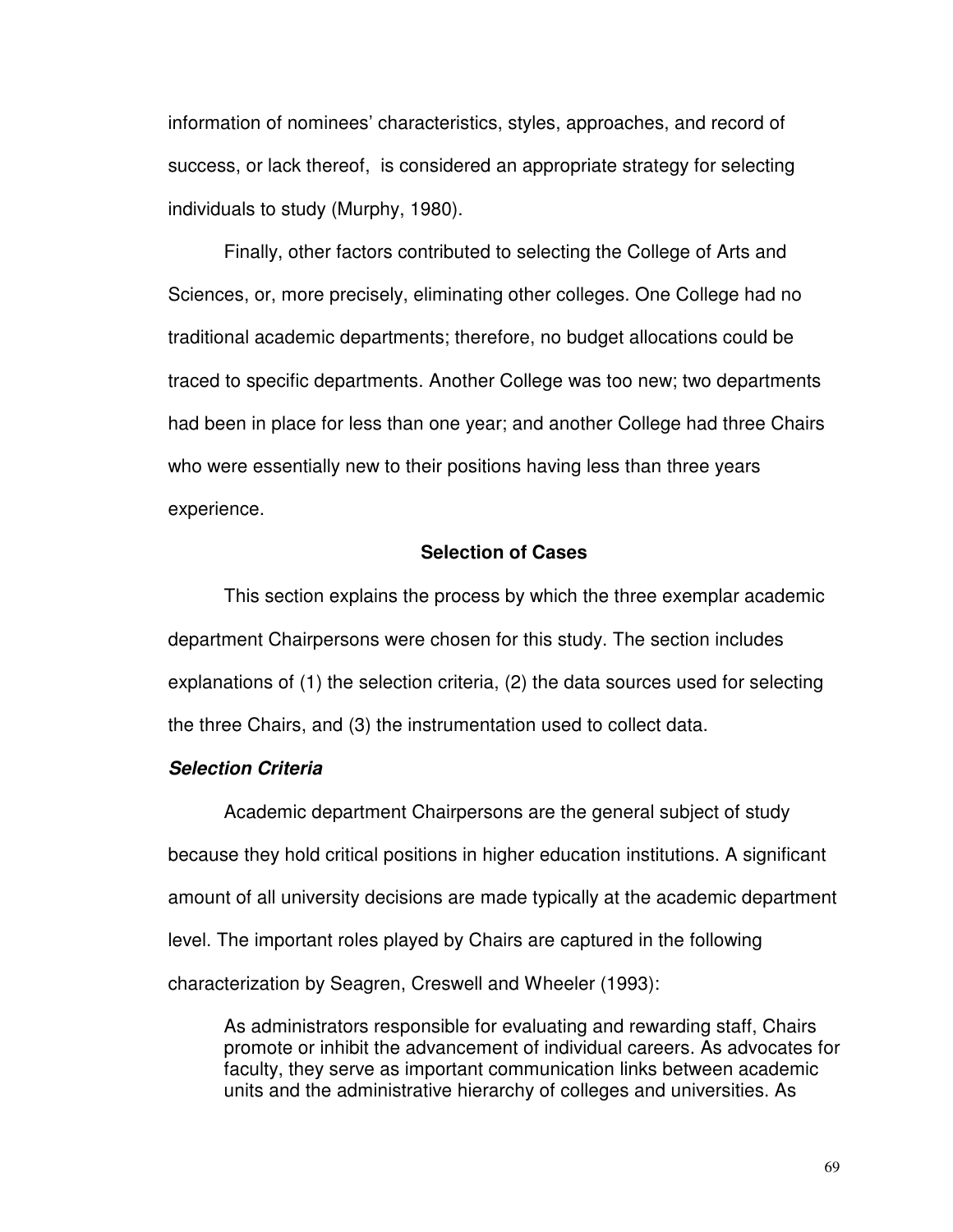information of nominees' characteristics, styles, approaches, and record of success, or lack thereof, is considered an appropriate strategy for selecting individuals to study (Murphy, 1980).

Finally, other factors contributed to selecting the College of Arts and Sciences, or, more precisely, eliminating other colleges. One College had no traditional academic departments; therefore, no budget allocations could be traced to specific departments. Another College was too new; two departments had been in place for less than one year; and another College had three Chairs who were essentially new to their positions having less than three years experience.

## Selection of Cases

This section explains the process by which the three exemplar academic department Chairpersons were chosen for this study. The section includes explanations of (1) the selection criteria, (2) the data sources used for selecting the three Chairs, and (3) the instrumentation used to collect data.

### *Selection Criteria*

Academic department Chairpersons are the general subject of study because they hold critical positions in higher education institutions. A significant amount of all university decisions are made typically at the academic department level. The important roles played by Chairs are captured in the following characterization by Seagren, Creswell and Wheeler (1993):

> As administrators responsible for evaluating and rewarding staff, Chairs promote or inhibit the advancement of individual careers. As advocates for faculty, they serve as important communication links between academic units and the administrative hierarchy of colleges and universities. As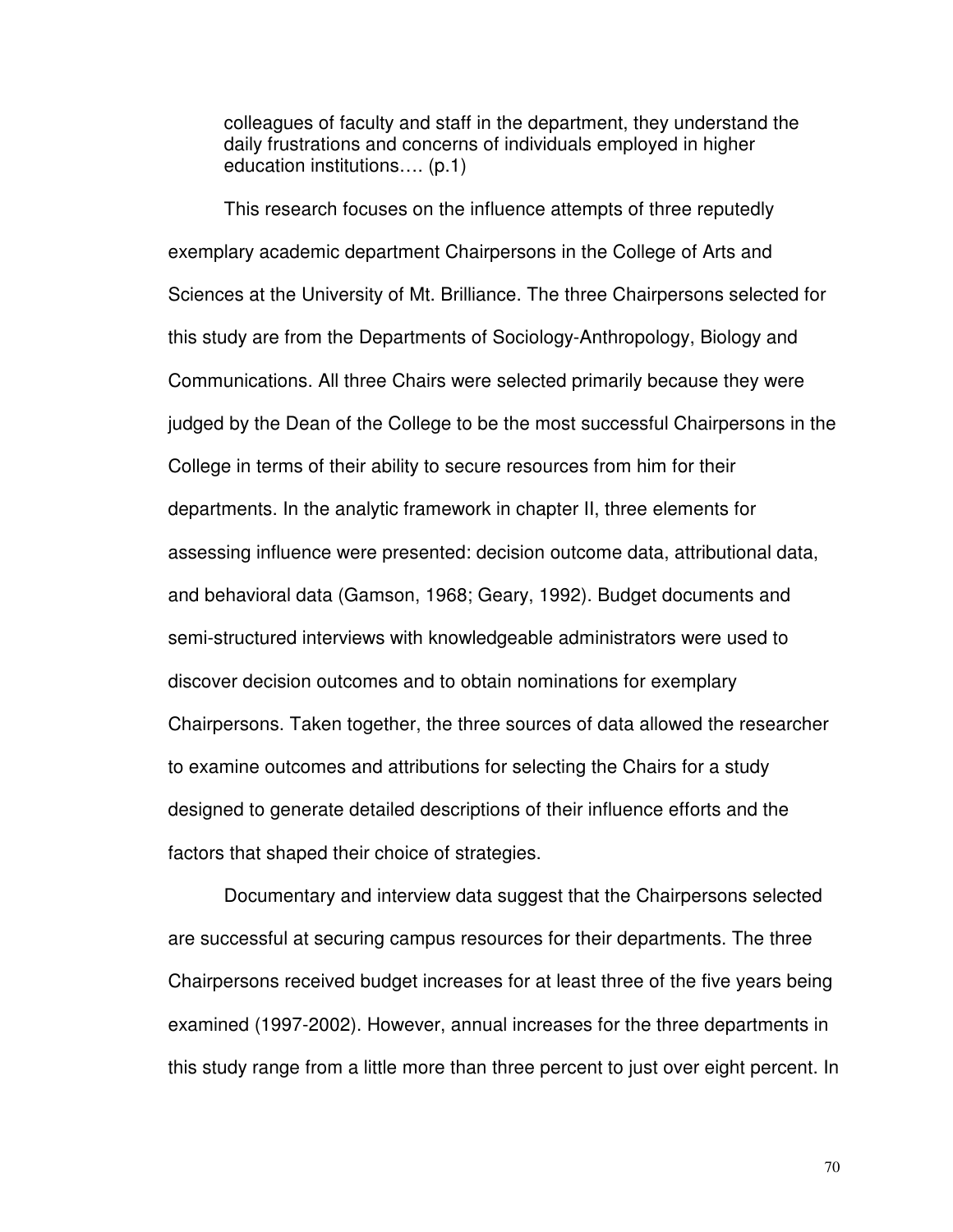> colleagues of faculty and staff in the department, they understand the daily frustrations and concerns of individuals employed in higher education institutions…. (p.1)

This research focuses on the influence attempts of three reputedly exemplary academic department Chairpersons in the College of Arts and Sciences at the University of Mt. Brilliance. The three Chairpersons selected for this study are from the Departments of Sociology-Anthropology, Biology and Communications. All three Chairs were selected primarily because they were judged by the Dean of the College to be the most successful Chairpersons in the College in terms of their ability to secure resources from him for their departments. In the analytic framework in chapter II, three elements for assessing influence were presented: decision outcome data, attributional data, and behavioral data (Gamson, 1968; Geary, 1992). Budget documents and semi-structured interviews with knowledgeable administrators were used to discover decision outcomes and to obtain nominations for exemplary Chairpersons. Taken together, the three sources of data allowed the researcher to examine outcomes and attributions for selecting the Chairs for a study designed to generate detailed descriptions of their influence efforts and the factors that shaped their choice of strategies.

Documentary and interview data suggest that the Chairpersons selected are successful at securing campus resources for their departments. The three Chairpersons received budget increases for at least three of the five years being examined (1997-2002). However, annual increases for the three departments in this study range from a little more than three percent to just over eight percent. In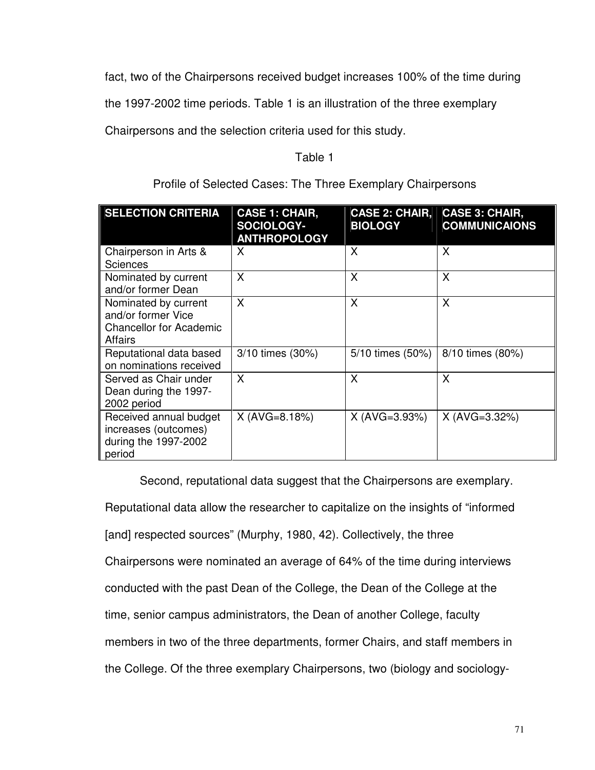fact, two of the Chairpersons received budget increases 100% of the time during the 1997-2002 time periods. Table 1 is an illustration of the three exemplary Chairpersons and the selection criteria used for this study.

Table 1

Profile of Selected Cases: The Three Exemplary Chairpersons

| SELECTION CRITERIA | CASE 1: CHAIR, SOCIOLOGY-ANTHROPOLOGY | CASE 2: CHAIR, BIOLOGY | CASE 3: CHAIR, COMMUNICAIONS |
|---|---|---|---|
| Chairperson in Arts & Sciences | X | X | X |
| Nominated by current and/or former Dean | X | X | X |
| Nominated by current and/or former Vice Chancellor for Academic Affairs | X | X | X |
| Reputational data based on nominations received | 3/10 times (30%) | 5/10 times (50%) | 8/10 times (80%) |
| Served as Chair under Dean during the 1997-2002 period | X | X | X |
| Received annual budget increases (outcomes) during the 1997-2002 period | X (AVG=8.18%) | X (AVG=3.93%) | X (AVG=3.32%) |

Second, reputational data suggest that the Chairpersons are exemplary. Reputational data allow the researcher to capitalize on the insights of "informed [and] respected sources" (Murphy, 1980, 42). Collectively, the three Chairpersons were nominated an average of 64% of the time during interviews conducted with the past Dean of the College, the Dean of the College at the time, senior campus administrators, the Dean of another College, faculty members in two of the three departments, former Chairs, and staff members in the College. Of the three exemplary Chairpersons, two (biology and sociology-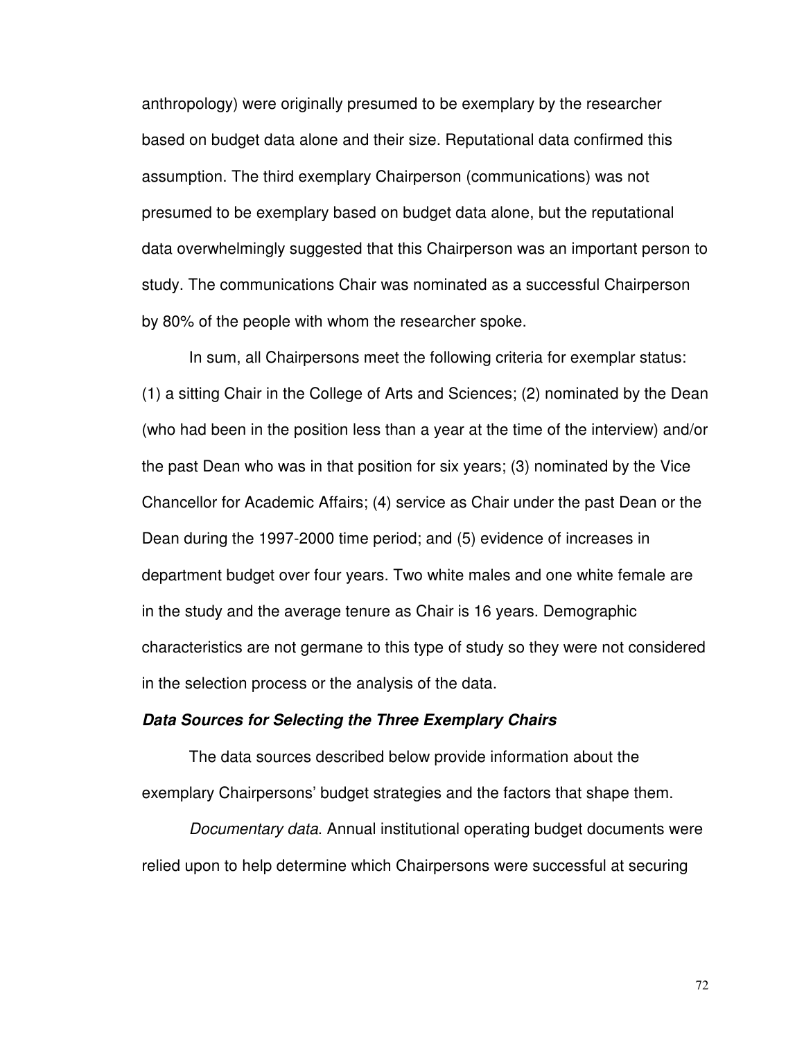anthropology) were originally presumed to be exemplary by the researcher based on budget data alone and their size. Reputational data confirmed this assumption. The third exemplary Chairperson (communications) was not presumed to be exemplary based on budget data alone, but the reputational data overwhelmingly suggested that this Chairperson was an important person to study. The communications Chair was nominated as a successful Chairperson by 80% of the people with whom the researcher spoke.

In sum, all Chairpersons meet the following criteria for exemplar status: (1) a sitting Chair in the College of Arts and Sciences; (2) nominated by the Dean (who had been in the position less than a year at the time of the interview) and/or the past Dean who was in that position for six years; (3) nominated by the Vice Chancellor for Academic Affairs; (4) service as Chair under the past Dean or the Dean during the 1997-2000 time period; and (5) evidence of increases in department budget over four years. Two white males and one white female are in the study and the average tenure as Chair is 16 years. Demographic characteristics are not germane to this type of study so they were not considered in the selection process or the analysis of the data.

***Data Sources for Selecting the Three Exemplary Chairs***

The data sources described below provide information about the exemplary Chairpersons' budget strategies and the factors that shape them.

*Documentary data*. Annual institutional operating budget documents were relied upon to help determine which Chairpersons were successful at securing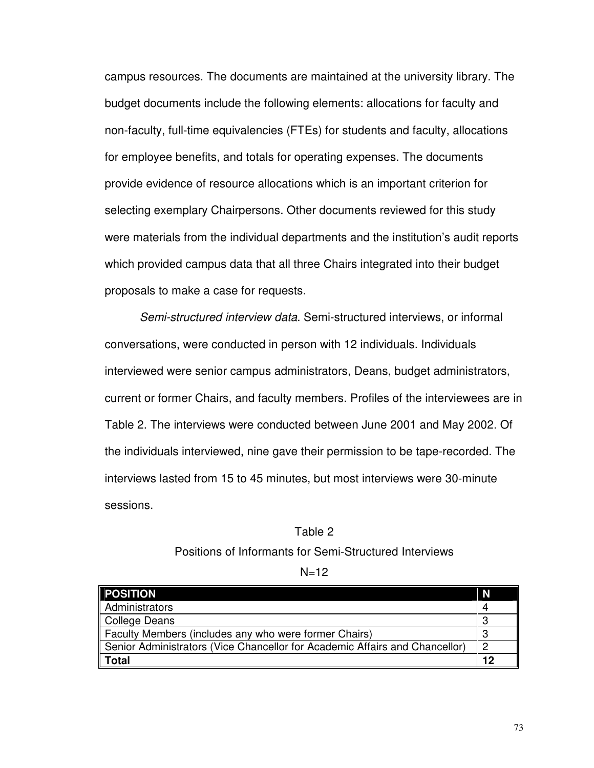campus resources. The documents are maintained at the university library. The budget documents include the following elements: allocations for faculty and non-faculty, full-time equivalencies (FTEs) for students and faculty, allocations for employee benefits, and totals for operating expenses. The documents provide evidence of resource allocations which is an important criterion for selecting exemplary Chairpersons. Other documents reviewed for this study were materials from the individual departments and the institution's audit reports which provided campus data that all three Chairs integrated into their budget proposals to make a case for requests.

*Semi-structured interview data*. Semi-structured interviews, or informal conversations, were conducted in person with 12 individuals. Individuals interviewed were senior campus administrators, Deans, budget administrators, current or former Chairs, and faculty members. Profiles of the interviewees are in Table 2. The interviews were conducted between June 2001 and May 2002. Of the individuals interviewed, nine gave their permission to be tape-recorded. The interviews lasted from 15 to 45 minutes, but most interviews were 30-minute sessions.

Table 2

Positions of Informants for Semi-Structured Interviews

N=12

| POSITION | N |
|---|---|
| Administrators | 4 |
| College Deans | 3 |
| Faculty Members (includes any who were former Chairs) | 3 |
| Senior Administrators (Vice Chancellor for Academic Affairs and Chancellor) | 2 |
| **Total** | **12** |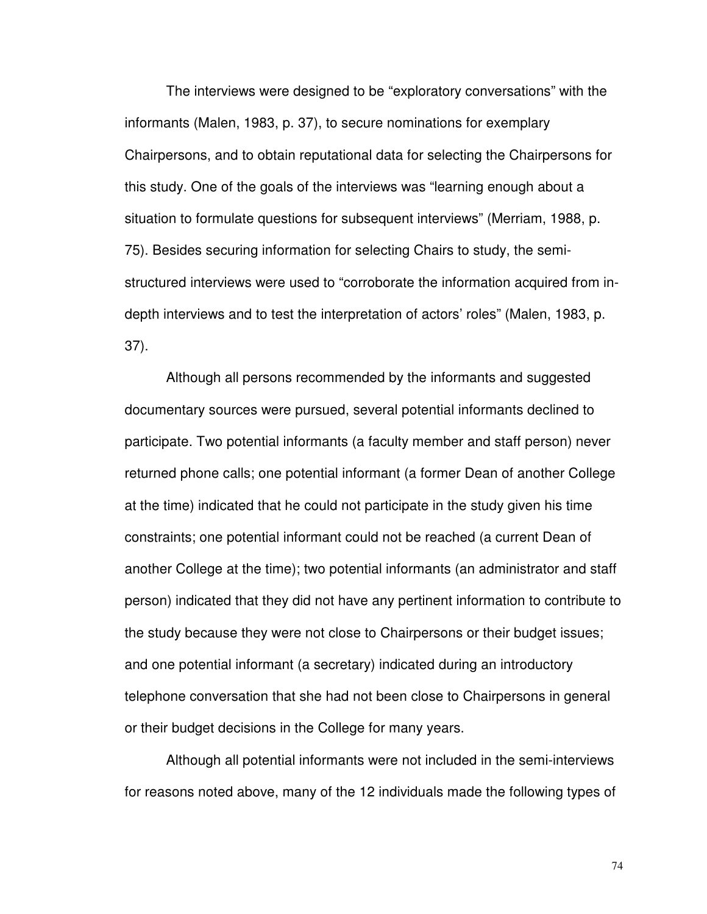The interviews were designed to be "exploratory conversations" with the informants (Malen, 1983, p. 37), to secure nominations for exemplary Chairpersons, and to obtain reputational data for selecting the Chairpersons for this study. One of the goals of the interviews was "learning enough about a situation to formulate questions for subsequent interviews" (Merriam, 1988, p. 75). Besides securing information for selecting Chairs to study, the semi-structured interviews were used to "corroborate the information acquired from in-depth interviews and to test the interpretation of actors' roles" (Malen, 1983, p. 37).

Although all persons recommended by the informants and suggested documentary sources were pursued, several potential informants declined to participate. Two potential informants (a faculty member and staff person) never returned phone calls; one potential informant (a former Dean of another College at the time) indicated that he could not participate in the study given his time constraints; one potential informant could not be reached (a current Dean of another College at the time); two potential informants (an administrator and staff person) indicated that they did not have any pertinent information to contribute to the study because they were not close to Chairpersons or their budget issues; and one potential informant (a secretary) indicated during an introductory telephone conversation that she had not been close to Chairpersons in general or their budget decisions in the College for many years.

Although all potential informants were not included in the semi-interviews for reasons noted above, many of the 12 individuals made the following types of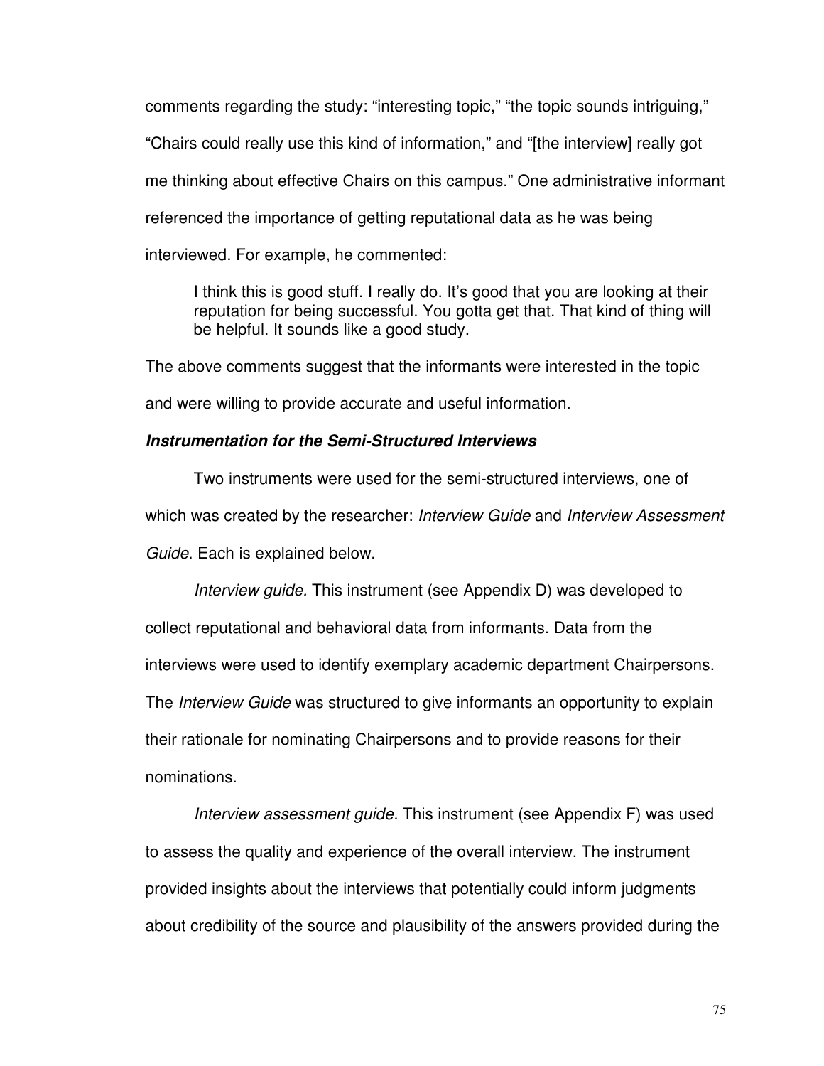comments regarding the study: “interesting topic,” “the topic sounds intriguing,” “Chairs could really use this kind of information,” and “[the interview] really got me thinking about effective Chairs on this campus.” One administrative informant referenced the importance of getting reputational data as he was being interviewed. For example, he commented:

> I think this is good stuff. I really do. It’s good that you are looking at their reputation for being successful. You gotta get that. That kind of thing will be helpful. It sounds like a good study.

The above comments suggest that the informants were interested in the topic and were willing to provide accurate and useful information.

### *Instrumentation for the Semi-Structured Interviews*

Two instruments were used for the semi-structured interviews, one of which was created by the researcher: *Interview Guide* and *Interview Assessment Guide*. Each is explained below.

*Interview guide.* This instrument (see Appendix D) was developed to collect reputational and behavioral data from informants. Data from the interviews were used to identify exemplary academic department Chairpersons. The *Interview Guide* was structured to give informants an opportunity to explain their rationale for nominating Chairpersons and to provide reasons for their nominations.

*Interview assessment guide.* This instrument (see Appendix F) was used to assess the quality and experience of the overall interview. The instrument provided insights about the interviews that potentially could inform judgments about credibility of the source and plausibility of the answers provided during the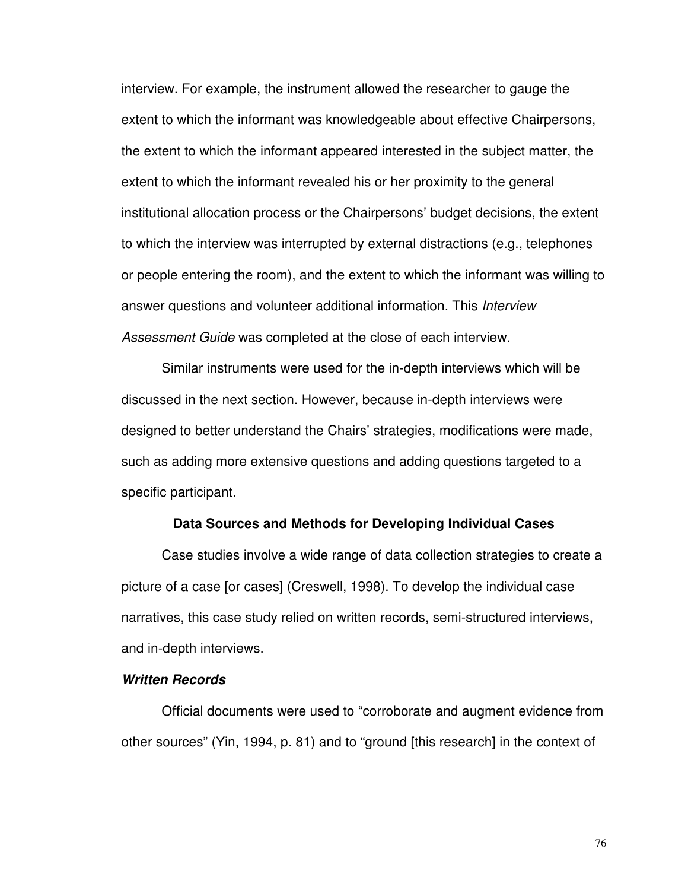interview. For example, the instrument allowed the researcher to gauge the extent to which the informant was knowledgeable about effective Chairpersons, the extent to which the informant appeared interested in the subject matter, the extent to which the informant revealed his or her proximity to the general institutional allocation process or the Chairpersons' budget decisions, the extent to which the interview was interrupted by external distractions (e.g., telephones or people entering the room), and the extent to which the informant was willing to answer questions and volunteer additional information. This *Interview Assessment Guide* was completed at the close of each interview.

Similar instruments were used for the in-depth interviews which will be discussed in the next section. However, because in-depth interviews were designed to better understand the Chairs' strategies, modifications were made, such as adding more extensive questions and adding questions targeted to a specific participant.

## Data Sources and Methods for Developing Individual Cases

Case studies involve a wide range of data collection strategies to create a picture of a case [or cases] (Creswell, 1998). To develop the individual case narratives, this case study relied on written records, semi-structured interviews, and in-depth interviews.

### *Written Records*

Official documents were used to "corroborate and augment evidence from other sources" (Yin, 1994, p. 81) and to "ground [this research] in the context of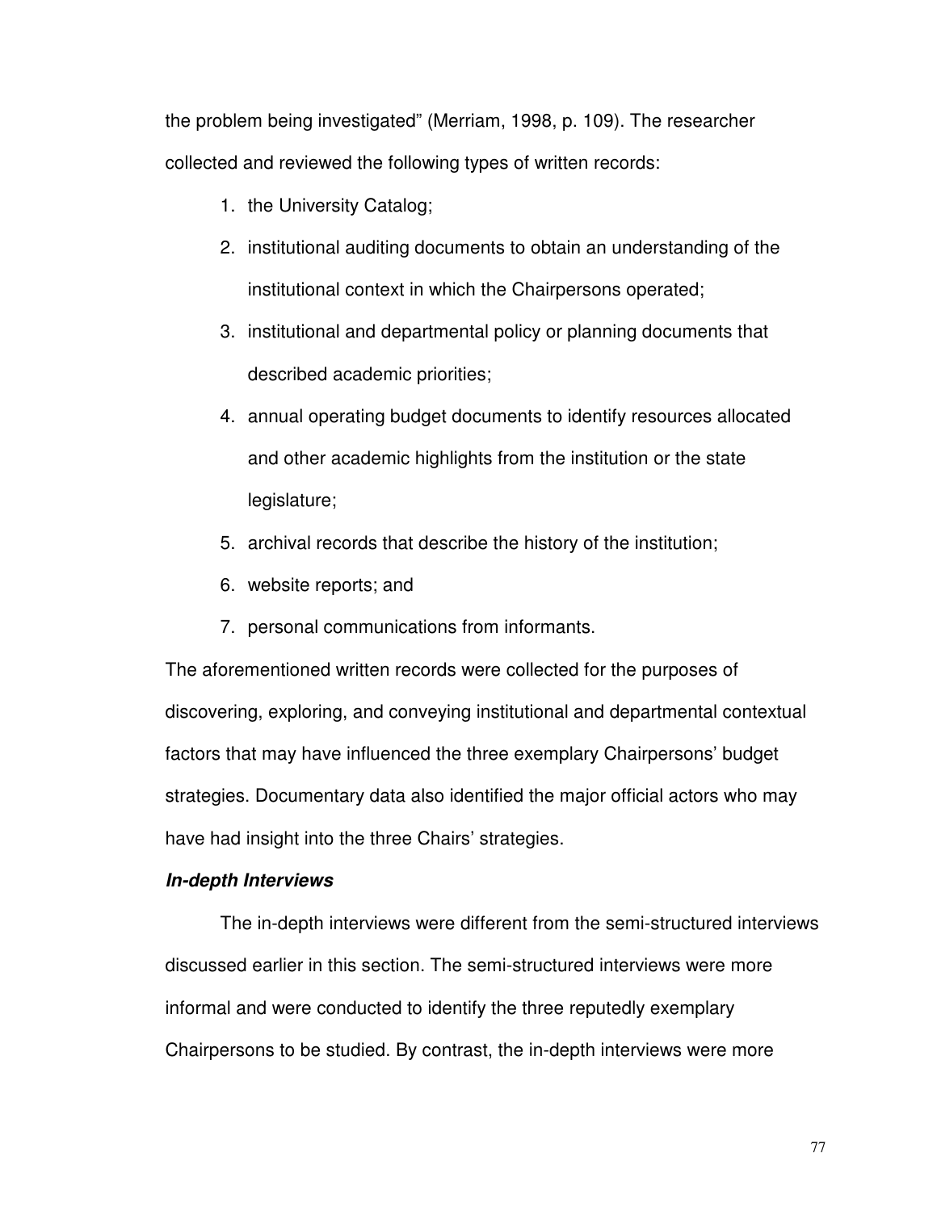the problem being investigated" (Merriam, 1998, p. 109). The researcher collected and reviewed the following types of written records:

1. the University Catalog;
2. institutional auditing documents to obtain an understanding of the institutional context in which the Chairpersons operated;
3. institutional and departmental policy or planning documents that described academic priorities;
4. annual operating budget documents to identify resources allocated and other academic highlights from the institution or the state legislature;
5. archival records that describe the history of the institution;
6. website reports; and
7. personal communications from informants.

The aforementioned written records were collected for the purposes of discovering, exploring, and conveying institutional and departmental contextual factors that may have influenced the three exemplary Chairpersons' budget strategies. Documentary data also identified the major official actors who may have had insight into the three Chairs' strategies.

***In-depth Interviews***

The in-depth interviews were different from the semi-structured interviews discussed earlier in this section. The semi-structured interviews were more informal and were conducted to identify the three reputedly exemplary Chairpersons to be studied. By contrast, the in-depth interviews were more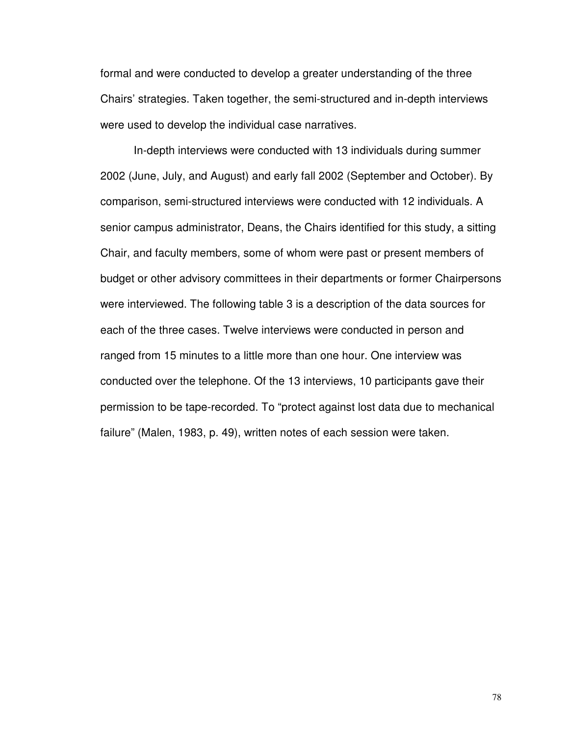formal and were conducted to develop a greater understanding of the three Chairs' strategies. Taken together, the semi-structured and in-depth interviews were used to develop the individual case narratives.

In-depth interviews were conducted with 13 individuals during summer 2002 (June, July, and August) and early fall 2002 (September and October). By comparison, semi-structured interviews were conducted with 12 individuals. A senior campus administrator, Deans, the Chairs identified for this study, a sitting Chair, and faculty members, some of whom were past or present members of budget or other advisory committees in their departments or former Chairpersons were interviewed. The following table 3 is a description of the data sources for each of the three cases. Twelve interviews were conducted in person and ranged from 15 minutes to a little more than one hour. One interview was conducted over the telephone. Of the 13 interviews, 10 participants gave their permission to be tape-recorded. To "protect against lost data due to mechanical failure" (Malen, 1983, p. 49), written notes of each session were taken.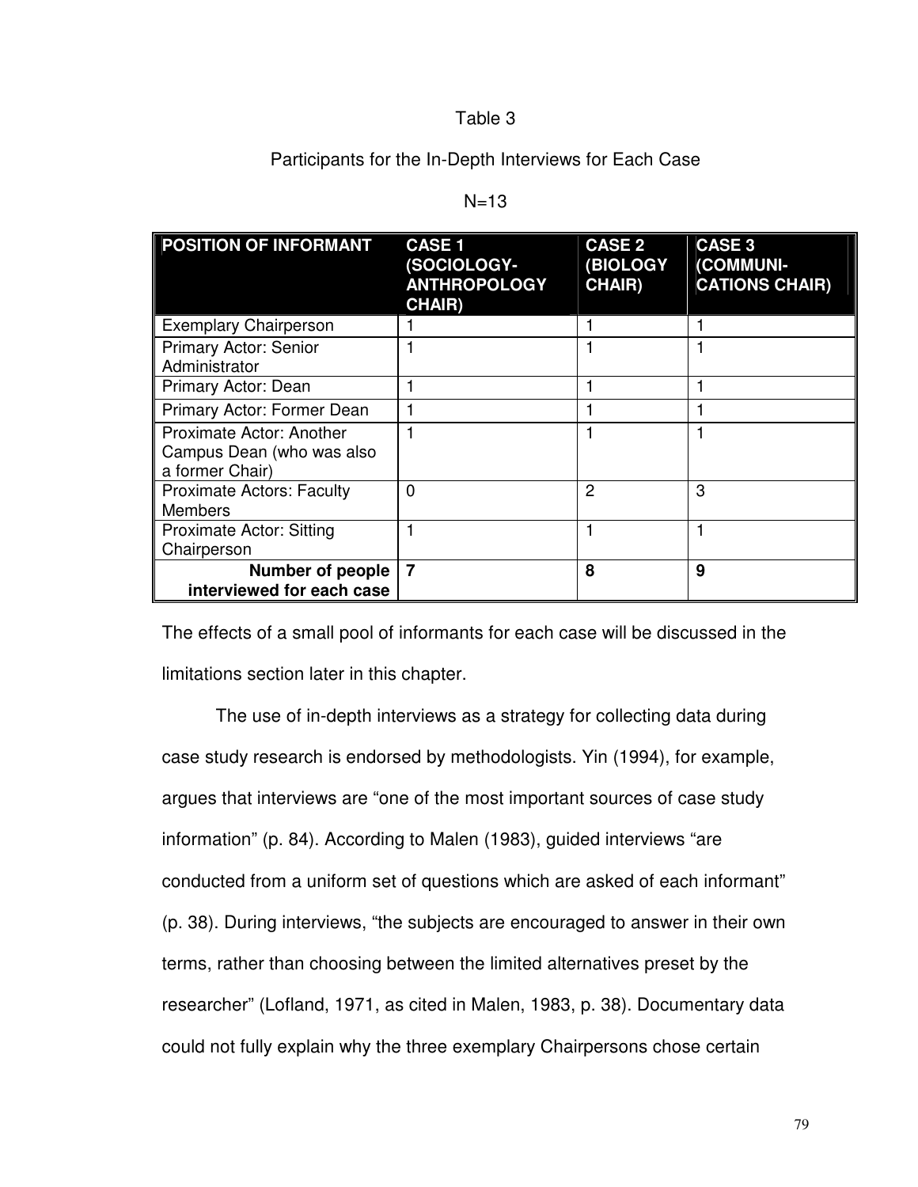Table 3

Participants for the In-Depth Interviews for Each Case

N=13

| POSITION OF INFORMANT | CASE 1 (SOCIOLOGY-ANTHROPOLOGY CHAIR) | CASE 2 (BIOLOGY CHAIR) | CASE 3 (COMMUNI-CATIONS CHAIR) |
|---|---|---|---|
| Exemplary Chairperson | 1 | 1 | 1 |
| Primary Actor: Senior Administrator | 1 | 1 | 1 |
| Primary Actor: Dean | 1 | 1 | 1 |
| Primary Actor: Former Dean | 1 | 1 | 1 |
| Proximate Actor: Another Campus Dean (who was also a former Chair) | 1 | 1 | 1 |
| Proximate Actors: Faculty Members | 0 | 2 | 3 |
| Proximate Actor: Sitting Chairperson | 1 | 1 | 1 |
| **Number of people interviewed for each case** | **7** | **8** | **9** |

The effects of a small pool of informants for each case will be discussed in the limitations section later in this chapter.

The use of in-depth interviews as a strategy for collecting data during case study research is endorsed by methodologists. Yin (1994), for example, argues that interviews are "one of the most important sources of case study information" (p. 84). According to Malen (1983), guided interviews "are conducted from a uniform set of questions which are asked of each informant" (p. 38). During interviews, "the subjects are encouraged to answer in their own terms, rather than choosing between the limited alternatives preset by the researcher" (Lofland, 1971, as cited in Malen, 1983, p. 38). Documentary data could not fully explain why the three exemplary Chairpersons chose certain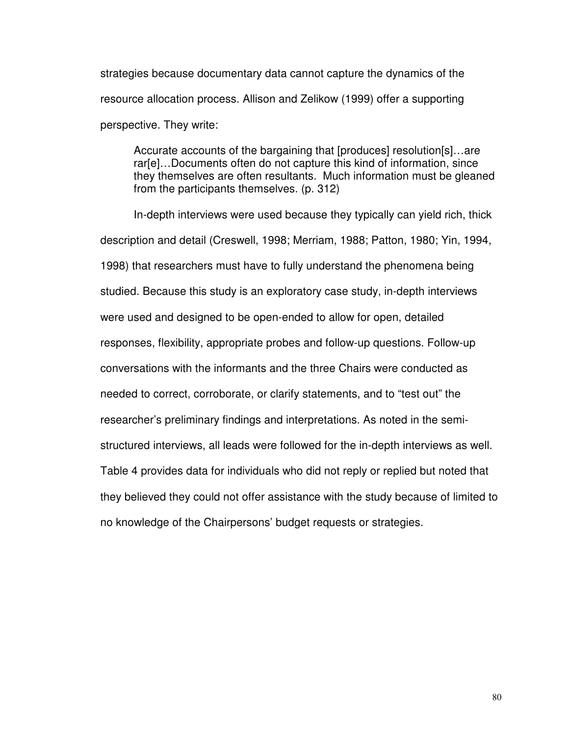strategies because documentary data cannot capture the dynamics of the resource allocation process. Allison and Zelikow (1999) offer a supporting perspective. They write:

> Accurate accounts of the bargaining that [produces] resolution[s]…are rar[e]…Documents often do not capture this kind of information, since they themselves are often resultants. Much information must be gleaned from the participants themselves. (p. 312)

In-depth interviews were used because they typically can yield rich, thick description and detail (Creswell, 1998; Merriam, 1988; Patton, 1980; Yin, 1994, 1998) that researchers must have to fully understand the phenomena being studied. Because this study is an exploratory case study, in-depth interviews were used and designed to be open-ended to allow for open, detailed responses, flexibility, appropriate probes and follow-up questions. Follow-up conversations with the informants and the three Chairs were conducted as needed to correct, corroborate, or clarify statements, and to "test out" the researcher's preliminary findings and interpretations. As noted in the semi-structured interviews, all leads were followed for the in-depth interviews as well. Table 4 provides data for individuals who did not reply or replied but noted that they believed they could not offer assistance with the study because of limited to no knowledge of the Chairpersons' budget requests or strategies.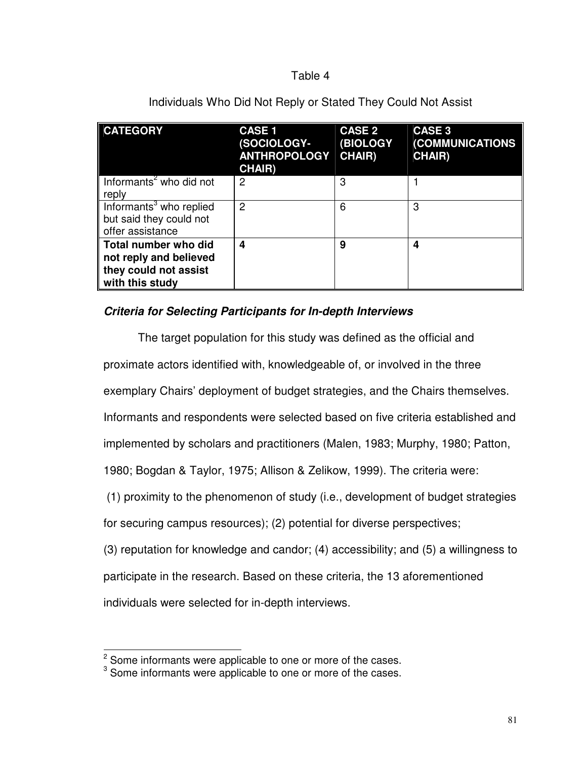Table 4

Individuals Who Did Not Reply or Stated They Could Not Assist

| CATEGORY | CASE 1 (SOCIOLOGY-ANTHROPOLOGY CHAIR) | CASE 2 (BIOLOGY CHAIR) | CASE 3 (COMMUNICATIONS CHAIR) |
|---|---|---|---|
| Informants[2] who did not reply | 2 | 3 | 1 |
| Informants[3] who replied but said they could not offer assistance | 2 | 6 | 3 |
| **Total number who did not reply and believed they could not assist with this study** | **4** | **9** | **4** |

***Criteria for Selecting Participants for In-depth Interviews***

The target population for this study was defined as the official and proximate actors identified with, knowledgeable of, or involved in the three exemplary Chairs' deployment of budget strategies, and the Chairs themselves. Informants and respondents were selected based on five criteria established and implemented by scholars and practitioners (Malen, 1983; Murphy, 1980; Patton, 1980; Bogdan & Taylor, 1975; Allison & Zelikow, 1999). The criteria were: (1) proximity to the phenomenon of study (i.e., development of budget strategies for securing campus resources); (2) potential for diverse perspectives; (3) reputation for knowledge and candor; (4) accessibility; and (5) a willingness to participate in the research. Based on these criteria, the 13 aforementioned individuals were selected for in-depth interviews.

[2] Some informants were applicable to one or more of the cases.

[3] Some informants were applicable to one or more of the cases.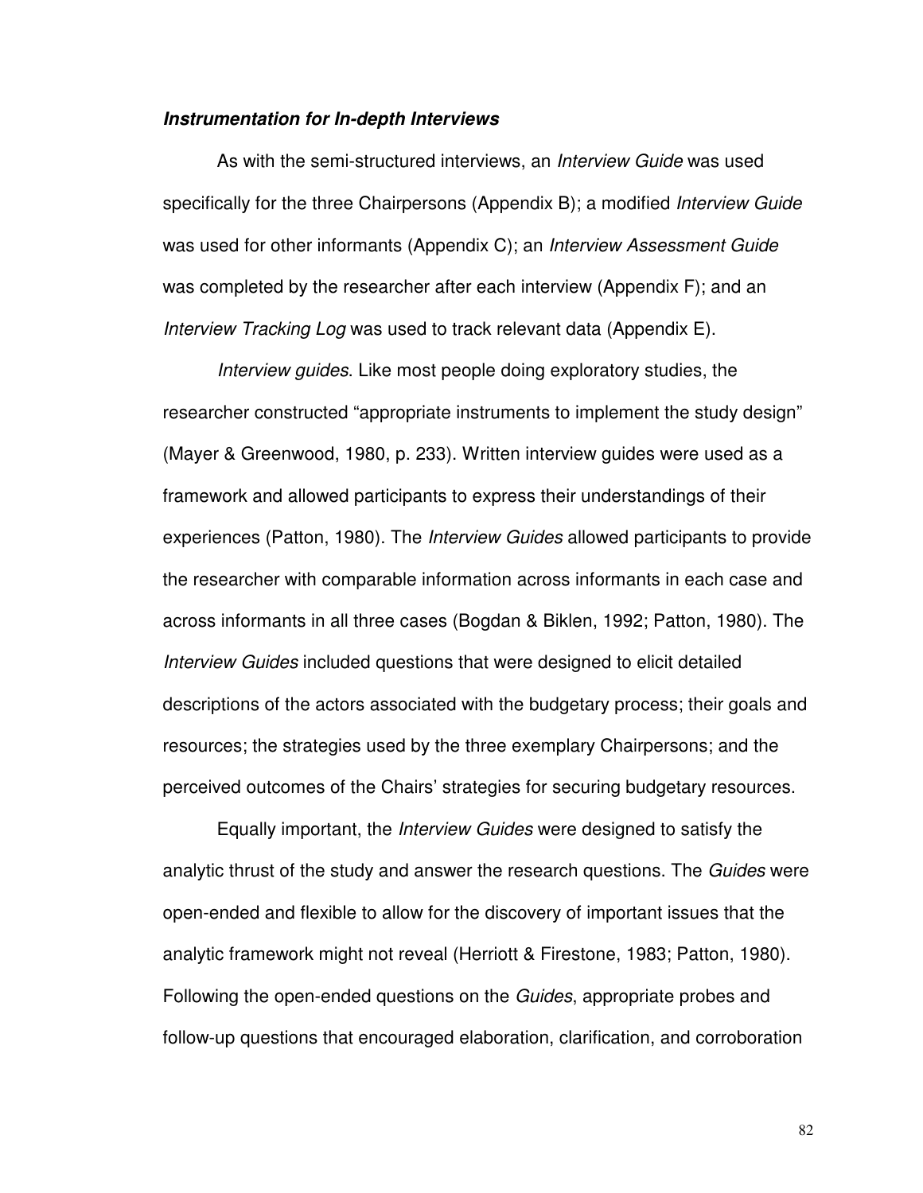***Instrumentation for In-depth Interviews***

As with the semi-structured interviews, an *Interview Guide* was used specifically for the three Chairpersons (Appendix B); a modified *Interview Guide* was used for other informants (Appendix C); an *Interview Assessment Guide* was completed by the researcher after each interview (Appendix F); and an *Interview Tracking Log* was used to track relevant data (Appendix E).

*Interview guides*. Like most people doing exploratory studies, the researcher constructed "appropriate instruments to implement the study design" (Mayer & Greenwood, 1980, p. 233). Written interview guides were used as a framework and allowed participants to express their understandings of their experiences (Patton, 1980). The *Interview Guides* allowed participants to provide the researcher with comparable information across informants in each case and across informants in all three cases (Bogdan & Biklen, 1992; Patton, 1980). The *Interview Guides* included questions that were designed to elicit detailed descriptions of the actors associated with the budgetary process; their goals and resources; the strategies used by the three exemplary Chairpersons; and the perceived outcomes of the Chairs' strategies for securing budgetary resources.

Equally important, the *Interview Guides* were designed to satisfy the analytic thrust of the study and answer the research questions. The *Guides* were open-ended and flexible to allow for the discovery of important issues that the analytic framework might not reveal (Herriott & Firestone, 1983; Patton, 1980). Following the open-ended questions on the *Guides*, appropriate probes and follow-up questions that encouraged elaboration, clarification, and corroboration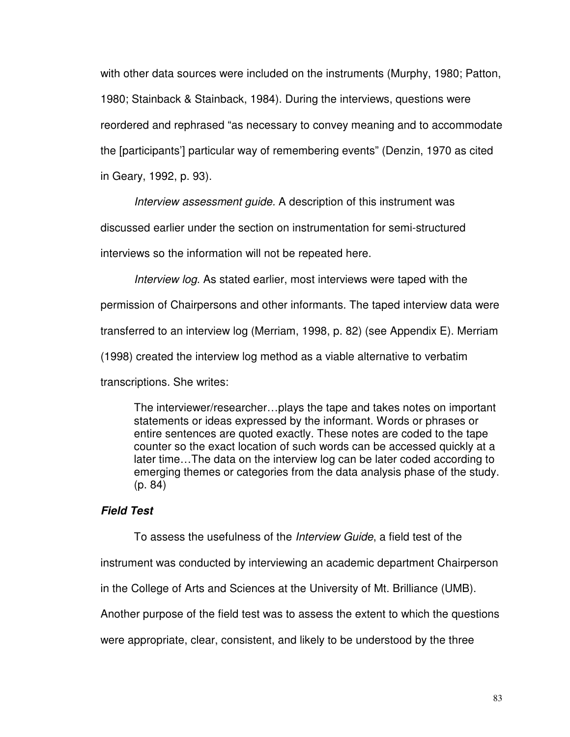with other data sources were included on the instruments (Murphy, 1980; Patton, 1980; Stainback & Stainback, 1984). During the interviews, questions were reordered and rephrased "as necessary to convey meaning and to accommodate the [participants'] particular way of remembering events" (Denzin, 1970 as cited in Geary, 1992, p. 93).

*Interview assessment guide.* A description of this instrument was discussed earlier under the section on instrumentation for semi-structured interviews so the information will not be repeated here.

*Interview log.* As stated earlier, most interviews were taped with the permission of Chairpersons and other informants. The taped interview data were transferred to an interview log (Merriam, 1998, p. 82) (see Appendix E). Merriam (1998) created the interview log method as a viable alternative to verbatim transcriptions. She writes:

> The interviewer/researcher…plays the tape and takes notes on important statements or ideas expressed by the informant. Words or phrases or entire sentences are quoted exactly. These notes are coded to the tape counter so the exact location of such words can be accessed quickly at a later time…The data on the interview log can be later coded according to emerging themes or categories from the data analysis phase of the study. (p. 84)

### ***Field Test***

To assess the usefulness of the *Interview Guide*, a field test of the instrument was conducted by interviewing an academic department Chairperson in the College of Arts and Sciences at the University of Mt. Brilliance (UMB). Another purpose of the field test was to assess the extent to which the questions were appropriate, clear, consistent, and likely to be understood by the three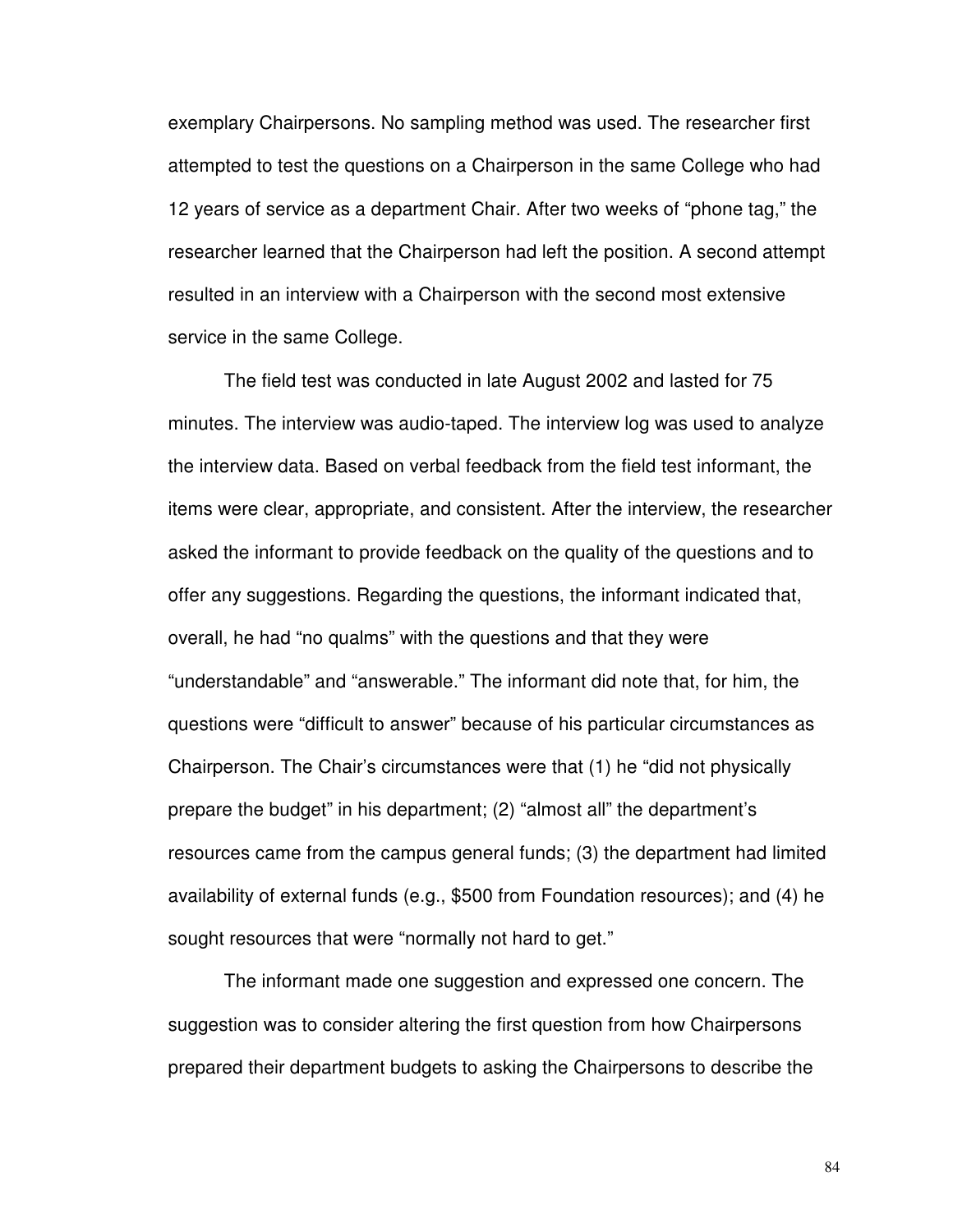exemplary Chairpersons. No sampling method was used. The researcher first attempted to test the questions on a Chairperson in the same College who had 12 years of service as a department Chair. After two weeks of "phone tag," the researcher learned that the Chairperson had left the position. A second attempt resulted in an interview with a Chairperson with the second most extensive service in the same College.

The field test was conducted in late August 2002 and lasted for 75 minutes. The interview was audio-taped. The interview log was used to analyze the interview data. Based on verbal feedback from the field test informant, the items were clear, appropriate, and consistent. After the interview, the researcher asked the informant to provide feedback on the quality of the questions and to offer any suggestions. Regarding the questions, the informant indicated that, overall, he had "no qualms" with the questions and that they were "understandable" and "answerable." The informant did note that, for him, the questions were "difficult to answer" because of his particular circumstances as Chairperson. The Chair's circumstances were that (1) he "did not physically prepare the budget" in his department; (2) "almost all" the department's resources came from the campus general funds; (3) the department had limited availability of external funds (e.g., $500 from Foundation resources); and (4) he sought resources that were "normally not hard to get."

The informant made one suggestion and expressed one concern. The suggestion was to consider altering the first question from how Chairpersons prepared their department budgets to asking the Chairpersons to describe the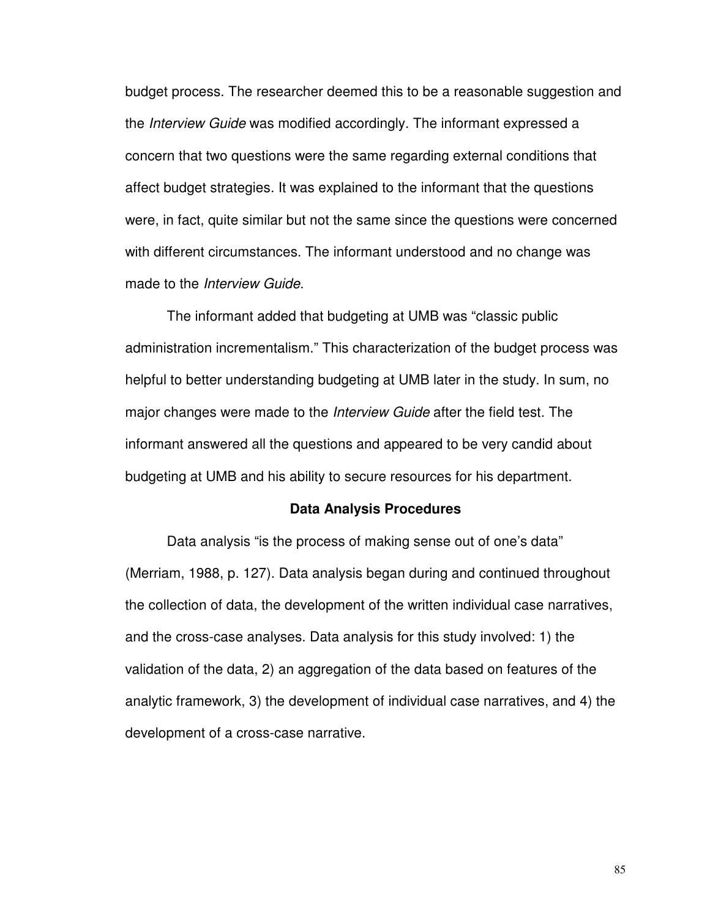budget process. The researcher deemed this to be a reasonable suggestion and the *Interview Guide* was modified accordingly. The informant expressed a concern that two questions were the same regarding external conditions that affect budget strategies. It was explained to the informant that the questions were, in fact, quite similar but not the same since the questions were concerned with different circumstances. The informant understood and no change was made to the *Interview Guide*.

The informant added that budgeting at UMB was "classic public administration incrementalism." This characterization of the budget process was helpful to better understanding budgeting at UMB later in the study. In sum, no major changes were made to the *Interview Guide* after the field test. The informant answered all the questions and appeared to be very candid about budgeting at UMB and his ability to secure resources for his department.

### Data Analysis Procedures

Data analysis "is the process of making sense out of one's data" (Merriam, 1988, p. 127). Data analysis began during and continued throughout the collection of data, the development of the written individual case narratives, and the cross-case analyses. Data analysis for this study involved: 1) the validation of the data, 2) an aggregation of the data based on features of the analytic framework, 3) the development of individual case narratives, and 4) the development of a cross-case narrative.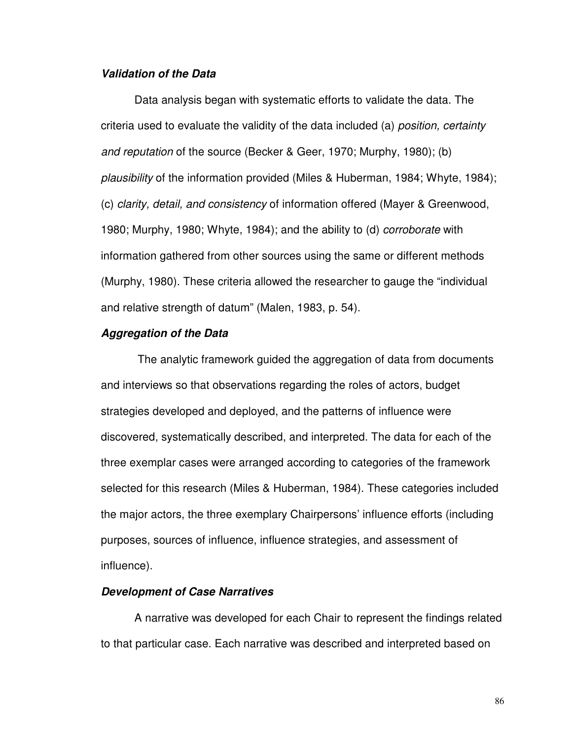### ***Validation of the Data***

Data analysis began with systematic efforts to validate the data. The criteria used to evaluate the validity of the data included (a) *position, certainty and reputation* of the source (Becker & Geer, 1970; Murphy, 1980); (b) *plausibility* of the information provided (Miles & Huberman, 1984; Whyte, 1984); (c) *clarity, detail, and consistency* of information offered (Mayer & Greenwood, 1980; Murphy, 1980; Whyte, 1984); and the ability to (d) *corroborate* with information gathered from other sources using the same or different methods (Murphy, 1980). These criteria allowed the researcher to gauge the "individual and relative strength of datum" (Malen, 1983, p. 54).

### ***Aggregation of the Data***

The analytic framework guided the aggregation of data from documents and interviews so that observations regarding the roles of actors, budget strategies developed and deployed, and the patterns of influence were discovered, systematically described, and interpreted. The data for each of the three exemplar cases were arranged according to categories of the framework selected for this research (Miles & Huberman, 1984). These categories included the major actors, the three exemplary Chairpersons' influence efforts (including purposes, sources of influence, influence strategies, and assessment of influence).

### ***Development of Case Narratives***

A narrative was developed for each Chair to represent the findings related to that particular case. Each narrative was described and interpreted based on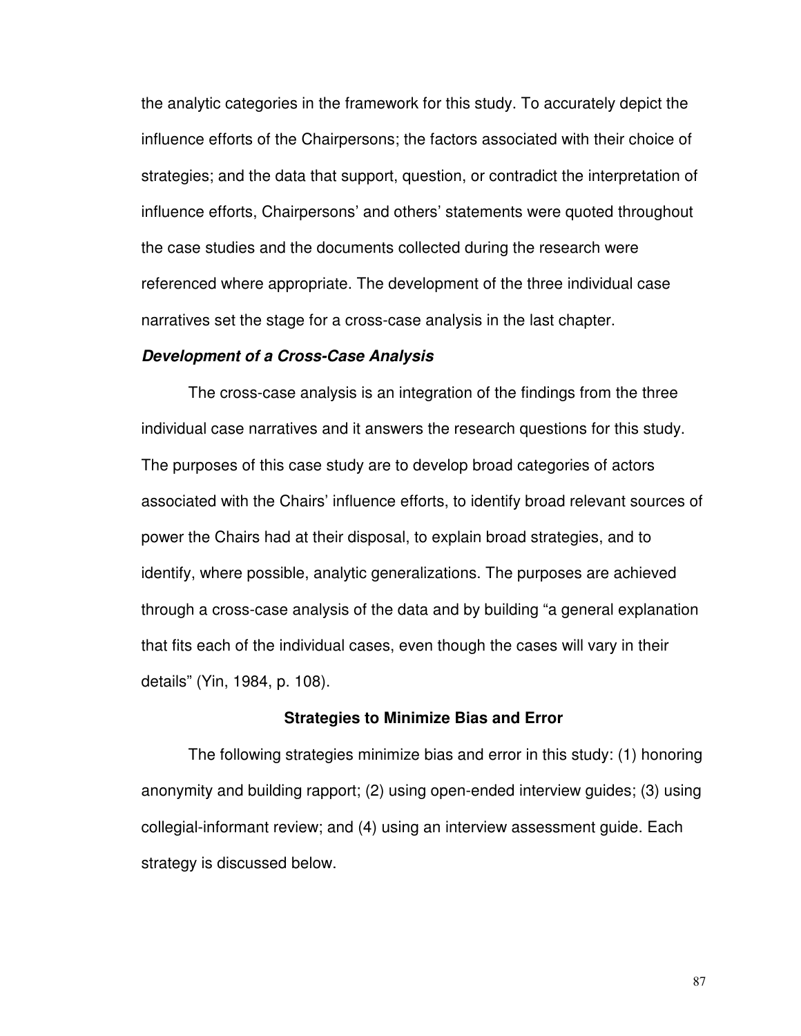the analytic categories in the framework for this study. To accurately depict the influence efforts of the Chairpersons; the factors associated with their choice of strategies; and the data that support, question, or contradict the interpretation of influence efforts, Chairpersons' and others' statements were quoted throughout the case studies and the documents collected during the research were referenced where appropriate. The development of the three individual case narratives set the stage for a cross-case analysis in the last chapter.

### ***Development of a Cross-Case Analysis***

The cross-case analysis is an integration of the findings from the three individual case narratives and it answers the research questions for this study. The purposes of this case study are to develop broad categories of actors associated with the Chairs' influence efforts, to identify broad relevant sources of power the Chairs had at their disposal, to explain broad strategies, and to identify, where possible, analytic generalizations. The purposes are achieved through a cross-case analysis of the data and by building "a general explanation that fits each of the individual cases, even though the cases will vary in their details" (Yin, 1984, p. 108).

## **Strategies to Minimize Bias and Error**

The following strategies minimize bias and error in this study: (1) honoring anonymity and building rapport; (2) using open-ended interview guides; (3) using collegial-informant review; and (4) using an interview assessment guide. Each strategy is discussed below.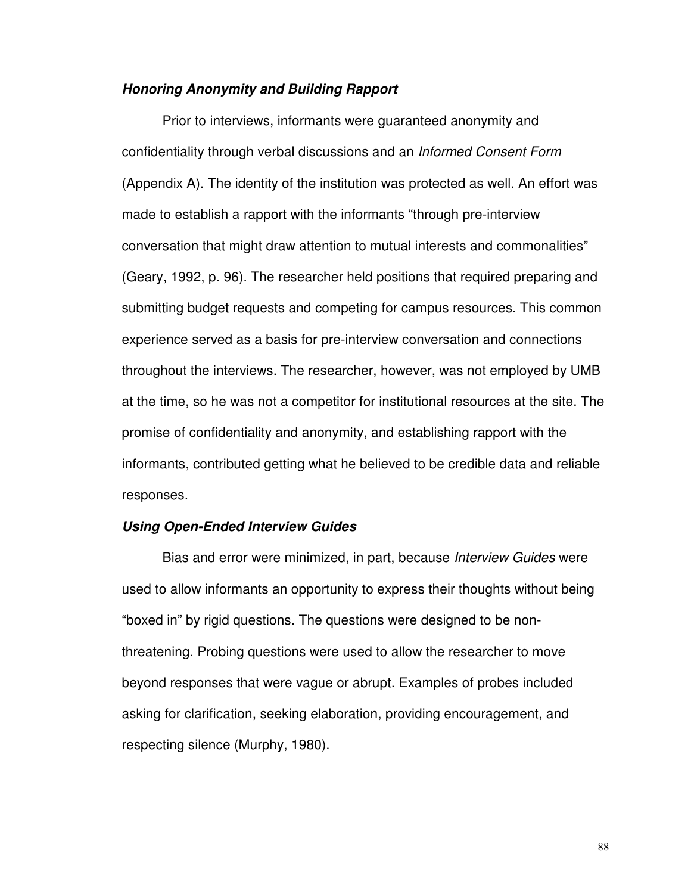***Honoring Anonymity and Building Rapport***

Prior to interviews, informants were guaranteed anonymity and confidentiality through verbal discussions and an *Informed Consent Form* (Appendix A). The identity of the institution was protected as well. An effort was made to establish a rapport with the informants "through pre-interview conversation that might draw attention to mutual interests and commonalities" (Geary, 1992, p. 96). The researcher held positions that required preparing and submitting budget requests and competing for campus resources. This common experience served as a basis for pre-interview conversation and connections throughout the interviews. The researcher, however, was not employed by UMB at the time, so he was not a competitor for institutional resources at the site. The promise of confidentiality and anonymity, and establishing rapport with the informants, contributed getting what he believed to be credible data and reliable responses.

***Using Open-Ended Interview Guides***

Bias and error were minimized, in part, because *Interview Guides* were used to allow informants an opportunity to express their thoughts without being "boxed in" by rigid questions. The questions were designed to be non-threatening. Probing questions were used to allow the researcher to move beyond responses that were vague or abrupt. Examples of probes included asking for clarification, seeking elaboration, providing encouragement, and respecting silence (Murphy, 1980).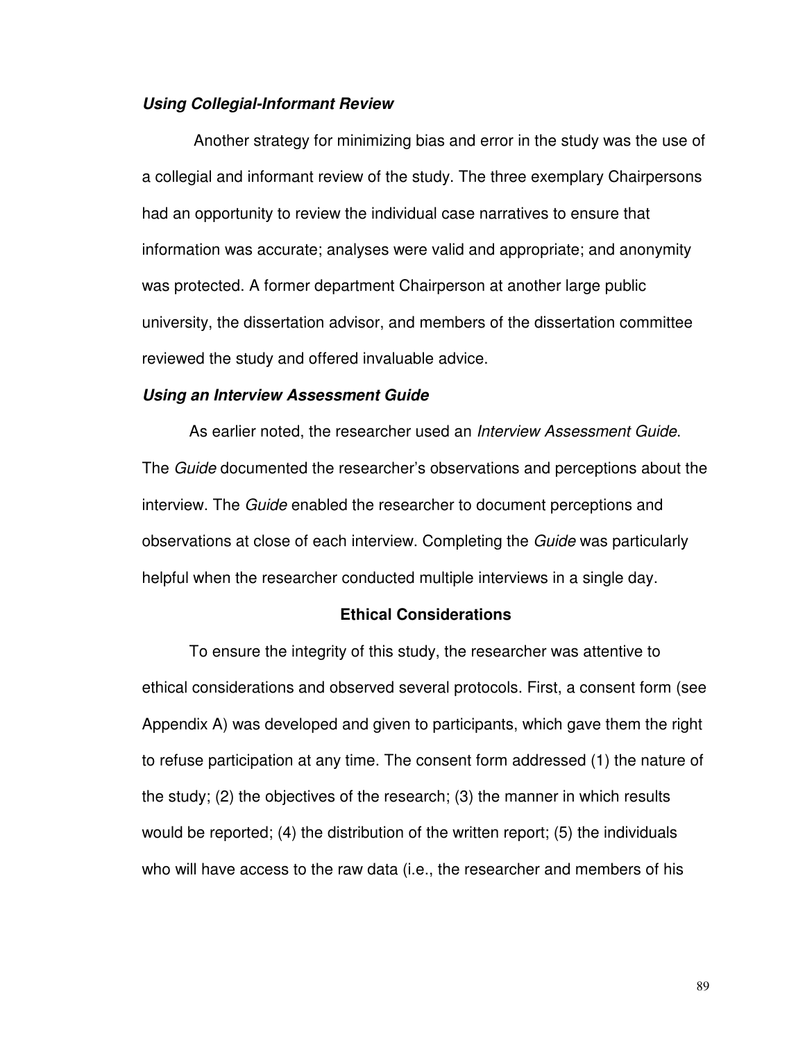***Using Collegial-Informant Review***

Another strategy for minimizing bias and error in the study was the use of a collegial and informant review of the study. The three exemplary Chairpersons had an opportunity to review the individual case narratives to ensure that information was accurate; analyses were valid and appropriate; and anonymity was protected. A former department Chairperson at another large public university, the dissertation advisor, and members of the dissertation committee reviewed the study and offered invaluable advice.

***Using an Interview Assessment Guide***

As earlier noted, the researcher used an *Interview Assessment Guide*. The *Guide* documented the researcher's observations and perceptions about the interview. The *Guide* enabled the researcher to document perceptions and observations at close of each interview. Completing the *Guide* was particularly helpful when the researcher conducted multiple interviews in a single day.

## Ethical Considerations

To ensure the integrity of this study, the researcher was attentive to ethical considerations and observed several protocols. First, a consent form (see Appendix A) was developed and given to participants, which gave them the right to refuse participation at any time. The consent form addressed (1) the nature of the study; (2) the objectives of the research; (3) the manner in which results would be reported; (4) the distribution of the written report; (5) the individuals who will have access to the raw data (i.e., the researcher and members of his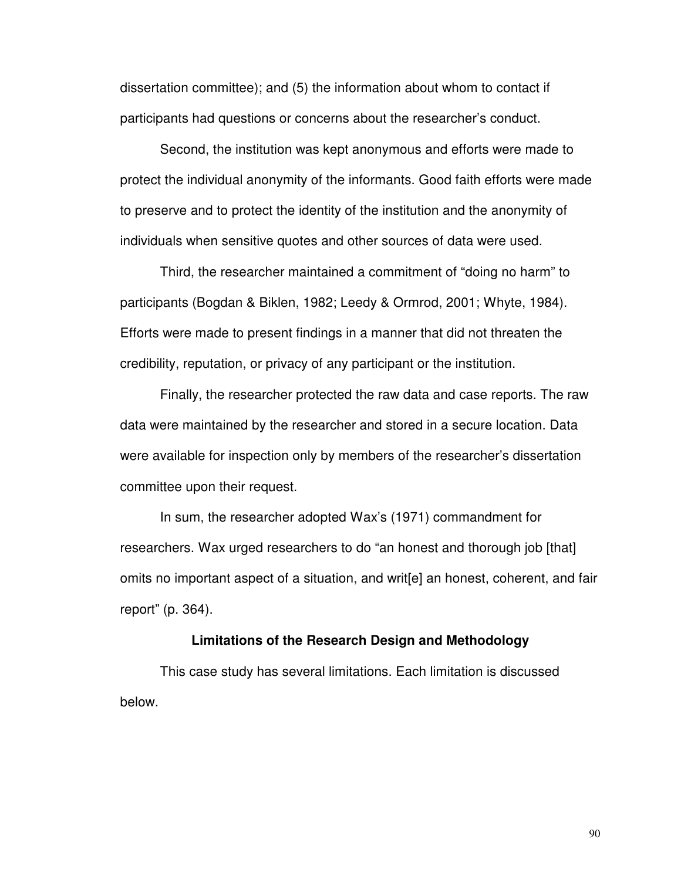dissertation committee); and (5) the information about whom to contact if participants had questions or concerns about the researcher's conduct.

Second, the institution was kept anonymous and efforts were made to protect the individual anonymity of the informants. Good faith efforts were made to preserve and to protect the identity of the institution and the anonymity of individuals when sensitive quotes and other sources of data were used.

Third, the researcher maintained a commitment of "doing no harm" to participants (Bogdan & Biklen, 1982; Leedy & Ormrod, 2001; Whyte, 1984). Efforts were made to present findings in a manner that did not threaten the credibility, reputation, or privacy of any participant or the institution.

Finally, the researcher protected the raw data and case reports. The raw data were maintained by the researcher and stored in a secure location. Data were available for inspection only by members of the researcher's dissertation committee upon their request.

In sum, the researcher adopted Wax's (1971) commandment for researchers. Wax urged researchers to do "an honest and thorough job [that] omits no important aspect of a situation, and writ[e] an honest, coherent, and fair report" (p. 364).

### Limitations of the Research Design and Methodology

This case study has several limitations. Each limitation is discussed below.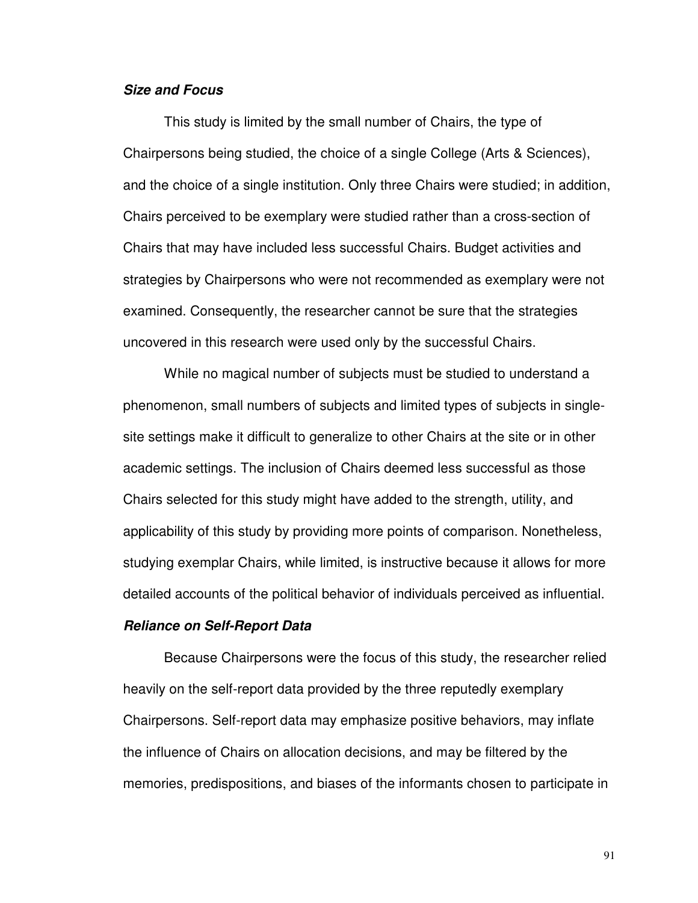***Size and Focus***

This study is limited by the small number of Chairs, the type of Chairpersons being studied, the choice of a single College (Arts & Sciences), and the choice of a single institution. Only three Chairs were studied; in addition, Chairs perceived to be exemplary were studied rather than a cross-section of Chairs that may have included less successful Chairs. Budget activities and strategies by Chairpersons who were not recommended as exemplary were not examined. Consequently, the researcher cannot be sure that the strategies uncovered in this research were used only by the successful Chairs.

While no magical number of subjects must be studied to understand a phenomenon, small numbers of subjects and limited types of subjects in single-site settings make it difficult to generalize to other Chairs at the site or in other academic settings. The inclusion of Chairs deemed less successful as those Chairs selected for this study might have added to the strength, utility, and applicability of this study by providing more points of comparison. Nonetheless, studying exemplar Chairs, while limited, is instructive because it allows for more detailed accounts of the political behavior of individuals perceived as influential.

***Reliance on Self-Report Data***

Because Chairpersons were the focus of this study, the researcher relied heavily on the self-report data provided by the three reputedly exemplary Chairpersons. Self-report data may emphasize positive behaviors, may inflate the influence of Chairs on allocation decisions, and may be filtered by the memories, predispositions, and biases of the informants chosen to participate in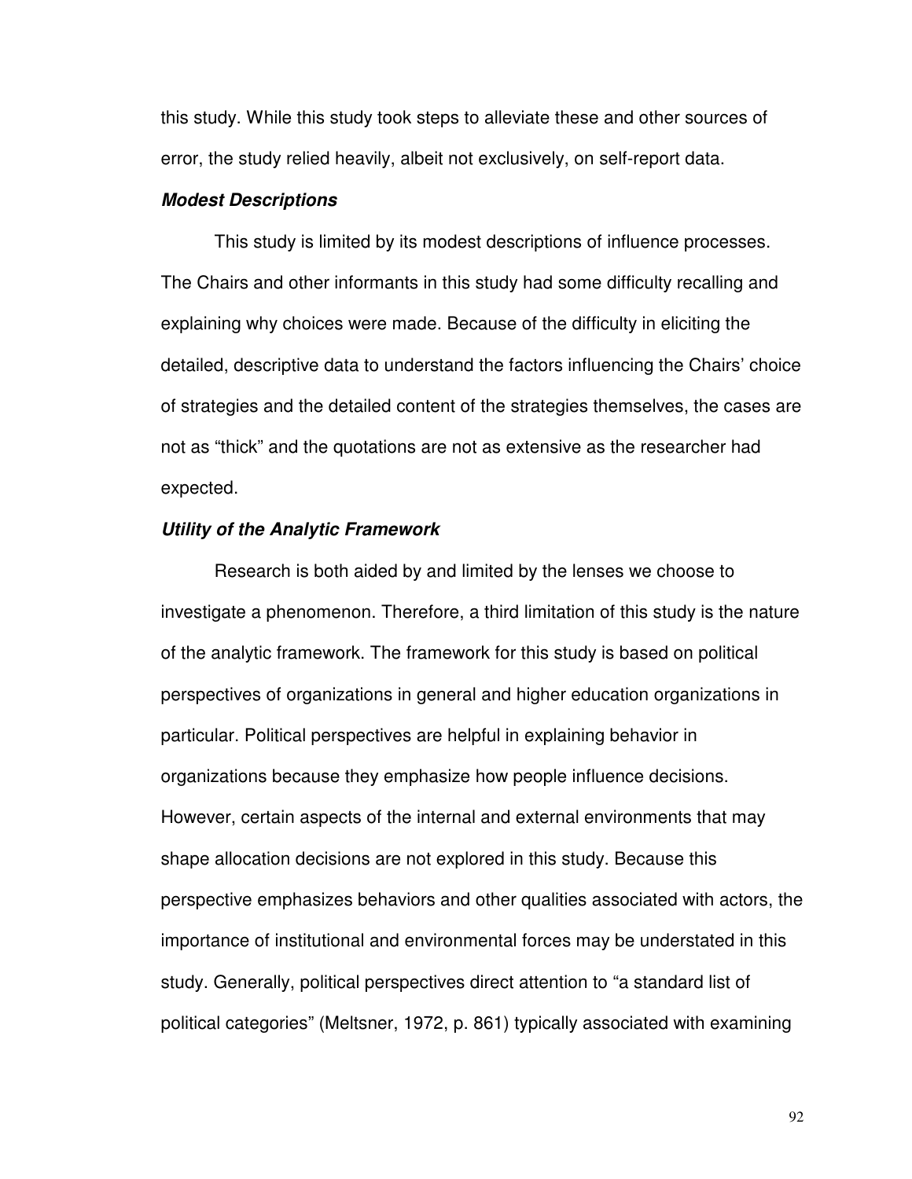this study. While this study took steps to alleviate these and other sources of error, the study relied heavily, albeit not exclusively, on self-report data.

### ***Modest Descriptions***

This study is limited by its modest descriptions of influence processes. The Chairs and other informants in this study had some difficulty recalling and explaining why choices were made. Because of the difficulty in eliciting the detailed, descriptive data to understand the factors influencing the Chairs' choice of strategies and the detailed content of the strategies themselves, the cases are not as "thick" and the quotations are not as extensive as the researcher had expected.

### ***Utility of the Analytic Framework***

Research is both aided by and limited by the lenses we choose to investigate a phenomenon. Therefore, a third limitation of this study is the nature of the analytic framework. The framework for this study is based on political perspectives of organizations in general and higher education organizations in particular. Political perspectives are helpful in explaining behavior in organizations because they emphasize how people influence decisions. However, certain aspects of the internal and external environments that may shape allocation decisions are not explored in this study. Because this perspective emphasizes behaviors and other qualities associated with actors, the importance of institutional and environmental forces may be understated in this study. Generally, political perspectives direct attention to "a standard list of political categories" (Meltsner, 1972, p. 861) typically associated with examining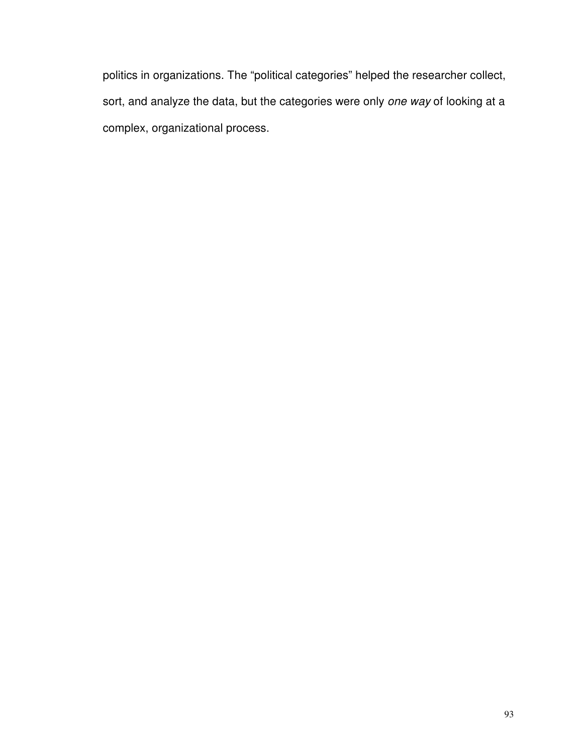politics in organizations. The "political categories" helped the researcher collect, sort, and analyze the data, but the categories were only *one way* of looking at a complex, organizational process.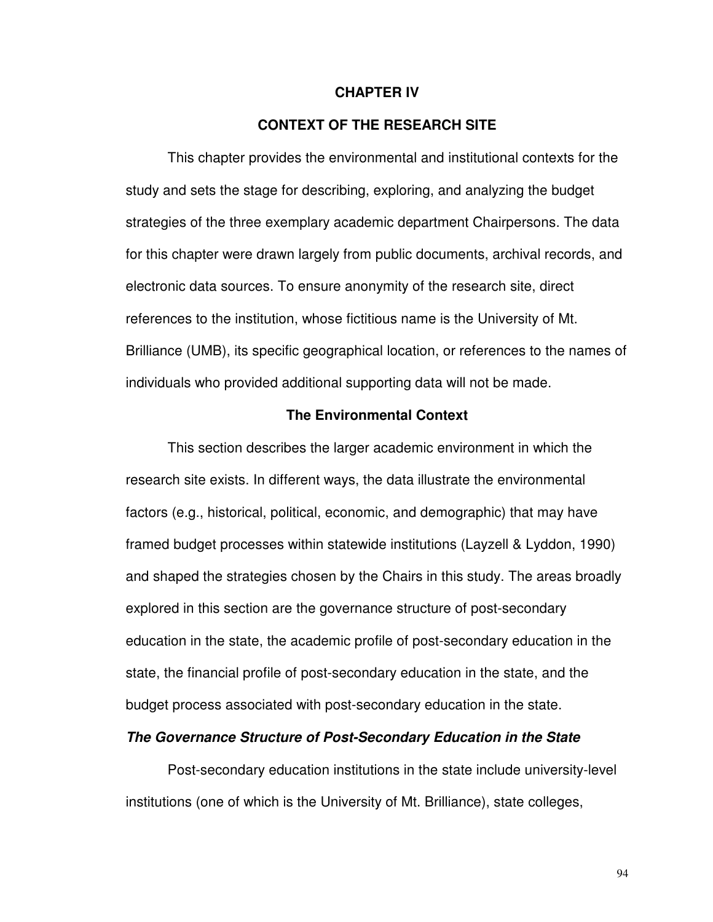# CHAPTER IV

# CONTEXT OF THE RESEARCH SITE

This chapter provides the environmental and institutional contexts for the study and sets the stage for describing, exploring, and analyzing the budget strategies of the three exemplary academic department Chairpersons. The data for this chapter were drawn largely from public documents, archival records, and electronic data sources. To ensure anonymity of the research site, direct references to the institution, whose fictitious name is the University of Mt. Brilliance (UMB), its specific geographical location, or references to the names of individuals who provided additional supporting data will not be made.

## The Environmental Context

This section describes the larger academic environment in which the research site exists. In different ways, the data illustrate the environmental factors (e.g., historical, political, economic, and demographic) that may have framed budget processes within statewide institutions (Layzell & Lyddon, 1990) and shaped the strategies chosen by the Chairs in this study. The areas broadly explored in this section are the governance structure of post-secondary education in the state, the academic profile of post-secondary education in the state, the financial profile of post-secondary education in the state, and the budget process associated with post-secondary education in the state.

### *The Governance Structure of Post-Secondary Education in the State*

Post-secondary education institutions in the state include university-level institutions (one of which is the University of Mt. Brilliance), state colleges,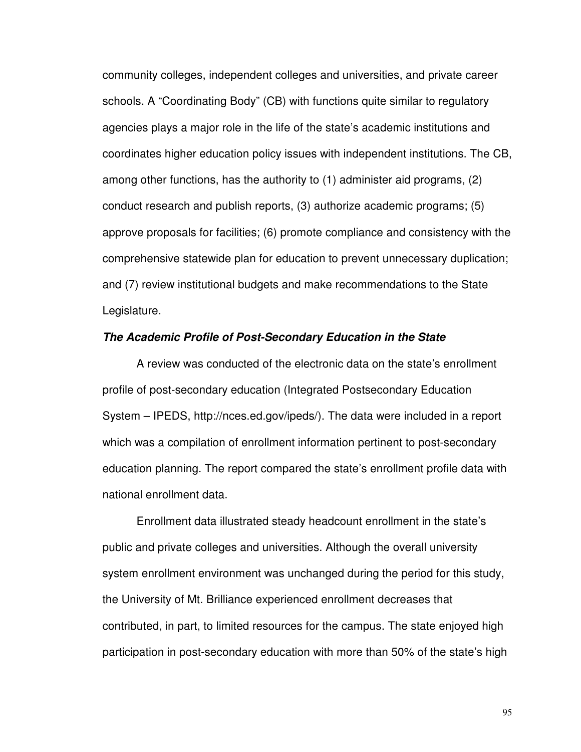community colleges, independent colleges and universities, and private career schools. A “Coordinating Body” (CB) with functions quite similar to regulatory agencies plays a major role in the life of the state’s academic institutions and coordinates higher education policy issues with independent institutions. The CB, among other functions, has the authority to (1) administer aid programs, (2) conduct research and publish reports, (3) authorize academic programs; (5) approve proposals for facilities; (6) promote compliance and consistency with the comprehensive statewide plan for education to prevent unnecessary duplication; and (7) review institutional budgets and make recommendations to the State Legislature.

***The Academic Profile of Post-Secondary Education in the State***

A review was conducted of the electronic data on the state’s enrollment profile of post-secondary education (Integrated Postsecondary Education System – IPEDS, http://nces.ed.gov/ipeds/). The data were included in a report which was a compilation of enrollment information pertinent to post-secondary education planning. The report compared the state’s enrollment profile data with national enrollment data.

Enrollment data illustrated steady headcount enrollment in the state’s public and private colleges and universities. Although the overall university system enrollment environment was unchanged during the period for this study, the University of Mt. Brilliance experienced enrollment decreases that contributed, in part, to limited resources for the campus. The state enjoyed high participation in post-secondary education with more than 50% of the state’s high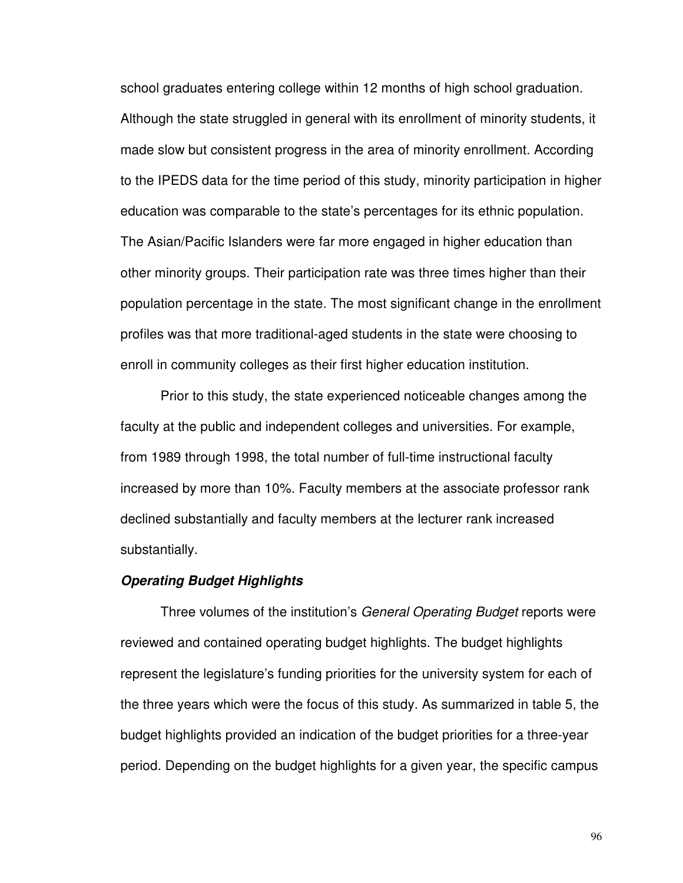school graduates entering college within 12 months of high school graduation. Although the state struggled in general with its enrollment of minority students, it made slow but consistent progress in the area of minority enrollment. According to the IPEDS data for the time period of this study, minority participation in higher education was comparable to the state's percentages for its ethnic population. The Asian/Pacific Islanders were far more engaged in higher education than other minority groups. Their participation rate was three times higher than their population percentage in the state. The most significant change in the enrollment profiles was that more traditional-aged students in the state were choosing to enroll in community colleges as their first higher education institution.

Prior to this study, the state experienced noticeable changes among the faculty at the public and independent colleges and universities. For example, from 1989 through 1998, the total number of full-time instructional faculty increased by more than 10%. Faculty members at the associate professor rank declined substantially and faculty members at the lecturer rank increased substantially.

***Operating Budget Highlights***

Three volumes of the institution's *General Operating Budget* reports were reviewed and contained operating budget highlights. The budget highlights represent the legislature's funding priorities for the university system for each of the three years which were the focus of this study. As summarized in table 5, the budget highlights provided an indication of the budget priorities for a three-year period. Depending on the budget highlights for a given year, the specific campus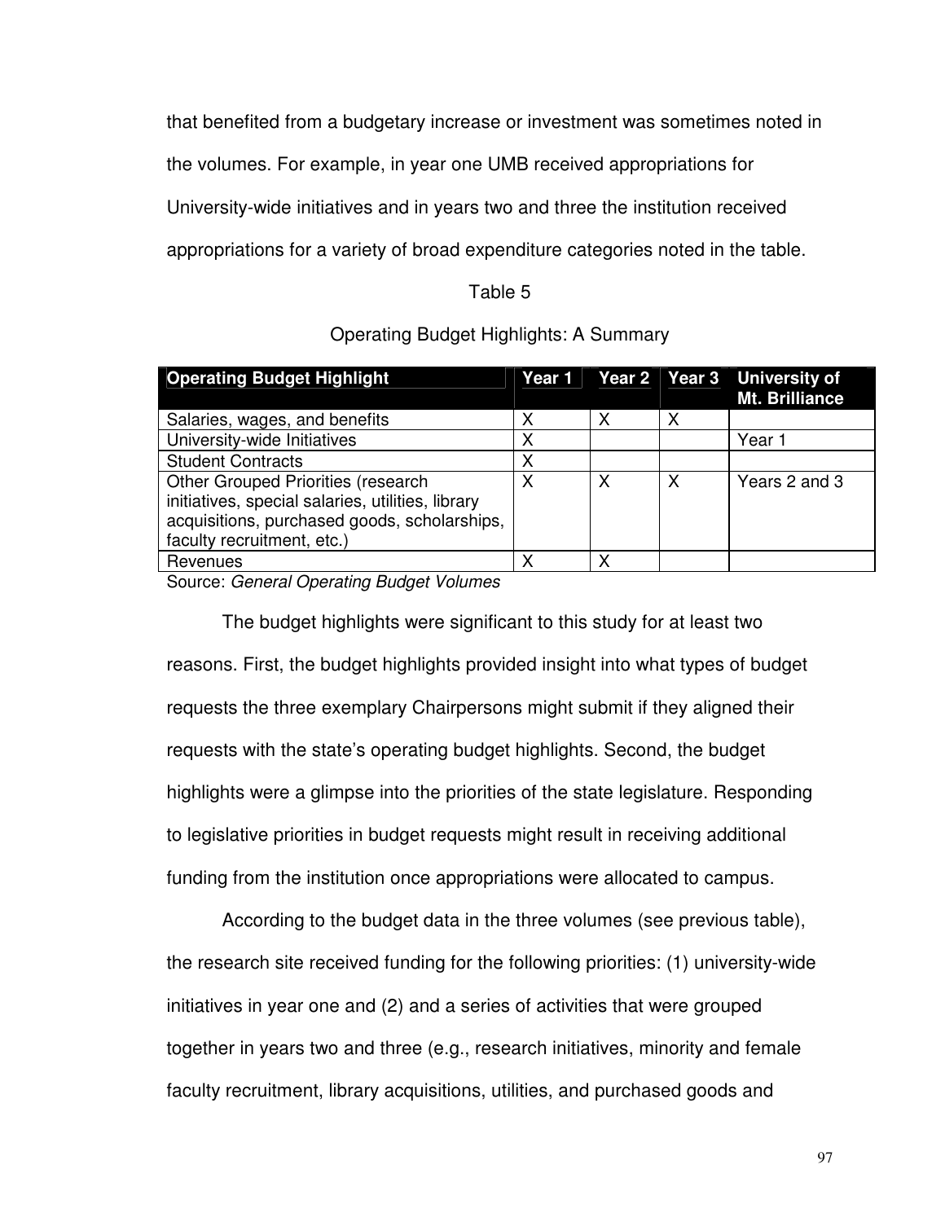that benefited from a budgetary increase or investment was sometimes noted in the volumes. For example, in year one UMB received appropriations for University-wide initiatives and in years two and three the institution received appropriations for a variety of broad expenditure categories noted in the table.

Table 5

Operating Budget Highlights: A Summary

| Operating Budget Highlight | Year 1 | Year 2 | Year 3 | University of Mt. Brilliance |
|---|---|---|---|---|
| Salaries, wages, and benefits | X | X | X | |
| University-wide Initiatives | X | | | Year 1 |
| Student Contracts | X | | | |
| Other Grouped Priorities (research initiatives, special salaries, utilities, library acquisitions, purchased goods, scholarships, faculty recruitment, etc.) | X | X | X | Years 2 and 3 |
| Revenues | X | X | | |

Source: *General Operating Budget Volumes*

The budget highlights were significant to this study for at least two reasons. First, the budget highlights provided insight into what types of budget requests the three exemplary Chairpersons might submit if they aligned their requests with the state's operating budget highlights. Second, the budget highlights were a glimpse into the priorities of the state legislature. Responding to legislative priorities in budget requests might result in receiving additional funding from the institution once appropriations were allocated to campus.

According to the budget data in the three volumes (see previous table), the research site received funding for the following priorities: (1) university-wide initiatives in year one and (2) and a series of activities that were grouped together in years two and three (e.g., research initiatives, minority and female faculty recruitment, library acquisitions, utilities, and purchased goods and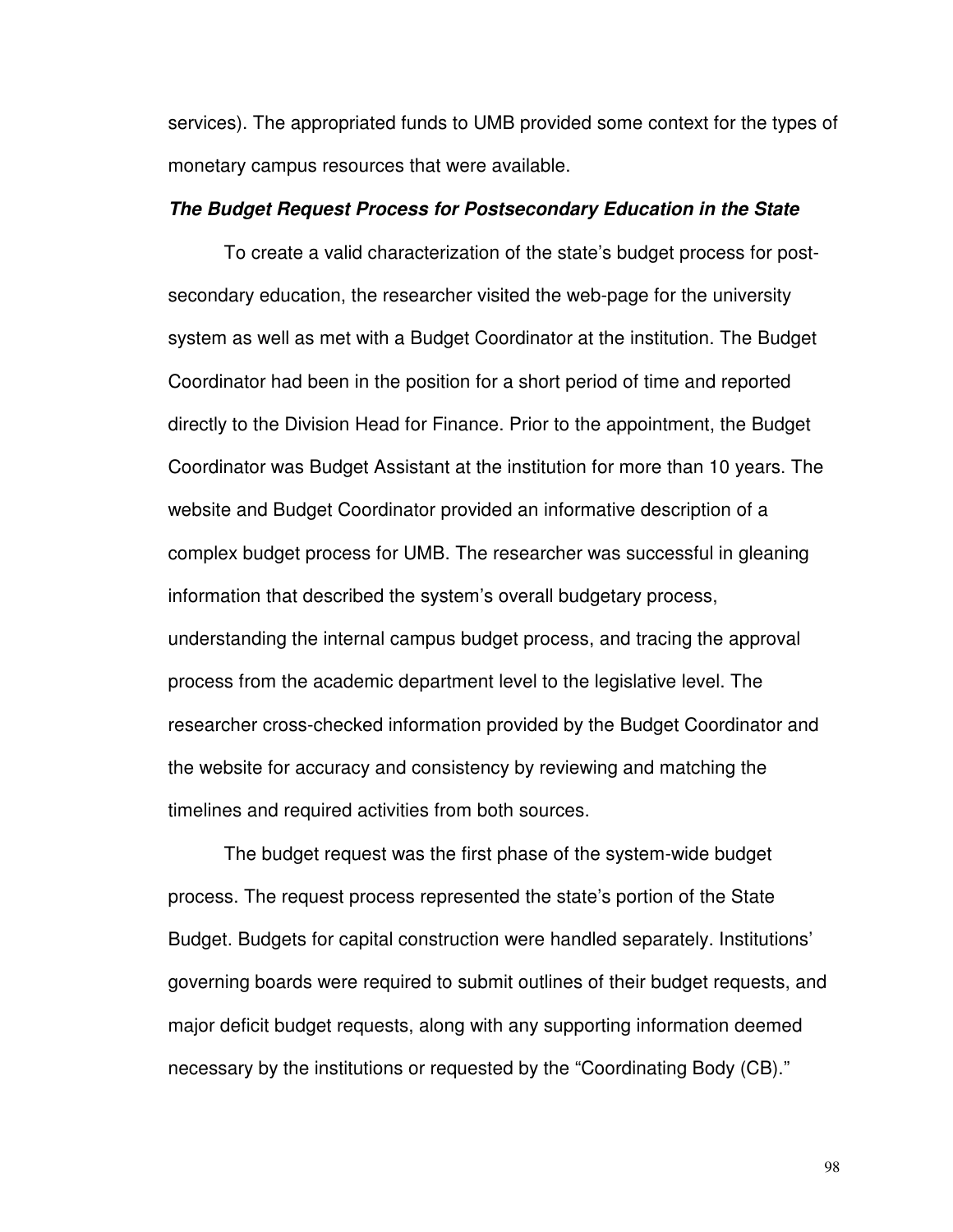services). The appropriated funds to UMB provided some context for the types of monetary campus resources that were available.

***The Budget Request Process for Postsecondary Education in the State***

To create a valid characterization of the state's budget process for post-secondary education, the researcher visited the web-page for the university system as well as met with a Budget Coordinator at the institution. The Budget Coordinator had been in the position for a short period of time and reported directly to the Division Head for Finance. Prior to the appointment, the Budget Coordinator was Budget Assistant at the institution for more than 10 years. The website and Budget Coordinator provided an informative description of a complex budget process for UMB. The researcher was successful in gleaning information that described the system's overall budgetary process, understanding the internal campus budget process, and tracing the approval process from the academic department level to the legislative level. The researcher cross-checked information provided by the Budget Coordinator and the website for accuracy and consistency by reviewing and matching the timelines and required activities from both sources.

The budget request was the first phase of the system-wide budget process. The request process represented the state's portion of the State Budget. Budgets for capital construction were handled separately. Institutions' governing boards were required to submit outlines of their budget requests, and major deficit budget requests, along with any supporting information deemed necessary by the institutions or requested by the "Coordinating Body (CB)."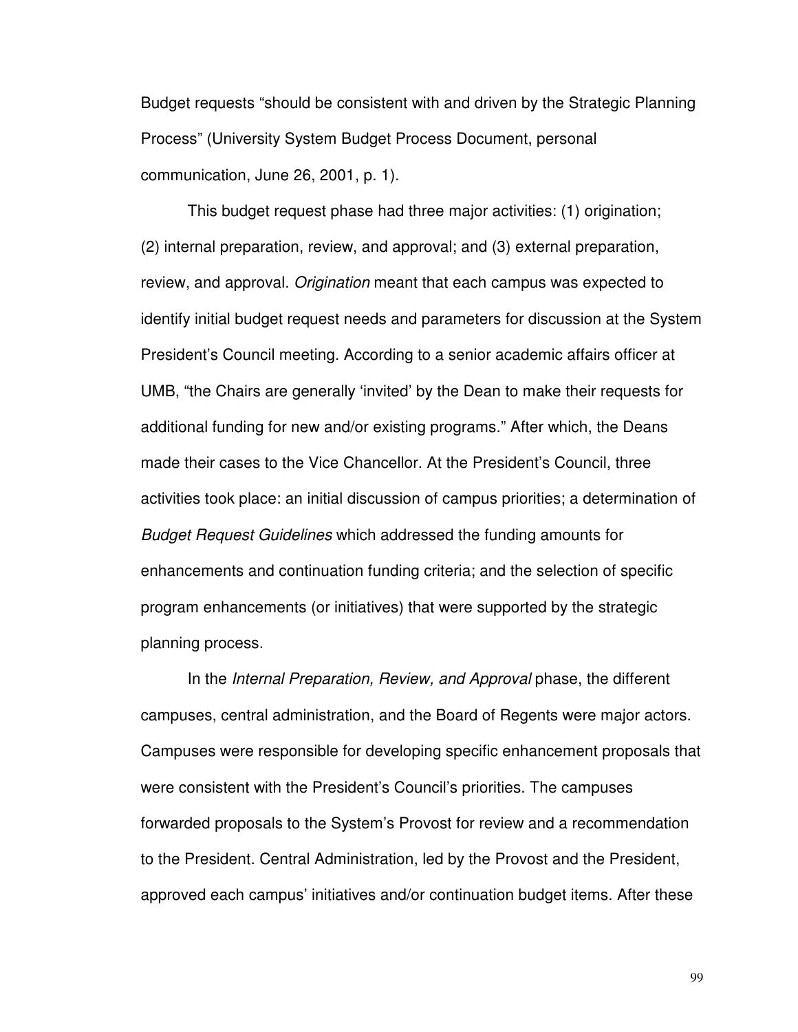Budget requests "should be consistent with and driven by the Strategic Planning Process" (University System Budget Process Document, personal communication, June 26, 2001, p. 1).

This budget request phase had three major activities: (1) origination; (2) internal preparation, review, and approval; and (3) external preparation, review, and approval. *Origination* meant that each campus was expected to identify initial budget request needs and parameters for discussion at the System President's Council meeting. According to a senior academic affairs officer at UMB, "the Chairs are generally 'invited' by the Dean to make their requests for additional funding for new and/or existing programs." After which, the Deans made their cases to the Vice Chancellor. At the President's Council, three activities took place: an initial discussion of campus priorities; a determination of *Budget Request Guidelines* which addressed the funding amounts for enhancements and continuation funding criteria; and the selection of specific program enhancements (or initiatives) that were supported by the strategic planning process.

In the *Internal Preparation, Review, and Approval* phase, the different campuses, central administration, and the Board of Regents were major actors. Campuses were responsible for developing specific enhancement proposals that were consistent with the President's Council's priorities. The campuses forwarded proposals to the System's Provost for review and a recommendation to the President. Central Administration, led by the Provost and the President, approved each campus' initiatives and/or continuation budget items. After these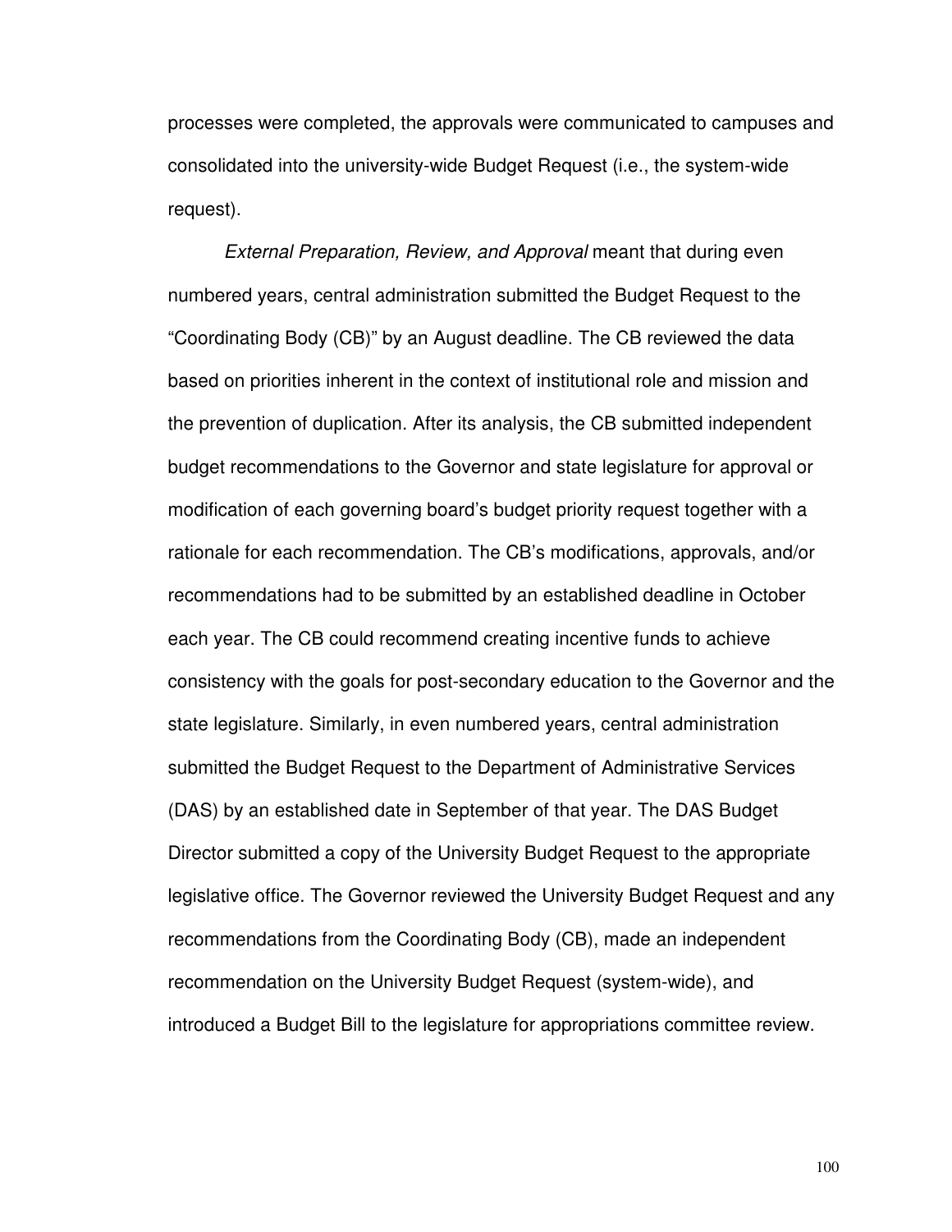processes were completed, the approvals were communicated to campuses and consolidated into the university-wide Budget Request (i.e., the system-wide request).

*External Preparation, Review, and Approval* meant that during even numbered years, central administration submitted the Budget Request to the "Coordinating Body (CB)" by an August deadline. The CB reviewed the data based on priorities inherent in the context of institutional role and mission and the prevention of duplication. After its analysis, the CB submitted independent budget recommendations to the Governor and state legislature for approval or modification of each governing board's budget priority request together with a rationale for each recommendation. The CB's modifications, approvals, and/or recommendations had to be submitted by an established deadline in October each year. The CB could recommend creating incentive funds to achieve consistency with the goals for post-secondary education to the Governor and the state legislature. Similarly, in even numbered years, central administration submitted the Budget Request to the Department of Administrative Services (DAS) by an established date in September of that year. The DAS Budget Director submitted a copy of the University Budget Request to the appropriate legislative office. The Governor reviewed the University Budget Request and any recommendations from the Coordinating Body (CB), made an independent recommendation on the University Budget Request (system-wide), and introduced a Budget Bill to the legislature for appropriations committee review.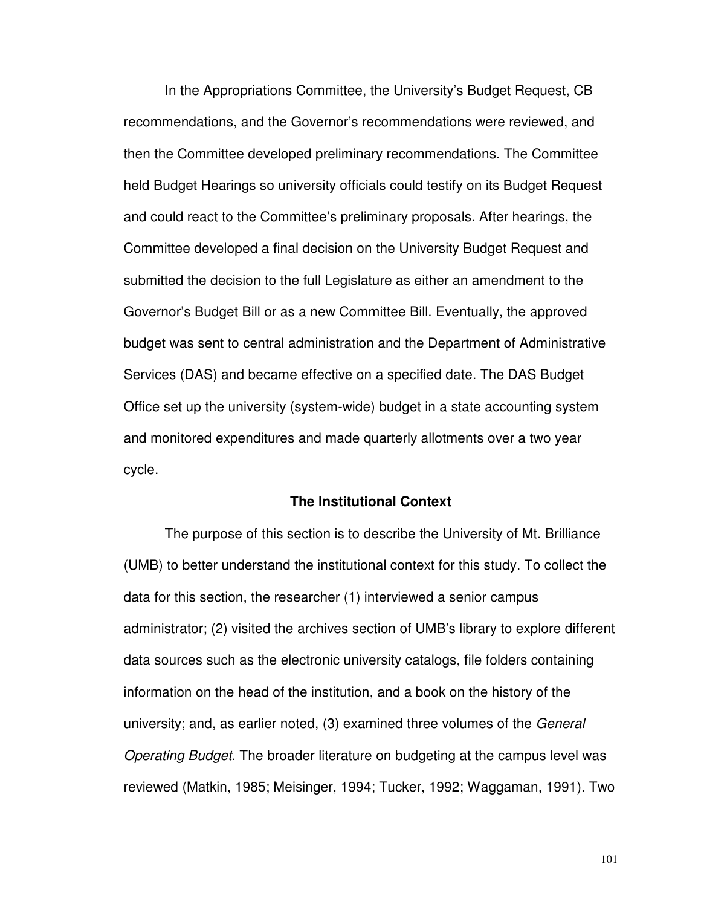In the Appropriations Committee, the University's Budget Request, CB recommendations, and the Governor's recommendations were reviewed, and then the Committee developed preliminary recommendations. The Committee held Budget Hearings so university officials could testify on its Budget Request and could react to the Committee's preliminary proposals. After hearings, the Committee developed a final decision on the University Budget Request and submitted the decision to the full Legislature as either an amendment to the Governor's Budget Bill or as a new Committee Bill. Eventually, the approved budget was sent to central administration and the Department of Administrative Services (DAS) and became effective on a specified date. The DAS Budget Office set up the university (system-wide) budget in a state accounting system and monitored expenditures and made quarterly allotments over a two year cycle.

## The Institutional Context

The purpose of this section is to describe the University of Mt. Brilliance (UMB) to better understand the institutional context for this study. To collect the data for this section, the researcher (1) interviewed a senior campus administrator; (2) visited the archives section of UMB's library to explore different data sources such as the electronic university catalogs, file folders containing information on the head of the institution, and a book on the history of the university; and, as earlier noted, (3) examined three volumes of the *General Operating Budget*. The broader literature on budgeting at the campus level was reviewed (Matkin, 1985; Meisinger, 1994; Tucker, 1992; Waggaman, 1991). Two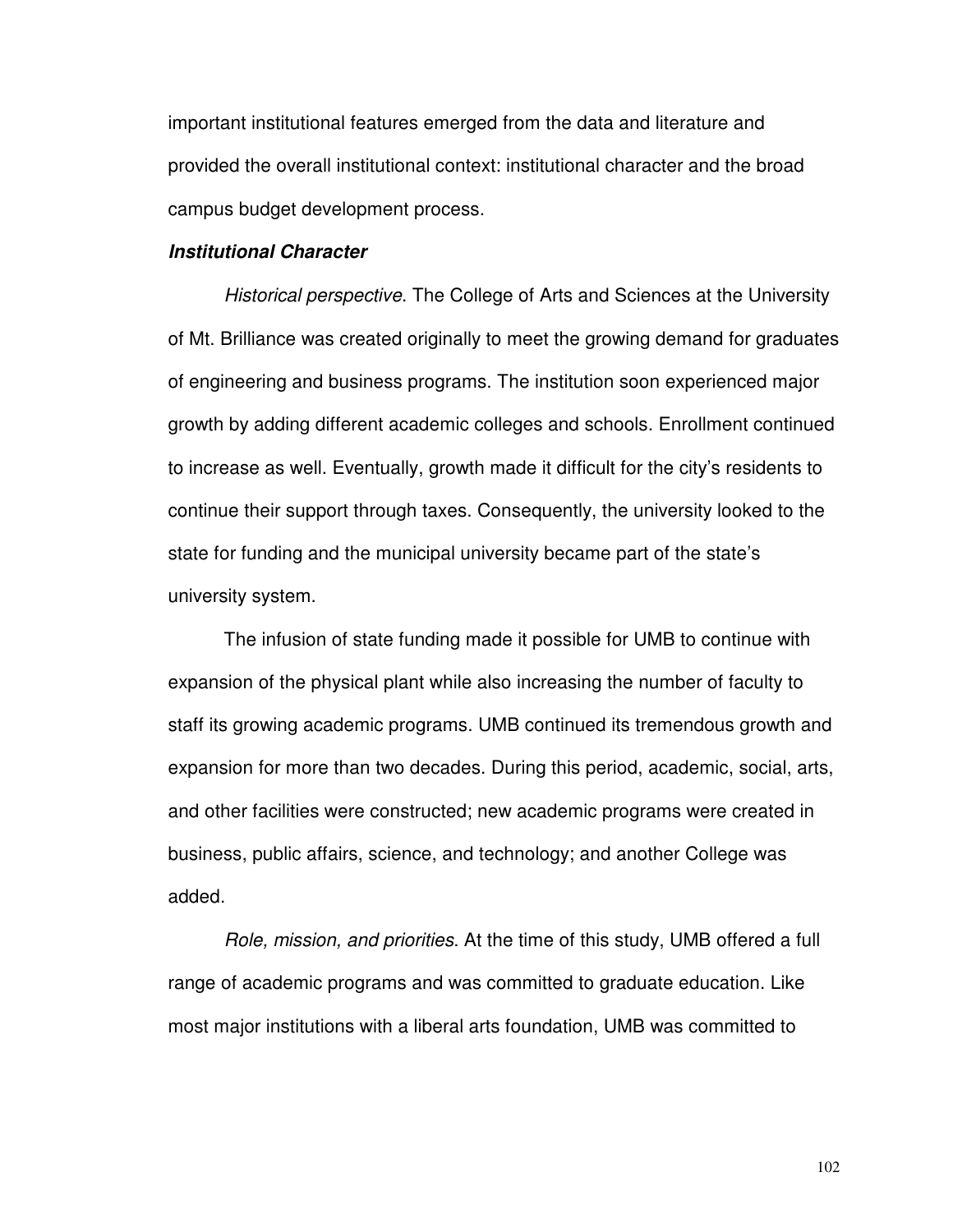important institutional features emerged from the data and literature and provided the overall institutional context: institutional character and the broad campus budget development process.

### ***Institutional Character***

*Historical perspective*. The College of Arts and Sciences at the University of Mt. Brilliance was created originally to meet the growing demand for graduates of engineering and business programs. The institution soon experienced major growth by adding different academic colleges and schools. Enrollment continued to increase as well. Eventually, growth made it difficult for the city's residents to continue their support through taxes. Consequently, the university looked to the state for funding and the municipal university became part of the state's university system.

The infusion of state funding made it possible for UMB to continue with expansion of the physical plant while also increasing the number of faculty to staff its growing academic programs. UMB continued its tremendous growth and expansion for more than two decades. During this period, academic, social, arts, and other facilities were constructed; new academic programs were created in business, public affairs, science, and technology; and another College was added.

*Role, mission, and priorities*. At the time of this study, UMB offered a full range of academic programs and was committed to graduate education. Like most major institutions with a liberal arts foundation, UMB was committed to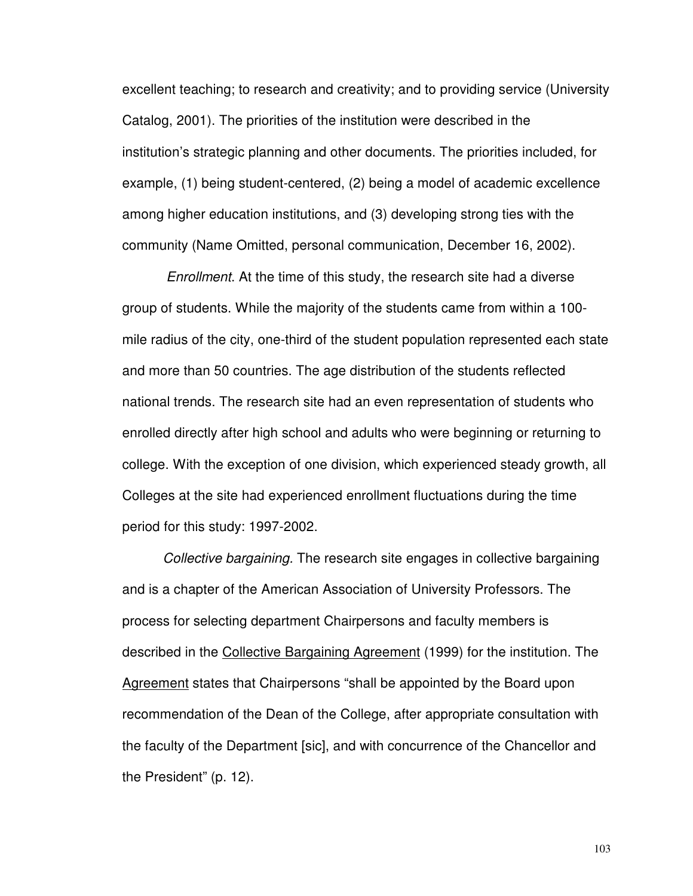excellent teaching; to research and creativity; and to providing service (University Catalog, 2001). The priorities of the institution were described in the institution's strategic planning and other documents. The priorities included, for example, (1) being student-centered, (2) being a model of academic excellence among higher education institutions, and (3) developing strong ties with the community (Name Omitted, personal communication, December 16, 2002).

*Enrollment.* At the time of this study, the research site had a diverse group of students. While the majority of the students came from within a 100-mile radius of the city, one-third of the student population represented each state and more than 50 countries. The age distribution of the students reflected national trends. The research site had an even representation of students who enrolled directly after high school and adults who were beginning or returning to college. With the exception of one division, which experienced steady growth, all Colleges at the site had experienced enrollment fluctuations during the time period for this study: 1997-2002.

*Collective bargaining.* The research site engages in collective bargaining and is a chapter of the American Association of University Professors. The process for selecting department Chairpersons and faculty members is described in the Collective Bargaining Agreement (1999) for the institution. The Agreement states that Chairpersons "shall be appointed by the Board upon recommendation of the Dean of the College, after appropriate consultation with the faculty of the Department [sic], and with concurrence of the Chancellor and the President" (p. 12).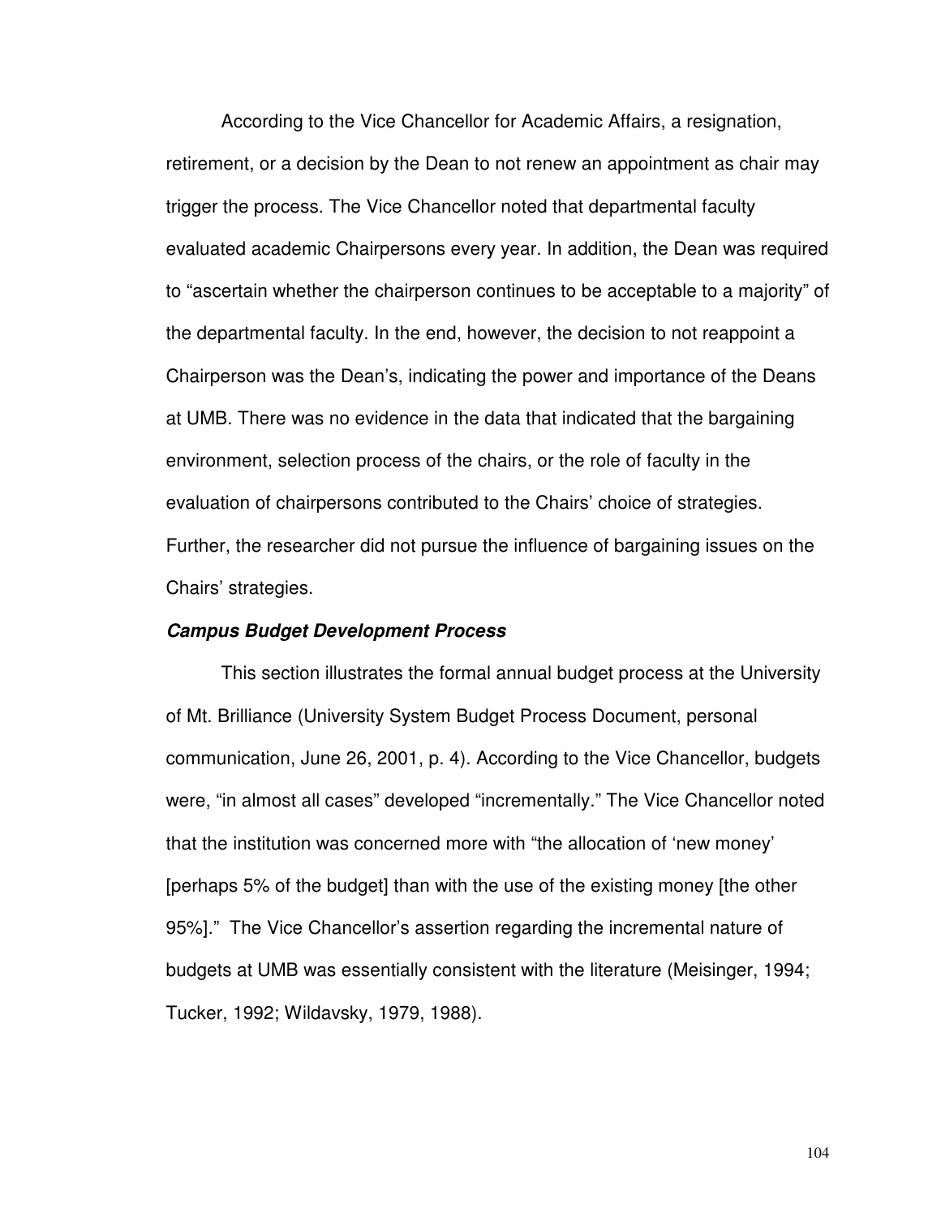According to the Vice Chancellor for Academic Affairs, a resignation, retirement, or a decision by the Dean to not renew an appointment as chair may trigger the process. The Vice Chancellor noted that departmental faculty evaluated academic Chairpersons every year. In addition, the Dean was required to "ascertain whether the chairperson continues to be acceptable to a majority" of the departmental faculty. In the end, however, the decision to not reappoint a Chairperson was the Dean's, indicating the power and importance of the Deans at UMB. There was no evidence in the data that indicated that the bargaining environment, selection process of the chairs, or the role of faculty in the evaluation of chairpersons contributed to the Chairs' choice of strategies. Further, the researcher did not pursue the influence of bargaining issues on the Chairs' strategies.

#### ***Campus Budget Development Process***

This section illustrates the formal annual budget process at the University of Mt. Brilliance (University System Budget Process Document, personal communication, June 26, 2001, p. 4). According to the Vice Chancellor, budgets were, "in almost all cases" developed "incrementally." The Vice Chancellor noted that the institution was concerned more with "the allocation of 'new money' [perhaps 5% of the budget] than with the use of the existing money [the other 95%]." The Vice Chancellor's assertion regarding the incremental nature of budgets at UMB was essentially consistent with the literature (Meisinger, 1994; Tucker, 1992; Wildavsky, 1979, 1988).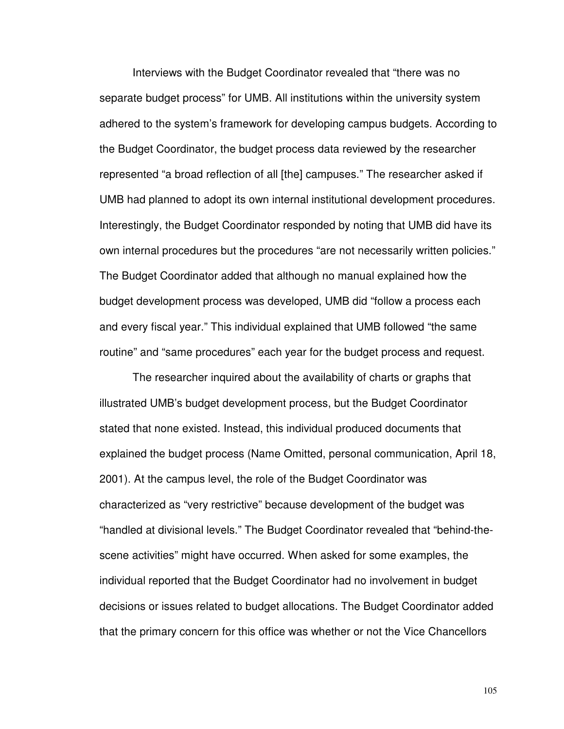Interviews with the Budget Coordinator revealed that "there was no separate budget process" for UMB. All institutions within the university system adhered to the system's framework for developing campus budgets. According to the Budget Coordinator, the budget process data reviewed by the researcher represented "a broad reflection of all [the] campuses." The researcher asked if UMB had planned to adopt its own internal institutional development procedures. Interestingly, the Budget Coordinator responded by noting that UMB did have its own internal procedures but the procedures "are not necessarily written policies." The Budget Coordinator added that although no manual explained how the budget development process was developed, UMB did "follow a process each and every fiscal year." This individual explained that UMB followed "the same routine" and "same procedures" each year for the budget process and request.

The researcher inquired about the availability of charts or graphs that illustrated UMB's budget development process, but the Budget Coordinator stated that none existed. Instead, this individual produced documents that explained the budget process (Name Omitted, personal communication, April 18, 2001). At the campus level, the role of the Budget Coordinator was characterized as "very restrictive" because development of the budget was "handled at divisional levels." The Budget Coordinator revealed that "behind-the-scene activities" might have occurred. When asked for some examples, the individual reported that the Budget Coordinator had no involvement in budget decisions or issues related to budget allocations. The Budget Coordinator added that the primary concern for this office was whether or not the Vice Chancellors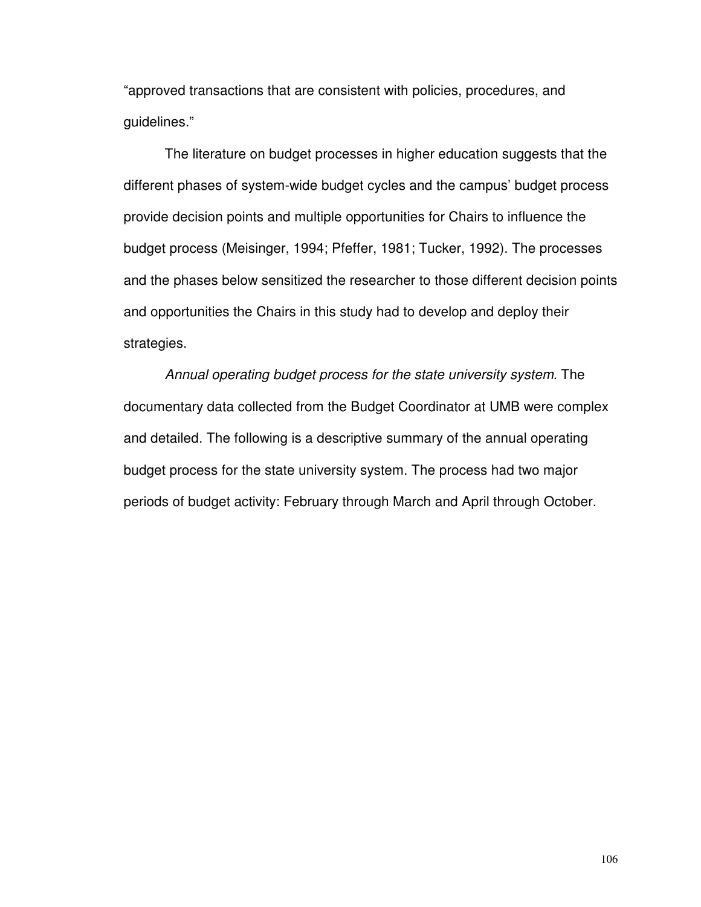"approved transactions that are consistent with policies, procedures, and guidelines."

The literature on budget processes in higher education suggests that the different phases of system-wide budget cycles and the campus' budget process provide decision points and multiple opportunities for Chairs to influence the budget process (Meisinger, 1994; Pfeffer, 1981; Tucker, 1992). The processes and the phases below sensitized the researcher to those different decision points and opportunities the Chairs in this study had to develop and deploy their strategies.

*Annual operating budget process for the state university system.* The documentary data collected from the Budget Coordinator at UMB were complex and detailed. The following is a descriptive summary of the annual operating budget process for the state university system. The process had two major periods of budget activity: February through March and April through October.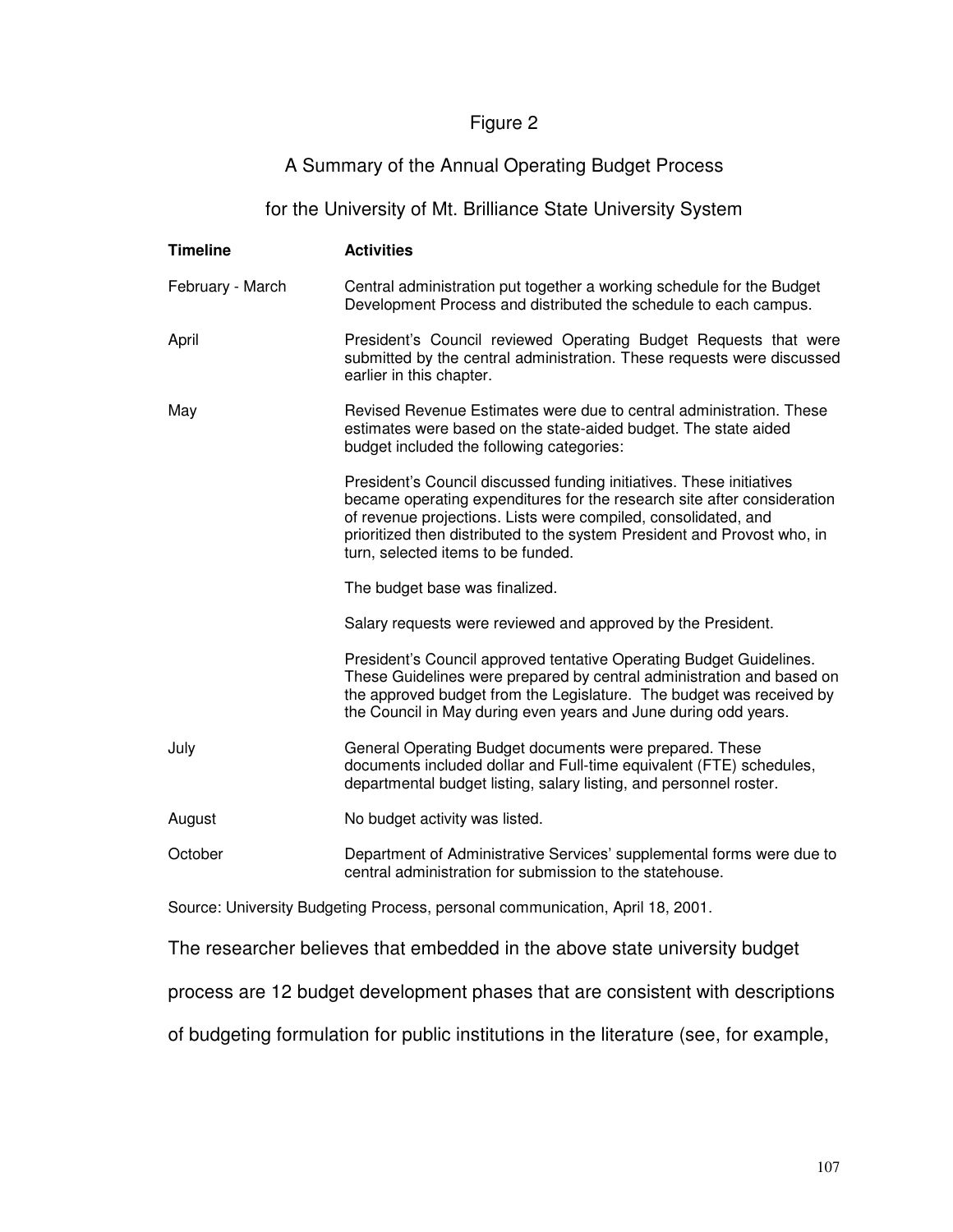Figure 2

A Summary of the Annual Operating Budget Process

for the University of Mt. Brilliance State University System

| Timeline | Activities |
|---|---|
| February - March | Central administration put together a working schedule for the Budget Development Process and distributed the schedule to each campus. |
| April | President's Council reviewed Operating Budget Requests that were submitted by the central administration. These requests were discussed earlier in this chapter. |
| May | Revised Revenue Estimates were due to central administration. These estimates were based on the state-aided budget. The state aided budget included the following categories: |
| | President's Council discussed funding initiatives. These initiatives became operating expenditures for the research site after consideration of revenue projections. Lists were compiled, consolidated, and prioritized then distributed to the system President and Provost who, in turn, selected items to be funded. |
| | The budget base was finalized. |
| | Salary requests were reviewed and approved by the President. |
| | President's Council approved tentative Operating Budget Guidelines. These Guidelines were prepared by central administration and based on the approved budget from the Legislature. The budget was received by the Council in May during even years and June during odd years. |
| July | General Operating Budget documents were prepared. These documents included dollar and Full-time equivalent (FTE) schedules, departmental budget listing, salary listing, and personnel roster. |
| August | No budget activity was listed. |
| October | Department of Administrative Services' supplemental forms were due to central administration for submission to the statehouse. |

Source: University Budgeting Process, personal communication, April 18, 2001.

The researcher believes that embedded in the above state university budget process are 12 budget development phases that are consistent with descriptions of budgeting formulation for public institutions in the literature (see, for example,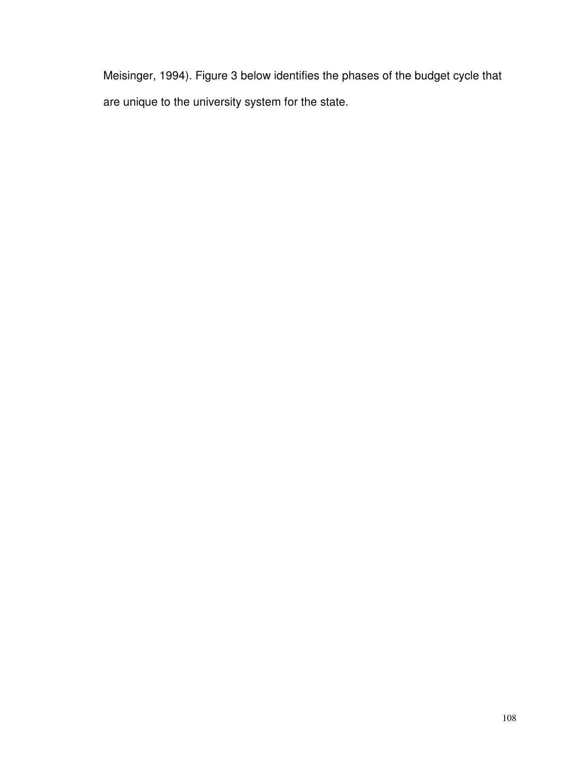Meisinger, 1994). Figure 3 below identifies the phases of the budget cycle that are unique to the university system for the state.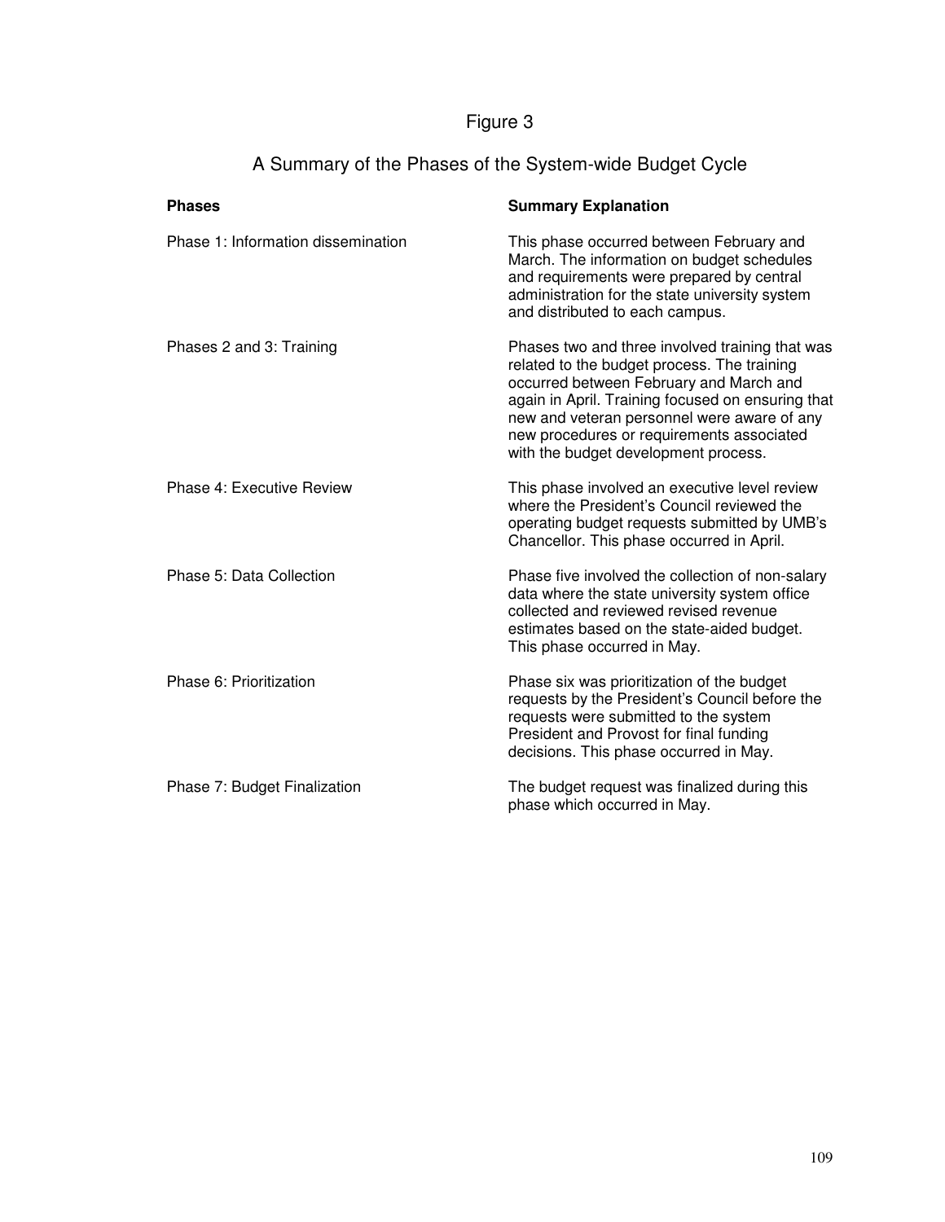Figure 3

A Summary of the Phases of the System-wide Budget Cycle

| Phases | Summary Explanation |
| --- | --- |
| Phase 1: Information dissemination | This phase occurred between February and March. The information on budget schedules and requirements were prepared by central administration for the state university system and distributed to each campus. |
| Phases 2 and 3: Training | Phases two and three involved training that was related to the budget process. The training occurred between February and March and again in April. Training focused on ensuring that new and veteran personnel were aware of any new procedures or requirements associated with the budget development process. |
| Phase 4: Executive Review | This phase involved an executive level review where the President's Council reviewed the operating budget requests submitted by UMB's Chancellor. This phase occurred in April. |
| Phase 5: Data Collection | Phase five involved the collection of non-salary data where the state university system office collected and reviewed revised revenue estimates based on the state-aided budget. This phase occurred in May. |
| Phase 6: Prioritization | Phase six was prioritization of the budget requests by the President's Council before the requests were submitted to the system President and Provost for final funding decisions. This phase occurred in May. |
| Phase 7: Budget Finalization | The budget request was finalized during this phase which occurred in May. |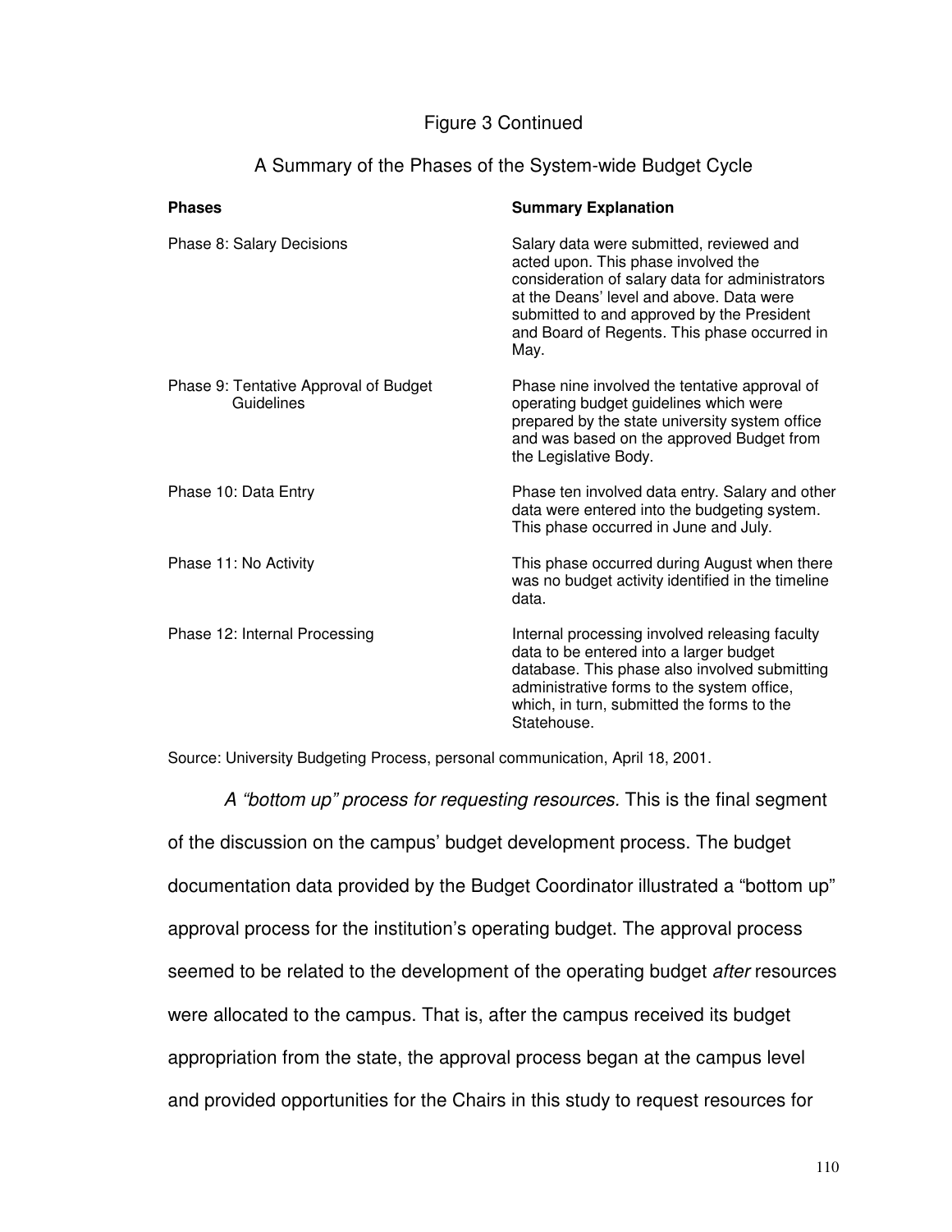Figure 3 Continued

A Summary of the Phases of the System-wide Budget Cycle

| **Phases** | **Summary Explanation** |
|---|---|
| Phase 8: Salary Decisions | Salary data were submitted, reviewed and acted upon. This phase involved the consideration of salary data for administrators at the Deans' level and above. Data were submitted to and approved by the President and Board of Regents. This phase occurred in May. |
| Phase 9: Tentative Approval of Budget Guidelines | Phase nine involved the tentative approval of operating budget guidelines which were prepared by the state university system office and was based on the approved Budget from the Legislative Body. |
| Phase 10: Data Entry | Phase ten involved data entry. Salary and other data were entered into the budgeting system. This phase occurred in June and July. |
| Phase 11: No Activity | This phase occurred during August when there was no budget activity identified in the timeline data. |
| Phase 12: Internal Processing | Internal processing involved releasing faculty data to be entered into a larger budget database. This phase also involved submitting administrative forms to the system office, which, in turn, submitted the forms to the Statehouse. |

Source: University Budgeting Process, personal communication, April 18, 2001.

*A "bottom up" process for requesting resources*. This is the final segment of the discussion on the campus' budget development process. The budget documentation data provided by the Budget Coordinator illustrated a "bottom up" approval process for the institution's operating budget. The approval process seemed to be related to the development of the operating budget *after* resources were allocated to the campus. That is, after the campus received its budget appropriation from the state, the approval process began at the campus level and provided opportunities for the Chairs in this study to request resources for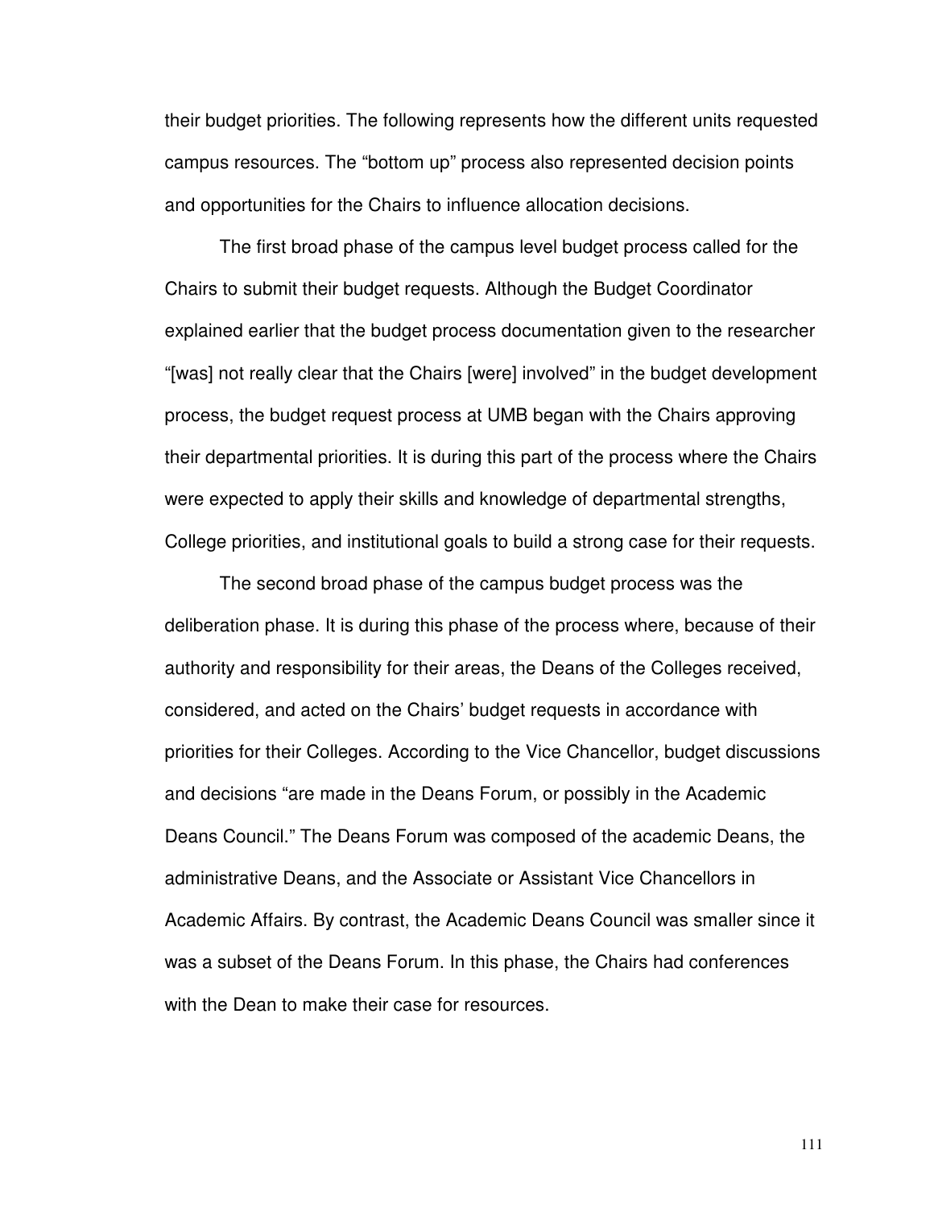their budget priorities. The following represents how the different units requested campus resources. The "bottom up" process also represented decision points and opportunities for the Chairs to influence allocation decisions.

The first broad phase of the campus level budget process called for the Chairs to submit their budget requests. Although the Budget Coordinator explained earlier that the budget process documentation given to the researcher "[was] not really clear that the Chairs [were] involved" in the budget development process, the budget request process at UMB began with the Chairs approving their departmental priorities. It is during this part of the process where the Chairs were expected to apply their skills and knowledge of departmental strengths, College priorities, and institutional goals to build a strong case for their requests.

The second broad phase of the campus budget process was the deliberation phase. It is during this phase of the process where, because of their authority and responsibility for their areas, the Deans of the Colleges received, considered, and acted on the Chairs' budget requests in accordance with priorities for their Colleges. According to the Vice Chancellor, budget discussions and decisions "are made in the Deans Forum, or possibly in the Academic Deans Council." The Deans Forum was composed of the academic Deans, the administrative Deans, and the Associate or Assistant Vice Chancellors in Academic Affairs. By contrast, the Academic Deans Council was smaller since it was a subset of the Deans Forum. In this phase, the Chairs had conferences with the Dean to make their case for resources.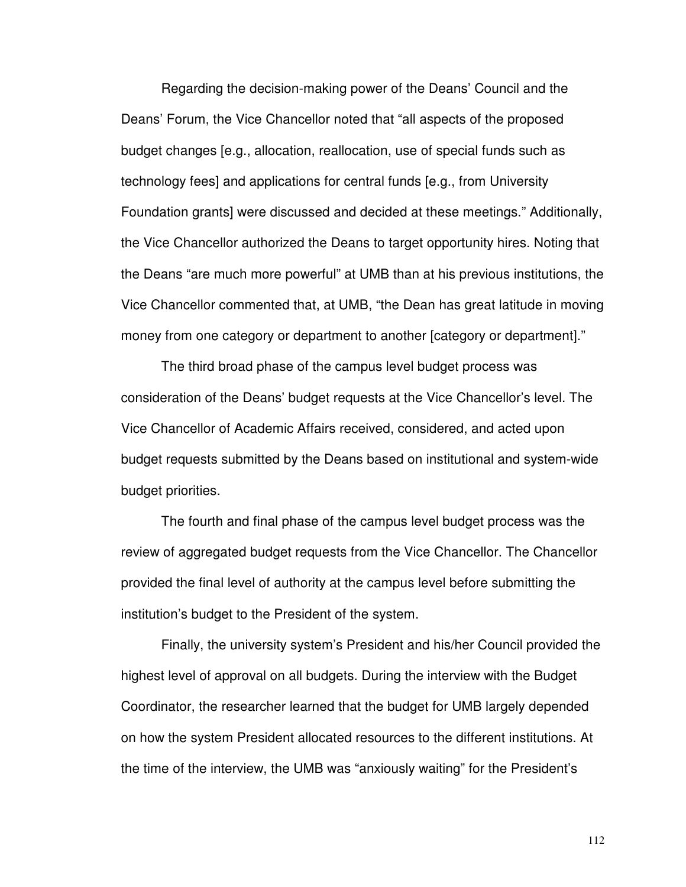Regarding the decision-making power of the Deans' Council and the Deans' Forum, the Vice Chancellor noted that "all aspects of the proposed budget changes [e.g., allocation, reallocation, use of special funds such as technology fees] and applications for central funds [e.g., from University Foundation grants] were discussed and decided at these meetings." Additionally, the Vice Chancellor authorized the Deans to target opportunity hires. Noting that the Deans "are much more powerful" at UMB than at his previous institutions, the Vice Chancellor commented that, at UMB, "the Dean has great latitude in moving money from one category or department to another [category or department]."

The third broad phase of the campus level budget process was consideration of the Deans' budget requests at the Vice Chancellor's level. The Vice Chancellor of Academic Affairs received, considered, and acted upon budget requests submitted by the Deans based on institutional and system-wide budget priorities.

The fourth and final phase of the campus level budget process was the review of aggregated budget requests from the Vice Chancellor. The Chancellor provided the final level of authority at the campus level before submitting the institution's budget to the President of the system.

Finally, the university system's President and his/her Council provided the highest level of approval on all budgets. During the interview with the Budget Coordinator, the researcher learned that the budget for UMB largely depended on how the system President allocated resources to the different institutions. At the time of the interview, the UMB was "anxiously waiting" for the President's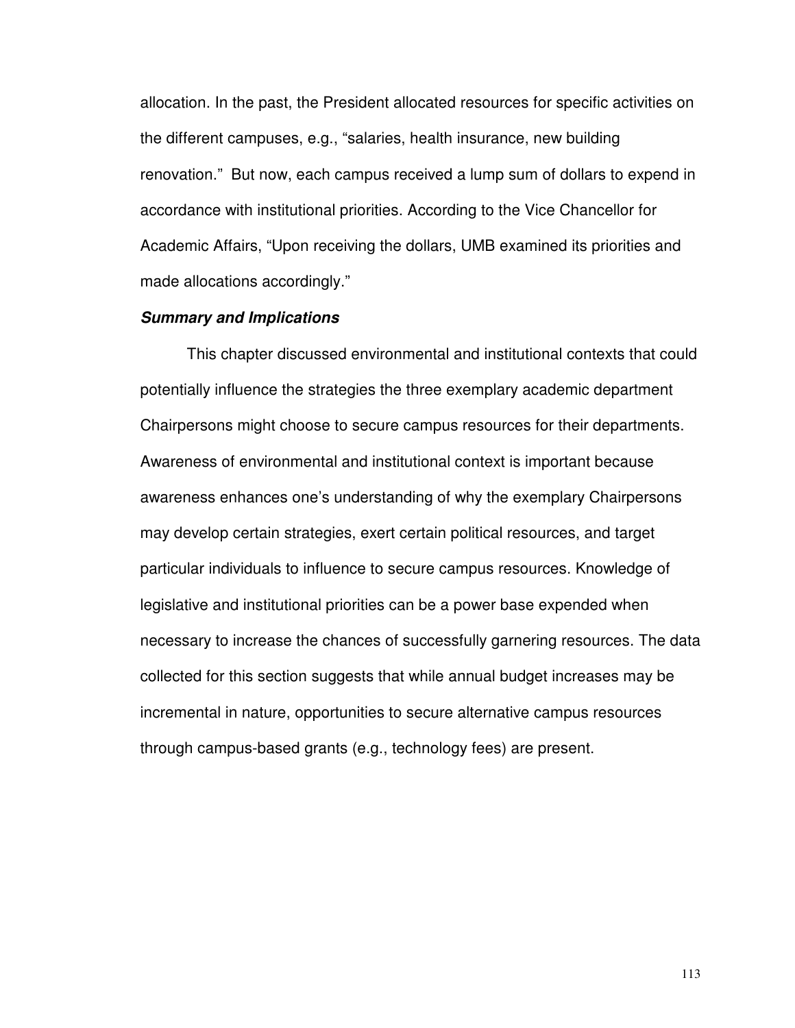allocation. In the past, the President allocated resources for specific activities on the different campuses, e.g., "salaries, health insurance, new building renovation." But now, each campus received a lump sum of dollars to expend in accordance with institutional priorities. According to the Vice Chancellor for Academic Affairs, "Upon receiving the dollars, UMB examined its priorities and made allocations accordingly."

***Summary and Implications***

This chapter discussed environmental and institutional contexts that could potentially influence the strategies the three exemplary academic department Chairpersons might choose to secure campus resources for their departments. Awareness of environmental and institutional context is important because awareness enhances one's understanding of why the exemplary Chairpersons may develop certain strategies, exert certain political resources, and target particular individuals to influence to secure campus resources. Knowledge of legislative and institutional priorities can be a power base expended when necessary to increase the chances of successfully garnering resources. The data collected for this section suggests that while annual budget increases may be incremental in nature, opportunities to secure alternative campus resources through campus-based grants (e.g., technology fees) are present.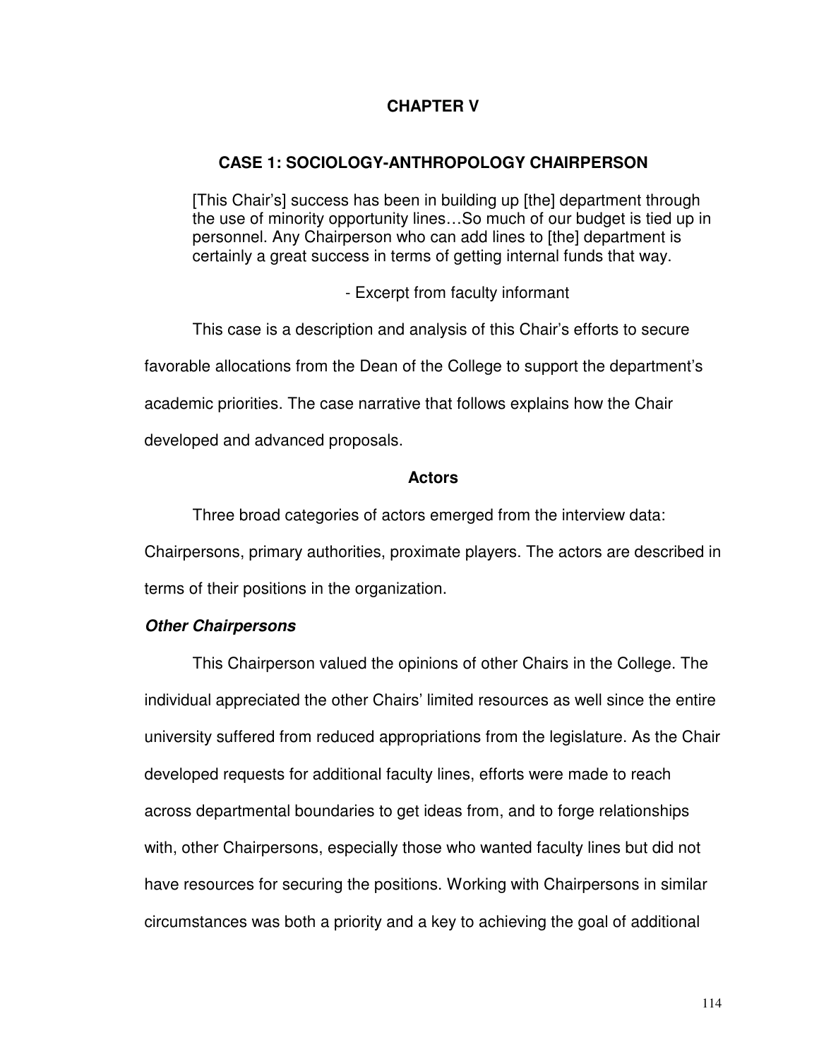# CHAPTER V

## CASE 1: SOCIOLOGY-ANTHROPOLOGY CHAIRPERSON

> [This Chair's] success has been in building up [the] department through the use of minority opportunity lines…So much of our budget is tied up in personnel. Any Chairperson who can add lines to [the] department is certainly a great success in terms of getting internal funds that way.
>
> - Excerpt from faculty informant

This case is a description and analysis of this Chair's efforts to secure favorable allocations from the Dean of the College to support the department's academic priorities. The case narrative that follows explains how the Chair developed and advanced proposals.

### Actors

Three broad categories of actors emerged from the interview data: Chairpersons, primary authorities, proximate players. The actors are described in terms of their positions in the organization.

#### *Other Chairpersons*

This Chairperson valued the opinions of other Chairs in the College. The individual appreciated the other Chairs' limited resources as well since the entire university suffered from reduced appropriations from the legislature. As the Chair developed requests for additional faculty lines, efforts were made to reach across departmental boundaries to get ideas from, and to forge relationships with, other Chairpersons, especially those who wanted faculty lines but did not have resources for securing the positions. Working with Chairpersons in similar circumstances was both a priority and a key to achieving the goal of additional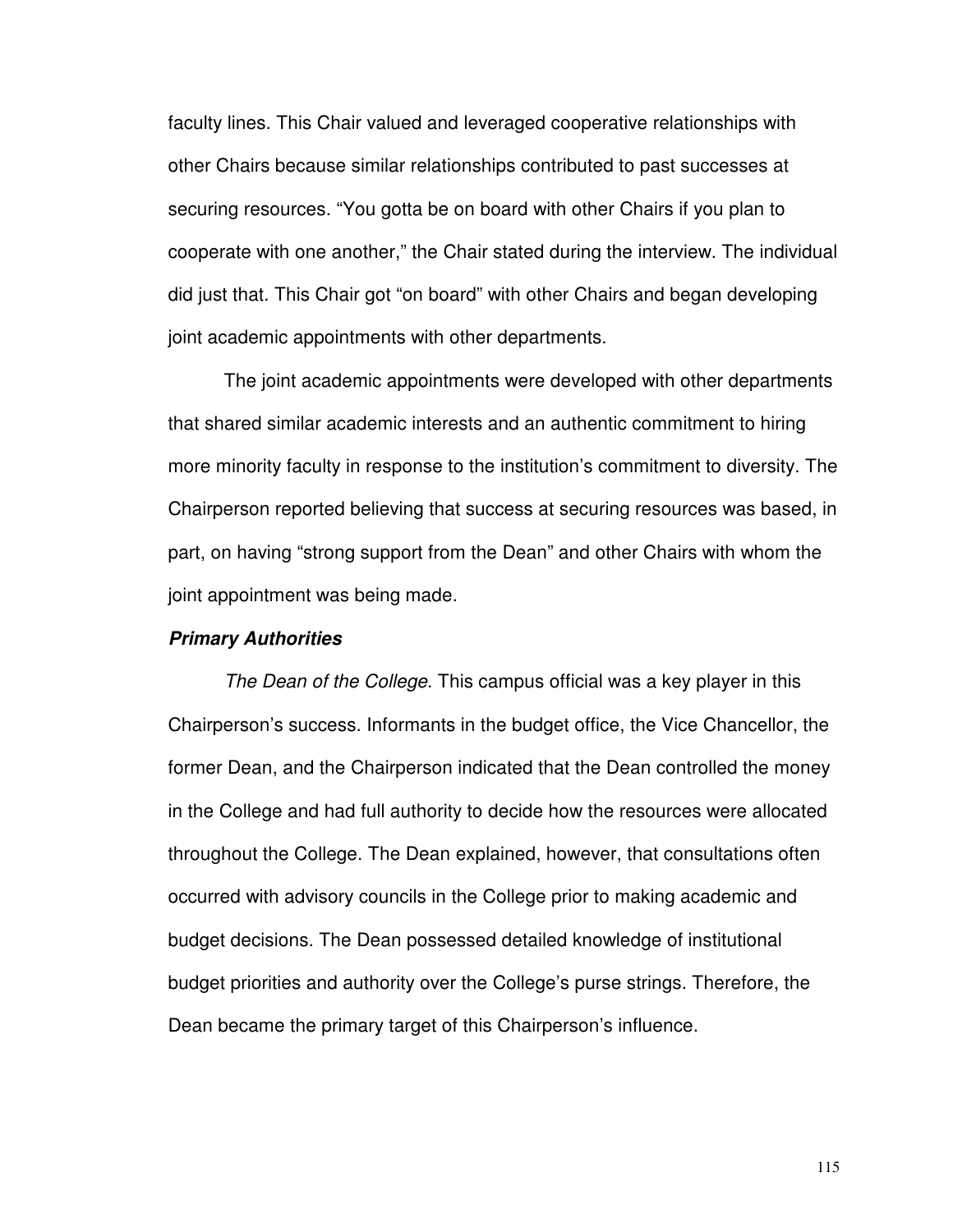faculty lines. This Chair valued and leveraged cooperative relationships with other Chairs because similar relationships contributed to past successes at securing resources. "You gotta be on board with other Chairs if you plan to cooperate with one another," the Chair stated during the interview. The individual did just that. This Chair got "on board" with other Chairs and began developing joint academic appointments with other departments.

The joint academic appointments were developed with other departments that shared similar academic interests and an authentic commitment to hiring more minority faculty in response to the institution's commitment to diversity. The Chairperson reported believing that success at securing resources was based, in part, on having "strong support from the Dean" and other Chairs with whom the joint appointment was being made.

***Primary Authorities***

*The Dean of the College*. This campus official was a key player in this Chairperson's success. Informants in the budget office, the Vice Chancellor, the former Dean, and the Chairperson indicated that the Dean controlled the money in the College and had full authority to decide how the resources were allocated throughout the College. The Dean explained, however, that consultations often occurred with advisory councils in the College prior to making academic and budget decisions. The Dean possessed detailed knowledge of institutional budget priorities and authority over the College's purse strings. Therefore, the Dean became the primary target of this Chairperson's influence.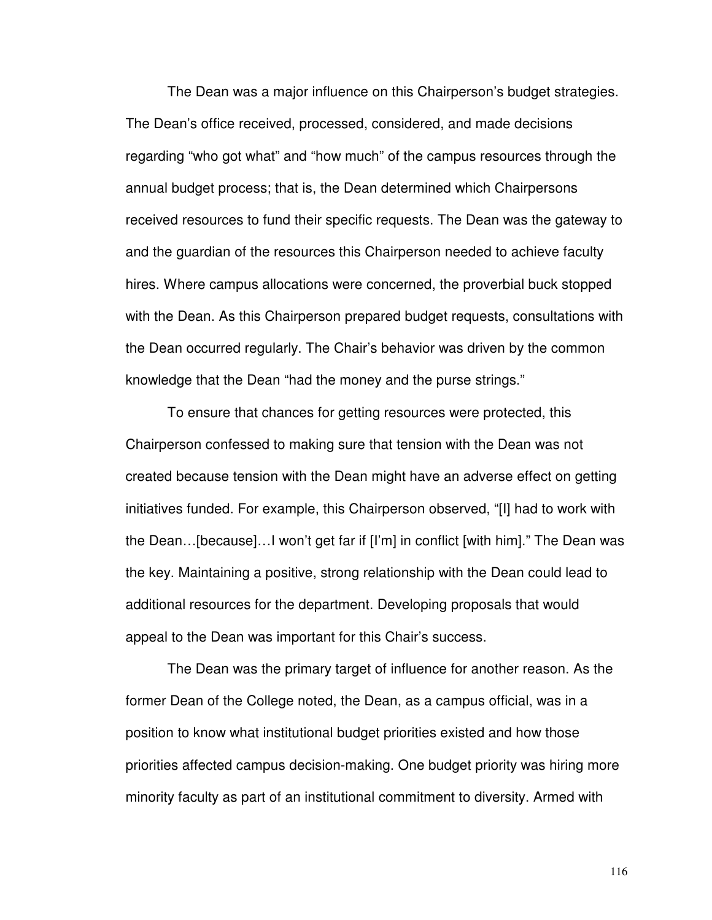The Dean was a major influence on this Chairperson's budget strategies. The Dean's office received, processed, considered, and made decisions regarding "who got what" and "how much" of the campus resources through the annual budget process; that is, the Dean determined which Chairpersons received resources to fund their specific requests. The Dean was the gateway to and the guardian of the resources this Chairperson needed to achieve faculty hires. Where campus allocations were concerned, the proverbial buck stopped with the Dean. As this Chairperson prepared budget requests, consultations with the Dean occurred regularly. The Chair's behavior was driven by the common knowledge that the Dean "had the money and the purse strings."

To ensure that chances for getting resources were protected, this Chairperson confessed to making sure that tension with the Dean was not created because tension with the Dean might have an adverse effect on getting initiatives funded. For example, this Chairperson observed, "[I] had to work with the Dean…[because]…I won't get far if [I'm] in conflict [with him]." The Dean was the key. Maintaining a positive, strong relationship with the Dean could lead to additional resources for the department. Developing proposals that would appeal to the Dean was important for this Chair's success.

The Dean was the primary target of influence for another reason. As the former Dean of the College noted, the Dean, as a campus official, was in a position to know what institutional budget priorities existed and how those priorities affected campus decision-making. One budget priority was hiring more minority faculty as part of an institutional commitment to diversity. Armed with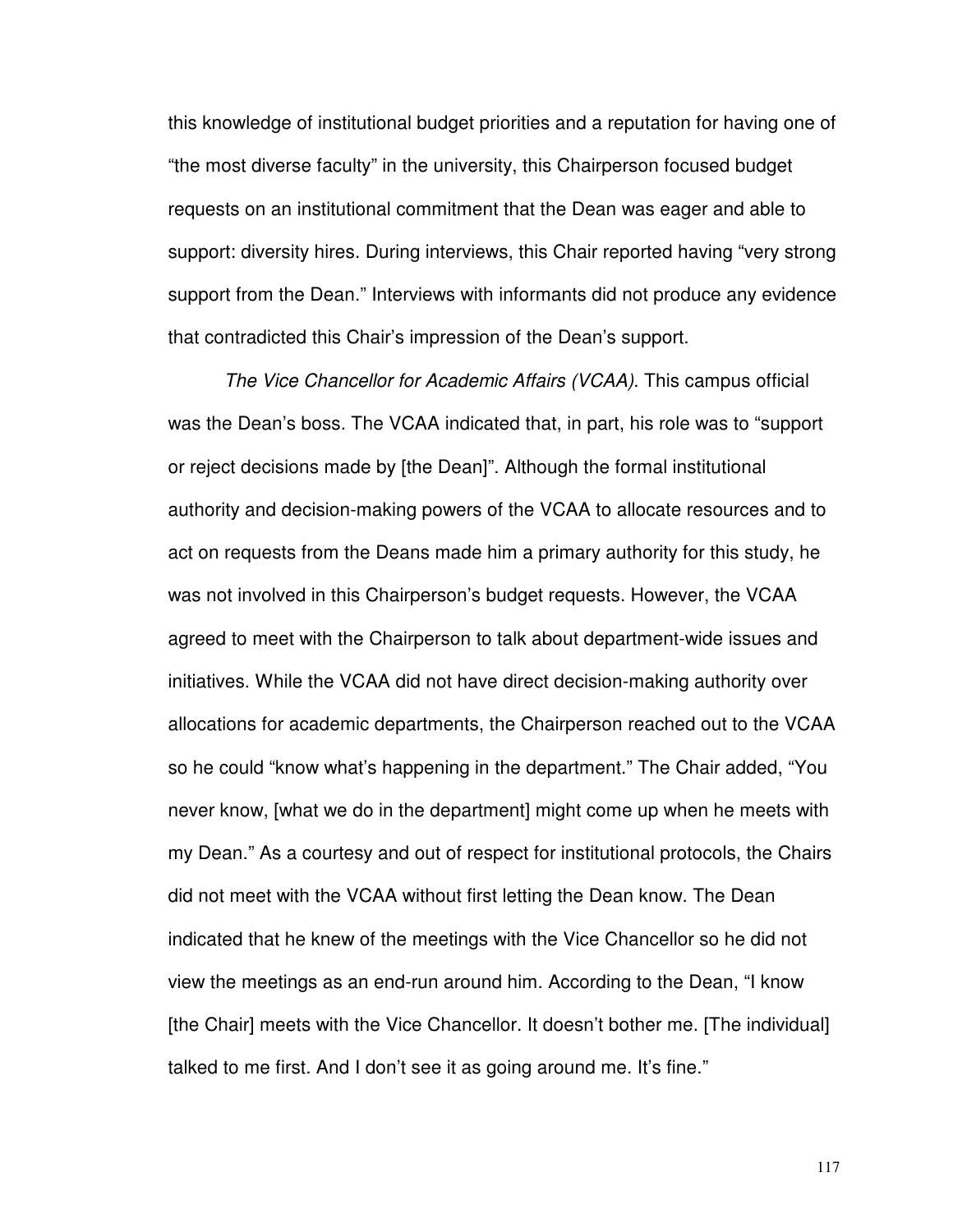this knowledge of institutional budget priorities and a reputation for having one of "the most diverse faculty" in the university, this Chairperson focused budget requests on an institutional commitment that the Dean was eager and able to support: diversity hires. During interviews, this Chair reported having "very strong support from the Dean." Interviews with informants did not produce any evidence that contradicted this Chair's impression of the Dean's support.

*The Vice Chancellor for Academic Affairs (VCAA)*. This campus official was the Dean's boss. The VCAA indicated that, in part, his role was to "support or reject decisions made by [the Dean]". Although the formal institutional authority and decision-making powers of the VCAA to allocate resources and to act on requests from the Deans made him a primary authority for this study, he was not involved in this Chairperson's budget requests. However, the VCAA agreed to meet with the Chairperson to talk about department-wide issues and initiatives. While the VCAA did not have direct decision-making authority over allocations for academic departments, the Chairperson reached out to the VCAA so he could "know what's happening in the department." The Chair added, "You never know, [what we do in the department] might come up when he meets with my Dean." As a courtesy and out of respect for institutional protocols, the Chairs did not meet with the VCAA without first letting the Dean know. The Dean indicated that he knew of the meetings with the Vice Chancellor so he did not view the meetings as an end-run around him. According to the Dean, "I know [the Chair] meets with the Vice Chancellor. It doesn't bother me. [The individual] talked to me first. And I don't see it as going around me. It's fine."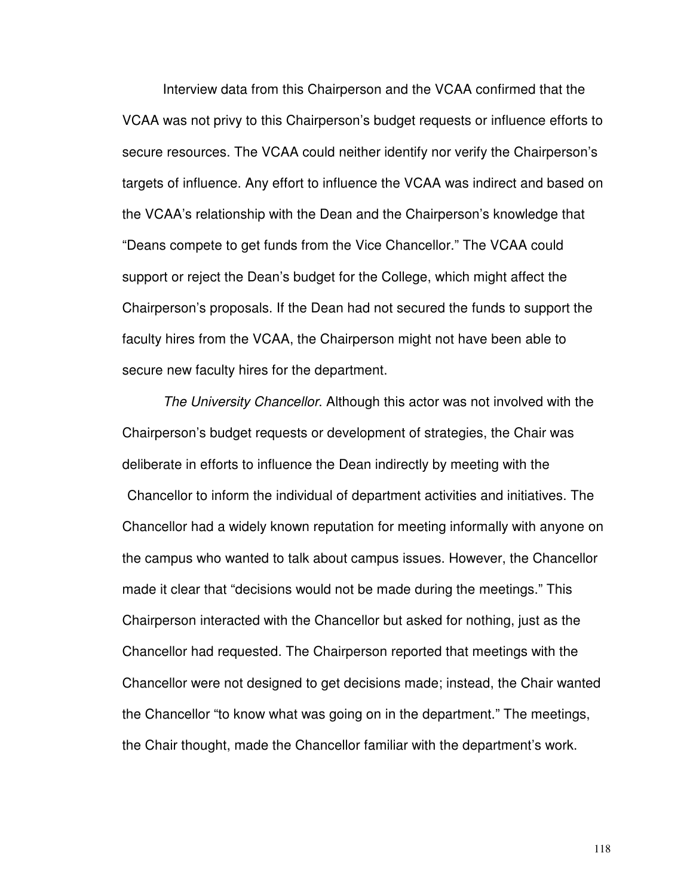Interview data from this Chairperson and the VCAA confirmed that the VCAA was not privy to this Chairperson's budget requests or influence efforts to secure resources. The VCAA could neither identify nor verify the Chairperson's targets of influence. Any effort to influence the VCAA was indirect and based on the VCAA's relationship with the Dean and the Chairperson's knowledge that "Deans compete to get funds from the Vice Chancellor." The VCAA could support or reject the Dean's budget for the College, which might affect the Chairperson's proposals. If the Dean had not secured the funds to support the faculty hires from the VCAA, the Chairperson might not have been able to secure new faculty hires for the department.

*The University Chancellor*. Although this actor was not involved with the Chairperson's budget requests or development of strategies, the Chair was deliberate in efforts to influence the Dean indirectly by meeting with the Chancellor to inform the individual of department activities and initiatives. The Chancellor had a widely known reputation for meeting informally with anyone on the campus who wanted to talk about campus issues. However, the Chancellor made it clear that "decisions would not be made during the meetings." This Chairperson interacted with the Chancellor but asked for nothing, just as the Chancellor had requested. The Chairperson reported that meetings with the Chancellor were not designed to get decisions made; instead, the Chair wanted the Chancellor "to know what was going on in the department." The meetings, the Chair thought, made the Chancellor familiar with the department's work.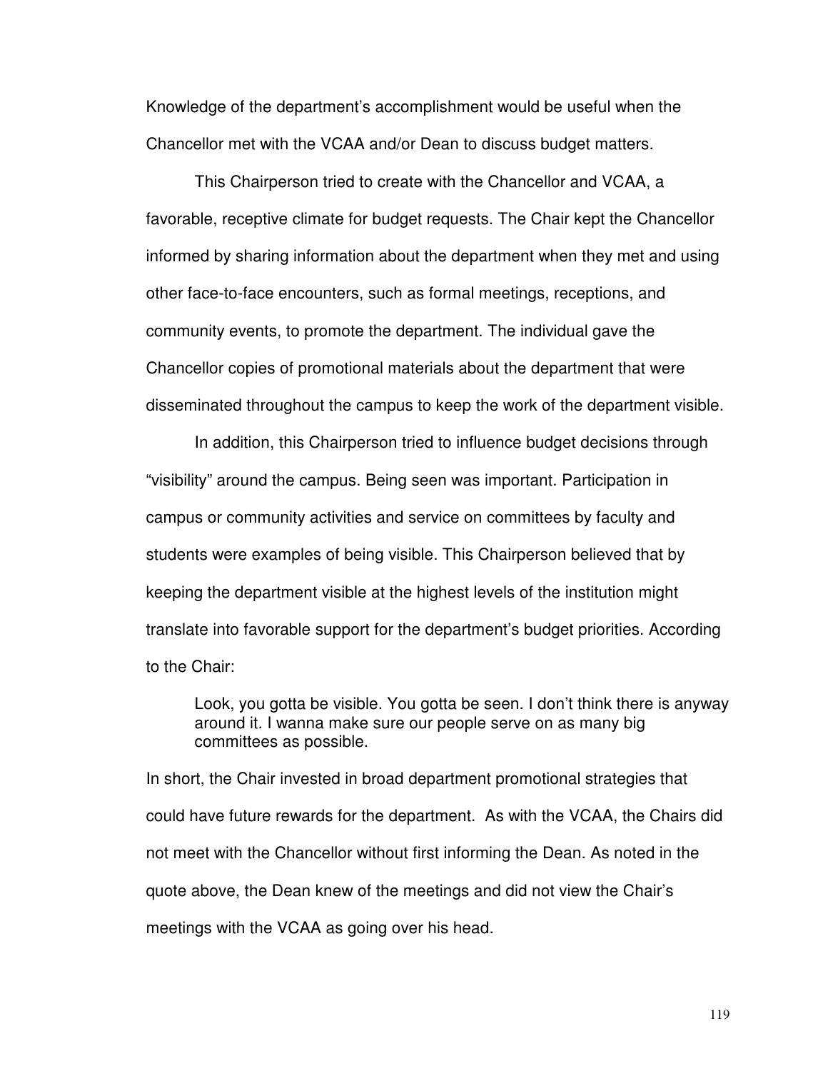Knowledge of the department's accomplishment would be useful when the Chancellor met with the VCAA and/or Dean to discuss budget matters.

This Chairperson tried to create with the Chancellor and VCAA, a favorable, receptive climate for budget requests. The Chair kept the Chancellor informed by sharing information about the department when they met and using other face-to-face encounters, such as formal meetings, receptions, and community events, to promote the department. The individual gave the Chancellor copies of promotional materials about the department that were disseminated throughout the campus to keep the work of the department visible.

In addition, this Chairperson tried to influence budget decisions through "visibility" around the campus. Being seen was important. Participation in campus or community activities and service on committees by faculty and students were examples of being visible. This Chairperson believed that by keeping the department visible at the highest levels of the institution might translate into favorable support for the department's budget priorities. According to the Chair:

> Look, you gotta be visible. You gotta be seen. I don't think there is anyway around it. I wanna make sure our people serve on as many big committees as possible.

In short, the Chair invested in broad department promotional strategies that could have future rewards for the department. As with the VCAA, the Chairs did not meet with the Chancellor without first informing the Dean. As noted in the quote above, the Dean knew of the meetings and did not view the Chair's meetings with the VCAA as going over his head.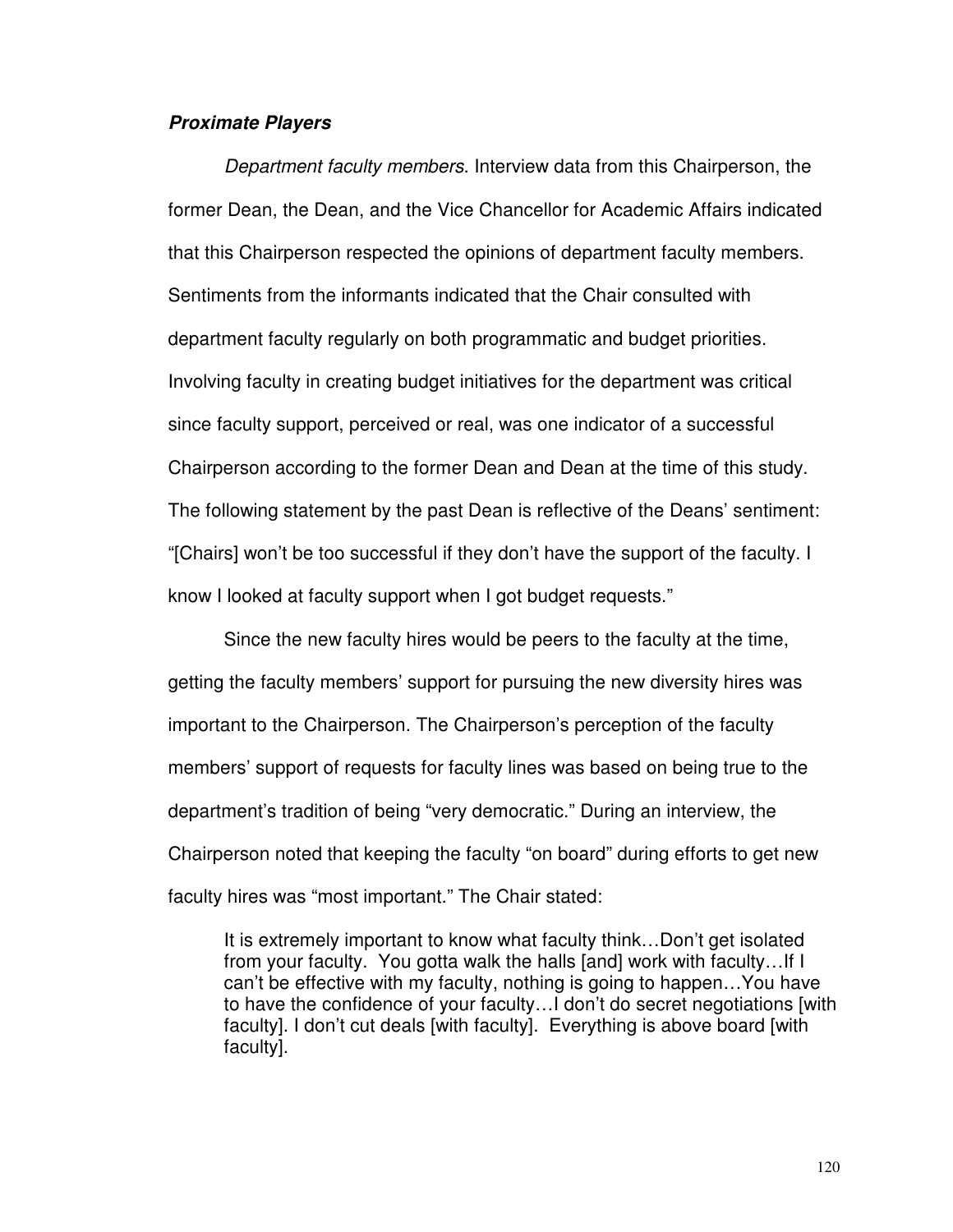***Proximate Players***

*Department faculty members*. Interview data from this Chairperson, the former Dean, the Dean, and the Vice Chancellor for Academic Affairs indicated that this Chairperson respected the opinions of department faculty members. Sentiments from the informants indicated that the Chair consulted with department faculty regularly on both programmatic and budget priorities. Involving faculty in creating budget initiatives for the department was critical since faculty support, perceived or real, was one indicator of a successful Chairperson according to the former Dean and Dean at the time of this study. The following statement by the past Dean is reflective of the Deans' sentiment: "[Chairs] won't be too successful if they don't have the support of the faculty. I know I looked at faculty support when I got budget requests."

Since the new faculty hires would be peers to the faculty at the time, getting the faculty members' support for pursuing the new diversity hires was important to the Chairperson. The Chairperson's perception of the faculty members' support of requests for faculty lines was based on being true to the department's tradition of being "very democratic." During an interview, the Chairperson noted that keeping the faculty "on board" during efforts to get new faculty hires was "most important." The Chair stated:

> It is extremely important to know what faculty think…Don't get isolated from your faculty. You gotta walk the halls [and] work with faculty…If I can't be effective with my faculty, nothing is going to happen…You have to have the confidence of your faculty…I don't do secret negotiations [with faculty]. I don't cut deals [with faculty]. Everything is above board [with faculty].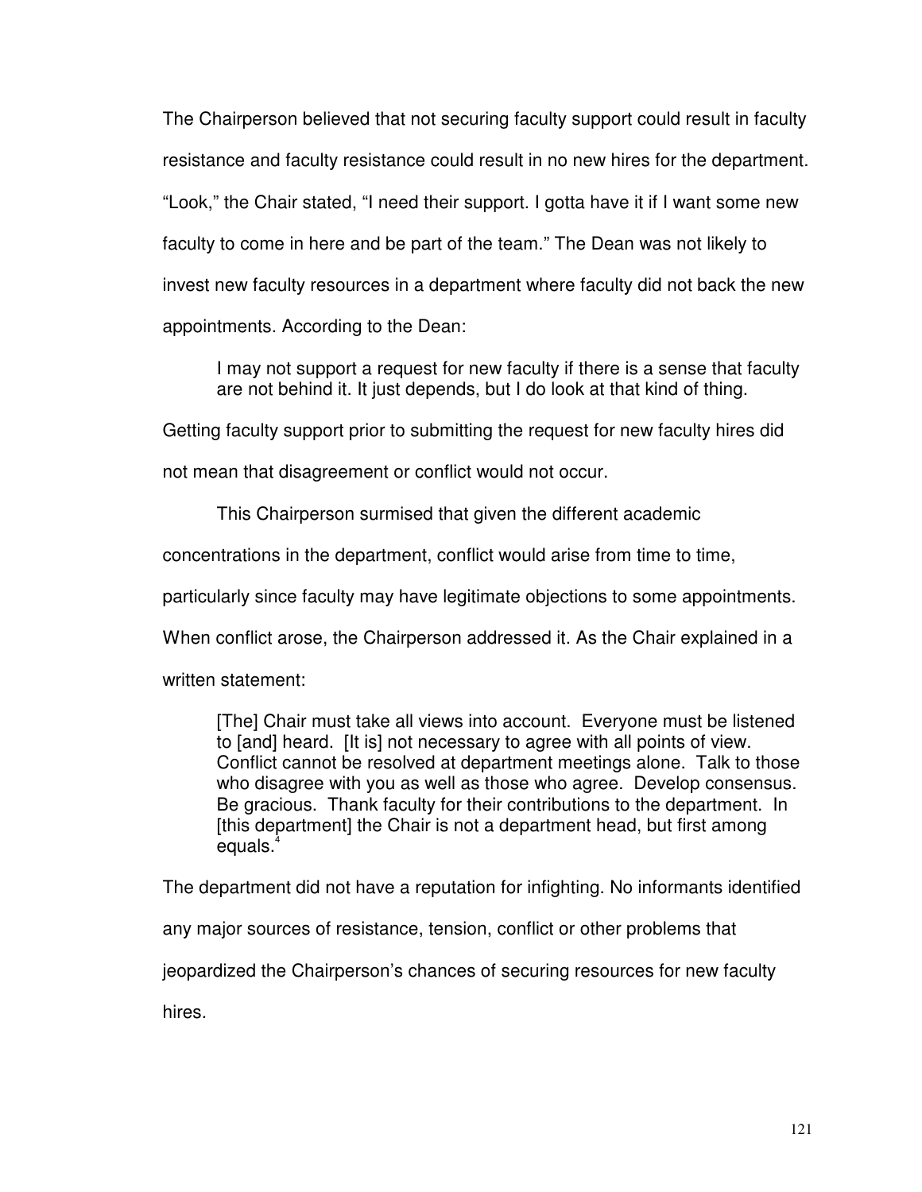The Chairperson believed that not securing faculty support could result in faculty resistance and faculty resistance could result in no new hires for the department. "Look," the Chair stated, "I need their support. I gotta have it if I want some new faculty to come in here and be part of the team." The Dean was not likely to invest new faculty resources in a department where faculty did not back the new appointments. According to the Dean:

> I may not support a request for new faculty if there is a sense that faculty are not behind it. It just depends, but I do look at that kind of thing.

Getting faculty support prior to submitting the request for new faculty hires did not mean that disagreement or conflict would not occur.

This Chairperson surmised that given the different academic concentrations in the department, conflict would arise from time to time, particularly since faculty may have legitimate objections to some appointments. When conflict arose, the Chairperson addressed it. As the Chair explained in a written statement:

> [The] Chair must take all views into account. Everyone must be listened to [and] heard. [It is] not necessary to agree with all points of view. Conflict cannot be resolved at department meetings alone. Talk to those who disagree with you as well as those who agree. Develop consensus. Be gracious. Thank faculty for their contributions to the department. In [this department] the Chair is not a department head, but first among equals.[4]

The department did not have a reputation for infighting. No informants identified any major sources of resistance, tension, conflict or other problems that jeopardized the Chairperson's chances of securing resources for new faculty hires.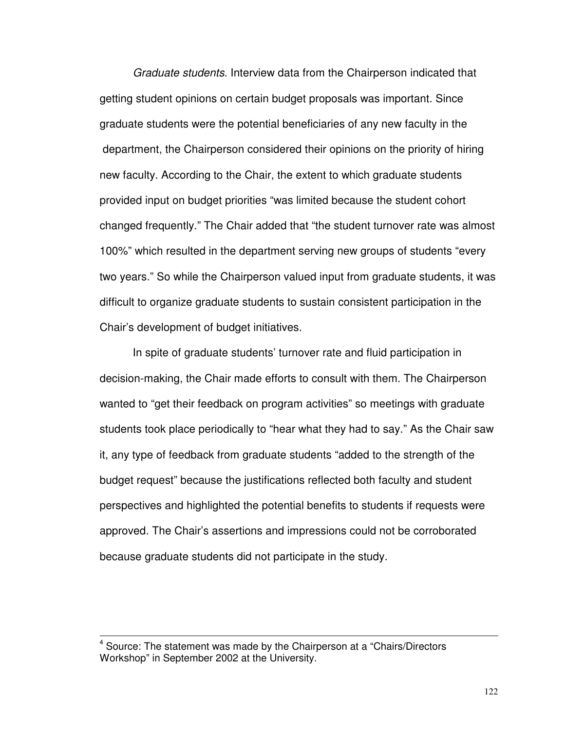*Graduate students*. Interview data from the Chairperson indicated that getting student opinions on certain budget proposals was important. Since graduate students were the potential beneficiaries of any new faculty in the department, the Chairperson considered their opinions on the priority of hiring new faculty. According to the Chair, the extent to which graduate students provided input on budget priorities "was limited because the student cohort changed frequently." The Chair added that "the student turnover rate was almost 100%" which resulted in the department serving new groups of students "every two years." So while the Chairperson valued input from graduate students, it was difficult to organize graduate students to sustain consistent participation in the Chair's development of budget initiatives.

In spite of graduate students' turnover rate and fluid participation in decision-making, the Chair made efforts to consult with them. The Chairperson wanted to "get their feedback on program activities" so meetings with graduate students took place periodically to "hear what they had to say." As the Chair saw it, any type of feedback from graduate students "added to the strength of the budget request" because the justifications reflected both faculty and student perspectives and highlighted the potential benefits to students if requests were approved. The Chair's assertions and impressions could not be corroborated because graduate students did not participate in the study.

---

[4] Source: The statement was made by the Chairperson at a "Chairs/Directors Workshop" in September 2002 at the University.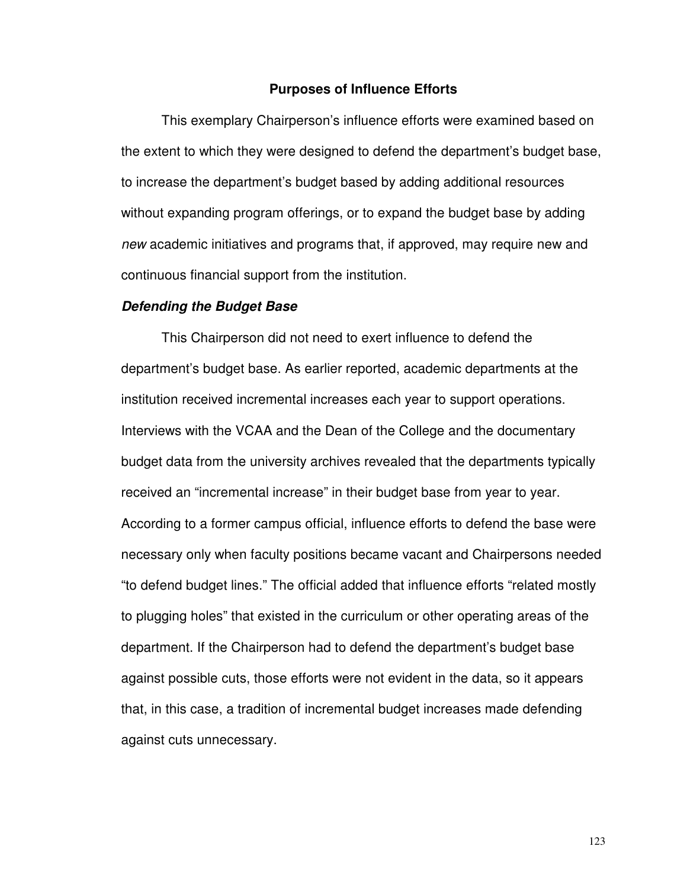## Purposes of Influence Efforts

This exemplary Chairperson's influence efforts were examined based on the extent to which they were designed to defend the department's budget base, to increase the department's budget based by adding additional resources without expanding program offerings, or to expand the budget base by adding *new* academic initiatives and programs that, if approved, may require new and continuous financial support from the institution.

### *Defending the Budget Base*

This Chairperson did not need to exert influence to defend the department's budget base. As earlier reported, academic departments at the institution received incremental increases each year to support operations. Interviews with the VCAA and the Dean of the College and the documentary budget data from the university archives revealed that the departments typically received an "incremental increase" in their budget base from year to year. According to a former campus official, influence efforts to defend the base were necessary only when faculty positions became vacant and Chairpersons needed "to defend budget lines." The official added that influence efforts "related mostly to plugging holes" that existed in the curriculum or other operating areas of the department. If the Chairperson had to defend the department's budget base against possible cuts, those efforts were not evident in the data, so it appears that, in this case, a tradition of incremental budget increases made defending against cuts unnecessary.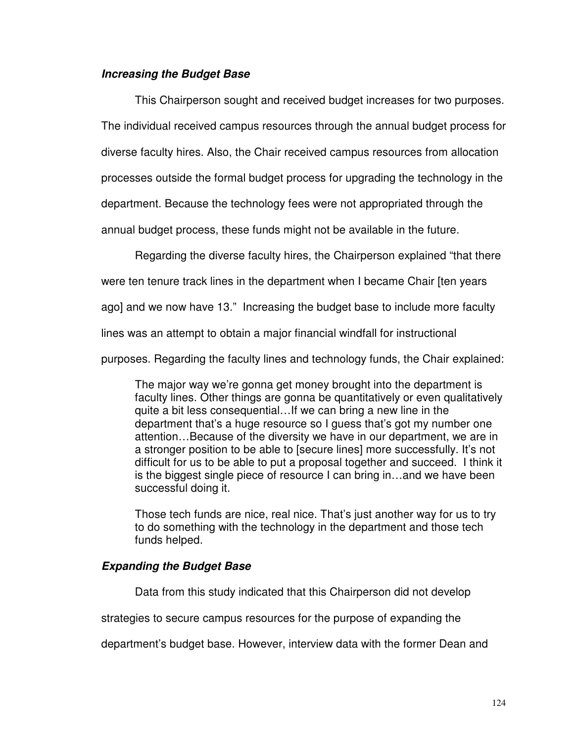### ***Increasing the Budget Base***

This Chairperson sought and received budget increases for two purposes. The individual received campus resources through the annual budget process for diverse faculty hires. Also, the Chair received campus resources from allocation processes outside the formal budget process for upgrading the technology in the department. Because the technology fees were not appropriated through the annual budget process, these funds might not be available in the future.

Regarding the diverse faculty hires, the Chairperson explained "that there were ten tenure track lines in the department when I became Chair [ten years ago] and we now have 13." Increasing the budget base to include more faculty lines was an attempt to obtain a major financial windfall for instructional purposes. Regarding the faculty lines and technology funds, the Chair explained:

> The major way we're gonna get money brought into the department is faculty lines. Other things are gonna be quantitatively or even qualitatively quite a bit less consequential…If we can bring a new line in the department that's a huge resource so I guess that's got my number one attention…Because of the diversity we have in our department, we are in a stronger position to be able to [secure lines] more successfully. It's not difficult for us to be able to put a proposal together and succeed. I think it is the biggest single piece of resource I can bring in…and we have been successful doing it.
>
> Those tech funds are nice, real nice. That's just another way for us to try to do something with the technology in the department and those tech funds helped.

### ***Expanding the Budget Base***

Data from this study indicated that this Chairperson did not develop strategies to secure campus resources for the purpose of expanding the department's budget base. However, interview data with the former Dean and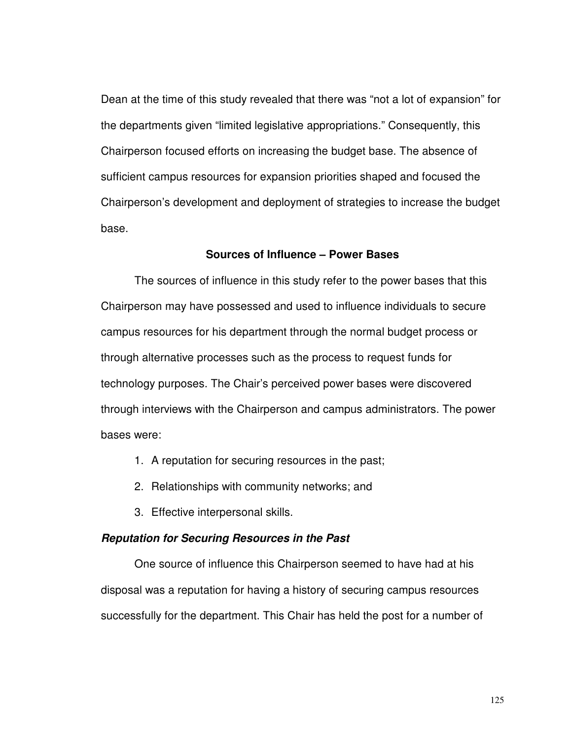Dean at the time of this study revealed that there was “not a lot of expansion” for the departments given “limited legislative appropriations.” Consequently, this Chairperson focused efforts on increasing the budget base. The absence of sufficient campus resources for expansion priorities shaped and focused the Chairperson’s development and deployment of strategies to increase the budget base.

## Sources of Influence – Power Bases

The sources of influence in this study refer to the power bases that this Chairperson may have possessed and used to influence individuals to secure campus resources for his department through the normal budget process or through alternative processes such as the process to request funds for technology purposes. The Chair’s perceived power bases were discovered through interviews with the Chairperson and campus administrators. The power bases were:

1. A reputation for securing resources in the past;
2. Relationships with community networks; and
3. Effective interpersonal skills.

### *Reputation for Securing Resources in the Past*

One source of influence this Chairperson seemed to have had at his disposal was a reputation for having a history of securing campus resources successfully for the department. This Chair has held the post for a number of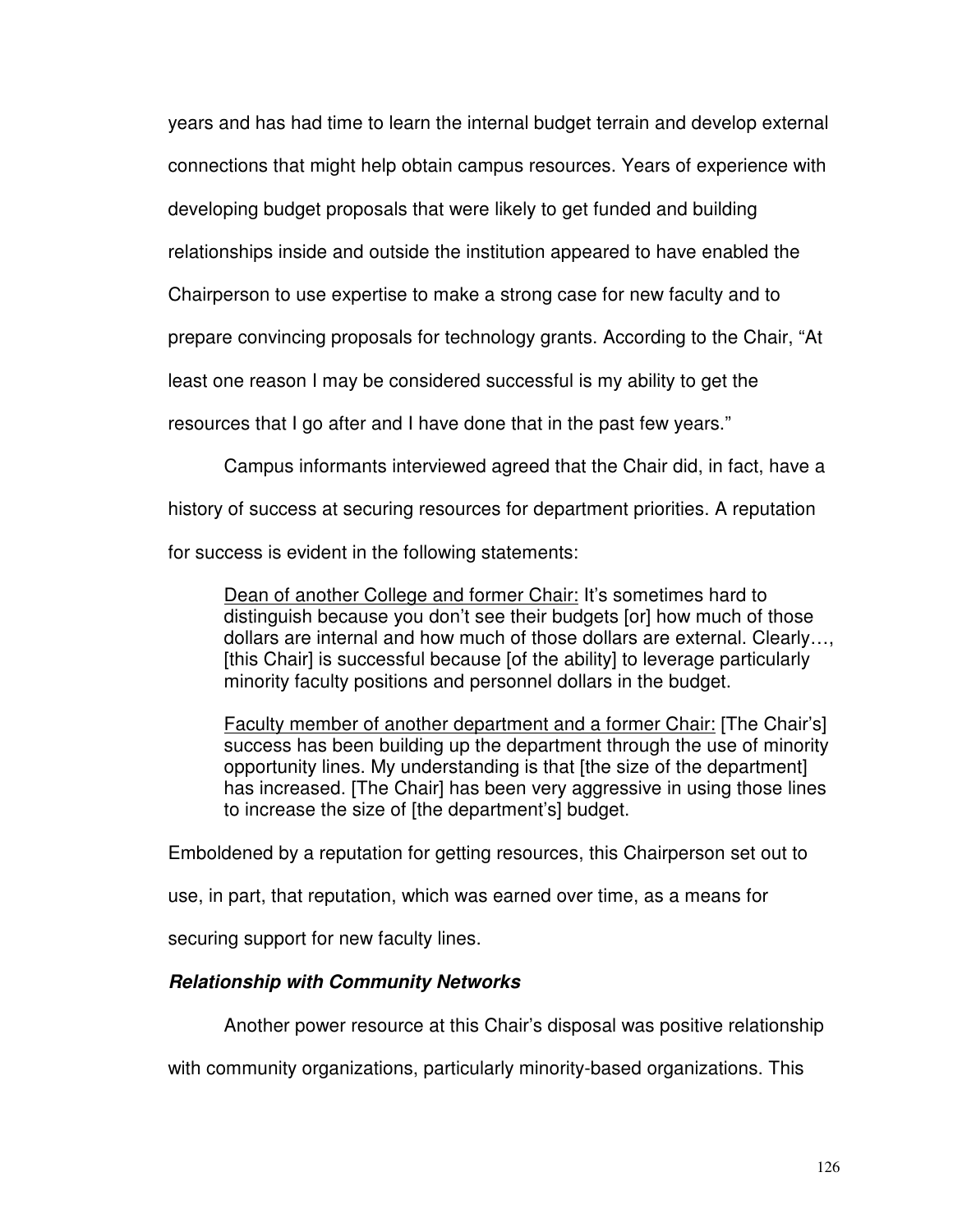years and has had time to learn the internal budget terrain and develop external connections that might help obtain campus resources. Years of experience with developing budget proposals that were likely to get funded and building relationships inside and outside the institution appeared to have enabled the Chairperson to use expertise to make a strong case for new faculty and to prepare convincing proposals for technology grants. According to the Chair, "At least one reason I may be considered successful is my ability to get the resources that I go after and I have done that in the past few years."

Campus informants interviewed agreed that the Chair did, in fact, have a history of success at securing resources for department priorities. A reputation for success is evident in the following statements:

> <u>Dean of another College and former Chair:</u> It's sometimes hard to distinguish because you don't see their budgets [or] how much of those dollars are internal and how much of those dollars are external. Clearly…, [this Chair] is successful because [of the ability] to leverage particularly minority faculty positions and personnel dollars in the budget.
>
> <u>Faculty member of another department and a former Chair:</u> [The Chair's] success has been building up the department through the use of minority opportunity lines. My understanding is that [the size of the department] has increased. [The Chair] has been very aggressive in using those lines to increase the size of [the department's] budget.

Emboldened by a reputation for getting resources, this Chairperson set out to use, in part, that reputation, which was earned over time, as a means for securing support for new faculty lines.

### ***Relationship with Community Networks***

Another power resource at this Chair's disposal was positive relationship with community organizations, particularly minority-based organizations. This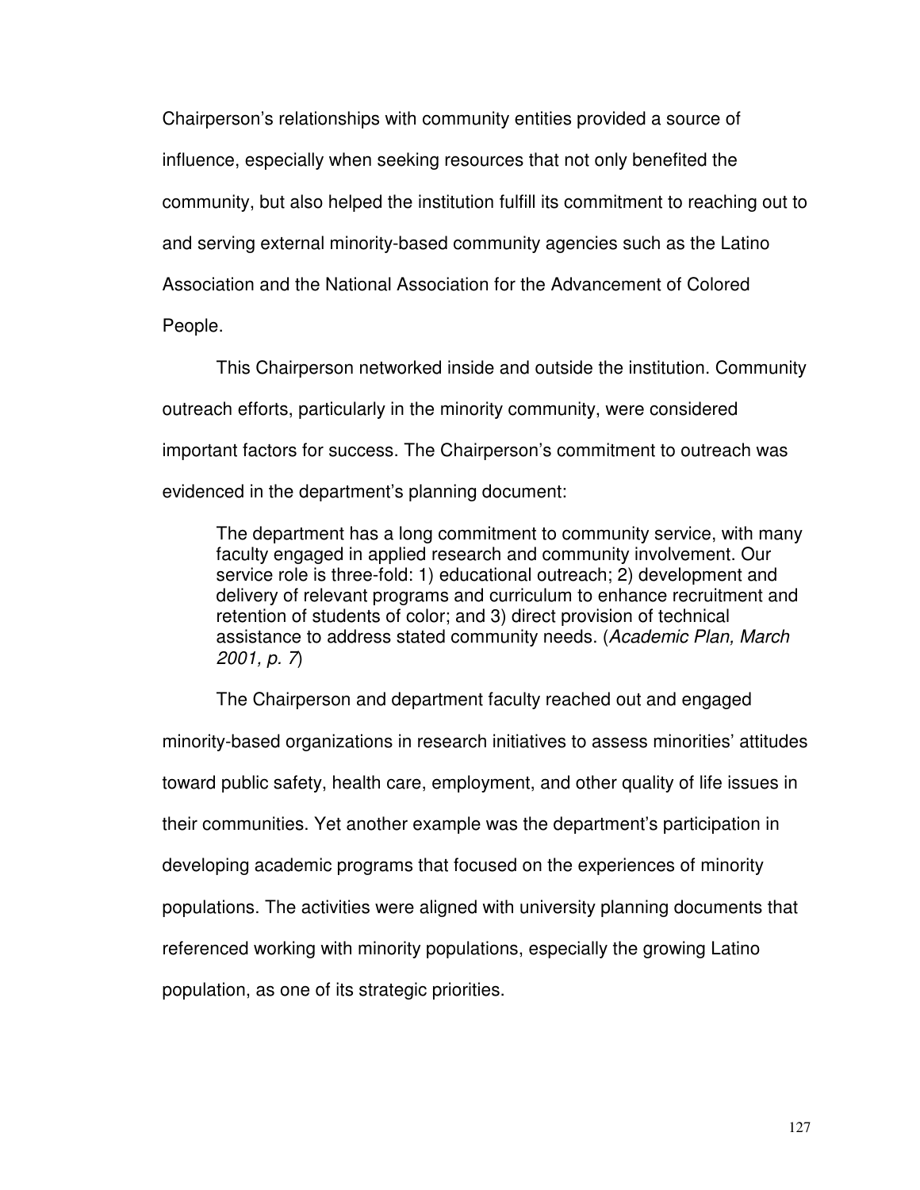Chairperson's relationships with community entities provided a source of influence, especially when seeking resources that not only benefited the community, but also helped the institution fulfill its commitment to reaching out to and serving external minority-based community agencies such as the Latino Association and the National Association for the Advancement of Colored People.

This Chairperson networked inside and outside the institution. Community outreach efforts, particularly in the minority community, were considered important factors for success. The Chairperson's commitment to outreach was evidenced in the department's planning document:

> The department has a long commitment to community service, with many faculty engaged in applied research and community involvement. Our service role is three-fold: 1) educational outreach; 2) development and delivery of relevant programs and curriculum to enhance recruitment and retention of students of color; and 3) direct provision of technical assistance to address stated community needs. (*Academic Plan, March 2001, p. 7*)

The Chairperson and department faculty reached out and engaged minority-based organizations in research initiatives to assess minorities' attitudes toward public safety, health care, employment, and other quality of life issues in their communities. Yet another example was the department's participation in developing academic programs that focused on the experiences of minority populations. The activities were aligned with university planning documents that referenced working with minority populations, especially the growing Latino population, as one of its strategic priorities.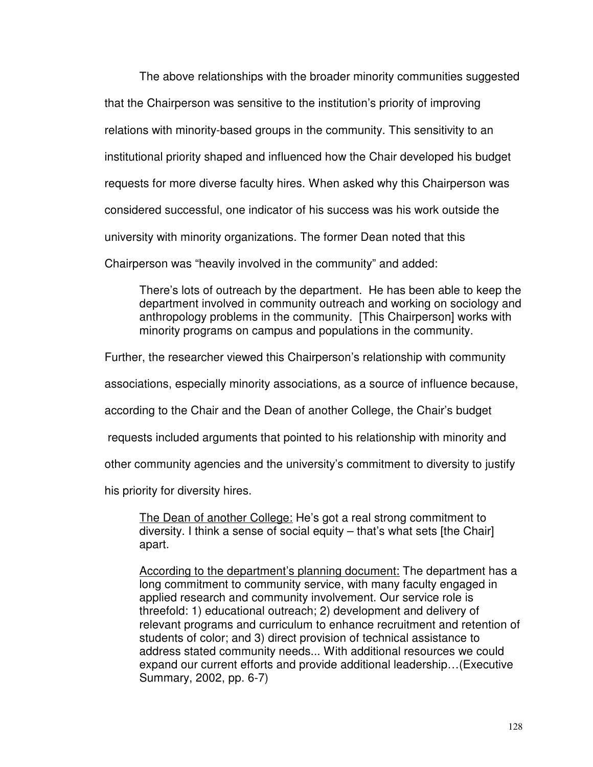The above relationships with the broader minority communities suggested that the Chairperson was sensitive to the institution's priority of improving relations with minority-based groups in the community. This sensitivity to an institutional priority shaped and influenced how the Chair developed his budget requests for more diverse faculty hires. When asked why this Chairperson was considered successful, one indicator of his success was his work outside the university with minority organizations. The former Dean noted that this Chairperson was "heavily involved in the community" and added:

> There's lots of outreach by the department. He has been able to keep the department involved in community outreach and working on sociology and anthropology problems in the community. [This Chairperson] works with minority programs on campus and populations in the community.

Further, the researcher viewed this Chairperson's relationship with community associations, especially minority associations, as a source of influence because, according to the Chair and the Dean of another College, the Chair's budget requests included arguments that pointed to his relationship with minority and other community agencies and the university's commitment to diversity to justify his priority for diversity hires.

> <u>The Dean of another College:</u> He's got a real strong commitment to diversity. I think a sense of social equity – that's what sets [the Chair] apart.
>
> <u>According to the department's planning document:</u> The department has a long commitment to community service, with many faculty engaged in applied research and community involvement. Our service role is threefold: 1) educational outreach; 2) development and delivery of relevant programs and curriculum to enhance recruitment and retention of students of color; and 3) direct provision of technical assistance to address stated community needs... With additional resources we could expand our current efforts and provide additional leadership…(Executive Summary, 2002, pp. 6-7)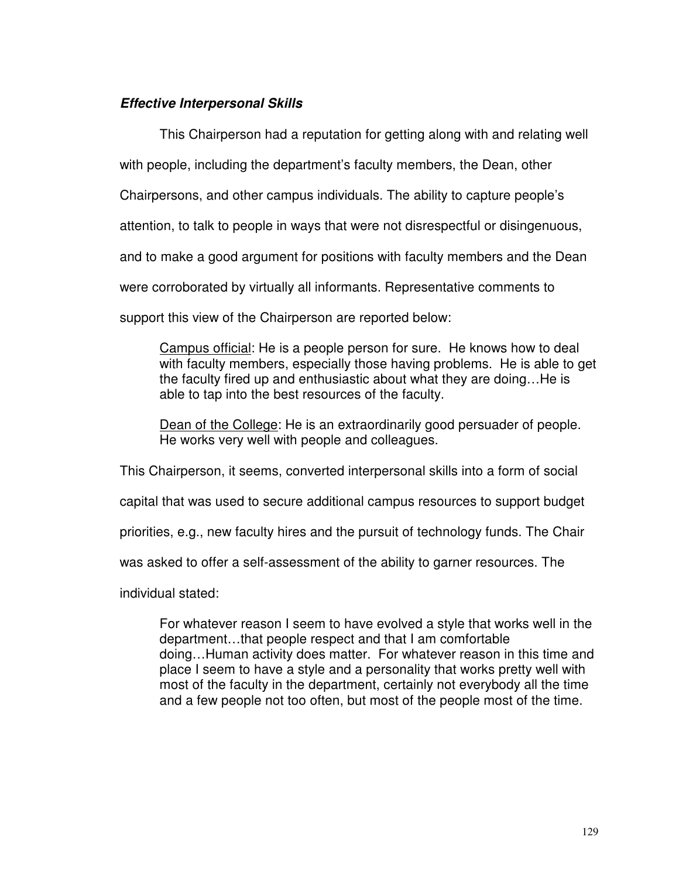***Effective Interpersonal Skills***

This Chairperson had a reputation for getting along with and relating well with people, including the department's faculty members, the Dean, other Chairpersons, and other campus individuals. The ability to capture people's attention, to talk to people in ways that were not disrespectful or disingenuous, and to make a good argument for positions with faculty members and the Dean were corroborated by virtually all informants. Representative comments to support this view of the Chairperson are reported below:

> <u>Campus official</u>: He is a people person for sure. He knows how to deal with faculty members, especially those having problems. He is able to get the faculty fired up and enthusiastic about what they are doing…He is able to tap into the best resources of the faculty.
>
> <u>Dean of the College</u>: He is an extraordinarily good persuader of people. He works very well with people and colleagues.

This Chairperson, it seems, converted interpersonal skills into a form of social capital that was used to secure additional campus resources to support budget priorities, e.g., new faculty hires and the pursuit of technology funds. The Chair was asked to offer a self-assessment of the ability to garner resources. The individual stated:

> For whatever reason I seem to have evolved a style that works well in the department…that people respect and that I am comfortable doing…Human activity does matter. For whatever reason in this time and place I seem to have a style and a personality that works pretty well with most of the faculty in the department, certainly not everybody all the time and a few people not too often, but most of the people most of the time.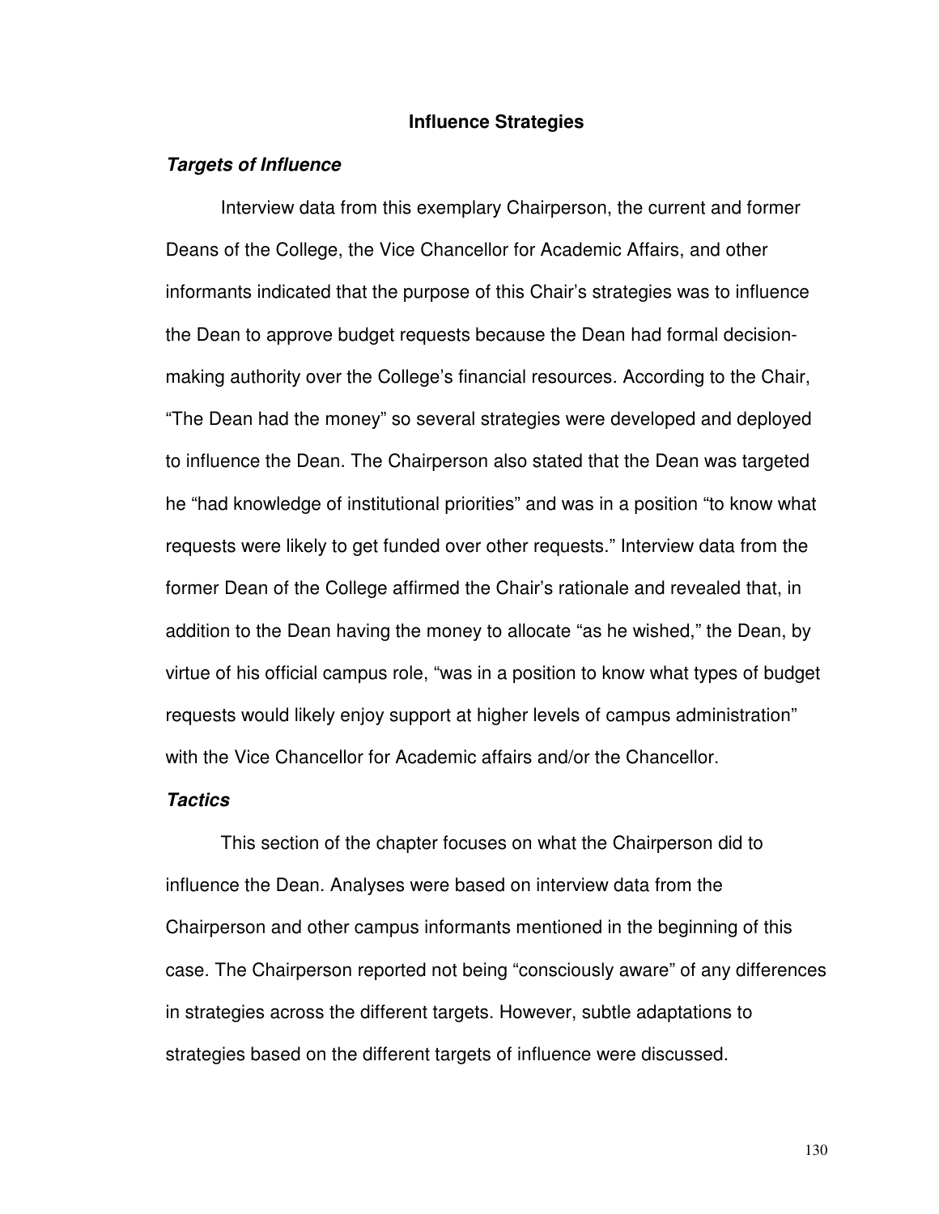## Influence Strategies

### *Targets of Influence*

Interview data from this exemplary Chairperson, the current and former Deans of the College, the Vice Chancellor for Academic Affairs, and other informants indicated that the purpose of this Chair's strategies was to influence the Dean to approve budget requests because the Dean had formal decision-making authority over the College's financial resources. According to the Chair, "The Dean had the money" so several strategies were developed and deployed to influence the Dean. The Chairperson also stated that the Dean was targeted he "had knowledge of institutional priorities" and was in a position "to know what requests were likely to get funded over other requests." Interview data from the former Dean of the College affirmed the Chair's rationale and revealed that, in addition to the Dean having the money to allocate "as he wished," the Dean, by virtue of his official campus role, "was in a position to know what types of budget requests would likely enjoy support at higher levels of campus administration" with the Vice Chancellor for Academic affairs and/or the Chancellor.

### *Tactics*

This section of the chapter focuses on what the Chairperson did to influence the Dean. Analyses were based on interview data from the Chairperson and other campus informants mentioned in the beginning of this case. The Chairperson reported not being "consciously aware" of any differences in strategies across the different targets. However, subtle adaptations to strategies based on the different targets of influence were discussed.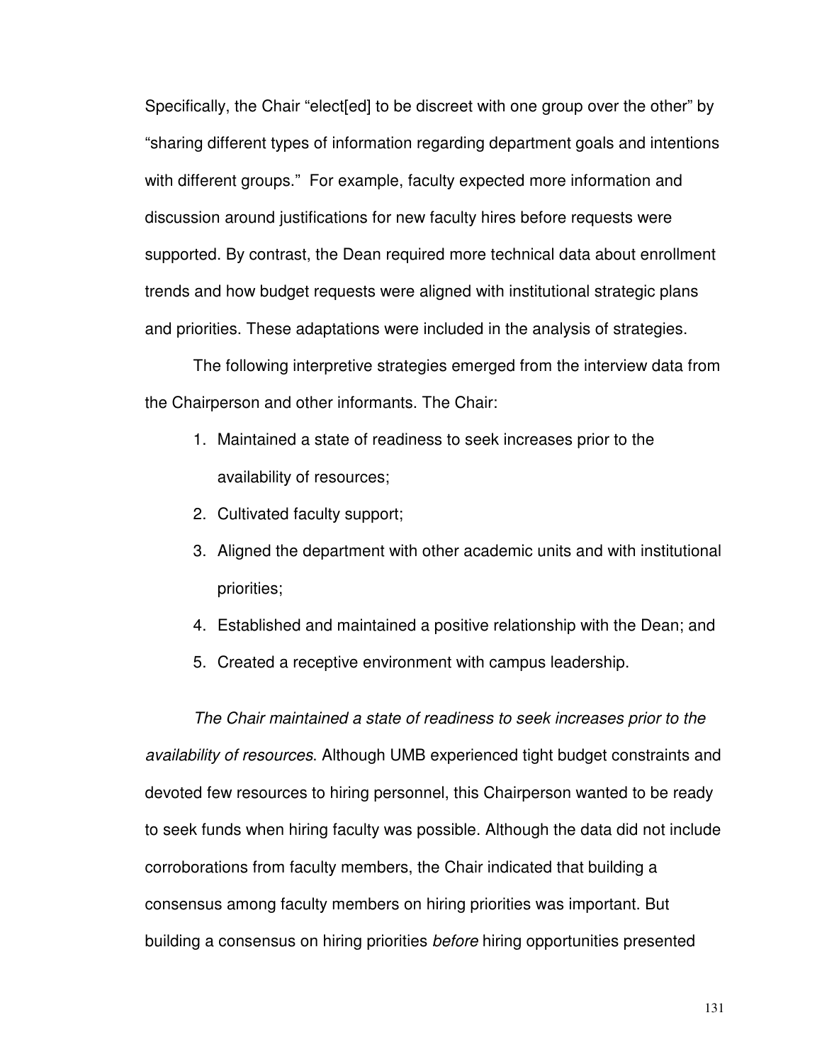Specifically, the Chair "elect[ed] to be discreet with one group over the other" by "sharing different types of information regarding department goals and intentions with different groups." For example, faculty expected more information and discussion around justifications for new faculty hires before requests were supported. By contrast, the Dean required more technical data about enrollment trends and how budget requests were aligned with institutional strategic plans and priorities. These adaptations were included in the analysis of strategies.

The following interpretive strategies emerged from the interview data from the Chairperson and other informants. The Chair:

1. Maintained a state of readiness to seek increases prior to the availability of resources;
2. Cultivated faculty support;
3. Aligned the department with other academic units and with institutional priorities;
4. Established and maintained a positive relationship with the Dean; and
5. Created a receptive environment with campus leadership.

*The Chair maintained a state of readiness to seek increases prior to the availability of resources*. Although UMB experienced tight budget constraints and devoted few resources to hiring personnel, this Chairperson wanted to be ready to seek funds when hiring faculty was possible. Although the data did not include corroborations from faculty members, the Chair indicated that building a consensus among faculty members on hiring priorities was important. But building a consensus on hiring priorities *before* hiring opportunities presented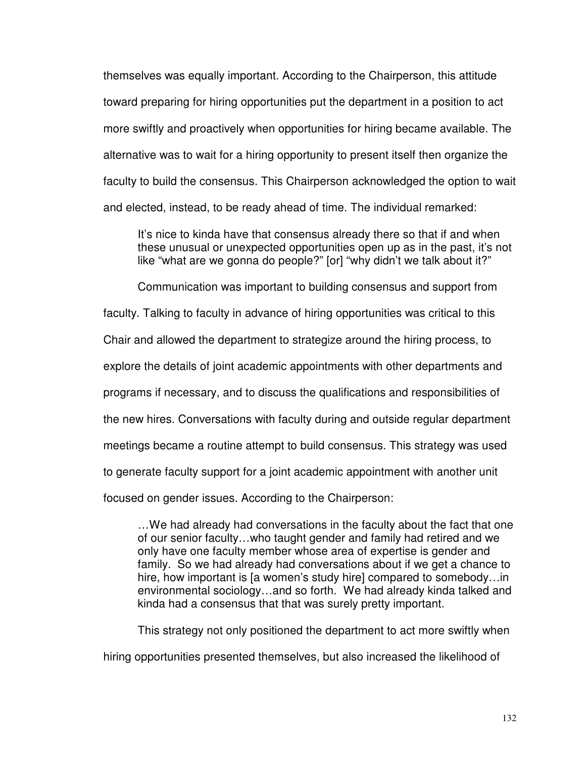themselves was equally important. According to the Chairperson, this attitude toward preparing for hiring opportunities put the department in a position to act more swiftly and proactively when opportunities for hiring became available. The alternative was to wait for a hiring opportunity to present itself then organize the faculty to build the consensus. This Chairperson acknowledged the option to wait and elected, instead, to be ready ahead of time. The individual remarked:

> It's nice to kinda have that consensus already there so that if and when these unusual or unexpected opportunities open up as in the past, it's not like "what are we gonna do people?" [or] "why didn't we talk about it?"

Communication was important to building consensus and support from faculty. Talking to faculty in advance of hiring opportunities was critical to this Chair and allowed the department to strategize around the hiring process, to explore the details of joint academic appointments with other departments and programs if necessary, and to discuss the qualifications and responsibilities of the new hires. Conversations with faculty during and outside regular department meetings became a routine attempt to build consensus. This strategy was used to generate faculty support for a joint academic appointment with another unit focused on gender issues. According to the Chairperson:

> …We had already had conversations in the faculty about the fact that one of our senior faculty…who taught gender and family had retired and we only have one faculty member whose area of expertise is gender and family. So we had already had conversations about if we get a chance to hire, how important is [a women's study hire] compared to somebody…in environmental sociology…and so forth. We had already kinda talked and kinda had a consensus that that was surely pretty important.

This strategy not only positioned the department to act more swiftly when hiring opportunities presented themselves, but also increased the likelihood of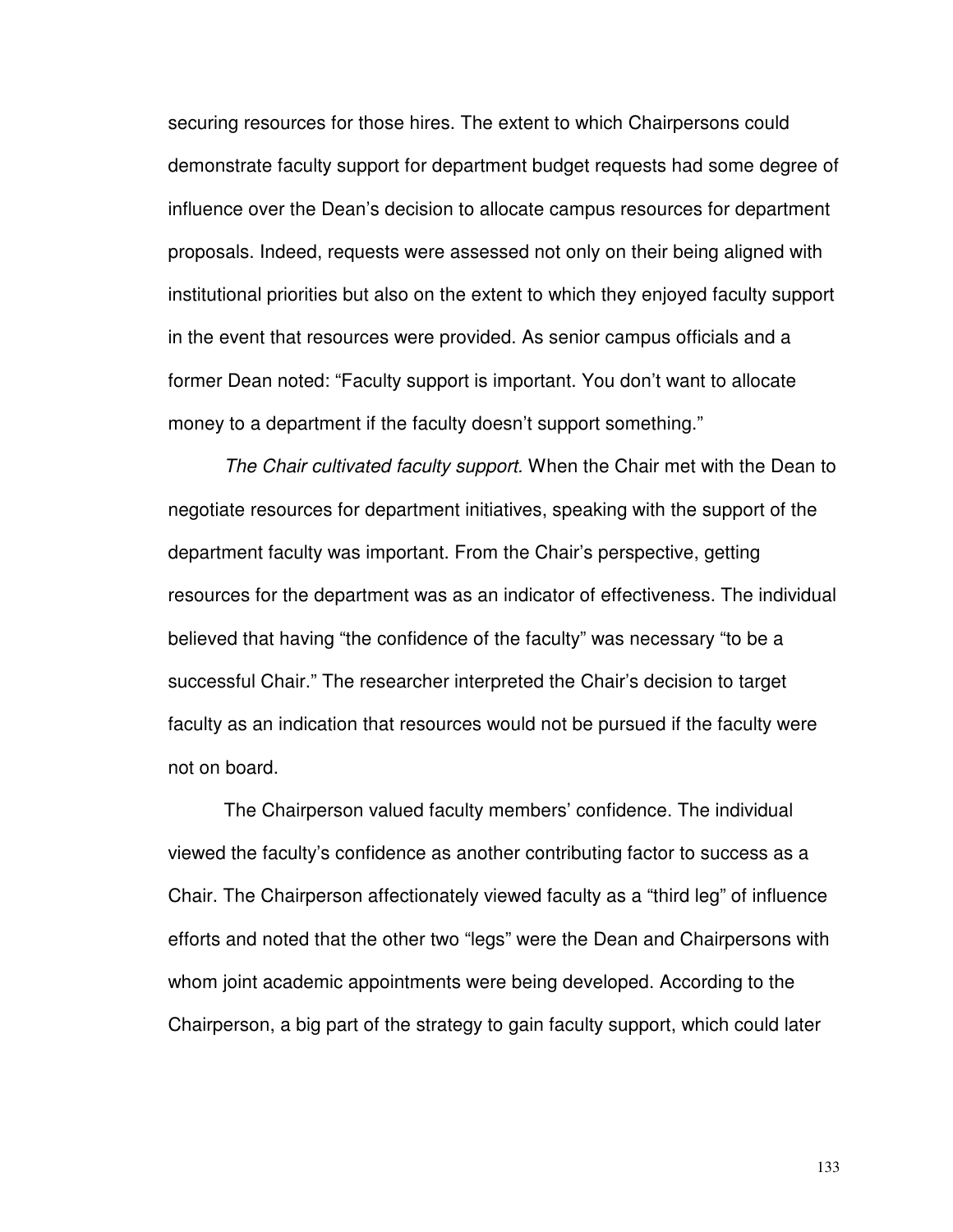securing resources for those hires. The extent to which Chairpersons could demonstrate faculty support for department budget requests had some degree of influence over the Dean's decision to allocate campus resources for department proposals. Indeed, requests were assessed not only on their being aligned with institutional priorities but also on the extent to which they enjoyed faculty support in the event that resources were provided. As senior campus officials and a former Dean noted: "Faculty support is important. You don't want to allocate money to a department if the faculty doesn't support something."

*The Chair cultivated faculty support.* When the Chair met with the Dean to negotiate resources for department initiatives, speaking with the support of the department faculty was important. From the Chair's perspective, getting resources for the department was as an indicator of effectiveness. The individual believed that having "the confidence of the faculty" was necessary "to be a successful Chair." The researcher interpreted the Chair's decision to target faculty as an indication that resources would not be pursued if the faculty were not on board.

The Chairperson valued faculty members' confidence. The individual viewed the faculty's confidence as another contributing factor to success as a Chair. The Chairperson affectionately viewed faculty as a "third leg" of influence efforts and noted that the other two "legs" were the Dean and Chairpersons with whom joint academic appointments were being developed. According to the Chairperson, a big part of the strategy to gain faculty support, which could later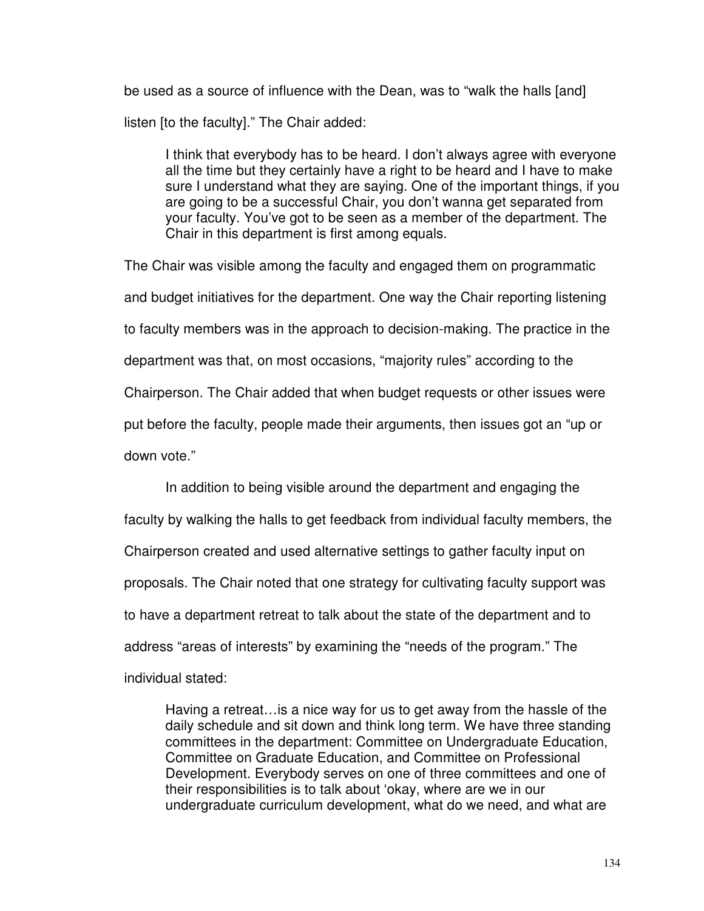be used as a source of influence with the Dean, was to "walk the halls [and] listen [to the faculty]." The Chair added:

> I think that everybody has to be heard. I don't always agree with everyone all the time but they certainly have a right to be heard and I have to make sure I understand what they are saying. One of the important things, if you are going to be a successful Chair, you don't wanna get separated from your faculty. You've got to be seen as a member of the department. The Chair in this department is first among equals.

The Chair was visible among the faculty and engaged them on programmatic and budget initiatives for the department. One way the Chair reporting listening to faculty members was in the approach to decision-making. The practice in the department was that, on most occasions, "majority rules" according to the Chairperson. The Chair added that when budget requests or other issues were put before the faculty, people made their arguments, then issues got an "up or down vote."

In addition to being visible around the department and engaging the faculty by walking the halls to get feedback from individual faculty members, the Chairperson created and used alternative settings to gather faculty input on proposals. The Chair noted that one strategy for cultivating faculty support was to have a department retreat to talk about the state of the department and to address "areas of interests" by examining the "needs of the program." The individual stated:

> Having a retreat…is a nice way for us to get away from the hassle of the daily schedule and sit down and think long term. We have three standing committees in the department: Committee on Undergraduate Education, Committee on Graduate Education, and Committee on Professional Development. Everybody serves on one of three committees and one of their responsibilities is to talk about 'okay, where are we in our undergraduate curriculum development, what do we need, and what are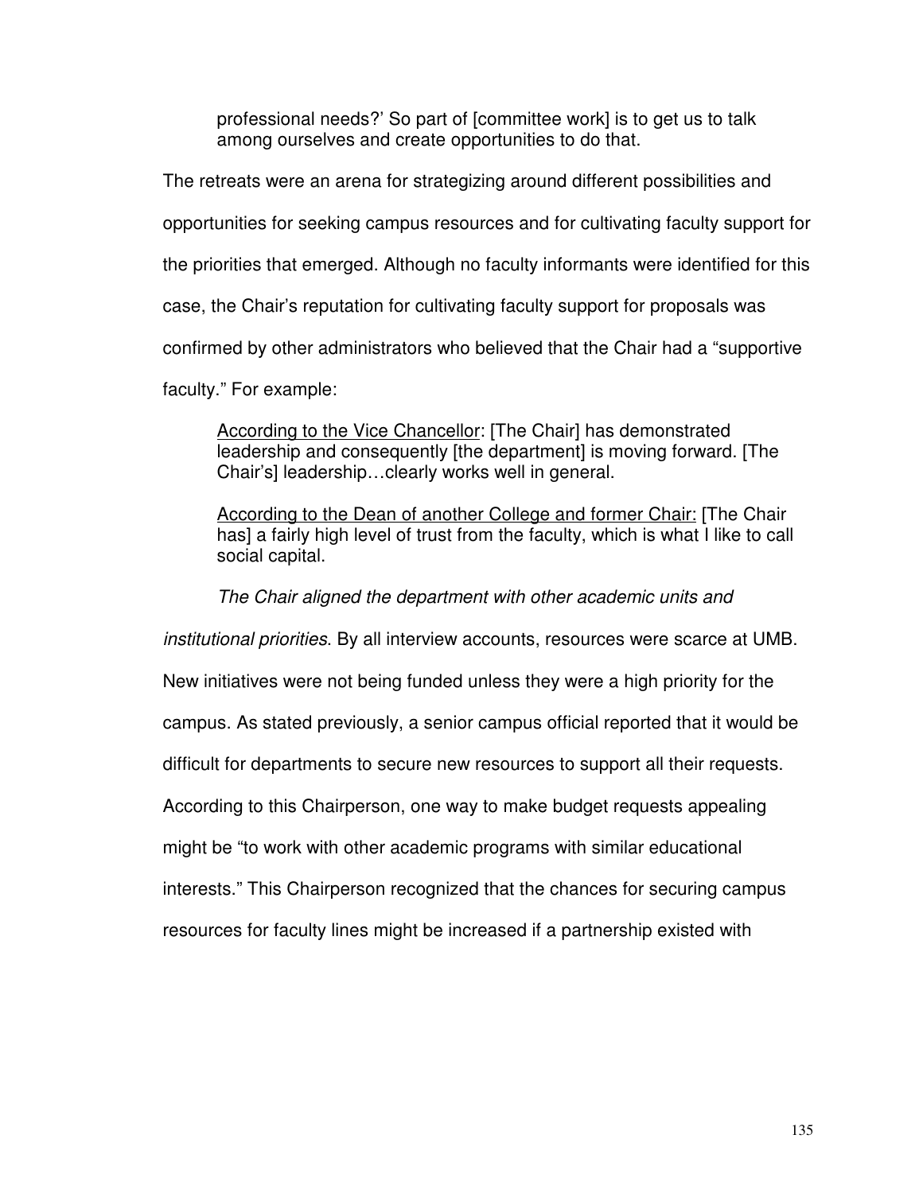> professional needs?' So part of [committee work] is to get us to talk among ourselves and create opportunities to do that.

The retreats were an arena for strategizing around different possibilities and opportunities for seeking campus resources and for cultivating faculty support for the priorities that emerged. Although no faculty informants were identified for this case, the Chair's reputation for cultivating faculty support for proposals was confirmed by other administrators who believed that the Chair had a "supportive faculty." For example:

> <u>According to the Vice Chancellor</u>: [The Chair] has demonstrated leadership and consequently [the department] is moving forward. [The Chair's] leadership…clearly works well in general.
>
> <u>According to the Dean of another College and former Chair:</u> [The Chair has] a fairly high level of trust from the faculty, which is what I like to call social capital.

*The Chair aligned the department with other academic units and institutional priorities*. By all interview accounts, resources were scarce at UMB. New initiatives were not being funded unless they were a high priority for the campus. As stated previously, a senior campus official reported that it would be difficult for departments to secure new resources to support all their requests. According to this Chairperson, one way to make budget requests appealing might be "to work with other academic programs with similar educational interests." This Chairperson recognized that the chances for securing campus resources for faculty lines might be increased if a partnership existed with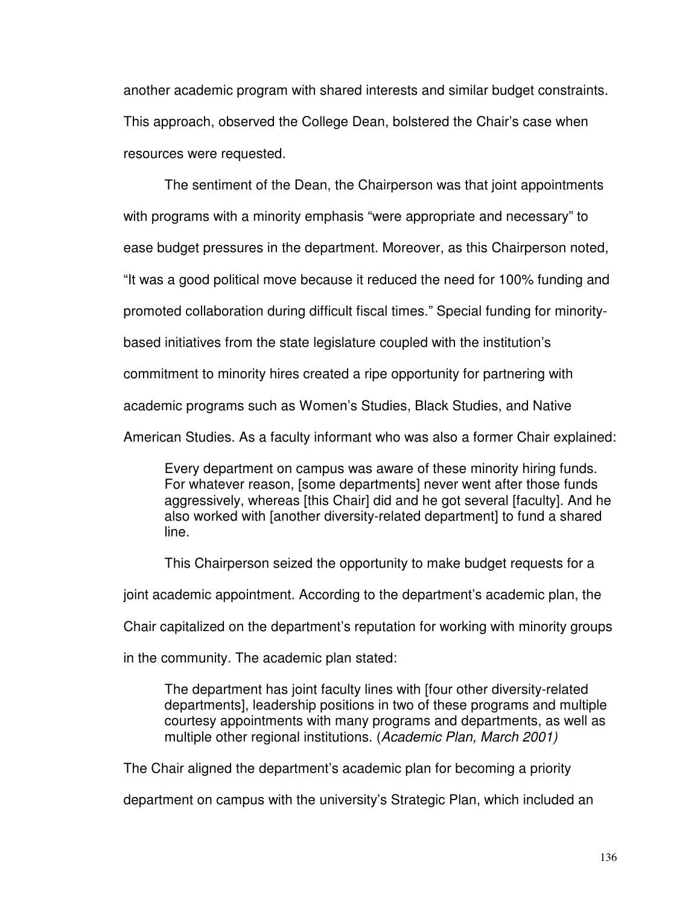another academic program with shared interests and similar budget constraints. This approach, observed the College Dean, bolstered the Chair's case when resources were requested.

The sentiment of the Dean, the Chairperson was that joint appointments with programs with a minority emphasis "were appropriate and necessary" to ease budget pressures in the department. Moreover, as this Chairperson noted, "It was a good political move because it reduced the need for 100% funding and promoted collaboration during difficult fiscal times." Special funding for minority-based initiatives from the state legislature coupled with the institution's commitment to minority hires created a ripe opportunity for partnering with academic programs such as Women's Studies, Black Studies, and Native American Studies. As a faculty informant who was also a former Chair explained:

> Every department on campus was aware of these minority hiring funds. For whatever reason, [some departments] never went after those funds aggressively, whereas [this Chair] did and he got several [faculty]. And he also worked with [another diversity-related department] to fund a shared line.

This Chairperson seized the opportunity to make budget requests for a joint academic appointment. According to the department's academic plan, the Chair capitalized on the department's reputation for working with minority groups in the community. The academic plan stated:

> The department has joint faculty lines with [four other diversity-related departments], leadership positions in two of these programs and multiple courtesy appointments with many programs and departments, as well as multiple other regional institutions. (*Academic Plan, March 2001)*

The Chair aligned the department's academic plan for becoming a priority department on campus with the university's Strategic Plan, which included an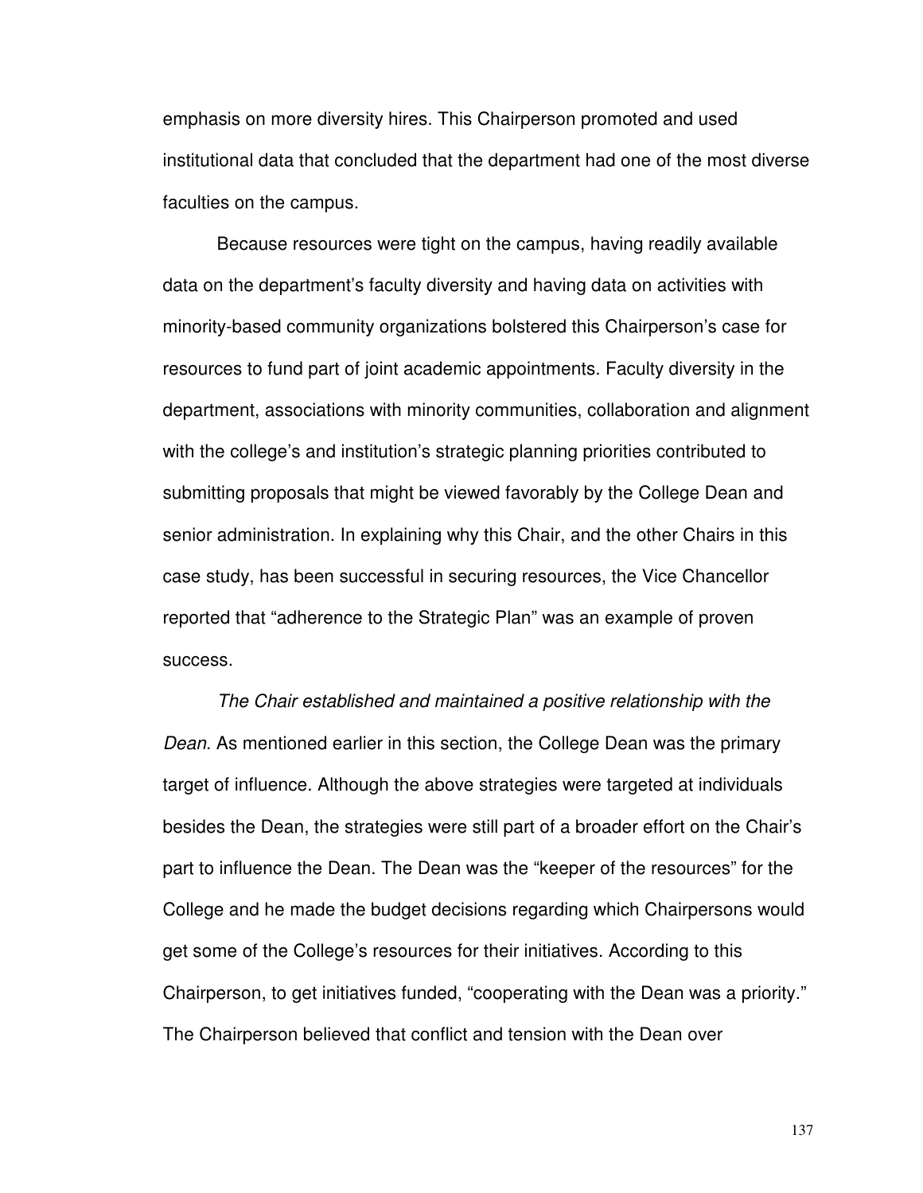emphasis on more diversity hires. This Chairperson promoted and used institutional data that concluded that the department had one of the most diverse faculties on the campus.

Because resources were tight on the campus, having readily available data on the department's faculty diversity and having data on activities with minority-based community organizations bolstered this Chairperson's case for resources to fund part of joint academic appointments. Faculty diversity in the department, associations with minority communities, collaboration and alignment with the college's and institution's strategic planning priorities contributed to submitting proposals that might be viewed favorably by the College Dean and senior administration. In explaining why this Chair, and the other Chairs in this case study, has been successful in securing resources, the Vice Chancellor reported that "adherence to the Strategic Plan" was an example of proven success.

*The Chair established and maintained a positive relationship with the Dean*. As mentioned earlier in this section, the College Dean was the primary target of influence. Although the above strategies were targeted at individuals besides the Dean, the strategies were still part of a broader effort on the Chair's part to influence the Dean. The Dean was the "keeper of the resources" for the College and he made the budget decisions regarding which Chairpersons would get some of the College's resources for their initiatives. According to this Chairperson, to get initiatives funded, "cooperating with the Dean was a priority." The Chairperson believed that conflict and tension with the Dean over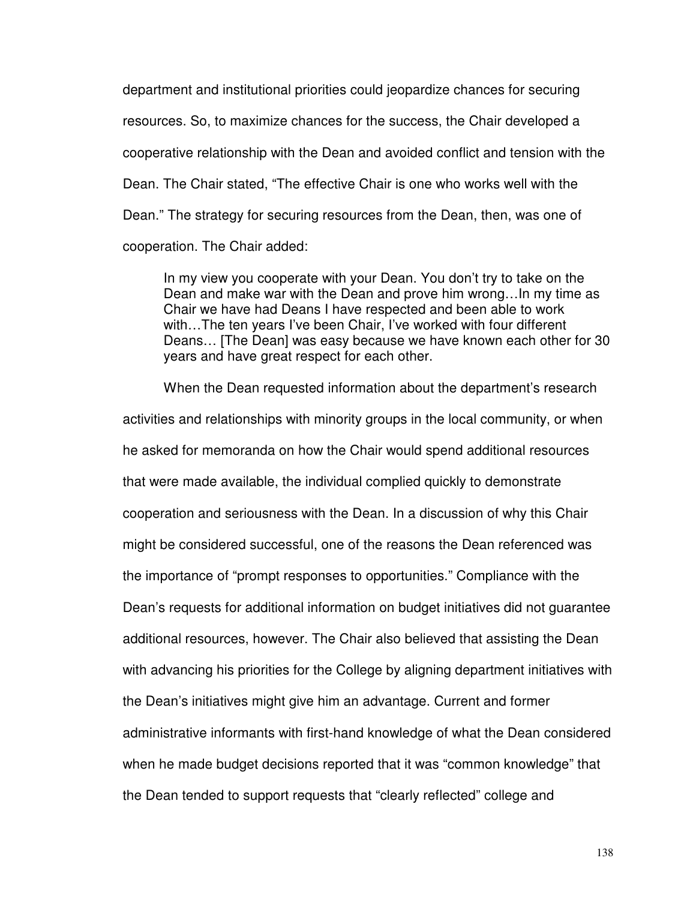department and institutional priorities could jeopardize chances for securing resources. So, to maximize chances for the success, the Chair developed a cooperative relationship with the Dean and avoided conflict and tension with the Dean. The Chair stated, "The effective Chair is one who works well with the Dean." The strategy for securing resources from the Dean, then, was one of cooperation. The Chair added:

> In my view you cooperate with your Dean. You don't try to take on the Dean and make war with the Dean and prove him wrong…In my time as Chair we have had Deans I have respected and been able to work with…The ten years I've been Chair, I've worked with four different Deans… [The Dean] was easy because we have known each other for 30 years and have great respect for each other.

When the Dean requested information about the department's research activities and relationships with minority groups in the local community, or when he asked for memoranda on how the Chair would spend additional resources that were made available, the individual complied quickly to demonstrate cooperation and seriousness with the Dean. In a discussion of why this Chair might be considered successful, one of the reasons the Dean referenced was the importance of "prompt responses to opportunities." Compliance with the Dean's requests for additional information on budget initiatives did not guarantee additional resources, however. The Chair also believed that assisting the Dean with advancing his priorities for the College by aligning department initiatives with the Dean's initiatives might give him an advantage. Current and former administrative informants with first-hand knowledge of what the Dean considered when he made budget decisions reported that it was "common knowledge" that the Dean tended to support requests that "clearly reflected" college and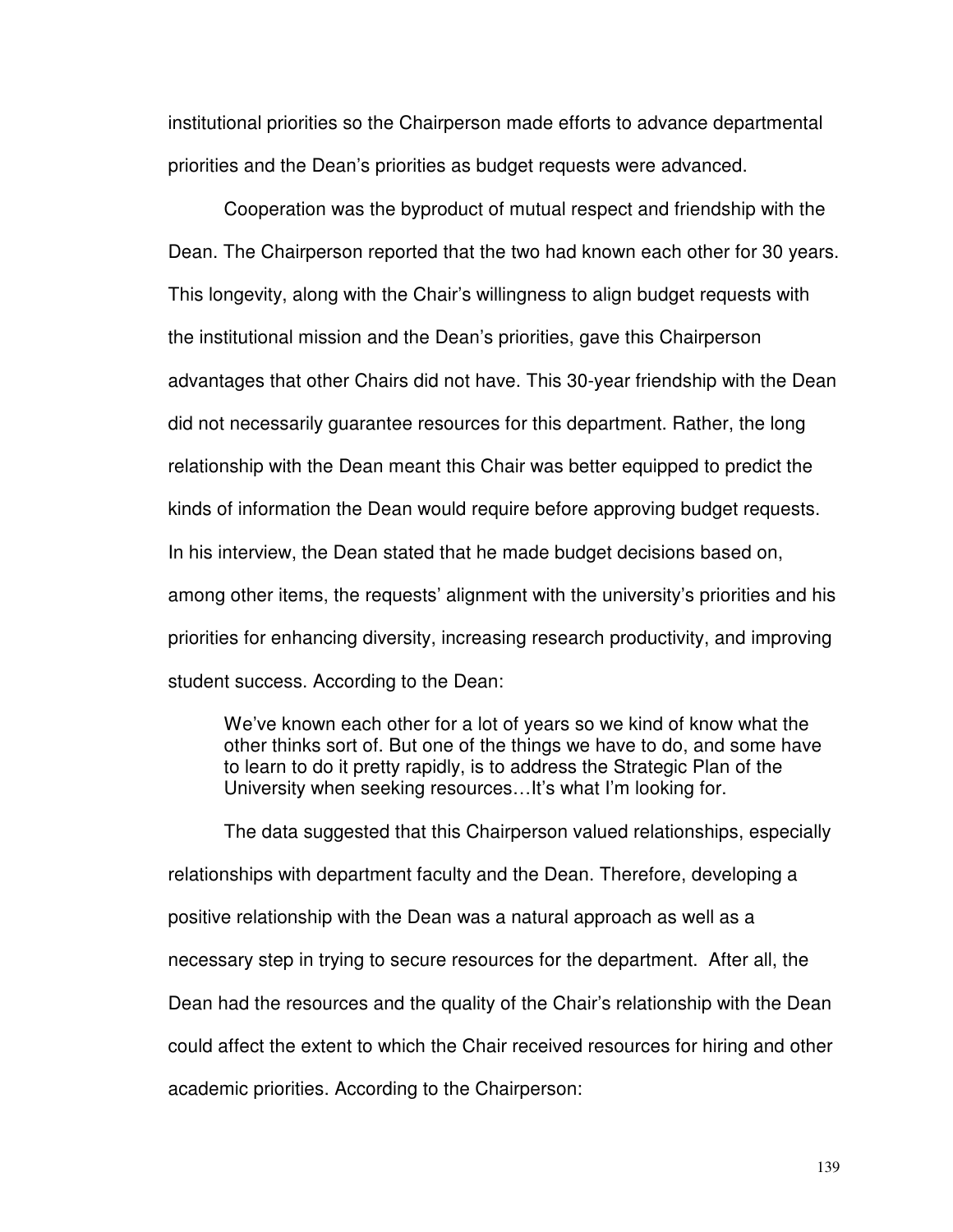institutional priorities so the Chairperson made efforts to advance departmental priorities and the Dean's priorities as budget requests were advanced.

Cooperation was the byproduct of mutual respect and friendship with the Dean. The Chairperson reported that the two had known each other for 30 years. This longevity, along with the Chair's willingness to align budget requests with the institutional mission and the Dean's priorities, gave this Chairperson advantages that other Chairs did not have. This 30-year friendship with the Dean did not necessarily guarantee resources for this department. Rather, the long relationship with the Dean meant this Chair was better equipped to predict the kinds of information the Dean would require before approving budget requests. In his interview, the Dean stated that he made budget decisions based on, among other items, the requests' alignment with the university's priorities and his priorities for enhancing diversity, increasing research productivity, and improving student success. According to the Dean:

> We've known each other for a lot of years so we kind of know what the other thinks sort of. But one of the things we have to do, and some have to learn to do it pretty rapidly, is to address the Strategic Plan of the University when seeking resources…It's what I'm looking for.

The data suggested that this Chairperson valued relationships, especially relationships with department faculty and the Dean. Therefore, developing a positive relationship with the Dean was a natural approach as well as a necessary step in trying to secure resources for the department. After all, the Dean had the resources and the quality of the Chair's relationship with the Dean could affect the extent to which the Chair received resources for hiring and other academic priorities. According to the Chairperson: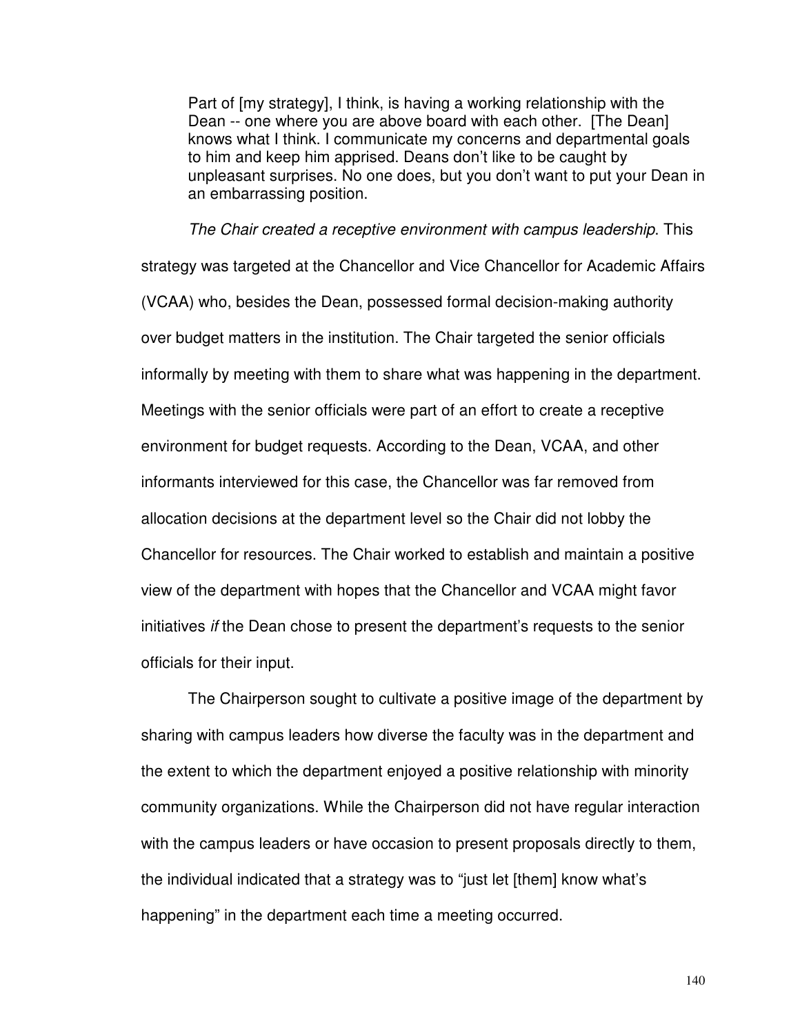> Part of [my strategy], I think, is having a working relationship with the Dean -- one where you are above board with each other. [The Dean] knows what I think. I communicate my concerns and departmental goals to him and keep him apprised. Deans don't like to be caught by unpleasant surprises. No one does, but you don't want to put your Dean in an embarrassing position.

*The Chair created a receptive environment with campus leadership*. This strategy was targeted at the Chancellor and Vice Chancellor for Academic Affairs (VCAA) who, besides the Dean, possessed formal decision-making authority over budget matters in the institution. The Chair targeted the senior officials informally by meeting with them to share what was happening in the department. Meetings with the senior officials were part of an effort to create a receptive environment for budget requests. According to the Dean, VCAA, and other informants interviewed for this case, the Chancellor was far removed from allocation decisions at the department level so the Chair did not lobby the Chancellor for resources. The Chair worked to establish and maintain a positive view of the department with hopes that the Chancellor and VCAA might favor initiatives *if* the Dean chose to present the department's requests to the senior officials for their input.

The Chairperson sought to cultivate a positive image of the department by sharing with campus leaders how diverse the faculty was in the department and the extent to which the department enjoyed a positive relationship with minority community organizations. While the Chairperson did not have regular interaction with the campus leaders or have occasion to present proposals directly to them, the individual indicated that a strategy was to "just let [them] know what's happening" in the department each time a meeting occurred.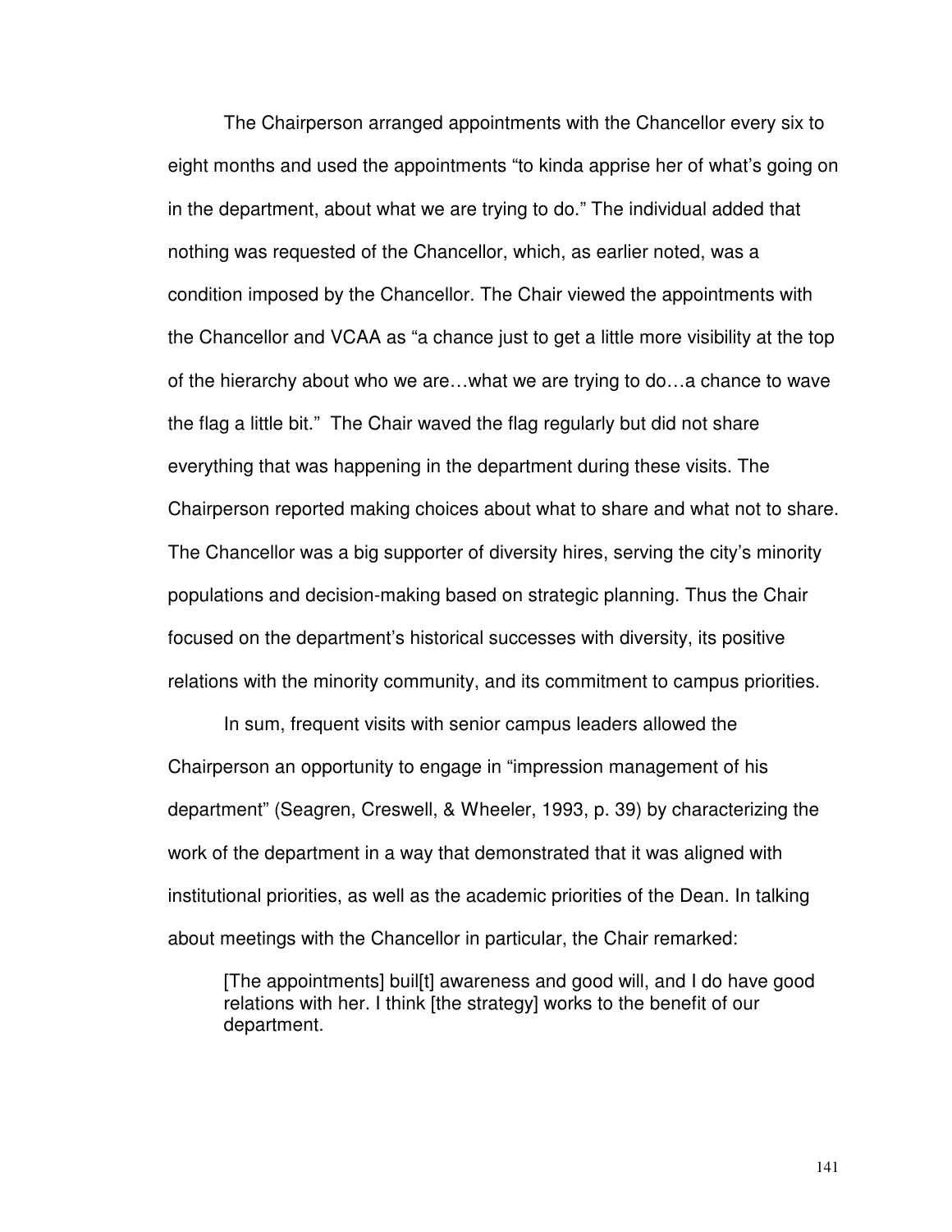The Chairperson arranged appointments with the Chancellor every six to eight months and used the appointments "to kinda apprise her of what's going on in the department, about what we are trying to do." The individual added that nothing was requested of the Chancellor, which, as earlier noted, was a condition imposed by the Chancellor. The Chair viewed the appointments with the Chancellor and VCAA as "a chance just to get a little more visibility at the top of the hierarchy about who we are…what we are trying to do…a chance to wave the flag a little bit." The Chair waved the flag regularly but did not share everything that was happening in the department during these visits. The Chairperson reported making choices about what to share and what not to share. The Chancellor was a big supporter of diversity hires, serving the city's minority populations and decision-making based on strategic planning. Thus the Chair focused on the department's historical successes with diversity, its positive relations with the minority community, and its commitment to campus priorities.

In sum, frequent visits with senior campus leaders allowed the Chairperson an opportunity to engage in "impression management of his department" (Seagren, Creswell, & Wheeler, 1993, p. 39) by characterizing the work of the department in a way that demonstrated that it was aligned with institutional priorities, as well as the academic priorities of the Dean. In talking about meetings with the Chancellor in particular, the Chair remarked:

> [The appointments] buil[t] awareness and good will, and I do have good relations with her. I think [the strategy] works to the benefit of our department.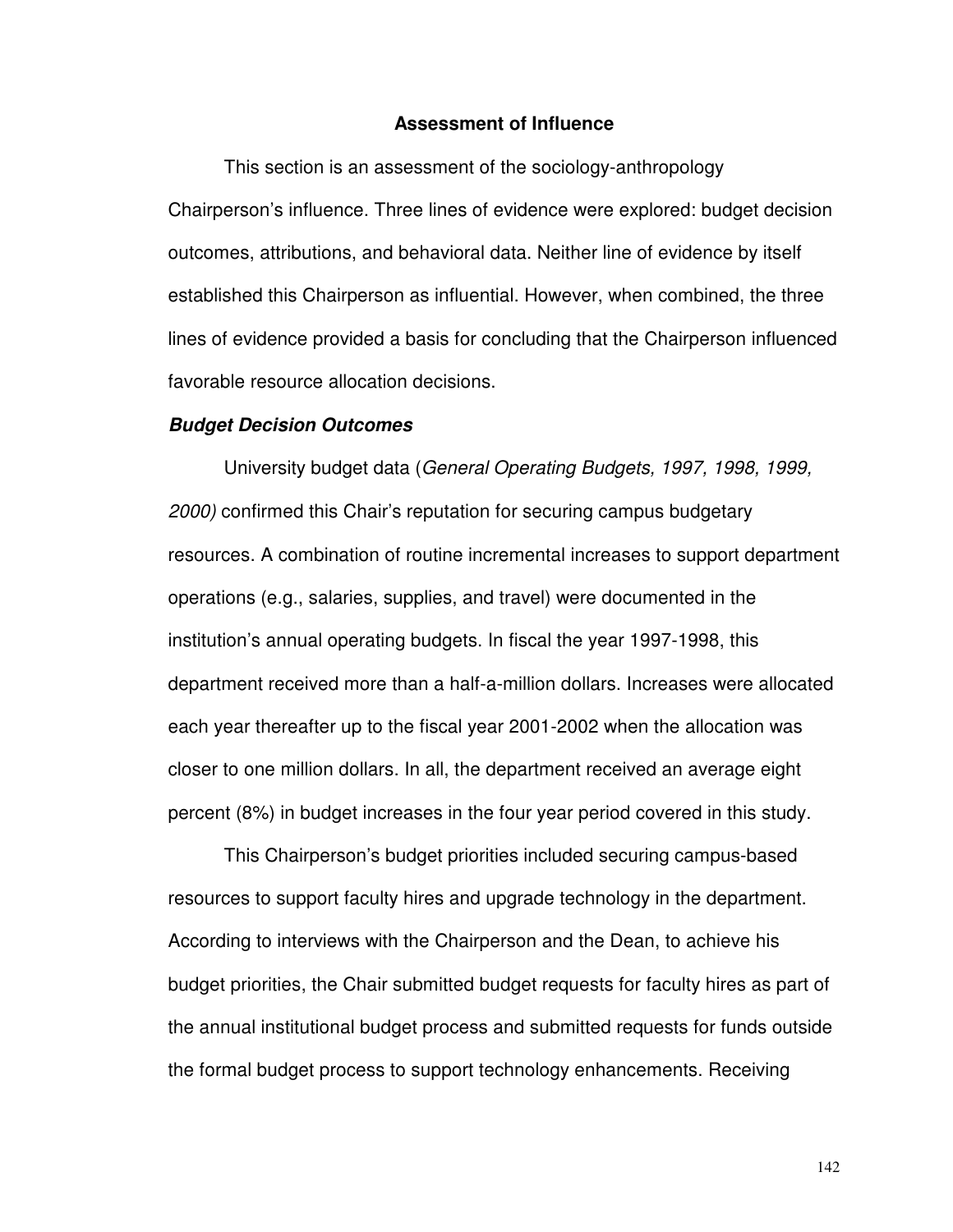## Assessment of Influence

This section is an assessment of the sociology-anthropology Chairperson's influence. Three lines of evidence were explored: budget decision outcomes, attributions, and behavioral data. Neither line of evidence by itself established this Chairperson as influential. However, when combined, the three lines of evidence provided a basis for concluding that the Chairperson influenced favorable resource allocation decisions.

### *Budget Decision Outcomes*

University budget data (*General Operating Budgets, 1997, 1998, 1999, 2000)* confirmed this Chair's reputation for securing campus budgetary resources. A combination of routine incremental increases to support department operations (e.g., salaries, supplies, and travel) were documented in the institution's annual operating budgets. In fiscal the year 1997-1998, this department received more than a half-a-million dollars. Increases were allocated each year thereafter up to the fiscal year 2001-2002 when the allocation was closer to one million dollars. In all, the department received an average eight percent (8%) in budget increases in the four year period covered in this study.

This Chairperson's budget priorities included securing campus-based resources to support faculty hires and upgrade technology in the department. According to interviews with the Chairperson and the Dean, to achieve his budget priorities, the Chair submitted budget requests for faculty hires as part of the annual institutional budget process and submitted requests for funds outside the formal budget process to support technology enhancements. Receiving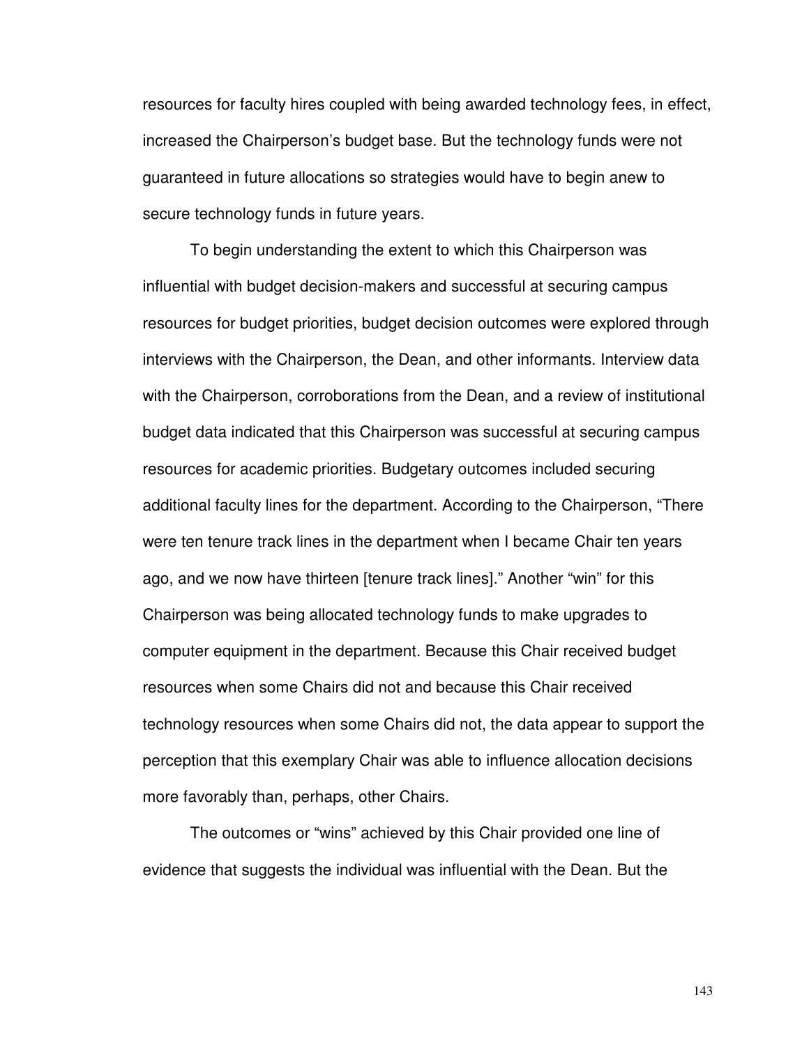resources for faculty hires coupled with being awarded technology fees, in effect, increased the Chairperson's budget base. But the technology funds were not guaranteed in future allocations so strategies would have to begin anew to secure technology funds in future years.

To begin understanding the extent to which this Chairperson was influential with budget decision-makers and successful at securing campus resources for budget priorities, budget decision outcomes were explored through interviews with the Chairperson, the Dean, and other informants. Interview data with the Chairperson, corroborations from the Dean, and a review of institutional budget data indicated that this Chairperson was successful at securing campus resources for academic priorities. Budgetary outcomes included securing additional faculty lines for the department. According to the Chairperson, "There were ten tenure track lines in the department when I became Chair ten years ago, and we now have thirteen [tenure track lines]." Another "win" for this Chairperson was being allocated technology funds to make upgrades to computer equipment in the department. Because this Chair received budget resources when some Chairs did not and because this Chair received technology resources when some Chairs did not, the data appear to support the perception that this exemplary Chair was able to influence allocation decisions more favorably than, perhaps, other Chairs.

The outcomes or "wins" achieved by this Chair provided one line of evidence that suggests the individual was influential with the Dean. But the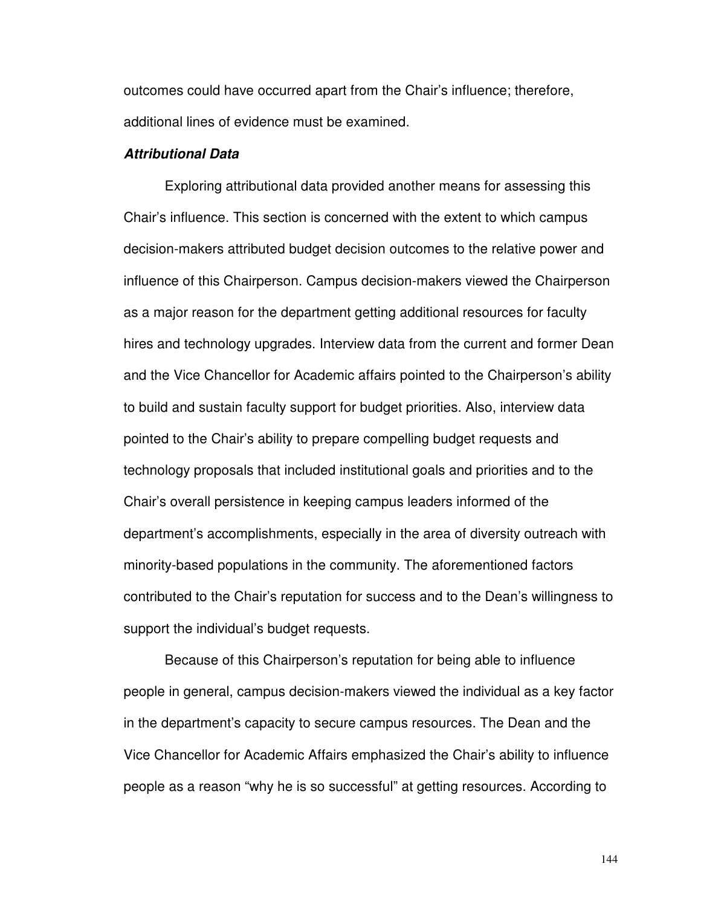outcomes could have occurred apart from the Chair's influence; therefore, additional lines of evidence must be examined.

### ***Attributional Data***

Exploring attributional data provided another means for assessing this Chair's influence. This section is concerned with the extent to which campus decision-makers attributed budget decision outcomes to the relative power and influence of this Chairperson. Campus decision-makers viewed the Chairperson as a major reason for the department getting additional resources for faculty hires and technology upgrades. Interview data from the current and former Dean and the Vice Chancellor for Academic affairs pointed to the Chairperson's ability to build and sustain faculty support for budget priorities. Also, interview data pointed to the Chair's ability to prepare compelling budget requests and technology proposals that included institutional goals and priorities and to the Chair's overall persistence in keeping campus leaders informed of the department's accomplishments, especially in the area of diversity outreach with minority-based populations in the community. The aforementioned factors contributed to the Chair's reputation for success and to the Dean's willingness to support the individual's budget requests.

Because of this Chairperson's reputation for being able to influence people in general, campus decision-makers viewed the individual as a key factor in the department's capacity to secure campus resources. The Dean and the Vice Chancellor for Academic Affairs emphasized the Chair's ability to influence people as a reason "why he is so successful" at getting resources. According to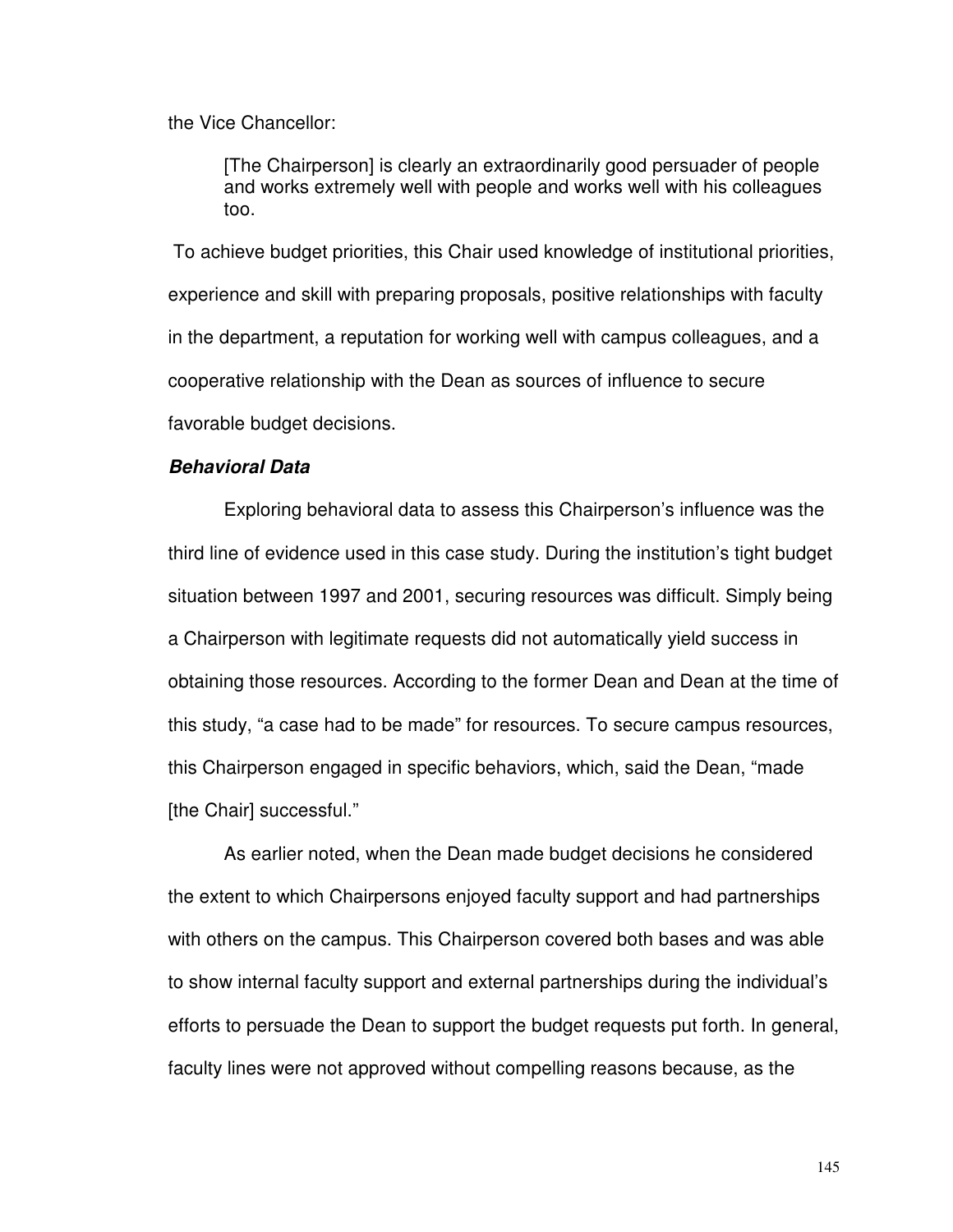the Vice Chancellor:

> [The Chairperson] is clearly an extraordinarily good persuader of people and works extremely well with people and works well with his colleagues too.

To achieve budget priorities, this Chair used knowledge of institutional priorities, experience and skill with preparing proposals, positive relationships with faculty in the department, a reputation for working well with campus colleagues, and a cooperative relationship with the Dean as sources of influence to secure favorable budget decisions.

***Behavioral Data***

Exploring behavioral data to assess this Chairperson's influence was the third line of evidence used in this case study. During the institution's tight budget situation between 1997 and 2001, securing resources was difficult. Simply being a Chairperson with legitimate requests did not automatically yield success in obtaining those resources. According to the former Dean and Dean at the time of this study, "a case had to be made" for resources. To secure campus resources, this Chairperson engaged in specific behaviors, which, said the Dean, "made [the Chair] successful."

As earlier noted, when the Dean made budget decisions he considered the extent to which Chairpersons enjoyed faculty support and had partnerships with others on the campus. This Chairperson covered both bases and was able to show internal faculty support and external partnerships during the individual's efforts to persuade the Dean to support the budget requests put forth. In general, faculty lines were not approved without compelling reasons because, as the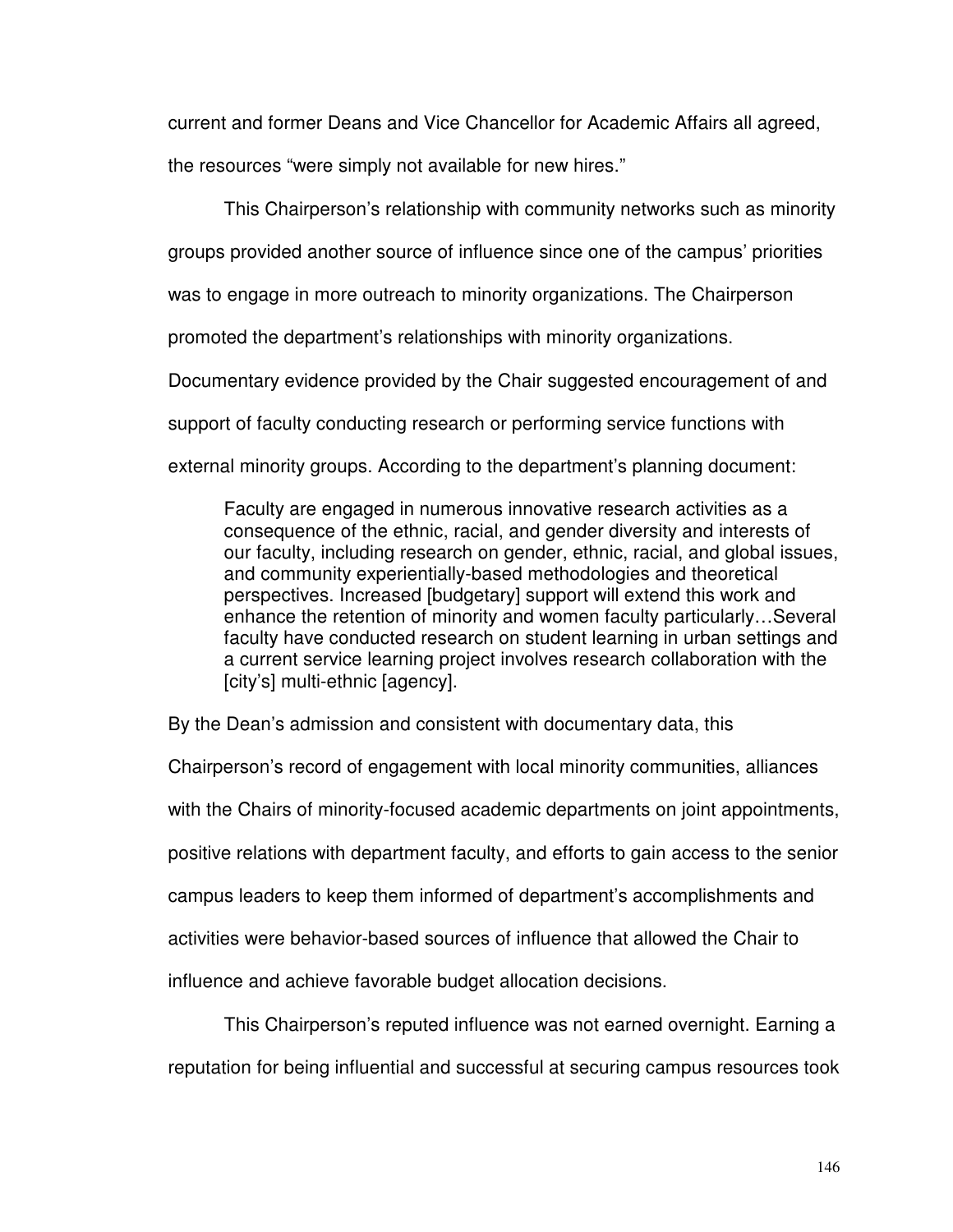current and former Deans and Vice Chancellor for Academic Affairs all agreed, the resources “were simply not available for new hires.”

This Chairperson’s relationship with community networks such as minority groups provided another source of influence since one of the campus’ priorities was to engage in more outreach to minority organizations. The Chairperson promoted the department’s relationships with minority organizations. Documentary evidence provided by the Chair suggested encouragement of and support of faculty conducting research or performing service functions with external minority groups. According to the department’s planning document:

> Faculty are engaged in numerous innovative research activities as a consequence of the ethnic, racial, and gender diversity and interests of our faculty, including research on gender, ethnic, racial, and global issues, and community experientially-based methodologies and theoretical perspectives. Increased [budgetary] support will extend this work and enhance the retention of minority and women faculty particularly…Several faculty have conducted research on student learning in urban settings and a current service learning project involves research collaboration with the [city’s] multi-ethnic [agency].

By the Dean’s admission and consistent with documentary data, this Chairperson’s record of engagement with local minority communities, alliances with the Chairs of minority-focused academic departments on joint appointments, positive relations with department faculty, and efforts to gain access to the senior campus leaders to keep them informed of department’s accomplishments and activities were behavior-based sources of influence that allowed the Chair to influence and achieve favorable budget allocation decisions.

This Chairperson’s reputed influence was not earned overnight. Earning a reputation for being influential and successful at securing campus resources took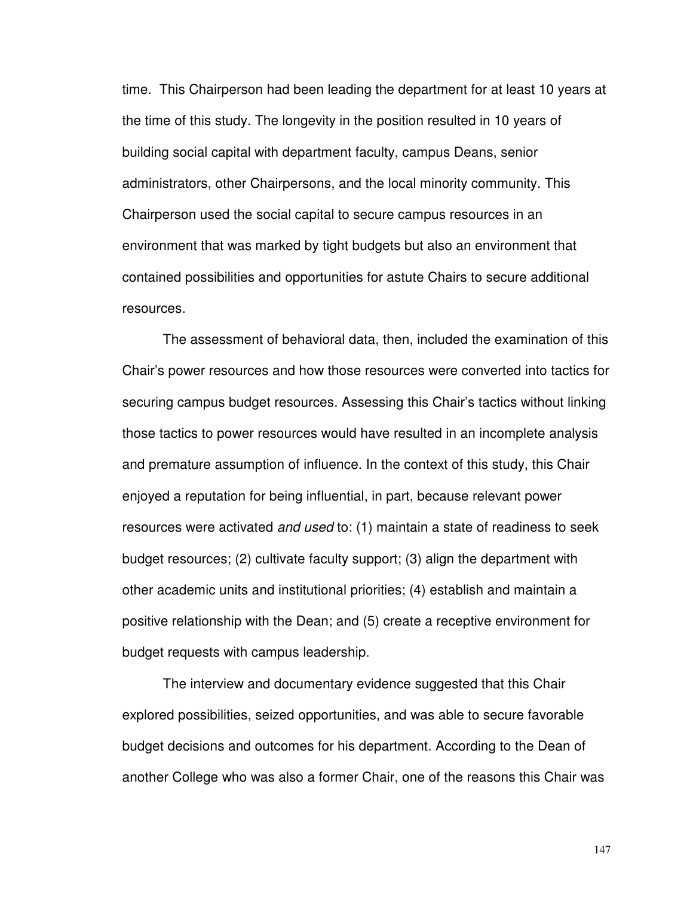time. This Chairperson had been leading the department for at least 10 years at the time of this study. The longevity in the position resulted in 10 years of building social capital with department faculty, campus Deans, senior administrators, other Chairpersons, and the local minority community. This Chairperson used the social capital to secure campus resources in an environment that was marked by tight budgets but also an environment that contained possibilities and opportunities for astute Chairs to secure additional resources.

The assessment of behavioral data, then, included the examination of this Chair's power resources and how those resources were converted into tactics for securing campus budget resources. Assessing this Chair's tactics without linking those tactics to power resources would have resulted in an incomplete analysis and premature assumption of influence. In the context of this study, this Chair enjoyed a reputation for being influential, in part, because relevant power resources were activated *and used* to: (1) maintain a state of readiness to seek budget resources; (2) cultivate faculty support; (3) align the department with other academic units and institutional priorities; (4) establish and maintain a positive relationship with the Dean; and (5) create a receptive environment for budget requests with campus leadership.

The interview and documentary evidence suggested that this Chair explored possibilities, seized opportunities, and was able to secure favorable budget decisions and outcomes for his department. According to the Dean of another College who was also a former Chair, one of the reasons this Chair was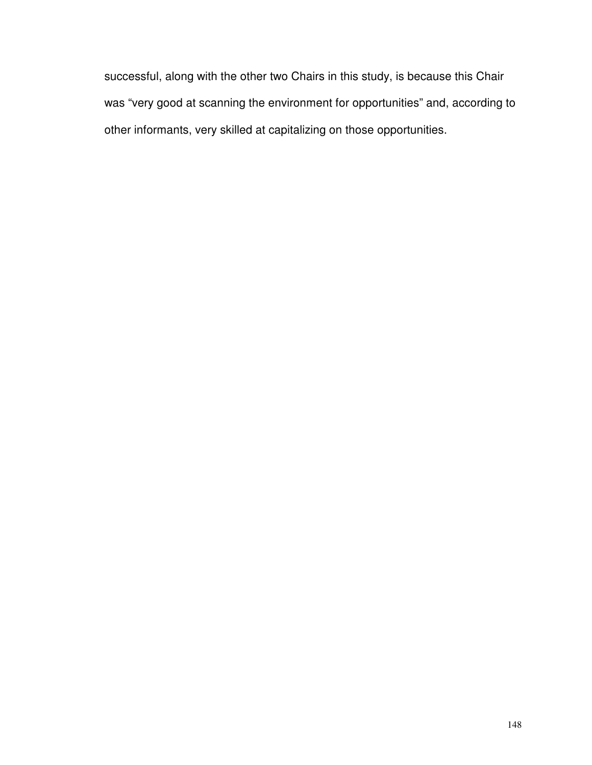successful, along with the other two Chairs in this study, is because this Chair was “very good at scanning the environment for opportunities” and, according to other informants, very skilled at capitalizing on those opportunities.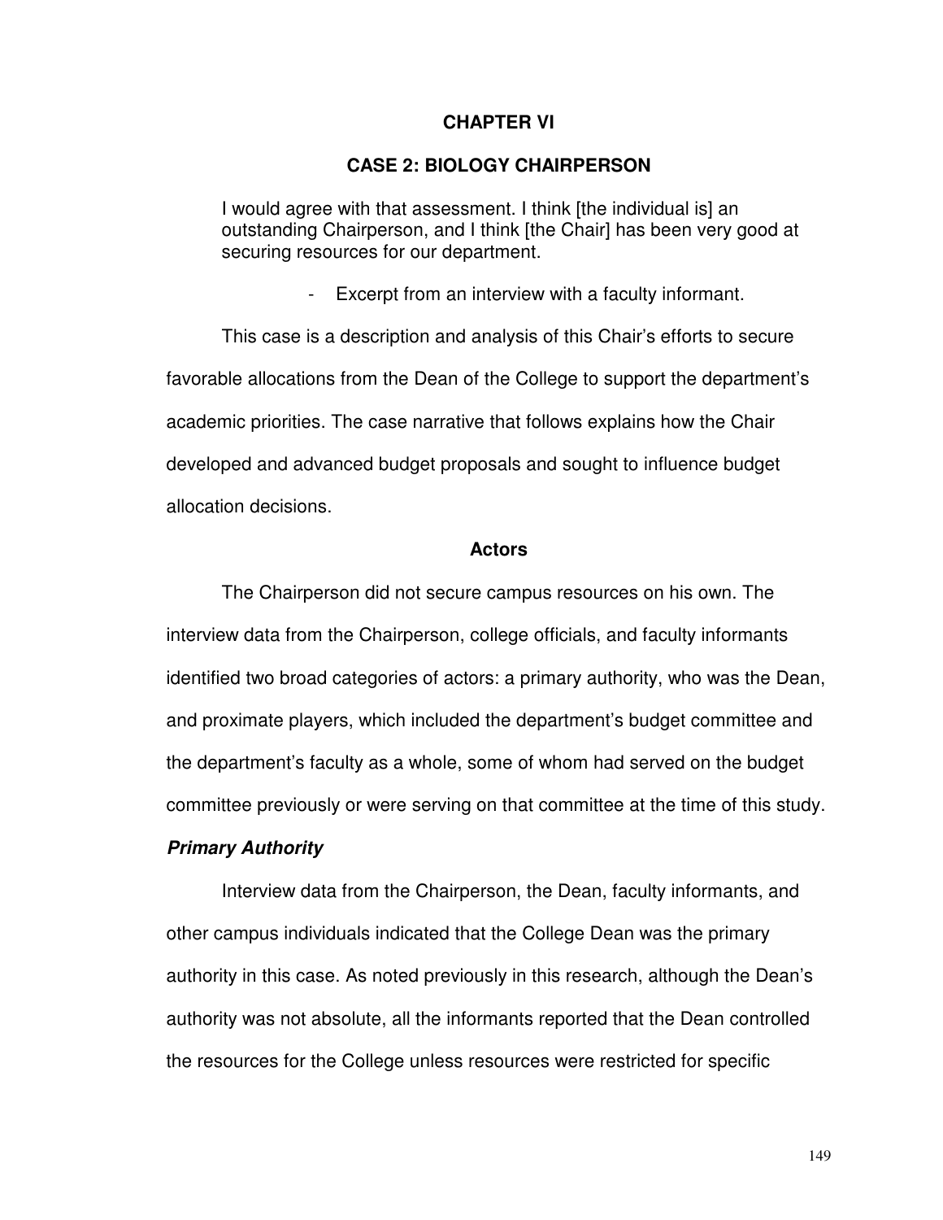# CHAPTER VI

## CASE 2: BIOLOGY CHAIRPERSON

> I would agree with that assessment. I think [the individual is] an outstanding Chairperson, and I think [the Chair] has been very good at securing resources for our department.
>
> - Excerpt from an interview with a faculty informant.

This case is a description and analysis of this Chair's efforts to secure favorable allocations from the Dean of the College to support the department's academic priorities. The case narrative that follows explains how the Chair developed and advanced budget proposals and sought to influence budget allocation decisions.

### Actors

The Chairperson did not secure campus resources on his own. The interview data from the Chairperson, college officials, and faculty informants identified two broad categories of actors: a primary authority, who was the Dean, and proximate players, which included the department's budget committee and the department's faculty as a whole, some of whom had served on the budget committee previously or were serving on that committee at the time of this study.

#### *Primary Authority*

Interview data from the Chairperson, the Dean, faculty informants, and other campus individuals indicated that the College Dean was the primary authority in this case. As noted previously in this research, although the Dean's authority was not absolute, all the informants reported that the Dean controlled the resources for the College unless resources were restricted for specific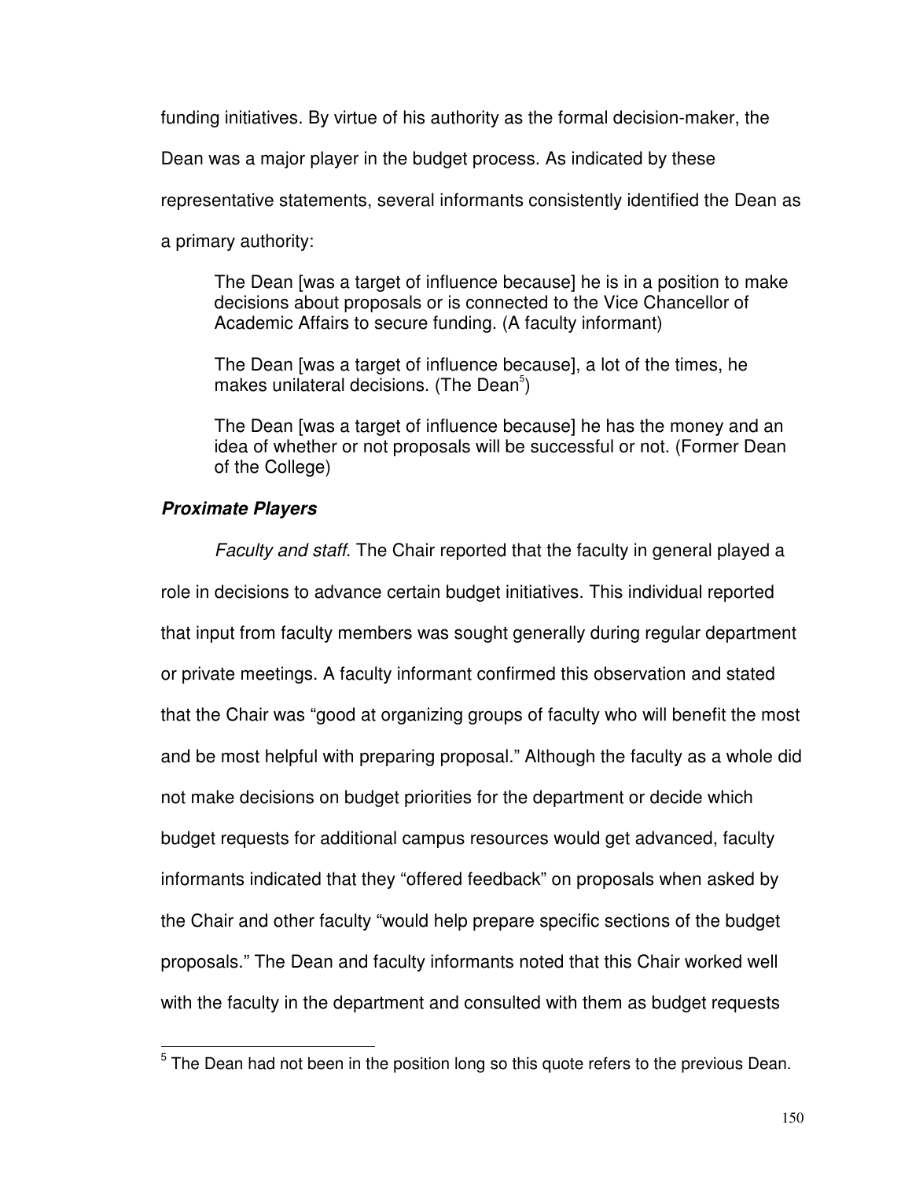funding initiatives. By virtue of his authority as the formal decision-maker, the Dean was a major player in the budget process. As indicated by these representative statements, several informants consistently identified the Dean as a primary authority:

> The Dean [was a target of influence because] he is in a position to make decisions about proposals or is connected to the Vice Chancellor of Academic Affairs to secure funding. (A faculty informant)

> The Dean [was a target of influence because], a lot of the times, he makes unilateral decisions. (The Dean[5])

> The Dean [was a target of influence because] he has the money and an idea of whether or not proposals will be successful or not. (Former Dean of the College)

### ***Proximate Players***

*Faculty and staff*. The Chair reported that the faculty in general played a role in decisions to advance certain budget initiatives. This individual reported that input from faculty members was sought generally during regular department or private meetings. A faculty informant confirmed this observation and stated that the Chair was "good at organizing groups of faculty who will benefit the most and be most helpful with preparing proposal." Although the faculty as a whole did not make decisions on budget priorities for the department or decide which budget requests for additional campus resources would get advanced, faculty informants indicated that they "offered feedback" on proposals when asked by the Chair and other faculty "would help prepare specific sections of the budget proposals." The Dean and faculty informants noted that this Chair worked well with the faculty in the department and consulted with them as budget requests

---

[5] The Dean had not been in the position long so this quote refers to the previous Dean.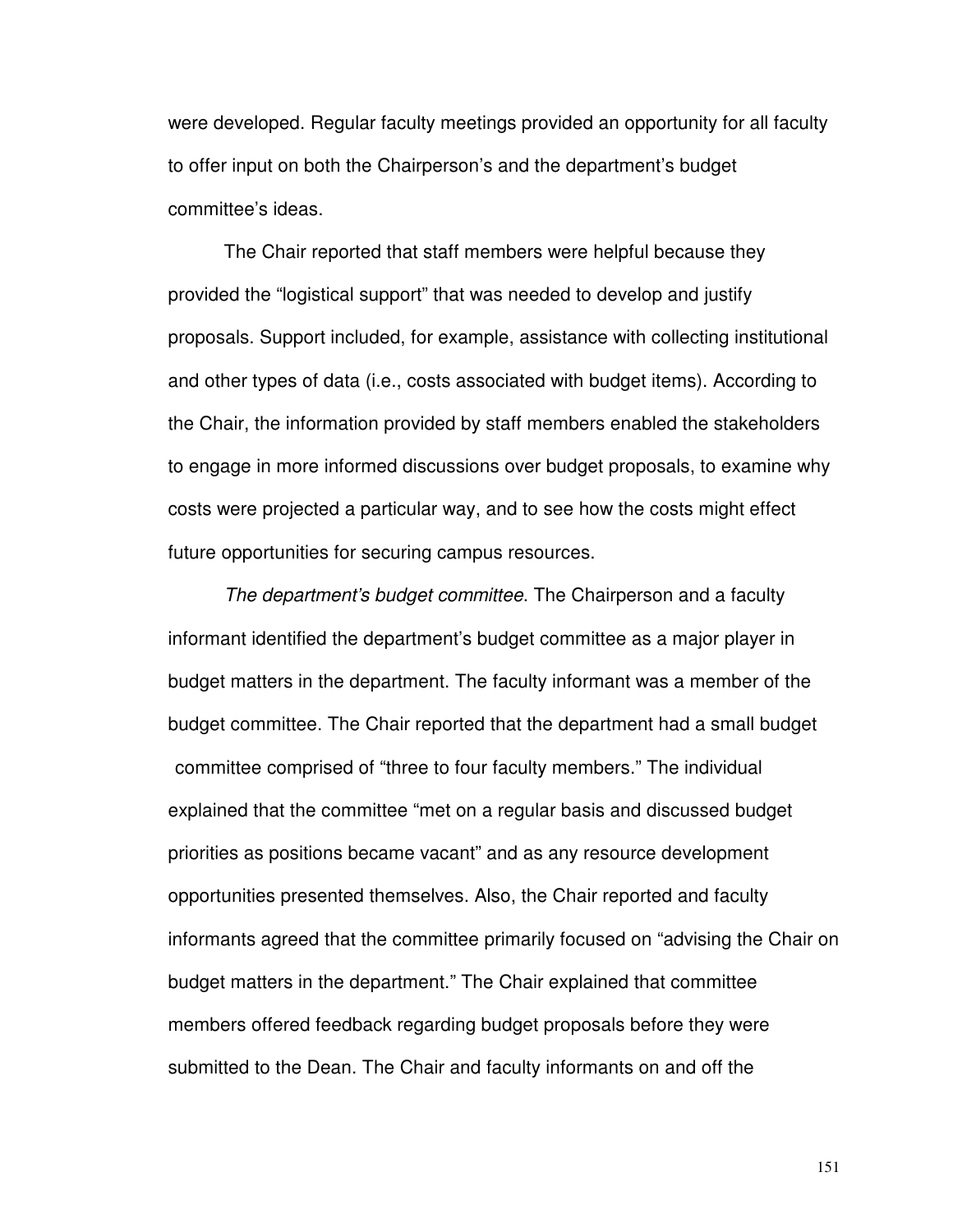were developed. Regular faculty meetings provided an opportunity for all faculty to offer input on both the Chairperson's and the department's budget committee's ideas.

The Chair reported that staff members were helpful because they provided the "logistical support" that was needed to develop and justify proposals. Support included, for example, assistance with collecting institutional and other types of data (i.e., costs associated with budget items). According to the Chair, the information provided by staff members enabled the stakeholders to engage in more informed discussions over budget proposals, to examine why costs were projected a particular way, and to see how the costs might effect future opportunities for securing campus resources.

*The department's budget committee*. The Chairperson and a faculty informant identified the department's budget committee as a major player in budget matters in the department. The faculty informant was a member of the budget committee. The Chair reported that the department had a small budget committee comprised of "three to four faculty members." The individual explained that the committee "met on a regular basis and discussed budget priorities as positions became vacant" and as any resource development opportunities presented themselves. Also, the Chair reported and faculty informants agreed that the committee primarily focused on "advising the Chair on budget matters in the department." The Chair explained that committee members offered feedback regarding budget proposals before they were submitted to the Dean. The Chair and faculty informants on and off the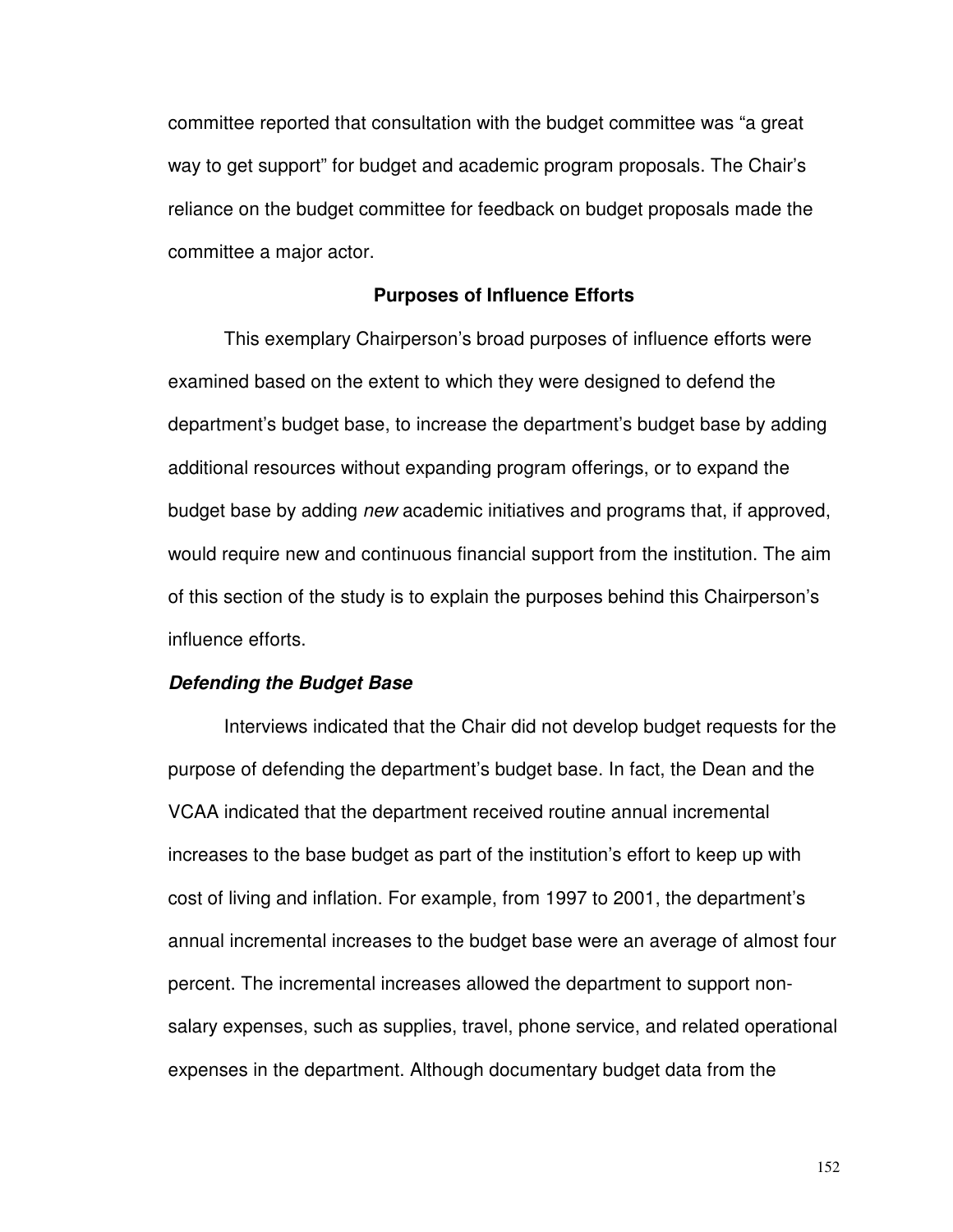committee reported that consultation with the budget committee was "a great way to get support" for budget and academic program proposals. The Chair's reliance on the budget committee for feedback on budget proposals made the committee a major actor.

## Purposes of Influence Efforts

This exemplary Chairperson's broad purposes of influence efforts were examined based on the extent to which they were designed to defend the department's budget base, to increase the department's budget base by adding additional resources without expanding program offerings, or to expand the budget base by adding *new* academic initiatives and programs that, if approved, would require new and continuous financial support from the institution. The aim of this section of the study is to explain the purposes behind this Chairperson's influence efforts.

### ***Defending the Budget Base***

Interviews indicated that the Chair did not develop budget requests for the purpose of defending the department's budget base. In fact, the Dean and the VCAA indicated that the department received routine annual incremental increases to the base budget as part of the institution's effort to keep up with cost of living and inflation. For example, from 1997 to 2001, the department's annual incremental increases to the budget base were an average of almost four percent. The incremental increases allowed the department to support non-salary expenses, such as supplies, travel, phone service, and related operational expenses in the department. Although documentary budget data from the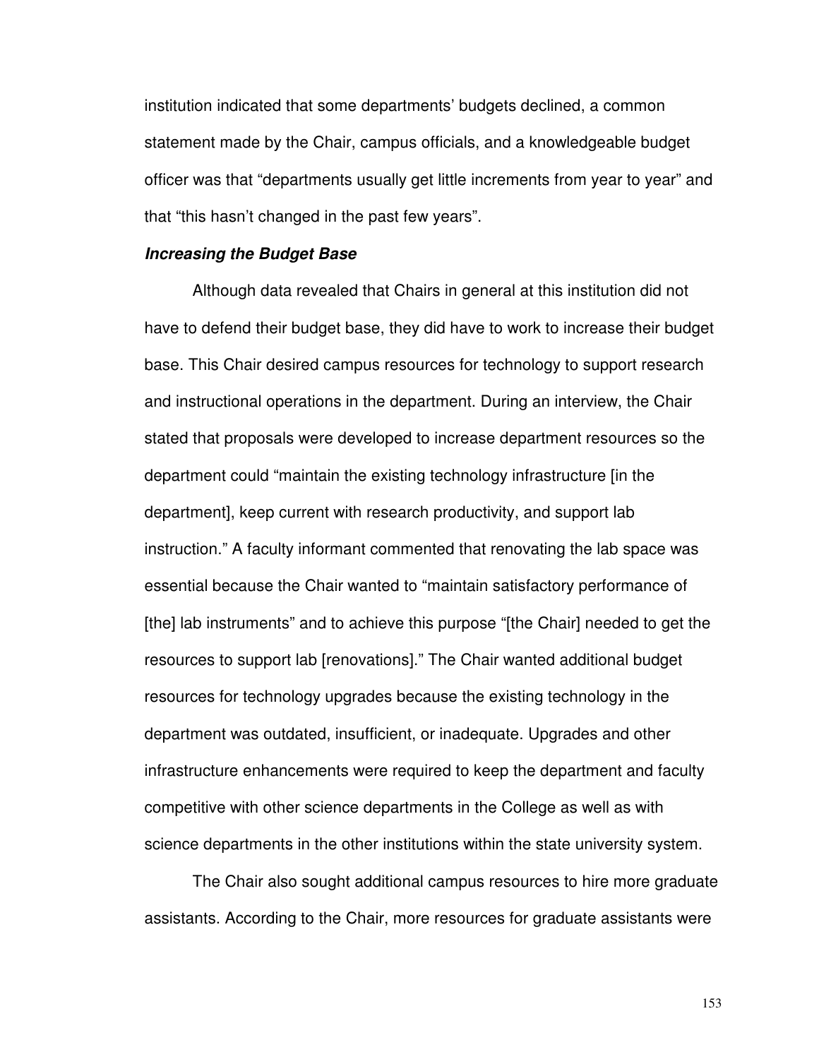institution indicated that some departments' budgets declined, a common statement made by the Chair, campus officials, and a knowledgeable budget officer was that "departments usually get little increments from year to year" and that "this hasn't changed in the past few years".

#### ***Increasing the Budget Base***

Although data revealed that Chairs in general at this institution did not have to defend their budget base, they did have to work to increase their budget base. This Chair desired campus resources for technology to support research and instructional operations in the department. During an interview, the Chair stated that proposals were developed to increase department resources so the department could "maintain the existing technology infrastructure [in the department], keep current with research productivity, and support lab instruction." A faculty informant commented that renovating the lab space was essential because the Chair wanted to "maintain satisfactory performance of [the] lab instruments" and to achieve this purpose "[the Chair] needed to get the resources to support lab [renovations]." The Chair wanted additional budget resources for technology upgrades because the existing technology in the department was outdated, insufficient, or inadequate. Upgrades and other infrastructure enhancements were required to keep the department and faculty competitive with other science departments in the College as well as with science departments in the other institutions within the state university system.

The Chair also sought additional campus resources to hire more graduate assistants. According to the Chair, more resources for graduate assistants were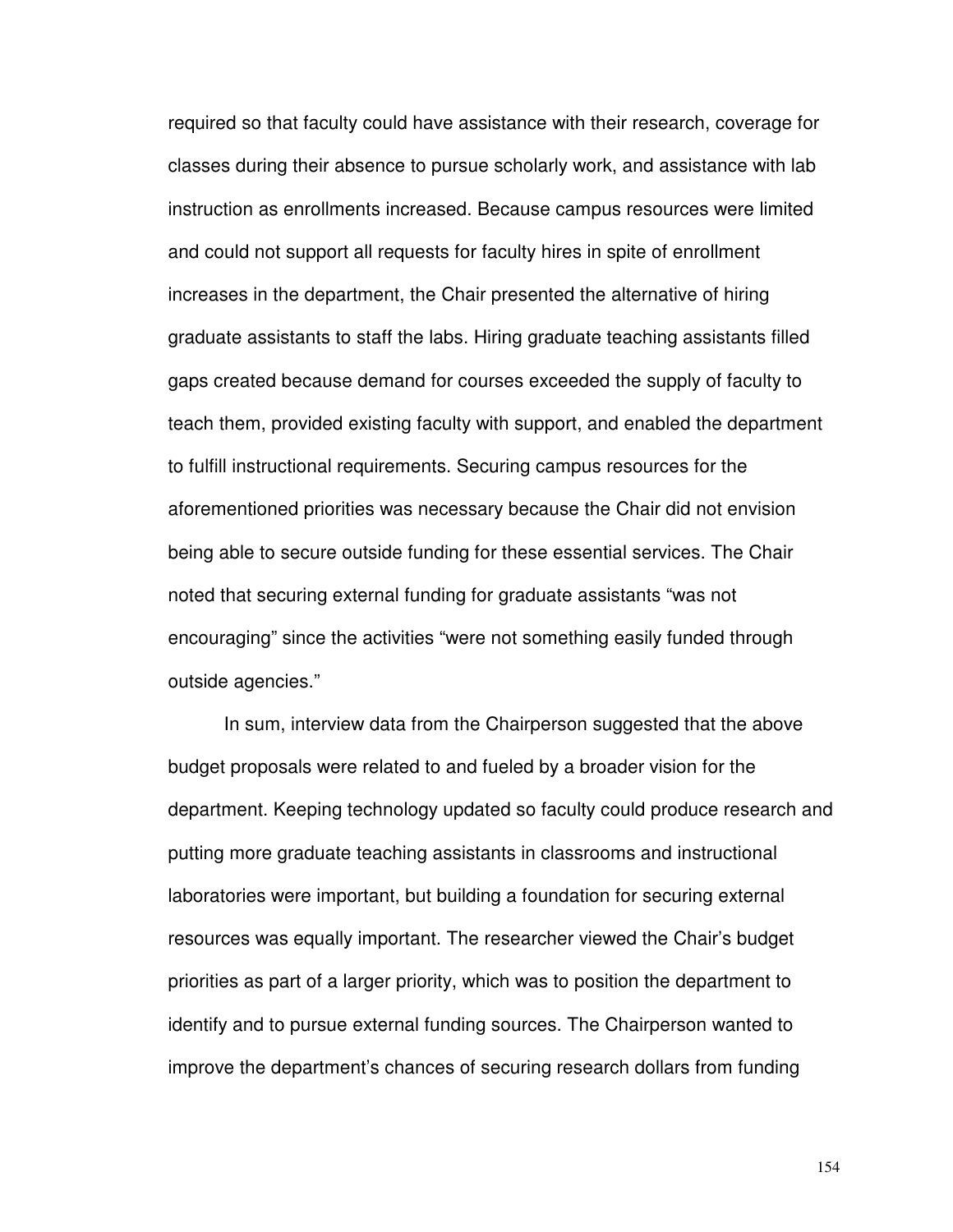required so that faculty could have assistance with their research, coverage for classes during their absence to pursue scholarly work, and assistance with lab instruction as enrollments increased. Because campus resources were limited and could not support all requests for faculty hires in spite of enrollment increases in the department, the Chair presented the alternative of hiring graduate assistants to staff the labs. Hiring graduate teaching assistants filled gaps created because demand for courses exceeded the supply of faculty to teach them, provided existing faculty with support, and enabled the department to fulfill instructional requirements. Securing campus resources for the aforementioned priorities was necessary because the Chair did not envision being able to secure outside funding for these essential services. The Chair noted that securing external funding for graduate assistants "was not encouraging" since the activities "were not something easily funded through outside agencies."

In sum, interview data from the Chairperson suggested that the above budget proposals were related to and fueled by a broader vision for the department. Keeping technology updated so faculty could produce research and putting more graduate teaching assistants in classrooms and instructional laboratories were important, but building a foundation for securing external resources was equally important. The researcher viewed the Chair's budget priorities as part of a larger priority, which was to position the department to identify and to pursue external funding sources. The Chairperson wanted to improve the department's chances of securing research dollars from funding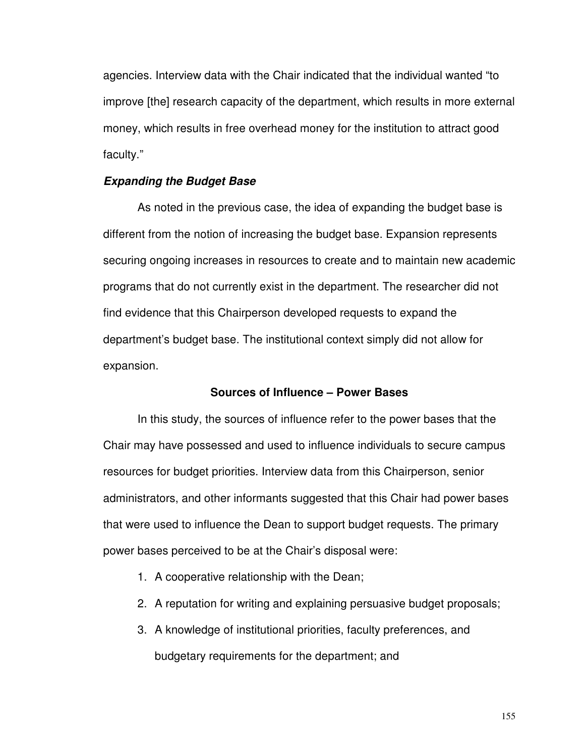agencies. Interview data with the Chair indicated that the individual wanted "to improve [the] research capacity of the department, which results in more external money, which results in free overhead money for the institution to attract good faculty."

### ***Expanding the Budget Base***

As noted in the previous case, the idea of expanding the budget base is different from the notion of increasing the budget base. Expansion represents securing ongoing increases in resources to create and to maintain new academic programs that do not currently exist in the department. The researcher did not find evidence that this Chairperson developed requests to expand the department's budget base. The institutional context simply did not allow for expansion.

## Sources of Influence – Power Bases

In this study, the sources of influence refer to the power bases that the Chair may have possessed and used to influence individuals to secure campus resources for budget priorities. Interview data from this Chairperson, senior administrators, and other informants suggested that this Chair had power bases that were used to influence the Dean to support budget requests. The primary power bases perceived to be at the Chair's disposal were:

1. A cooperative relationship with the Dean;
2. A reputation for writing and explaining persuasive budget proposals;
3. A knowledge of institutional priorities, faculty preferences, and budgetary requirements for the department; and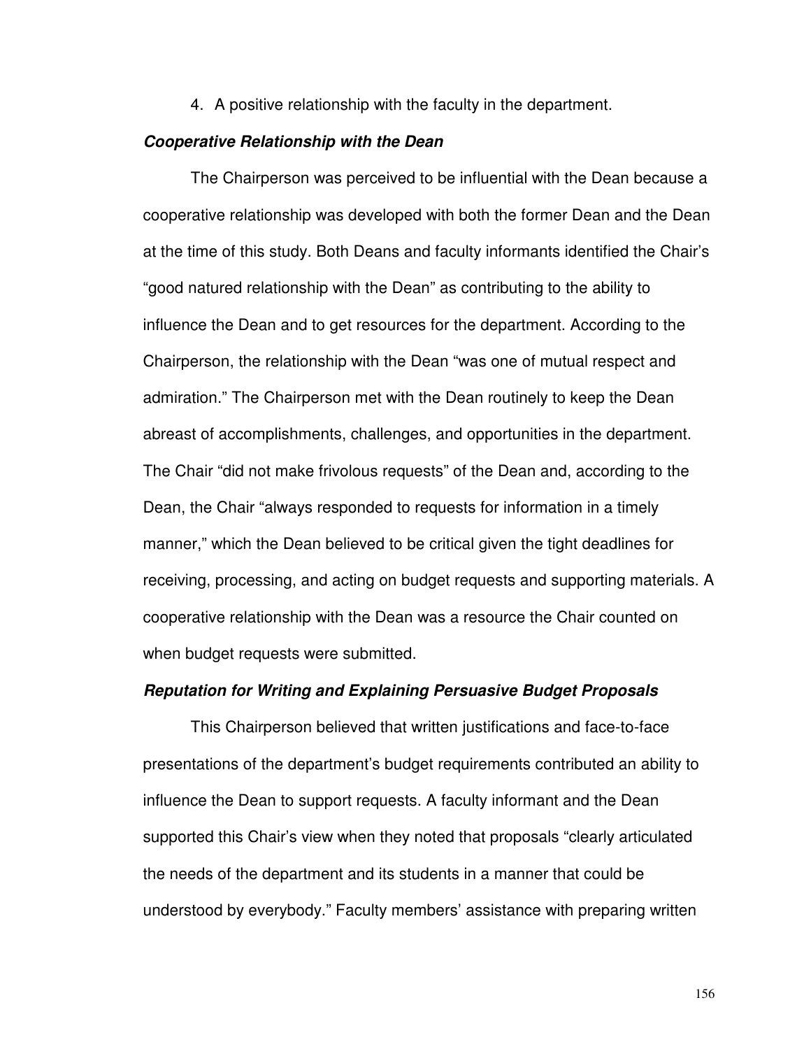4. A positive relationship with the faculty in the department.

***Cooperative Relationship with the Dean***

The Chairperson was perceived to be influential with the Dean because a cooperative relationship was developed with both the former Dean and the Dean at the time of this study. Both Deans and faculty informants identified the Chair's "good natured relationship with the Dean" as contributing to the ability to influence the Dean and to get resources for the department. According to the Chairperson, the relationship with the Dean "was one of mutual respect and admiration." The Chairperson met with the Dean routinely to keep the Dean abreast of accomplishments, challenges, and opportunities in the department. The Chair "did not make frivolous requests" of the Dean and, according to the Dean, the Chair "always responded to requests for information in a timely manner," which the Dean believed to be critical given the tight deadlines for receiving, processing, and acting on budget requests and supporting materials. A cooperative relationship with the Dean was a resource the Chair counted on when budget requests were submitted.

***Reputation for Writing and Explaining Persuasive Budget Proposals***

This Chairperson believed that written justifications and face-to-face presentations of the department's budget requirements contributed an ability to influence the Dean to support requests. A faculty informant and the Dean supported this Chair's view when they noted that proposals "clearly articulated the needs of the department and its students in a manner that could be understood by everybody." Faculty members' assistance with preparing written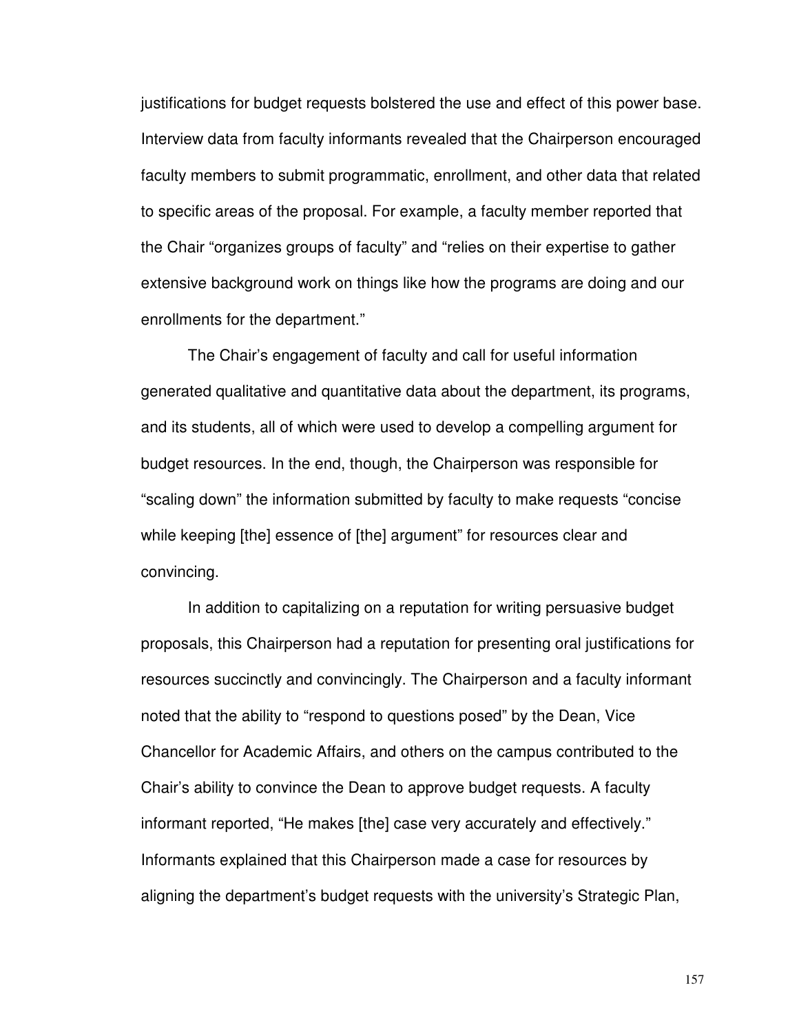justifications for budget requests bolstered the use and effect of this power base. Interview data from faculty informants revealed that the Chairperson encouraged faculty members to submit programmatic, enrollment, and other data that related to specific areas of the proposal. For example, a faculty member reported that the Chair "organizes groups of faculty" and "relies on their expertise to gather extensive background work on things like how the programs are doing and our enrollments for the department."

The Chair's engagement of faculty and call for useful information generated qualitative and quantitative data about the department, its programs, and its students, all of which were used to develop a compelling argument for budget resources. In the end, though, the Chairperson was responsible for "scaling down" the information submitted by faculty to make requests "concise while keeping [the] essence of [the] argument" for resources clear and convincing.

In addition to capitalizing on a reputation for writing persuasive budget proposals, this Chairperson had a reputation for presenting oral justifications for resources succinctly and convincingly. The Chairperson and a faculty informant noted that the ability to "respond to questions posed" by the Dean, Vice Chancellor for Academic Affairs, and others on the campus contributed to the Chair's ability to convince the Dean to approve budget requests. A faculty informant reported, "He makes [the] case very accurately and effectively." Informants explained that this Chairperson made a case for resources by aligning the department's budget requests with the university's Strategic Plan,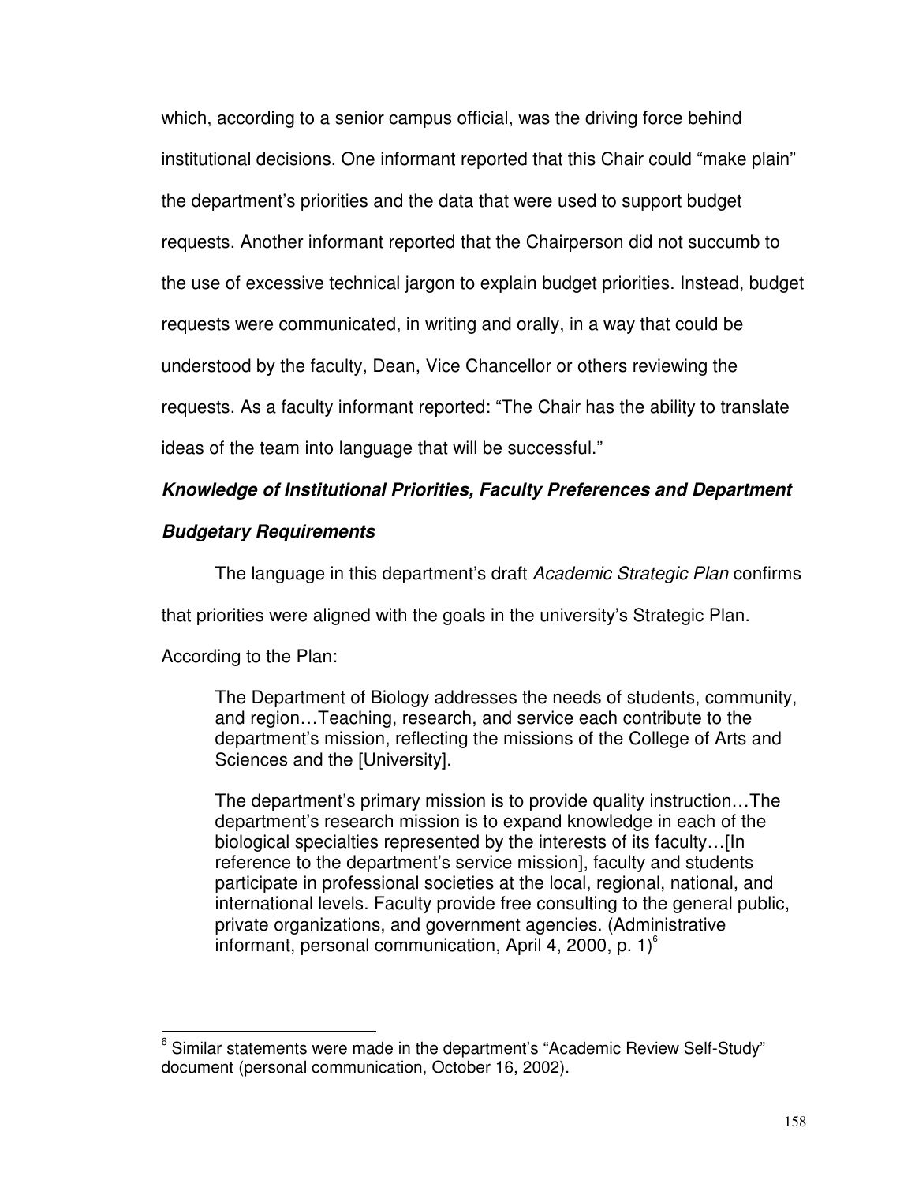which, according to a senior campus official, was the driving force behind institutional decisions. One informant reported that this Chair could “make plain” the department’s priorities and the data that were used to support budget requests. Another informant reported that the Chairperson did not succumb to the use of excessive technical jargon to explain budget priorities. Instead, budget requests were communicated, in writing and orally, in a way that could be understood by the faculty, Dean, Vice Chancellor or others reviewing the requests. As a faculty informant reported: “The Chair has the ability to translate ideas of the team into language that will be successful.”

***Knowledge of Institutional Priorities, Faculty Preferences and Department Budgetary Requirements***

The language in this department’s draft *Academic Strategic Plan* confirms that priorities were aligned with the goals in the university’s Strategic Plan. According to the Plan:

> The Department of Biology addresses the needs of students, community, and region…Teaching, research, and service each contribute to the department’s mission, reflecting the missions of the College of Arts and Sciences and the [University].
>
> The department’s primary mission is to provide quality instruction…The department’s research mission is to expand knowledge in each of the biological specialties represented by the interests of its faculty…[In reference to the department’s service mission], faculty and students participate in professional societies at the local, regional, national, and international levels. Faculty provide free consulting to the general public, private organizations, and government agencies. (Administrative informant, personal communication, April 4, 2000, p. 1)[6]

---

[6] Similar statements were made in the department’s “Academic Review Self-Study” document (personal communication, October 16, 2002).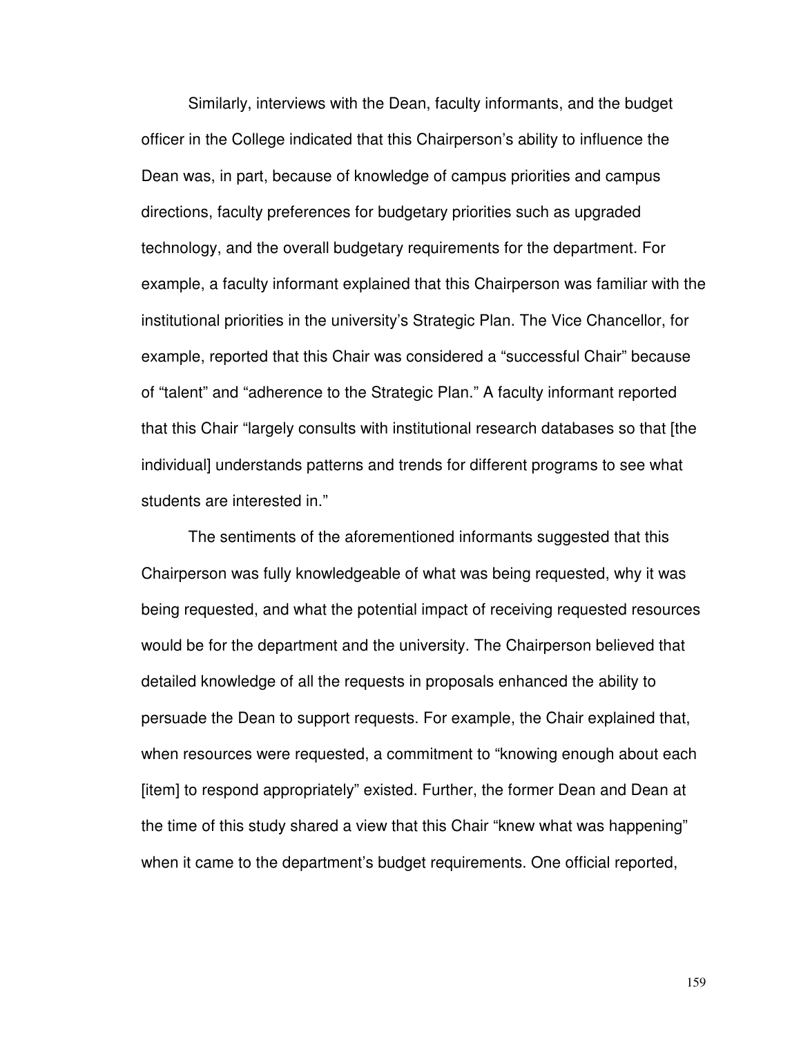Similarly, interviews with the Dean, faculty informants, and the budget officer in the College indicated that this Chairperson's ability to influence the Dean was, in part, because of knowledge of campus priorities and campus directions, faculty preferences for budgetary priorities such as upgraded technology, and the overall budgetary requirements for the department. For example, a faculty informant explained that this Chairperson was familiar with the institutional priorities in the university's Strategic Plan. The Vice Chancellor, for example, reported that this Chair was considered a "successful Chair" because of "talent" and "adherence to the Strategic Plan." A faculty informant reported that this Chair "largely consults with institutional research databases so that [the individual] understands patterns and trends for different programs to see what students are interested in."

The sentiments of the aforementioned informants suggested that this Chairperson was fully knowledgeable of what was being requested, why it was being requested, and what the potential impact of receiving requested resources would be for the department and the university. The Chairperson believed that detailed knowledge of all the requests in proposals enhanced the ability to persuade the Dean to support requests. For example, the Chair explained that, when resources were requested, a commitment to "knowing enough about each [item] to respond appropriately" existed. Further, the former Dean and Dean at the time of this study shared a view that this Chair "knew what was happening" when it came to the department's budget requirements. One official reported,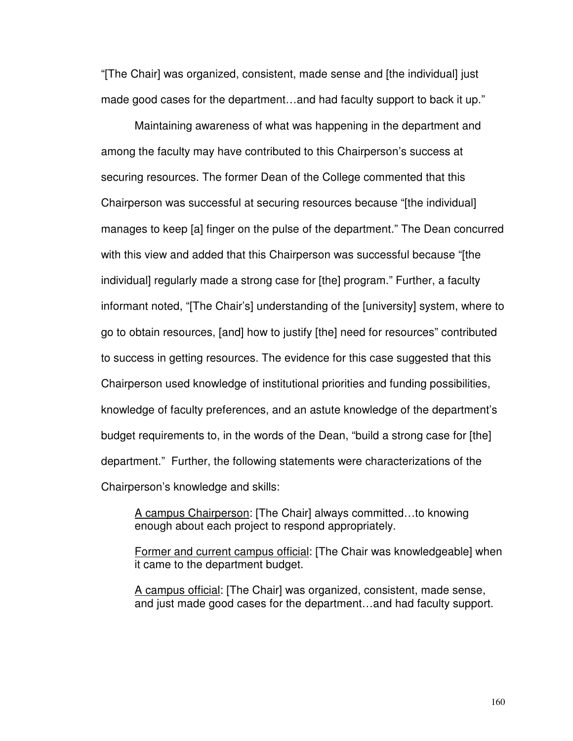"[The Chair] was organized, consistent, made sense and [the individual] just made good cases for the department…and had faculty support to back it up."

Maintaining awareness of what was happening in the department and among the faculty may have contributed to this Chairperson's success at securing resources. The former Dean of the College commented that this Chairperson was successful at securing resources because "[the individual] manages to keep [a] finger on the pulse of the department." The Dean concurred with this view and added that this Chairperson was successful because "[the individual] regularly made a strong case for [the] program." Further, a faculty informant noted, "[The Chair's] understanding of the [university] system, where to go to obtain resources, [and] how to justify [the] need for resources" contributed to success in getting resources. The evidence for this case suggested that this Chairperson used knowledge of institutional priorities and funding possibilities, knowledge of faculty preferences, and an astute knowledge of the department's budget requirements to, in the words of the Dean, "build a strong case for [the] department." Further, the following statements were characterizations of the Chairperson's knowledge and skills:

> <u>A campus Chairperson</u>: [The Chair] always committed…to knowing enough about each project to respond appropriately.
>
> <u>Former and current campus official</u>: [The Chair was knowledgeable] when it came to the department budget.
>
> <u>A campus official</u>: [The Chair] was organized, consistent, made sense, and just made good cases for the department…and had faculty support.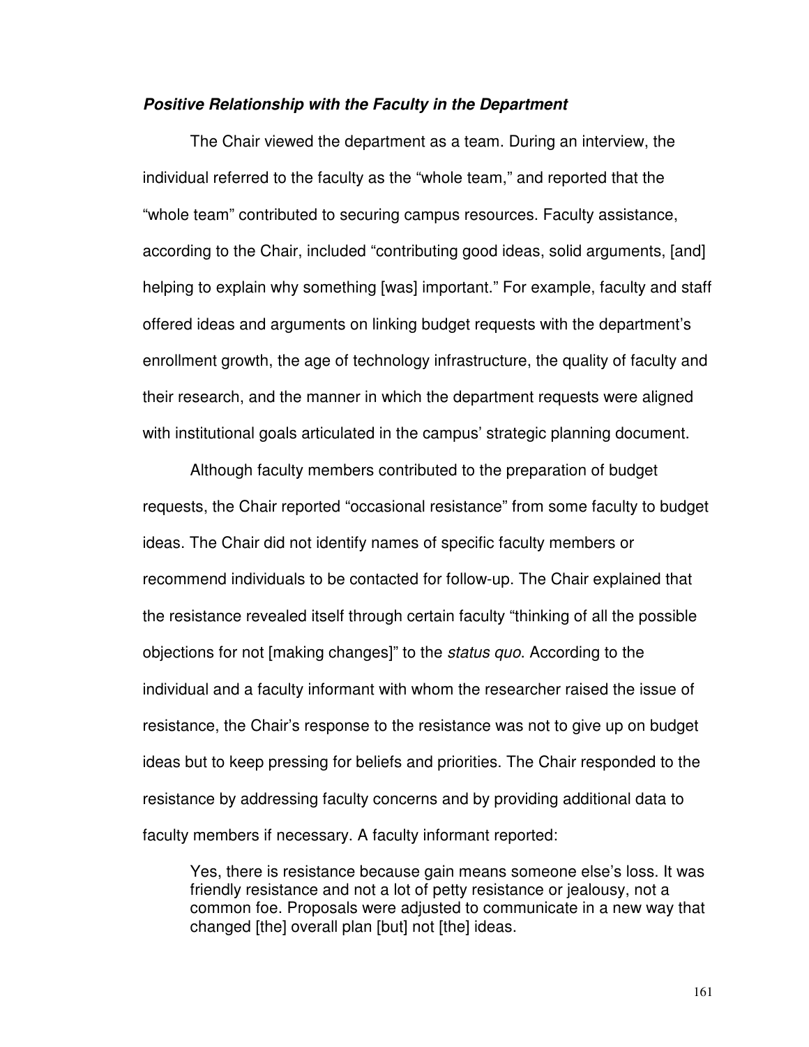***Positive Relationship with the Faculty in the Department***

The Chair viewed the department as a team. During an interview, the individual referred to the faculty as the "whole team," and reported that the "whole team" contributed to securing campus resources. Faculty assistance, according to the Chair, included "contributing good ideas, solid arguments, [and] helping to explain why something [was] important." For example, faculty and staff offered ideas and arguments on linking budget requests with the department's enrollment growth, the age of technology infrastructure, the quality of faculty and their research, and the manner in which the department requests were aligned with institutional goals articulated in the campus' strategic planning document.

Although faculty members contributed to the preparation of budget requests, the Chair reported "occasional resistance" from some faculty to budget ideas. The Chair did not identify names of specific faculty members or recommend individuals to be contacted for follow-up. The Chair explained that the resistance revealed itself through certain faculty "thinking of all the possible objections for not [making changes]" to the *status quo*. According to the individual and a faculty informant with whom the researcher raised the issue of resistance, the Chair's response to the resistance was not to give up on budget ideas but to keep pressing for beliefs and priorities. The Chair responded to the resistance by addressing faculty concerns and by providing additional data to faculty members if necessary. A faculty informant reported:

> Yes, there is resistance because gain means someone else's loss. It was friendly resistance and not a lot of petty resistance or jealousy, not a common foe. Proposals were adjusted to communicate in a new way that changed [the] overall plan [but] not [the] ideas.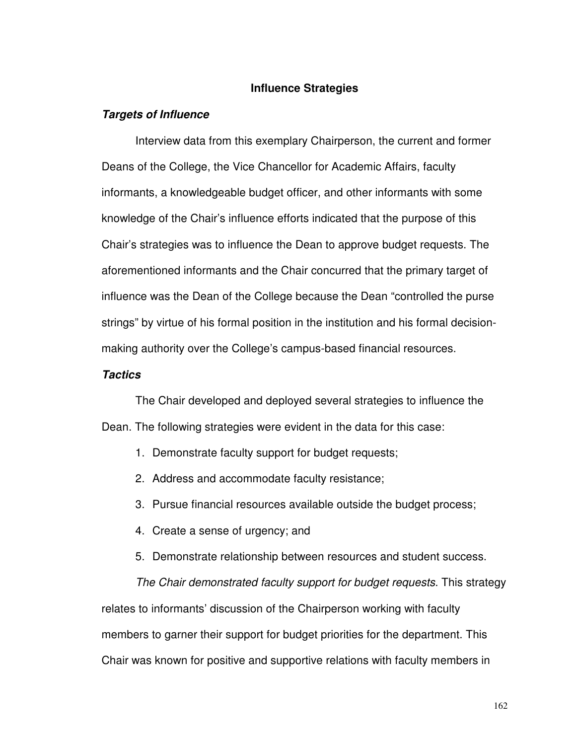## Influence Strategies

### ***Targets of Influence***

Interview data from this exemplary Chairperson, the current and former Deans of the College, the Vice Chancellor for Academic Affairs, faculty informants, a knowledgeable budget officer, and other informants with some knowledge of the Chair's influence efforts indicated that the purpose of this Chair's strategies was to influence the Dean to approve budget requests. The aforementioned informants and the Chair concurred that the primary target of influence was the Dean of the College because the Dean "controlled the purse strings" by virtue of his formal position in the institution and his formal decision-making authority over the College's campus-based financial resources.

### ***Tactics***

The Chair developed and deployed several strategies to influence the Dean. The following strategies were evident in the data for this case:

1. Demonstrate faculty support for budget requests;
2. Address and accommodate faculty resistance;
3. Pursue financial resources available outside the budget process;
4. Create a sense of urgency; and
5. Demonstrate relationship between resources and student success.

*The Chair demonstrated faculty support for budget requests*. This strategy relates to informants' discussion of the Chairperson working with faculty members to garner their support for budget priorities for the department. This Chair was known for positive and supportive relations with faculty members in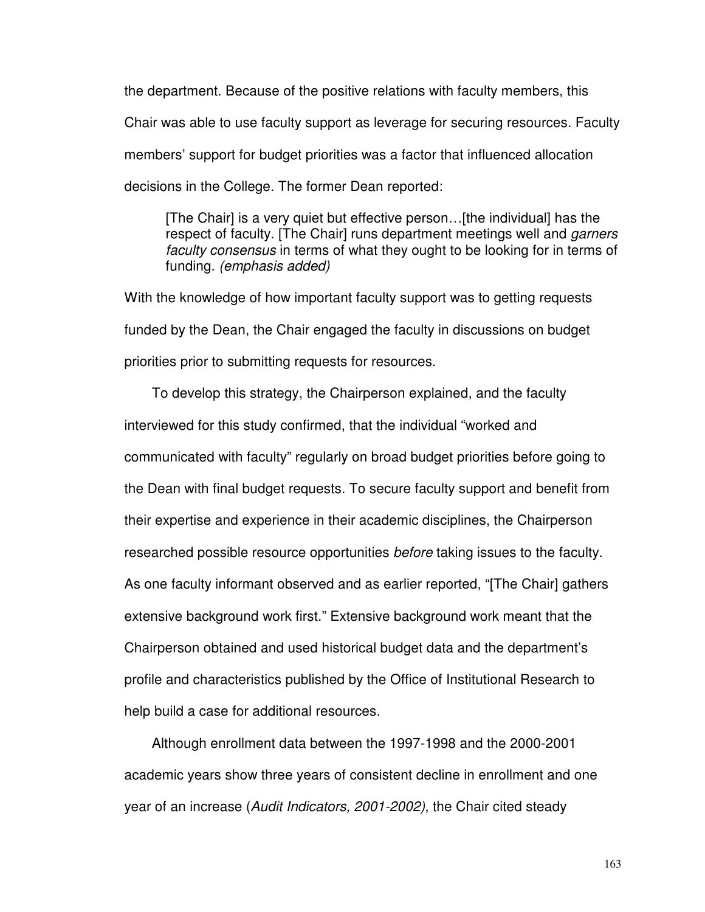the department. Because of the positive relations with faculty members, this Chair was able to use faculty support as leverage for securing resources. Faculty members' support for budget priorities was a factor that influenced allocation decisions in the College. The former Dean reported:

> [The Chair] is a very quiet but effective person…[the individual] has the respect of faculty. [The Chair] runs department meetings well and *garners faculty consensus* in terms of what they ought to be looking for in terms of funding. *(emphasis added)*

With the knowledge of how important faculty support was to getting requests funded by the Dean, the Chair engaged the faculty in discussions on budget priorities prior to submitting requests for resources.

To develop this strategy, the Chairperson explained, and the faculty interviewed for this study confirmed, that the individual "worked and communicated with faculty" regularly on broad budget priorities before going to the Dean with final budget requests. To secure faculty support and benefit from their expertise and experience in their academic disciplines, the Chairperson researched possible resource opportunities *before* taking issues to the faculty. As one faculty informant observed and as earlier reported, "[The Chair] gathers extensive background work first." Extensive background work meant that the Chairperson obtained and used historical budget data and the department's profile and characteristics published by the Office of Institutional Research to help build a case for additional resources.

Although enrollment data between the 1997-1998 and the 2000-2001 academic years show three years of consistent decline in enrollment and one year of an increase (*Audit Indicators, 2001-2002)*, the Chair cited steady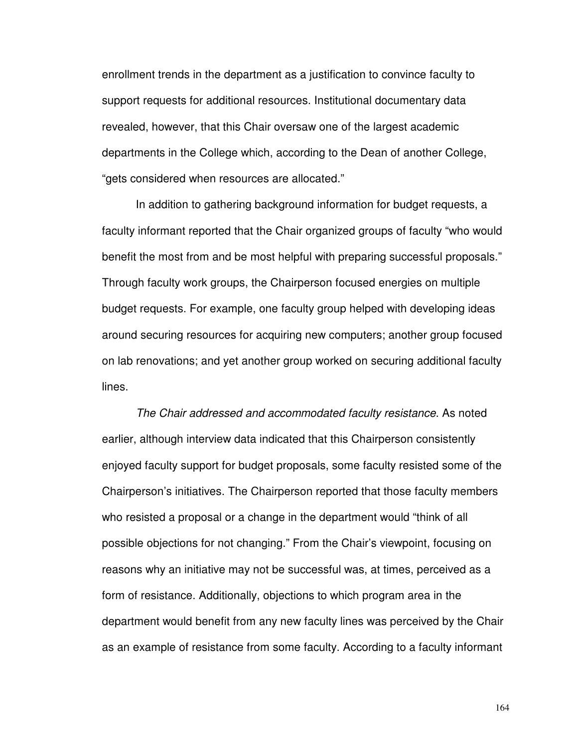enrollment trends in the department as a justification to convince faculty to support requests for additional resources. Institutional documentary data revealed, however, that this Chair oversaw one of the largest academic departments in the College which, according to the Dean of another College, "gets considered when resources are allocated."

In addition to gathering background information for budget requests, a faculty informant reported that the Chair organized groups of faculty "who would benefit the most from and be most helpful with preparing successful proposals." Through faculty work groups, the Chairperson focused energies on multiple budget requests. For example, one faculty group helped with developing ideas around securing resources for acquiring new computers; another group focused on lab renovations; and yet another group worked on securing additional faculty lines.

*The Chair addressed and accommodated faculty resistance.* As noted earlier, although interview data indicated that this Chairperson consistently enjoyed faculty support for budget proposals, some faculty resisted some of the Chairperson's initiatives. The Chairperson reported that those faculty members who resisted a proposal or a change in the department would "think of all possible objections for not changing." From the Chair's viewpoint, focusing on reasons why an initiative may not be successful was, at times, perceived as a form of resistance. Additionally, objections to which program area in the department would benefit from any new faculty lines was perceived by the Chair as an example of resistance from some faculty. According to a faculty informant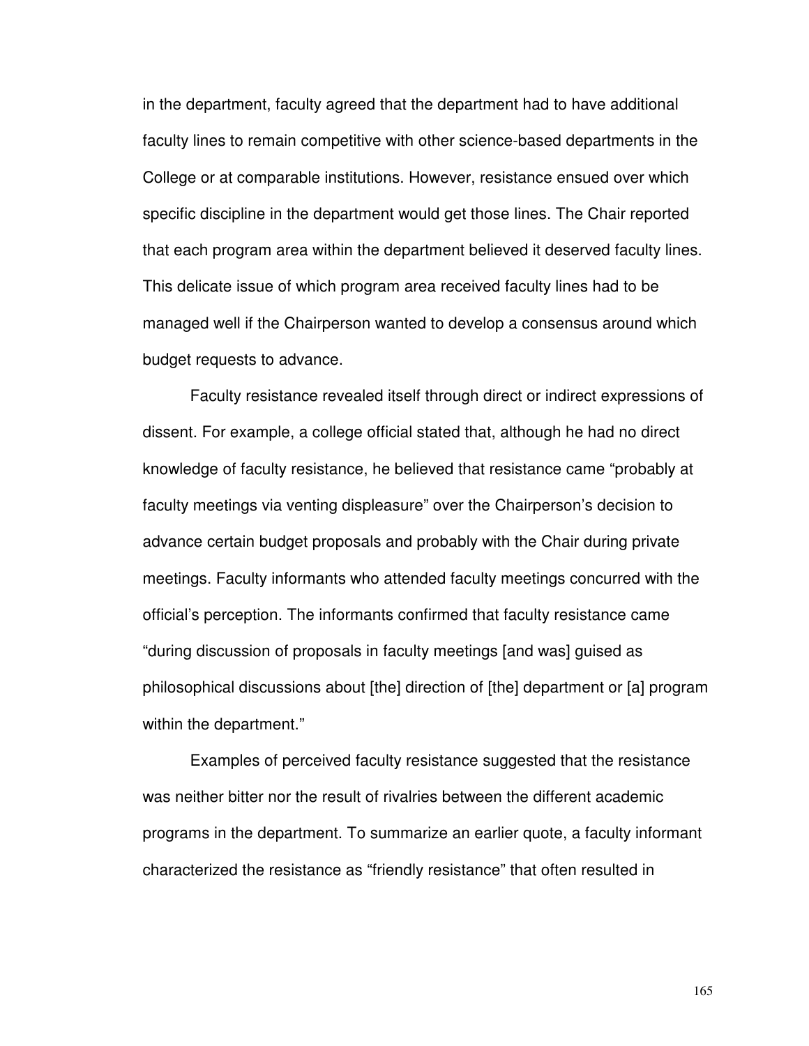in the department, faculty agreed that the department had to have additional faculty lines to remain competitive with other science-based departments in the College or at comparable institutions. However, resistance ensued over which specific discipline in the department would get those lines. The Chair reported that each program area within the department believed it deserved faculty lines. This delicate issue of which program area received faculty lines had to be managed well if the Chairperson wanted to develop a consensus around which budget requests to advance.

Faculty resistance revealed itself through direct or indirect expressions of dissent. For example, a college official stated that, although he had no direct knowledge of faculty resistance, he believed that resistance came "probably at faculty meetings via venting displeasure" over the Chairperson's decision to advance certain budget proposals and probably with the Chair during private meetings. Faculty informants who attended faculty meetings concurred with the official's perception. The informants confirmed that faculty resistance came "during discussion of proposals in faculty meetings [and was] guised as philosophical discussions about [the] direction of [the] department or [a] program within the department."

Examples of perceived faculty resistance suggested that the resistance was neither bitter nor the result of rivalries between the different academic programs in the department. To summarize an earlier quote, a faculty informant characterized the resistance as "friendly resistance" that often resulted in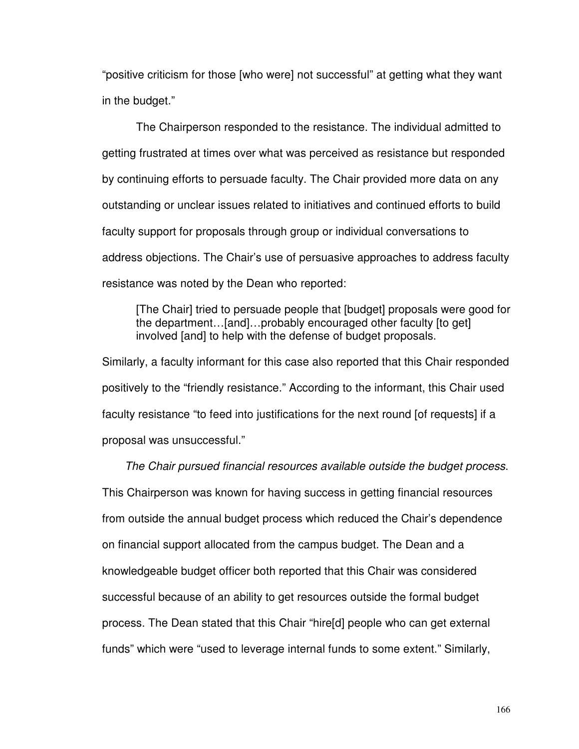"positive criticism for those [who were] not successful" at getting what they want in the budget."

The Chairperson responded to the resistance. The individual admitted to getting frustrated at times over what was perceived as resistance but responded by continuing efforts to persuade faculty. The Chair provided more data on any outstanding or unclear issues related to initiatives and continued efforts to build faculty support for proposals through group or individual conversations to address objections. The Chair's use of persuasive approaches to address faculty resistance was noted by the Dean who reported:

> [The Chair] tried to persuade people that [budget] proposals were good for the department…[and]…probably encouraged other faculty [to get] involved [and] to help with the defense of budget proposals.

Similarly, a faculty informant for this case also reported that this Chair responded positively to the "friendly resistance." According to the informant, this Chair used faculty resistance "to feed into justifications for the next round [of requests] if a proposal was unsuccessful."

*The Chair pursued financial resources available outside the budget process*. This Chairperson was known for having success in getting financial resources from outside the annual budget process which reduced the Chair's dependence on financial support allocated from the campus budget. The Dean and a knowledgeable budget officer both reported that this Chair was considered successful because of an ability to get resources outside the formal budget process. The Dean stated that this Chair "hire[d] people who can get external funds" which were "used to leverage internal funds to some extent." Similarly,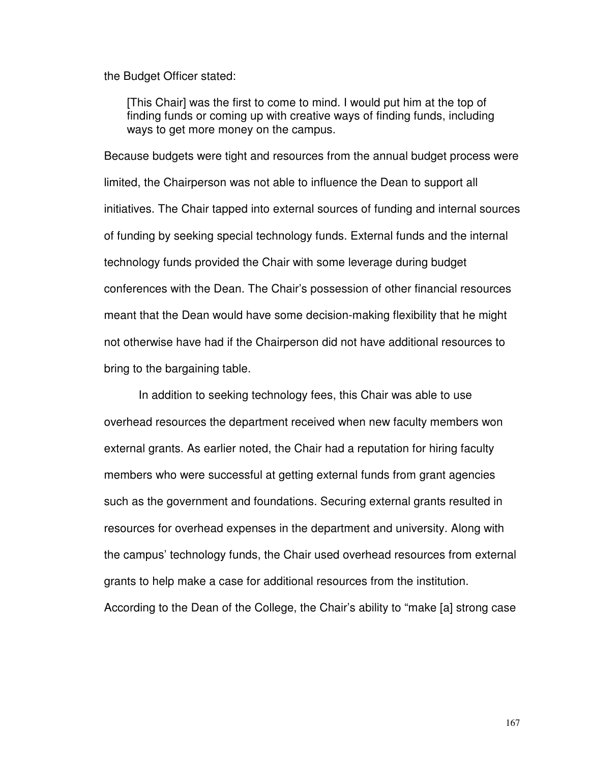the Budget Officer stated:

> [This Chair] was the first to come to mind. I would put him at the top of finding funds or coming up with creative ways of finding funds, including ways to get more money on the campus.

Because budgets were tight and resources from the annual budget process were limited, the Chairperson was not able to influence the Dean to support all initiatives. The Chair tapped into external sources of funding and internal sources of funding by seeking special technology funds. External funds and the internal technology funds provided the Chair with some leverage during budget conferences with the Dean. The Chair's possession of other financial resources meant that the Dean would have some decision-making flexibility that he might not otherwise have had if the Chairperson did not have additional resources to bring to the bargaining table.

In addition to seeking technology fees, this Chair was able to use overhead resources the department received when new faculty members won external grants. As earlier noted, the Chair had a reputation for hiring faculty members who were successful at getting external funds from grant agencies such as the government and foundations. Securing external grants resulted in resources for overhead expenses in the department and university. Along with the campus' technology funds, the Chair used overhead resources from external grants to help make a case for additional resources from the institution. According to the Dean of the College, the Chair's ability to "make [a] strong case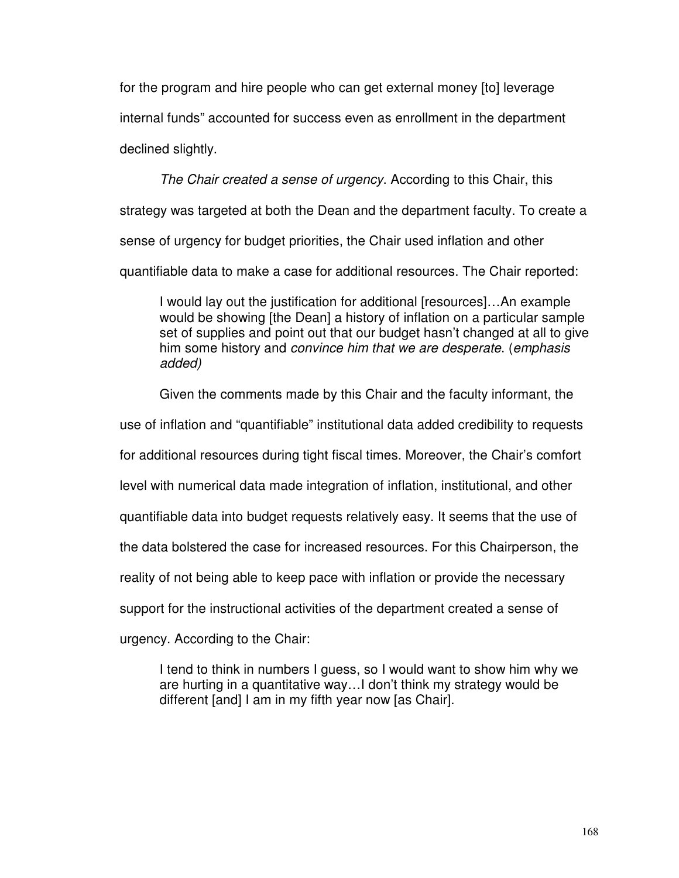for the program and hire people who can get external money [to] leverage internal funds" accounted for success even as enrollment in the department declined slightly.

*The Chair created a sense of urgency*. According to this Chair, this strategy was targeted at both the Dean and the department faculty. To create a sense of urgency for budget priorities, the Chair used inflation and other quantifiable data to make a case for additional resources. The Chair reported:

> I would lay out the justification for additional [resources]…An example would be showing [the Dean] a history of inflation on a particular sample set of supplies and point out that our budget hasn't changed at all to give him some history and *convince him that we are desperate*. (*emphasis added)*

Given the comments made by this Chair and the faculty informant, the use of inflation and "quantifiable" institutional data added credibility to requests for additional resources during tight fiscal times. Moreover, the Chair's comfort level with numerical data made integration of inflation, institutional, and other quantifiable data into budget requests relatively easy. It seems that the use of the data bolstered the case for increased resources. For this Chairperson, the reality of not being able to keep pace with inflation or provide the necessary support for the instructional activities of the department created a sense of urgency. According to the Chair:

> I tend to think in numbers I guess, so I would want to show him why we are hurting in a quantitative way…I don't think my strategy would be different [and] I am in my fifth year now [as Chair].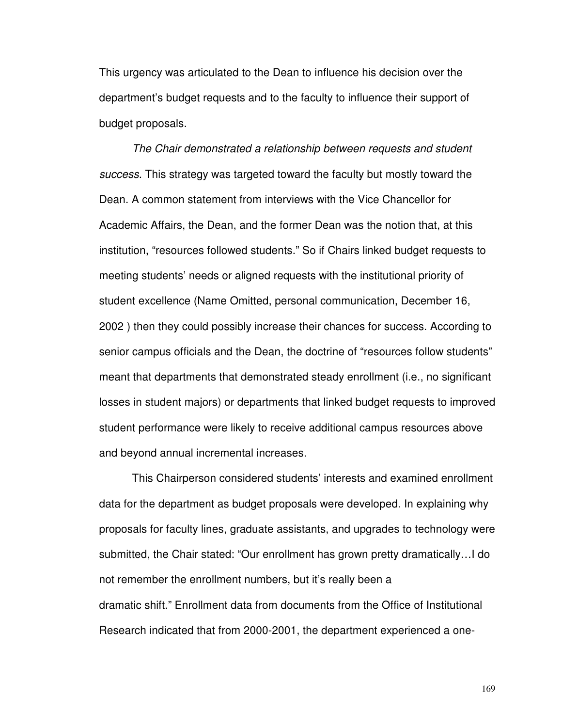This urgency was articulated to the Dean to influence his decision over the department's budget requests and to the faculty to influence their support of budget proposals.

*The Chair demonstrated a relationship between requests and student success*. This strategy was targeted toward the faculty but mostly toward the Dean. A common statement from interviews with the Vice Chancellor for Academic Affairs, the Dean, and the former Dean was the notion that, at this institution, "resources followed students." So if Chairs linked budget requests to meeting students' needs or aligned requests with the institutional priority of student excellence (Name Omitted, personal communication, December 16, 2002 ) then they could possibly increase their chances for success. According to senior campus officials and the Dean, the doctrine of "resources follow students" meant that departments that demonstrated steady enrollment (i.e., no significant losses in student majors) or departments that linked budget requests to improved student performance were likely to receive additional campus resources above and beyond annual incremental increases.

This Chairperson considered students' interests and examined enrollment data for the department as budget proposals were developed. In explaining why proposals for faculty lines, graduate assistants, and upgrades to technology were submitted, the Chair stated: "Our enrollment has grown pretty dramatically…I do not remember the enrollment numbers, but it's really been a dramatic shift." Enrollment data from documents from the Office of Institutional Research indicated that from 2000-2001, the department experienced a one-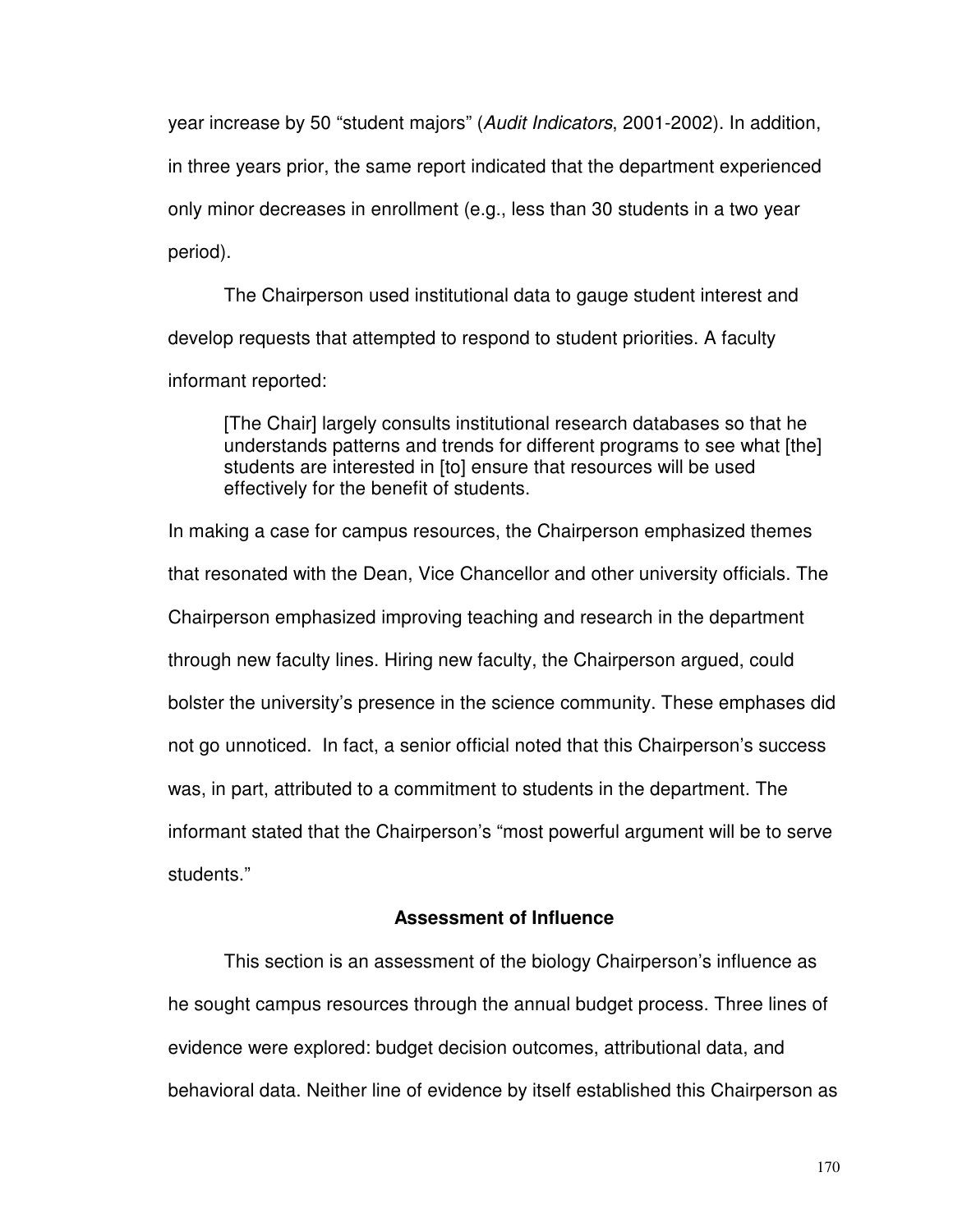year increase by 50 “student majors” (*Audit Indicators*, 2001-2002). In addition, in three years prior, the same report indicated that the department experienced only minor decreases in enrollment (e.g., less than 30 students in a two year period).

The Chairperson used institutional data to gauge student interest and develop requests that attempted to respond to student priorities. A faculty informant reported:

> [The Chair] largely consults institutional research databases so that he understands patterns and trends for different programs to see what [the] students are interested in [to] ensure that resources will be used effectively for the benefit of students.

In making a case for campus resources, the Chairperson emphasized themes that resonated with the Dean, Vice Chancellor and other university officials. The Chairperson emphasized improving teaching and research in the department through new faculty lines. Hiring new faculty, the Chairperson argued, could bolster the university’s presence in the science community. These emphases did not go unnoticed. In fact, a senior official noted that this Chairperson’s success was, in part, attributed to a commitment to students in the department. The informant stated that the Chairperson’s “most powerful argument will be to serve students.”

### Assessment of Influence

This section is an assessment of the biology Chairperson’s influence as he sought campus resources through the annual budget process. Three lines of evidence were explored: budget decision outcomes, attributional data, and behavioral data. Neither line of evidence by itself established this Chairperson as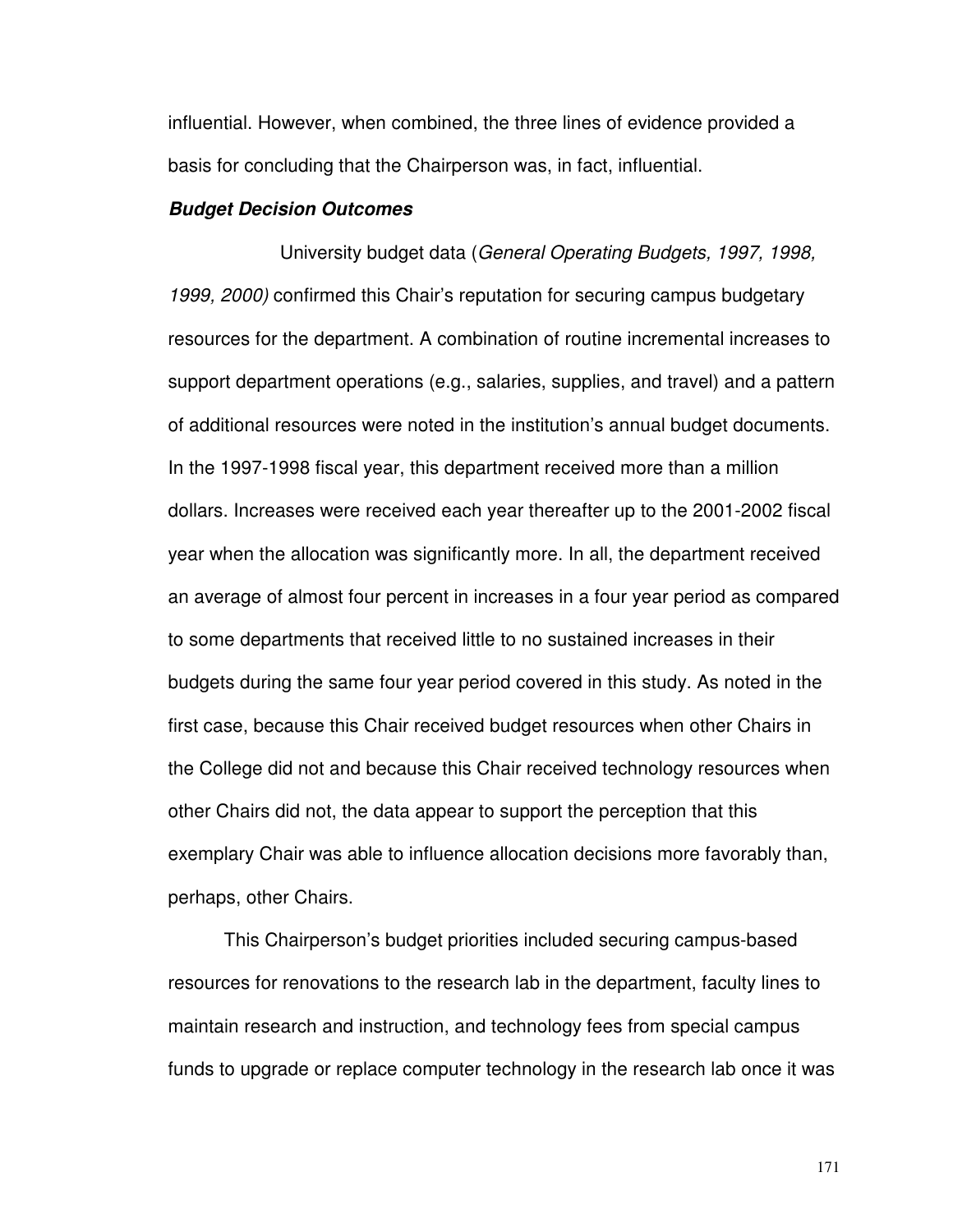influential. However, when combined, the three lines of evidence provided a basis for concluding that the Chairperson was, in fact, influential.

***Budget Decision Outcomes***

University budget data (*General Operating Budgets, 1997, 1998, 1999, 2000)* confirmed this Chair's reputation for securing campus budgetary resources for the department. A combination of routine incremental increases to support department operations (e.g., salaries, supplies, and travel) and a pattern of additional resources were noted in the institution's annual budget documents. In the 1997-1998 fiscal year, this department received more than a million dollars. Increases were received each year thereafter up to the 2001-2002 fiscal year when the allocation was significantly more. In all, the department received an average of almost four percent in increases in a four year period as compared to some departments that received little to no sustained increases in their budgets during the same four year period covered in this study. As noted in the first case, because this Chair received budget resources when other Chairs in the College did not and because this Chair received technology resources when other Chairs did not, the data appear to support the perception that this exemplary Chair was able to influence allocation decisions more favorably than, perhaps, other Chairs.

This Chairperson's budget priorities included securing campus-based resources for renovations to the research lab in the department, faculty lines to maintain research and instruction, and technology fees from special campus funds to upgrade or replace computer technology in the research lab once it was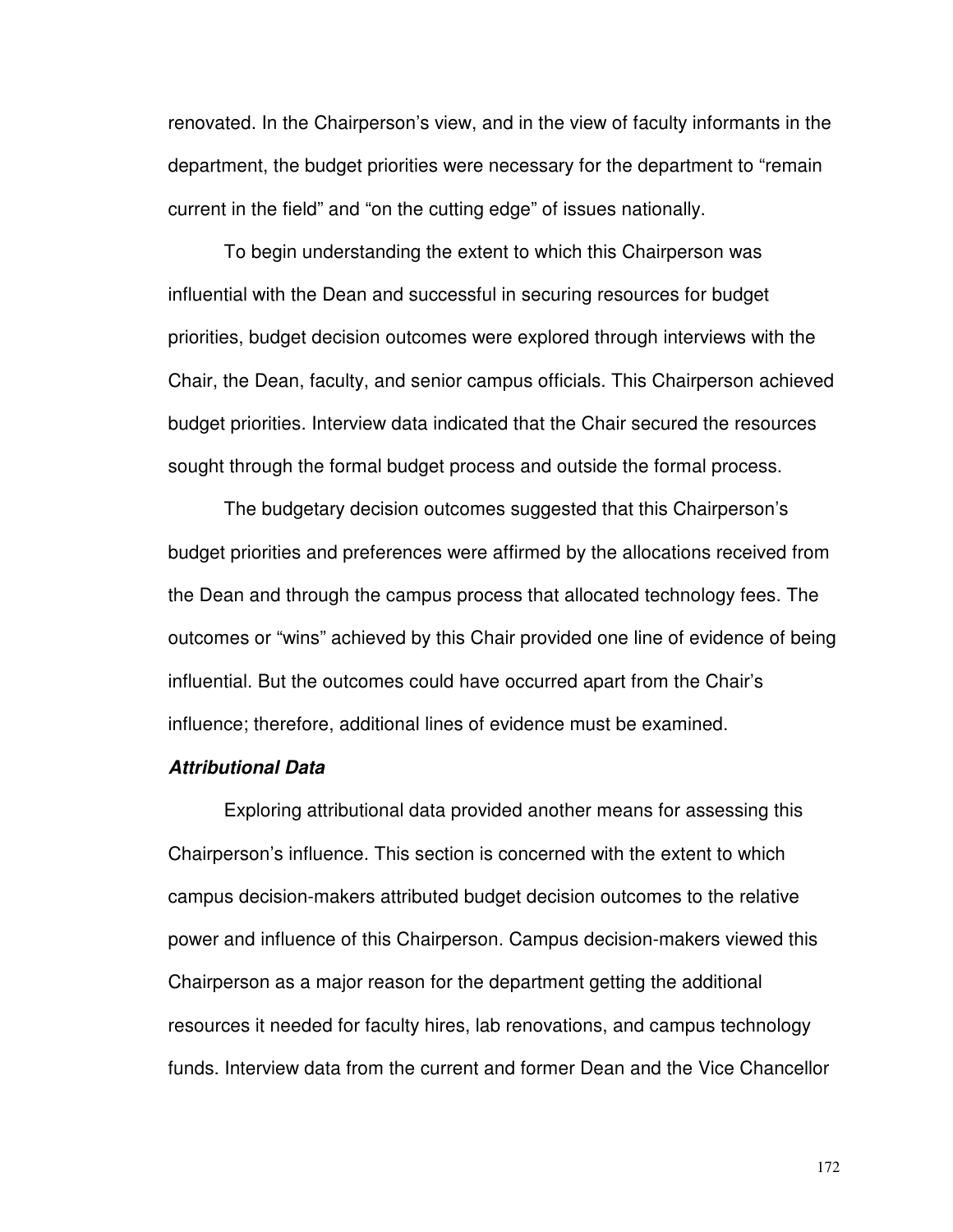renovated. In the Chairperson's view, and in the view of faculty informants in the department, the budget priorities were necessary for the department to "remain current in the field" and "on the cutting edge" of issues nationally.

To begin understanding the extent to which this Chairperson was influential with the Dean and successful in securing resources for budget priorities, budget decision outcomes were explored through interviews with the Chair, the Dean, faculty, and senior campus officials. This Chairperson achieved budget priorities. Interview data indicated that the Chair secured the resources sought through the formal budget process and outside the formal process.

The budgetary decision outcomes suggested that this Chairperson's budget priorities and preferences were affirmed by the allocations received from the Dean and through the campus process that allocated technology fees. The outcomes or "wins" achieved by this Chair provided one line of evidence of being influential. But the outcomes could have occurred apart from the Chair's influence; therefore, additional lines of evidence must be examined.

***Attributional Data***

Exploring attributional data provided another means for assessing this Chairperson's influence. This section is concerned with the extent to which campus decision-makers attributed budget decision outcomes to the relative power and influence of this Chairperson. Campus decision-makers viewed this Chairperson as a major reason for the department getting the additional resources it needed for faculty hires, lab renovations, and campus technology funds. Interview data from the current and former Dean and the Vice Chancellor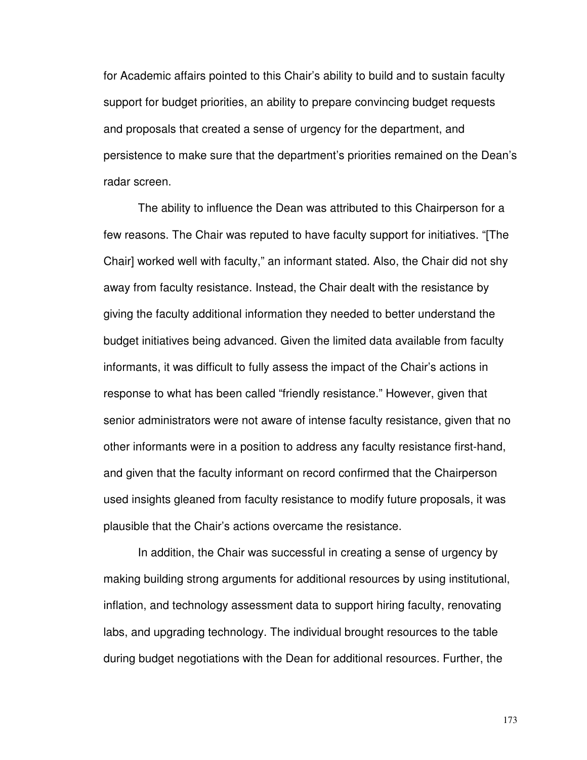for Academic affairs pointed to this Chair's ability to build and to sustain faculty support for budget priorities, an ability to prepare convincing budget requests and proposals that created a sense of urgency for the department, and persistence to make sure that the department's priorities remained on the Dean's radar screen.

The ability to influence the Dean was attributed to this Chairperson for a few reasons. The Chair was reputed to have faculty support for initiatives. "[The Chair] worked well with faculty," an informant stated. Also, the Chair did not shy away from faculty resistance. Instead, the Chair dealt with the resistance by giving the faculty additional information they needed to better understand the budget initiatives being advanced. Given the limited data available from faculty informants, it was difficult to fully assess the impact of the Chair's actions in response to what has been called "friendly resistance." However, given that senior administrators were not aware of intense faculty resistance, given that no other informants were in a position to address any faculty resistance first-hand, and given that the faculty informant on record confirmed that the Chairperson used insights gleaned from faculty resistance to modify future proposals, it was plausible that the Chair's actions overcame the resistance.

In addition, the Chair was successful in creating a sense of urgency by making building strong arguments for additional resources by using institutional, inflation, and technology assessment data to support hiring faculty, renovating labs, and upgrading technology. The individual brought resources to the table during budget negotiations with the Dean for additional resources. Further, the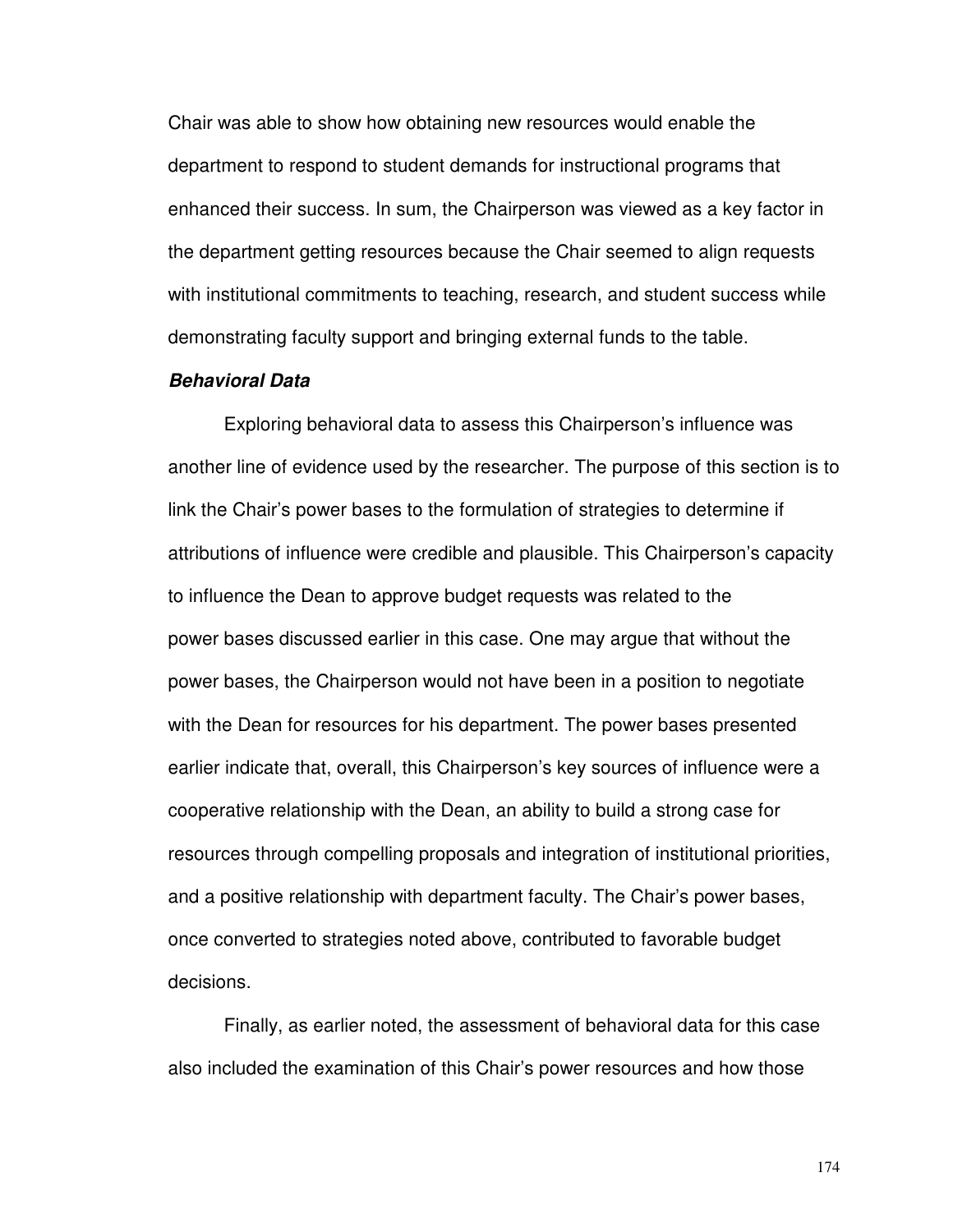Chair was able to show how obtaining new resources would enable the department to respond to student demands for instructional programs that enhanced their success. In sum, the Chairperson was viewed as a key factor in the department getting resources because the Chair seemed to align requests with institutional commitments to teaching, research, and student success while demonstrating faculty support and bringing external funds to the table.

***Behavioral Data***

Exploring behavioral data to assess this Chairperson's influence was another line of evidence used by the researcher. The purpose of this section is to link the Chair's power bases to the formulation of strategies to determine if attributions of influence were credible and plausible. This Chairperson's capacity to influence the Dean to approve budget requests was related to the power bases discussed earlier in this case. One may argue that without the power bases, the Chairperson would not have been in a position to negotiate with the Dean for resources for his department. The power bases presented earlier indicate that, overall, this Chairperson's key sources of influence were a cooperative relationship with the Dean, an ability to build a strong case for resources through compelling proposals and integration of institutional priorities, and a positive relationship with department faculty. The Chair's power bases, once converted to strategies noted above, contributed to favorable budget decisions.

Finally, as earlier noted, the assessment of behavioral data for this case also included the examination of this Chair's power resources and how those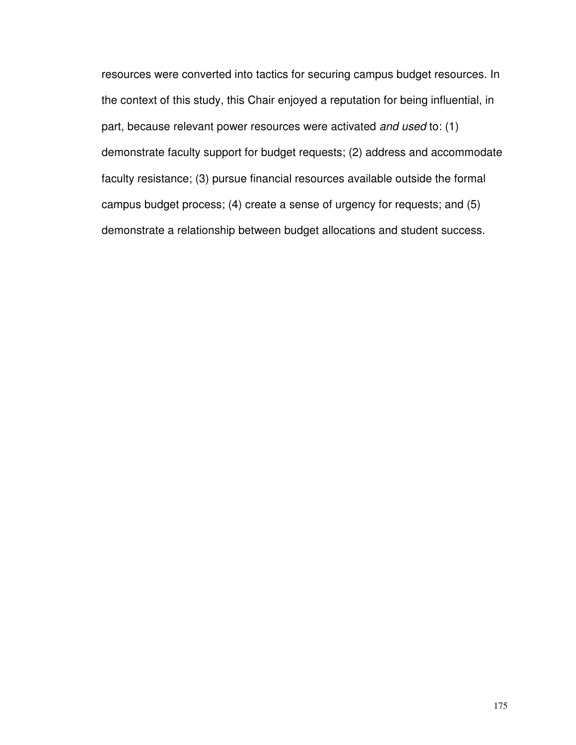resources were converted into tactics for securing campus budget resources. In the context of this study, this Chair enjoyed a reputation for being influential, in part, because relevant power resources were activated *and used* to: (1) demonstrate faculty support for budget requests; (2) address and accommodate faculty resistance; (3) pursue financial resources available outside the formal campus budget process; (4) create a sense of urgency for requests; and (5) demonstrate a relationship between budget allocations and student success.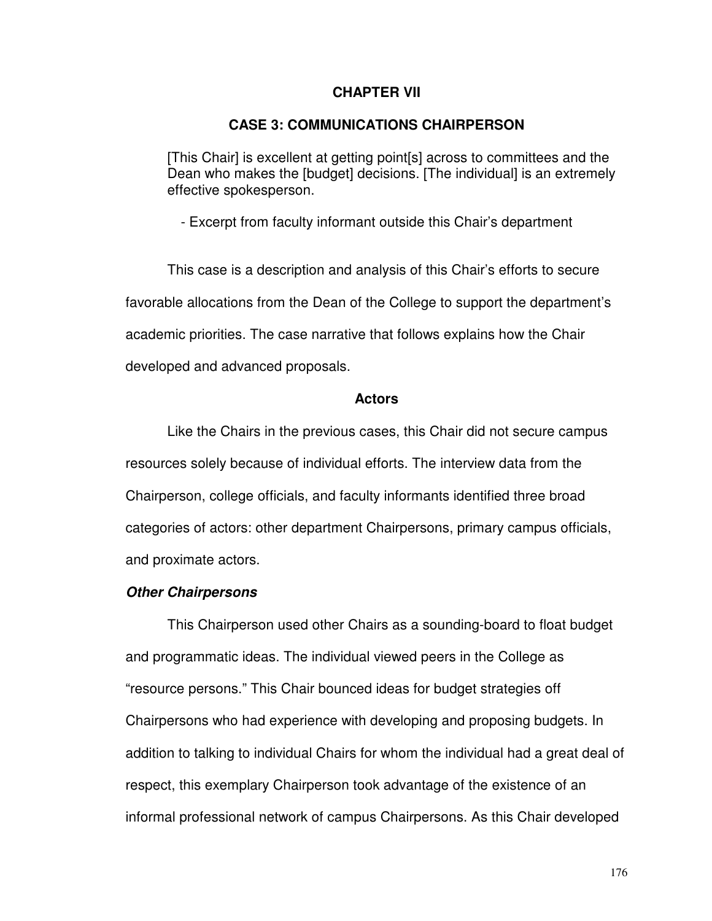# CHAPTER VII

## CASE 3: COMMUNICATIONS CHAIRPERSON

> [This Chair] is excellent at getting point[s] across to committees and the Dean who makes the [budget] decisions. [The individual] is an extremely effective spokesperson.
>
> - Excerpt from faculty informant outside this Chair's department

This case is a description and analysis of this Chair's efforts to secure favorable allocations from the Dean of the College to support the department's academic priorities. The case narrative that follows explains how the Chair developed and advanced proposals.

### Actors

Like the Chairs in the previous cases, this Chair did not secure campus resources solely because of individual efforts. The interview data from the Chairperson, college officials, and faculty informants identified three broad categories of actors: other department Chairpersons, primary campus officials, and proximate actors.

#### ***Other Chairpersons***

This Chairperson used other Chairs as a sounding-board to float budget and programmatic ideas. The individual viewed peers in the College as "resource persons." This Chair bounced ideas for budget strategies off Chairpersons who had experience with developing and proposing budgets. In addition to talking to individual Chairs for whom the individual had a great deal of respect, this exemplary Chairperson took advantage of the existence of an informal professional network of campus Chairpersons. As this Chair developed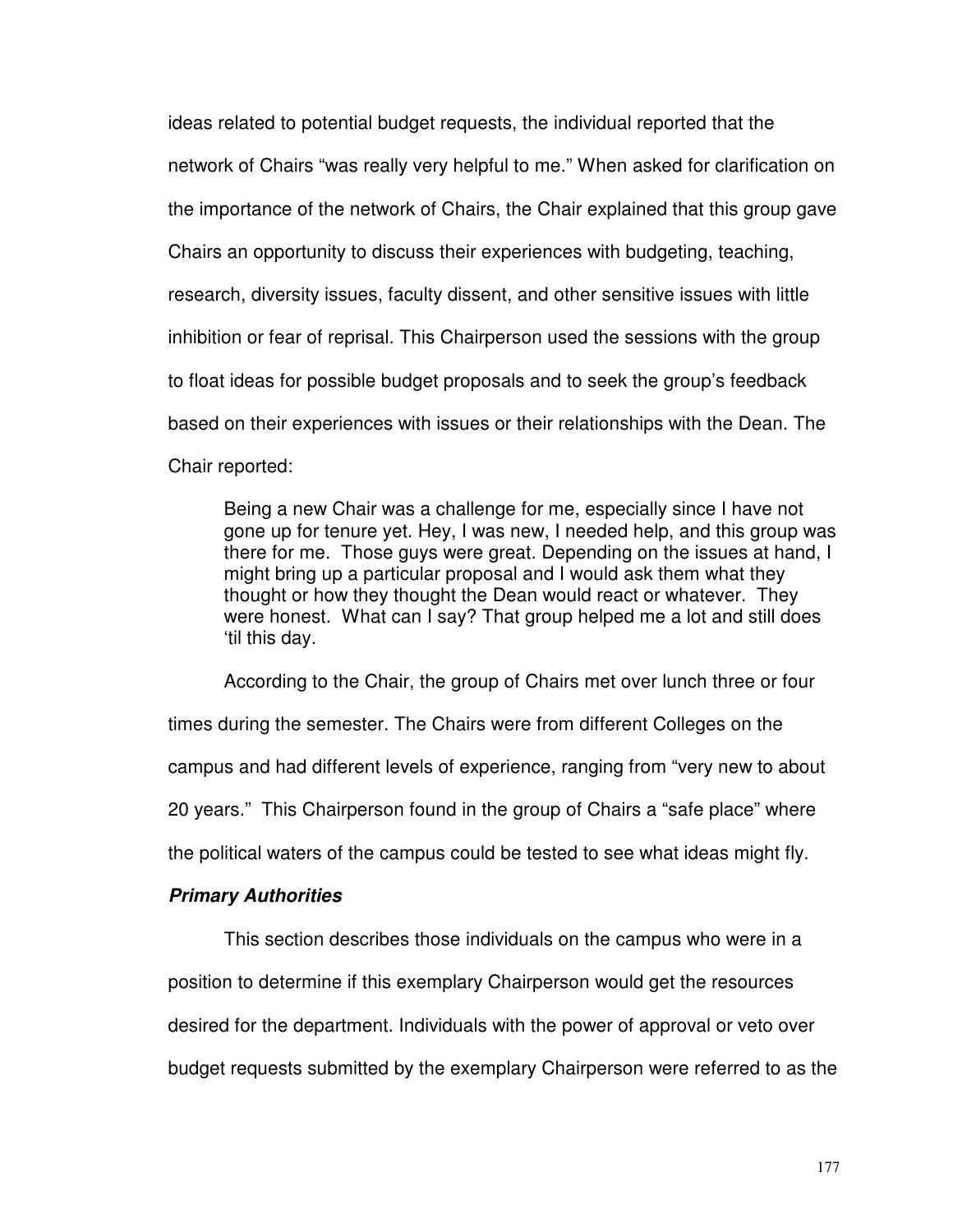ideas related to potential budget requests, the individual reported that the network of Chairs "was really very helpful to me." When asked for clarification on the importance of the network of Chairs, the Chair explained that this group gave Chairs an opportunity to discuss their experiences with budgeting, teaching, research, diversity issues, faculty dissent, and other sensitive issues with little inhibition or fear of reprisal. This Chairperson used the sessions with the group to float ideas for possible budget proposals and to seek the group's feedback based on their experiences with issues or their relationships with the Dean. The Chair reported:

> Being a new Chair was a challenge for me, especially since I have not gone up for tenure yet. Hey, I was new, I needed help, and this group was there for me. Those guys were great. Depending on the issues at hand, I might bring up a particular proposal and I would ask them what they thought or how they thought the Dean would react or whatever. They were honest. What can I say? That group helped me a lot and still does 'til this day.

According to the Chair, the group of Chairs met over lunch three or four times during the semester. The Chairs were from different Colleges on the campus and had different levels of experience, ranging from "very new to about 20 years." This Chairperson found in the group of Chairs a "safe place" where the political waters of the campus could be tested to see what ideas might fly.

#### ***Primary Authorities***

This section describes those individuals on the campus who were in a position to determine if this exemplary Chairperson would get the resources desired for the department. Individuals with the power of approval or veto over budget requests submitted by the exemplary Chairperson were referred to as the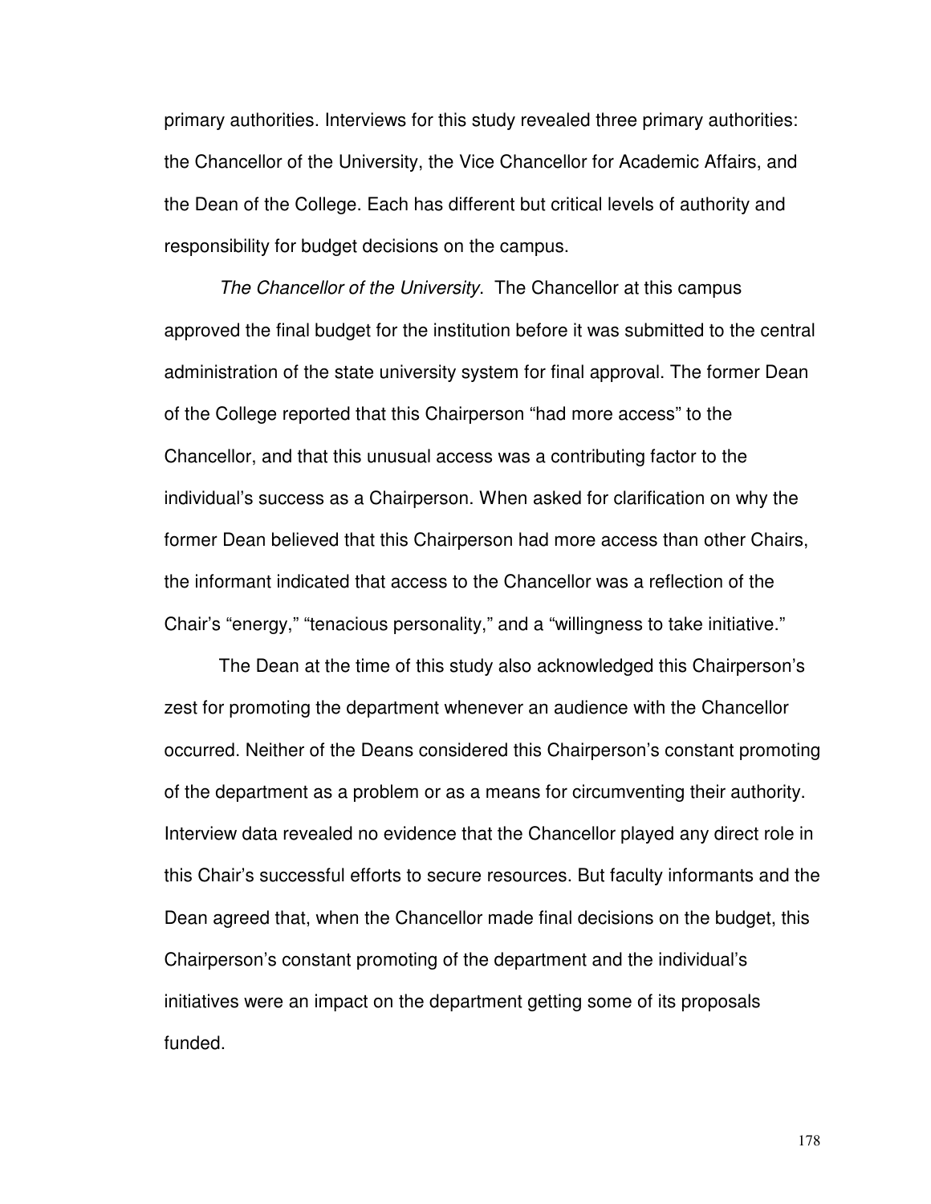primary authorities. Interviews for this study revealed three primary authorities: the Chancellor of the University, the Vice Chancellor for Academic Affairs, and the Dean of the College. Each has different but critical levels of authority and responsibility for budget decisions on the campus.

*The Chancellor of the University*. The Chancellor at this campus approved the final budget for the institution before it was submitted to the central administration of the state university system for final approval. The former Dean of the College reported that this Chairperson "had more access" to the Chancellor, and that this unusual access was a contributing factor to the individual's success as a Chairperson. When asked for clarification on why the former Dean believed that this Chairperson had more access than other Chairs, the informant indicated that access to the Chancellor was a reflection of the Chair's "energy," "tenacious personality," and a "willingness to take initiative."

The Dean at the time of this study also acknowledged this Chairperson's zest for promoting the department whenever an audience with the Chancellor occurred. Neither of the Deans considered this Chairperson's constant promoting of the department as a problem or as a means for circumventing their authority. Interview data revealed no evidence that the Chancellor played any direct role in this Chair's successful efforts to secure resources. But faculty informants and the Dean agreed that, when the Chancellor made final decisions on the budget, this Chairperson's constant promoting of the department and the individual's initiatives were an impact on the department getting some of its proposals funded.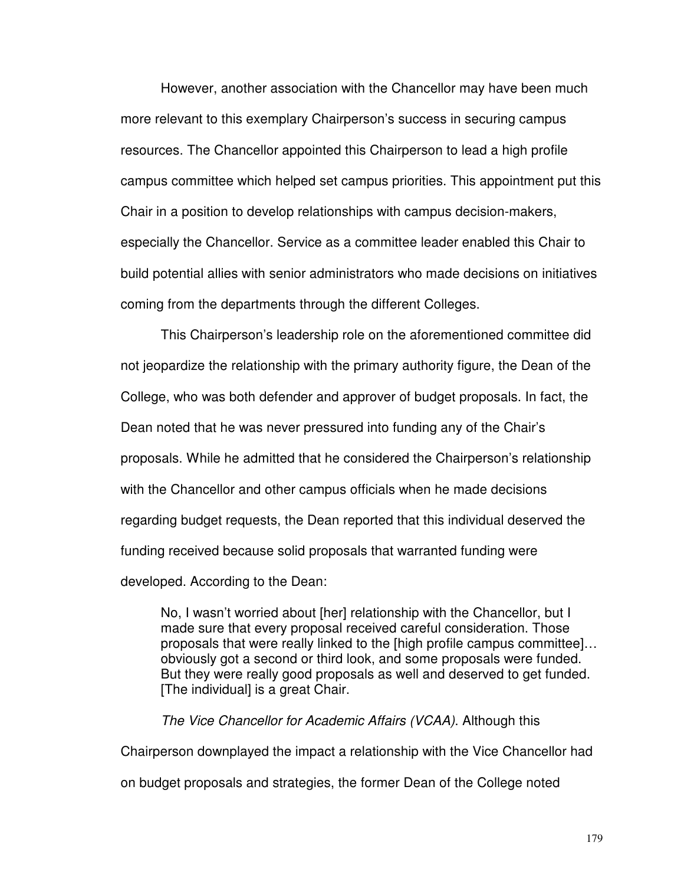However, another association with the Chancellor may have been much more relevant to this exemplary Chairperson's success in securing campus resources. The Chancellor appointed this Chairperson to lead a high profile campus committee which helped set campus priorities. This appointment put this Chair in a position to develop relationships with campus decision-makers, especially the Chancellor. Service as a committee leader enabled this Chair to build potential allies with senior administrators who made decisions on initiatives coming from the departments through the different Colleges.

This Chairperson's leadership role on the aforementioned committee did not jeopardize the relationship with the primary authority figure, the Dean of the College, who was both defender and approver of budget proposals. In fact, the Dean noted that he was never pressured into funding any of the Chair's proposals. While he admitted that he considered the Chairperson's relationship with the Chancellor and other campus officials when he made decisions regarding budget requests, the Dean reported that this individual deserved the funding received because solid proposals that warranted funding were developed. According to the Dean:

> No, I wasn't worried about [her] relationship with the Chancellor, but I made sure that every proposal received careful consideration. Those proposals that were really linked to the [high profile campus committee]… obviously got a second or third look, and some proposals were funded. But they were really good proposals as well and deserved to get funded. [The individual] is a great Chair.

*The Vice Chancellor for Academic Affairs (VCAA)*. Although this Chairperson downplayed the impact a relationship with the Vice Chancellor had on budget proposals and strategies, the former Dean of the College noted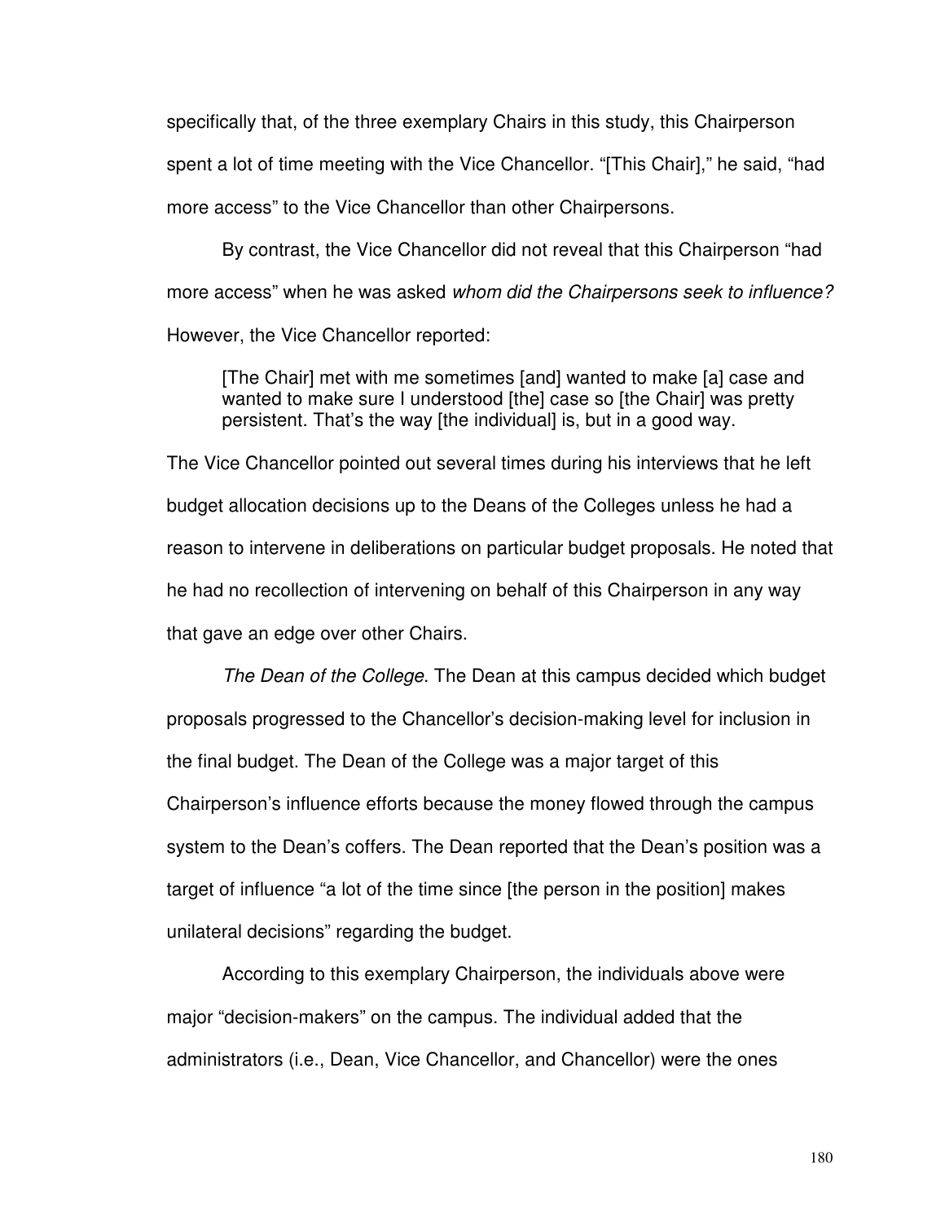specifically that, of the three exemplary Chairs in this study, this Chairperson spent a lot of time meeting with the Vice Chancellor. "[This Chair]," he said, "had more access" to the Vice Chancellor than other Chairpersons.

By contrast, the Vice Chancellor did not reveal that this Chairperson "had more access" when he was asked *whom did the Chairpersons seek to influence?* However, the Vice Chancellor reported:

> [The Chair] met with me sometimes [and] wanted to make [a] case and wanted to make sure I understood [the] case so [the Chair] was pretty persistent. That's the way [the individual] is, but in a good way.

The Vice Chancellor pointed out several times during his interviews that he left budget allocation decisions up to the Deans of the Colleges unless he had a reason to intervene in deliberations on particular budget proposals. He noted that he had no recollection of intervening on behalf of this Chairperson in any way that gave an edge over other Chairs.

*The Dean of the College*. The Dean at this campus decided which budget proposals progressed to the Chancellor's decision-making level for inclusion in the final budget. The Dean of the College was a major target of this Chairperson's influence efforts because the money flowed through the campus system to the Dean's coffers. The Dean reported that the Dean's position was a target of influence "a lot of the time since [the person in the position] makes unilateral decisions" regarding the budget.

According to this exemplary Chairperson, the individuals above were major "decision-makers" on the campus. The individual added that the administrators (i.e., Dean, Vice Chancellor, and Chancellor) were the ones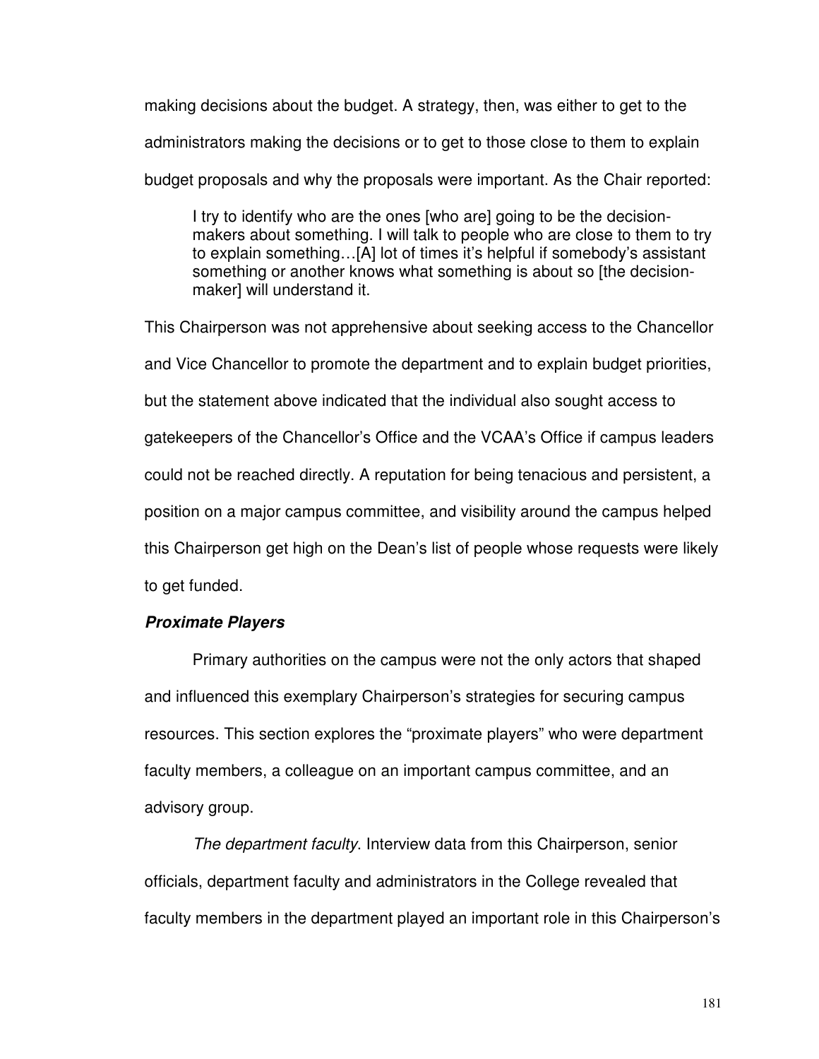making decisions about the budget. A strategy, then, was either to get to the administrators making the decisions or to get to those close to them to explain budget proposals and why the proposals were important. As the Chair reported:

> I try to identify who are the ones [who are] going to be the decision-makers about something. I will talk to people who are close to them to try to explain something…[A] lot of times it's helpful if somebody's assistant something or another knows what something is about so [the decision-maker] will understand it.

This Chairperson was not apprehensive about seeking access to the Chancellor and Vice Chancellor to promote the department and to explain budget priorities, but the statement above indicated that the individual also sought access to gatekeepers of the Chancellor's Office and the VCAA's Office if campus leaders could not be reached directly. A reputation for being tenacious and persistent, a position on a major campus committee, and visibility around the campus helped this Chairperson get high on the Dean's list of people whose requests were likely to get funded.

### ***Proximate Players***

Primary authorities on the campus were not the only actors that shaped and influenced this exemplary Chairperson's strategies for securing campus resources. This section explores the "proximate players" who were department faculty members, a colleague on an important campus committee, and an advisory group.

*The department faculty.* Interview data from this Chairperson, senior officials, department faculty and administrators in the College revealed that faculty members in the department played an important role in this Chairperson's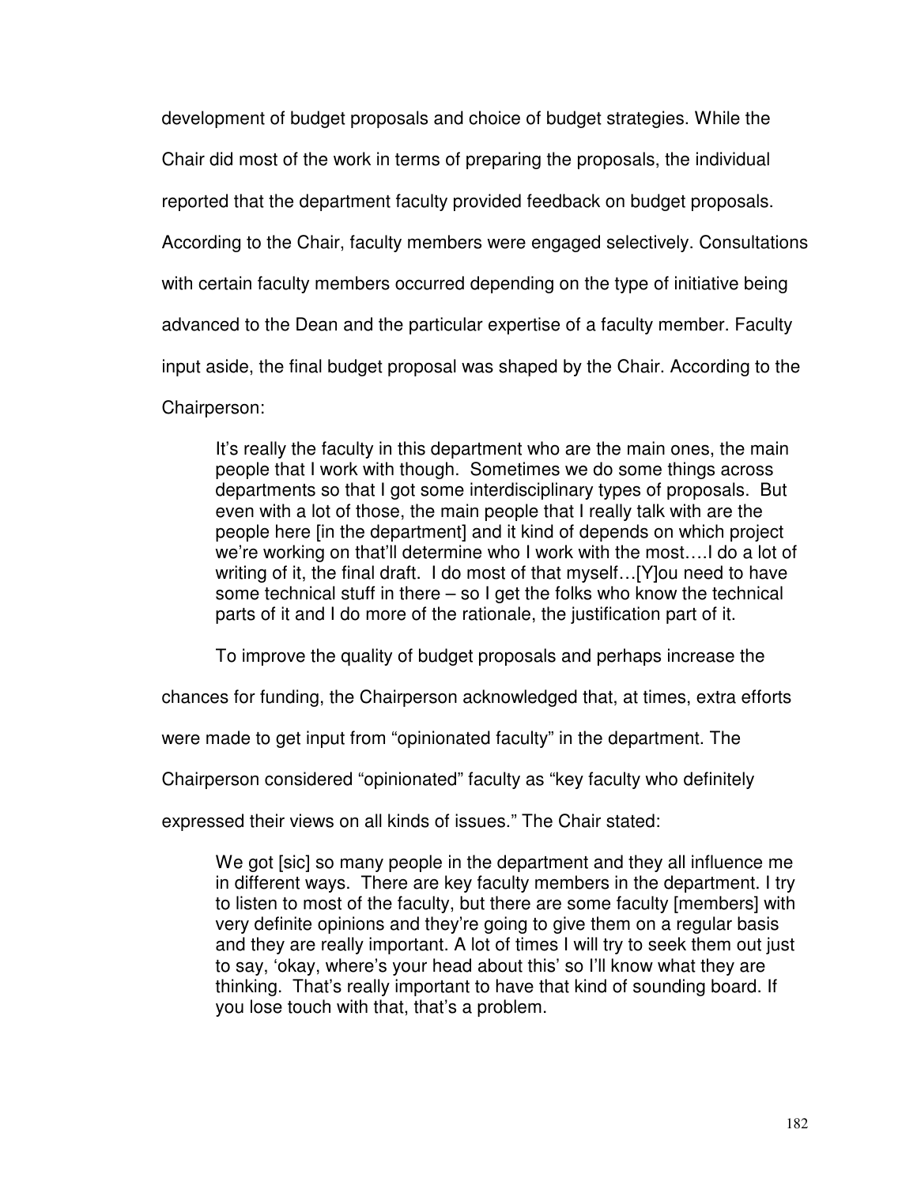development of budget proposals and choice of budget strategies. While the Chair did most of the work in terms of preparing the proposals, the individual reported that the department faculty provided feedback on budget proposals. According to the Chair, faculty members were engaged selectively. Consultations with certain faculty members occurred depending on the type of initiative being advanced to the Dean and the particular expertise of a faculty member. Faculty input aside, the final budget proposal was shaped by the Chair. According to the Chairperson:

> It's really the faculty in this department who are the main ones, the main people that I work with though. Sometimes we do some things across departments so that I got some interdisciplinary types of proposals. But even with a lot of those, the main people that I really talk with are the people here [in the department] and it kind of depends on which project we're working on that'll determine who I work with the most….I do a lot of writing of it, the final draft. I do most of that myself…[Y]ou need to have some technical stuff in there – so I get the folks who know the technical parts of it and I do more of the rationale, the justification part of it.

To improve the quality of budget proposals and perhaps increase the chances for funding, the Chairperson acknowledged that, at times, extra efforts were made to get input from "opinionated faculty" in the department. The Chairperson considered "opinionated" faculty as "key faculty who definitely expressed their views on all kinds of issues." The Chair stated:

> We got [sic] so many people in the department and they all influence me in different ways. There are key faculty members in the department. I try to listen to most of the faculty, but there are some faculty [members] with very definite opinions and they're going to give them on a regular basis and they are really important. A lot of times I will try to seek them out just to say, 'okay, where's your head about this' so I'll know what they are thinking. That's really important to have that kind of sounding board. If you lose touch with that, that's a problem.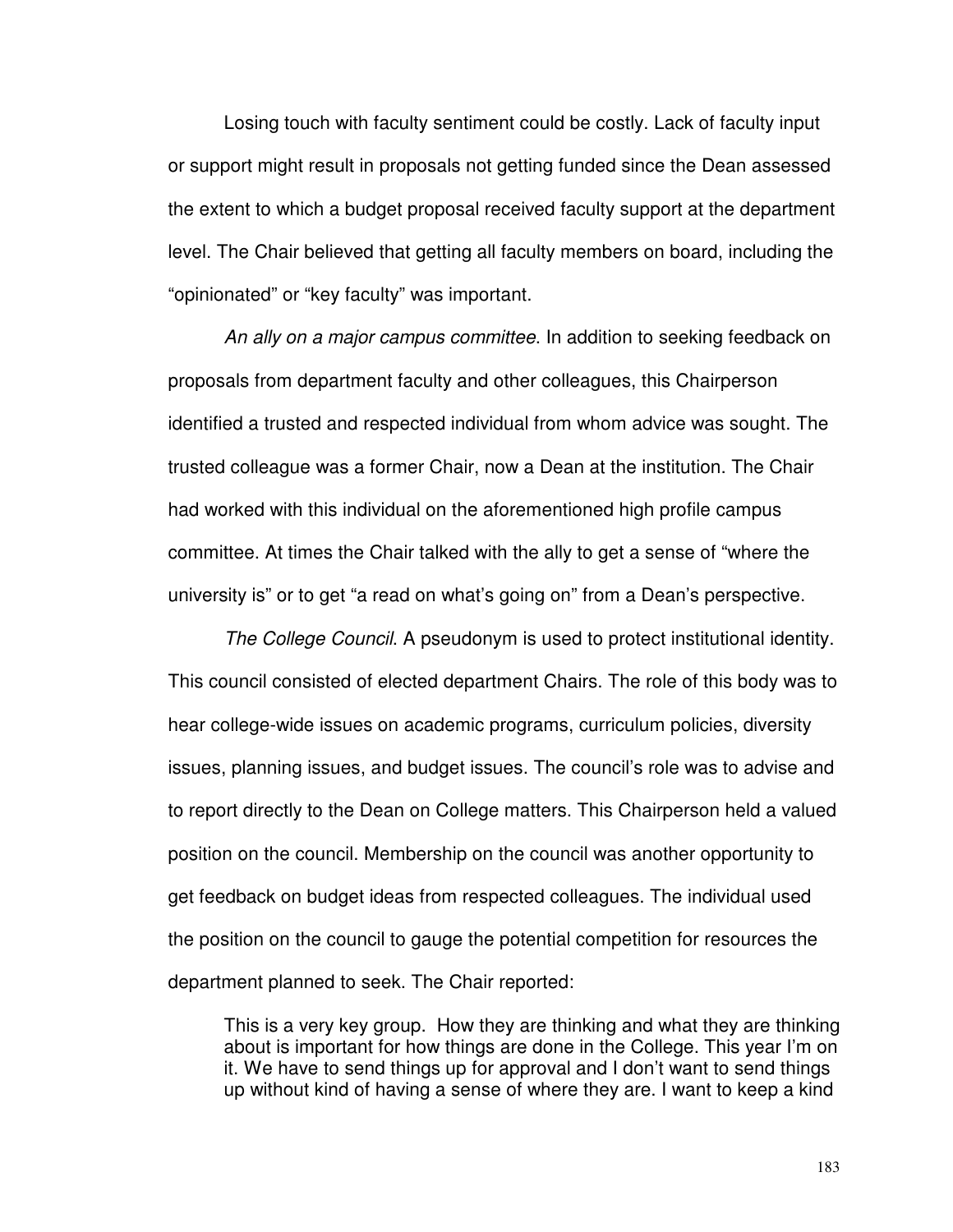Losing touch with faculty sentiment could be costly. Lack of faculty input or support might result in proposals not getting funded since the Dean assessed the extent to which a budget proposal received faculty support at the department level. The Chair believed that getting all faculty members on board, including the "opinionated" or "key faculty" was important.

*An ally on a major campus committee*. In addition to seeking feedback on proposals from department faculty and other colleagues, this Chairperson identified a trusted and respected individual from whom advice was sought. The trusted colleague was a former Chair, now a Dean at the institution. The Chair had worked with this individual on the aforementioned high profile campus committee. At times the Chair talked with the ally to get a sense of "where the university is" or to get "a read on what's going on" from a Dean's perspective.

*The College Council*. A pseudonym is used to protect institutional identity. This council consisted of elected department Chairs. The role of this body was to hear college-wide issues on academic programs, curriculum policies, diversity issues, planning issues, and budget issues. The council's role was to advise and to report directly to the Dean on College matters. This Chairperson held a valued position on the council. Membership on the council was another opportunity to get feedback on budget ideas from respected colleagues. The individual used the position on the council to gauge the potential competition for resources the department planned to seek. The Chair reported:

> This is a very key group. How they are thinking and what they are thinking about is important for how things are done in the College. This year I'm on it. We have to send things up for approval and I don't want to send things up without kind of having a sense of where they are. I want to keep a kind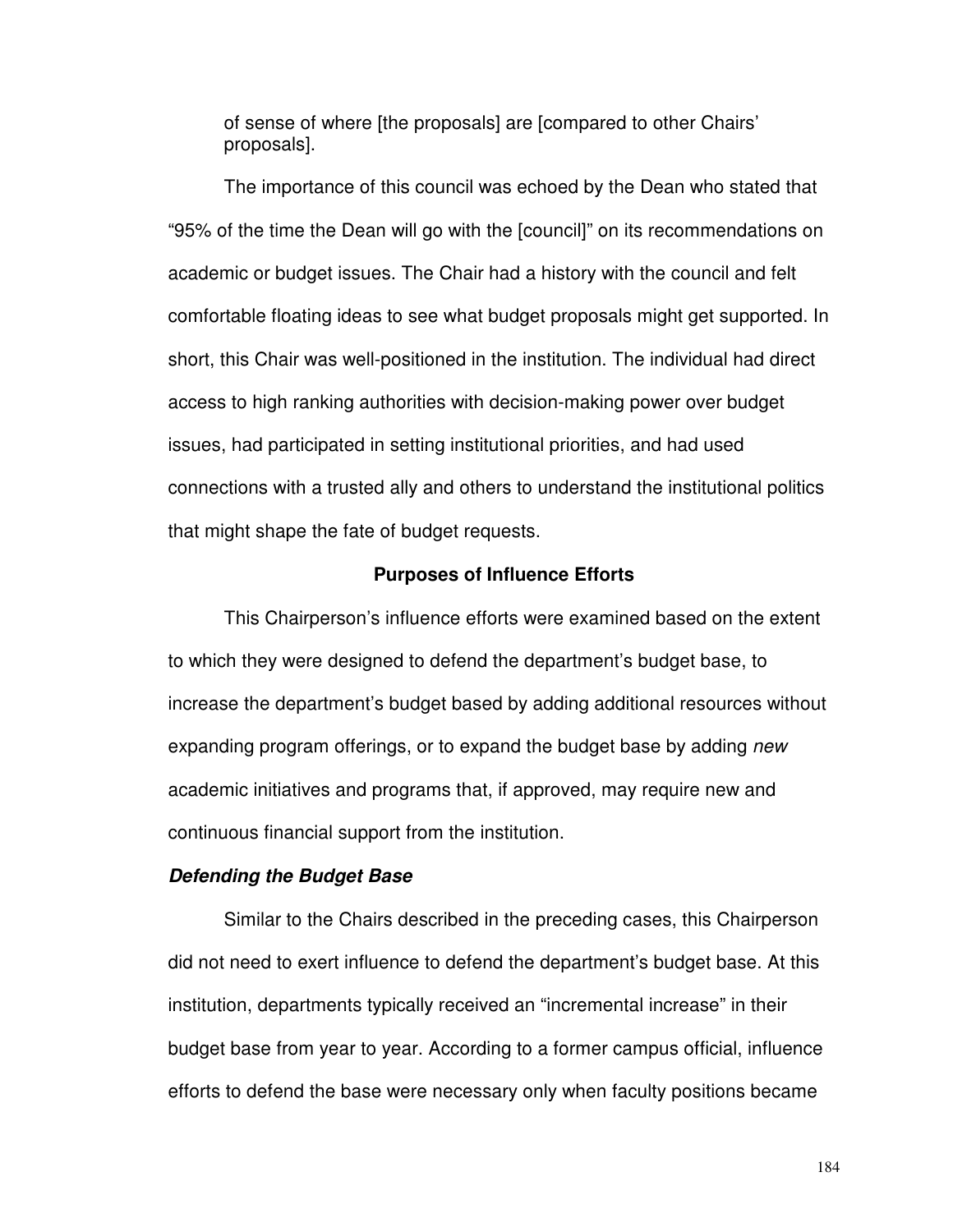of sense of where [the proposals] are [compared to other Chairs' proposals].

The importance of this council was echoed by the Dean who stated that "95% of the time the Dean will go with the [council]" on its recommendations on academic or budget issues. The Chair had a history with the council and felt comfortable floating ideas to see what budget proposals might get supported. In short, this Chair was well-positioned in the institution. The individual had direct access to high ranking authorities with decision-making power over budget issues, had participated in setting institutional priorities, and had used connections with a trusted ally and others to understand the institutional politics that might shape the fate of budget requests.

## Purposes of Influence Efforts

This Chairperson's influence efforts were examined based on the extent to which they were designed to defend the department's budget base, to increase the department's budget based by adding additional resources without expanding program offerings, or to expand the budget base by adding *new* academic initiatives and programs that, if approved, may require new and continuous financial support from the institution.

### *Defending the Budget Base*

Similar to the Chairs described in the preceding cases, this Chairperson did not need to exert influence to defend the department's budget base. At this institution, departments typically received an "incremental increase" in their budget base from year to year. According to a former campus official, influence efforts to defend the base were necessary only when faculty positions became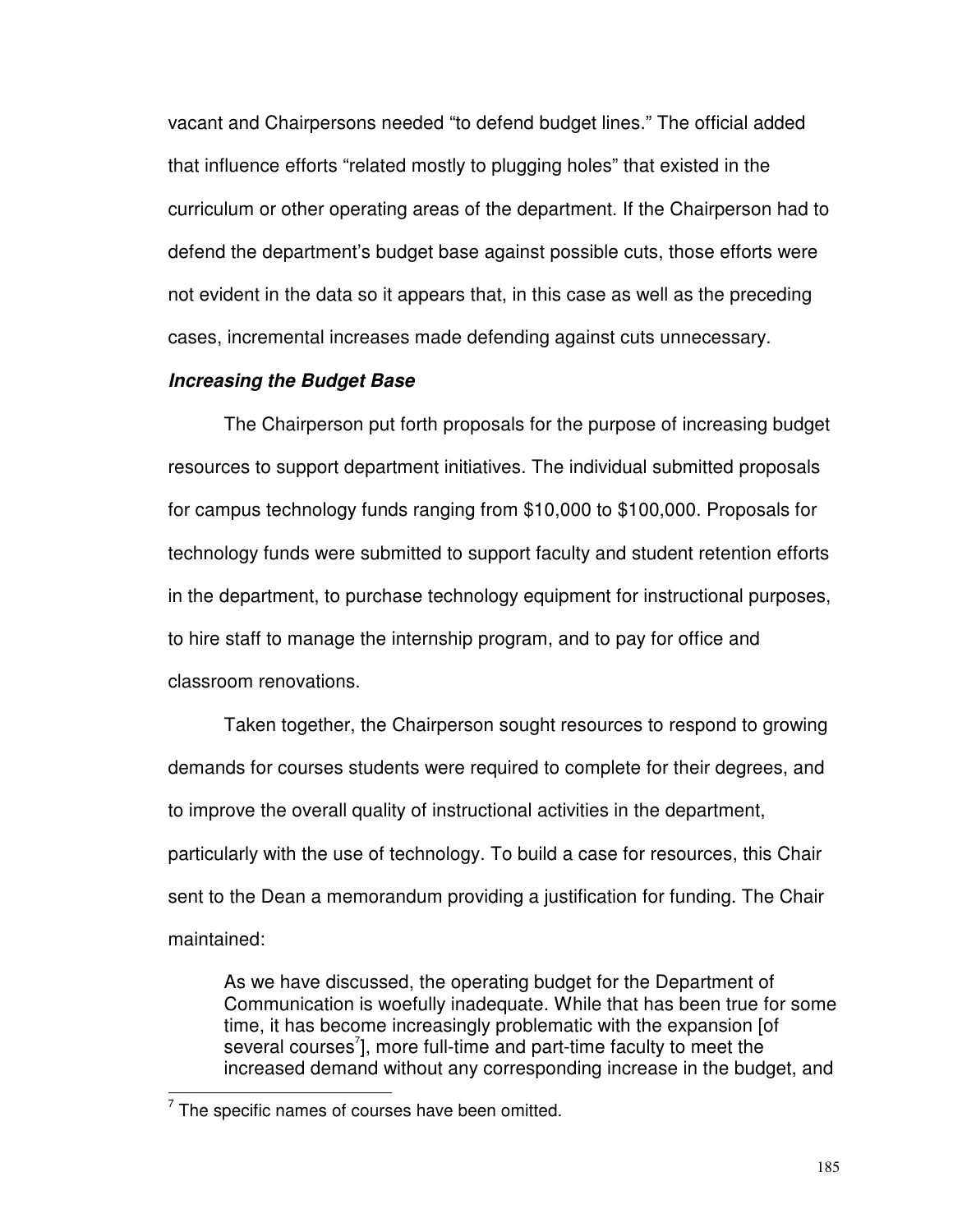vacant and Chairpersons needed "to defend budget lines." The official added that influence efforts "related mostly to plugging holes" that existed in the curriculum or other operating areas of the department. If the Chairperson had to defend the department's budget base against possible cuts, those efforts were not evident in the data so it appears that, in this case as well as the preceding cases, incremental increases made defending against cuts unnecessary.

### ***Increasing the Budget Base***

The Chairperson put forth proposals for the purpose of increasing budget resources to support department initiatives. The individual submitted proposals for campus technology funds ranging from $10,000 to $100,000. Proposals for technology funds were submitted to support faculty and student retention efforts in the department, to purchase technology equipment for instructional purposes, to hire staff to manage the internship program, and to pay for office and classroom renovations.

Taken together, the Chairperson sought resources to respond to growing demands for courses students were required to complete for their degrees, and to improve the overall quality of instructional activities in the department, particularly with the use of technology. To build a case for resources, this Chair sent to the Dean a memorandum providing a justification for funding. The Chair maintained:

> As we have discussed, the operating budget for the Department of Communication is woefully inadequate. While that has been true for some time, it has become increasingly problematic with the expansion [of several courses[7]], more full-time and part-time faculty to meet the increased demand without any corresponding increase in the budget, and

---

[7] The specific names of courses have been omitted.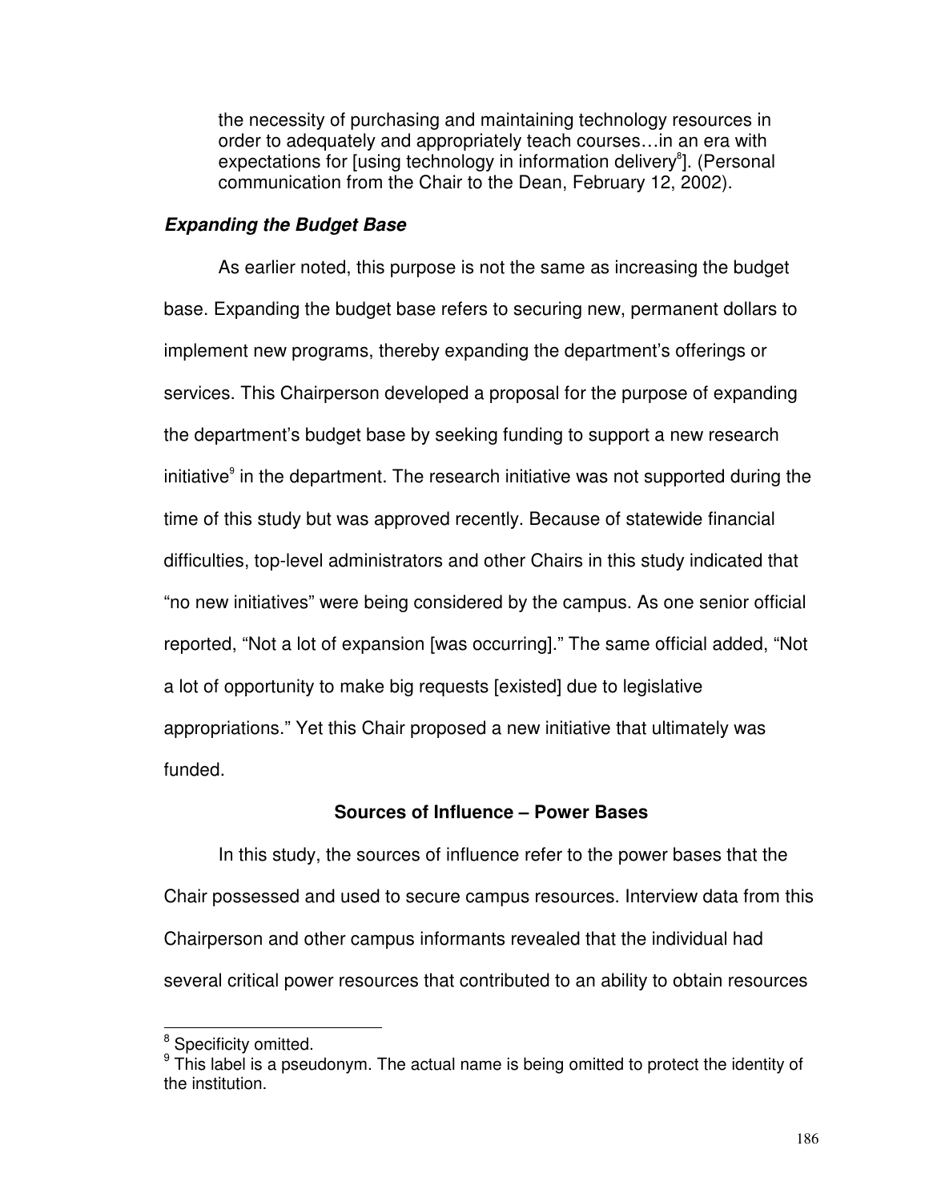> the necessity of purchasing and maintaining technology resources in order to adequately and appropriately teach courses…in an era with expectations for [using technology in information delivery[8]]. (Personal communication from the Chair to the Dean, February 12, 2002).

### *Expanding the Budget Base*

As earlier noted, this purpose is not the same as increasing the budget base. Expanding the budget base refers to securing new, permanent dollars to implement new programs, thereby expanding the department's offerings or services. This Chairperson developed a proposal for the purpose of expanding the department's budget base by seeking funding to support a new research initiative[9] in the department. The research initiative was not supported during the time of this study but was approved recently. Because of statewide financial difficulties, top-level administrators and other Chairs in this study indicated that "no new initiatives" were being considered by the campus. As one senior official reported, "Not a lot of expansion [was occurring]." The same official added, "Not a lot of opportunity to make big requests [existed] due to legislative appropriations." Yet this Chair proposed a new initiative that ultimately was funded.

## Sources of Influence – Power Bases

In this study, the sources of influence refer to the power bases that the Chair possessed and used to secure campus resources. Interview data from this Chairperson and other campus informants revealed that the individual had several critical power resources that contributed to an ability to obtain resources

---

[8] Specificity omitted.

[9] This label is a pseudonym. The actual name is being omitted to protect the identity of the institution.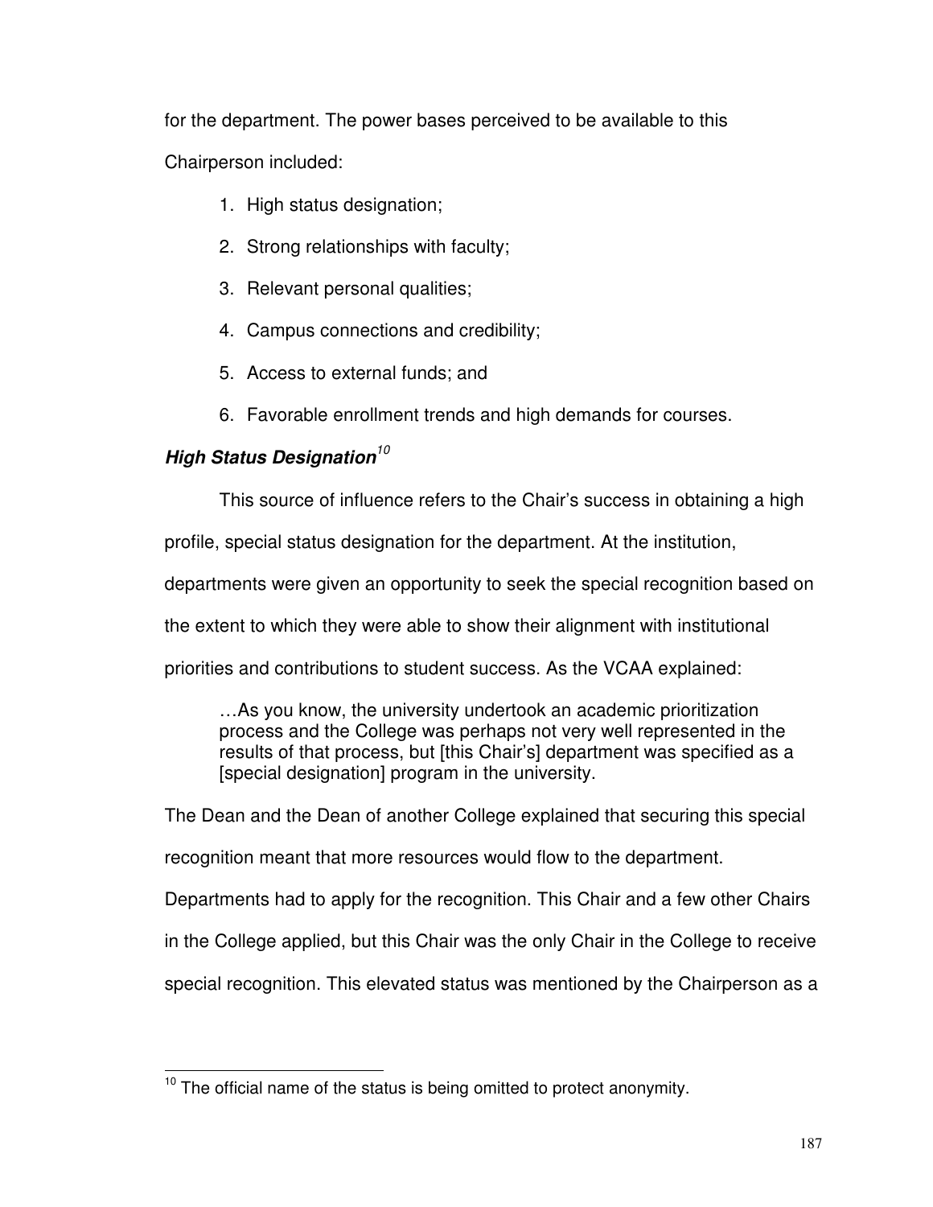for the department. The power bases perceived to be available to this Chairperson included:

1. High status designation;
2. Strong relationships with faculty;
3. Relevant personal qualities;
4. Campus connections and credibility;
5. Access to external funds; and
6. Favorable enrollment trends and high demands for courses.

***High Status Designation***[10]

This source of influence refers to the Chair's success in obtaining a high profile, special status designation for the department. At the institution, departments were given an opportunity to seek the special recognition based on the extent to which they were able to show their alignment with institutional priorities and contributions to student success. As the VCAA explained:

> …As you know, the university undertook an academic prioritization process and the College was perhaps not very well represented in the results of that process, but [this Chair's] department was specified as a [special designation] program in the university.

The Dean and the Dean of another College explained that securing this special recognition meant that more resources would flow to the department. Departments had to apply for the recognition. This Chair and a few other Chairs in the College applied, but this Chair was the only Chair in the College to receive special recognition. This elevated status was mentioned by the Chairperson as a

---

[10] The official name of the status is being omitted to protect anonymity.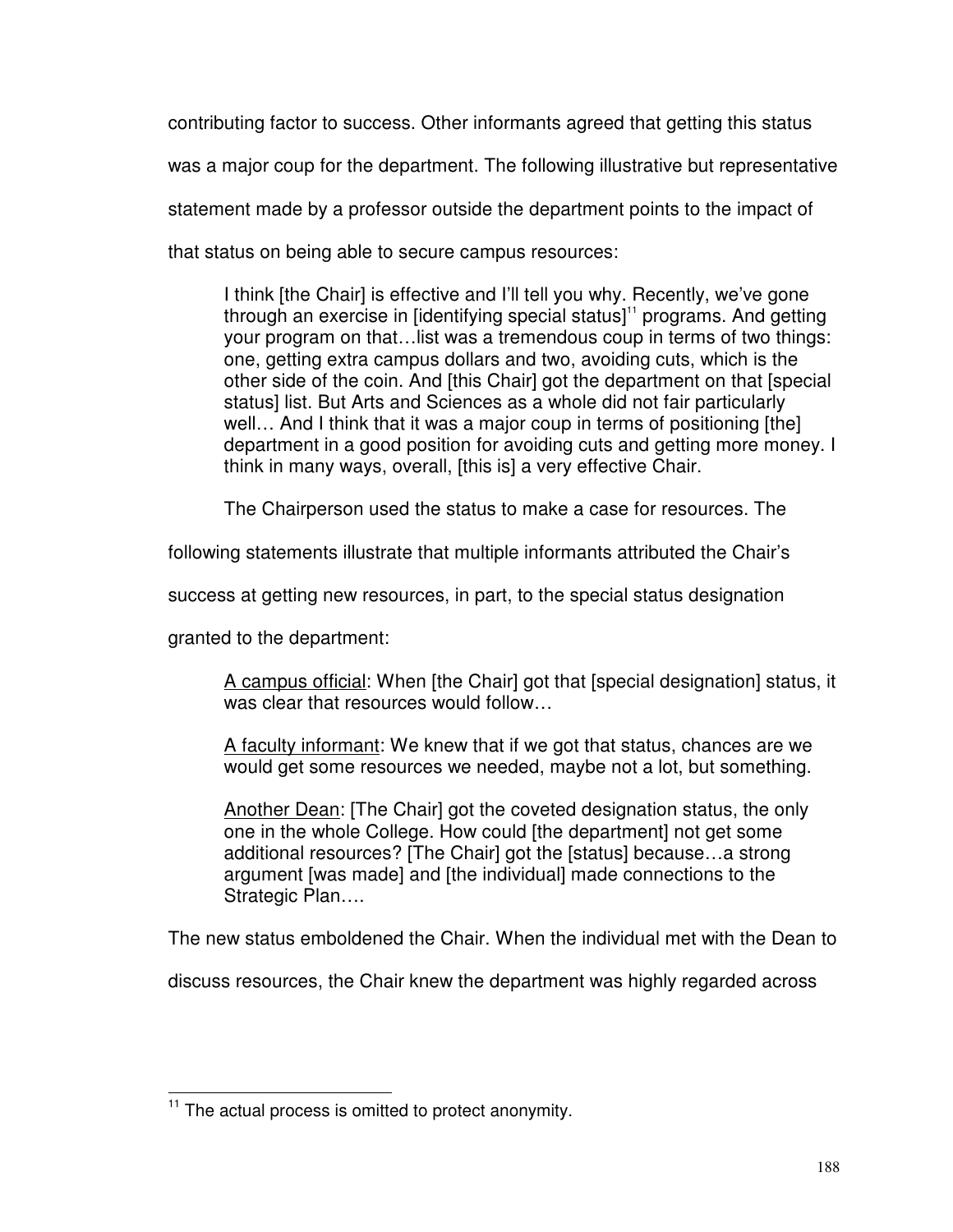contributing factor to success. Other informants agreed that getting this status was a major coup for the department. The following illustrative but representative statement made by a professor outside the department points to the impact of that status on being able to secure campus resources:

> I think [the Chair] is effective and I'll tell you why. Recently, we've gone through an exercise in [identifying special status][11] programs. And getting your program on that…list was a tremendous coup in terms of two things: one, getting extra campus dollars and two, avoiding cuts, which is the other side of the coin. And [this Chair] got the department on that [special status] list. But Arts and Sciences as a whole did not fair particularly well… And I think that it was a major coup in terms of positioning [the] department in a good position for avoiding cuts and getting more money. I think in many ways, overall, [this is] a very effective Chair.

The Chairperson used the status to make a case for resources. The following statements illustrate that multiple informants attributed the Chair's success at getting new resources, in part, to the special status designation granted to the department:

> <u>A campus official</u>: When [the Chair] got that [special designation] status, it was clear that resources would follow…
>
> <u>A faculty informant</u>: We knew that if we got that status, chances are we would get some resources we needed, maybe not a lot, but something.
>
> <u>Another Dean</u>: [The Chair] got the coveted designation status, the only one in the whole College. How could [the department] not get some additional resources? [The Chair] got the [status] because…a strong argument [was made] and [the individual] made connections to the Strategic Plan….

The new status emboldened the Chair. When the individual met with the Dean to discuss resources, the Chair knew the department was highly regarded across

---

[11] The actual process is omitted to protect anonymity.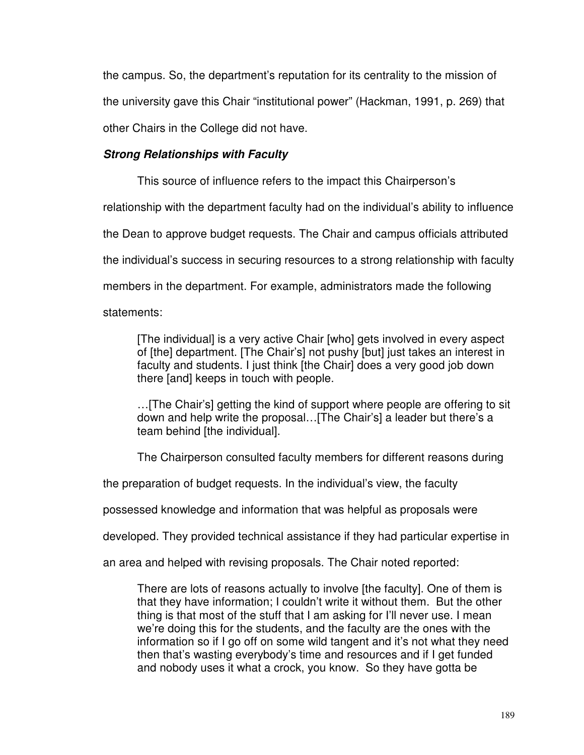the campus. So, the department's reputation for its centrality to the mission of the university gave this Chair "institutional power" (Hackman, 1991, p. 269) that other Chairs in the College did not have.

***Strong Relationships with Faculty***

This source of influence refers to the impact this Chairperson's relationship with the department faculty had on the individual's ability to influence the Dean to approve budget requests. The Chair and campus officials attributed the individual's success in securing resources to a strong relationship with faculty members in the department. For example, administrators made the following statements:

> [The individual] is a very active Chair [who] gets involved in every aspect of [the] department. [The Chair's] not pushy [but] just takes an interest in faculty and students. I just think [the Chair] does a very good job down there [and] keeps in touch with people.
>
> …[The Chair's] getting the kind of support where people are offering to sit down and help write the proposal…[The Chair's] a leader but there's a team behind [the individual].

The Chairperson consulted faculty members for different reasons during the preparation of budget requests. In the individual's view, the faculty possessed knowledge and information that was helpful as proposals were developed. They provided technical assistance if they had particular expertise in an area and helped with revising proposals. The Chair noted reported:

> There are lots of reasons actually to involve [the faculty]. One of them is that they have information; I couldn't write it without them. But the other thing is that most of the stuff that I am asking for I'll never use. I mean we're doing this for the students, and the faculty are the ones with the information so if I go off on some wild tangent and it's not what they need then that's wasting everybody's time and resources and if I get funded and nobody uses it what a crock, you know. So they have gotta be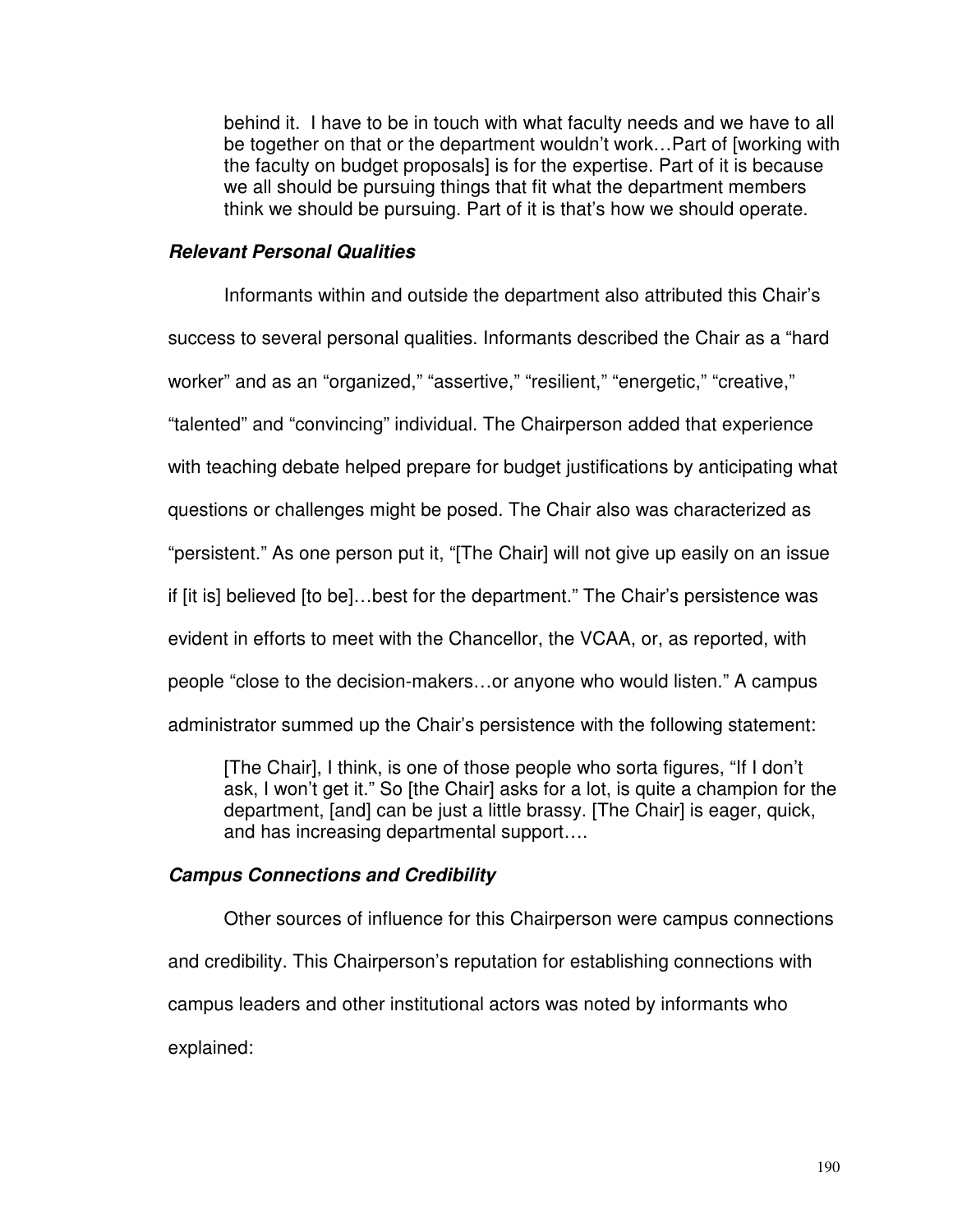> behind it. I have to be in touch with what faculty needs and we have to all be together on that or the department wouldn't work…Part of [working with the faculty on budget proposals] is for the expertise. Part of it is because we all should be pursuing things that fit what the department members think we should be pursuing. Part of it is that's how we should operate.

### *Relevant Personal Qualities*

Informants within and outside the department also attributed this Chair's success to several personal qualities. Informants described the Chair as a "hard worker" and as an "organized," "assertive," "resilient," "energetic," "creative," "talented" and "convincing" individual. The Chairperson added that experience with teaching debate helped prepare for budget justifications by anticipating what questions or challenges might be posed. The Chair also was characterized as "persistent." As one person put it, "[The Chair] will not give up easily on an issue if [it is] believed [to be]…best for the department." The Chair's persistence was evident in efforts to meet with the Chancellor, the VCAA, or, as reported, with people "close to the decision-makers…or anyone who would listen." A campus administrator summed up the Chair's persistence with the following statement:

> [The Chair], I think, is one of those people who sorta figures, "If I don't ask, I won't get it." So [the Chair] asks for a lot, is quite a champion for the department, [and] can be just a little brassy. [The Chair] is eager, quick, and has increasing departmental support….

### *Campus Connections and Credibility*

Other sources of influence for this Chairperson were campus connections and credibility. This Chairperson's reputation for establishing connections with campus leaders and other institutional actors was noted by informants who explained: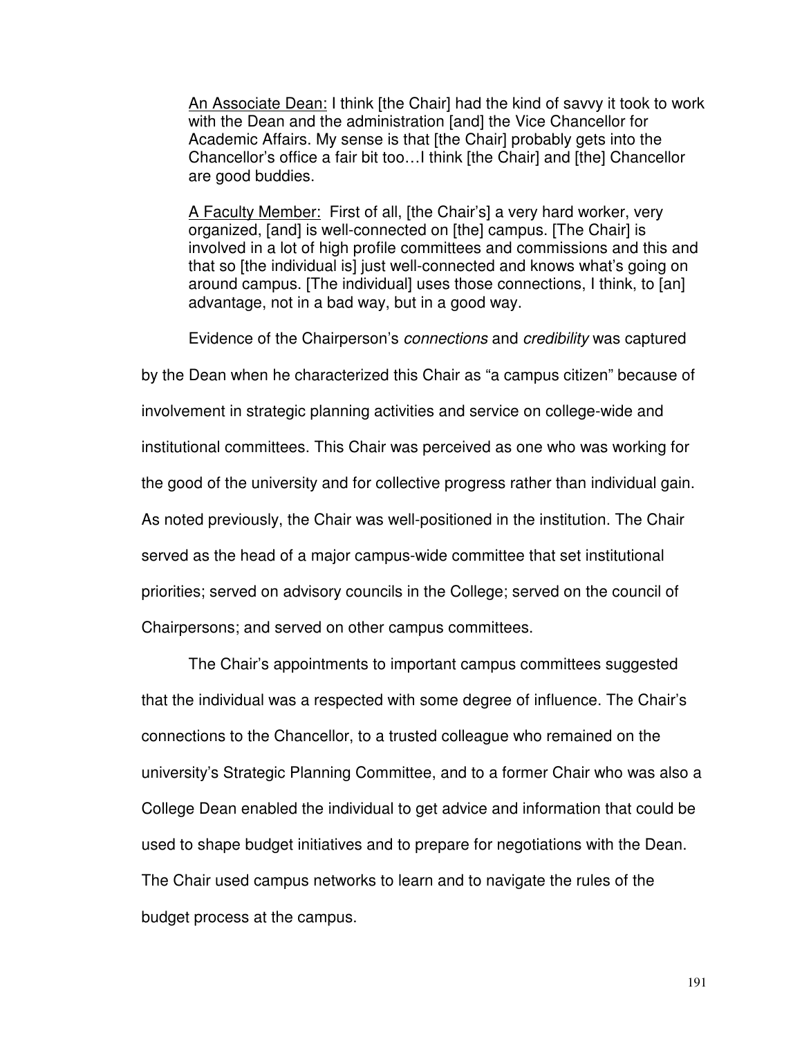<u>An Associate Dean:</u> I think [the Chair] had the kind of savvy it took to work with the Dean and the administration [and] the Vice Chancellor for Academic Affairs. My sense is that [the Chair] probably gets into the Chancellor's office a fair bit too…I think [the Chair] and [the] Chancellor are good buddies.

<u>A Faculty Member:</u> First of all, [the Chair's] a very hard worker, very organized, [and] is well-connected on [the] campus. [The Chair] is involved in a lot of high profile committees and commissions and this and that so [the individual is] just well-connected and knows what's going on around campus. [The individual] uses those connections, I think, to [an] advantage, not in a bad way, but in a good way.

Evidence of the Chairperson's *connections* and *credibility* was captured by the Dean when he characterized this Chair as "a campus citizen" because of involvement in strategic planning activities and service on college-wide and institutional committees. This Chair was perceived as one who was working for the good of the university and for collective progress rather than individual gain. As noted previously, the Chair was well-positioned in the institution. The Chair served as the head of a major campus-wide committee that set institutional priorities; served on advisory councils in the College; served on the council of Chairpersons; and served on other campus committees.

The Chair's appointments to important campus committees suggested that the individual was a respected with some degree of influence. The Chair's connections to the Chancellor, to a trusted colleague who remained on the university's Strategic Planning Committee, and to a former Chair who was also a College Dean enabled the individual to get advice and information that could be used to shape budget initiatives and to prepare for negotiations with the Dean. The Chair used campus networks to learn and to navigate the rules of the budget process at the campus.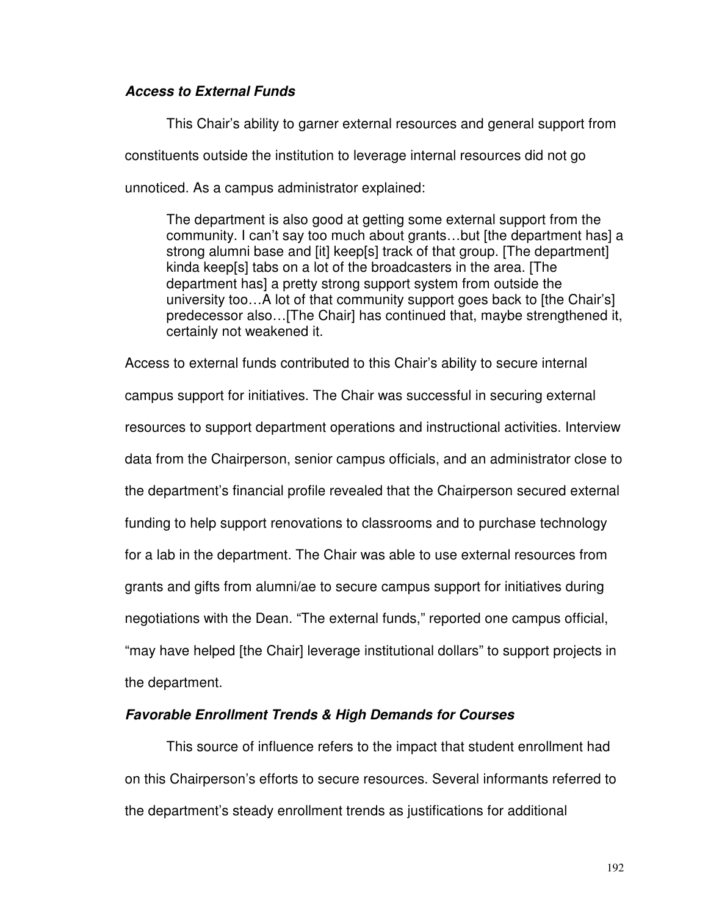### ***Access to External Funds***

This Chair's ability to garner external resources and general support from constituents outside the institution to leverage internal resources did not go unnoticed. As a campus administrator explained:

> The department is also good at getting some external support from the community. I can't say too much about grants…but [the department has] a strong alumni base and [it] keep[s] track of that group. [The department] kinda keep[s] tabs on a lot of the broadcasters in the area. [The department has] a pretty strong support system from outside the university too…A lot of that community support goes back to [the Chair's] predecessor also…[The Chair] has continued that, maybe strengthened it, certainly not weakened it.

Access to external funds contributed to this Chair's ability to secure internal campus support for initiatives. The Chair was successful in securing external resources to support department operations and instructional activities. Interview data from the Chairperson, senior campus officials, and an administrator close to the department's financial profile revealed that the Chairperson secured external funding to help support renovations to classrooms and to purchase technology for a lab in the department. The Chair was able to use external resources from grants and gifts from alumni/ae to secure campus support for initiatives during negotiations with the Dean. "The external funds," reported one campus official, "may have helped [the Chair] leverage institutional dollars" to support projects in the department.

### ***Favorable Enrollment Trends & High Demands for Courses***

This source of influence refers to the impact that student enrollment had on this Chairperson's efforts to secure resources. Several informants referred to the department's steady enrollment trends as justifications for additional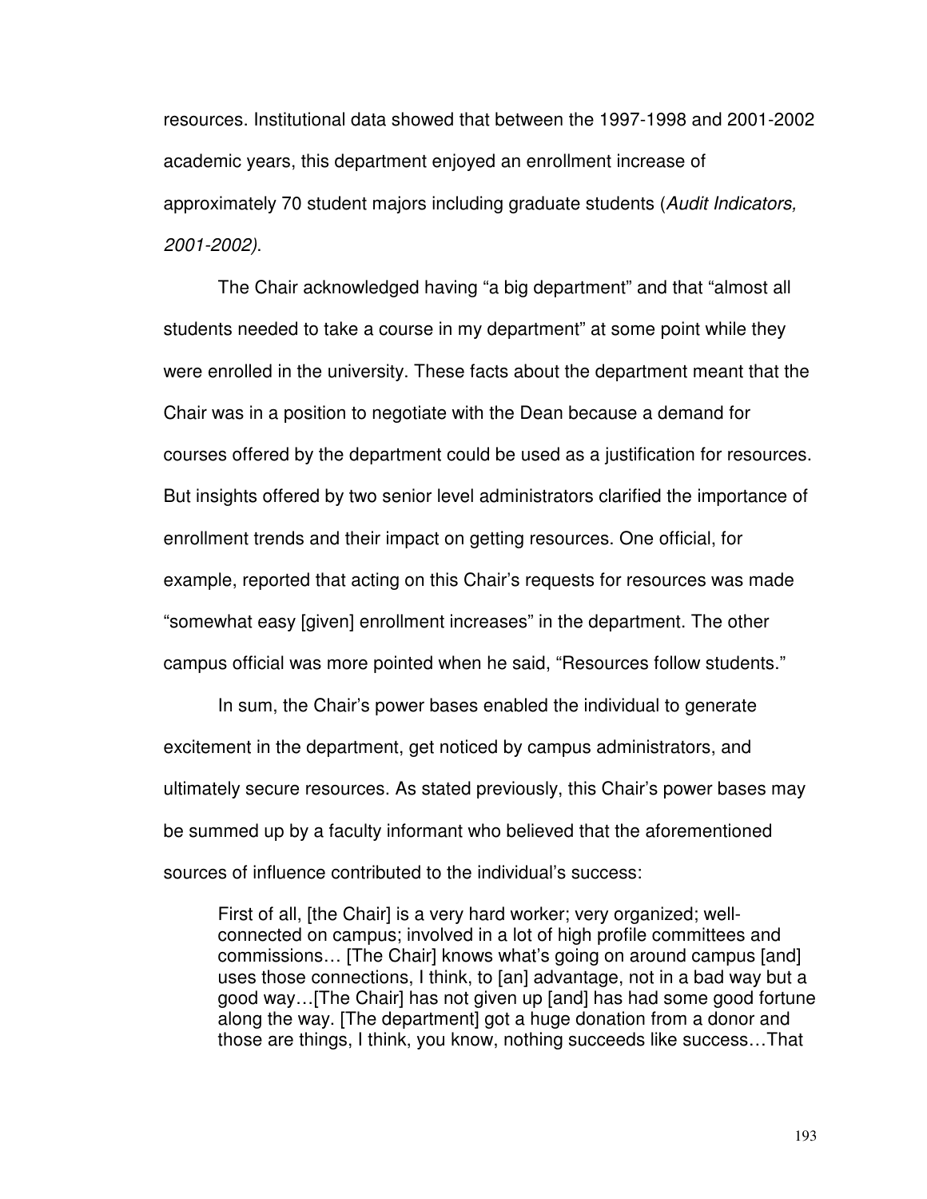resources. Institutional data showed that between the 1997-1998 and 2001-2002 academic years, this department enjoyed an enrollment increase of approximately 70 student majors including graduate students (*Audit Indicators, 2001-2002)*.

The Chair acknowledged having "a big department" and that "almost all students needed to take a course in my department" at some point while they were enrolled in the university. These facts about the department meant that the Chair was in a position to negotiate with the Dean because a demand for courses offered by the department could be used as a justification for resources. But insights offered by two senior level administrators clarified the importance of enrollment trends and their impact on getting resources. One official, for example, reported that acting on this Chair's requests for resources was made "somewhat easy [given] enrollment increases" in the department. The other campus official was more pointed when he said, "Resources follow students."

In sum, the Chair's power bases enabled the individual to generate excitement in the department, get noticed by campus administrators, and ultimately secure resources. As stated previously, this Chair's power bases may be summed up by a faculty informant who believed that the aforementioned sources of influence contributed to the individual's success:

> First of all, [the Chair] is a very hard worker; very organized; well-connected on campus; involved in a lot of high profile committees and commissions… [The Chair] knows what's going on around campus [and] uses those connections, I think, to [an] advantage, not in a bad way but a good way…[The Chair] has not given up [and] has had some good fortune along the way. [The department] got a huge donation from a donor and those are things, I think, you know, nothing succeeds like success…That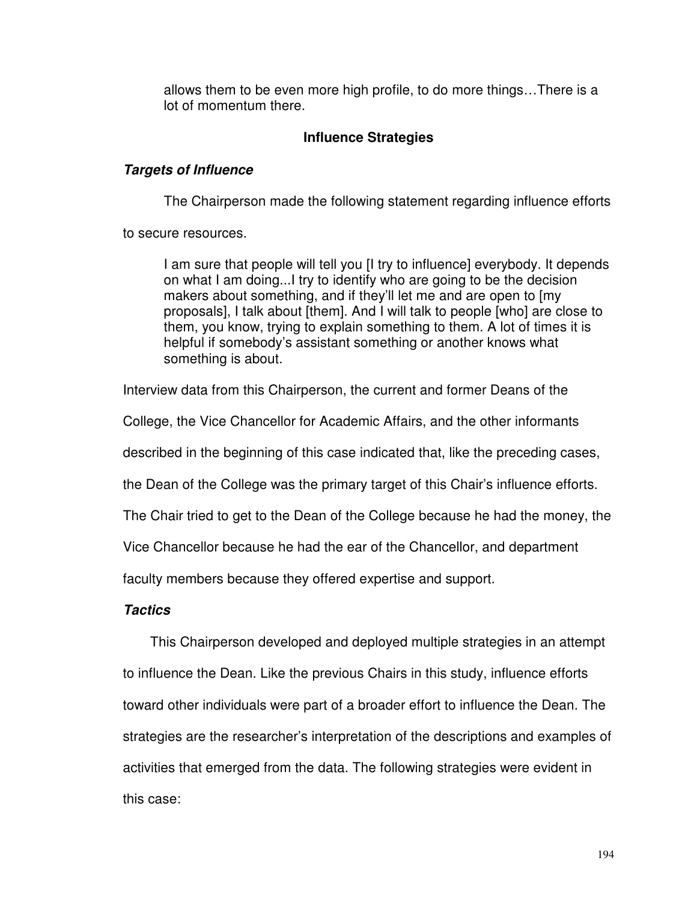> allows them to be even more high profile, to do more things…There is a lot of momentum there.

## Influence Strategies

### *Targets of Influence*

The Chairperson made the following statement regarding influence efforts to secure resources.

> I am sure that people will tell you [I try to influence] everybody. It depends on what I am doing...I try to identify who are going to be the decision makers about something, and if they'll let me and are open to [my proposals], I talk about [them]. And I will talk to people [who] are close to them, you know, trying to explain something to them. A lot of times it is helpful if somebody's assistant something or another knows what something is about.

Interview data from this Chairperson, the current and former Deans of the College, the Vice Chancellor for Academic Affairs, and the other informants described in the beginning of this case indicated that, like the preceding cases, the Dean of the College was the primary target of this Chair's influence efforts. The Chair tried to get to the Dean of the College because he had the money, the Vice Chancellor because he had the ear of the Chancellor, and department faculty members because they offered expertise and support.

### *Tactics*

This Chairperson developed and deployed multiple strategies in an attempt to influence the Dean. Like the previous Chairs in this study, influence efforts toward other individuals were part of a broader effort to influence the Dean. The strategies are the researcher's interpretation of the descriptions and examples of activities that emerged from the data. The following strategies were evident in this case: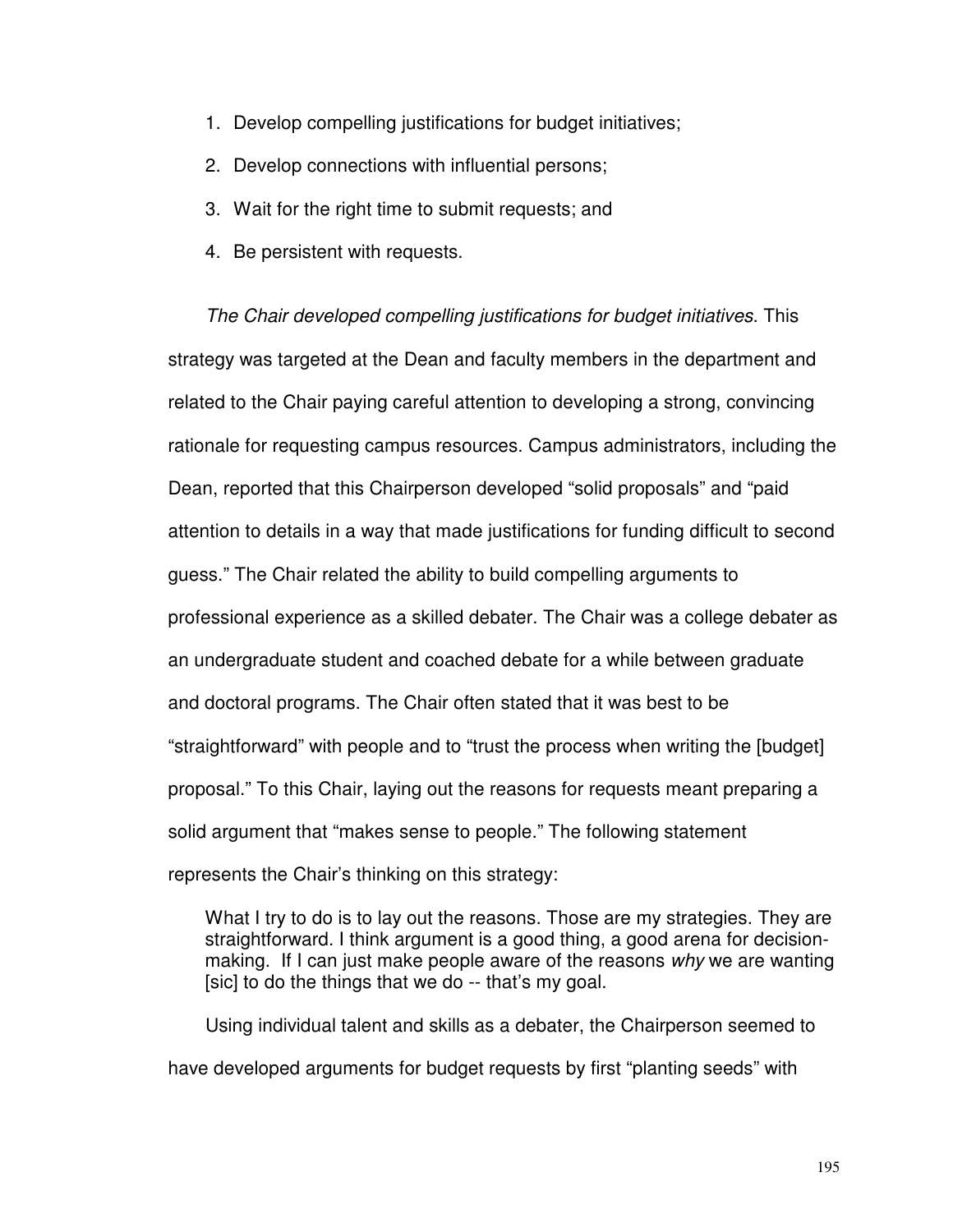1. Develop compelling justifications for budget initiatives;
2. Develop connections with influential persons;
3. Wait for the right time to submit requests; and
4. Be persistent with requests.

*The Chair developed compelling justifications for budget initiatives*. This strategy was targeted at the Dean and faculty members in the department and related to the Chair paying careful attention to developing a strong, convincing rationale for requesting campus resources. Campus administrators, including the Dean, reported that this Chairperson developed "solid proposals" and "paid attention to details in a way that made justifications for funding difficult to second guess." The Chair related the ability to build compelling arguments to professional experience as a skilled debater. The Chair was a college debater as an undergraduate student and coached debate for a while between graduate and doctoral programs. The Chair often stated that it was best to be "straightforward" with people and to "trust the process when writing the [budget] proposal." To this Chair, laying out the reasons for requests meant preparing a solid argument that "makes sense to people." The following statement represents the Chair's thinking on this strategy:

> What I try to do is to lay out the reasons. Those are my strategies. They are straightforward. I think argument is a good thing, a good arena for decision-making. If I can just make people aware of the reasons *why* we are wanting [sic] to do the things that we do -- that's my goal.

Using individual talent and skills as a debater, the Chairperson seemed to have developed arguments for budget requests by first "planting seeds" with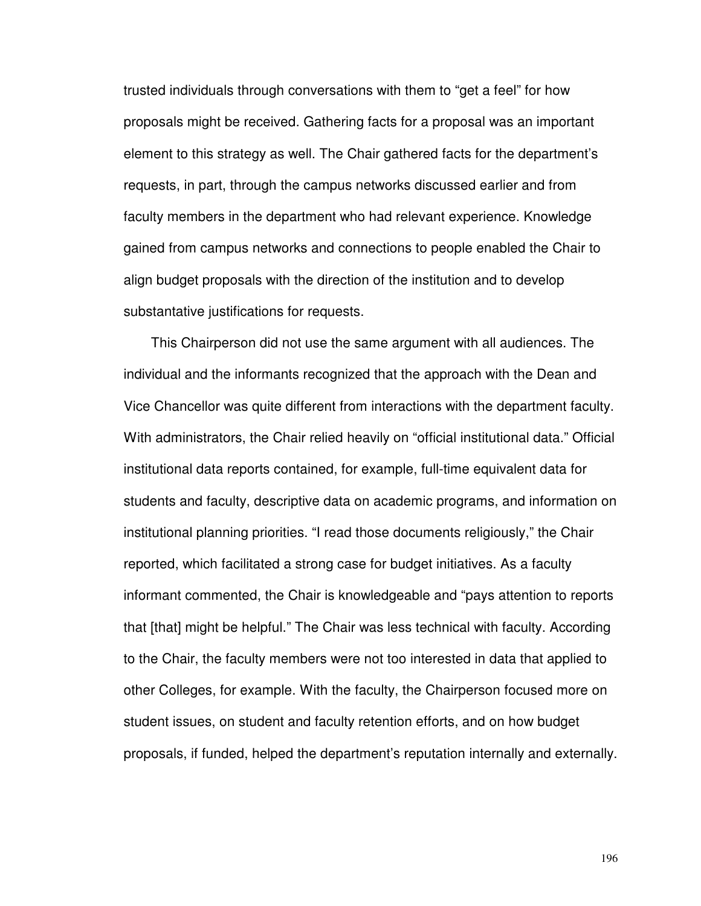trusted individuals through conversations with them to "get a feel" for how proposals might be received. Gathering facts for a proposal was an important element to this strategy as well. The Chair gathered facts for the department's requests, in part, through the campus networks discussed earlier and from faculty members in the department who had relevant experience. Knowledge gained from campus networks and connections to people enabled the Chair to align budget proposals with the direction of the institution and to develop substantative justifications for requests.

This Chairperson did not use the same argument with all audiences. The individual and the informants recognized that the approach with the Dean and Vice Chancellor was quite different from interactions with the department faculty. With administrators, the Chair relied heavily on "official institutional data." Official institutional data reports contained, for example, full-time equivalent data for students and faculty, descriptive data on academic programs, and information on institutional planning priorities. "I read those documents religiously," the Chair reported, which facilitated a strong case for budget initiatives. As a faculty informant commented, the Chair is knowledgeable and "pays attention to reports that [that] might be helpful." The Chair was less technical with faculty. According to the Chair, the faculty members were not too interested in data that applied to other Colleges, for example. With the faculty, the Chairperson focused more on student issues, on student and faculty retention efforts, and on how budget proposals, if funded, helped the department's reputation internally and externally.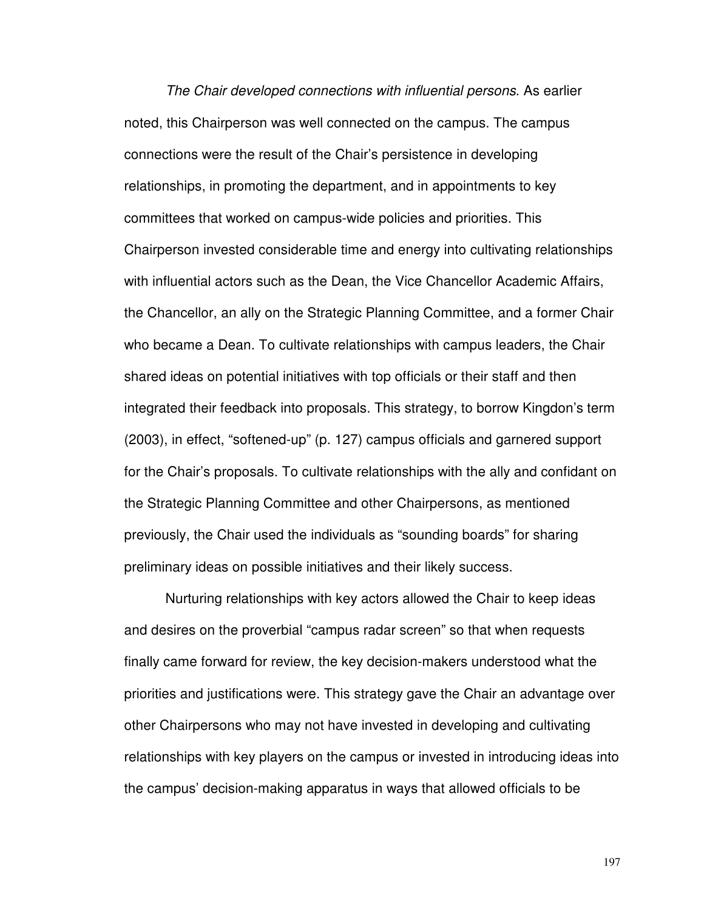*The Chair developed connections with influential persons*. As earlier noted, this Chairperson was well connected on the campus. The campus connections were the result of the Chair's persistence in developing relationships, in promoting the department, and in appointments to key committees that worked on campus-wide policies and priorities. This Chairperson invested considerable time and energy into cultivating relationships with influential actors such as the Dean, the Vice Chancellor Academic Affairs, the Chancellor, an ally on the Strategic Planning Committee, and a former Chair who became a Dean. To cultivate relationships with campus leaders, the Chair shared ideas on potential initiatives with top officials or their staff and then integrated their feedback into proposals. This strategy, to borrow Kingdon's term (2003), in effect, "softened-up" (p. 127) campus officials and garnered support for the Chair's proposals. To cultivate relationships with the ally and confidant on the Strategic Planning Committee and other Chairpersons, as mentioned previously, the Chair used the individuals as "sounding boards" for sharing preliminary ideas on possible initiatives and their likely success.

Nurturing relationships with key actors allowed the Chair to keep ideas and desires on the proverbial "campus radar screen" so that when requests finally came forward for review, the key decision-makers understood what the priorities and justifications were. This strategy gave the Chair an advantage over other Chairpersons who may not have invested in developing and cultivating relationships with key players on the campus or invested in introducing ideas into the campus' decision-making apparatus in ways that allowed officials to be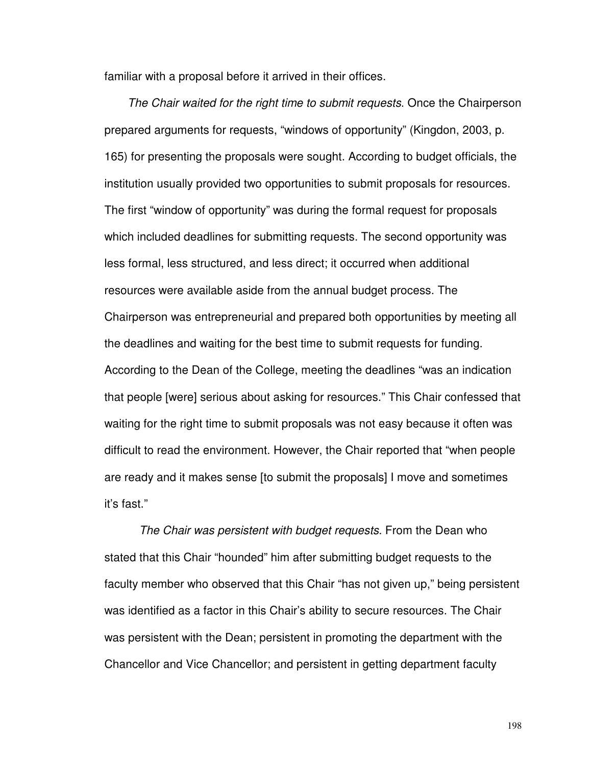familiar with a proposal before it arrived in their offices.

*The Chair waited for the right time to submit requests*. Once the Chairperson prepared arguments for requests, "windows of opportunity" (Kingdon, 2003, p. 165) for presenting the proposals were sought. According to budget officials, the institution usually provided two opportunities to submit proposals for resources. The first "window of opportunity" was during the formal request for proposals which included deadlines for submitting requests. The second opportunity was less formal, less structured, and less direct; it occurred when additional resources were available aside from the annual budget process. The Chairperson was entrepreneurial and prepared both opportunities by meeting all the deadlines and waiting for the best time to submit requests for funding. According to the Dean of the College, meeting the deadlines "was an indication that people [were] serious about asking for resources." This Chair confessed that waiting for the right time to submit proposals was not easy because it often was difficult to read the environment. However, the Chair reported that "when people are ready and it makes sense [to submit the proposals] I move and sometimes it's fast."

*The Chair was persistent with budget requests*. From the Dean who stated that this Chair "hounded" him after submitting budget requests to the faculty member who observed that this Chair "has not given up," being persistent was identified as a factor in this Chair's ability to secure resources. The Chair was persistent with the Dean; persistent in promoting the department with the Chancellor and Vice Chancellor; and persistent in getting department faculty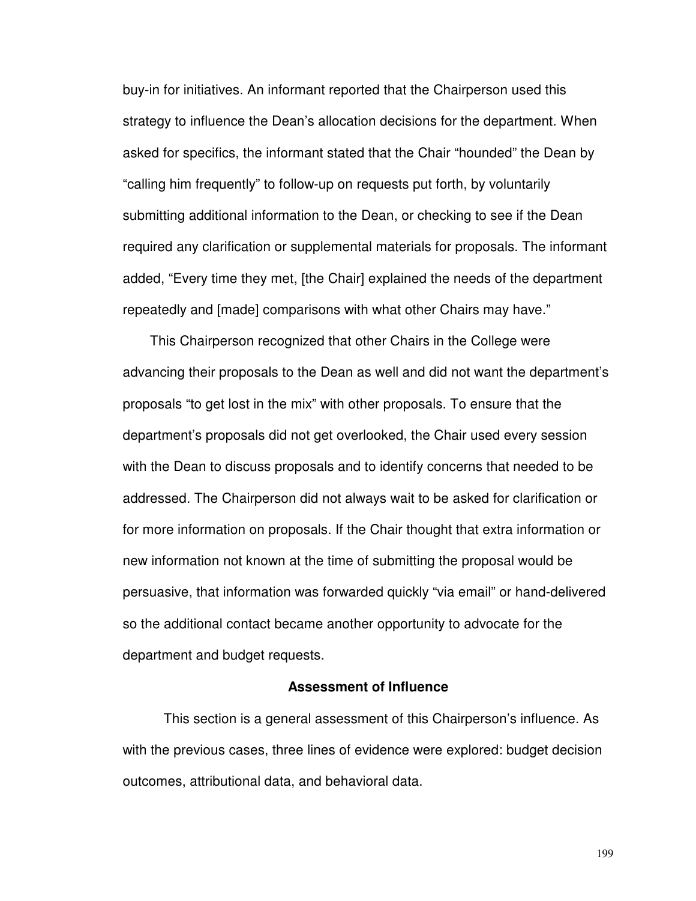buy-in for initiatives. An informant reported that the Chairperson used this strategy to influence the Dean's allocation decisions for the department. When asked for specifics, the informant stated that the Chair "hounded" the Dean by "calling him frequently" to follow-up on requests put forth, by voluntarily submitting additional information to the Dean, or checking to see if the Dean required any clarification or supplemental materials for proposals. The informant added, "Every time they met, [the Chair] explained the needs of the department repeatedly and [made] comparisons with what other Chairs may have."

This Chairperson recognized that other Chairs in the College were advancing their proposals to the Dean as well and did not want the department's proposals "to get lost in the mix" with other proposals. To ensure that the department's proposals did not get overlooked, the Chair used every session with the Dean to discuss proposals and to identify concerns that needed to be addressed. The Chairperson did not always wait to be asked for clarification or for more information on proposals. If the Chair thought that extra information or new information not known at the time of submitting the proposal would be persuasive, that information was forwarded quickly "via email" or hand-delivered so the additional contact became another opportunity to advocate for the department and budget requests.

### Assessment of Influence

This section is a general assessment of this Chairperson's influence. As with the previous cases, three lines of evidence were explored: budget decision outcomes, attributional data, and behavioral data.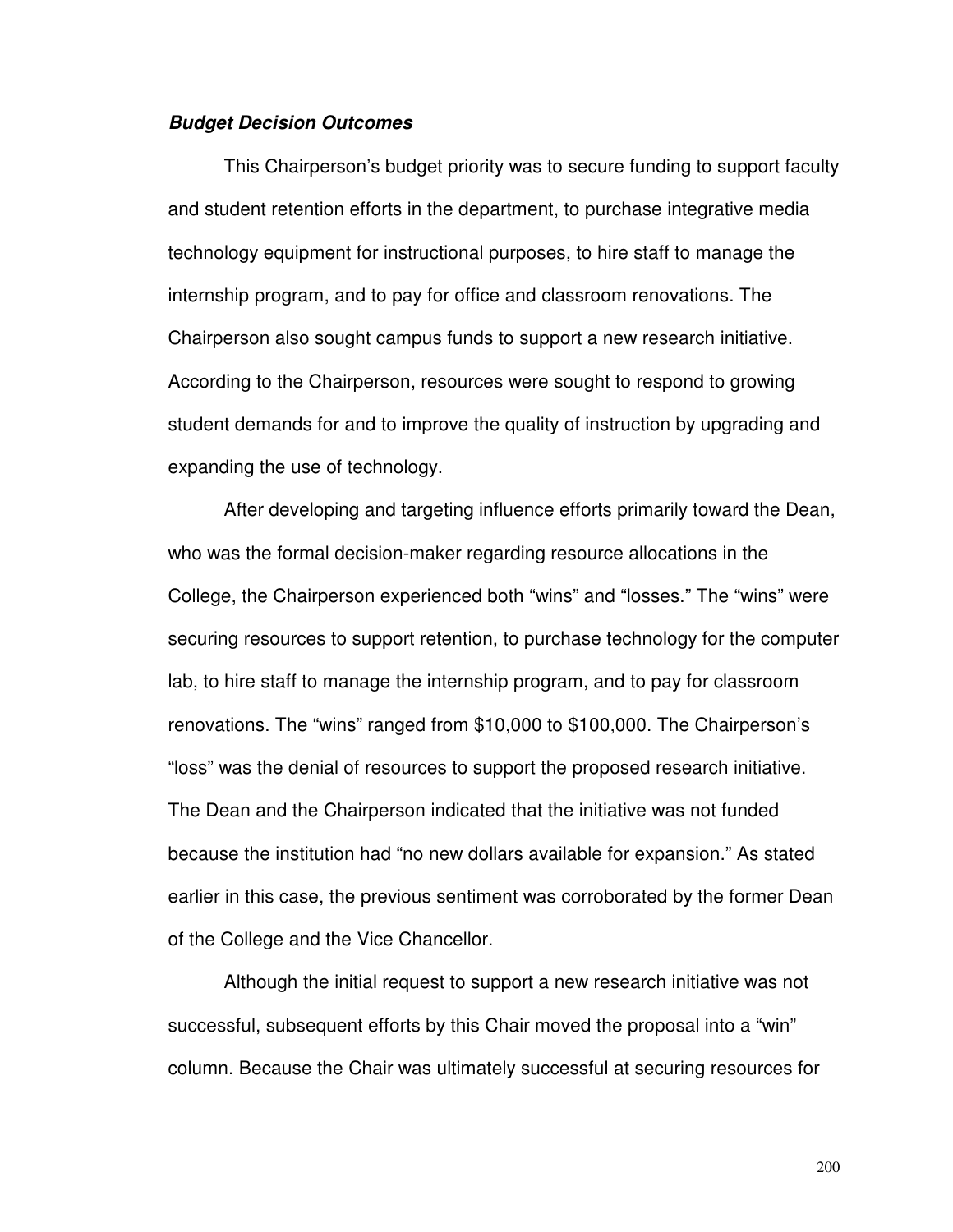***Budget Decision Outcomes***

This Chairperson's budget priority was to secure funding to support faculty and student retention efforts in the department, to purchase integrative media technology equipment for instructional purposes, to hire staff to manage the internship program, and to pay for office and classroom renovations. The Chairperson also sought campus funds to support a new research initiative. According to the Chairperson, resources were sought to respond to growing student demands for and to improve the quality of instruction by upgrading and expanding the use of technology.

After developing and targeting influence efforts primarily toward the Dean, who was the formal decision-maker regarding resource allocations in the College, the Chairperson experienced both "wins" and "losses." The "wins" were securing resources to support retention, to purchase technology for the computer lab, to hire staff to manage the internship program, and to pay for classroom renovations. The "wins" ranged from $10,000 to $100,000. The Chairperson's "loss" was the denial of resources to support the proposed research initiative. The Dean and the Chairperson indicated that the initiative was not funded because the institution had "no new dollars available for expansion." As stated earlier in this case, the previous sentiment was corroborated by the former Dean of the College and the Vice Chancellor.

Although the initial request to support a new research initiative was not successful, subsequent efforts by this Chair moved the proposal into a "win" column. Because the Chair was ultimately successful at securing resources for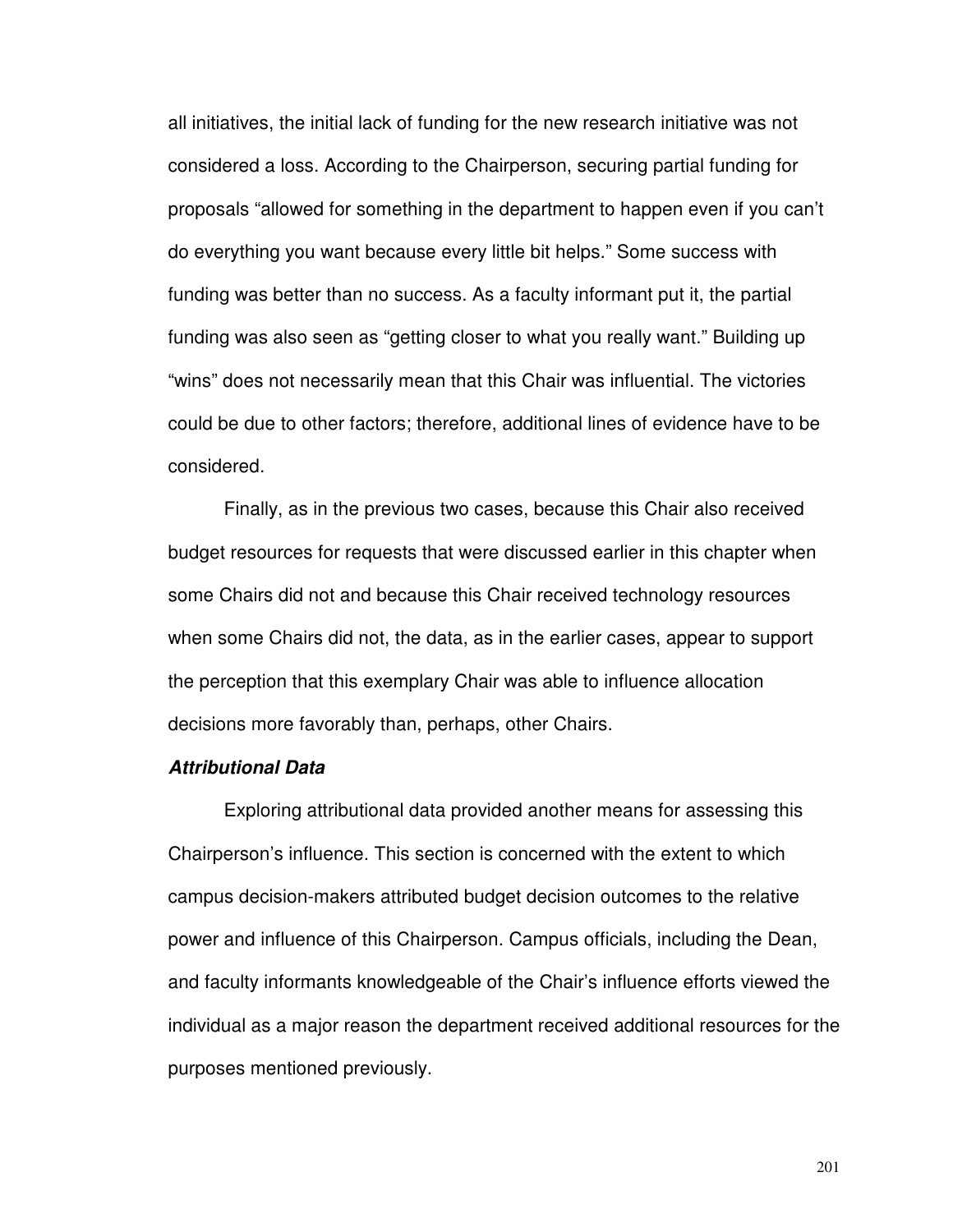all initiatives, the initial lack of funding for the new research initiative was not considered a loss. According to the Chairperson, securing partial funding for proposals “allowed for something in the department to happen even if you can’t do everything you want because every little bit helps.” Some success with funding was better than no success. As a faculty informant put it, the partial funding was also seen as “getting closer to what you really want.” Building up “wins” does not necessarily mean that this Chair was influential. The victories could be due to other factors; therefore, additional lines of evidence have to be considered.

Finally, as in the previous two cases, because this Chair also received budget resources for requests that were discussed earlier in this chapter when some Chairs did not and because this Chair received technology resources when some Chairs did not, the data, as in the earlier cases, appear to support the perception that this exemplary Chair was able to influence allocation decisions more favorably than, perhaps, other Chairs.

***Attributional Data***

Exploring attributional data provided another means for assessing this Chairperson’s influence. This section is concerned with the extent to which campus decision-makers attributed budget decision outcomes to the relative power and influence of this Chairperson. Campus officials, including the Dean, and faculty informants knowledgeable of the Chair’s influence efforts viewed the individual as a major reason the department received additional resources for the purposes mentioned previously.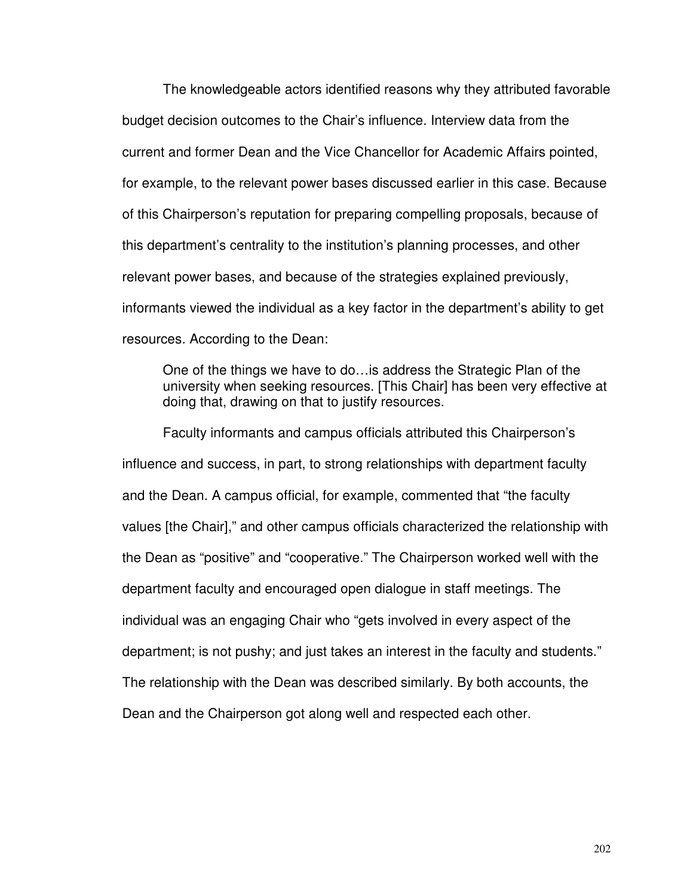The knowledgeable actors identified reasons why they attributed favorable budget decision outcomes to the Chair's influence. Interview data from the current and former Dean and the Vice Chancellor for Academic Affairs pointed, for example, to the relevant power bases discussed earlier in this case. Because of this Chairperson's reputation for preparing compelling proposals, because of this department's centrality to the institution's planning processes, and other relevant power bases, and because of the strategies explained previously, informants viewed the individual as a key factor in the department's ability to get resources. According to the Dean:

> One of the things we have to do…is address the Strategic Plan of the university when seeking resources. [This Chair] has been very effective at doing that, drawing on that to justify resources.

Faculty informants and campus officials attributed this Chairperson's influence and success, in part, to strong relationships with department faculty and the Dean. A campus official, for example, commented that "the faculty values [the Chair]," and other campus officials characterized the relationship with the Dean as "positive" and "cooperative." The Chairperson worked well with the department faculty and encouraged open dialogue in staff meetings. The individual was an engaging Chair who "gets involved in every aspect of the department; is not pushy; and just takes an interest in the faculty and students." The relationship with the Dean was described similarly. By both accounts, the Dean and the Chairperson got along well and respected each other.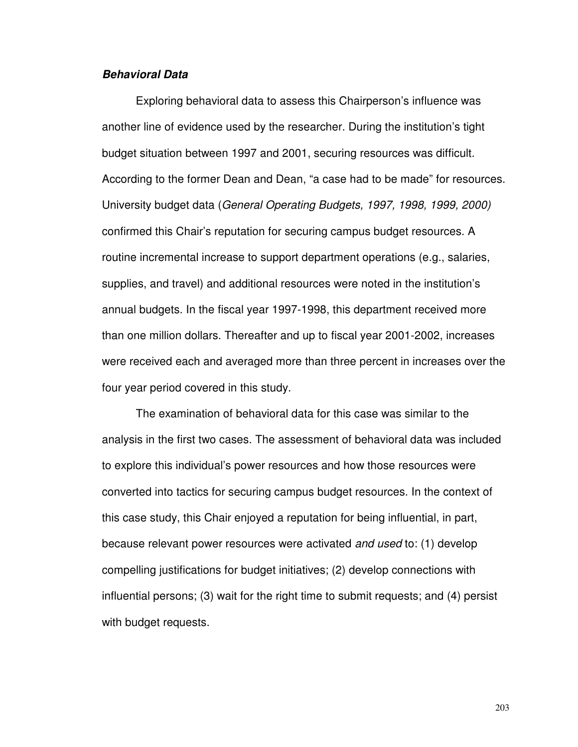***Behavioral Data***

Exploring behavioral data to assess this Chairperson's influence was another line of evidence used by the researcher. During the institution's tight budget situation between 1997 and 2001, securing resources was difficult. According to the former Dean and Dean, "a case had to be made" for resources. University budget data (*General Operating Budgets, 1997, 1998, 1999, 2000)* confirmed this Chair's reputation for securing campus budget resources. A routine incremental increase to support department operations (e.g., salaries, supplies, and travel) and additional resources were noted in the institution's annual budgets. In the fiscal year 1997-1998, this department received more than one million dollars. Thereafter and up to fiscal year 2001-2002, increases were received each and averaged more than three percent in increases over the four year period covered in this study.

The examination of behavioral data for this case was similar to the analysis in the first two cases. The assessment of behavioral data was included to explore this individual's power resources and how those resources were converted into tactics for securing campus budget resources. In the context of this case study, this Chair enjoyed a reputation for being influential, in part, because relevant power resources were activated *and used* to: (1) develop compelling justifications for budget initiatives; (2) develop connections with influential persons; (3) wait for the right time to submit requests; and (4) persist with budget requests.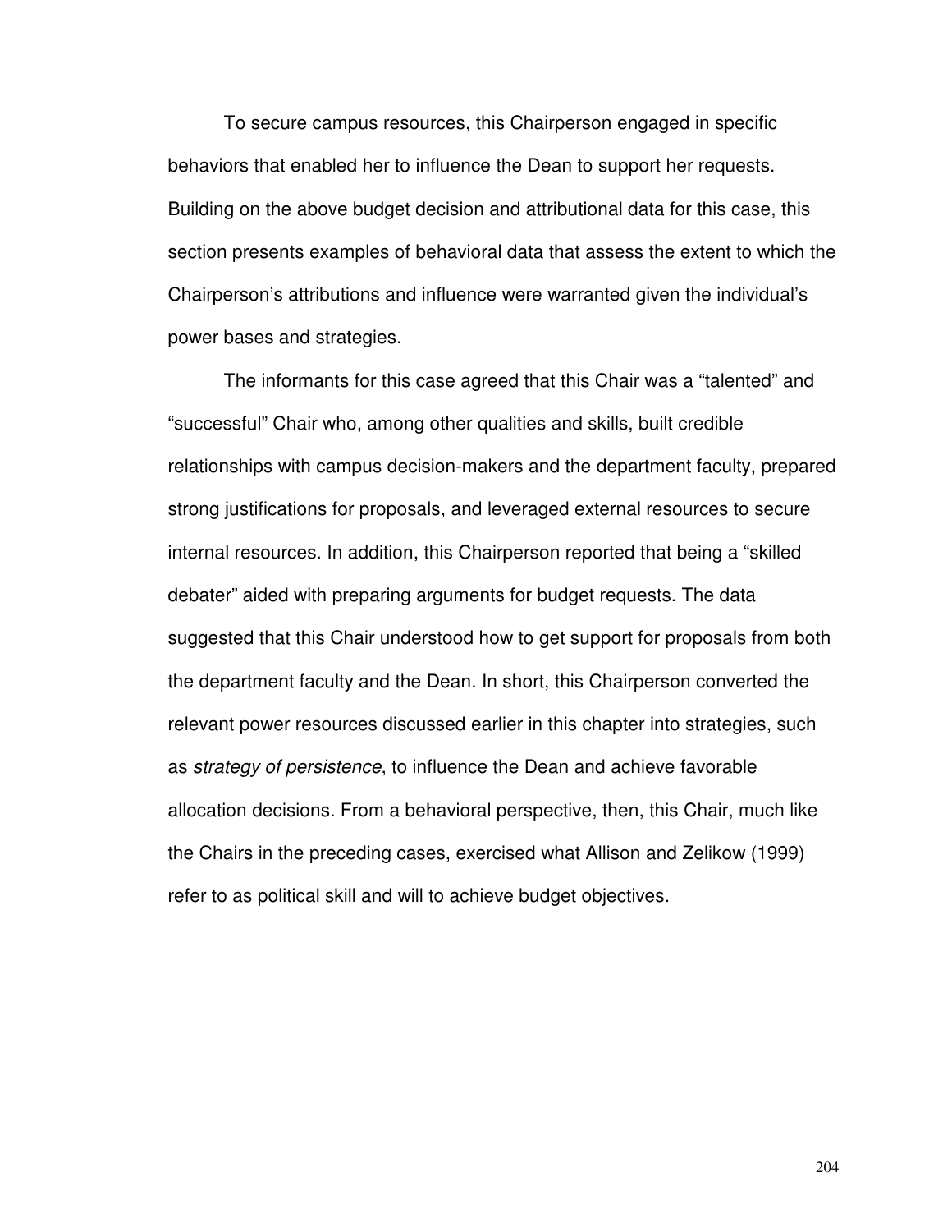To secure campus resources, this Chairperson engaged in specific behaviors that enabled her to influence the Dean to support her requests. Building on the above budget decision and attributional data for this case, this section presents examples of behavioral data that assess the extent to which the Chairperson's attributions and influence were warranted given the individual's power bases and strategies.

The informants for this case agreed that this Chair was a "talented" and "successful" Chair who, among other qualities and skills, built credible relationships with campus decision-makers and the department faculty, prepared strong justifications for proposals, and leveraged external resources to secure internal resources. In addition, this Chairperson reported that being a "skilled debater" aided with preparing arguments for budget requests. The data suggested that this Chair understood how to get support for proposals from both the department faculty and the Dean. In short, this Chairperson converted the relevant power resources discussed earlier in this chapter into strategies, such as *strategy of persistence*, to influence the Dean and achieve favorable allocation decisions. From a behavioral perspective, then, this Chair, much like the Chairs in the preceding cases, exercised what Allison and Zelikow (1999) refer to as political skill and will to achieve budget objectives.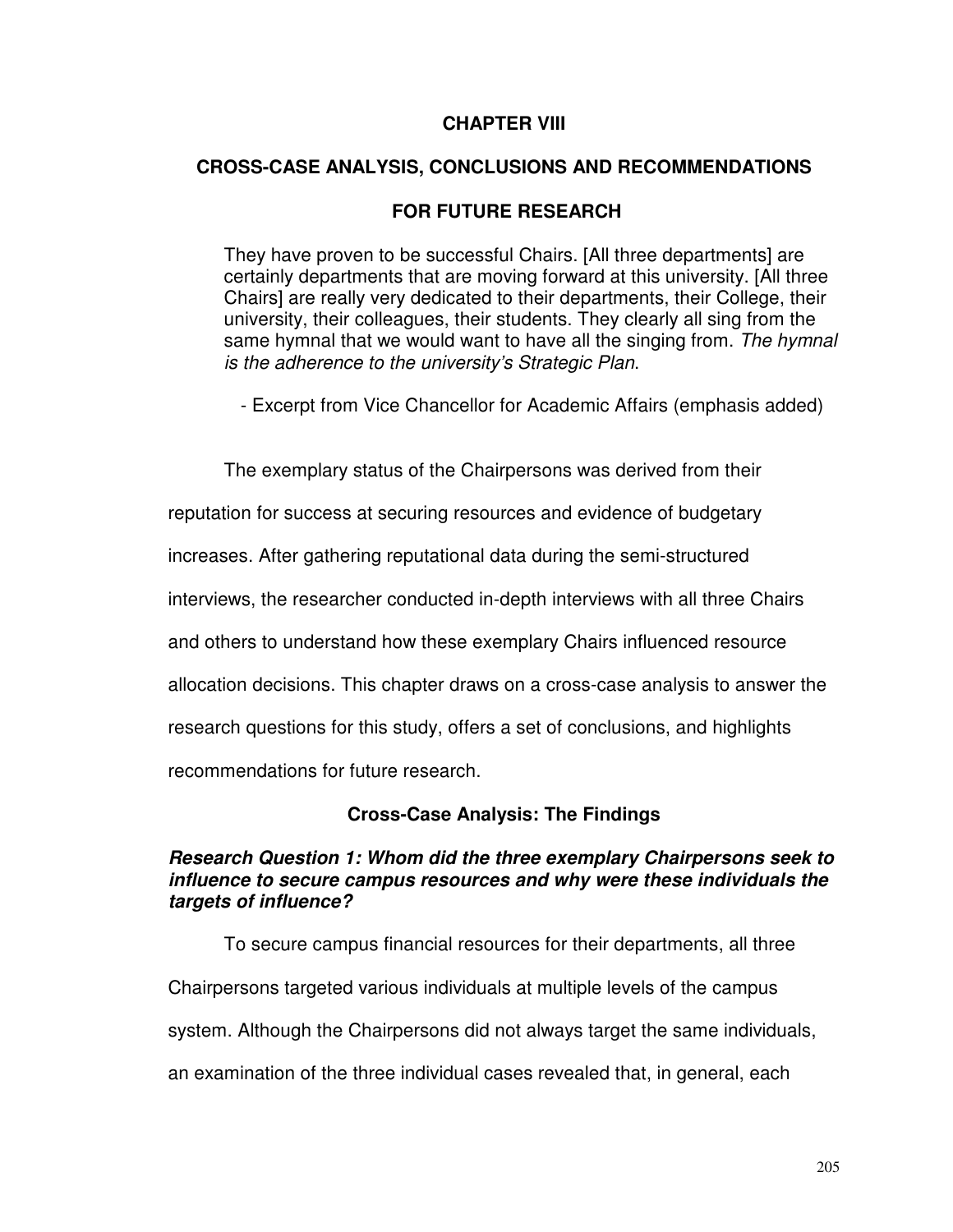# CHAPTER VIII

# CROSS-CASE ANALYSIS, CONCLUSIONS AND RECOMMENDATIONS FOR FUTURE RESEARCH

> They have proven to be successful Chairs. [All three departments] are certainly departments that are moving forward at this university. [All three Chairs] are really very dedicated to their departments, their College, their university, their colleagues, their students. They clearly all sing from the same hymnal that we would want to have all the singing from. *The hymnal is the adherence to the university's Strategic Plan*.
>
> \- Excerpt from Vice Chancellor for Academic Affairs (emphasis added)

The exemplary status of the Chairpersons was derived from their reputation for success at securing resources and evidence of budgetary increases. After gathering reputational data during the semi-structured interviews, the researcher conducted in-depth interviews with all three Chairs and others to understand how these exemplary Chairs influenced resource allocation decisions. This chapter draws on a cross-case analysis to answer the research questions for this study, offers a set of conclusions, and highlights recommendations for future research.

## Cross-Case Analysis: The Findings

### *Research Question 1: Whom did the three exemplary Chairpersons seek to influence to secure campus resources and why were these individuals the targets of influence?*

To secure campus financial resources for their departments, all three Chairpersons targeted various individuals at multiple levels of the campus system. Although the Chairpersons did not always target the same individuals, an examination of the three individual cases revealed that, in general, each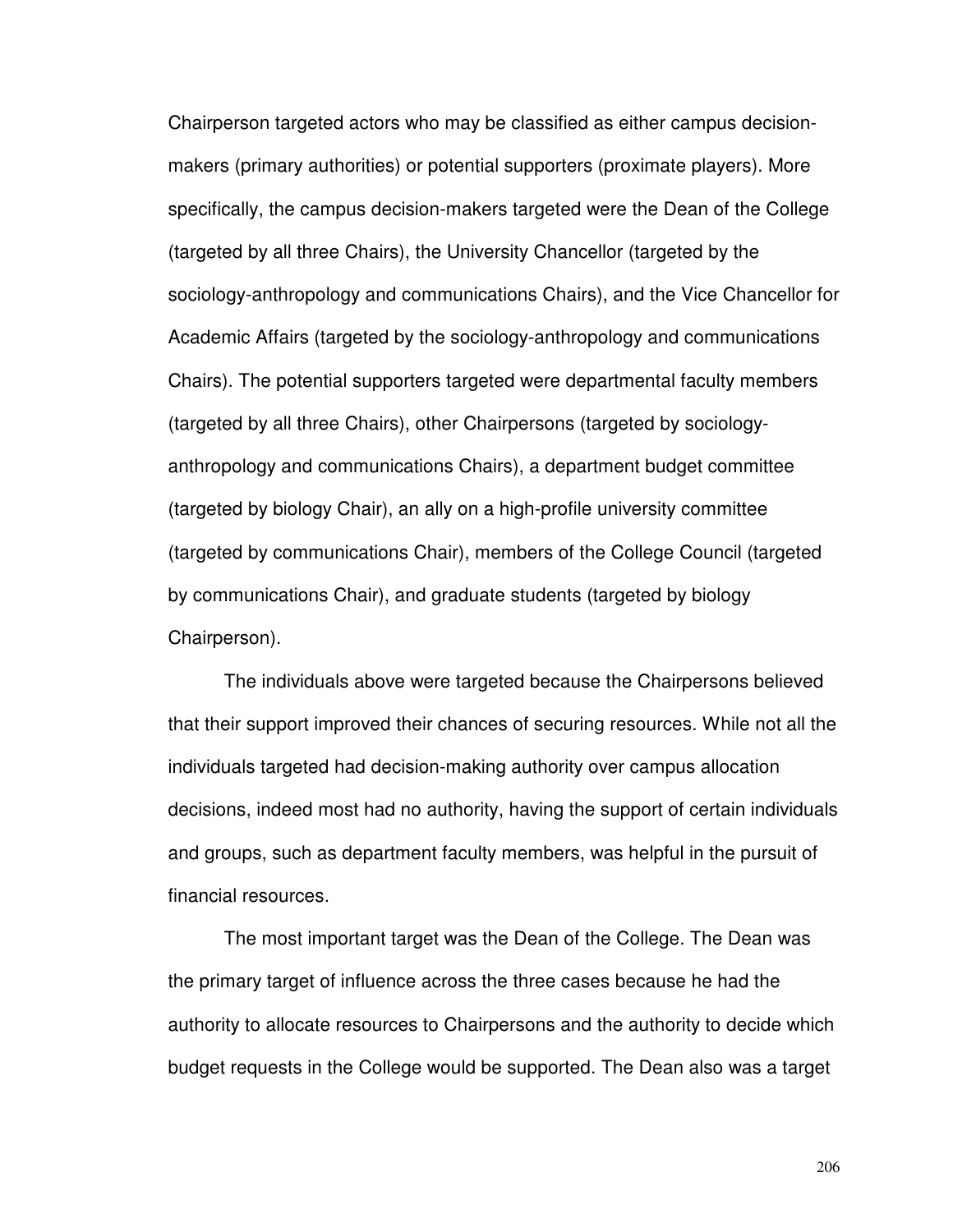Chairperson targeted actors who may be classified as either campus decision-makers (primary authorities) or potential supporters (proximate players). More specifically, the campus decision-makers targeted were the Dean of the College (targeted by all three Chairs), the University Chancellor (targeted by the sociology-anthropology and communications Chairs), and the Vice Chancellor for Academic Affairs (targeted by the sociology-anthropology and communications Chairs). The potential supporters targeted were departmental faculty members (targeted by all three Chairs), other Chairpersons (targeted by sociology-anthropology and communications Chairs), a department budget committee (targeted by biology Chair), an ally on a high-profile university committee (targeted by communications Chair), members of the College Council (targeted by communications Chair), and graduate students (targeted by biology Chairperson).

The individuals above were targeted because the Chairpersons believed that their support improved their chances of securing resources. While not all the individuals targeted had decision-making authority over campus allocation decisions, indeed most had no authority, having the support of certain individuals and groups, such as department faculty members, was helpful in the pursuit of financial resources.

The most important target was the Dean of the College. The Dean was the primary target of influence across the three cases because he had the authority to allocate resources to Chairpersons and the authority to decide which budget requests in the College would be supported. The Dean also was a target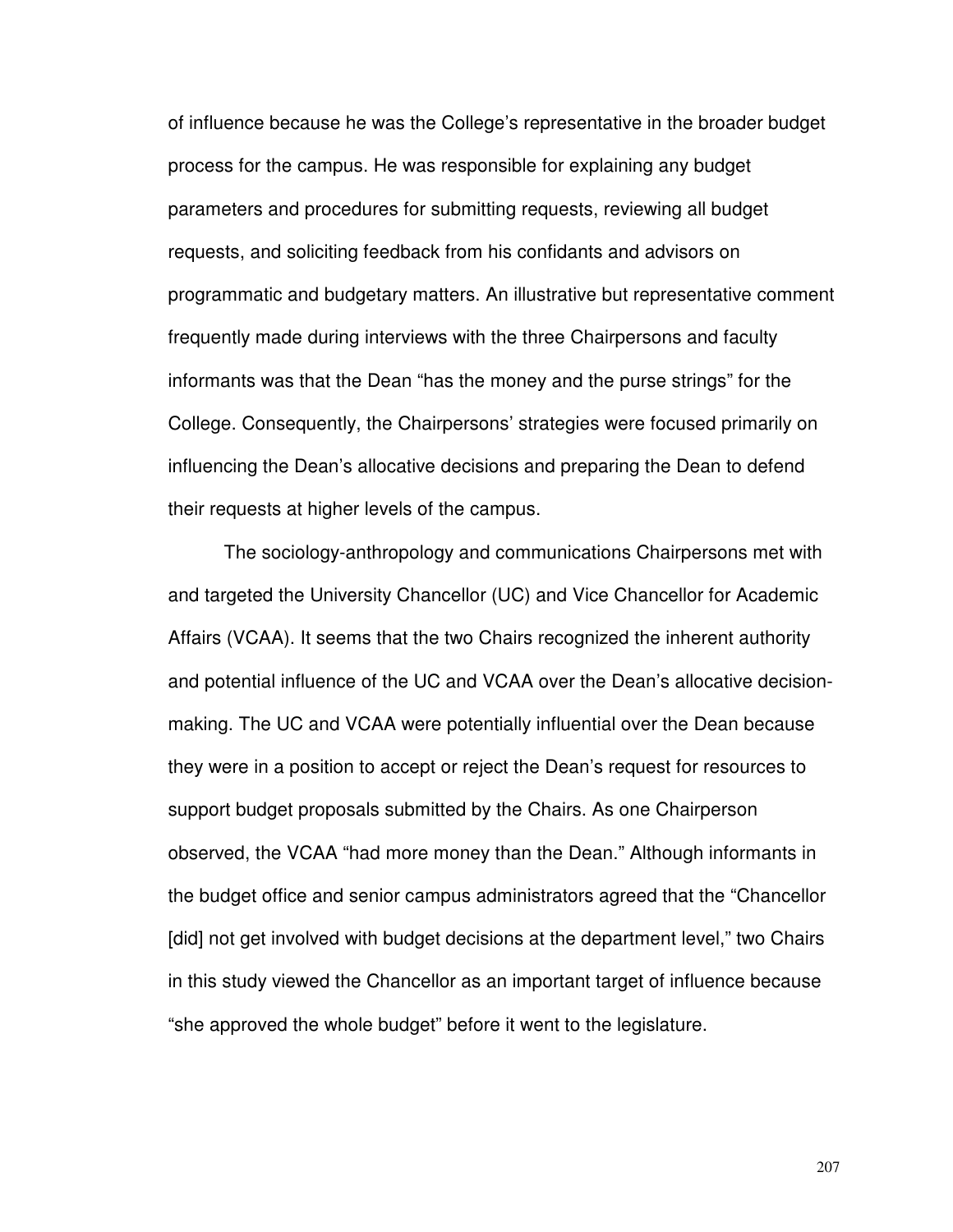of influence because he was the College's representative in the broader budget process for the campus. He was responsible for explaining any budget parameters and procedures for submitting requests, reviewing all budget requests, and soliciting feedback from his confidants and advisors on programmatic and budgetary matters. An illustrative but representative comment frequently made during interviews with the three Chairpersons and faculty informants was that the Dean "has the money and the purse strings" for the College. Consequently, the Chairpersons' strategies were focused primarily on influencing the Dean's allocative decisions and preparing the Dean to defend their requests at higher levels of the campus.

The sociology-anthropology and communications Chairpersons met with and targeted the University Chancellor (UC) and Vice Chancellor for Academic Affairs (VCAA). It seems that the two Chairs recognized the inherent authority and potential influence of the UC and VCAA over the Dean's allocative decision-making. The UC and VCAA were potentially influential over the Dean because they were in a position to accept or reject the Dean's request for resources to support budget proposals submitted by the Chairs. As one Chairperson observed, the VCAA "had more money than the Dean." Although informants in the budget office and senior campus administrators agreed that the "Chancellor [did] not get involved with budget decisions at the department level," two Chairs in this study viewed the Chancellor as an important target of influence because "she approved the whole budget" before it went to the legislature.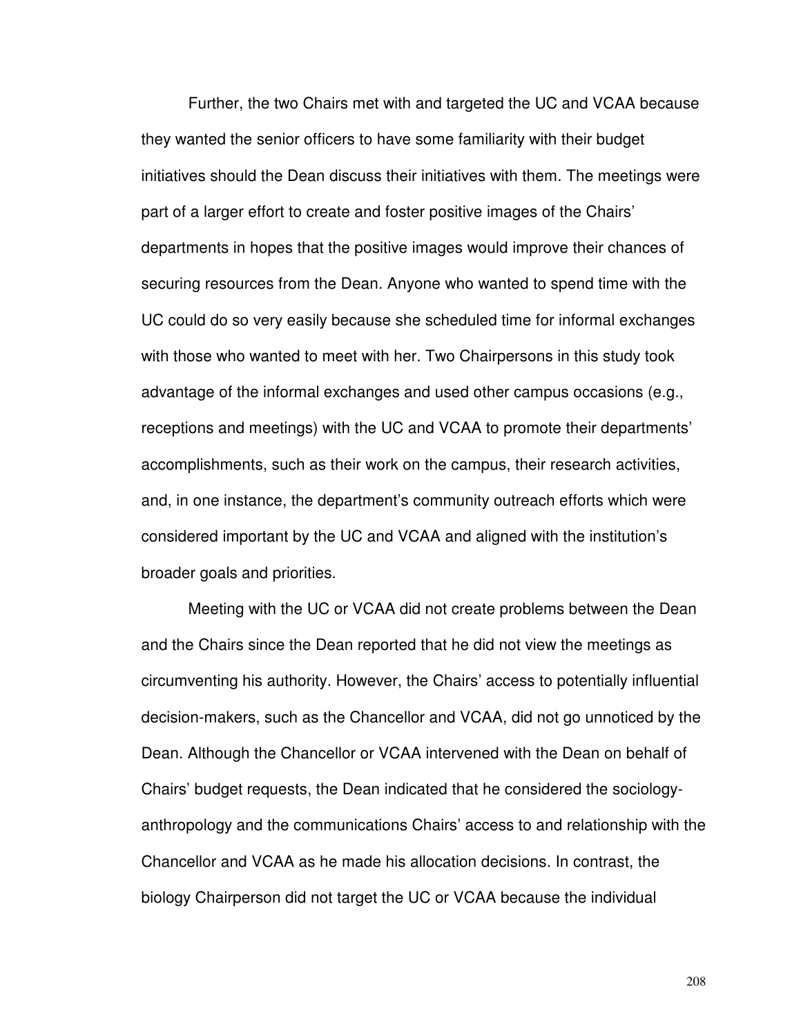Further, the two Chairs met with and targeted the UC and VCAA because they wanted the senior officers to have some familiarity with their budget initiatives should the Dean discuss their initiatives with them. The meetings were part of a larger effort to create and foster positive images of the Chairs' departments in hopes that the positive images would improve their chances of securing resources from the Dean. Anyone who wanted to spend time with the UC could do so very easily because she scheduled time for informal exchanges with those who wanted to meet with her. Two Chairpersons in this study took advantage of the informal exchanges and used other campus occasions (e.g., receptions and meetings) with the UC and VCAA to promote their departments' accomplishments, such as their work on the campus, their research activities, and, in one instance, the department's community outreach efforts which were considered important by the UC and VCAA and aligned with the institution's broader goals and priorities.

Meeting with the UC or VCAA did not create problems between the Dean and the Chairs since the Dean reported that he did not view the meetings as circumventing his authority. However, the Chairs' access to potentially influential decision-makers, such as the Chancellor and VCAA, did not go unnoticed by the Dean. Although the Chancellor or VCAA intervened with the Dean on behalf of Chairs' budget requests, the Dean indicated that he considered the sociology-anthropology and the communications Chairs' access to and relationship with the Chancellor and VCAA as he made his allocation decisions. In contrast, the biology Chairperson did not target the UC or VCAA because the individual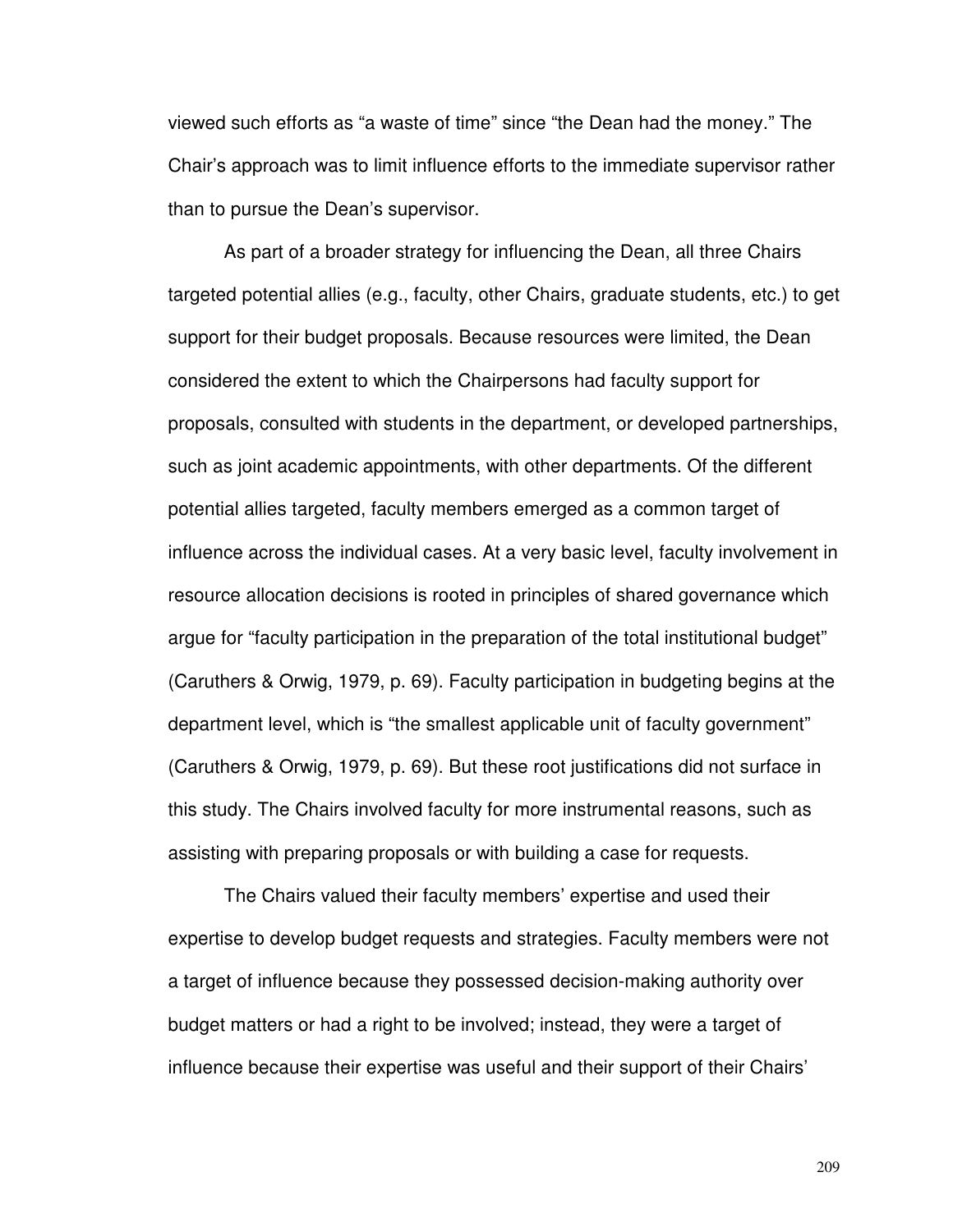viewed such efforts as "a waste of time" since "the Dean had the money." The Chair's approach was to limit influence efforts to the immediate supervisor rather than to pursue the Dean's supervisor.

As part of a broader strategy for influencing the Dean, all three Chairs targeted potential allies (e.g., faculty, other Chairs, graduate students, etc.) to get support for their budget proposals. Because resources were limited, the Dean considered the extent to which the Chairpersons had faculty support for proposals, consulted with students in the department, or developed partnerships, such as joint academic appointments, with other departments. Of the different potential allies targeted, faculty members emerged as a common target of influence across the individual cases. At a very basic level, faculty involvement in resource allocation decisions is rooted in principles of shared governance which argue for "faculty participation in the preparation of the total institutional budget" (Caruthers & Orwig, 1979, p. 69). Faculty participation in budgeting begins at the department level, which is "the smallest applicable unit of faculty government" (Caruthers & Orwig, 1979, p. 69). But these root justifications did not surface in this study. The Chairs involved faculty for more instrumental reasons, such as assisting with preparing proposals or with building a case for requests.

The Chairs valued their faculty members' expertise and used their expertise to develop budget requests and strategies. Faculty members were not a target of influence because they possessed decision-making authority over budget matters or had a right to be involved; instead, they were a target of influence because their expertise was useful and their support of their Chairs'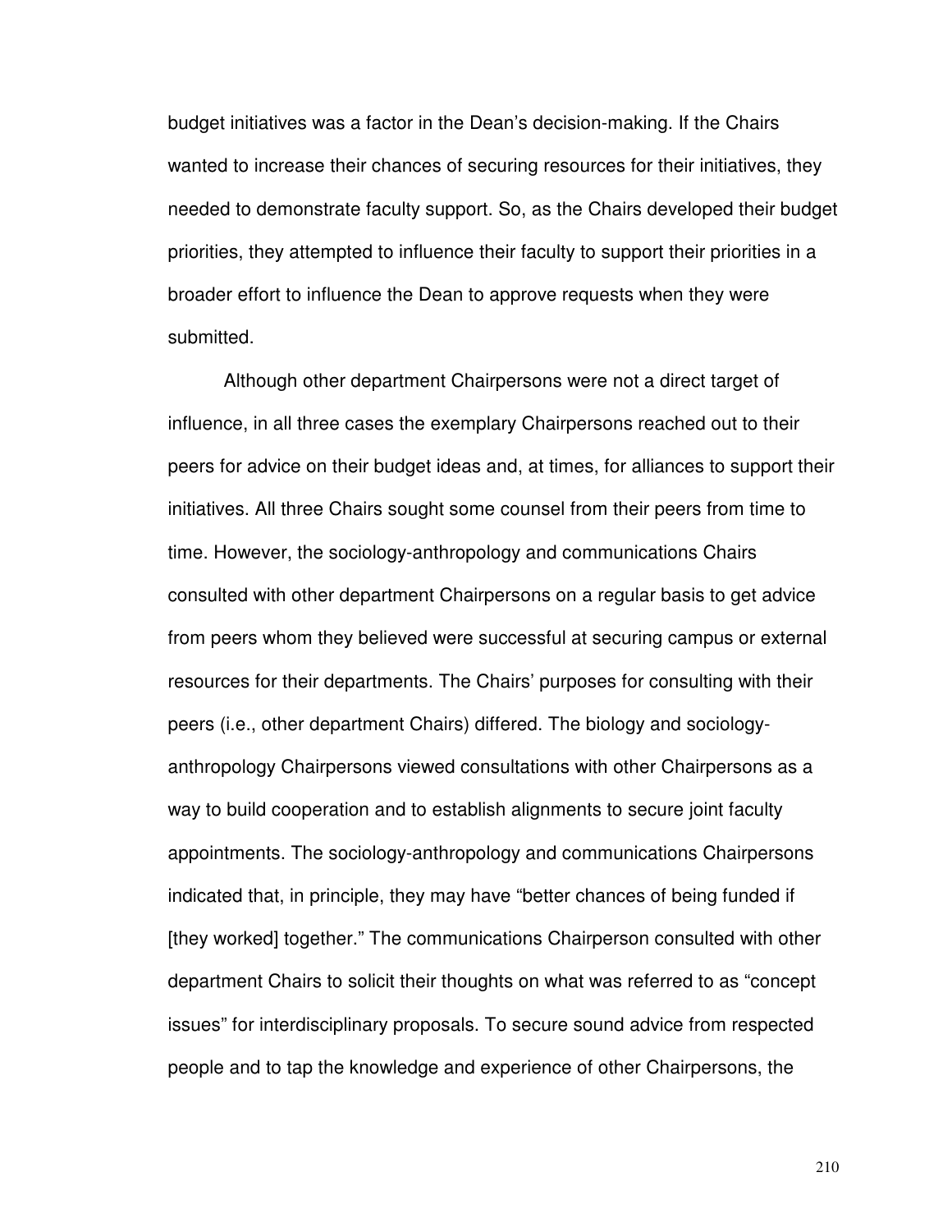budget initiatives was a factor in the Dean's decision-making. If the Chairs wanted to increase their chances of securing resources for their initiatives, they needed to demonstrate faculty support. So, as the Chairs developed their budget priorities, they attempted to influence their faculty to support their priorities in a broader effort to influence the Dean to approve requests when they were submitted.

Although other department Chairpersons were not a direct target of influence, in all three cases the exemplary Chairpersons reached out to their peers for advice on their budget ideas and, at times, for alliances to support their initiatives. All three Chairs sought some counsel from their peers from time to time. However, the sociology-anthropology and communications Chairs consulted with other department Chairpersons on a regular basis to get advice from peers whom they believed were successful at securing campus or external resources for their departments. The Chairs' purposes for consulting with their peers (i.e., other department Chairs) differed. The biology and sociology-anthropology Chairpersons viewed consultations with other Chairpersons as a way to build cooperation and to establish alignments to secure joint faculty appointments. The sociology-anthropology and communications Chairpersons indicated that, in principle, they may have "better chances of being funded if [they worked] together." The communications Chairperson consulted with other department Chairs to solicit their thoughts on what was referred to as "concept issues" for interdisciplinary proposals. To secure sound advice from respected people and to tap the knowledge and experience of other Chairpersons, the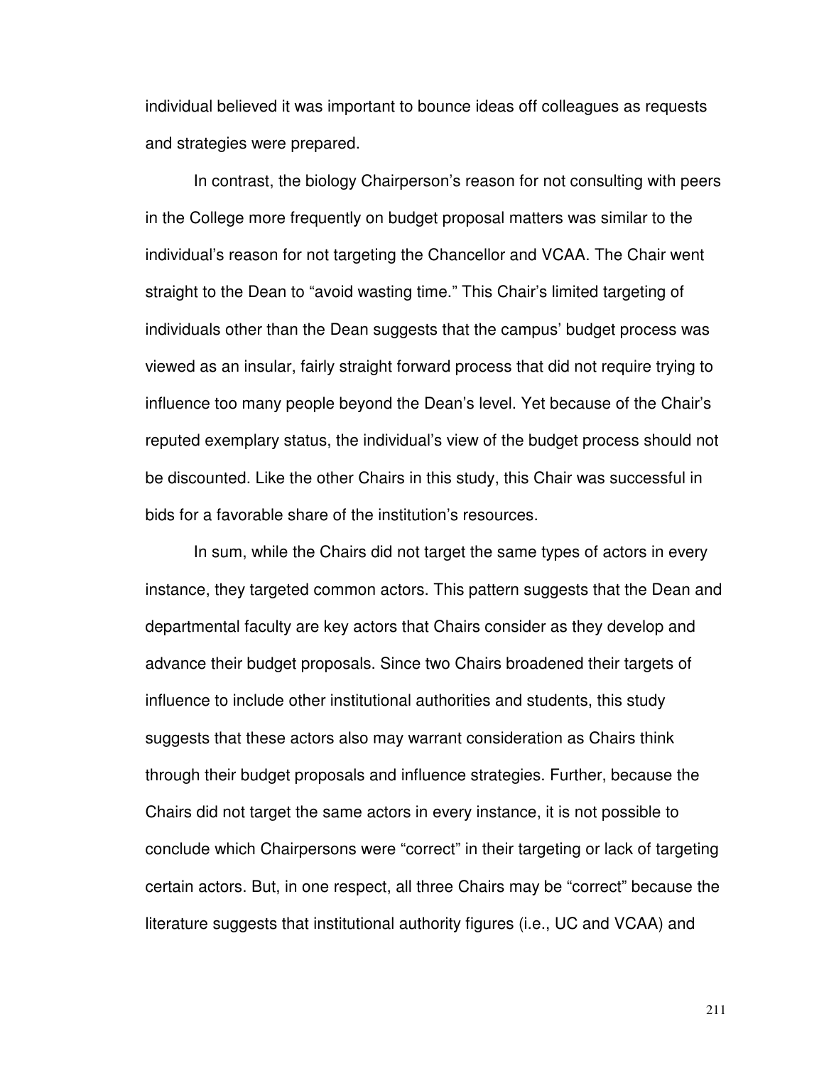individual believed it was important to bounce ideas off colleagues as requests and strategies were prepared.

In contrast, the biology Chairperson's reason for not consulting with peers in the College more frequently on budget proposal matters was similar to the individual's reason for not targeting the Chancellor and VCAA. The Chair went straight to the Dean to "avoid wasting time." This Chair's limited targeting of individuals other than the Dean suggests that the campus' budget process was viewed as an insular, fairly straight forward process that did not require trying to influence too many people beyond the Dean's level. Yet because of the Chair's reputed exemplary status, the individual's view of the budget process should not be discounted. Like the other Chairs in this study, this Chair was successful in bids for a favorable share of the institution's resources.

In sum, while the Chairs did not target the same types of actors in every instance, they targeted common actors. This pattern suggests that the Dean and departmental faculty are key actors that Chairs consider as they develop and advance their budget proposals. Since two Chairs broadened their targets of influence to include other institutional authorities and students, this study suggests that these actors also may warrant consideration as Chairs think through their budget proposals and influence strategies. Further, because the Chairs did not target the same actors in every instance, it is not possible to conclude which Chairpersons were "correct" in their targeting or lack of targeting certain actors. But, in one respect, all three Chairs may be "correct" because the literature suggests that institutional authority figures (i.e., UC and VCAA) and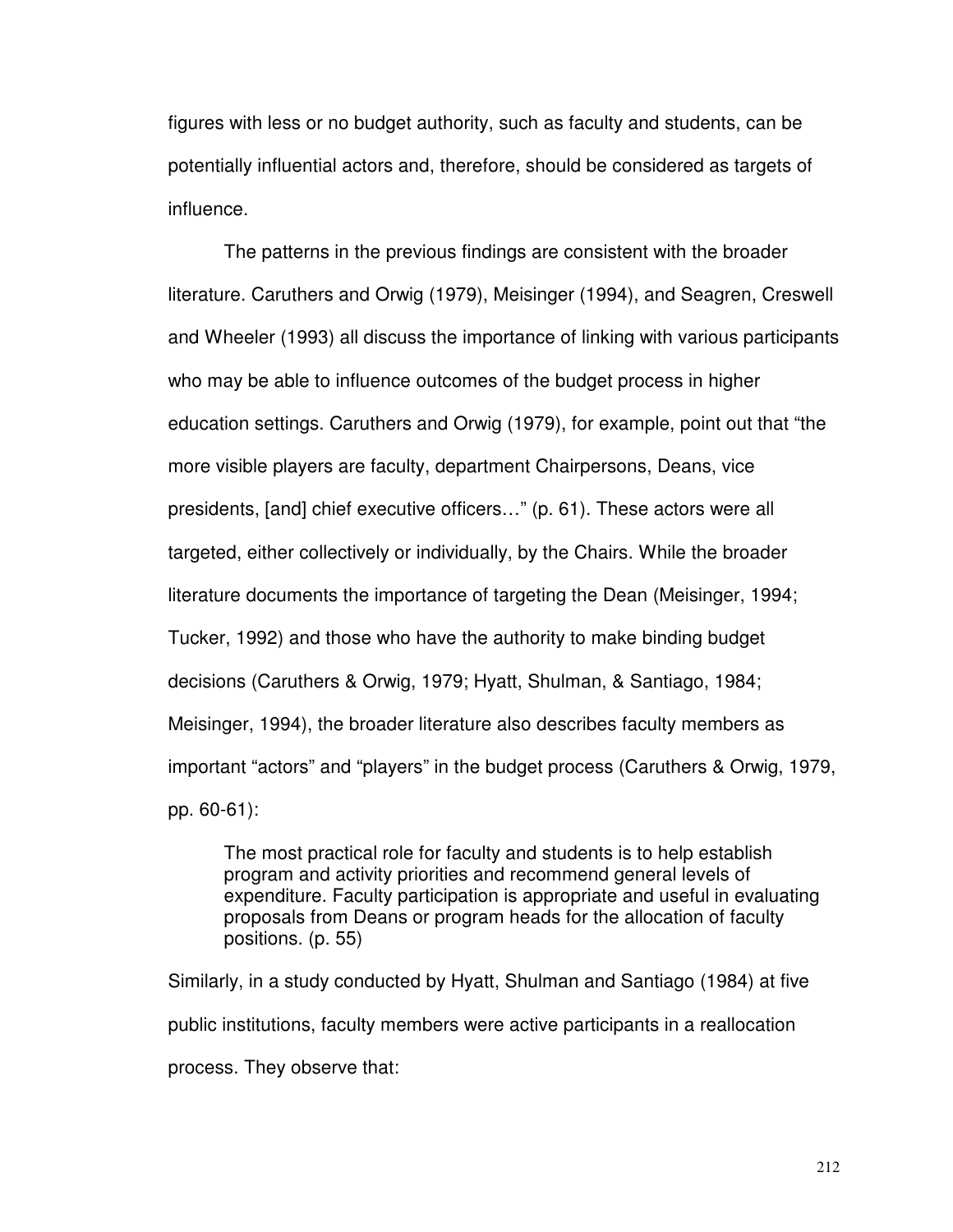figures with less or no budget authority, such as faculty and students, can be potentially influential actors and, therefore, should be considered as targets of influence.

The patterns in the previous findings are consistent with the broader literature. Caruthers and Orwig (1979), Meisinger (1994), and Seagren, Creswell and Wheeler (1993) all discuss the importance of linking with various participants who may be able to influence outcomes of the budget process in higher education settings. Caruthers and Orwig (1979), for example, point out that "the more visible players are faculty, department Chairpersons, Deans, vice presidents, [and] chief executive officers…" (p. 61). These actors were all targeted, either collectively or individually, by the Chairs. While the broader literature documents the importance of targeting the Dean (Meisinger, 1994; Tucker, 1992) and those who have the authority to make binding budget decisions (Caruthers & Orwig, 1979; Hyatt, Shulman, & Santiago, 1984; Meisinger, 1994), the broader literature also describes faculty members as important "actors" and "players" in the budget process (Caruthers & Orwig, 1979, pp. 60-61):

> The most practical role for faculty and students is to help establish program and activity priorities and recommend general levels of expenditure. Faculty participation is appropriate and useful in evaluating proposals from Deans or program heads for the allocation of faculty positions. (p. 55)

Similarly, in a study conducted by Hyatt, Shulman and Santiago (1984) at five public institutions, faculty members were active participants in a reallocation process. They observe that: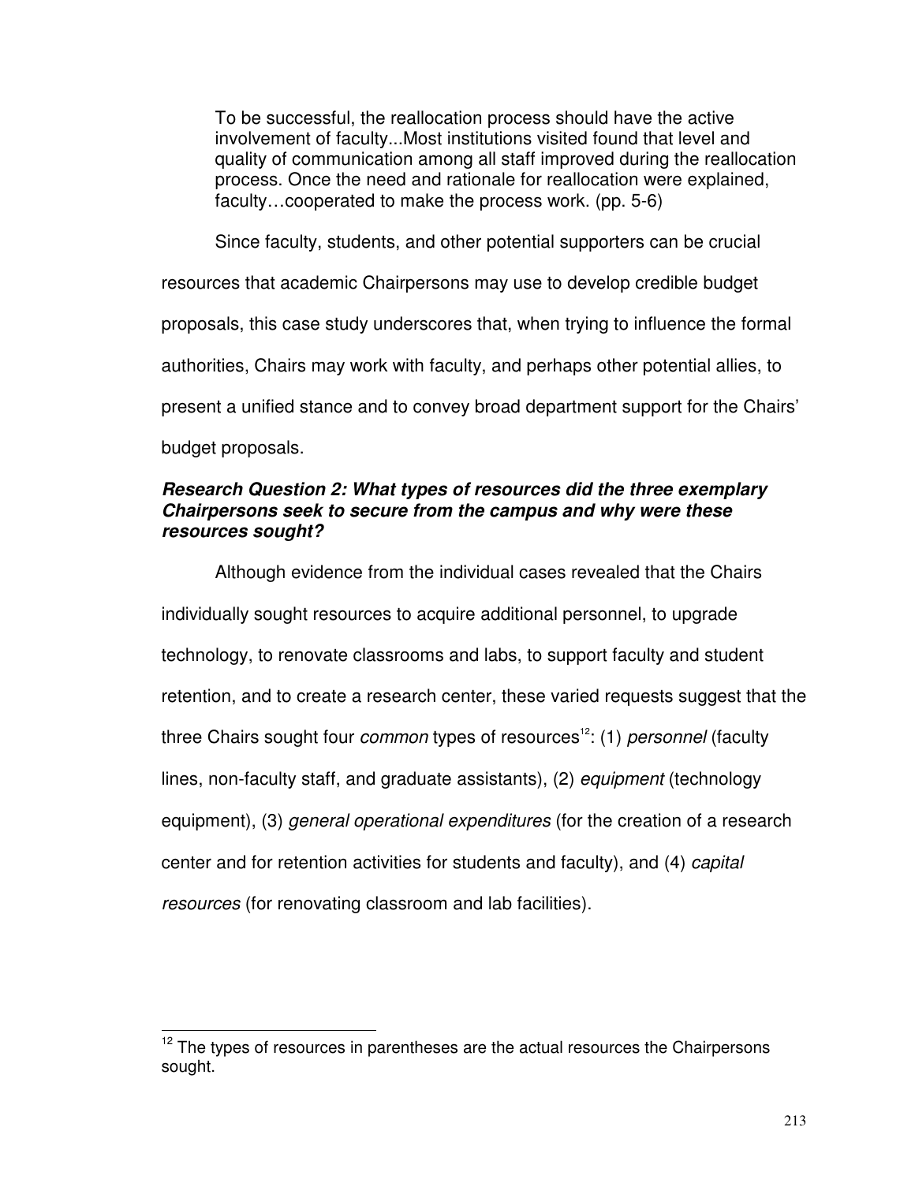> To be successful, the reallocation process should have the active involvement of faculty...Most institutions visited found that level and quality of communication among all staff improved during the reallocation process. Once the need and rationale for reallocation were explained, faculty…cooperated to make the process work. (pp. 5-6)

Since faculty, students, and other potential supporters can be crucial resources that academic Chairpersons may use to develop credible budget proposals, this case study underscores that, when trying to influence the formal authorities, Chairs may work with faculty, and perhaps other potential allies, to present a unified stance and to convey broad department support for the Chairs' budget proposals.

### *Research Question 2: What types of resources did the three exemplary Chairpersons seek to secure from the campus and why were these resources sought?*

Although evidence from the individual cases revealed that the Chairs individually sought resources to acquire additional personnel, to upgrade technology, to renovate classrooms and labs, to support faculty and student retention, and to create a research center, these varied requests suggest that the three Chairs sought four *common* types of resources[12]: (1) *personnel* (faculty lines, non-faculty staff, and graduate assistants), (2) *equipment* (technology equipment), (3) *general operational expenditures* (for the creation of a research center and for retention activities for students and faculty), and (4) *capital resources* (for renovating classroom and lab facilities).

---

[12] The types of resources in parentheses are the actual resources the Chairpersons sought.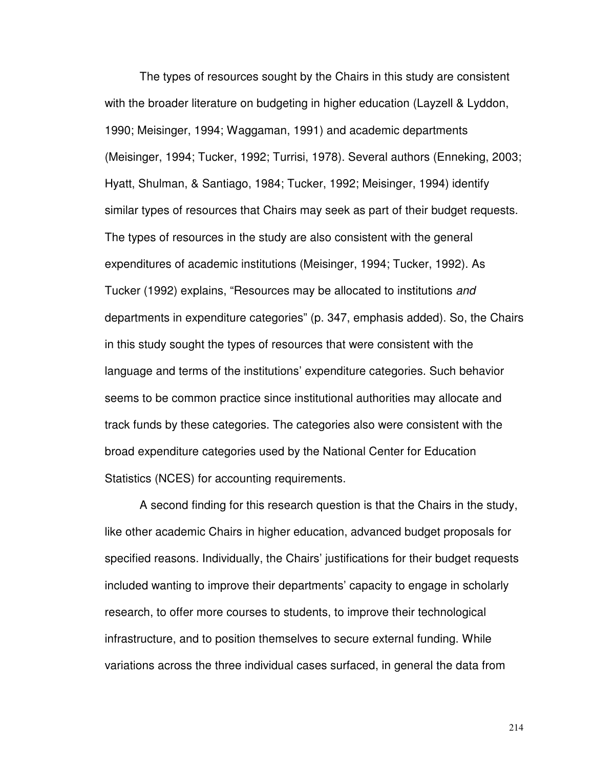The types of resources sought by the Chairs in this study are consistent with the broader literature on budgeting in higher education (Layzell & Lyddon, 1990; Meisinger, 1994; Waggaman, 1991) and academic departments (Meisinger, 1994; Tucker, 1992; Turrisi, 1978). Several authors (Enneking, 2003; Hyatt, Shulman, & Santiago, 1984; Tucker, 1992; Meisinger, 1994) identify similar types of resources that Chairs may seek as part of their budget requests. The types of resources in the study are also consistent with the general expenditures of academic institutions (Meisinger, 1994; Tucker, 1992). As Tucker (1992) explains, "Resources may be allocated to institutions *and* departments in expenditure categories" (p. 347, emphasis added). So, the Chairs in this study sought the types of resources that were consistent with the language and terms of the institutions' expenditure categories. Such behavior seems to be common practice since institutional authorities may allocate and track funds by these categories. The categories also were consistent with the broad expenditure categories used by the National Center for Education Statistics (NCES) for accounting requirements.

A second finding for this research question is that the Chairs in the study, like other academic Chairs in higher education, advanced budget proposals for specified reasons. Individually, the Chairs' justifications for their budget requests included wanting to improve their departments' capacity to engage in scholarly research, to offer more courses to students, to improve their technological infrastructure, and to position themselves to secure external funding. While variations across the three individual cases surfaced, in general the data from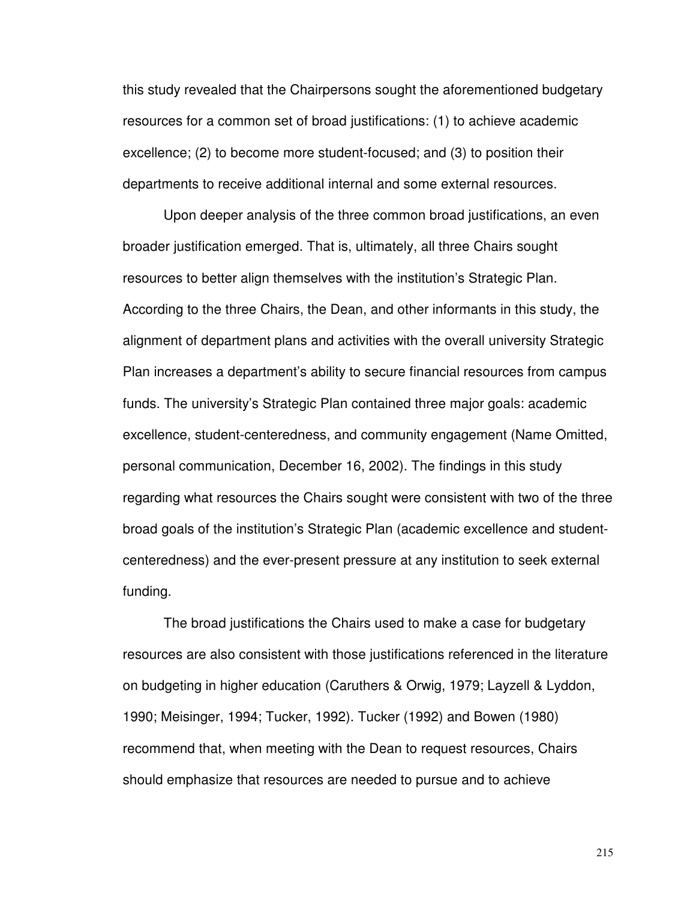this study revealed that the Chairpersons sought the aforementioned budgetary resources for a common set of broad justifications: (1) to achieve academic excellence; (2) to become more student-focused; and (3) to position their departments to receive additional internal and some external resources.

Upon deeper analysis of the three common broad justifications, an even broader justification emerged. That is, ultimately, all three Chairs sought resources to better align themselves with the institution's Strategic Plan. According to the three Chairs, the Dean, and other informants in this study, the alignment of department plans and activities with the overall university Strategic Plan increases a department's ability to secure financial resources from campus funds. The university's Strategic Plan contained three major goals: academic excellence, student-centeredness, and community engagement (Name Omitted, personal communication, December 16, 2002). The findings in this study regarding what resources the Chairs sought were consistent with two of the three broad goals of the institution's Strategic Plan (academic excellence and student-centeredness) and the ever-present pressure at any institution to seek external funding.

The broad justifications the Chairs used to make a case for budgetary resources are also consistent with those justifications referenced in the literature on budgeting in higher education (Caruthers & Orwig, 1979; Layzell & Lyddon, 1990; Meisinger, 1994; Tucker, 1992). Tucker (1992) and Bowen (1980) recommend that, when meeting with the Dean to request resources, Chairs should emphasize that resources are needed to pursue and to achieve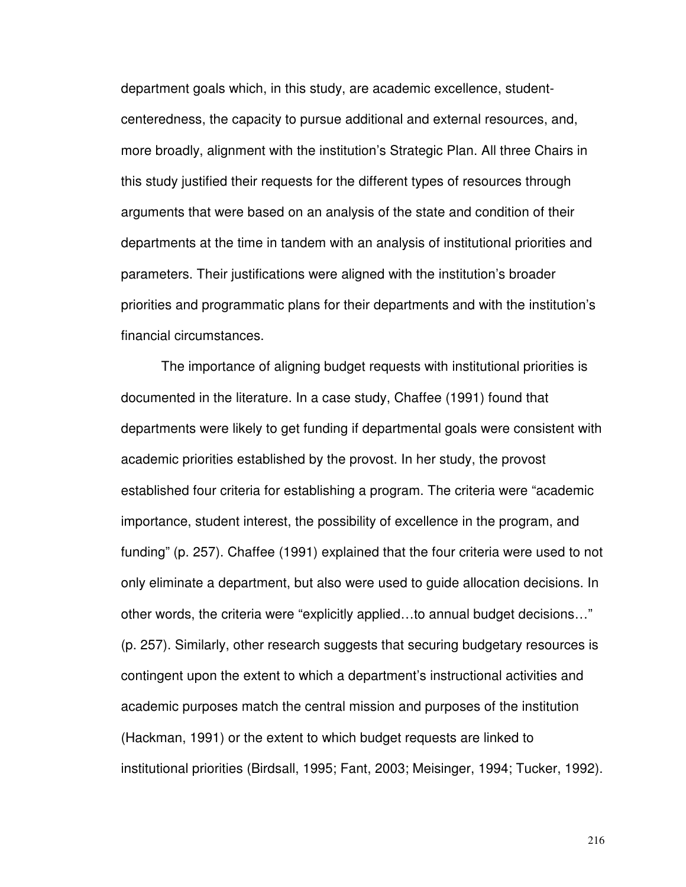department goals which, in this study, are academic excellence, student-centeredness, the capacity to pursue additional and external resources, and, more broadly, alignment with the institution's Strategic Plan. All three Chairs in this study justified their requests for the different types of resources through arguments that were based on an analysis of the state and condition of their departments at the time in tandem with an analysis of institutional priorities and parameters. Their justifications were aligned with the institution's broader priorities and programmatic plans for their departments and with the institution's financial circumstances.

The importance of aligning budget requests with institutional priorities is documented in the literature. In a case study, Chaffee (1991) found that departments were likely to get funding if departmental goals were consistent with academic priorities established by the provost. In her study, the provost established four criteria for establishing a program. The criteria were "academic importance, student interest, the possibility of excellence in the program, and funding" (p. 257). Chaffee (1991) explained that the four criteria were used to not only eliminate a department, but also were used to guide allocation decisions. In other words, the criteria were "explicitly applied…to annual budget decisions…" (p. 257). Similarly, other research suggests that securing budgetary resources is contingent upon the extent to which a department's instructional activities and academic purposes match the central mission and purposes of the institution (Hackman, 1991) or the extent to which budget requests are linked to institutional priorities (Birdsall, 1995; Fant, 2003; Meisinger, 1994; Tucker, 1992).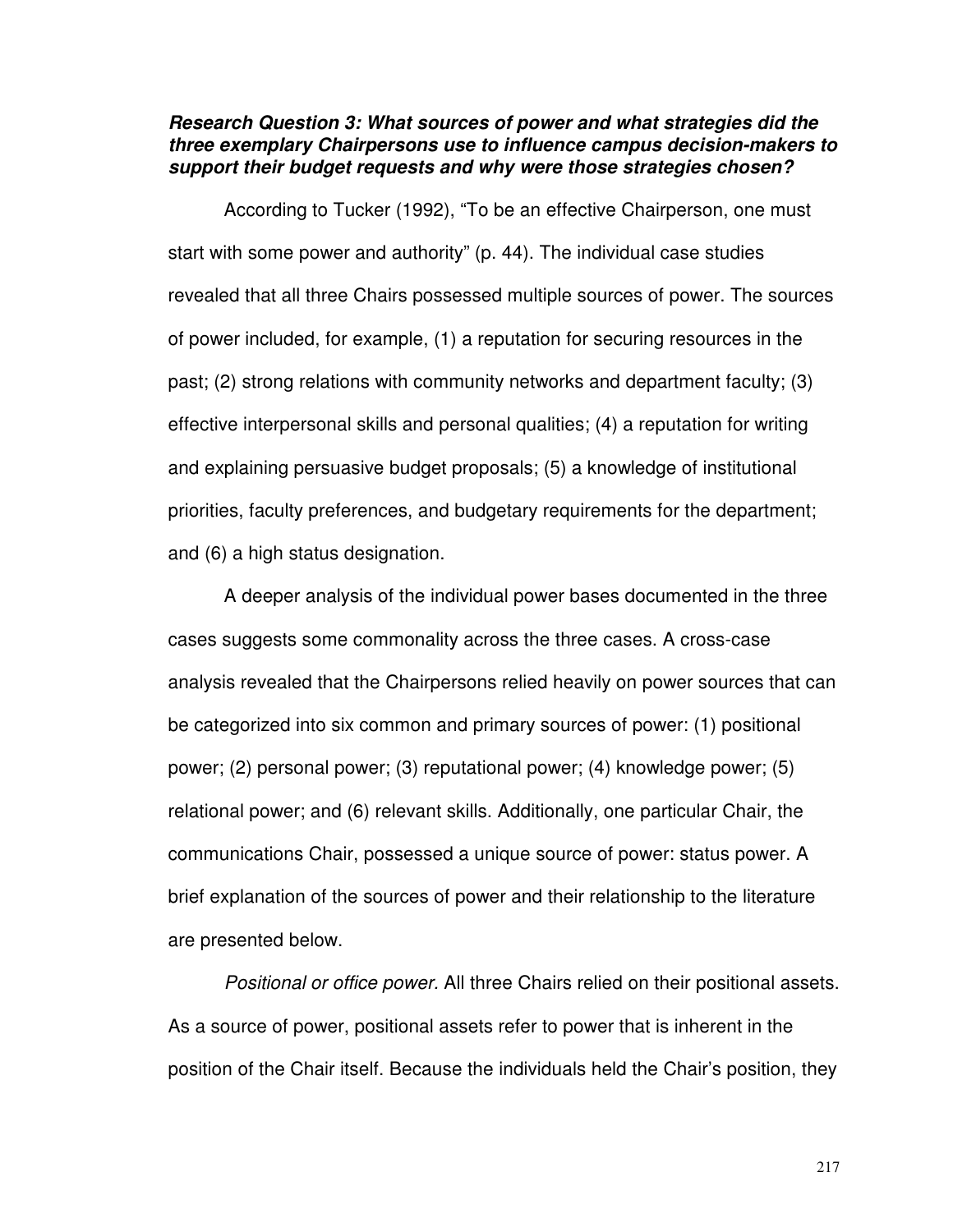***Research Question 3: What sources of power and what strategies did the three exemplary Chairpersons use to influence campus decision-makers to support their budget requests and why were those strategies chosen?***

According to Tucker (1992), "To be an effective Chairperson, one must start with some power and authority" (p. 44). The individual case studies revealed that all three Chairs possessed multiple sources of power. The sources of power included, for example, (1) a reputation for securing resources in the past; (2) strong relations with community networks and department faculty; (3) effective interpersonal skills and personal qualities; (4) a reputation for writing and explaining persuasive budget proposals; (5) a knowledge of institutional priorities, faculty preferences, and budgetary requirements for the department; and (6) a high status designation.

A deeper analysis of the individual power bases documented in the three cases suggests some commonality across the three cases. A cross-case analysis revealed that the Chairpersons relied heavily on power sources that can be categorized into six common and primary sources of power: (1) positional power; (2) personal power; (3) reputational power; (4) knowledge power; (5) relational power; and (6) relevant skills. Additionally, one particular Chair, the communications Chair, possessed a unique source of power: status power. A brief explanation of the sources of power and their relationship to the literature are presented below.

*Positional or office power.* All three Chairs relied on their positional assets. As a source of power, positional assets refer to power that is inherent in the position of the Chair itself. Because the individuals held the Chair's position, they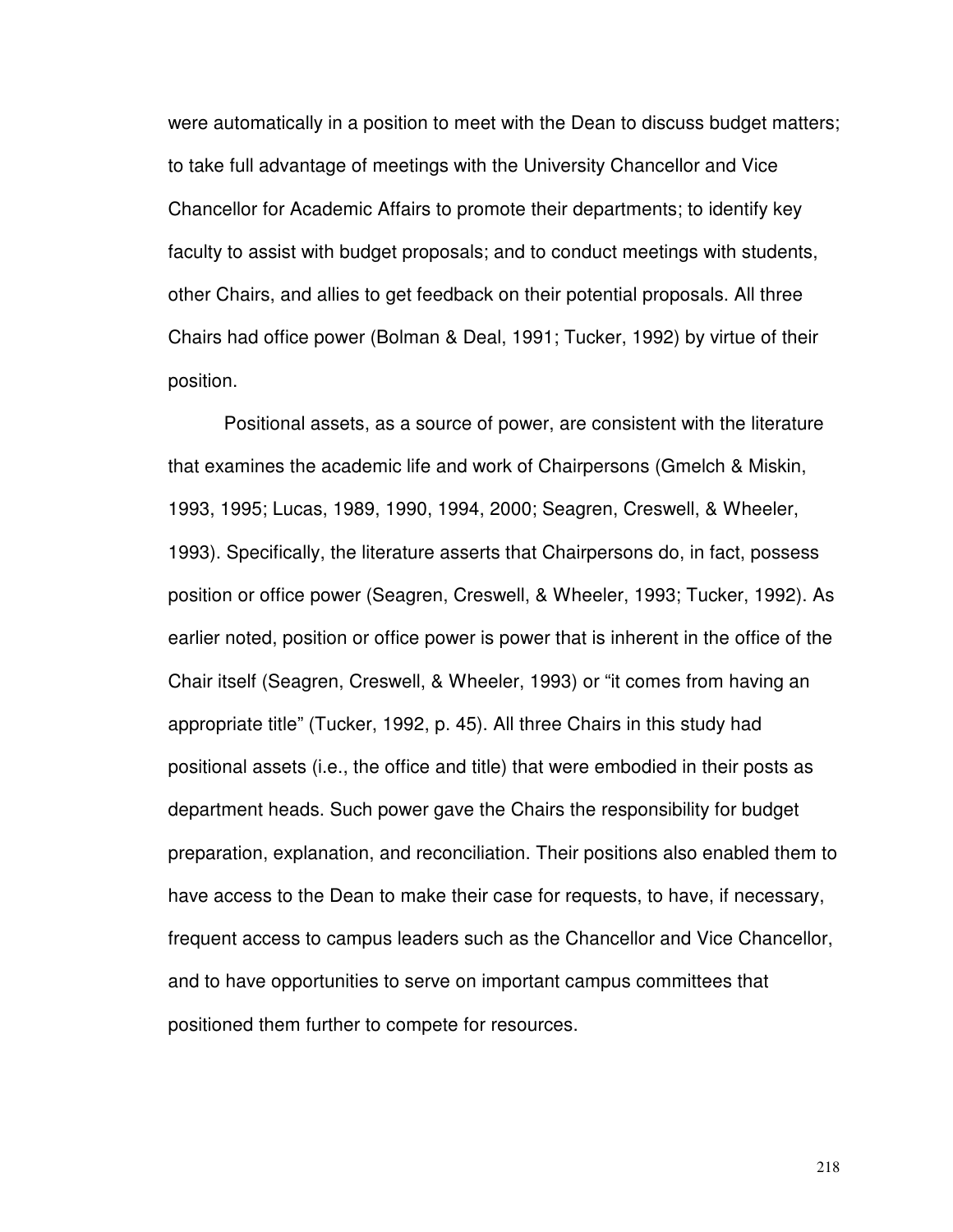were automatically in a position to meet with the Dean to discuss budget matters; to take full advantage of meetings with the University Chancellor and Vice Chancellor for Academic Affairs to promote their departments; to identify key faculty to assist with budget proposals; and to conduct meetings with students, other Chairs, and allies to get feedback on their potential proposals. All three Chairs had office power (Bolman & Deal, 1991; Tucker, 1992) by virtue of their position.

Positional assets, as a source of power, are consistent with the literature that examines the academic life and work of Chairpersons (Gmelch & Miskin, 1993, 1995; Lucas, 1989, 1990, 1994, 2000; Seagren, Creswell, & Wheeler, 1993). Specifically, the literature asserts that Chairpersons do, in fact, possess position or office power (Seagren, Creswell, & Wheeler, 1993; Tucker, 1992). As earlier noted, position or office power is power that is inherent in the office of the Chair itself (Seagren, Creswell, & Wheeler, 1993) or "it comes from having an appropriate title" (Tucker, 1992, p. 45). All three Chairs in this study had positional assets (i.e., the office and title) that were embodied in their posts as department heads. Such power gave the Chairs the responsibility for budget preparation, explanation, and reconciliation. Their positions also enabled them to have access to the Dean to make their case for requests, to have, if necessary, frequent access to campus leaders such as the Chancellor and Vice Chancellor, and to have opportunities to serve on important campus committees that positioned them further to compete for resources.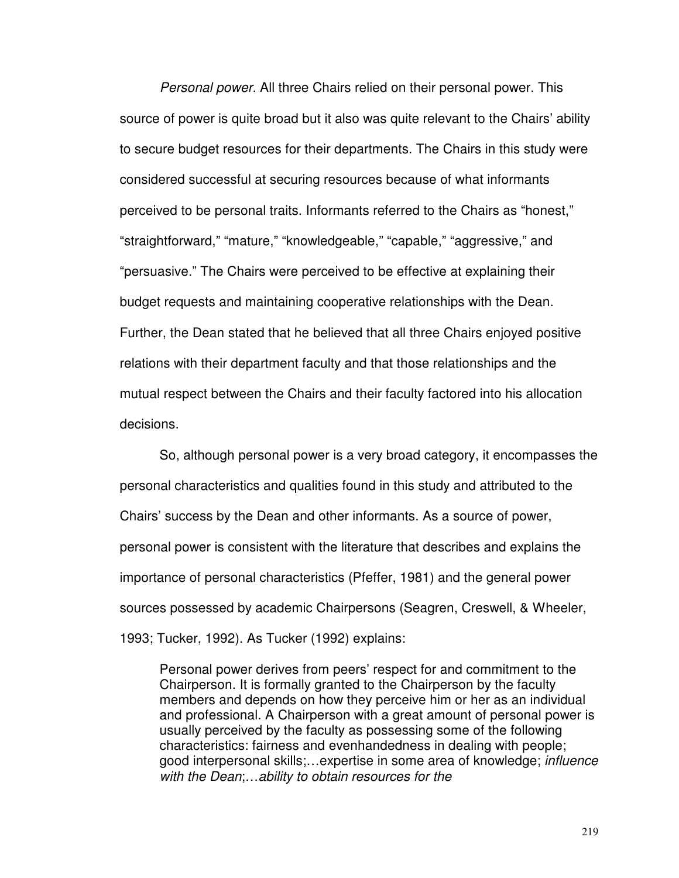*Personal power.* All three Chairs relied on their personal power. This source of power is quite broad but it also was quite relevant to the Chairs' ability to secure budget resources for their departments. The Chairs in this study were considered successful at securing resources because of what informants perceived to be personal traits. Informants referred to the Chairs as "honest," "straightforward," "mature," "knowledgeable," "capable," "aggressive," and "persuasive." The Chairs were perceived to be effective at explaining their budget requests and maintaining cooperative relationships with the Dean. Further, the Dean stated that he believed that all three Chairs enjoyed positive relations with their department faculty and that those relationships and the mutual respect between the Chairs and their faculty factored into his allocation decisions.

So, although personal power is a very broad category, it encompasses the personal characteristics and qualities found in this study and attributed to the Chairs' success by the Dean and other informants. As a source of power, personal power is consistent with the literature that describes and explains the importance of personal characteristics (Pfeffer, 1981) and the general power sources possessed by academic Chairpersons (Seagren, Creswell, & Wheeler, 1993; Tucker, 1992). As Tucker (1992) explains:

> Personal power derives from peers' respect for and commitment to the Chairperson. It is formally granted to the Chairperson by the faculty members and depends on how they perceive him or her as an individual and professional. A Chairperson with a great amount of personal power is usually perceived by the faculty as possessing some of the following characteristics: fairness and evenhandedness in dealing with people; good interpersonal skills;…expertise in some area of knowledge; *influence with the Dean*;…*ability to obtain resources for the*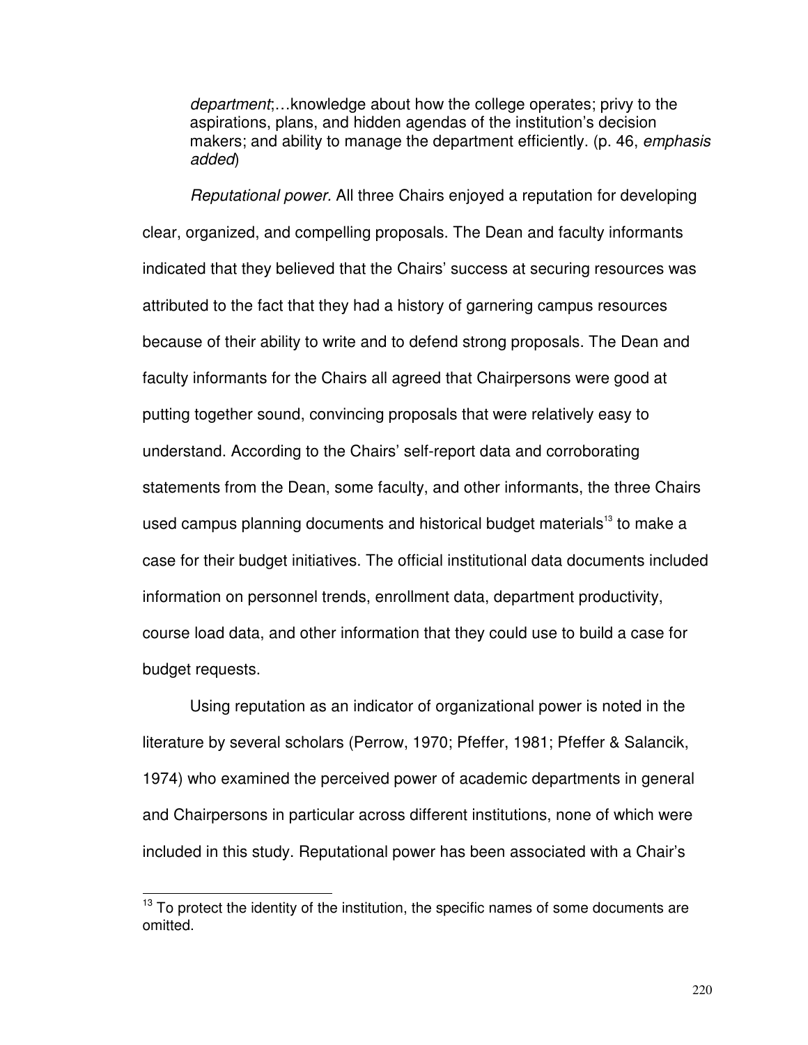> *department*;…knowledge about how the college operates; privy to the aspirations, plans, and hidden agendas of the institution's decision makers; and ability to manage the department efficiently. (p. 46, *emphasis added*)

*Reputational power.* All three Chairs enjoyed a reputation for developing clear, organized, and compelling proposals. The Dean and faculty informants indicated that they believed that the Chairs' success at securing resources was attributed to the fact that they had a history of garnering campus resources because of their ability to write and to defend strong proposals. The Dean and faculty informants for the Chairs all agreed that Chairpersons were good at putting together sound, convincing proposals that were relatively easy to understand. According to the Chairs' self-report data and corroborating statements from the Dean, some faculty, and other informants, the three Chairs used campus planning documents and historical budget materials[13] to make a case for their budget initiatives. The official institutional data documents included information on personnel trends, enrollment data, department productivity, course load data, and other information that they could use to build a case for budget requests.

Using reputation as an indicator of organizational power is noted in the literature by several scholars (Perrow, 1970; Pfeffer, 1981; Pfeffer & Salancik, 1974) who examined the perceived power of academic departments in general and Chairpersons in particular across different institutions, none of which were included in this study. Reputational power has been associated with a Chair's

---

[13] To protect the identity of the institution, the specific names of some documents are omitted.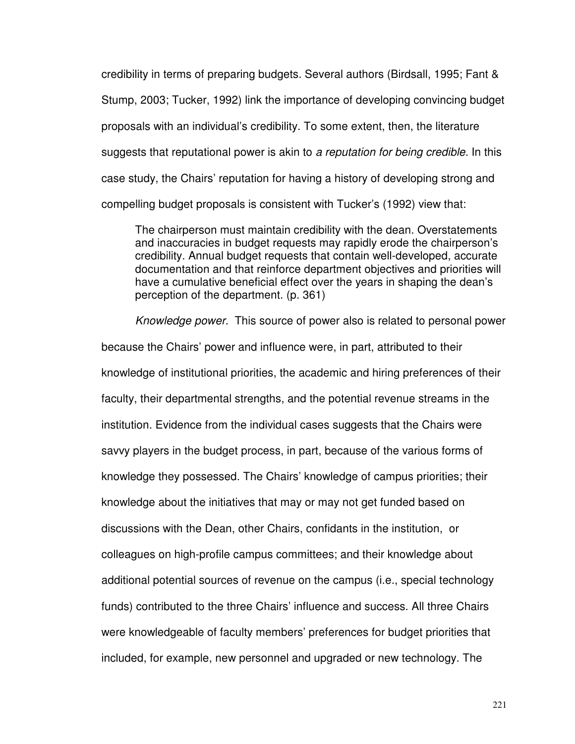credibility in terms of preparing budgets. Several authors (Birdsall, 1995; Fant & Stump, 2003; Tucker, 1992) link the importance of developing convincing budget proposals with an individual's credibility. To some extent, then, the literature suggests that reputational power is akin to *a reputation for being credible.* In this case study, the Chairs' reputation for having a history of developing strong and compelling budget proposals is consistent with Tucker's (1992) view that:

> The chairperson must maintain credibility with the dean. Overstatements and inaccuracies in budget requests may rapidly erode the chairperson's credibility. Annual budget requests that contain well-developed, accurate documentation and that reinforce department objectives and priorities will have a cumulative beneficial effect over the years in shaping the dean's perception of the department. (p. 361)

*Knowledge power.* This source of power also is related to personal power because the Chairs' power and influence were, in part, attributed to their knowledge of institutional priorities, the academic and hiring preferences of their faculty, their departmental strengths, and the potential revenue streams in the institution. Evidence from the individual cases suggests that the Chairs were savvy players in the budget process, in part, because of the various forms of knowledge they possessed. The Chairs' knowledge of campus priorities; their knowledge about the initiatives that may or may not get funded based on discussions with the Dean, other Chairs, confidants in the institution, or colleagues on high-profile campus committees; and their knowledge about additional potential sources of revenue on the campus (i.e., special technology funds) contributed to the three Chairs' influence and success. All three Chairs were knowledgeable of faculty members' preferences for budget priorities that included, for example, new personnel and upgraded or new technology. The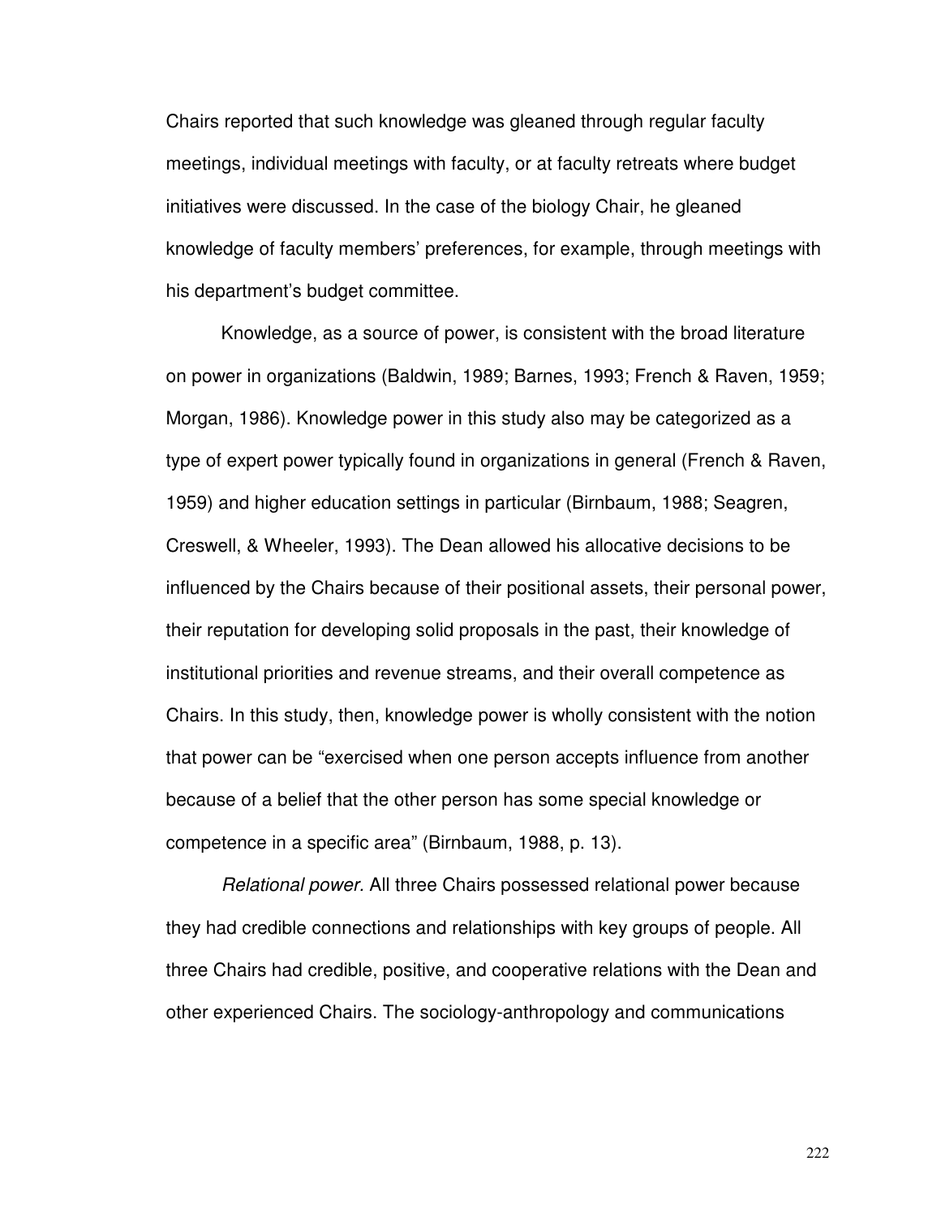Chairs reported that such knowledge was gleaned through regular faculty meetings, individual meetings with faculty, or at faculty retreats where budget initiatives were discussed. In the case of the biology Chair, he gleaned knowledge of faculty members' preferences, for example, through meetings with his department's budget committee.

Knowledge, as a source of power, is consistent with the broad literature on power in organizations (Baldwin, 1989; Barnes, 1993; French & Raven, 1959; Morgan, 1986). Knowledge power in this study also may be categorized as a type of expert power typically found in organizations in general (French & Raven, 1959) and higher education settings in particular (Birnbaum, 1988; Seagren, Creswell, & Wheeler, 1993). The Dean allowed his allocative decisions to be influenced by the Chairs because of their positional assets, their personal power, their reputation for developing solid proposals in the past, their knowledge of institutional priorities and revenue streams, and their overall competence as Chairs. In this study, then, knowledge power is wholly consistent with the notion that power can be "exercised when one person accepts influence from another because of a belief that the other person has some special knowledge or competence in a specific area" (Birnbaum, 1988, p. 13).

*Relational power.* All three Chairs possessed relational power because they had credible connections and relationships with key groups of people. All three Chairs had credible, positive, and cooperative relations with the Dean and other experienced Chairs. The sociology-anthropology and communications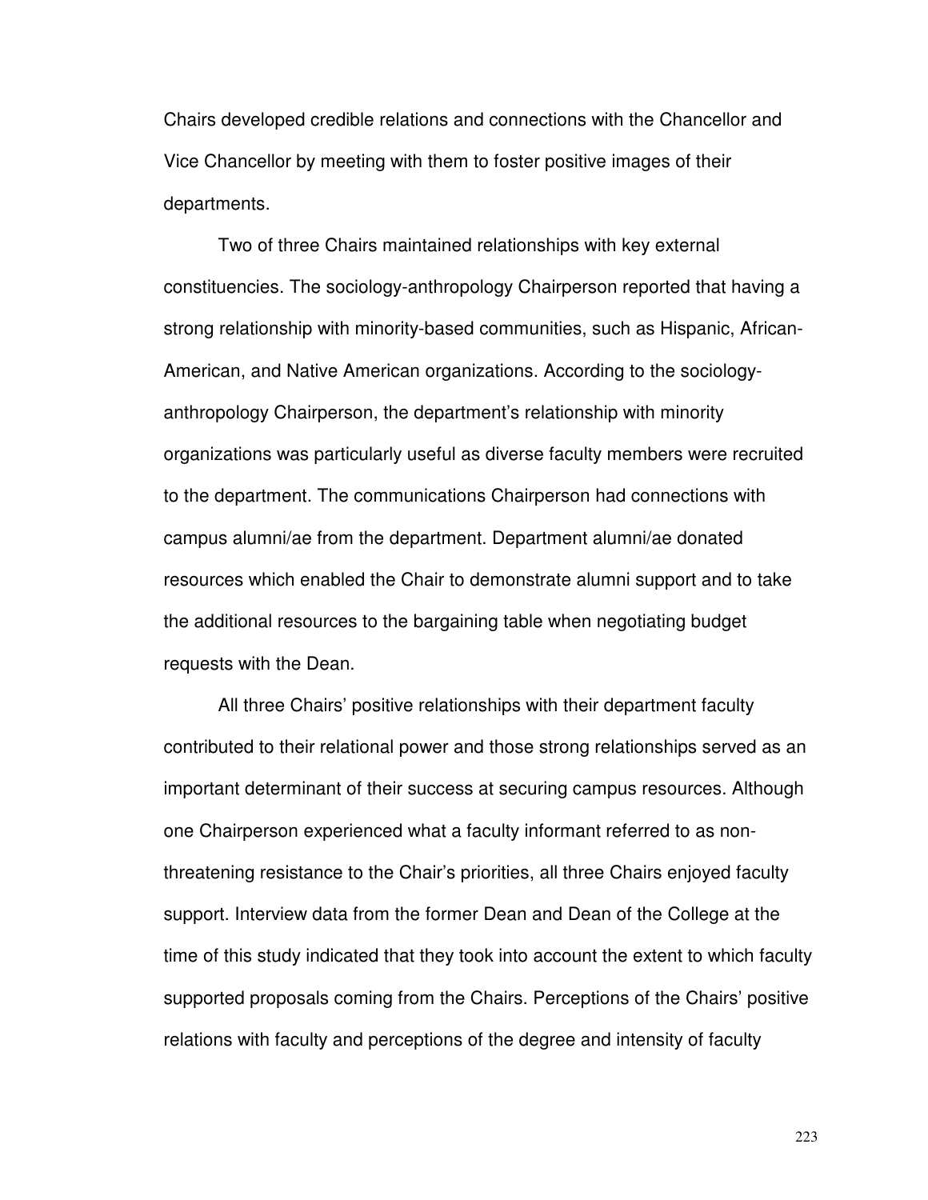Chairs developed credible relations and connections with the Chancellor and Vice Chancellor by meeting with them to foster positive images of their departments.

Two of three Chairs maintained relationships with key external constituencies. The sociology-anthropology Chairperson reported that having a strong relationship with minority-based communities, such as Hispanic, African-American, and Native American organizations. According to the sociology-anthropology Chairperson, the department's relationship with minority organizations was particularly useful as diverse faculty members were recruited to the department. The communications Chairperson had connections with campus alumni/ae from the department. Department alumni/ae donated resources which enabled the Chair to demonstrate alumni support and to take the additional resources to the bargaining table when negotiating budget requests with the Dean.

All three Chairs' positive relationships with their department faculty contributed to their relational power and those strong relationships served as an important determinant of their success at securing campus resources. Although one Chairperson experienced what a faculty informant referred to as non-threatening resistance to the Chair's priorities, all three Chairs enjoyed faculty support. Interview data from the former Dean and Dean of the College at the time of this study indicated that they took into account the extent to which faculty supported proposals coming from the Chairs. Perceptions of the Chairs' positive relations with faculty and perceptions of the degree and intensity of faculty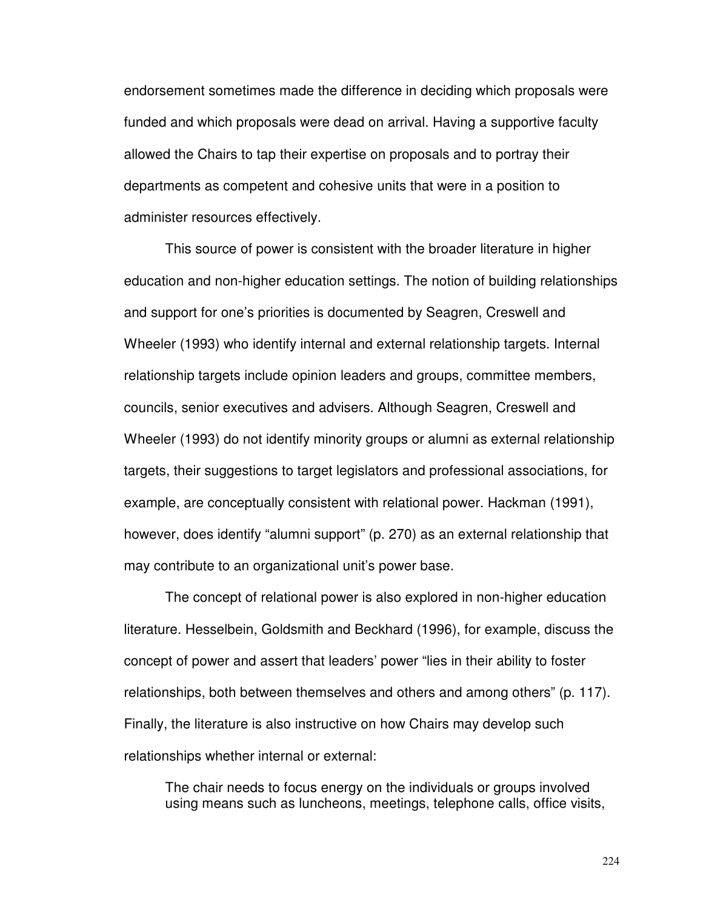endorsement sometimes made the difference in deciding which proposals were funded and which proposals were dead on arrival. Having a supportive faculty allowed the Chairs to tap their expertise on proposals and to portray their departments as competent and cohesive units that were in a position to administer resources effectively.

This source of power is consistent with the broader literature in higher education and non-higher education settings. The notion of building relationships and support for one's priorities is documented by Seagren, Creswell and Wheeler (1993) who identify internal and external relationship targets. Internal relationship targets include opinion leaders and groups, committee members, councils, senior executives and advisers. Although Seagren, Creswell and Wheeler (1993) do not identify minority groups or alumni as external relationship targets, their suggestions to target legislators and professional associations, for example, are conceptually consistent with relational power. Hackman (1991), however, does identify "alumni support" (p. 270) as an external relationship that may contribute to an organizational unit's power base.

The concept of relational power is also explored in non-higher education literature. Hesselbein, Goldsmith and Beckhard (1996), for example, discuss the concept of power and assert that leaders' power "lies in their ability to foster relationships, both between themselves and others and among others" (p. 117). Finally, the literature is also instructive on how Chairs may develop such relationships whether internal or external:

> The chair needs to focus energy on the individuals or groups involved using means such as luncheons, meetings, telephone calls, office visits,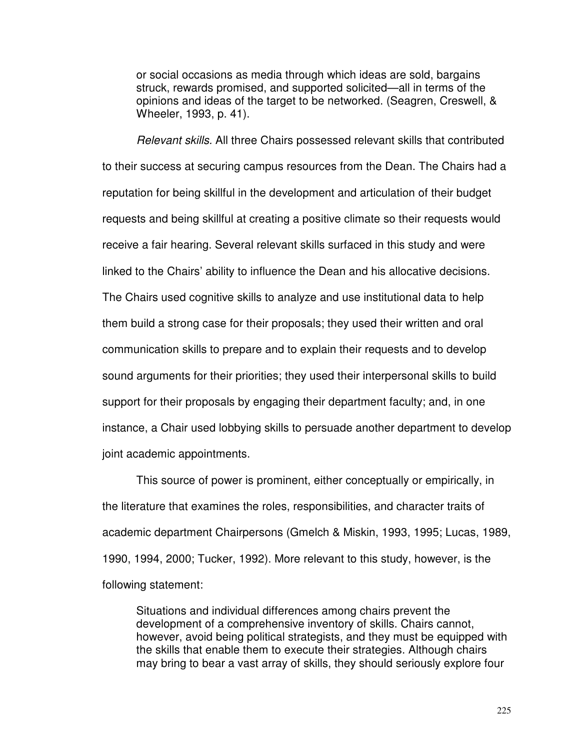> or social occasions as media through which ideas are sold, bargains struck, rewards promised, and supported solicited—all in terms of the opinions and ideas of the target to be networked. (Seagren, Creswell, & Wheeler, 1993, p. 41).

*Relevant skills.* All three Chairs possessed relevant skills that contributed to their success at securing campus resources from the Dean. The Chairs had a reputation for being skillful in the development and articulation of their budget requests and being skillful at creating a positive climate so their requests would receive a fair hearing. Several relevant skills surfaced in this study and were linked to the Chairs' ability to influence the Dean and his allocative decisions. The Chairs used cognitive skills to analyze and use institutional data to help them build a strong case for their proposals; they used their written and oral communication skills to prepare and to explain their requests and to develop sound arguments for their priorities; they used their interpersonal skills to build support for their proposals by engaging their department faculty; and, in one instance, a Chair used lobbying skills to persuade another department to develop joint academic appointments.

This source of power is prominent, either conceptually or empirically, in the literature that examines the roles, responsibilities, and character traits of academic department Chairpersons (Gmelch & Miskin, 1993, 1995; Lucas, 1989, 1990, 1994, 2000; Tucker, 1992). More relevant to this study, however, is the following statement:

> Situations and individual differences among chairs prevent the development of a comprehensive inventory of skills. Chairs cannot, however, avoid being political strategists, and they must be equipped with the skills that enable them to execute their strategies. Although chairs may bring to bear a vast array of skills, they should seriously explore four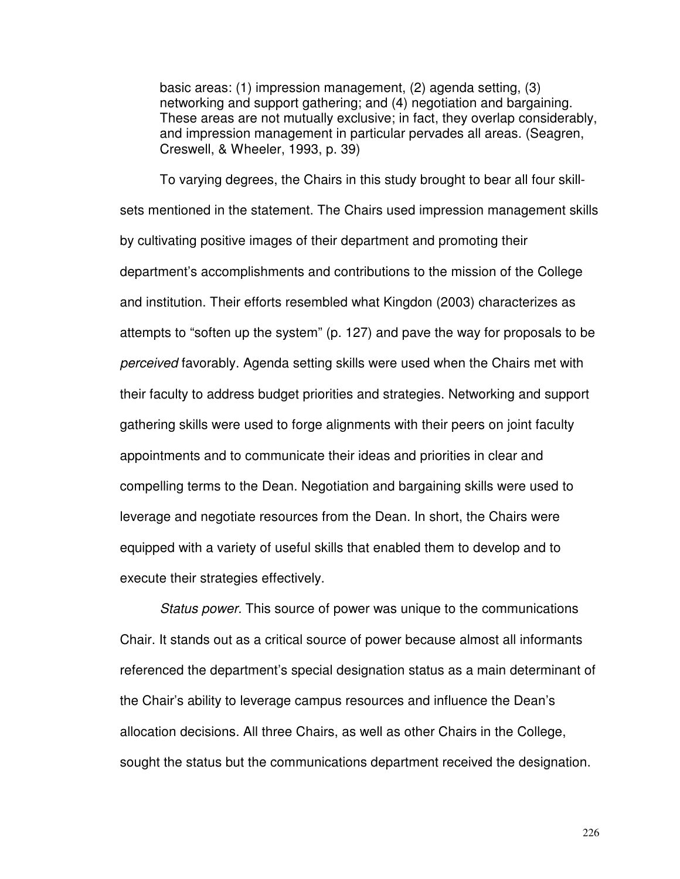> basic areas: (1) impression management, (2) agenda setting, (3) networking and support gathering; and (4) negotiation and bargaining. These areas are not mutually exclusive; in fact, they overlap considerably, and impression management in particular pervades all areas. (Seagren, Creswell, & Wheeler, 1993, p. 39)

To varying degrees, the Chairs in this study brought to bear all four skill-sets mentioned in the statement. The Chairs used impression management skills by cultivating positive images of their department and promoting their department's accomplishments and contributions to the mission of the College and institution. Their efforts resembled what Kingdon (2003) characterizes as attempts to "soften up the system" (p. 127) and pave the way for proposals to be *perceived* favorably. Agenda setting skills were used when the Chairs met with their faculty to address budget priorities and strategies. Networking and support gathering skills were used to forge alignments with their peers on joint faculty appointments and to communicate their ideas and priorities in clear and compelling terms to the Dean. Negotiation and bargaining skills were used to leverage and negotiate resources from the Dean. In short, the Chairs were equipped with a variety of useful skills that enabled them to develop and to execute their strategies effectively.

*Status power.* This source of power was unique to the communications Chair. It stands out as a critical source of power because almost all informants referenced the department's special designation status as a main determinant of the Chair's ability to leverage campus resources and influence the Dean's allocation decisions. All three Chairs, as well as other Chairs in the College, sought the status but the communications department received the designation.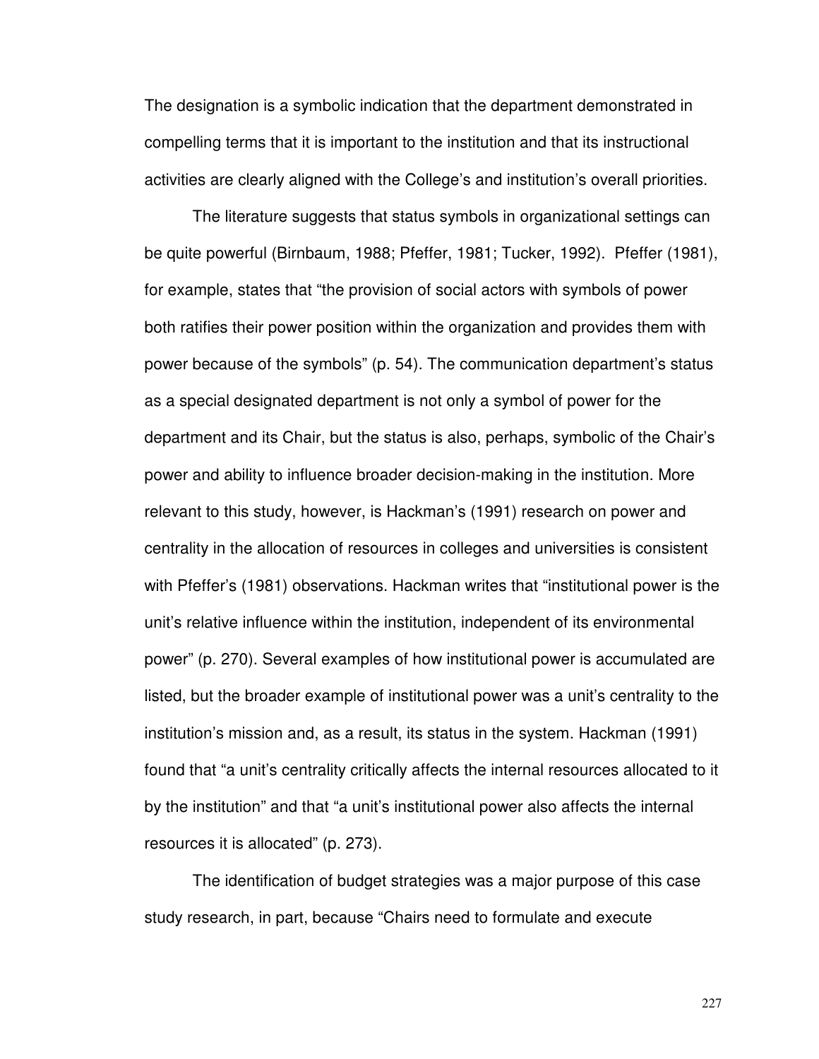The designation is a symbolic indication that the department demonstrated in compelling terms that it is important to the institution and that its instructional activities are clearly aligned with the College's and institution's overall priorities.

The literature suggests that status symbols in organizational settings can be quite powerful (Birnbaum, 1988; Pfeffer, 1981; Tucker, 1992). Pfeffer (1981), for example, states that "the provision of social actors with symbols of power both ratifies their power position within the organization and provides them with power because of the symbols" (p. 54). The communication department's status as a special designated department is not only a symbol of power for the department and its Chair, but the status is also, perhaps, symbolic of the Chair's power and ability to influence broader decision-making in the institution. More relevant to this study, however, is Hackman's (1991) research on power and centrality in the allocation of resources in colleges and universities is consistent with Pfeffer's (1981) observations. Hackman writes that "institutional power is the unit's relative influence within the institution, independent of its environmental power" (p. 270). Several examples of how institutional power is accumulated are listed, but the broader example of institutional power was a unit's centrality to the institution's mission and, as a result, its status in the system. Hackman (1991) found that "a unit's centrality critically affects the internal resources allocated to it by the institution" and that "a unit's institutional power also affects the internal resources it is allocated" (p. 273).

The identification of budget strategies was a major purpose of this case study research, in part, because "Chairs need to formulate and execute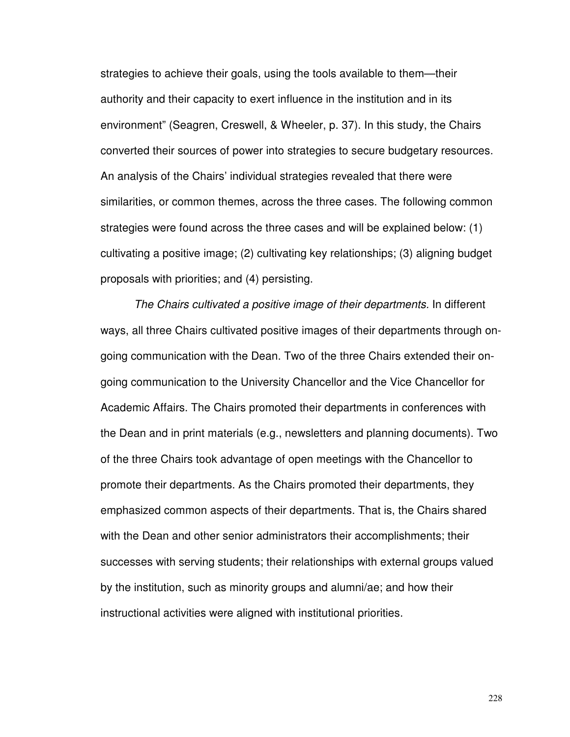strategies to achieve their goals, using the tools available to them—their authority and their capacity to exert influence in the institution and in its environment" (Seagren, Creswell, & Wheeler, p. 37). In this study, the Chairs converted their sources of power into strategies to secure budgetary resources. An analysis of the Chairs' individual strategies revealed that there were similarities, or common themes, across the three cases. The following common strategies were found across the three cases and will be explained below: (1) cultivating a positive image; (2) cultivating key relationships; (3) aligning budget proposals with priorities; and (4) persisting.

*The Chairs cultivated a positive image of their departments.* In different ways, all three Chairs cultivated positive images of their departments through on-going communication with the Dean. Two of the three Chairs extended their on-going communication to the University Chancellor and the Vice Chancellor for Academic Affairs. The Chairs promoted their departments in conferences with the Dean and in print materials (e.g., newsletters and planning documents). Two of the three Chairs took advantage of open meetings with the Chancellor to promote their departments. As the Chairs promoted their departments, they emphasized common aspects of their departments. That is, the Chairs shared with the Dean and other senior administrators their accomplishments; their successes with serving students; their relationships with external groups valued by the institution, such as minority groups and alumni/ae; and how their instructional activities were aligned with institutional priorities.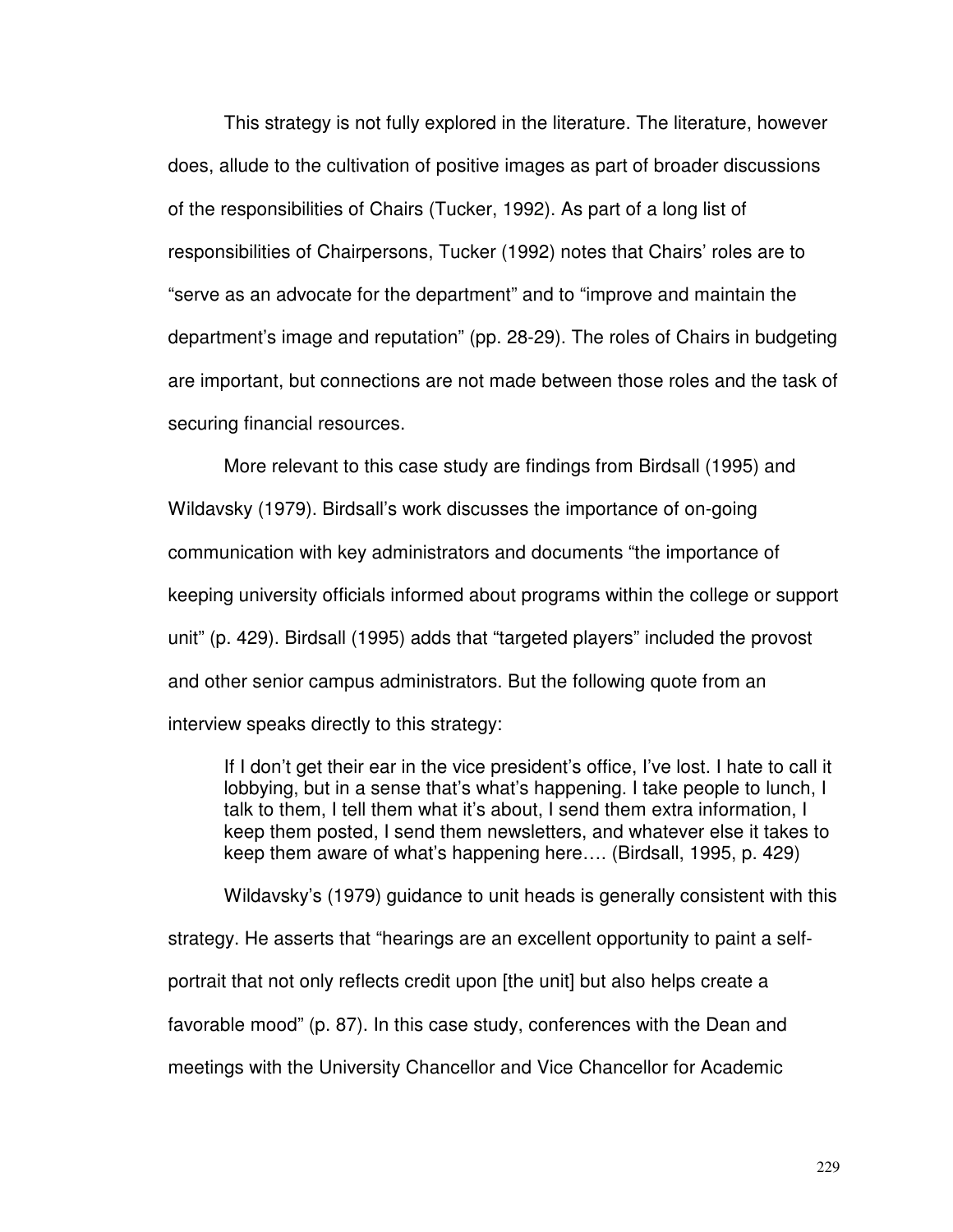This strategy is not fully explored in the literature. The literature, however does, allude to the cultivation of positive images as part of broader discussions of the responsibilities of Chairs (Tucker, 1992). As part of a long list of responsibilities of Chairpersons, Tucker (1992) notes that Chairs' roles are to "serve as an advocate for the department" and to "improve and maintain the department's image and reputation" (pp. 28-29). The roles of Chairs in budgeting are important, but connections are not made between those roles and the task of securing financial resources.

More relevant to this case study are findings from Birdsall (1995) and Wildavsky (1979). Birdsall's work discusses the importance of on-going communication with key administrators and documents "the importance of keeping university officials informed about programs within the college or support unit" (p. 429). Birdsall (1995) adds that "targeted players" included the provost and other senior campus administrators. But the following quote from an interview speaks directly to this strategy:

> If I don't get their ear in the vice president's office, I've lost. I hate to call it lobbying, but in a sense that's what's happening. I take people to lunch, I talk to them, I tell them what it's about, I send them extra information, I keep them posted, I send them newsletters, and whatever else it takes to keep them aware of what's happening here…. (Birdsall, 1995, p. 429)

Wildavsky's (1979) guidance to unit heads is generally consistent with this strategy. He asserts that "hearings are an excellent opportunity to paint a self-portrait that not only reflects credit upon [the unit] but also helps create a favorable mood" (p. 87). In this case study, conferences with the Dean and meetings with the University Chancellor and Vice Chancellor for Academic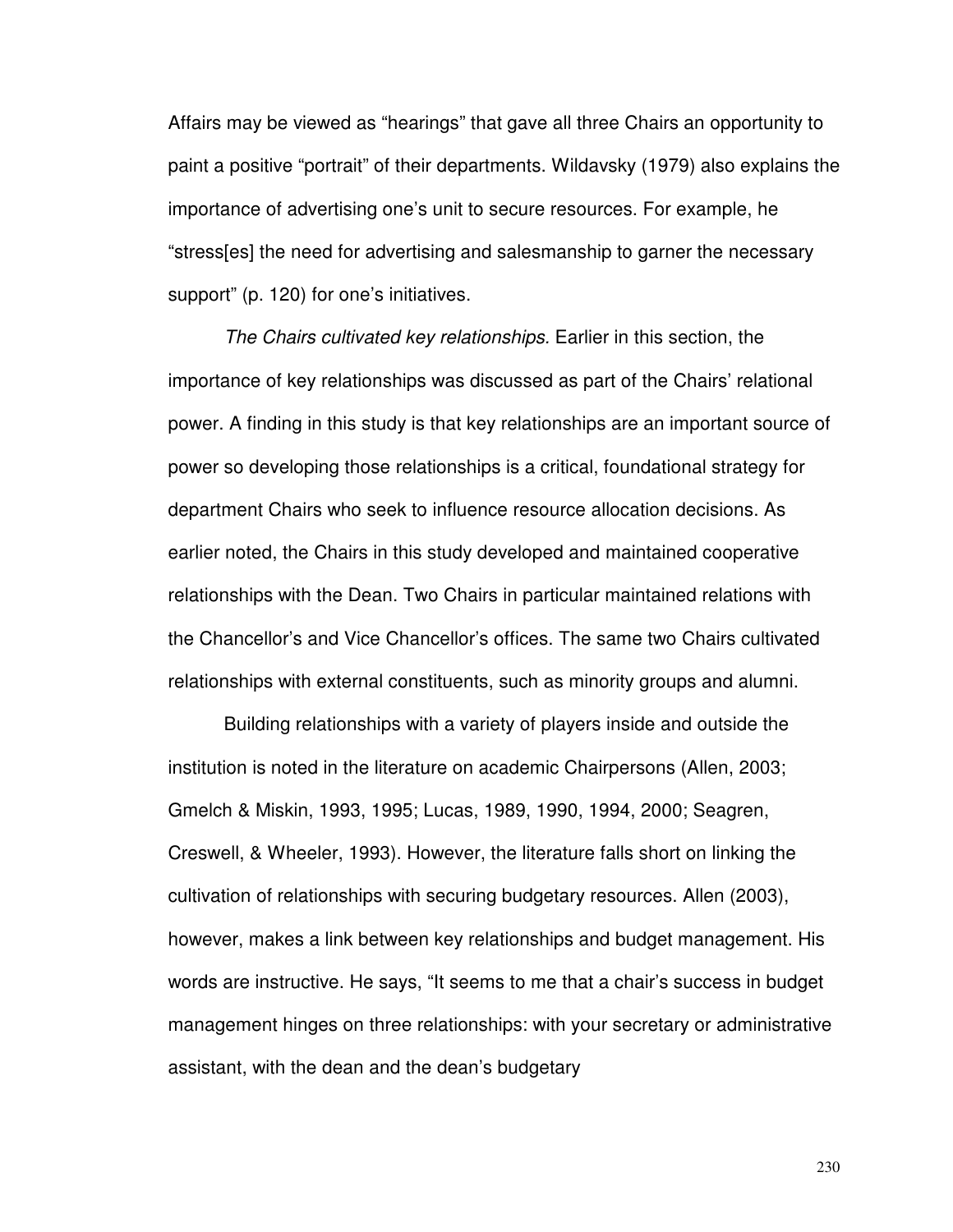Affairs may be viewed as “hearings” that gave all three Chairs an opportunity to paint a positive “portrait” of their departments. Wildavsky (1979) also explains the importance of advertising one’s unit to secure resources. For example, he “stress[es] the need for advertising and salesmanship to garner the necessary support” (p. 120) for one’s initiatives.

*The Chairs cultivated key relationships.* Earlier in this section, the importance of key relationships was discussed as part of the Chairs’ relational power. A finding in this study is that key relationships are an important source of power so developing those relationships is a critical, foundational strategy for department Chairs who seek to influence resource allocation decisions. As earlier noted, the Chairs in this study developed and maintained cooperative relationships with the Dean. Two Chairs in particular maintained relations with the Chancellor’s and Vice Chancellor’s offices. The same two Chairs cultivated relationships with external constituents, such as minority groups and alumni.

Building relationships with a variety of players inside and outside the institution is noted in the literature on academic Chairpersons (Allen, 2003; Gmelch & Miskin, 1993, 1995; Lucas, 1989, 1990, 1994, 2000; Seagren, Creswell, & Wheeler, 1993). However, the literature falls short on linking the cultivation of relationships with securing budgetary resources. Allen (2003), however, makes a link between key relationships and budget management. His words are instructive. He says, “It seems to me that a chair’s success in budget management hinges on three relationships: with your secretary or administrative assistant, with the dean and the dean’s budgetary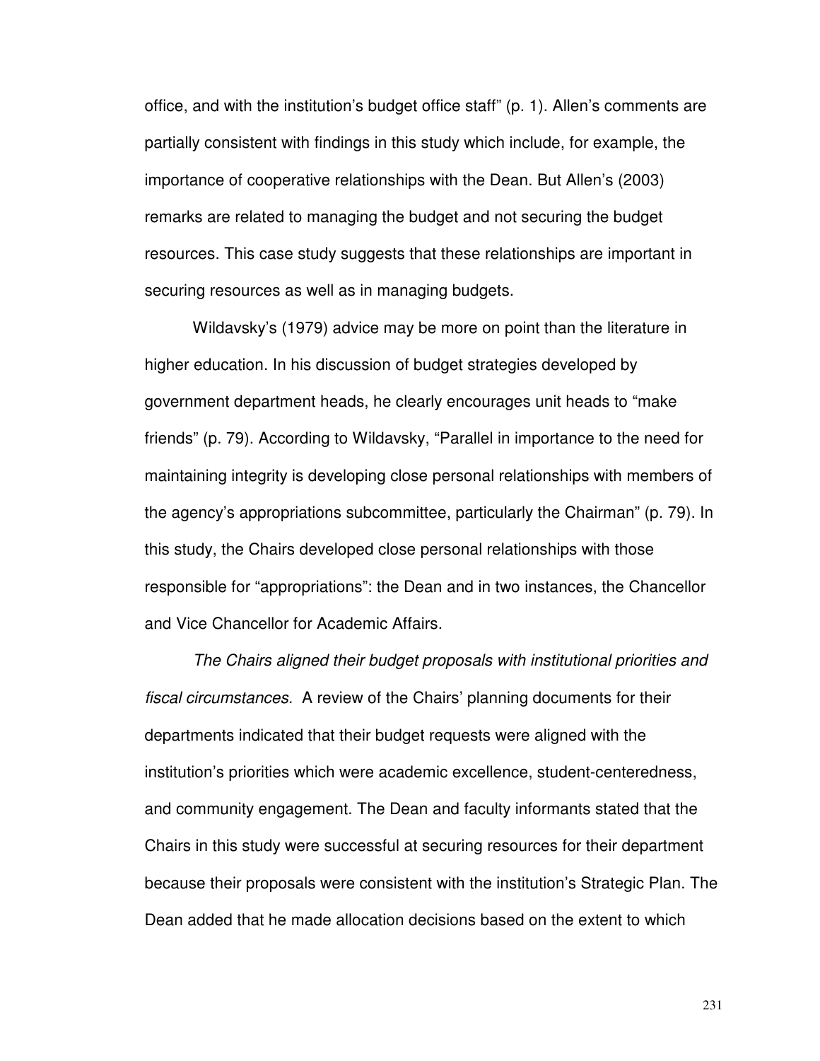office, and with the institution's budget office staff" (p. 1). Allen's comments are partially consistent with findings in this study which include, for example, the importance of cooperative relationships with the Dean. But Allen's (2003) remarks are related to managing the budget and not securing the budget resources. This case study suggests that these relationships are important in securing resources as well as in managing budgets.

Wildavsky's (1979) advice may be more on point than the literature in higher education. In his discussion of budget strategies developed by government department heads, he clearly encourages unit heads to "make friends" (p. 79). According to Wildavsky, "Parallel in importance to the need for maintaining integrity is developing close personal relationships with members of the agency's appropriations subcommittee, particularly the Chairman" (p. 79). In this study, the Chairs developed close personal relationships with those responsible for "appropriations": the Dean and in two instances, the Chancellor and Vice Chancellor for Academic Affairs.

*The Chairs aligned their budget proposals with institutional priorities and fiscal circumstances.* A review of the Chairs' planning documents for their departments indicated that their budget requests were aligned with the institution's priorities which were academic excellence, student-centeredness, and community engagement. The Dean and faculty informants stated that the Chairs in this study were successful at securing resources for their department because their proposals were consistent with the institution's Strategic Plan. The Dean added that he made allocation decisions based on the extent to which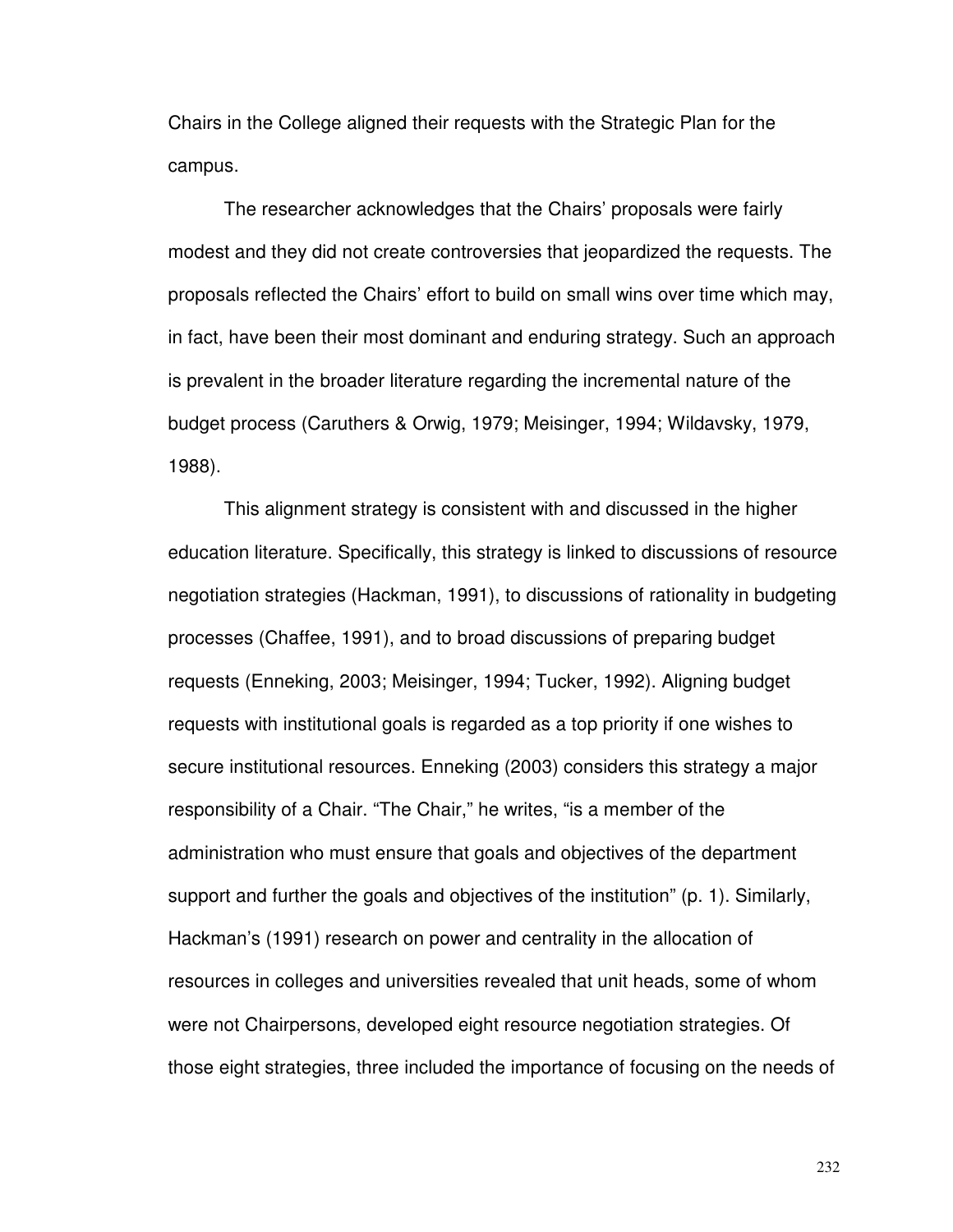Chairs in the College aligned their requests with the Strategic Plan for the campus.

The researcher acknowledges that the Chairs' proposals were fairly modest and they did not create controversies that jeopardized the requests. The proposals reflected the Chairs' effort to build on small wins over time which may, in fact, have been their most dominant and enduring strategy. Such an approach is prevalent in the broader literature regarding the incremental nature of the budget process (Caruthers & Orwig, 1979; Meisinger, 1994; Wildavsky, 1979, 1988).

This alignment strategy is consistent with and discussed in the higher education literature. Specifically, this strategy is linked to discussions of resource negotiation strategies (Hackman, 1991), to discussions of rationality in budgeting processes (Chaffee, 1991), and to broad discussions of preparing budget requests (Enneking, 2003; Meisinger, 1994; Tucker, 1992). Aligning budget requests with institutional goals is regarded as a top priority if one wishes to secure institutional resources. Enneking (2003) considers this strategy a major responsibility of a Chair. "The Chair," he writes, "is a member of the administration who must ensure that goals and objectives of the department support and further the goals and objectives of the institution" (p. 1). Similarly, Hackman's (1991) research on power and centrality in the allocation of resources in colleges and universities revealed that unit heads, some of whom were not Chairpersons, developed eight resource negotiation strategies. Of those eight strategies, three included the importance of focusing on the needs of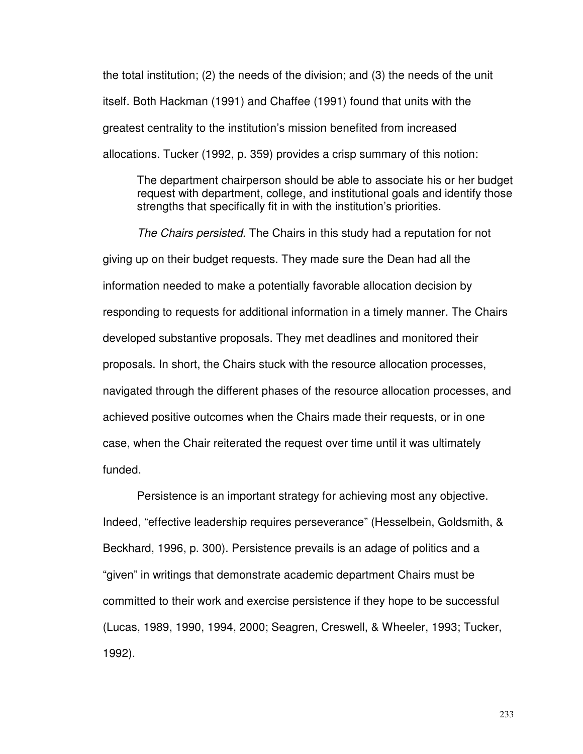the total institution; (2) the needs of the division; and (3) the needs of the unit itself. Both Hackman (1991) and Chaffee (1991) found that units with the greatest centrality to the institution's mission benefited from increased allocations. Tucker (1992, p. 359) provides a crisp summary of this notion:

> The department chairperson should be able to associate his or her budget request with department, college, and institutional goals and identify those strengths that specifically fit in with the institution's priorities.

*The Chairs persisted.* The Chairs in this study had a reputation for not giving up on their budget requests. They made sure the Dean had all the information needed to make a potentially favorable allocation decision by responding to requests for additional information in a timely manner. The Chairs developed substantive proposals. They met deadlines and monitored their proposals. In short, the Chairs stuck with the resource allocation processes, navigated through the different phases of the resource allocation processes, and achieved positive outcomes when the Chairs made their requests, or in one case, when the Chair reiterated the request over time until it was ultimately funded.

Persistence is an important strategy for achieving most any objective. Indeed, "effective leadership requires perseverance" (Hesselbein, Goldsmith, & Beckhard, 1996, p. 300). Persistence prevails is an adage of politics and a "given" in writings that demonstrate academic department Chairs must be committed to their work and exercise persistence if they hope to be successful (Lucas, 1989, 1990, 1994, 2000; Seagren, Creswell, & Wheeler, 1993; Tucker, 1992).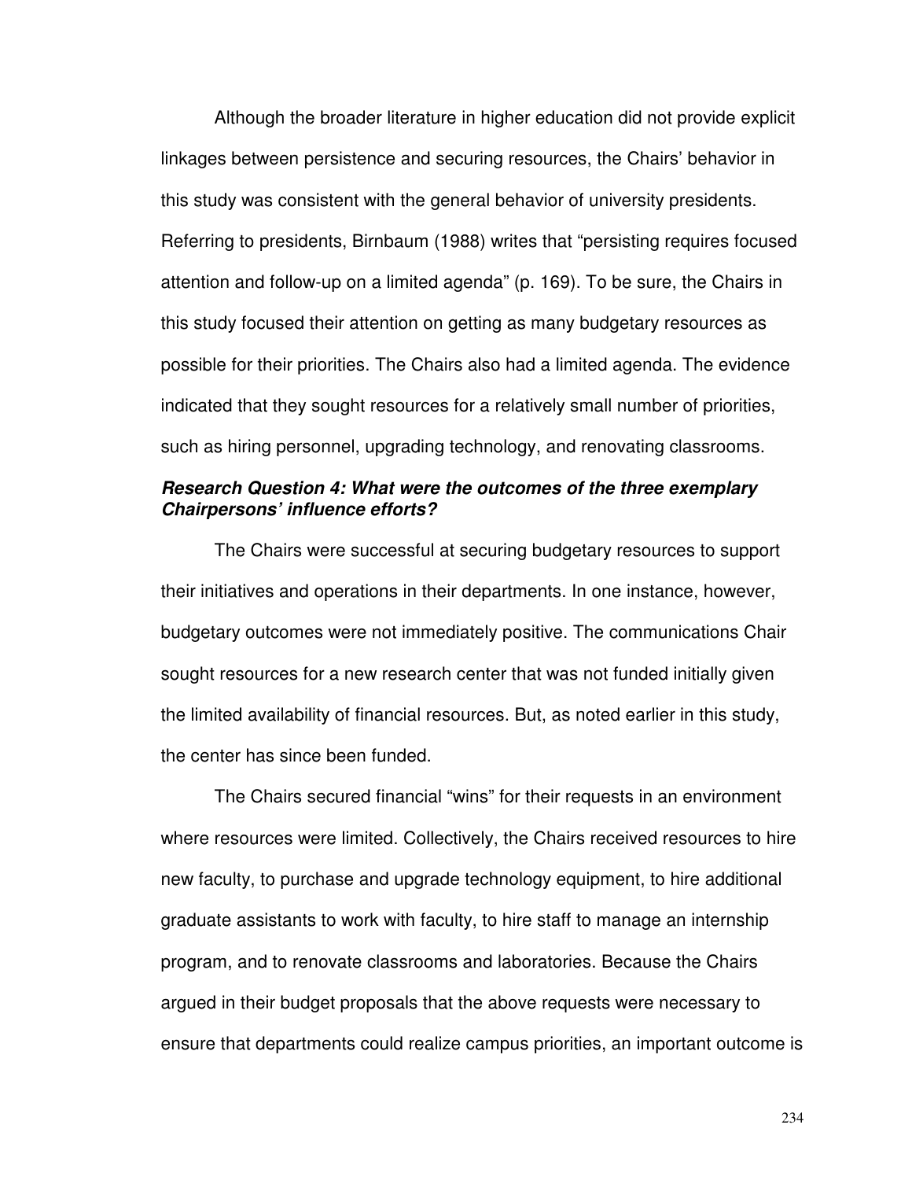Although the broader literature in higher education did not provide explicit linkages between persistence and securing resources, the Chairs' behavior in this study was consistent with the general behavior of university presidents. Referring to presidents, Birnbaum (1988) writes that "persisting requires focused attention and follow-up on a limited agenda" (p. 169). To be sure, the Chairs in this study focused their attention on getting as many budgetary resources as possible for their priorities. The Chairs also had a limited agenda. The evidence indicated that they sought resources for a relatively small number of priorities, such as hiring personnel, upgrading technology, and renovating classrooms.

***Research Question 4: What were the outcomes of the three exemplary Chairpersons' influence efforts?***

The Chairs were successful at securing budgetary resources to support their initiatives and operations in their departments. In one instance, however, budgetary outcomes were not immediately positive. The communications Chair sought resources for a new research center that was not funded initially given the limited availability of financial resources. But, as noted earlier in this study, the center has since been funded.

The Chairs secured financial "wins" for their requests in an environment where resources were limited. Collectively, the Chairs received resources to hire new faculty, to purchase and upgrade technology equipment, to hire additional graduate assistants to work with faculty, to hire staff to manage an internship program, and to renovate classrooms and laboratories. Because the Chairs argued in their budget proposals that the above requests were necessary to ensure that departments could realize campus priorities, an important outcome is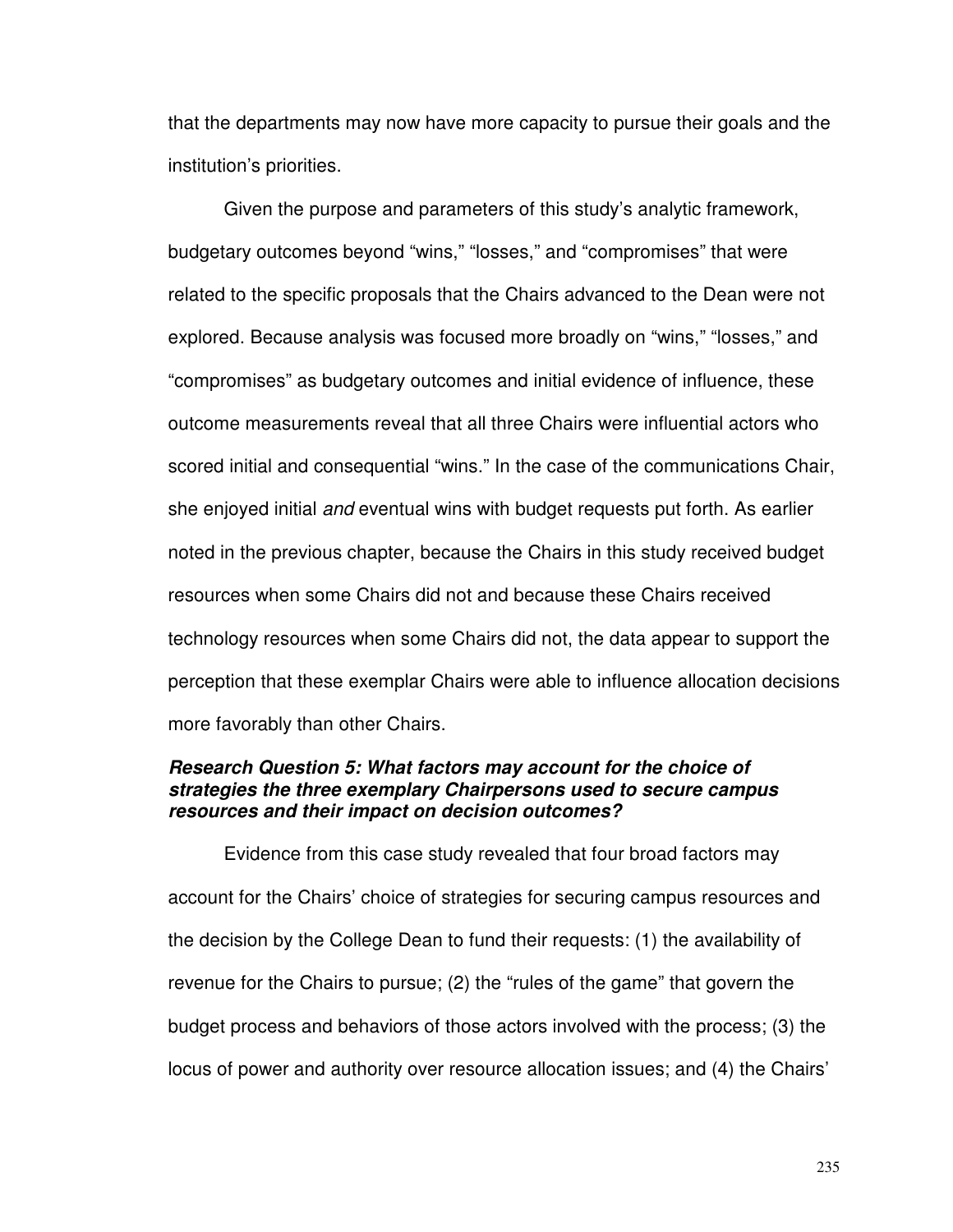that the departments may now have more capacity to pursue their goals and the institution's priorities.

Given the purpose and parameters of this study's analytic framework, budgetary outcomes beyond "wins," "losses," and "compromises" that were related to the specific proposals that the Chairs advanced to the Dean were not explored. Because analysis was focused more broadly on "wins," "losses," and "compromises" as budgetary outcomes and initial evidence of influence, these outcome measurements reveal that all three Chairs were influential actors who scored initial and consequential "wins." In the case of the communications Chair, she enjoyed initial *and* eventual wins with budget requests put forth. As earlier noted in the previous chapter, because the Chairs in this study received budget resources when some Chairs did not and because these Chairs received technology resources when some Chairs did not, the data appear to support the perception that these exemplar Chairs were able to influence allocation decisions more favorably than other Chairs.

### *Research Question 5: What factors may account for the choice of strategies the three exemplary Chairpersons used to secure campus resources and their impact on decision outcomes?*

Evidence from this case study revealed that four broad factors may account for the Chairs' choice of strategies for securing campus resources and the decision by the College Dean to fund their requests: (1) the availability of revenue for the Chairs to pursue; (2) the "rules of the game" that govern the budget process and behaviors of those actors involved with the process; (3) the locus of power and authority over resource allocation issues; and (4) the Chairs'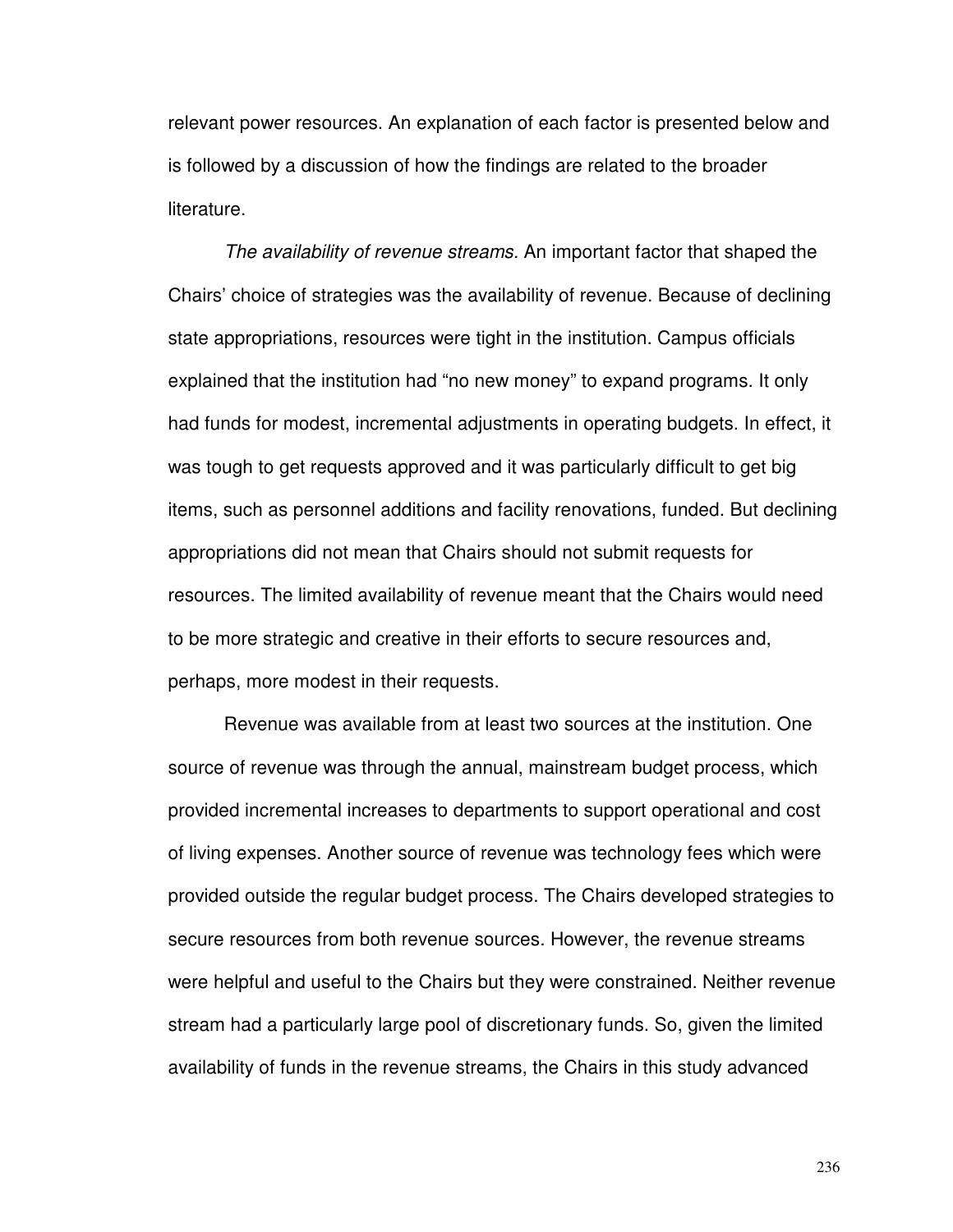relevant power resources. An explanation of each factor is presented below and is followed by a discussion of how the findings are related to the broader literature.

*The availability of revenue streams.* An important factor that shaped the Chairs' choice of strategies was the availability of revenue. Because of declining state appropriations, resources were tight in the institution. Campus officials explained that the institution had "no new money" to expand programs. It only had funds for modest, incremental adjustments in operating budgets. In effect, it was tough to get requests approved and it was particularly difficult to get big items, such as personnel additions and facility renovations, funded. But declining appropriations did not mean that Chairs should not submit requests for resources. The limited availability of revenue meant that the Chairs would need to be more strategic and creative in their efforts to secure resources and, perhaps, more modest in their requests.

Revenue was available from at least two sources at the institution. One source of revenue was through the annual, mainstream budget process, which provided incremental increases to departments to support operational and cost of living expenses. Another source of revenue was technology fees which were provided outside the regular budget process. The Chairs developed strategies to secure resources from both revenue sources. However, the revenue streams were helpful and useful to the Chairs but they were constrained. Neither revenue stream had a particularly large pool of discretionary funds. So, given the limited availability of funds in the revenue streams, the Chairs in this study advanced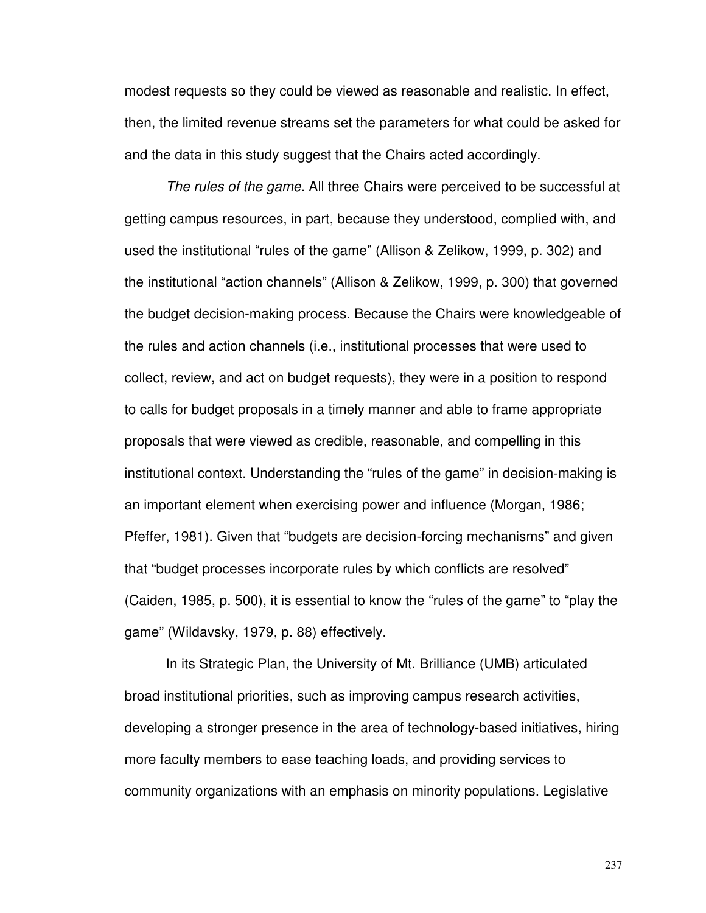modest requests so they could be viewed as reasonable and realistic. In effect, then, the limited revenue streams set the parameters for what could be asked for and the data in this study suggest that the Chairs acted accordingly.

*The rules of the game.* All three Chairs were perceived to be successful at getting campus resources, in part, because they understood, complied with, and used the institutional "rules of the game" (Allison & Zelikow, 1999, p. 302) and the institutional "action channels" (Allison & Zelikow, 1999, p. 300) that governed the budget decision-making process. Because the Chairs were knowledgeable of the rules and action channels (i.e., institutional processes that were used to collect, review, and act on budget requests), they were in a position to respond to calls for budget proposals in a timely manner and able to frame appropriate proposals that were viewed as credible, reasonable, and compelling in this institutional context. Understanding the "rules of the game" in decision-making is an important element when exercising power and influence (Morgan, 1986; Pfeffer, 1981). Given that "budgets are decision-forcing mechanisms" and given that "budget processes incorporate rules by which conflicts are resolved" (Caiden, 1985, p. 500), it is essential to know the "rules of the game" to "play the game" (Wildavsky, 1979, p. 88) effectively.

In its Strategic Plan, the University of Mt. Brilliance (UMB) articulated broad institutional priorities, such as improving campus research activities, developing a stronger presence in the area of technology-based initiatives, hiring more faculty members to ease teaching loads, and providing services to community organizations with an emphasis on minority populations. Legislative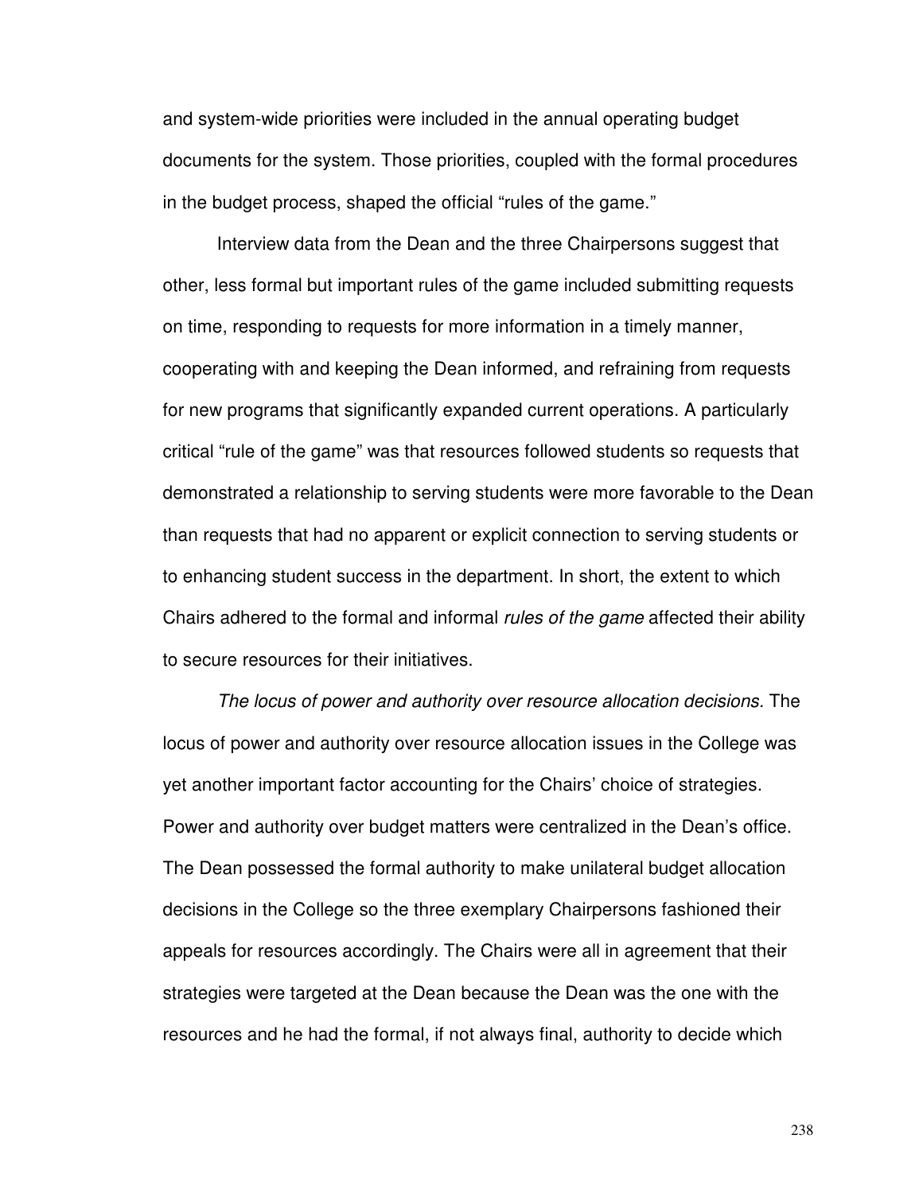and system-wide priorities were included in the annual operating budget documents for the system. Those priorities, coupled with the formal procedures in the budget process, shaped the official "rules of the game."

Interview data from the Dean and the three Chairpersons suggest that other, less formal but important rules of the game included submitting requests on time, responding to requests for more information in a timely manner, cooperating with and keeping the Dean informed, and refraining from requests for new programs that significantly expanded current operations. A particularly critical "rule of the game" was that resources followed students so requests that demonstrated a relationship to serving students were more favorable to the Dean than requests that had no apparent or explicit connection to serving students or to enhancing student success in the department. In short, the extent to which Chairs adhered to the formal and informal *rules of the game* affected their ability to secure resources for their initiatives.

*The locus of power and authority over resource allocation decisions.* The locus of power and authority over resource allocation issues in the College was yet another important factor accounting for the Chairs' choice of strategies. Power and authority over budget matters were centralized in the Dean's office. The Dean possessed the formal authority to make unilateral budget allocation decisions in the College so the three exemplary Chairpersons fashioned their appeals for resources accordingly. The Chairs were all in agreement that their strategies were targeted at the Dean because the Dean was the one with the resources and he had the formal, if not always final, authority to decide which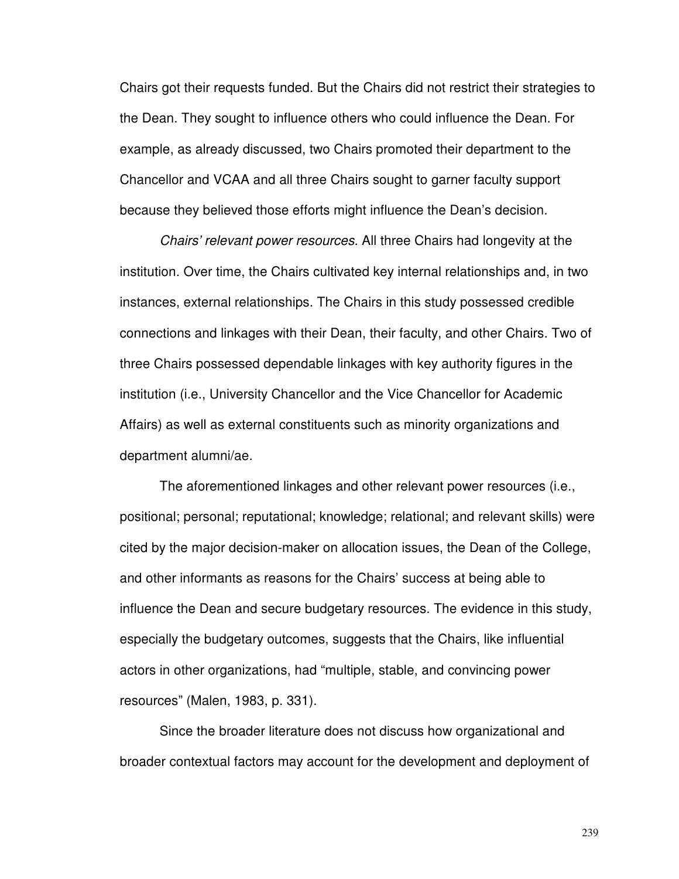Chairs got their requests funded. But the Chairs did not restrict their strategies to the Dean. They sought to influence others who could influence the Dean. For example, as already discussed, two Chairs promoted their department to the Chancellor and VCAA and all three Chairs sought to garner faculty support because they believed those efforts might influence the Dean's decision.

*Chairs' relevant power resources.* All three Chairs had longevity at the institution. Over time, the Chairs cultivated key internal relationships and, in two instances, external relationships. The Chairs in this study possessed credible connections and linkages with their Dean, their faculty, and other Chairs. Two of three Chairs possessed dependable linkages with key authority figures in the institution (i.e., University Chancellor and the Vice Chancellor for Academic Affairs) as well as external constituents such as minority organizations and department alumni/ae.

The aforementioned linkages and other relevant power resources (i.e., positional; personal; reputational; knowledge; relational; and relevant skills) were cited by the major decision-maker on allocation issues, the Dean of the College, and other informants as reasons for the Chairs' success at being able to influence the Dean and secure budgetary resources. The evidence in this study, especially the budgetary outcomes, suggests that the Chairs, like influential actors in other organizations, had "multiple, stable, and convincing power resources" (Malen, 1983, p. 331).

Since the broader literature does not discuss how organizational and broader contextual factors may account for the development and deployment of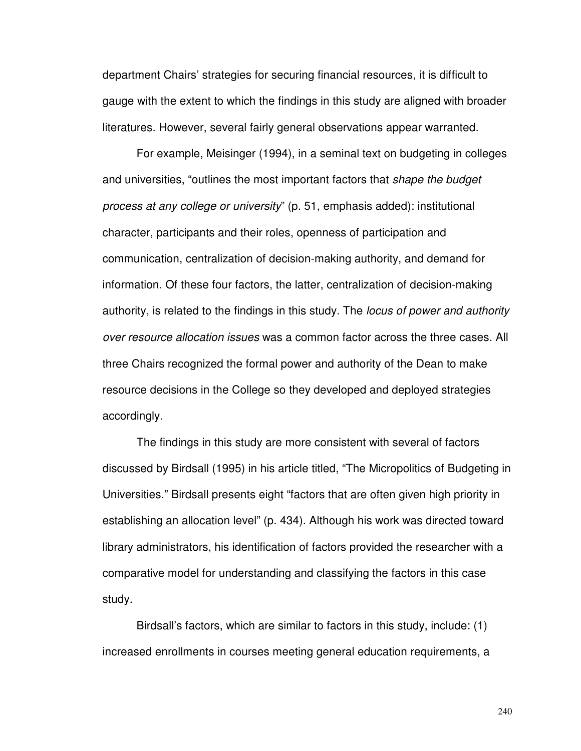department Chairs' strategies for securing financial resources, it is difficult to gauge with the extent to which the findings in this study are aligned with broader literatures. However, several fairly general observations appear warranted.

For example, Meisinger (1994), in a seminal text on budgeting in colleges and universities, "outlines the most important factors that *shape the budget process at any college or university*" (p. 51, emphasis added): institutional character, participants and their roles, openness of participation and communication, centralization of decision-making authority, and demand for information. Of these four factors, the latter, centralization of decision-making authority, is related to the findings in this study. The *locus of power and authority over resource allocation issues* was a common factor across the three cases. All three Chairs recognized the formal power and authority of the Dean to make resource decisions in the College so they developed and deployed strategies accordingly.

The findings in this study are more consistent with several of factors discussed by Birdsall (1995) in his article titled, "The Micropolitics of Budgeting in Universities." Birdsall presents eight "factors that are often given high priority in establishing an allocation level" (p. 434). Although his work was directed toward library administrators, his identification of factors provided the researcher with a comparative model for understanding and classifying the factors in this case study.

Birdsall's factors, which are similar to factors in this study, include: (1) increased enrollments in courses meeting general education requirements, a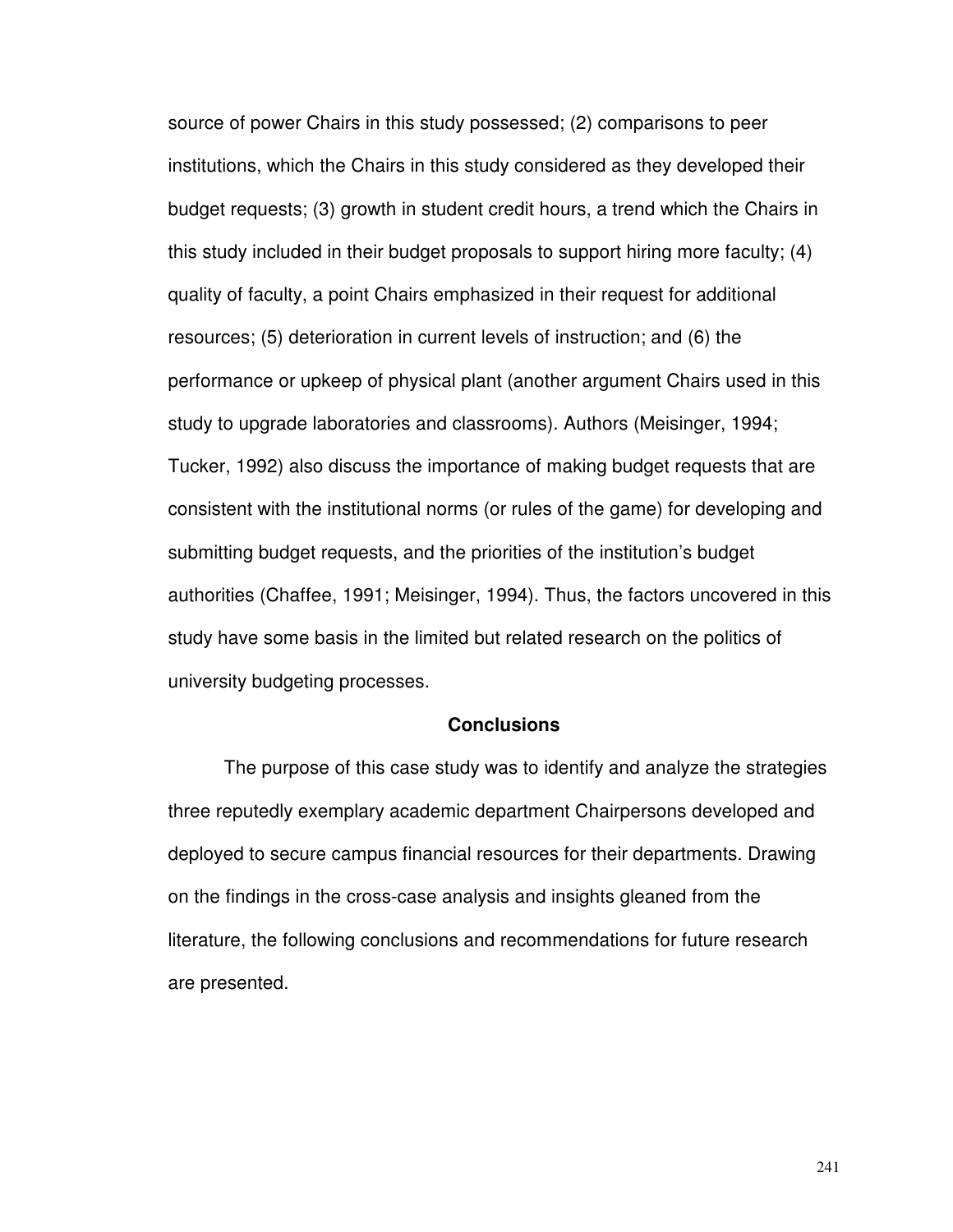source of power Chairs in this study possessed; (2) comparisons to peer institutions, which the Chairs in this study considered as they developed their budget requests; (3) growth in student credit hours, a trend which the Chairs in this study included in their budget proposals to support hiring more faculty; (4) quality of faculty, a point Chairs emphasized in their request for additional resources; (5) deterioration in current levels of instruction; and (6) the performance or upkeep of physical plant (another argument Chairs used in this study to upgrade laboratories and classrooms). Authors (Meisinger, 1994; Tucker, 1992) also discuss the importance of making budget requests that are consistent with the institutional norms (or rules of the game) for developing and submitting budget requests, and the priorities of the institution's budget authorities (Chaffee, 1991; Meisinger, 1994). Thus, the factors uncovered in this study have some basis in the limited but related research on the politics of university budgeting processes.

## Conclusions

The purpose of this case study was to identify and analyze the strategies three reputedly exemplary academic department Chairpersons developed and deployed to secure campus financial resources for their departments. Drawing on the findings in the cross-case analysis and insights gleaned from the literature, the following conclusions and recommendations for future research are presented.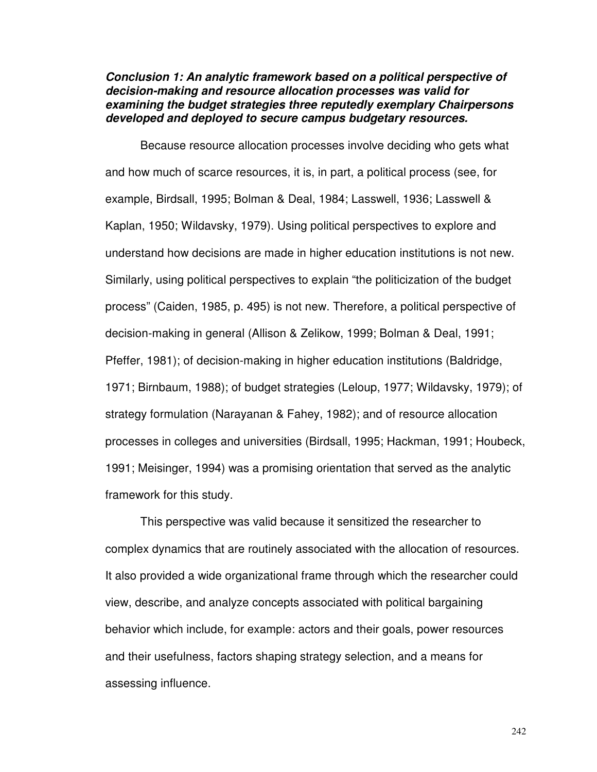***Conclusion 1: An analytic framework based on a political perspective of decision-making and resource allocation processes was valid for examining the budget strategies three reputedly exemplary Chairpersons developed and deployed to secure campus budgetary resources.***

Because resource allocation processes involve deciding who gets what and how much of scarce resources, it is, in part, a political process (see, for example, Birdsall, 1995; Bolman & Deal, 1984; Lasswell, 1936; Lasswell & Kaplan, 1950; Wildavsky, 1979). Using political perspectives to explore and understand how decisions are made in higher education institutions is not new. Similarly, using political perspectives to explain "the politicization of the budget process" (Caiden, 1985, p. 495) is not new. Therefore, a political perspective of decision-making in general (Allison & Zelikow, 1999; Bolman & Deal, 1991; Pfeffer, 1981); of decision-making in higher education institutions (Baldridge, 1971; Birnbaum, 1988); of budget strategies (Leloup, 1977; Wildavsky, 1979); of strategy formulation (Narayanan & Fahey, 1982); and of resource allocation processes in colleges and universities (Birdsall, 1995; Hackman, 1991; Houbeck, 1991; Meisinger, 1994) was a promising orientation that served as the analytic framework for this study.

This perspective was valid because it sensitized the researcher to complex dynamics that are routinely associated with the allocation of resources. It also provided a wide organizational frame through which the researcher could view, describe, and analyze concepts associated with political bargaining behavior which include, for example: actors and their goals, power resources and their usefulness, factors shaping strategy selection, and a means for assessing influence.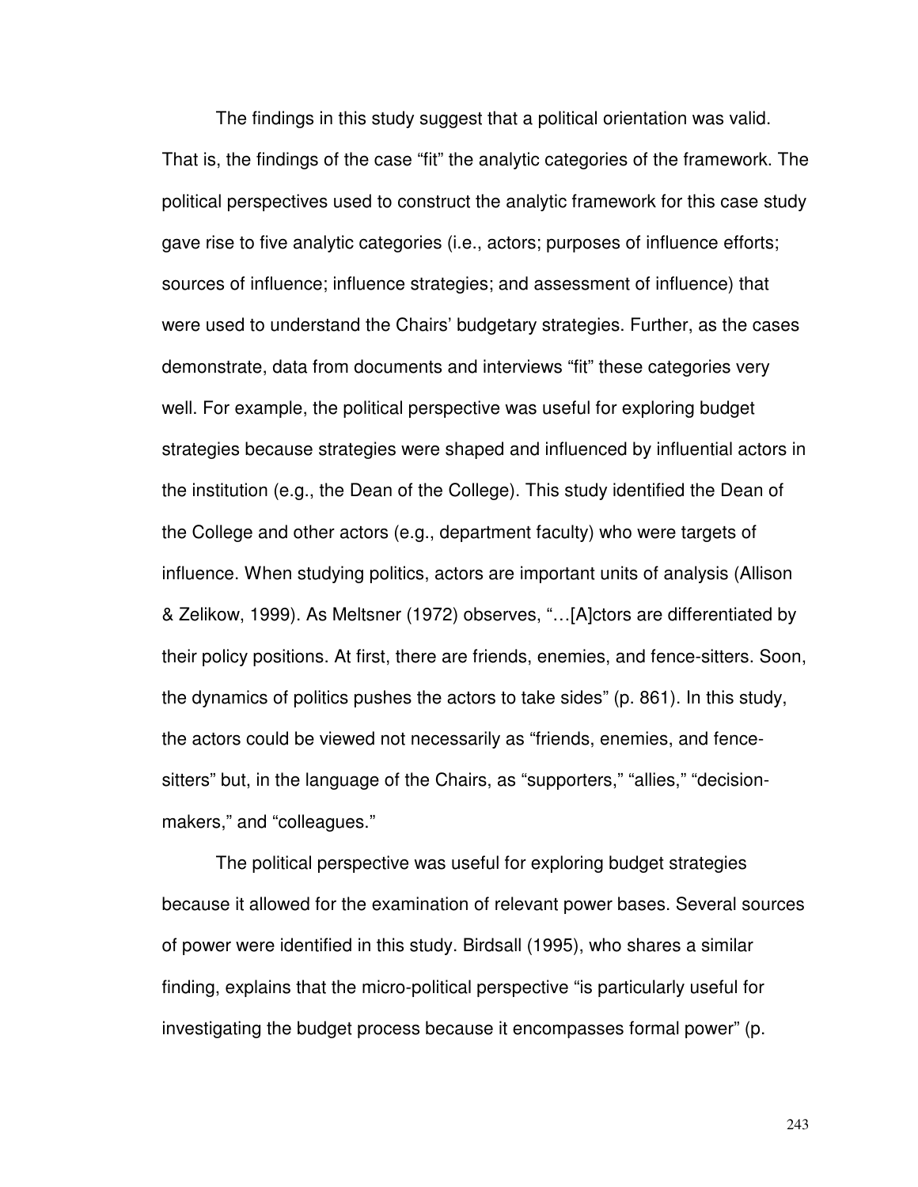The findings in this study suggest that a political orientation was valid. That is, the findings of the case "fit" the analytic categories of the framework. The political perspectives used to construct the analytic framework for this case study gave rise to five analytic categories (i.e., actors; purposes of influence efforts; sources of influence; influence strategies; and assessment of influence) that were used to understand the Chairs' budgetary strategies. Further, as the cases demonstrate, data from documents and interviews "fit" these categories very well. For example, the political perspective was useful for exploring budget strategies because strategies were shaped and influenced by influential actors in the institution (e.g., the Dean of the College). This study identified the Dean of the College and other actors (e.g., department faculty) who were targets of influence. When studying politics, actors are important units of analysis (Allison & Zelikow, 1999). As Meltsner (1972) observes, "…[A]ctors are differentiated by their policy positions. At first, there are friends, enemies, and fence-sitters. Soon, the dynamics of politics pushes the actors to take sides" (p. 861). In this study, the actors could be viewed not necessarily as "friends, enemies, and fence-sitters" but, in the language of the Chairs, as "supporters," "allies," "decision-makers," and "colleagues."

The political perspective was useful for exploring budget strategies because it allowed for the examination of relevant power bases. Several sources of power were identified in this study. Birdsall (1995), who shares a similar finding, explains that the micro-political perspective "is particularly useful for investigating the budget process because it encompasses formal power" (p.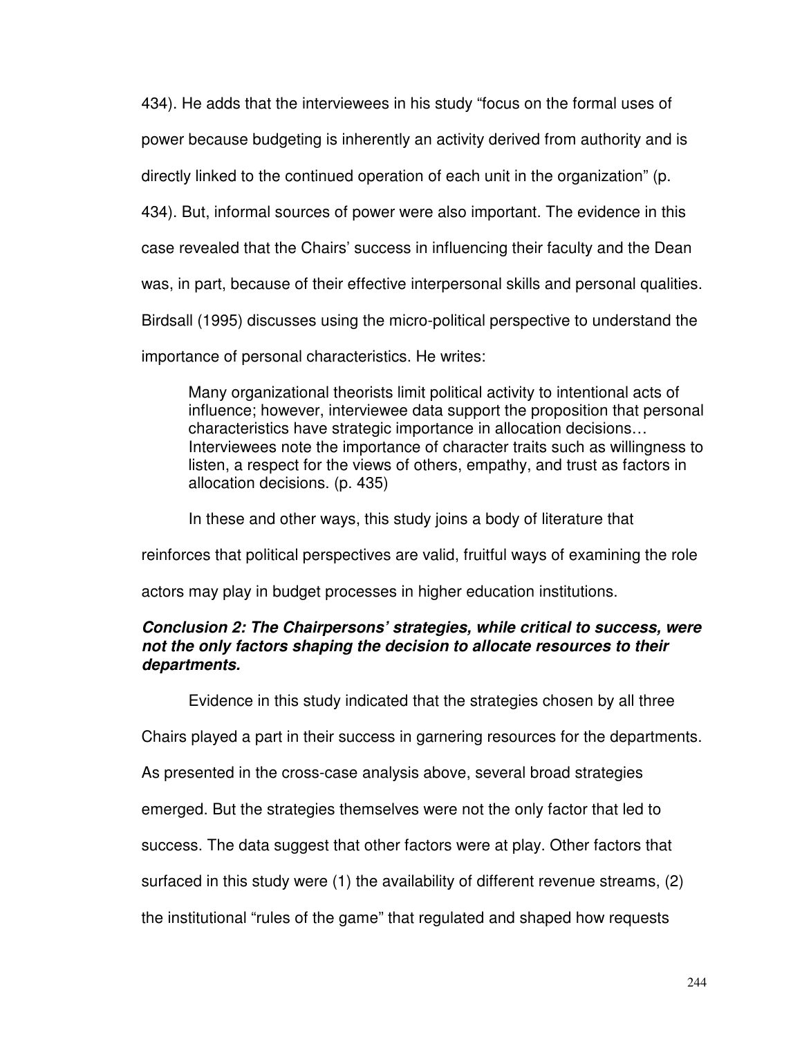434). He adds that the interviewees in his study "focus on the formal uses of power because budgeting is inherently an activity derived from authority and is directly linked to the continued operation of each unit in the organization" (p. 434). But, informal sources of power were also important. The evidence in this case revealed that the Chairs' success in influencing their faculty and the Dean was, in part, because of their effective interpersonal skills and personal qualities. Birdsall (1995) discusses using the micro-political perspective to understand the importance of personal characteristics. He writes:

> Many organizational theorists limit political activity to intentional acts of influence; however, interviewee data support the proposition that personal characteristics have strategic importance in allocation decisions… Interviewees note the importance of character traits such as willingness to listen, a respect for the views of others, empathy, and trust as factors in allocation decisions. (p. 435)

In these and other ways, this study joins a body of literature that reinforces that political perspectives are valid, fruitful ways of examining the role actors may play in budget processes in higher education institutions.

***Conclusion 2: The Chairpersons' strategies, while critical to success, were not the only factors shaping the decision to allocate resources to their departments.***

Evidence in this study indicated that the strategies chosen by all three Chairs played a part in their success in garnering resources for the departments. As presented in the cross-case analysis above, several broad strategies emerged. But the strategies themselves were not the only factor that led to success. The data suggest that other factors were at play. Other factors that surfaced in this study were (1) the availability of different revenue streams, (2) the institutional "rules of the game" that regulated and shaped how requests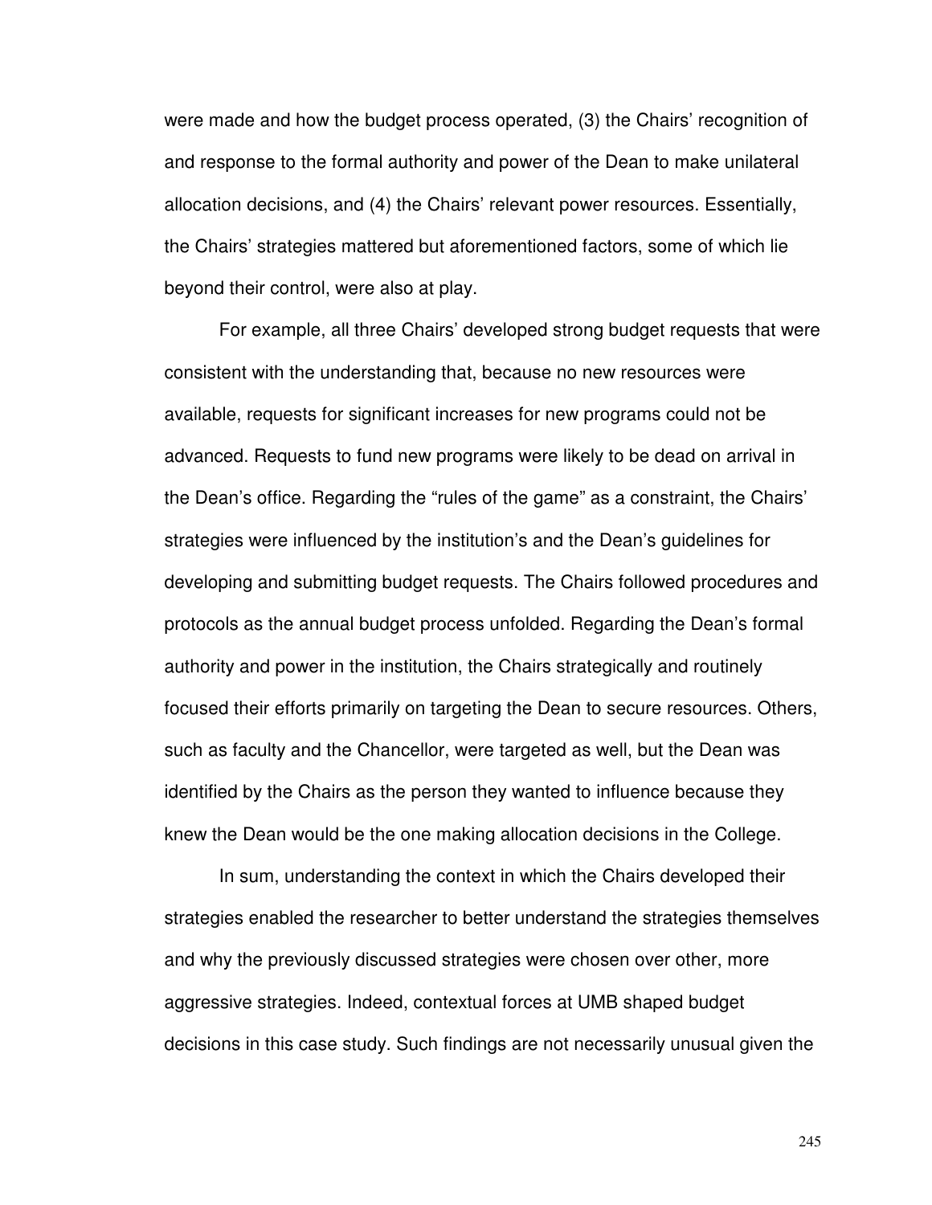were made and how the budget process operated, (3) the Chairs' recognition of and response to the formal authority and power of the Dean to make unilateral allocation decisions, and (4) the Chairs' relevant power resources. Essentially, the Chairs' strategies mattered but aforementioned factors, some of which lie beyond their control, were also at play.

For example, all three Chairs' developed strong budget requests that were consistent with the understanding that, because no new resources were available, requests for significant increases for new programs could not be advanced. Requests to fund new programs were likely to be dead on arrival in the Dean's office. Regarding the "rules of the game" as a constraint, the Chairs' strategies were influenced by the institution's and the Dean's guidelines for developing and submitting budget requests. The Chairs followed procedures and protocols as the annual budget process unfolded. Regarding the Dean's formal authority and power in the institution, the Chairs strategically and routinely focused their efforts primarily on targeting the Dean to secure resources. Others, such as faculty and the Chancellor, were targeted as well, but the Dean was identified by the Chairs as the person they wanted to influence because they knew the Dean would be the one making allocation decisions in the College.

In sum, understanding the context in which the Chairs developed their strategies enabled the researcher to better understand the strategies themselves and why the previously discussed strategies were chosen over other, more aggressive strategies. Indeed, contextual forces at UMB shaped budget decisions in this case study. Such findings are not necessarily unusual given the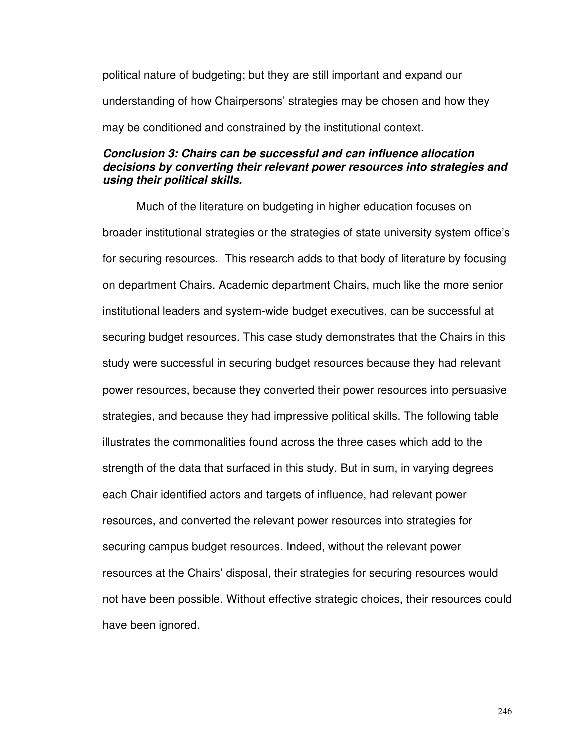political nature of budgeting; but they are still important and expand our understanding of how Chairpersons' strategies may be chosen and how they may be conditioned and constrained by the institutional context.

***Conclusion 3: Chairs can be successful and can influence allocation decisions by converting their relevant power resources into strategies and using their political skills.***

Much of the literature on budgeting in higher education focuses on broader institutional strategies or the strategies of state university system office's for securing resources. This research adds to that body of literature by focusing on department Chairs. Academic department Chairs, much like the more senior institutional leaders and system-wide budget executives, can be successful at securing budget resources. This case study demonstrates that the Chairs in this study were successful in securing budget resources because they had relevant power resources, because they converted their power resources into persuasive strategies, and because they had impressive political skills. The following table illustrates the commonalities found across the three cases which add to the strength of the data that surfaced in this study. But in sum, in varying degrees each Chair identified actors and targets of influence, had relevant power resources, and converted the relevant power resources into strategies for securing campus budget resources. Indeed, without the relevant power resources at the Chairs' disposal, their strategies for securing resources would not have been possible. Without effective strategic choices, their resources could have been ignored.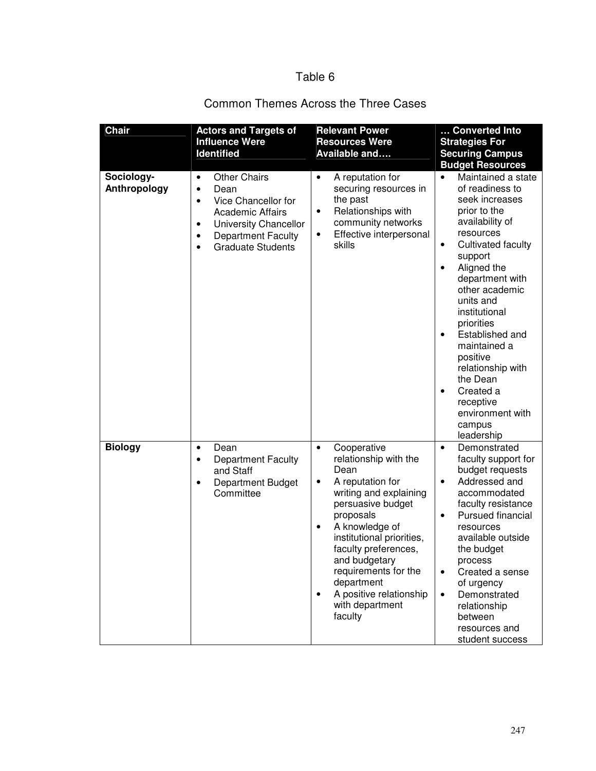Table 6

Common Themes Across the Three Cases

| Chair | Actors and Targets of Influence Were Identified | Relevant Power Resources Were Available and…. | … Converted Into Strategies For Securing Campus Budget Resources |
|---|---|---|---|
| **Sociology-Anthropology** | • Other Chairs<br>• Dean<br>• Vice Chancellor for Academic Affairs<br>• University Chancellor<br>• Department Faculty<br>• Graduate Students | • A reputation for securing resources in the past<br>• Relationships with community networks<br>• Effective interpersonal skills | • Maintained a state of readiness to seek increases prior to the availability of resources<br>• Cultivated faculty support<br>• Aligned the department with other academic units and institutional priorities<br>• Established and maintained a positive relationship with the Dean<br>• Created a receptive environment with campus leadership |
| **Biology** | • Dean<br>• Department Faculty and Staff<br>• Department Budget Committee | • Cooperative relationship with the Dean<br>• A reputation for writing and explaining persuasive budget proposals<br>• A knowledge of institutional priorities, faculty preferences, and budgetary requirements for the department<br>• A positive relationship with department faculty | • Demonstrated faculty support for budget requests<br>• Addressed and accommodated faculty resistance<br>• Pursued financial resources available outside the budget process<br>• Created a sense of urgency<br>• Demonstrated relationship between resources and student success |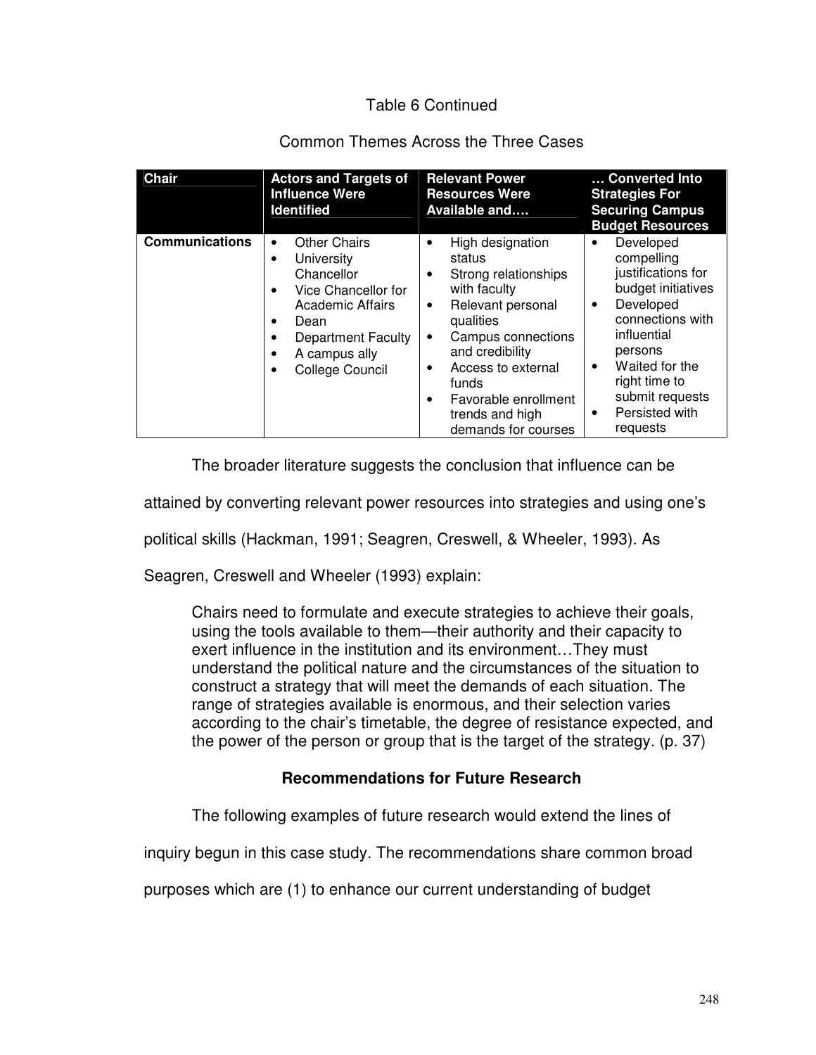Table 6 Continued

Common Themes Across the Three Cases

| Chair | Actors and Targets of Influence Were Identified | Relevant Power Resources Were Available and…. | … Converted Into Strategies For Securing Campus Budget Resources |
|---|---|---|---|
| **Communications** | • Other Chairs<br>• University Chancellor<br>• Vice Chancellor for Academic Affairs<br>• Dean<br>• Department Faculty<br>• A campus ally<br>• College Council | • High designation status<br>• Strong relationships with faculty<br>• Relevant personal qualities<br>• Campus connections and credibility<br>• Access to external funds<br>• Favorable enrollment trends and high demands for courses | • Developed compelling justifications for budget initiatives<br>• Developed connections with influential persons<br>• Waited for the right time to submit requests<br>• Persisted with requests |

The broader literature suggests the conclusion that influence can be attained by converting relevant power resources into strategies and using one's political skills (Hackman, 1991; Seagren, Creswell, & Wheeler, 1993). As Seagren, Creswell and Wheeler (1993) explain:

> Chairs need to formulate and execute strategies to achieve their goals, using the tools available to them—their authority and their capacity to exert influence in the institution and its environment…They must understand the political nature and the circumstances of the situation to construct a strategy that will meet the demands of each situation. The range of strategies available is enormous, and their selection varies according to the chair's timetable, the degree of resistance expected, and the power of the person or group that is the target of the strategy. (p. 37)

## Recommendations for Future Research

The following examples of future research would extend the lines of inquiry begun in this case study. The recommendations share common broad purposes which are (1) to enhance our current understanding of budget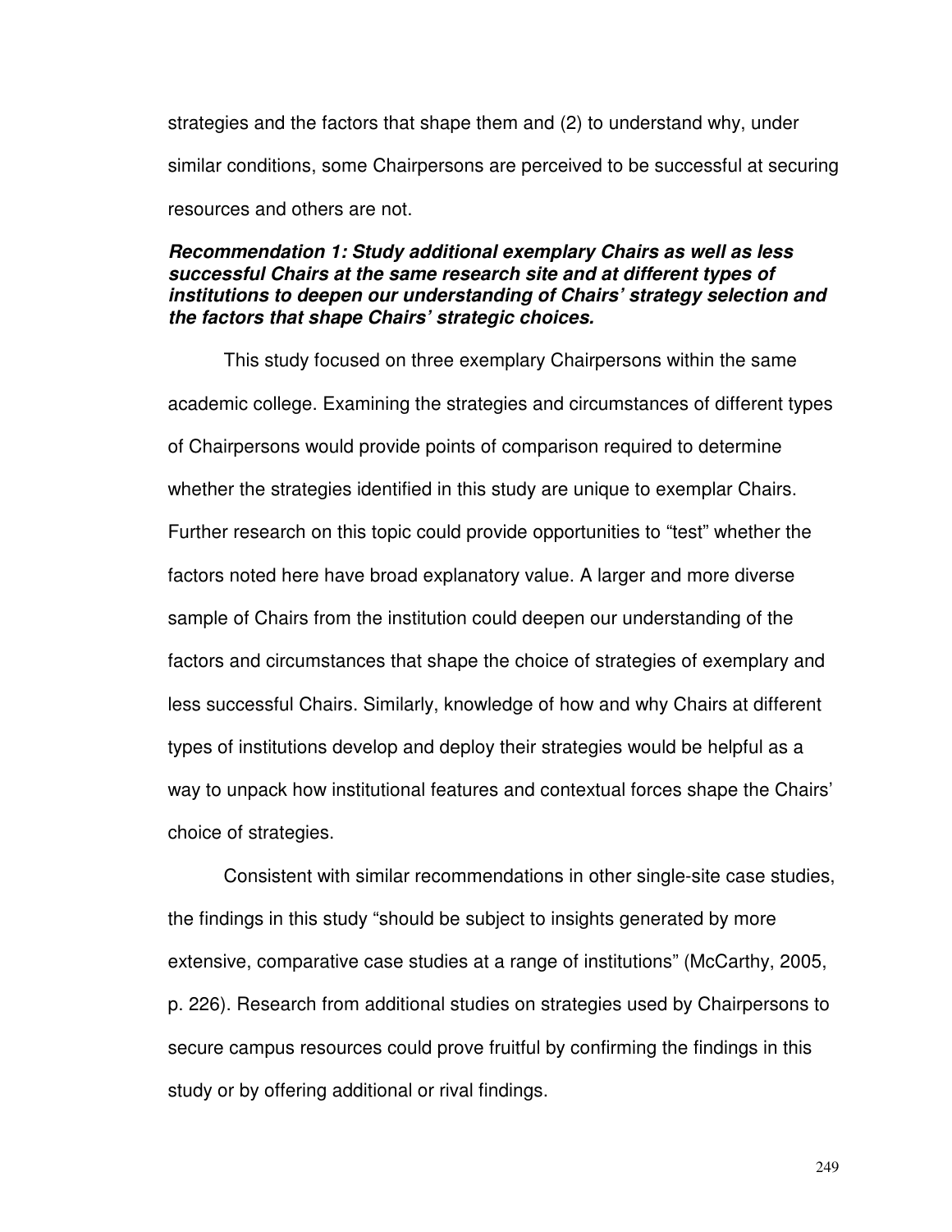strategies and the factors that shape them and (2) to understand why, under similar conditions, some Chairpersons are perceived to be successful at securing resources and others are not.

***Recommendation 1: Study additional exemplary Chairs as well as less successful Chairs at the same research site and at different types of institutions to deepen our understanding of Chairs' strategy selection and the factors that shape Chairs' strategic choices.***

This study focused on three exemplary Chairpersons within the same academic college. Examining the strategies and circumstances of different types of Chairpersons would provide points of comparison required to determine whether the strategies identified in this study are unique to exemplar Chairs. Further research on this topic could provide opportunities to "test" whether the factors noted here have broad explanatory value. A larger and more diverse sample of Chairs from the institution could deepen our understanding of the factors and circumstances that shape the choice of strategies of exemplary and less successful Chairs. Similarly, knowledge of how and why Chairs at different types of institutions develop and deploy their strategies would be helpful as a way to unpack how institutional features and contextual forces shape the Chairs' choice of strategies.

Consistent with similar recommendations in other single-site case studies, the findings in this study "should be subject to insights generated by more extensive, comparative case studies at a range of institutions" (McCarthy, 2005, p. 226). Research from additional studies on strategies used by Chairpersons to secure campus resources could prove fruitful by confirming the findings in this study or by offering additional or rival findings.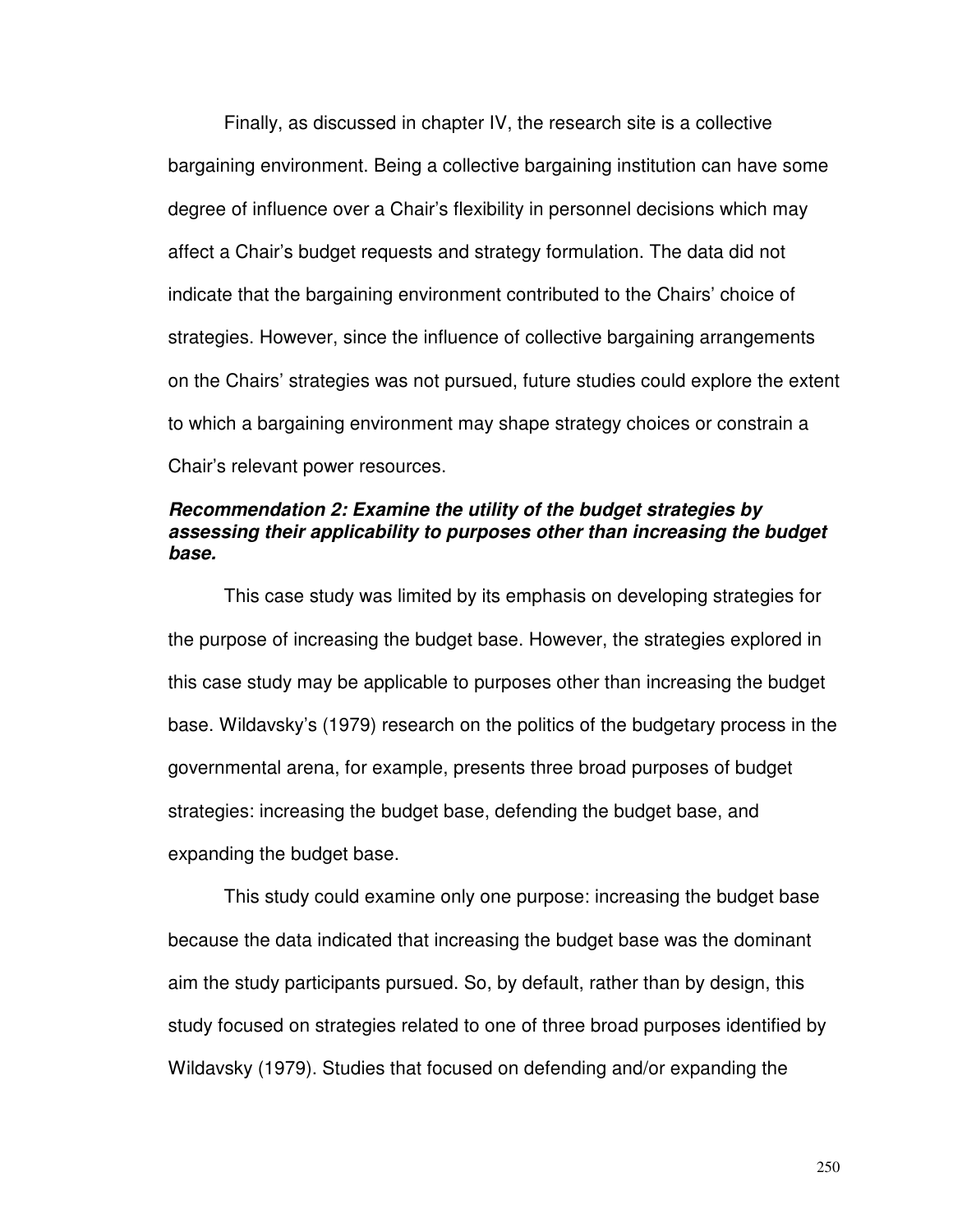Finally, as discussed in chapter IV, the research site is a collective bargaining environment. Being a collective bargaining institution can have some degree of influence over a Chair's flexibility in personnel decisions which may affect a Chair's budget requests and strategy formulation. The data did not indicate that the bargaining environment contributed to the Chairs' choice of strategies. However, since the influence of collective bargaining arrangements on the Chairs' strategies was not pursued, future studies could explore the extent to which a bargaining environment may shape strategy choices or constrain a Chair's relevant power resources.

***Recommendation 2: Examine the utility of the budget strategies by assessing their applicability to purposes other than increasing the budget base.***

This case study was limited by its emphasis on developing strategies for the purpose of increasing the budget base. However, the strategies explored in this case study may be applicable to purposes other than increasing the budget base. Wildavsky's (1979) research on the politics of the budgetary process in the governmental arena, for example, presents three broad purposes of budget strategies: increasing the budget base, defending the budget base, and expanding the budget base.

This study could examine only one purpose: increasing the budget base because the data indicated that increasing the budget base was the dominant aim the study participants pursued. So, by default, rather than by design, this study focused on strategies related to one of three broad purposes identified by Wildavsky (1979). Studies that focused on defending and/or expanding the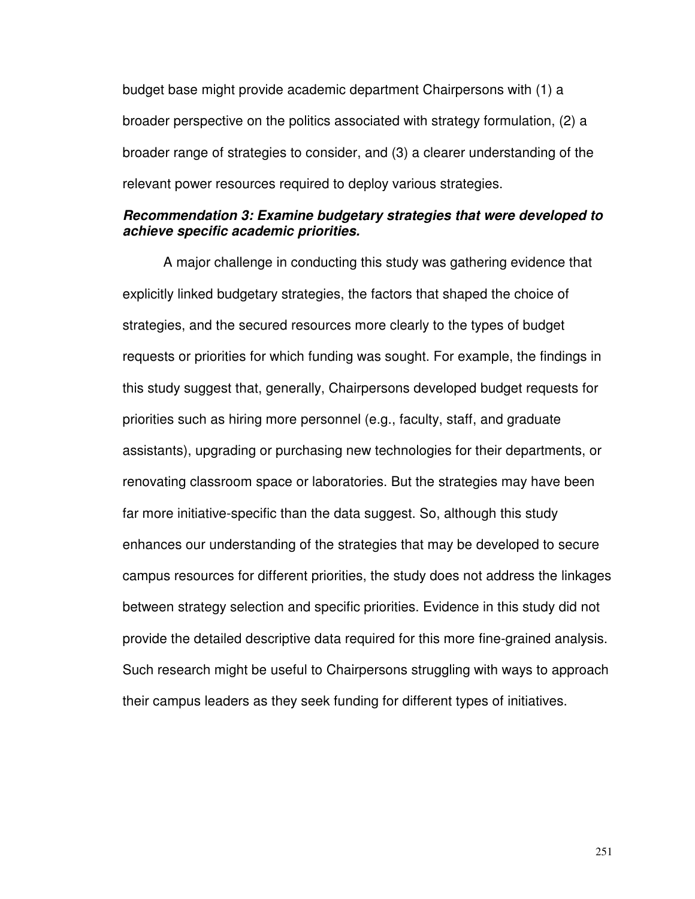budget base might provide academic department Chairpersons with (1) a broader perspective on the politics associated with strategy formulation, (2) a broader range of strategies to consider, and (3) a clearer understanding of the relevant power resources required to deploy various strategies.

***Recommendation 3: Examine budgetary strategies that were developed to achieve specific academic priorities.***

A major challenge in conducting this study was gathering evidence that explicitly linked budgetary strategies, the factors that shaped the choice of strategies, and the secured resources more clearly to the types of budget requests or priorities for which funding was sought. For example, the findings in this study suggest that, generally, Chairpersons developed budget requests for priorities such as hiring more personnel (e.g., faculty, staff, and graduate assistants), upgrading or purchasing new technologies for their departments, or renovating classroom space or laboratories. But the strategies may have been far more initiative-specific than the data suggest. So, although this study enhances our understanding of the strategies that may be developed to secure campus resources for different priorities, the study does not address the linkages between strategy selection and specific priorities. Evidence in this study did not provide the detailed descriptive data required for this more fine-grained analysis. Such research might be useful to Chairpersons struggling with ways to approach their campus leaders as they seek funding for different types of initiatives.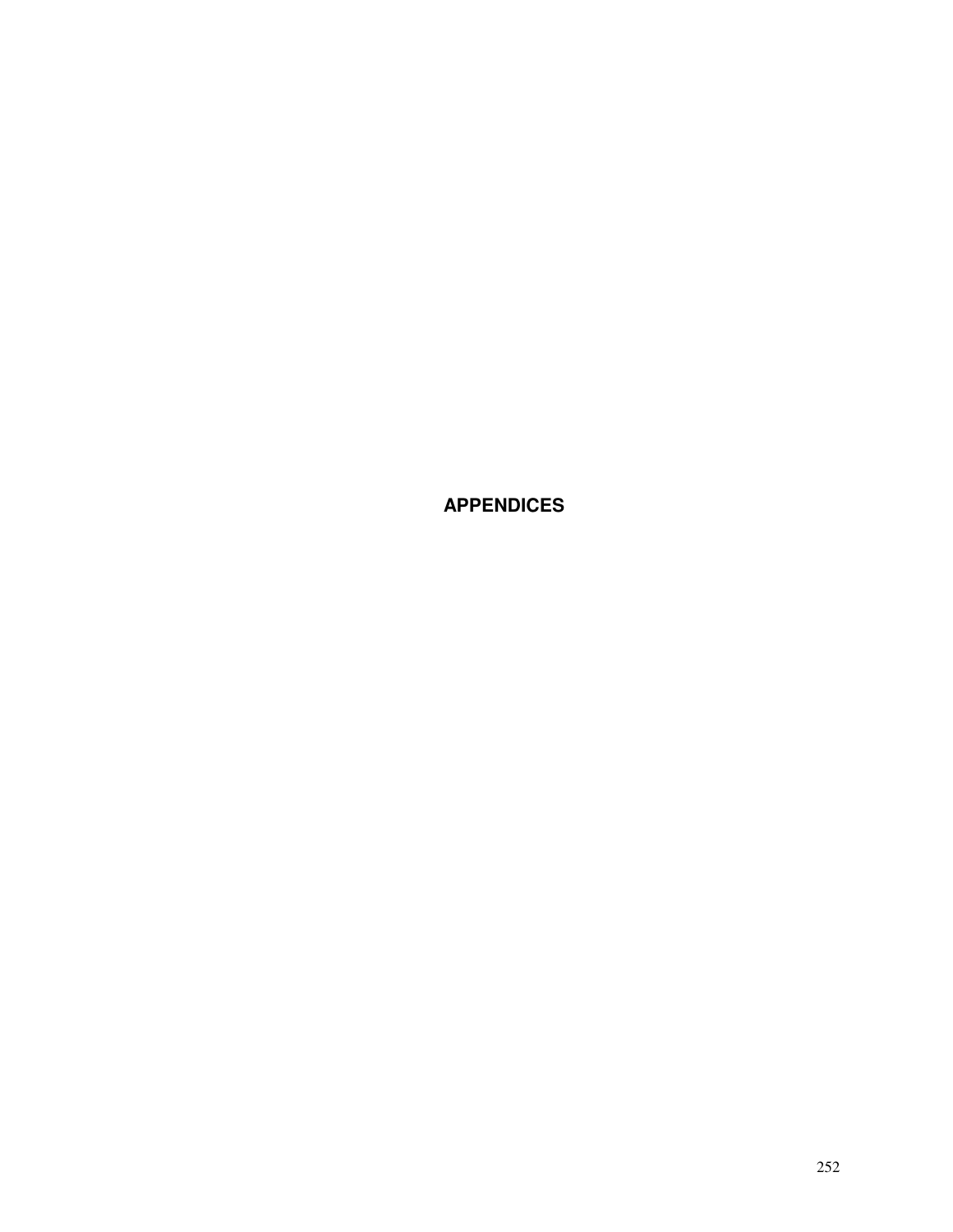# APPENDICES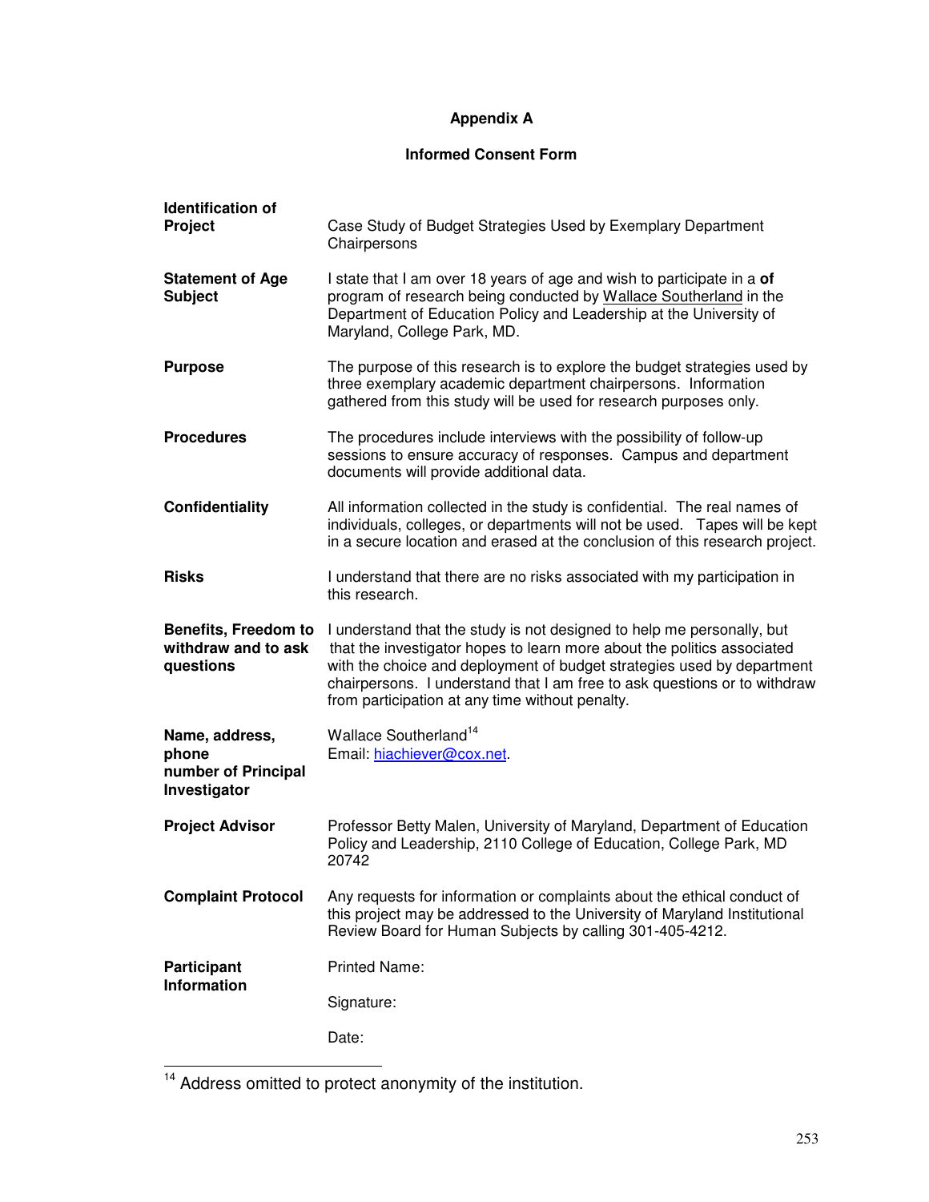# Appendix A

## Informed Consent Form

| | |
|---|---|
| **Identification of Project** | Case Study of Budget Strategies Used by Exemplary Department Chairpersons |
| **Statement of Age Subject** | I state that I am over 18 years of age and wish to participate in a **of** program of research being conducted by Wallace Southerland in the Department of Education Policy and Leadership at the University of Maryland, College Park, MD. |
| **Purpose** | The purpose of this research is to explore the budget strategies used by three exemplary academic department chairpersons. Information gathered from this study will be used for research purposes only. |
| **Procedures** | The procedures include interviews with the possibility of follow-up sessions to ensure accuracy of responses. Campus and department documents will provide additional data. |
| **Confidentiality** | All information collected in the study is confidential. The real names of individuals, colleges, or departments will not be used. Tapes will be kept in a secure location and erased at the conclusion of this research project. |
| **Risks** | I understand that there are no risks associated with my participation in this research. |
| **Benefits, Freedom to withdraw and to ask questions** | I understand that the study is not designed to help me personally, but that the investigator hopes to learn more about the politics associated with the choice and deployment of budget strategies used by department chairpersons. I understand that I am free to ask questions or to withdraw from participation at any time without penalty. |
| **Name, address, phone number of Principal Investigator** | Wallace Southerland[14]<br>Email: hiachiever@cox.net. |
| **Project Advisor** | Professor Betty Malen, University of Maryland, Department of Education Policy and Leadership, 2110 College of Education, College Park, MD 20742 |
| **Complaint Protocol** | Any requests for information or complaints about the ethical conduct of this project may be addressed to the University of Maryland Institutional Review Board for Human Subjects by calling 301-405-4212. |
| **Participant Information** | Printed Name:<br><br>Signature:<br><br>Date: |

[14] Address omitted to protect anonymity of the institution.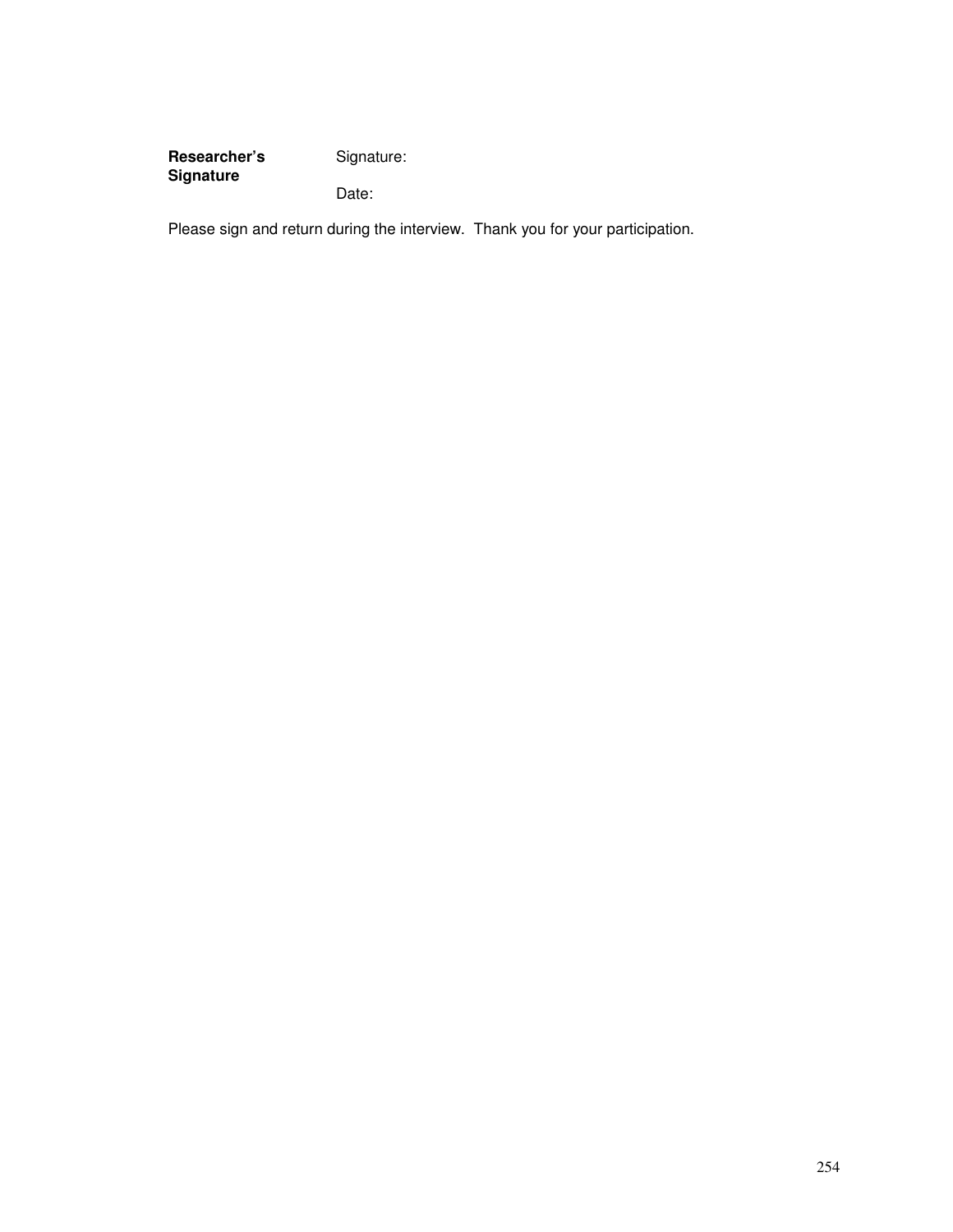| **Researcher's Signature** | Signature: |
| --- | --- |
| | Date: |

Please sign and return during the interview. Thank you for your participation.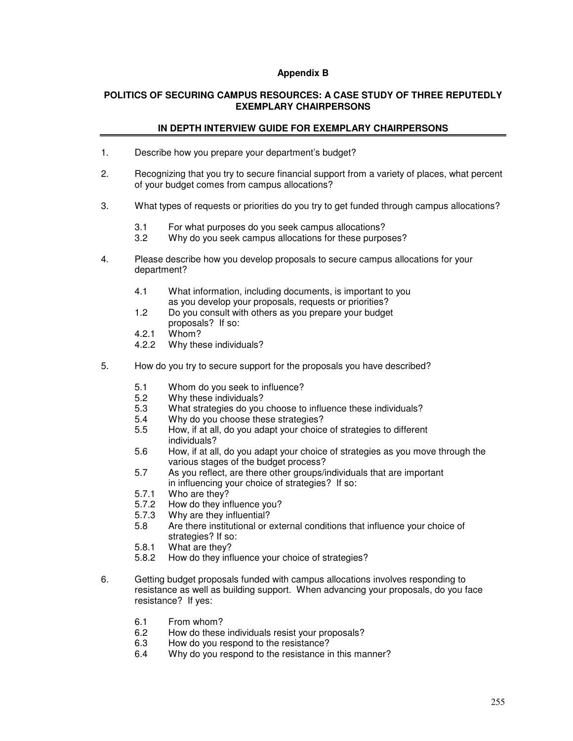## Appendix B

### POLITICS OF SECURING CAMPUS RESOURCES: A CASE STUDY OF THREE REPUTEDLY EXEMPLARY CHAIRPERSONS

### IN DEPTH INTERVIEW GUIDE FOR EXEMPLARY CHAIRPERSONS

1. Describe how you prepare your department's budget?

2. Recognizing that you try to secure financial support from a variety of places, what percent of your budget comes from campus allocations?

3. What types of requests or priorities do you try to get funded through campus allocations?

   3.1 For what purposes do you seek campus allocations?
   3.2 Why do you seek campus allocations for these purposes?

4. Please describe how you develop proposals to secure campus allocations for your department?

   4.1 What information, including documents, is important to you as you develop your proposals, requests or priorities?
   1.2 Do you consult with others as you prepare your budget proposals? If so:
   4.2.1 Whom?
   4.2.2 Why these individuals?

5. How do you try to secure support for the proposals you have described?

   5.1 Whom do you seek to influence?
   5.2 Why these individuals?
   5.3 What strategies do you choose to influence these individuals?
   5.4 Why do you choose these strategies?
   5.5 How, if at all, do you adapt your choice of strategies to different individuals?
   5.6 How, if at all, do you adapt your choice of strategies as you move through the various stages of the budget process?
   5.7 As you reflect, are there other groups/individuals that are important in influencing your choice of strategies? If so:
   5.7.1 Who are they?
   5.7.2 How do they influence you?
   5.7.3 Why are they influential?
   5.8 Are there institutional or external conditions that influence your choice of strategies? If so:
   5.8.1 What are they?
   5.8.2 How do they influence your choice of strategies?

6. Getting budget proposals funded with campus allocations involves responding to resistance as well as building support. When advancing your proposals, do you face resistance? If yes:

   6.1 From whom?
   6.2 How do these individuals resist your proposals?
   6.3 How do you respond to the resistance?
   6.4 Why do you respond to the resistance in this manner?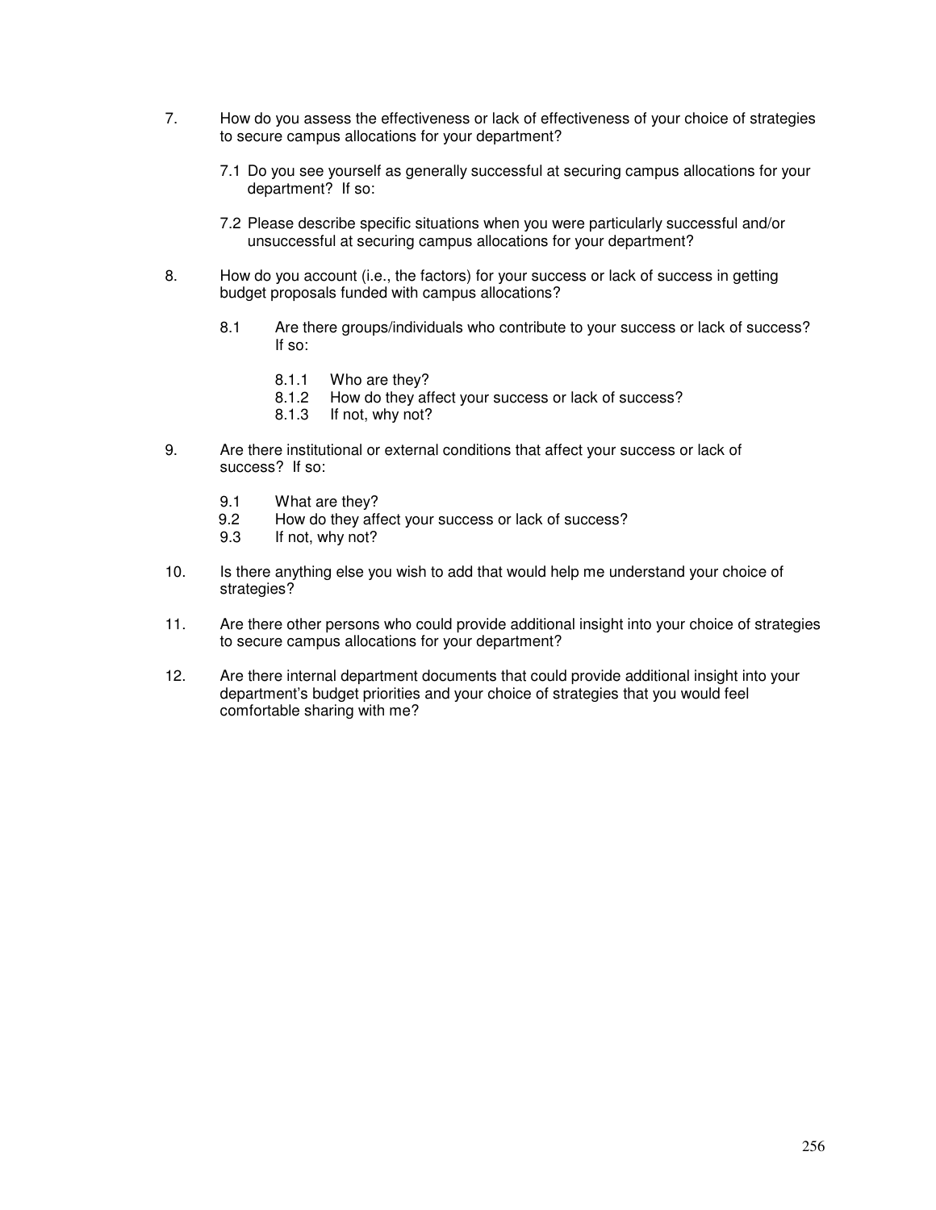7. How do you assess the effectiveness or lack of effectiveness of your choice of strategies to secure campus allocations for your department?

    7.1 Do you see yourself as generally successful at securing campus allocations for your department? If so:

    7.2 Please describe specific situations when you were particularly successful and/or unsuccessful at securing campus allocations for your department?

8. How do you account (i.e., the factors) for your success or lack of success in getting budget proposals funded with campus allocations?

    8.1 Are there groups/individuals who contribute to your success or lack of success? If so:

        8.1.1 Who are they?
        8.1.2 How do they affect your success or lack of success?
        8.1.3 If not, why not?

9. Are there institutional or external conditions that affect your success or lack of success? If so:

    9.1 What are they?
    9.2 How do they affect your success or lack of success?
    9.3 If not, why not?

10. Is there anything else you wish to add that would help me understand your choice of strategies?

11. Are there other persons who could provide additional insight into your choice of strategies to secure campus allocations for your department?

12. Are there internal department documents that could provide additional insight into your department's budget priorities and your choice of strategies that you would feel comfortable sharing with me?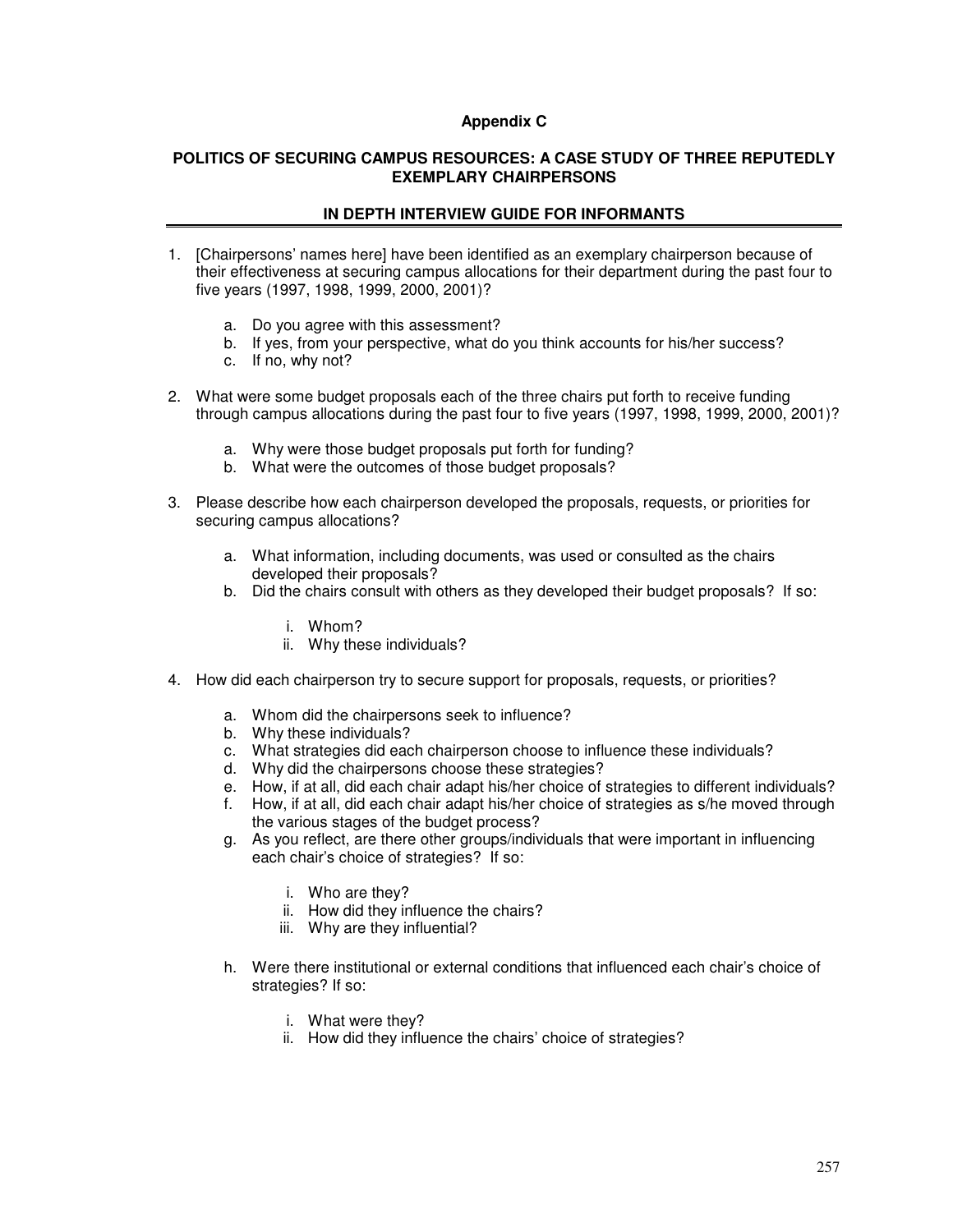## Appendix C

### POLITICS OF SECURING CAMPUS RESOURCES: A CASE STUDY OF THREE REPUTEDLY EXEMPLARY CHAIRPERSONS

### IN DEPTH INTERVIEW GUIDE FOR INFORMANTS

---

1. [Chairpersons' names here] have been identified as an exemplary chairperson because of their effectiveness at securing campus allocations for their department during the past four to five years (1997, 1998, 1999, 2000, 2001)?

   a. Do you agree with this assessment?
   b. If yes, from your perspective, what do you think accounts for his/her success?
   c. If no, why not?

2. What were some budget proposals each of the three chairs put forth to receive funding through campus allocations during the past four to five years (1997, 1998, 1999, 2000, 2001)?

   a. Why were those budget proposals put forth for funding?
   b. What were the outcomes of those budget proposals?

3. Please describe how each chairperson developed the proposals, requests, or priorities for securing campus allocations?

   a. What information, including documents, was used or consulted as the chairs developed their proposals?
   b. Did the chairs consult with others as they developed their budget proposals? If so:

      i. Whom?
      ii. Why these individuals?

4. How did each chairperson try to secure support for proposals, requests, or priorities?

   a. Whom did the chairpersons seek to influence?
   b. Why these individuals?
   c. What strategies did each chairperson choose to influence these individuals?
   d. Why did the chairpersons choose these strategies?
   e. How, if at all, did each chair adapt his/her choice of strategies to different individuals?
   f. How, if at all, did each chair adapt his/her choice of strategies as s/he moved through the various stages of the budget process?
   g. As you reflect, are there other groups/individuals that were important in influencing each chair's choice of strategies? If so:

      i. Who are they?
      ii. How did they influence the chairs?
      iii. Why are they influential?

   h. Were there institutional or external conditions that influenced each chair's choice of strategies? If so:

      i. What were they?
      ii. How did they influence the chairs' choice of strategies?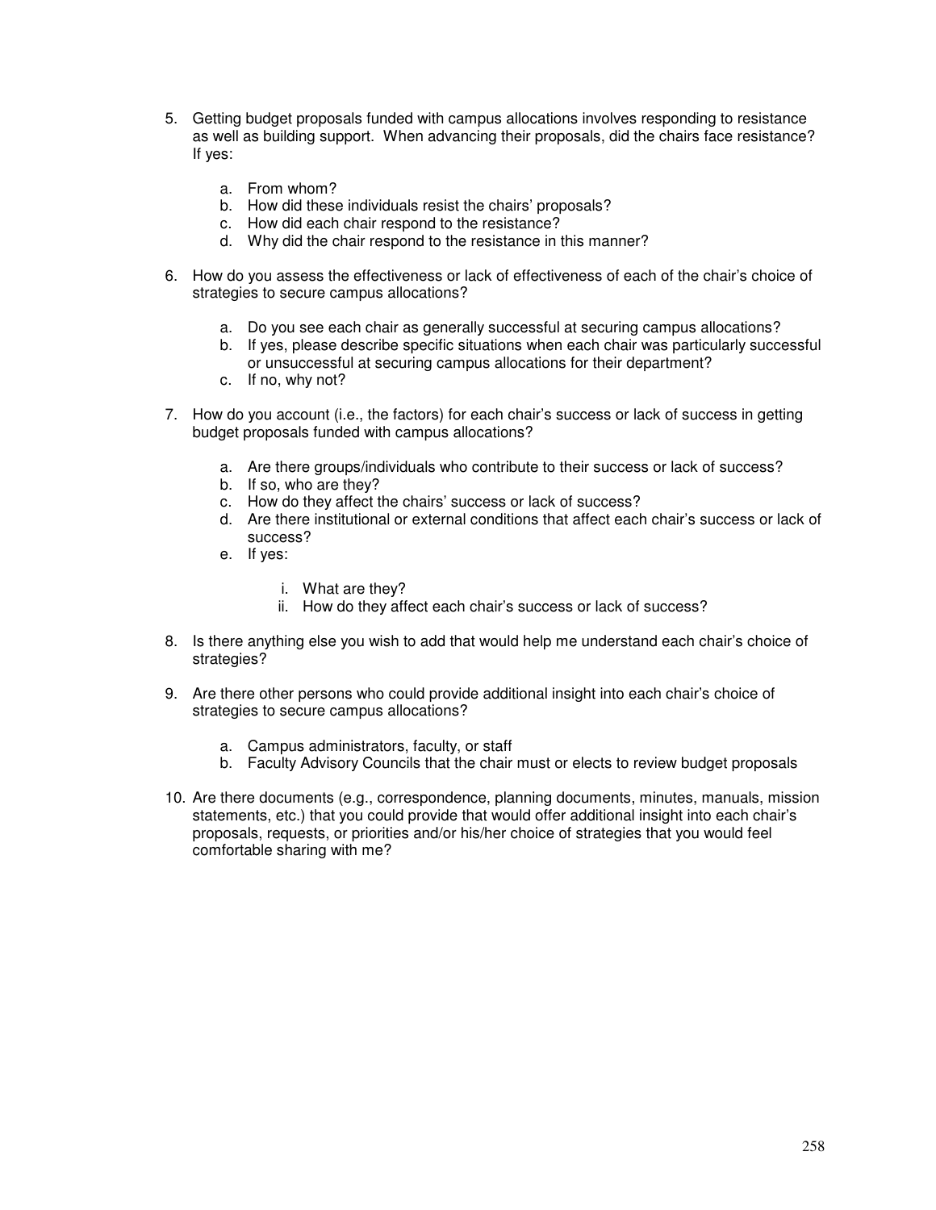5. Getting budget proposals funded with campus allocations involves responding to resistance as well as building support. When advancing their proposals, did the chairs face resistance? If yes:

    a. From whom?
    b. How did these individuals resist the chairs' proposals?
    c. How did each chair respond to the resistance?
    d. Why did the chair respond to the resistance in this manner?

6. How do you assess the effectiveness or lack of effectiveness of each of the chair's choice of strategies to secure campus allocations?

    a. Do you see each chair as generally successful at securing campus allocations?
    b. If yes, please describe specific situations when each chair was particularly successful or unsuccessful at securing campus allocations for their department?
    c. If no, why not?

7. How do you account (i.e., the factors) for each chair's success or lack of success in getting budget proposals funded with campus allocations?

    a. Are there groups/individuals who contribute to their success or lack of success?
    b. If so, who are they?
    c. How do they affect the chairs' success or lack of success?
    d. Are there institutional or external conditions that affect each chair's success or lack of success?
    e. If yes:

        i. What are they?
        ii. How do they affect each chair's success or lack of success?

8. Is there anything else you wish to add that would help me understand each chair's choice of strategies?

9. Are there other persons who could provide additional insight into each chair's choice of strategies to secure campus allocations?

    a. Campus administrators, faculty, or staff
    b. Faculty Advisory Councils that the chair must or elects to review budget proposals

10. Are there documents (e.g., correspondence, planning documents, minutes, manuals, mission statements, etc.) that you could provide that would offer additional insight into each chair's proposals, requests, or priorities and/or his/her choice of strategies that you would feel comfortable sharing with me?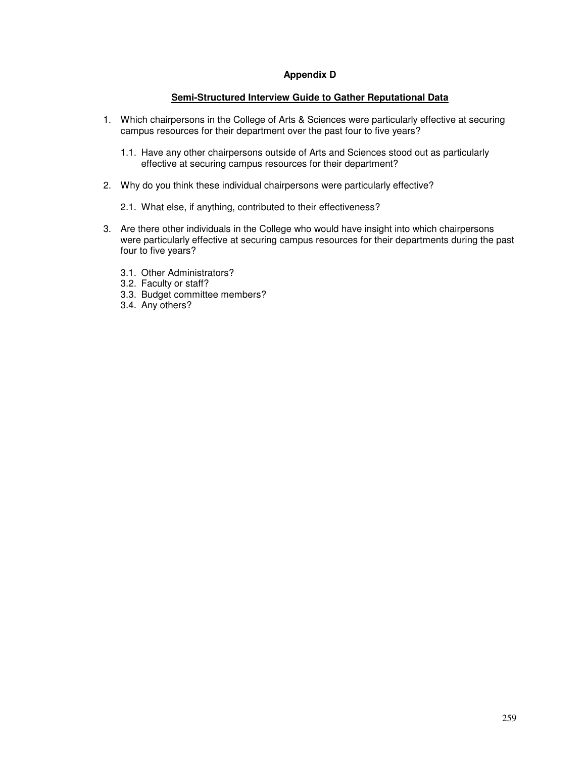# Appendix D

## Semi-Structured Interview Guide to Gather Reputational Data

1. Which chairpersons in the College of Arts & Sciences were particularly effective at securing campus resources for their department over the past four to five years?

    1.1. Have any other chairpersons outside of Arts and Sciences stood out as particularly effective at securing campus resources for their department?

2. Why do you think these individual chairpersons were particularly effective?

    2.1. What else, if anything, contributed to their effectiveness?

3. Are there other individuals in the College who would have insight into which chairpersons were particularly effective at securing campus resources for their departments during the past four to five years?

    3.1. Other Administrators?
    3.2. Faculty or staff?
    3.3. Budget committee members?
    3.4. Any others?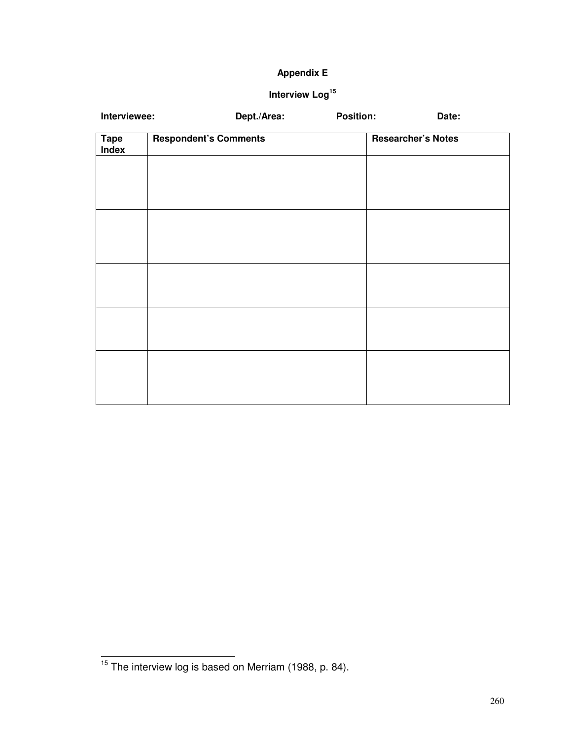# Appendix E

## Interview Log[15]

**Interviewee:** **Dept./Area:** **Position:** **Date:**

| Tape Index | Respondent's Comments | Researcher's Notes |
|---|---|---|
| | | |
| | | |
| | | |
| | | |
| | | |

[15] The interview log is based on Merriam (1988, p. 84).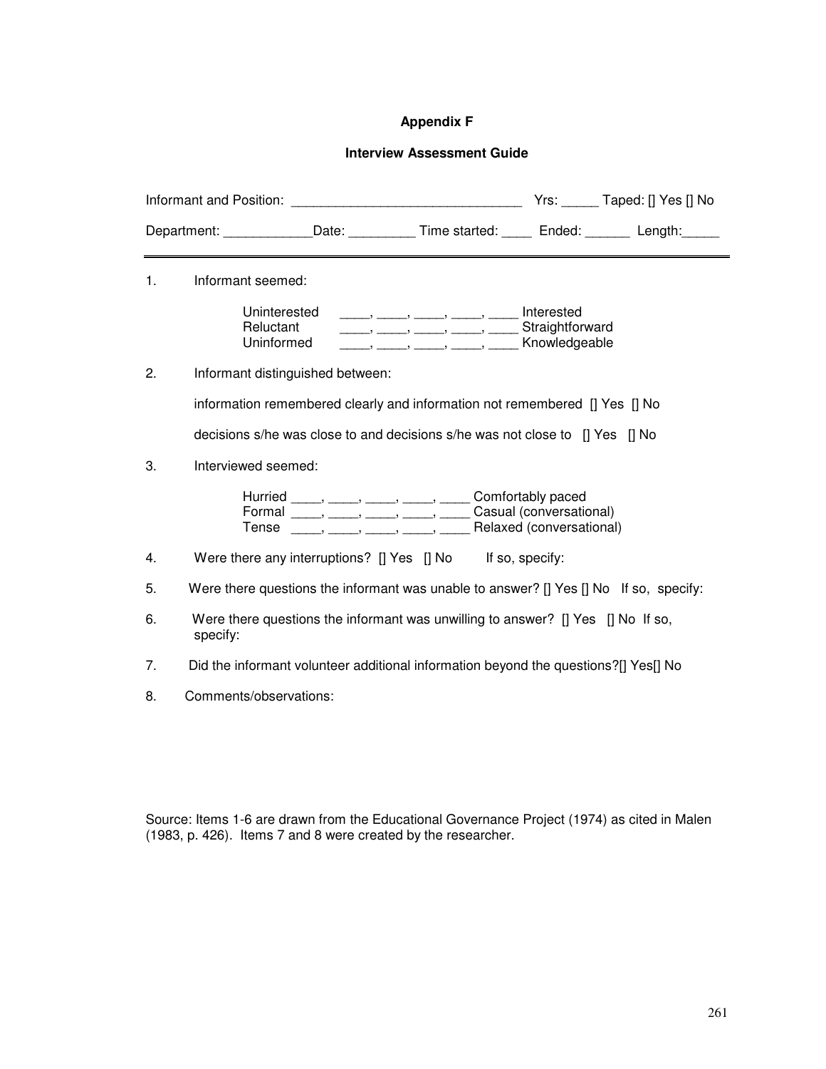**Appendix F**

**Interview Assessment Guide**

Informant and Position: _______________________________ Yrs: _____ Taped: [] Yes [] No

Department: ____________Date: _________ Time started: ____ Ended: ______ Length:_____

---

1. Informant seemed:

   Uninterested ____, ____, ____, ____, ____ Interested
   Reluctant ____, ____, ____, ____, ____ Straightforward
   Uninformed ____, ____, ____, ____, ____ Knowledgeable

2. Informant distinguished between:

   information remembered clearly and information not remembered [] Yes [] No

   decisions s/he was close to and decisions s/he was not close to [] Yes [] No

3. Interviewed seemed:

   Hurried ____, ____, ____, ____, ____ Comfortably paced
   Formal ____, ____, ____, ____, ____ Casual (conversational)
   Tense ____, ____, ____, ____, ____ Relaxed (conversational)

4. Were there any interruptions? [] Yes [] No If so, specify:

5. Were there questions the informant was unable to answer? [] Yes [] No If so, specify:

6. Were there questions the informant was unwilling to answer? [] Yes [] No If so, specify:

7. Did the informant volunteer additional information beyond the questions?[] Yes[] No

8. Comments/observations:

Source: Items 1-6 are drawn from the Educational Governance Project (1974) as cited in Malen (1983, p. 426). Items 7 and 8 were created by the researcher.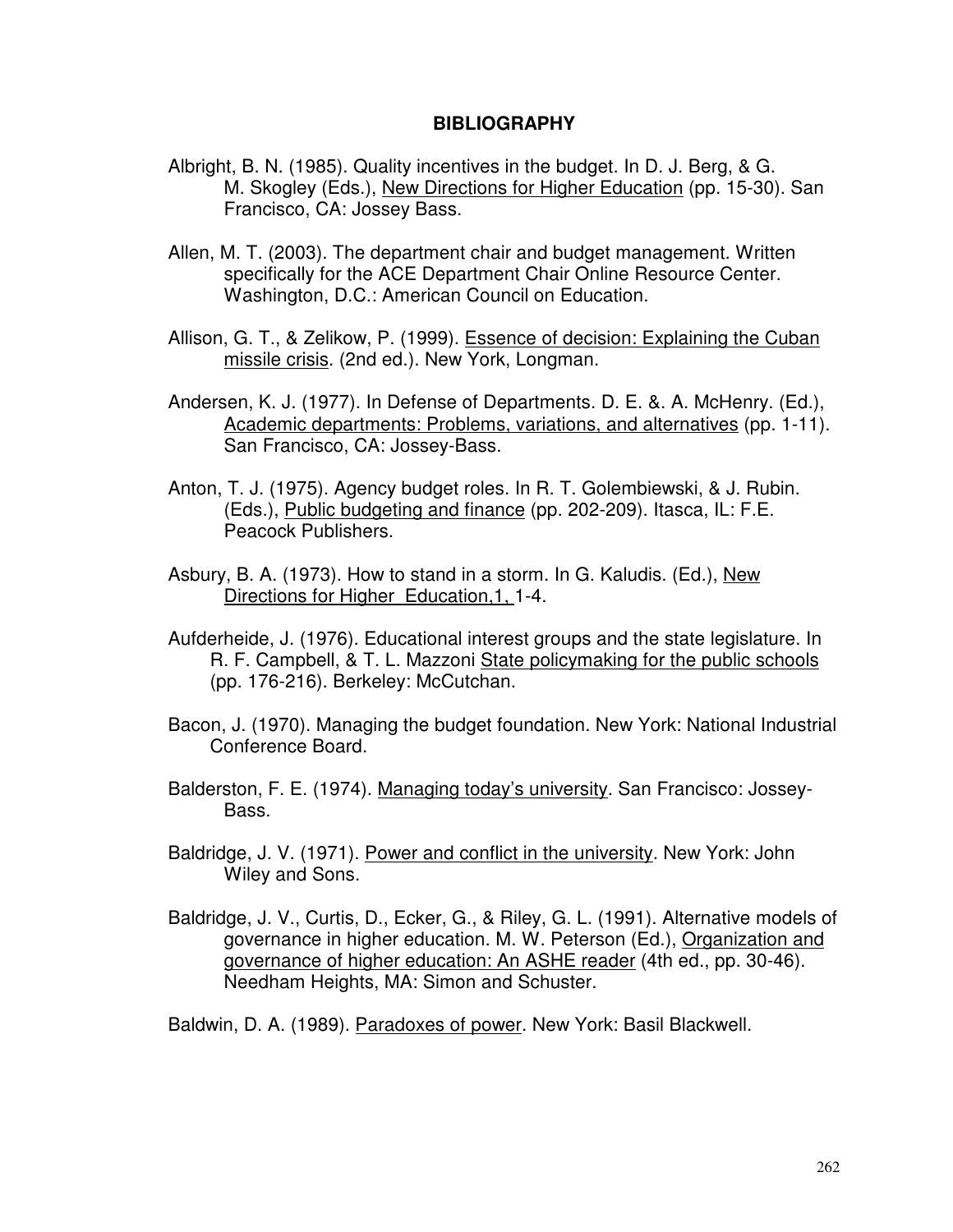## BIBLIOGRAPHY

Albright, B. N. (1985). Quality incentives in the budget. In D. J. Berg, & G. M. Skogley (Eds.), New Directions for Higher Education (pp. 15-30). San Francisco, CA: Jossey Bass.

Allen, M. T. (2003). The department chair and budget management. Written specifically for the ACE Department Chair Online Resource Center. Washington, D.C.: American Council on Education.

Allison, G. T., & Zelikow, P. (1999). Essence of decision: Explaining the Cuban missile crisis. (2nd ed.). New York, Longman.

Andersen, K. J. (1977). In Defense of Departments. D. E. &. A. McHenry. (Ed.), Academic departments: Problems, variations, and alternatives (pp. 1-11). San Francisco, CA: Jossey-Bass.

Anton, T. J. (1975). Agency budget roles. In R. T. Golembiewski, & J. Rubin. (Eds.), Public budgeting and finance (pp. 202-209). Itasca, IL: F.E. Peacock Publishers.

Asbury, B. A. (1973). How to stand in a storm. In G. Kaludis. (Ed.), New Directions for Higher Education,1, 1-4.

Aufderheide, J. (1976). Educational interest groups and the state legislature. In R. F. Campbell, & T. L. Mazzoni State policymaking for the public schools (pp. 176-216). Berkeley: McCutchan.

Bacon, J. (1970). Managing the budget foundation. New York: National Industrial Conference Board.

Balderston, F. E. (1974). Managing today's university. San Francisco: Jossey-Bass.

Baldridge, J. V. (1971). Power and conflict in the university. New York: John Wiley and Sons.

Baldridge, J. V., Curtis, D., Ecker, G., & Riley, G. L. (1991). Alternative models of governance in higher education. M. W. Peterson (Ed.), Organization and governance of higher education: An ASHE reader (4th ed., pp. 30-46). Needham Heights, MA: Simon and Schuster.

Baldwin, D. A. (1989). Paradoxes of power. New York: Basil Blackwell.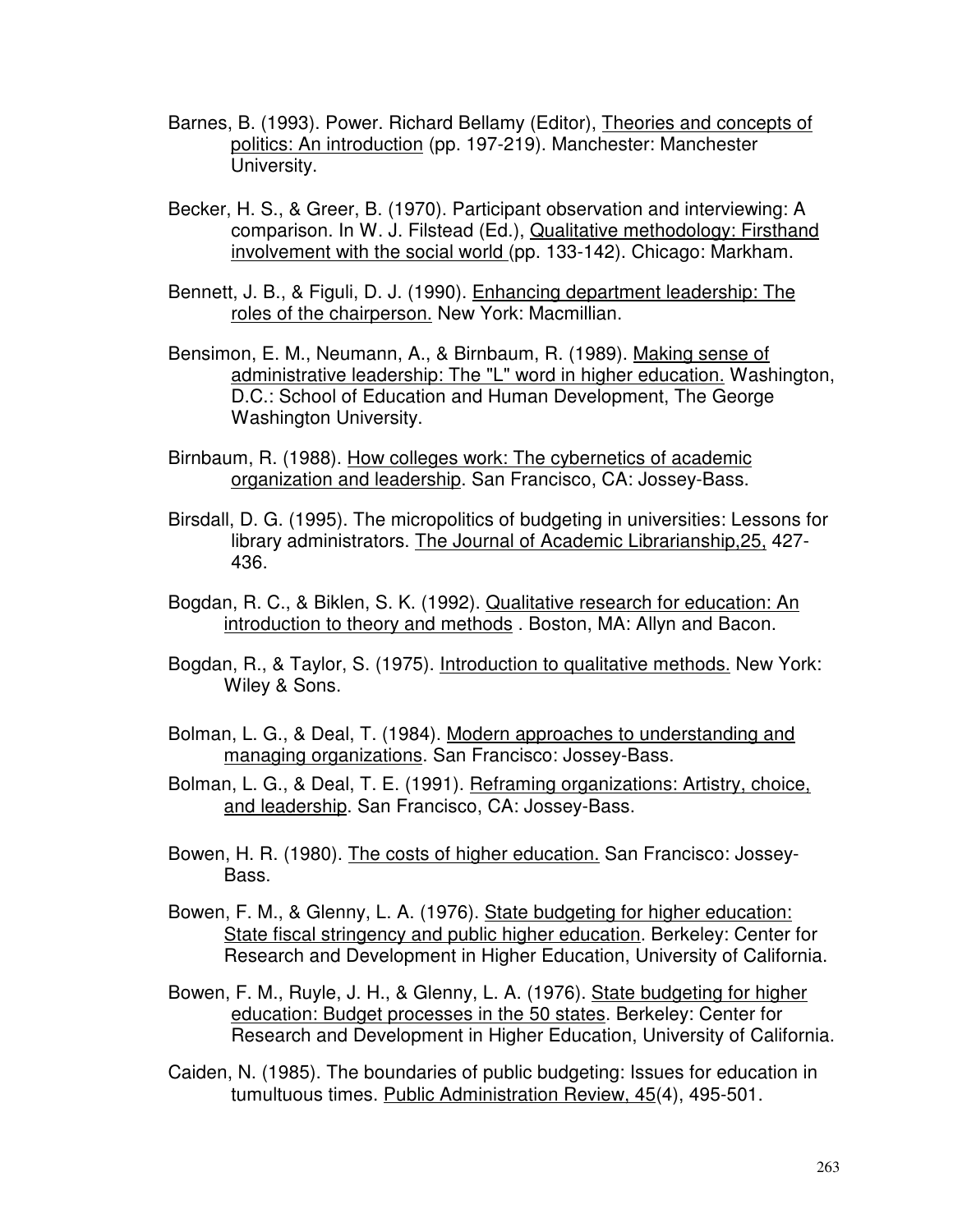Barnes, B. (1993). Power. Richard Bellamy (Editor), <u>Theories and concepts of politics: An introduction</u> (pp. 197-219). Manchester: Manchester University.

Becker, H. S., & Greer, B. (1970). Participant observation and interviewing: A comparison. In W. J. Filstead (Ed.), <u>Qualitative methodology: Firsthand involvement with the social world</u> (pp. 133-142). Chicago: Markham.

Bennett, J. B., & Figuli, D. J. (1990). <u>Enhancing department leadership: The roles of the chairperson.</u> New York: Macmillian.

Bensimon, E. M., Neumann, A., & Birnbaum, R. (1989). <u>Making sense of administrative leadership: The "L" word in higher education.</u> Washington, D.C.: School of Education and Human Development, The George Washington University.

Birnbaum, R. (1988). <u>How colleges work: The cybernetics of academic organization and leadership</u>. San Francisco, CA: Jossey-Bass.

Birsdall, D. G. (1995). The micropolitics of budgeting in universities: Lessons for library administrators. <u>The Journal of Academic Librarianship,25,</u> 427-436.

Bogdan, R. C., & Biklen, S. K. (1992). <u>Qualitative research for education: An introduction to theory and methods</u> . Boston, MA: Allyn and Bacon.

Bogdan, R., & Taylor, S. (1975). <u>Introduction to qualitative methods.</u> New York: Wiley & Sons.

Bolman, L. G., & Deal, T. (1984). <u>Modern approaches to understanding and managing organizations</u>. San Francisco: Jossey-Bass.

Bolman, L. G., & Deal, T. E. (1991). <u>Reframing organizations: Artistry, choice, and leadership</u>. San Francisco, CA: Jossey-Bass.

Bowen, H. R. (1980). <u>The costs of higher education.</u> San Francisco: Jossey-Bass.

Bowen, F. M., & Glenny, L. A. (1976). <u>State budgeting for higher education: State fiscal stringency and public higher education</u>. Berkeley: Center for Research and Development in Higher Education, University of California.

Bowen, F. M., Ruyle, J. H., & Glenny, L. A. (1976). <u>State budgeting for higher education: Budget processes in the 50 states</u>. Berkeley: Center for Research and Development in Higher Education, University of California.

Caiden, N. (1985). The boundaries of public budgeting: Issues for education in tumultuous times. <u>Public Administration Review, 45</u>(4), 495-501.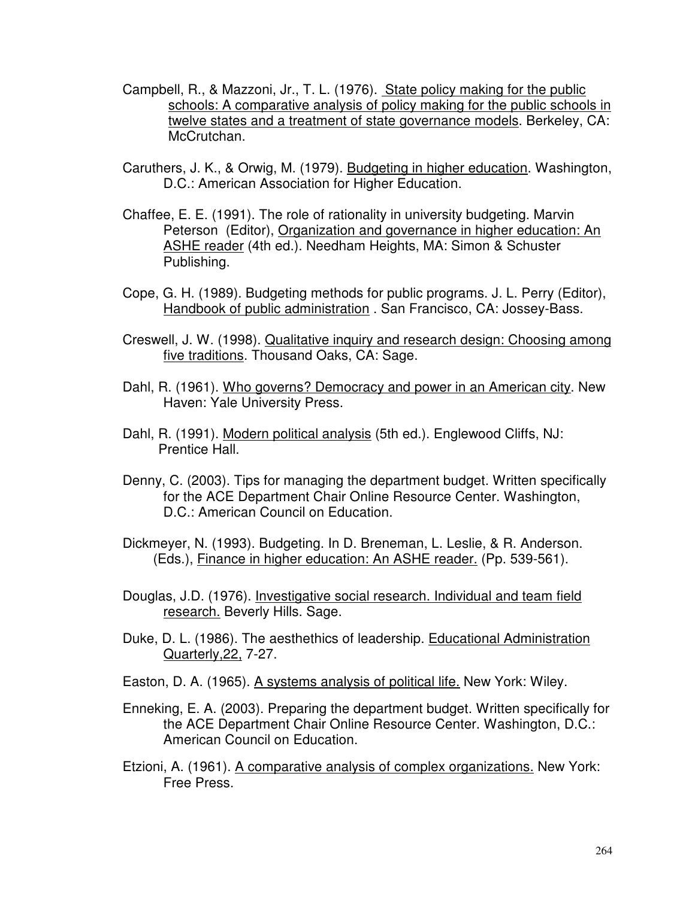Campbell, R., & Mazzoni, Jr., T. L. (1976). State policy making for the public schools: A comparative analysis of policy making for the public schools in twelve states and a treatment of state governance models. Berkeley, CA: McCrutchan.

Caruthers, J. K., & Orwig, M. (1979). Budgeting in higher education. Washington, D.C.: American Association for Higher Education.

Chaffee, E. E. (1991). The role of rationality in university budgeting. Marvin Peterson (Editor), Organization and governance in higher education: An ASHE reader (4th ed.). Needham Heights, MA: Simon & Schuster Publishing.

Cope, G. H. (1989). Budgeting methods for public programs. J. L. Perry (Editor), Handbook of public administration . San Francisco, CA: Jossey-Bass.

Creswell, J. W. (1998). Qualitative inquiry and research design: Choosing among five traditions. Thousand Oaks, CA: Sage.

Dahl, R. (1961). Who governs? Democracy and power in an American city. New Haven: Yale University Press.

Dahl, R. (1991). Modern political analysis (5th ed.). Englewood Cliffs, NJ: Prentice Hall.

Denny, C. (2003). Tips for managing the department budget. Written specifically for the ACE Department Chair Online Resource Center. Washington, D.C.: American Council on Education.

Dickmeyer, N. (1993). Budgeting. In D. Breneman, L. Leslie, & R. Anderson. (Eds.), Finance in higher education: An ASHE reader. (Pp. 539-561).

Douglas, J.D. (1976). Investigative social research. Individual and team field research. Beverly Hills. Sage.

Duke, D. L. (1986). The aesthethics of leadership. Educational Administration Quarterly,22, 7-27.

Easton, D. A. (1965). A systems analysis of political life. New York: Wiley.

Enneking, E. A. (2003). Preparing the department budget. Written specifically for the ACE Department Chair Online Resource Center. Washington, D.C.: American Council on Education.

Etzioni, A. (1961). A comparative analysis of complex organizations. New York: Free Press.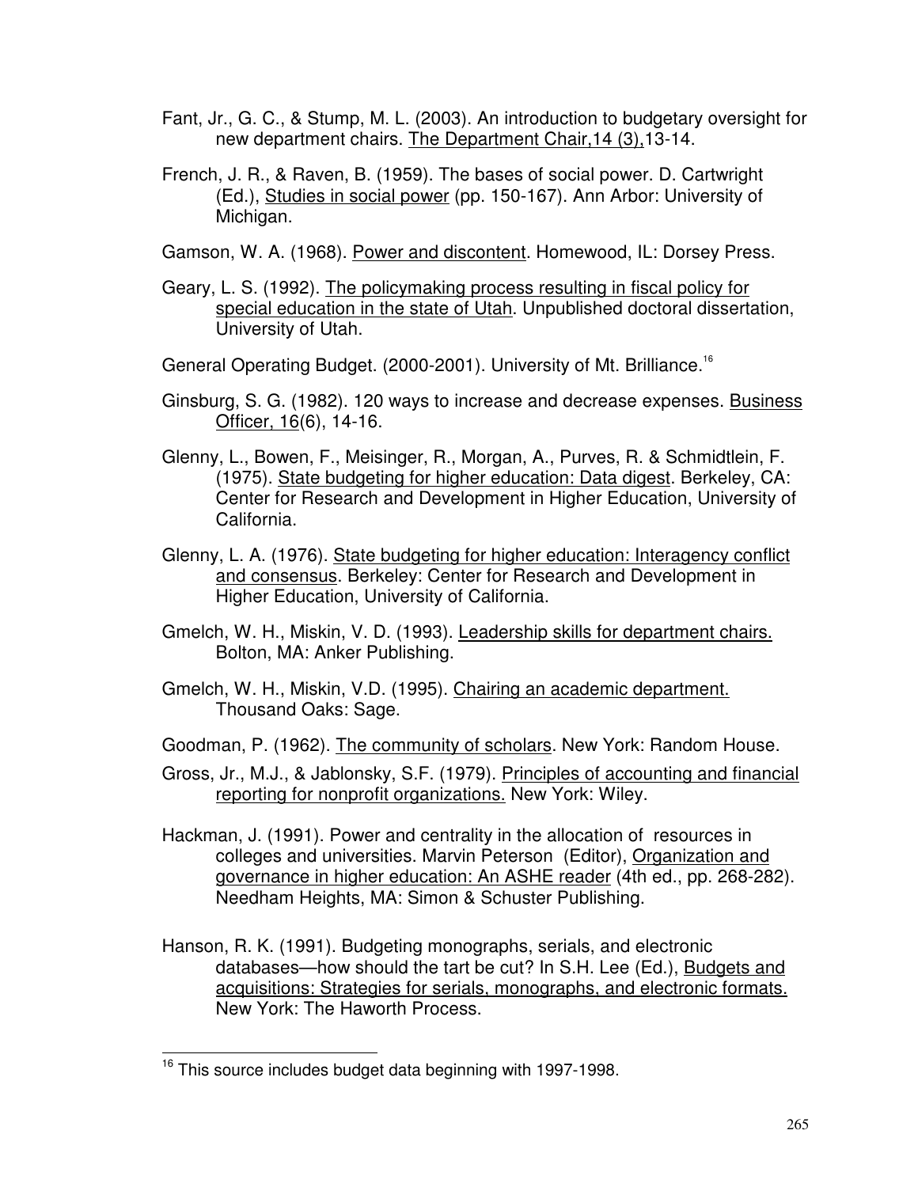Fant, Jr., G. C., & Stump, M. L. (2003). An introduction to budgetary oversight for new department chairs. The Department Chair,14 (3),13-14.

French, J. R., & Raven, B. (1959). The bases of social power. D. Cartwright (Ed.), Studies in social power (pp. 150-167). Ann Arbor: University of Michigan.

Gamson, W. A. (1968). Power and discontent. Homewood, IL: Dorsey Press.

Geary, L. S. (1992). The policymaking process resulting in fiscal policy for special education in the state of Utah. Unpublished doctoral dissertation, University of Utah.

General Operating Budget. (2000-2001). University of Mt. Brilliance.[16]

Ginsburg, S. G. (1982). 120 ways to increase and decrease expenses. Business Officer, 16(6), 14-16.

Glenny, L., Bowen, F., Meisinger, R., Morgan, A., Purves, R. & Schmidtlein, F. (1975). State budgeting for higher education: Data digest. Berkeley, CA: Center for Research and Development in Higher Education, University of California.

Glenny, L. A. (1976). State budgeting for higher education: Interagency conflict and consensus. Berkeley: Center for Research and Development in Higher Education, University of California.

Gmelch, W. H., Miskin, V. D. (1993). Leadership skills for department chairs. Bolton, MA: Anker Publishing.

Gmelch, W. H., Miskin, V.D. (1995). Chairing an academic department. Thousand Oaks: Sage.

Goodman, P. (1962). The community of scholars. New York: Random House.

Gross, Jr., M.J., & Jablonsky, S.F. (1979). Principles of accounting and financial reporting for nonprofit organizations. New York: Wiley.

Hackman, J. (1991). Power and centrality in the allocation of resources in colleges and universities. Marvin Peterson (Editor), Organization and governance in higher education: An ASHE reader (4th ed., pp. 268-282). Needham Heights, MA: Simon & Schuster Publishing.

Hanson, R. K. (1991). Budgeting monographs, serials, and electronic databases—how should the tart be cut? In S.H. Lee (Ed.), Budgets and acquisitions: Strategies for serials, monographs, and electronic formats. New York: The Haworth Process.

---

[16] This source includes budget data beginning with 1997-1998.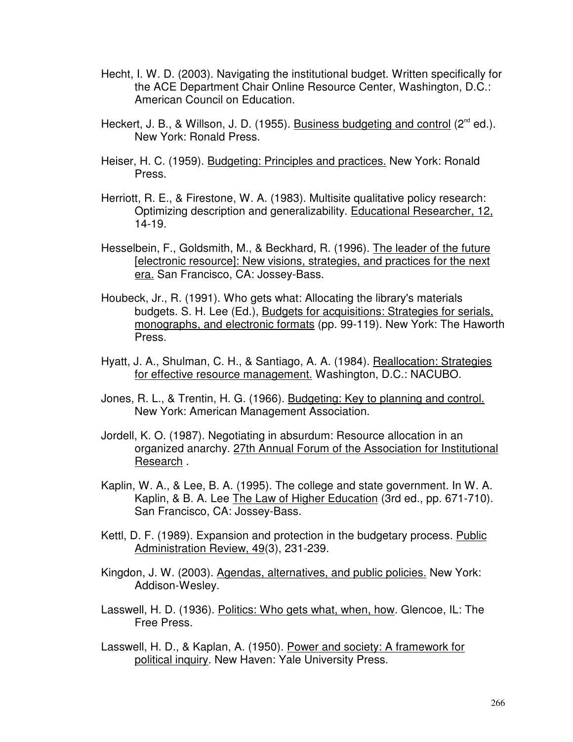Hecht, I. W. D. (2003). Navigating the institutional budget. Written specifically for the ACE Department Chair Online Resource Center, Washington, D.C.: American Council on Education.

Heckert, J. B., & Willson, J. D. (1955). Business budgeting and control (2nd ed.). New York: Ronald Press.

Heiser, H. C. (1959). Budgeting: Principles and practices. New York: Ronald Press.

Herriott, R. E., & Firestone, W. A. (1983). Multisite qualitative policy research: Optimizing description and generalizability. Educational Researcher, 12, 14-19.

Hesselbein, F., Goldsmith, M., & Beckhard, R. (1996). The leader of the future [electronic resource]: New visions, strategies, and practices for the next era. San Francisco, CA: Jossey-Bass.

Houbeck, Jr., R. (1991). Who gets what: Allocating the library's materials budgets. S. H. Lee (Ed.), Budgets for acquisitions: Strategies for serials, monographs, and electronic formats (pp. 99-119). New York: The Haworth Press.

Hyatt, J. A., Shulman, C. H., & Santiago, A. A. (1984). Reallocation: Strategies for effective resource management. Washington, D.C.: NACUBO.

Jones, R. L., & Trentin, H. G. (1966). Budgeting: Key to planning and control. New York: American Management Association.

Jordell, K. O. (1987). Negotiating in absurdum: Resource allocation in an organized anarchy. 27th Annual Forum of the Association for Institutional Research .

Kaplin, W. A., & Lee, B. A. (1995). The college and state government. In W. A. Kaplin, & B. A. Lee The Law of Higher Education (3rd ed., pp. 671-710). San Francisco, CA: Jossey-Bass.

Kettl, D. F. (1989). Expansion and protection in the budgetary process. Public Administration Review, 49(3), 231-239.

Kingdon, J. W. (2003). Agendas, alternatives, and public policies. New York: Addison-Wesley.

Lasswell, H. D. (1936). Politics: Who gets what, when, how. Glencoe, IL: The Free Press.

Lasswell, H. D., & Kaplan, A. (1950). Power and society: A framework for political inquiry. New Haven: Yale University Press.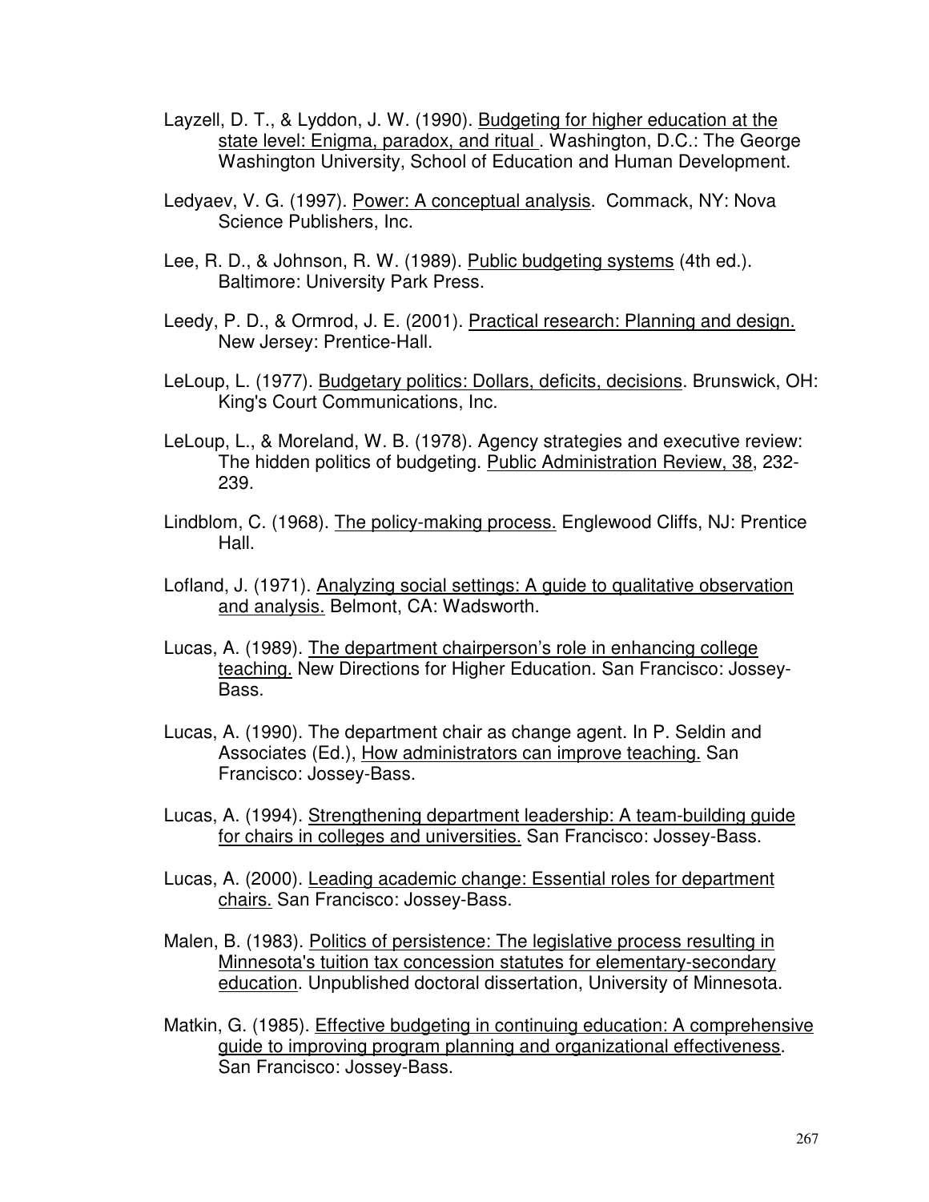Layzell, D. T., & Lyddon, J. W. (1990). Budgeting for higher education at the state level: Enigma, paradox, and ritual . Washington, D.C.: The George Washington University, School of Education and Human Development.

Ledyaev, V. G. (1997). Power: A conceptual analysis. Commack, NY: Nova Science Publishers, Inc.

Lee, R. D., & Johnson, R. W. (1989). Public budgeting systems (4th ed.). Baltimore: University Park Press.

Leedy, P. D., & Ormrod, J. E. (2001). Practical research: Planning and design. New Jersey: Prentice-Hall.

LeLoup, L. (1977). Budgetary politics: Dollars, deficits, decisions. Brunswick, OH: King's Court Communications, Inc.

LeLoup, L., & Moreland, W. B. (1978). Agency strategies and executive review: The hidden politics of budgeting. Public Administration Review, 38, 232-239.

Lindblom, C. (1968). The policy-making process. Englewood Cliffs, NJ: Prentice Hall.

Lofland, J. (1971). Analyzing social settings: A guide to qualitative observation and analysis. Belmont, CA: Wadsworth.

Lucas, A. (1989). The department chairperson's role in enhancing college teaching. New Directions for Higher Education. San Francisco: Jossey-Bass.

Lucas, A. (1990). The department chair as change agent. In P. Seldin and Associates (Ed.), How administrators can improve teaching. San Francisco: Jossey-Bass.

Lucas, A. (1994). Strengthening department leadership: A team-building guide for chairs in colleges and universities. San Francisco: Jossey-Bass.

Lucas, A. (2000). Leading academic change: Essential roles for department chairs. San Francisco: Jossey-Bass.

Malen, B. (1983). Politics of persistence: The legislative process resulting in Minnesota's tuition tax concession statutes for elementary-secondary education. Unpublished doctoral dissertation, University of Minnesota.

Matkin, G. (1985). Effective budgeting in continuing education: A comprehensive guide to improving program planning and organizational effectiveness. San Francisco: Jossey-Bass.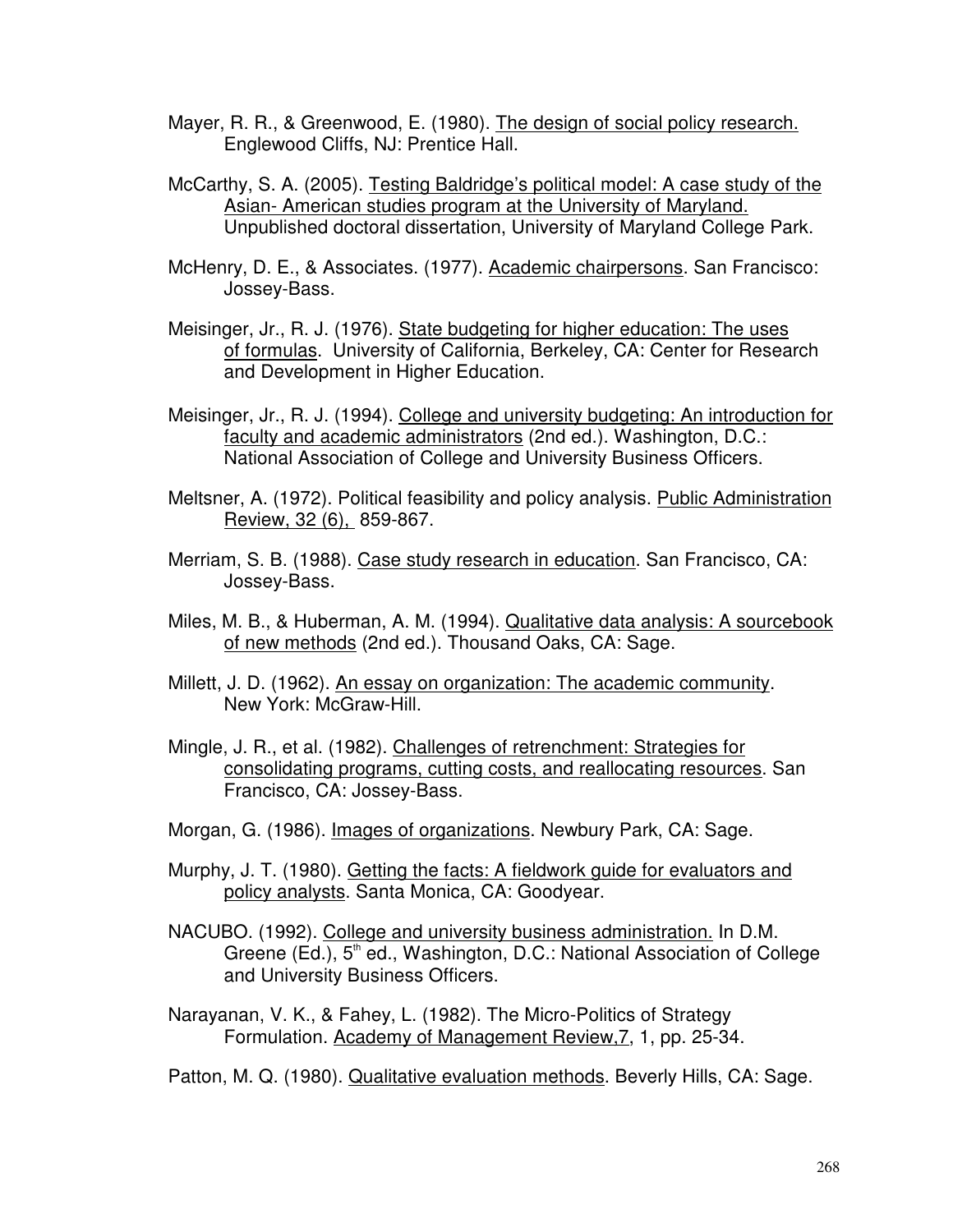Mayer, R. R., & Greenwood, E. (1980). The design of social policy research. Englewood Cliffs, NJ: Prentice Hall.

McCarthy, S. A. (2005). Testing Baldridge's political model: A case study of the Asian- American studies program at the University of Maryland. Unpublished doctoral dissertation, University of Maryland College Park.

McHenry, D. E., & Associates. (1977). Academic chairpersons. San Francisco: Jossey-Bass.

Meisinger, Jr., R. J. (1976). State budgeting for higher education: The uses of formulas. University of California, Berkeley, CA: Center for Research and Development in Higher Education.

Meisinger, Jr., R. J. (1994). College and university budgeting: An introduction for faculty and academic administrators (2nd ed.). Washington, D.C.: National Association of College and University Business Officers.

Meltsner, A. (1972). Political feasibility and policy analysis. Public Administration Review, 32 (6), 859-867.

Merriam, S. B. (1988). Case study research in education. San Francisco, CA: Jossey-Bass.

Miles, M. B., & Huberman, A. M. (1994). Qualitative data analysis: A sourcebook of new methods (2nd ed.). Thousand Oaks, CA: Sage.

Millett, J. D. (1962). An essay on organization: The academic community. New York: McGraw-Hill.

Mingle, J. R., et al. (1982). Challenges of retrenchment: Strategies for consolidating programs, cutting costs, and reallocating resources. San Francisco, CA: Jossey-Bass.

Morgan, G. (1986). Images of organizations. Newbury Park, CA: Sage.

Murphy, J. T. (1980). Getting the facts: A fieldwork guide for evaluators and policy analysts. Santa Monica, CA: Goodyear.

NACUBO. (1992). College and university business administration. In D.M. Greene (Ed.), 5th ed., Washington, D.C.: National Association of College and University Business Officers.

Narayanan, V. K., & Fahey, L. (1982). The Micro-Politics of Strategy Formulation. Academy of Management Review,7, 1, pp. 25-34.

Patton, M. Q. (1980). Qualitative evaluation methods. Beverly Hills, CA: Sage.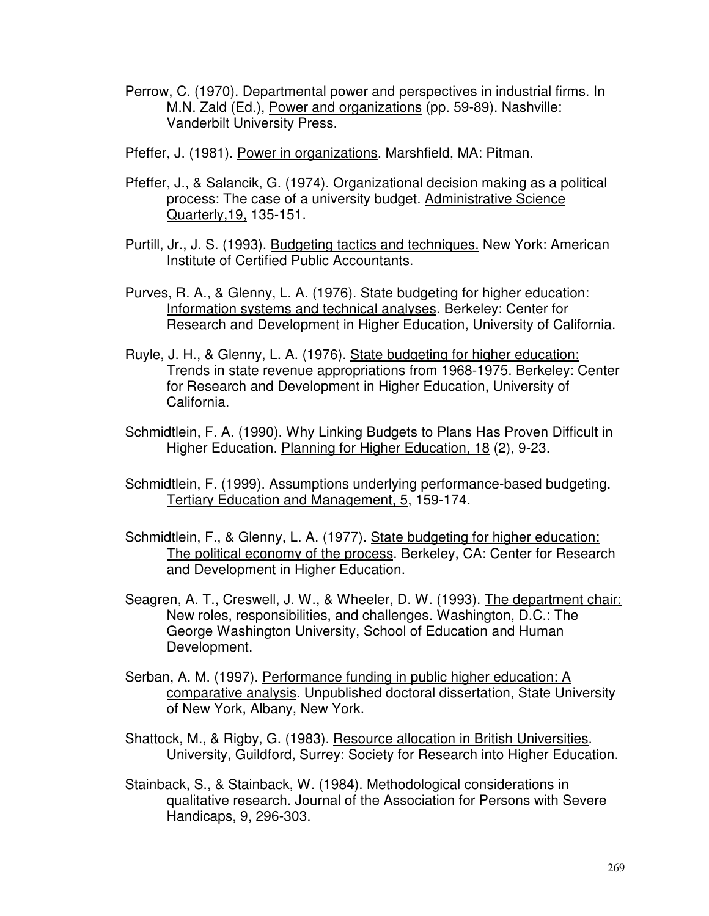Perrow, C. (1970). Departmental power and perspectives in industrial firms. In M.N. Zald (Ed.), Power and organizations (pp. 59-89). Nashville: Vanderbilt University Press.

Pfeffer, J. (1981). Power in organizations. Marshfield, MA: Pitman.

Pfeffer, J., & Salancik, G. (1974). Organizational decision making as a political process: The case of a university budget. Administrative Science Quarterly,19, 135-151.

Purtill, Jr., J. S. (1993). Budgeting tactics and techniques. New York: American Institute of Certified Public Accountants.

Purves, R. A., & Glenny, L. A. (1976). State budgeting for higher education: Information systems and technical analyses. Berkeley: Center for Research and Development in Higher Education, University of California.

Ruyle, J. H., & Glenny, L. A. (1976). State budgeting for higher education: Trends in state revenue appropriations from 1968-1975. Berkeley: Center for Research and Development in Higher Education, University of California.

Schmidtlein, F. A. (1990). Why Linking Budgets to Plans Has Proven Difficult in Higher Education. Planning for Higher Education, 18 (2), 9-23.

Schmidtlein, F. (1999). Assumptions underlying performance-based budgeting. Tertiary Education and Management, 5, 159-174.

Schmidtlein, F., & Glenny, L. A. (1977). State budgeting for higher education: The political economy of the process. Berkeley, CA: Center for Research and Development in Higher Education.

Seagren, A. T., Creswell, J. W., & Wheeler, D. W. (1993). The department chair: New roles, responsibilities, and challenges. Washington, D.C.: The George Washington University, School of Education and Human Development.

Serban, A. M. (1997). Performance funding in public higher education: A comparative analysis. Unpublished doctoral dissertation, State University of New York, Albany, New York.

Shattock, M., & Rigby, G. (1983). Resource allocation in British Universities. University, Guildford, Surrey: Society for Research into Higher Education.

Stainback, S., & Stainback, W. (1984). Methodological considerations in qualitative research. Journal of the Association for Persons with Severe Handicaps, 9, 296-303.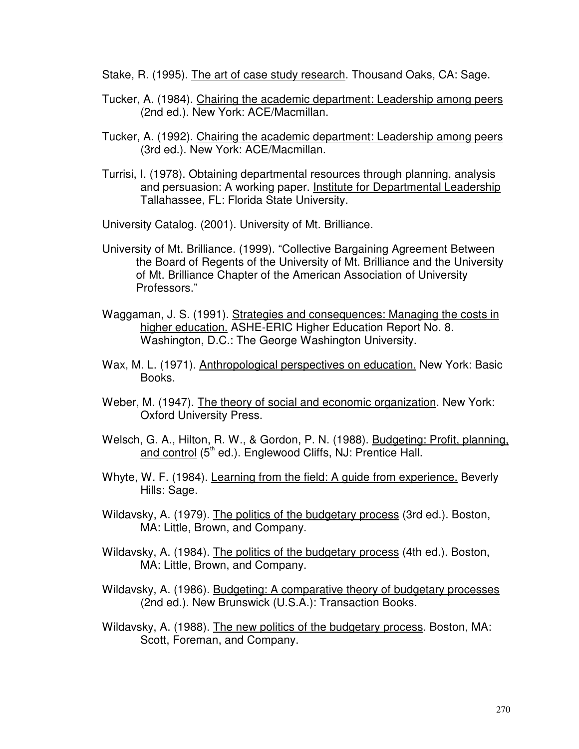Stake, R. (1995). The art of case study research. Thousand Oaks, CA: Sage.

Tucker, A. (1984). Chairing the academic department: Leadership among peers (2nd ed.). New York: ACE/Macmillan.

Tucker, A. (1992). Chairing the academic department: Leadership among peers (3rd ed.). New York: ACE/Macmillan.

Turrisi, I. (1978). Obtaining departmental resources through planning, analysis and persuasion: A working paper. Institute for Departmental Leadership Tallahassee, FL: Florida State University.

University Catalog. (2001). University of Mt. Brilliance.

University of Mt. Brilliance. (1999). "Collective Bargaining Agreement Between the Board of Regents of the University of Mt. Brilliance and the University of Mt. Brilliance Chapter of the American Association of University Professors."

Waggaman, J. S. (1991). Strategies and consequences: Managing the costs in higher education. ASHE-ERIC Higher Education Report No. 8. Washington, D.C.: The George Washington University.

Wax, M. L. (1971). Anthropological perspectives on education. New York: Basic Books.

Weber, M. (1947). The theory of social and economic organization. New York: Oxford University Press.

Welsch, G. A., Hilton, R. W., & Gordon, P. N. (1988). Budgeting: Profit, planning, and control (5th ed.). Englewood Cliffs, NJ: Prentice Hall.

Whyte, W. F. (1984). Learning from the field: A guide from experience. Beverly Hills: Sage.

Wildavsky, A. (1979). The politics of the budgetary process (3rd ed.). Boston, MA: Little, Brown, and Company.

Wildavsky, A. (1984). The politics of the budgetary process (4th ed.). Boston, MA: Little, Brown, and Company.

Wildavsky, A. (1986). Budgeting: A comparative theory of budgetary processes (2nd ed.). New Brunswick (U.S.A.): Transaction Books.

Wildavsky, A. (1988). The new politics of the budgetary process. Boston, MA: Scott, Foreman, and Company.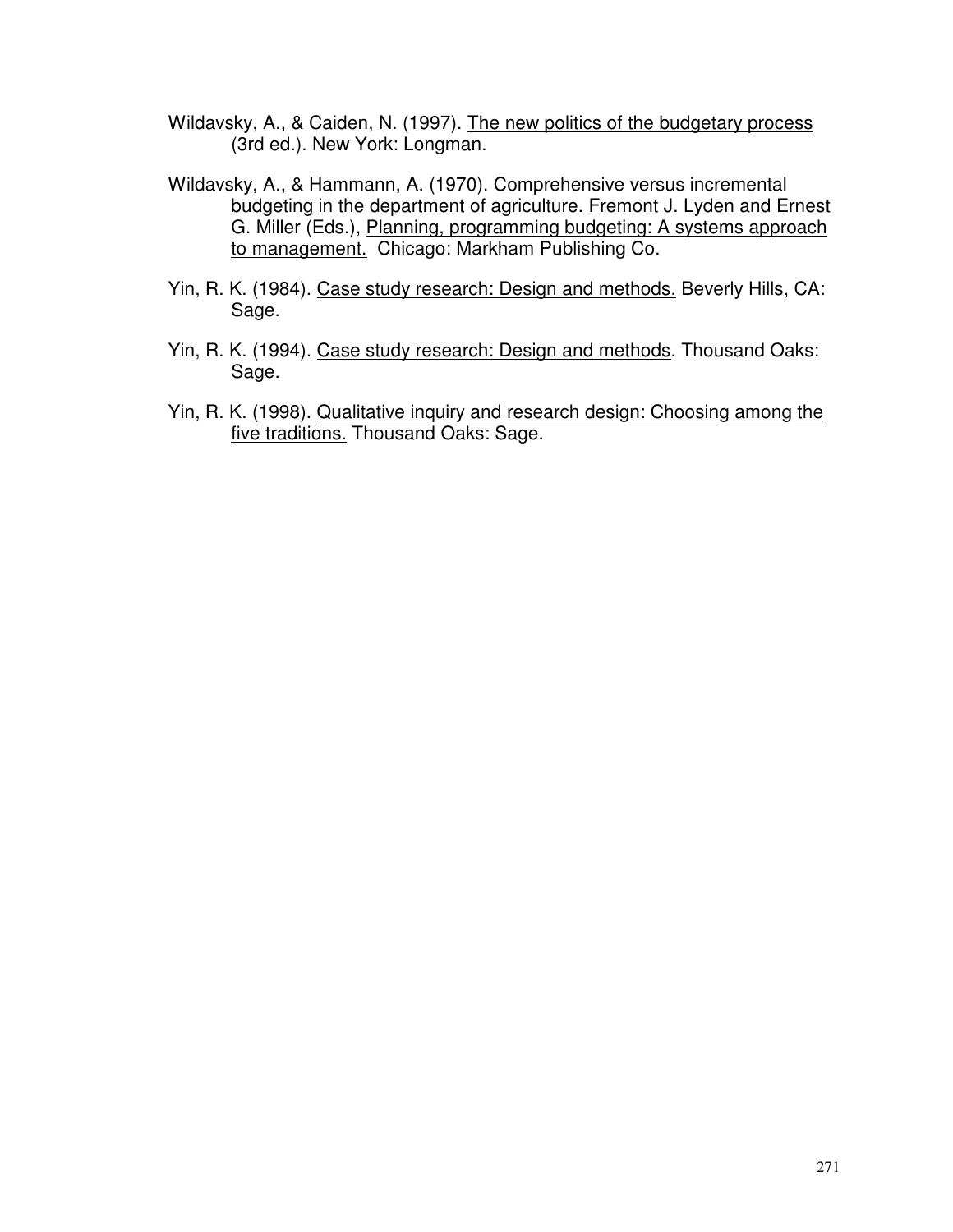Wildavsky, A., & Caiden, N. (1997). The new politics of the budgetary process (3rd ed.). New York: Longman.

Wildavsky, A., & Hammann, A. (1970). Comprehensive versus incremental budgeting in the department of agriculture. Fremont J. Lyden and Ernest G. Miller (Eds.), Planning, programming budgeting: A systems approach to management. Chicago: Markham Publishing Co.

Yin, R. K. (1984). Case study research: Design and methods. Beverly Hills, CA: Sage.

Yin, R. K. (1994). Case study research: Design and methods. Thousand Oaks: Sage.

Yin, R. K. (1998). Qualitative inquiry and research design: Choosing among the five traditions. Thousand Oaks: Sage.